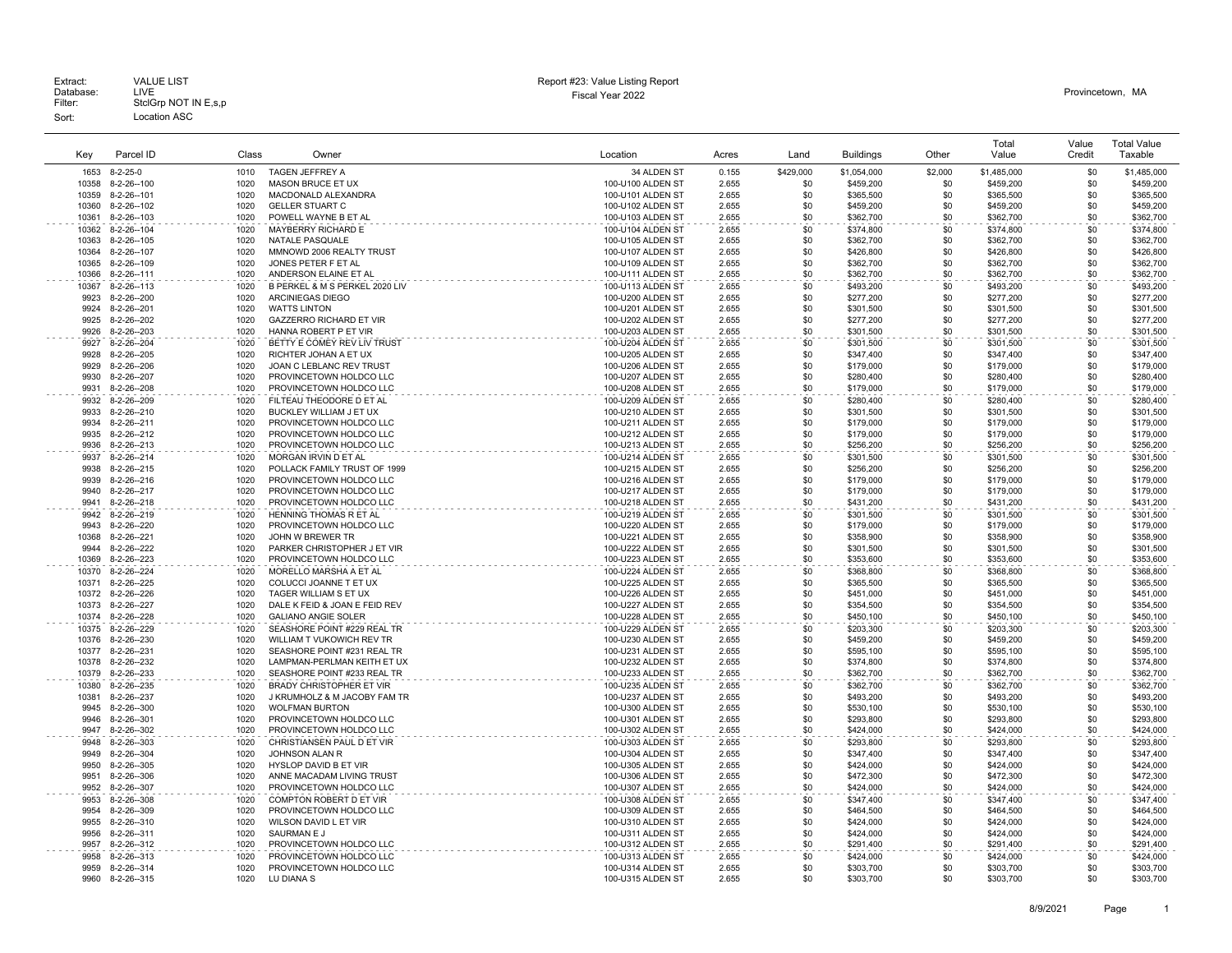Extract: VALUE LIST
Database: LIVE
Filter: StclGrp NOT IN E,s,p
Sort: Location ASC

Report #23: Value Listing Report
Fiscal Year 2022

Provincetown, MA

| Key | Parcel ID | Class | Owner | Location | Acres | Land | Buildings | Other | Total Value | Value Credit | Total Value Taxable |
|---|---|---|---|---|---|---|---|---|---|---|---|
| 1653 | 8-2-25-0 | 1010 | TAGEN JEFFREY A | 34 ALDEN ST | 0.155 | $429,000 | $1,054,000 | $2,000 | $1,485,000 | $0 | $1,485,000 |
| 10358 | 8-2-26--100 | 1020 | MASON BRUCE ET UX | 100-U100 ALDEN ST | 2.655 | $0 | $459,200 | $0 | $459,200 | $0 | $459,200 |
| 10359 | 8-2-26--101 | 1020 | MACDONALD ALEXANDRA | 100-U101 ALDEN ST | 2.655 | $0 | $365,500 | $0 | $365,500 | $0 | $365,500 |
| 10360 | 8-2-26--102 | 1020 | GELLER STUART C | 100-U102 ALDEN ST | 2.655 | $0 | $459,200 | $0 | $459,200 | $0 | $459,200 |
| 10361 | 8-2-26--103 | 1020 | POWELL WAYNE B ET AL | 100-U103 ALDEN ST | 2.655 | $0 | $362,700 | $0 | $362,700 | $0 | $362,700 |
| 10362 | 8-2-26--104 | 1020 | MAYBERRY RICHARD E | 100-U104 ALDEN ST | 2.655 | $0 | $374,800 | $0 | $374,800 | $0 | $374,800 |
| 10363 | 8-2-26--105 | 1020 | NATALE PASQUALE | 100-U105 ALDEN ST | 2.655 | $0 | $362,700 | $0 | $362,700 | $0 | $362,700 |
| 10364 | 8-2-26--107 | 1020 | MMNOWD 2006 REALTY TRUST | 100-U107 ALDEN ST | 2.655 | $0 | $426,800 | $0 | $426,800 | $0 | $426,800 |
| 10365 | 8-2-26--109 | 1020 | JONES PETER F ET AL | 100-U109 ALDEN ST | 2.655 | $0 | $362,700 | $0 | $362,700 | $0 | $362,700 |
| 10366 | 8-2-26--111 | 1020 | ANDERSON ELAINE ET AL | 100-U111 ALDEN ST | 2.655 | $0 | $362,700 | $0 | $362,700 | $0 | $362,700 |
| 10367 | 8-2-26--113 | 1020 | B PERKEL & M S PERKEL 2020 LIV | 100-U113 ALDEN ST | 2.655 | $0 | $493,200 | $0 | $493,200 | $0 | $493,200 |
| 9923 | 8-2-26--200 | 1020 | ARCINIEGAS DIEGO | 100-U200 ALDEN ST | 2.655 | $0 | $277,200 | $0 | $277,200 | $0 | $277,200 |
| 9924 | 8-2-26--201 | 1020 | WATTS LINTON | 100-U201 ALDEN ST | 2.655 | $0 | $301,500 | $0 | $301,500 | $0 | $301,500 |
| 9925 | 8-2-26--202 | 1020 | GAZZERRO RICHARD ET VIR | 100-U202 ALDEN ST | 2.655 | $0 | $277,200 | $0 | $277,200 | $0 | $277,200 |
| 9926 | 8-2-26--203 | 1020 | HANNA ROBERT P ET VIR | 100-U203 ALDEN ST | 2.655 | $0 | $301,500 | $0 | $301,500 | $0 | $301,500 |
| 9927 | 8-2-26--204 | 1020 | BETTY E COMEY REV LIV TRUST | 100-U204 ALDEN ST | 2.655 | $0 | $301,500 | $0 | $301,500 | $0 | $301,500 |
| 9928 | 8-2-26--205 | 1020 | RICHTER JOHAN A ET UX | 100-U205 ALDEN ST | 2.655 | $0 | $347,400 | $0 | $347,400 | $0 | $347,400 |
| 9929 | 8-2-26--206 | 1020 | JOAN C LEBLANC REV TRUST | 100-U206 ALDEN ST | 2.655 | $0 | $179,000 | $0 | $179,000 | $0 | $179,000 |
| 9930 | 8-2-26--207 | 1020 | PROVINCETOWN HOLDCO LLC | 100-U207 ALDEN ST | 2.655 | $0 | $280,400 | $0 | $280,400 | $0 | $280,400 |
| 9931 | 8-2-26--208 | 1020 | PROVINCETOWN HOLDCO LLC | 100-U208 ALDEN ST | 2.655 | $0 | $179,000 | $0 | $179,000 | $0 | $179,000 |
| 9932 | 8-2-26--209 | 1020 | FILTEAU THEODORE D ET AL | 100-U209 ALDEN ST | 2.655 | $0 | $280,400 | $0 | $280,400 | $0 | $280,400 |
| 9933 | 8-2-26--210 | 1020 | BUCKLEY WILLIAM J ET UX | 100-U210 ALDEN ST | 2.655 | $0 | $301,500 | $0 | $301,500 | $0 | $301,500 |
| 9934 | 8-2-26--211 | 1020 | PROVINCETOWN HOLDCO LLC | 100-U211 ALDEN ST | 2.655 | $0 | $179,000 | $0 | $179,000 | $0 | $179,000 |
| 9935 | 8-2-26--212 | 1020 | PROVINCETOWN HOLDCO LLC | 100-U212 ALDEN ST | 2.655 | $0 | $179,000 | $0 | $179,000 | $0 | $179,000 |
| 9936 | 8-2-26--213 | 1020 | PROVINCETOWN HOLDCO LLC | 100-U213 ALDEN ST | 2.655 | $0 | $256,200 | $0 | $256,200 | $0 | $256,200 |
| 9937 | 8-2-26--214 | 1020 | MORGAN IRVIN D ET AL | 100-U214 ALDEN ST | 2.655 | $0 | $301,500 | $0 | $301,500 | $0 | $301,500 |
| 9938 | 8-2-26--215 | 1020 | POLLACK FAMILY TRUST OF 1999 | 100-U215 ALDEN ST | 2.655 | $0 | $256,200 | $0 | $256,200 | $0 | $256,200 |
| 9939 | 8-2-26--216 | 1020 | PROVINCETOWN HOLDCO LLC | 100-U216 ALDEN ST | 2.655 | $0 | $179,000 | $0 | $179,000 | $0 | $179,000 |
| 9940 | 8-2-26--217 | 1020 | PROVINCETOWN HOLDCO LLC | 100-U217 ALDEN ST | 2.655 | $0 | $179,000 | $0 | $179,000 | $0 | $179,000 |
| 9941 | 8-2-26--218 | 1020 | PROVINCETOWN HOLDCO LLC | 100-U218 ALDEN ST | 2.655 | $0 | $431,200 | $0 | $431,200 | $0 | $431,200 |
| 9942 | 8-2-26--219 | 1020 | HENNING THOMAS R ET AL | 100-U219 ALDEN ST | 2.655 | $0 | $301,500 | $0 | $301,500 | $0 | $301,500 |
| 9943 | 8-2-26--220 | 1020 | PROVINCETOWN HOLDCO LLC | 100-U220 ALDEN ST | 2.655 | $0 | $179,000 | $0 | $179,000 | $0 | $179,000 |
| 10368 | 8-2-26--221 | 1020 | JOHN W BREWER TR | 100-U221 ALDEN ST | 2.655 | $0 | $358,900 | $0 | $358,900 | $0 | $358,900 |
| 9944 | 8-2-26--222 | 1020 | PARKER CHRISTOPHER J ET VIR | 100-U222 ALDEN ST | 2.655 | $0 | $301,500 | $0 | $301,500 | $0 | $301,500 |
| 10369 | 8-2-26--223 | 1020 | PROVINCETOWN HOLDCO LLC | 100-U223 ALDEN ST | 2.655 | $0 | $353,600 | $0 | $353,600 | $0 | $353,600 |
| 10370 | 8-2-26--224 | 1020 | MORELLO MARSHA A ET AL | 100-U224 ALDEN ST | 2.655 | $0 | $368,800 | $0 | $368,800 | $0 | $368,800 |
| 10371 | 8-2-26--225 | 1020 | COLUCCI JOANNE T ET UX | 100-U225 ALDEN ST | 2.655 | $0 | $365,500 | $0 | $365,500 | $0 | $365,500 |
| 10372 | 8-2-26--226 | 1020 | TAGER WILLIAM S ET UX | 100-U226 ALDEN ST | 2.655 | $0 | $451,000 | $0 | $451,000 | $0 | $451,000 |
| 10373 | 8-2-26--227 | 1020 | DALE K FEID & JOAN E FEID REV | 100-U227 ALDEN ST | 2.655 | $0 | $354,500 | $0 | $354,500 | $0 | $354,500 |
| 10374 | 8-2-26--228 | 1020 | GALIANO ANGIE SOLER | 100-U228 ALDEN ST | 2.655 | $0 | $450,100 | $0 | $450,100 | $0 | $450,100 |
| 10375 | 8-2-26--229 | 1020 | SEASHORE POINT #229 REAL TR | 100-U229 ALDEN ST | 2.655 | $0 | $203,300 | $0 | $203,300 | $0 | $203,300 |
| 10376 | 8-2-26--230 | 1020 | WILLIAM T VUKOWICH REV TR | 100-U230 ALDEN ST | 2.655 | $0 | $459,200 | $0 | $459,200 | $0 | $459,200 |
| 10377 | 8-2-26--231 | 1020 | SEASHORE POINT #231 REAL TR | 100-U231 ALDEN ST | 2.655 | $0 | $595,100 | $0 | $595,100 | $0 | $595,100 |
| 10378 | 8-2-26--232 | 1020 | LAMPMAN-PERLMAN KEITH ET UX | 100-U232 ALDEN ST | 2.655 | $0 | $374,800 | $0 | $374,800 | $0 | $374,800 |
| 10379 | 8-2-26--233 | 1020 | SEASHORE POINT #233 REAL TR | 100-U233 ALDEN ST | 2.655 | $0 | $362,700 | $0 | $362,700 | $0 | $362,700 |
| 10380 | 8-2-26--235 | 1020 | BRADY CHRISTOPHER ET VIR | 100-U235 ALDEN ST | 2.655 | $0 | $362,700 | $0 | $362,700 | $0 | $362,700 |
| 10381 | 8-2-26--237 | 1020 | J KRUMHOLZ & M JACOBY FAM TR | 100-U237 ALDEN ST | 2.655 | $0 | $493,200 | $0 | $493,200 | $0 | $493,200 |
| 9945 | 8-2-26--300 | 1020 | WOLFMAN BURTON | 100-U300 ALDEN ST | 2.655 | $0 | $530,100 | $0 | $530,100 | $0 | $530,100 |
| 9946 | 8-2-26--301 | 1020 | PROVINCETOWN HOLDCO LLC | 100-U301 ALDEN ST | 2.655 | $0 | $293,800 | $0 | $293,800 | $0 | $293,800 |
| 9947 | 8-2-26--302 | 1020 | PROVINCETOWN HOLDCO LLC | 100-U302 ALDEN ST | 2.655 | $0 | $424,000 | $0 | $424,000 | $0 | $424,000 |
| 9948 | 8-2-26--303 | 1020 | CHRISTIANSEN PAUL D ET VIR | 100-U303 ALDEN ST | 2.655 | $0 | $293,800 | $0 | $293,800 | $0 | $293,800 |
| 9949 | 8-2-26--304 | 1020 | JOHNSON ALAN R | 100-U304 ALDEN ST | 2.655 | $0 | $347,400 | $0 | $347,400 | $0 | $347,400 |
| 9950 | 8-2-26--305 | 1020 | HYSLOP DAVID B ET VIR | 100-U305 ALDEN ST | 2.655 | $0 | $424,000 | $0 | $424,000 | $0 | $424,000 |
| 9951 | 8-2-26--306 | 1020 | ANNE MACADAM LIVING TRUST | 100-U306 ALDEN ST | 2.655 | $0 | $472,300 | $0 | $472,300 | $0 | $472,300 |
| 9952 | 8-2-26--307 | 1020 | PROVINCETOWN HOLDCO LLC | 100-U307 ALDEN ST | 2.655 | $0 | $424,000 | $0 | $424,000 | $0 | $424,000 |
| 9953 | 8-2-26--308 | 1020 | COMPTON ROBERT D ET VIR | 100-U308 ALDEN ST | 2.655 | $0 | $347,400 | $0 | $347,400 | $0 | $347,400 |
| 9954 | 8-2-26--309 | 1020 | PROVINCETOWN HOLDCO LLC | 100-U309 ALDEN ST | 2.655 | $0 | $464,500 | $0 | $464,500 | $0 | $464,500 |
| 9955 | 8-2-26--310 | 1020 | WILSON DAVID L ET VIR | 100-U310 ALDEN ST | 2.655 | $0 | $424,000 | $0 | $424,000 | $0 | $424,000 |
| 9956 | 8-2-26--311 | 1020 | SAURMAN E J | 100-U311 ALDEN ST | 2.655 | $0 | $424,000 | $0 | $424,000 | $0 | $424,000 |
| 9957 | 8-2-26--312 | 1020 | PROVINCETOWN HOLDCO LLC | 100-U312 ALDEN ST | 2.655 | $0 | $291,400 | $0 | $291,400 | $0 | $291,400 |
| 9958 | 8-2-26--313 | 1020 | PROVINCETOWN HOLDCO LLC | 100-U313 ALDEN ST | 2.655 | $0 | $424,000 | $0 | $424,000 | $0 | $424,000 |
| 9959 | 8-2-26--314 | 1020 | PROVINCETOWN HOLDCO LLC | 100-U314 ALDEN ST | 2.655 | $0 | $303,700 | $0 | $303,700 | $0 | $303,700 |
| 9960 | 8-2-26--315 | 1020 | LU DIANA S | 100-U315 ALDEN ST | 2.655 | $0 | $303,700 | $0 | $303,700 | $0 | $303,700 |

8/9/2021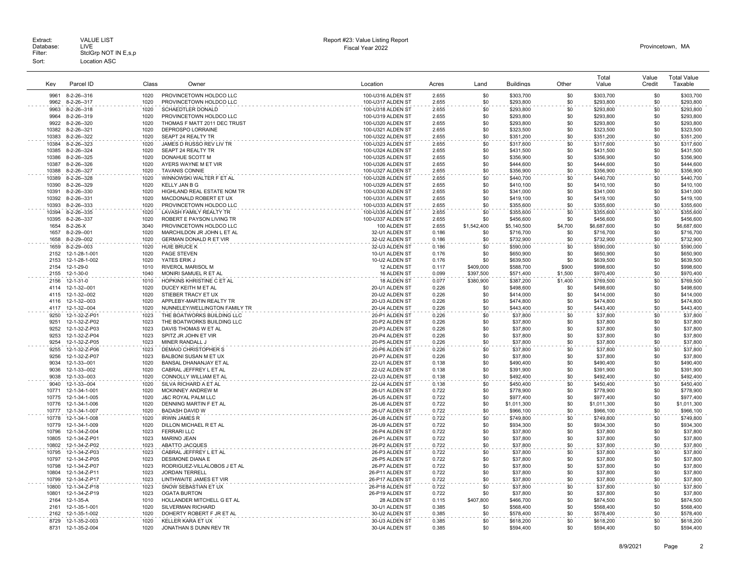Extract: VALUE LIST
Database: LIVE
Filter: StclGrp NOT IN E,s,p
Sort: Location ASC

Report #23: Value Listing Report
Fiscal Year 2022

Provincetown, MA

| Key | Parcel ID | Class | Owner | Location | Acres | Land | Buildings | Other | Total Value | Value Credit | Total Value Taxable |
|---|---|---|---|---|---|---|---|---|---|---|---|
| 9961 | 8-2-26--316 | 1020 | PROVINCETOWN HOLDCO LLC | 100-U316 ALDEN ST | 2.655 | $0 | $303,700 | $0 | $303,700 | $0 | $303,700 |
| 9962 | 8-2-26--317 | 1020 | PROVINCETOWN HOLDCO LLC | 100-U317 ALDEN ST | 2.655 | $0 | $293,800 | $0 | $293,800 | $0 | $293,800 |
| 9963 | 8-2-26--318 | 1020 | SCHAEDTLER DONALD | 100-U318 ALDEN ST | 2.655 | $0 | $293,800 | $0 | $293,800 | $0 | $293,800 |
| 9964 | 8-2-26--319 | 1020 | PROVINCETOWN HOLDCO LLC | 100-U319 ALDEN ST | 2.655 | $0 | $293,800 | $0 | $293,800 | $0 | $293,800 |
| 9922 | 8-2-26--320 | 1020 | THOMAS F MATT 2011 DEC TRUST | 100-U320 ALDEN ST | 2.655 | $0 | $293,800 | $0 | $293,800 | $0 | $293,800 |
| 10382 | 8-2-26--321 | 1020 | DEPROSPO LORRAINE | 100-U321 ALDEN ST | 2.655 | $0 | $323,500 | $0 | $323,500 | $0 | $323,500 |
| 10383 | 8-2-26--322 | 1020 | SEAPT 24 REALTY TR | 100-U322 ALDEN ST | 2.655 | $0 | $351,200 | $0 | $351,200 | $0 | $351,200 |
| 10384 | 8-2-26--323 | 1020 | JAMES D RUSSO REV LIV TR | 100-U323 ALDEN ST | 2.655 | $0 | $317,600 | $0 | $317,600 | $0 | $317,600 |
| 10385 | 8-2-26--324 | 1020 | SEAPT 24 REALTY TR | 100-U324 ALDEN ST | 2.655 | $0 | $431,500 | $0 | $431,500 | $0 | $431,500 |
| 10386 | 8-2-26--325 | 1020 | DONAHUE SCOTT M | 100-U325 ALDEN ST | 2.655 | $0 | $356,900 | $0 | $356,900 | $0 | $356,900 |
| 10387 | 8-2-26--326 | 1020 | AYERS WAYNE M ET VIR | 100-U326 ALDEN ST | 2.655 | $0 | $444,600 | $0 | $444,600 | $0 | $444,600 |
| 10388 | 8-2-26--327 | 1020 | TAVANIS CONNIE | 100-U327 ALDEN ST | 2.655 | $0 | $356,900 | $0 | $356,900 | $0 | $356,900 |
| 10389 | 8-2-26--328 | 1020 | WINNOWSKI WALTER F ET AL | 100-U328 ALDEN ST | 2.655 | $0 | $440,700 | $0 | $440,700 | $0 | $440,700 |
| 10390 | 8-2-26--329 | 1020 | KELLY JAN B G | 100-U329 ALDEN ST | 2.655 | $0 | $410,100 | $0 | $410,100 | $0 | $410,100 |
| 10391 | 8-2-26--330 | 1020 | HIGHLAND REAL ESTATE NOM TR | 100-U330 ALDEN ST | 2.655 | $0 | $341,000 | $0 | $341,000 | $0 | $341,000 |
| 10392 | 8-2-26--331 | 1020 | MACDONALD ROBERT ET UX | 100-U331 ALDEN ST | 2.655 | $0 | $419,100 | $0 | $419,100 | $0 | $419,100 |
| 10393 | 8-2-26--333 | 1020 | PROVINCETOWN HOLDCO LLC | 100-U333 ALDEN ST | 2.655 | $0 | $355,600 | $0 | $355,600 | $0 | $355,600 |
| 10394 | 8-2-26--335 | 1020 | LAVASH FAMILY REALTY TR | 100-U335 ALDEN ST | 2.655 | $0 | $355,600 | $0 | $355,600 | $0 | $355,600 |
| 10395 | 8-2-26--337 | 1020 | ROBERT E PAYSON LIVING TR | 100-U337 ALDEN ST | 2.655 | $0 | $456,600 | $0 | $456,600 | $0 | $456,600 |
| 1654 | 8-2-26-X | 3040 | PROVINCETOWN HOLDCO LLC | 100 ALDEN ST | 2.655 | $1,542,400 | $5,140,500 | $4,700 | $6,687,600 | $0 | $6,687,600 |
| 1657 | 8-2-29--001 | 1020 | MARCHILDON JR JOHN L ET AL | 32-U1 ALDEN ST | 0.186 | $0 | $716,700 | $0 | $716,700 | $0 | $716,700 |
| 1658 | 8-2-29--002 | 1020 | GERMAN DONALD R ET VIR | 32-U2 ALDEN ST | 0.186 | $0 | $732,900 | $0 | $732,900 | $0 | $732,900 |
| 1659 | 8-2-29--003 | 1020 | HUIE BRUCE K | 32-U3 ALDEN ST | 0.186 | $0 | $590,000 | $0 | $590,000 | $0 | $590,000 |
| 2152 | 12-1-28-1-001 | 1020 | PAGE STEVEN | 10-U1 ALDEN ST | 0.176 | $0 | $650,900 | $0 | $650,900 | $0 | $650,900 |
| 2153 | 12-1-28-1-002 | 1020 | YATES ERIK J | 10-U2 ALDEN ST | 0.176 | $0 | $639,500 | $0 | $639,500 | $0 | $639,500 |
| 2154 | 12-1-29-0 | 1010 | RIVEROL MARISOL M | 12 ALDEN ST | 0.117 | $409,000 | $588,700 | $900 | $998,600 | $0 | $998,600 |
| 2155 | 12-1-30-0 | 1040 | MONIRI SAMUEL R ET AL | 16 ALDEN ST | 0.099 | $397,500 | $571,400 | $1,500 | $970,400 | $0 | $970,400 |
| 2156 | 12-1-31-0 | 1010 | HOPKINS KHRISTINE C ET AL | 18 ALDEN ST | 0.077 | $380,900 | $387,200 | $1,400 | $769,500 | $0 | $769,500 |
| 4114 | 12-1-32--001 | 1020 | DUCEY KEITH M ET AL | 20-U1 ALDEN ST | 0.226 | $0 | $498,600 | $0 | $498,600 | $0 | $498,600 |
| 4115 | 12-1-32--002 | 1020 | STIEBER TRACY ET UX | 20-U2 ALDEN ST | 0.226 | $0 | $414,000 | $0 | $414,000 | $0 | $414,000 |
| 4116 | 12-1-32--003 | 1020 | APPLEBY-MARTIN REALTY TR | 20-U3 ALDEN ST | 0.226 | $0 | $474,800 | $0 | $474,800 | $0 | $474,800 |
| 4117 | 12-1-32--004 | 1020 | NUNNELEY/WELLINGTON FAMILY TR | 20-U4 ALDEN ST | 0.226 | $0 | $443,400 | $0 | $443,400 | $0 | $443,400 |
| 9250 | 12-1-32-Z-P01 | 1023 | THE BOATWORKS BUILDING LLC | 20-P1 ALDEN ST | 0.226 | $0 | $37,800 | $0 | $37,800 | $0 | $37,800 |
| 9251 | 12-1-32-Z-P02 | 1023 | THE BOATWORKS BUILDING LLC | 20-P2 ALDEN ST | 0.226 | $0 | $37,800 | $0 | $37,800 | $0 | $37,800 |
| 9252 | 12-1-32-Z-P03 | 1023 | DAVIS THOMAS W ET AL | 20-P3 ALDEN ST | 0.226 | $0 | $37,800 | $0 | $37,800 | $0 | $37,800 |
| 9253 | 12-1-32-Z-P04 | 1023 | SPITZ JR JOHN ET VIR | 20-P4 ALDEN ST | 0.226 | $0 | $37,800 | $0 | $37,800 | $0 | $37,800 |
| 9254 | 12-1-32-Z-P05 | 1023 | MINER RANDALL J | 20-P5 ALDEN ST | 0.226 | $0 | $37,800 | $0 | $37,800 | $0 | $37,800 |
| 9255 | 12-1-32-Z-P06 | 1023 | DEMAIO CHRISTOPHER S | 20-P6 ALDEN ST | 0.226 | $0 | $37,800 | $0 | $37,800 | $0 | $37,800 |
| 9256 | 12-1-32-Z-P07 | 1023 | BALBONI SUSAN M ET UX | 20-P7 ALDEN ST | 0.226 | $0 | $37,800 | $0 | $37,800 | $0 | $37,800 |
| 9034 | 12-1-33--001 | 1020 | BANSAL DHANANJAY ET AL | 22-U1 ALDEN ST | 0.138 | $0 | $490,400 | $0 | $490,400 | $0 | $490,400 |
| 9036 | 12-1-33--002 | 1020 | CABRAL JEFFREY L ET AL | 22-U2 ALDEN ST | 0.138 | $0 | $391,900 | $0 | $391,900 | $0 | $391,900 |
| 9038 | 12-1-33--003 | 1020 | CONNOLLY WILLIAM ET AL | 22-U3 ALDEN ST | 0.138 | $0 | $492,400 | $0 | $492,400 | $0 | $492,400 |
| 9040 | 12-1-33--004 | 1020 | SILVA RICHARD A ET AL | 22-U4 ALDEN ST | 0.138 | $0 | $450,400 | $0 | $450,400 | $0 | $450,400 |
| 10771 | 12-1-34-1-001 | 1020 | MCKINNEY ANDREW M | 26-U1 ALDEN ST | 0.722 | $0 | $778,900 | $0 | $778,900 | $0 | $778,900 |
| 10775 | 12-1-34-1-005 | 1020 | J&C ROYAL PALM LLC | 26-U5 ALDEN ST | 0.722 | $0 | $977,400 | $0 | $977,400 | $0 | $977,400 |
| 10776 | 12-1-34-1-006 | 1020 | DENNING MARTIN F ET AL | 26-U6 ALDEN ST | 0.722 | $0 | $1,011,300 | $0 | $1,011,300 | $0 | $1,011,300 |
| 10777 | 12-1-34-1-007 | 1020 | BADASH DAVID W | 26-U7 ALDEN ST | 0.722 | $0 | $966,100 | $0 | $966,100 | $0 | $966,100 |
| 10778 | 12-1-34-1-008 | 1020 | IRWIN JAMES R | 26-U8 ALDEN ST | 0.722 | $0 | $749,800 | $0 | $749,800 | $0 | $749,800 |
| 10779 | 12-1-34-1-009 | 1020 | DILLON MICHAEL R ET AL | 26-U9 ALDEN ST | 0.722 | $0 | $934,300 | $0 | $934,300 | $0 | $934,300 |
| 10796 | 12-1-34-Z-004 | 1023 | FERRARI LLC | 26-P4 ALDEN ST | 0.722 | $0 | $37,800 | $0 | $37,800 | $0 | $37,800 |
| 10805 | 12-1-34-Z-P01 | 1023 | MARINO JEAN | 26-P1 ALDEN ST | 0.722 | $0 | $37,800 | $0 | $37,800 | $0 | $37,800 |
| 10802 | 12-1-34-Z-P02 | 1023 | ABATTO JACQUES | 26-P2 ALDEN ST | 0.722 | $0 | $37,800 | $0 | $37,800 | $0 | $37,800 |
| 10795 | 12-1-34-Z-P03 | 1023 | CABRAL JEFFREY L ET AL | 26-P3 ALDEN ST | 0.722 | $0 | $37,800 | $0 | $37,800 | $0 | $37,800 |
| 10797 | 12-1-34-Z-P05 | 1023 | DESIMONE DIANA E | 26-P5 ALDEN ST | 0.722 | $0 | $37,800 | $0 | $37,800 | $0 | $37,800 |
| 10798 | 12-1-34-Z-P07 | 1023 | RODRIGUEZ-VILLALOBOS J ET AL | 26-P7 ALDEN ST | 0.722 | $0 | $37,800 | $0 | $37,800 | $0 | $37,800 |
| 10804 | 12-1-34-Z-P11 | 1023 | JORDAN TERRELL | 26-P11 ALDEN ST | 0.722 | $0 | $37,800 | $0 | $37,800 | $0 | $37,800 |
| 10799 | 12-1-34-Z-P17 | 1023 | LINTHWAITE JAMES ET VIR | 26-P17 ALDEN ST | 0.722 | $0 | $37,800 | $0 | $37,800 | $0 | $37,800 |
| 10800 | 12-1-34-Z-P18 | 1023 | SNOW SEBASTIAN ET UX | 26-P18 ALDEN ST | 0.722 | $0 | $37,800 | $0 | $37,800 | $0 | $37,800 |
| 10801 | 12-1-34-Z-P19 | 1023 | OGATA BURTON | 26-P19 ALDEN ST | 0.722 | $0 | $37,800 | $0 | $37,800 | $0 | $37,800 |
| 2164 | 12-1-35-A | 1010 | HOLLANDER MITCHELL G ET AL | 28 ALDEN ST | 0.115 | $407,800 | $466,700 | $0 | $874,500 | $0 | $874,500 |
| 2161 | 12-1-35-1-001 | 1020 | SILVERMAN RICHARD | 30-U1 ALDEN ST | 0.385 | $0 | $568,400 | $0 | $568,400 | $0 | $568,400 |
| 2162 | 12-1-35-1-002 | 1020 | DOHERTY ROBERT F JR ET AL | 30-U2 ALDEN ST | 0.385 | $0 | $578,400 | $0 | $578,400 | $0 | $578,400 |
| 8729 | 12-1-35-2-003 | 1020 | KELLER KARA ET UX | 30-U3 ALDEN ST | 0.385 | $0 | $618,200 | $0 | $618,200 | $0 | $618,200 |
| 8731 | 12-1-35-2-004 | 1020 | JONATHAN S DUNN REV TR | 30-U4 ALDEN ST | 0.385 | $0 | $594,400 | $0 | $594,400 | $0 | $594,400 |

8/9/2021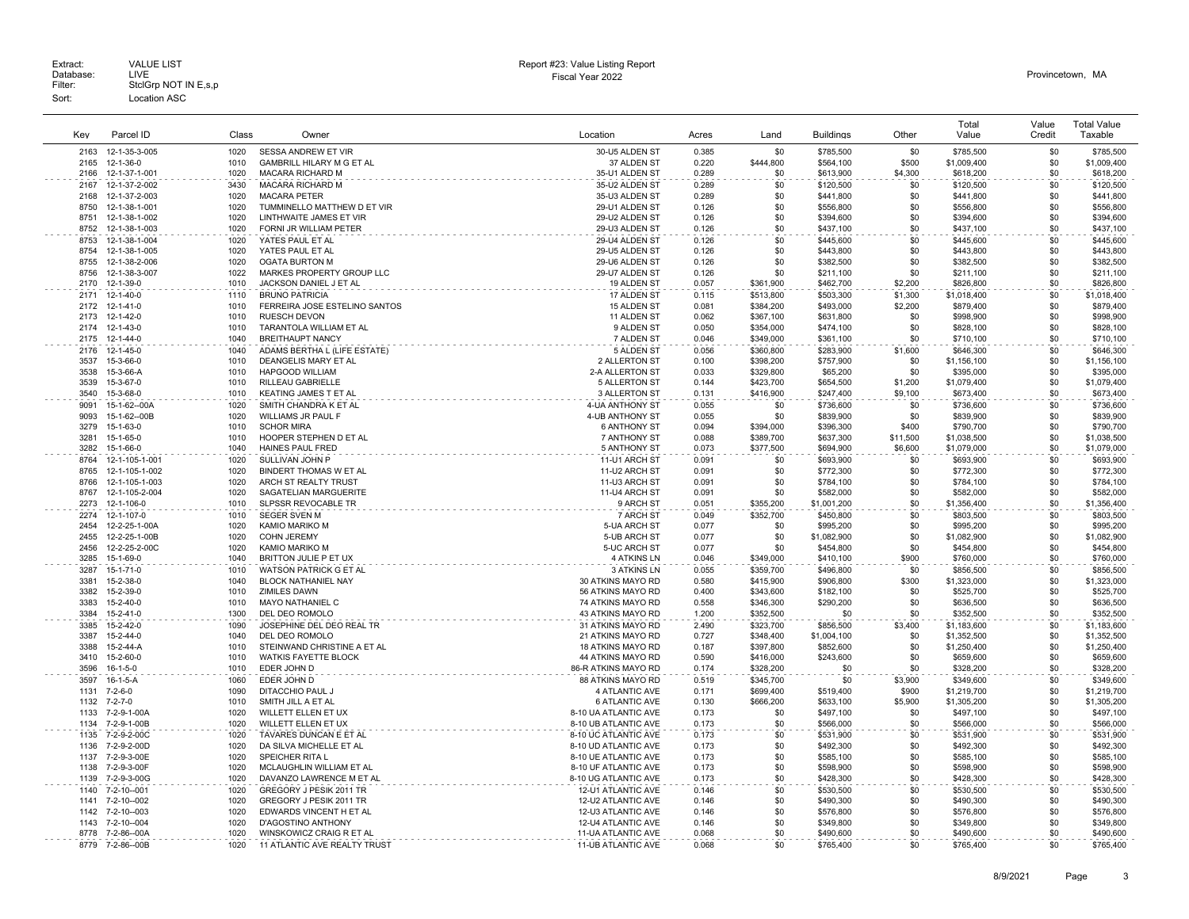| Key | Parcel ID | Class | Owner | Location | Acres | Land | Buildings | Other | Total Value | Value Credit | Total Value Taxable |
|---|---|---|---|---|---|---|---|---|---|---|---|
| 2163 | 12-1-35-3-005 | 1020 | SESSA ANDREW ET VIR | 30-U5 ALDEN ST | 0.385 | $0 | $785,500 | $0 | $785,500 | $0 | $785,500 |
| 2165 | 12-1-36-0 | 1010 | GAMBRILL HILARY M G ET AL | 37 ALDEN ST | 0.220 | $444,800 | $564,100 | $500 | $1,009,400 | $0 | $1,009,400 |
| 2166 | 12-1-37-1-001 | 1020 | MACARA RICHARD M | 35-U1 ALDEN ST | 0.289 | $0 | $613,900 | $4,300 | $618,200 | $0 | $618,200 |
| 2167 | 12-1-37-2-002 | 3430 | MACARA RICHARD M | 35-U2 ALDEN ST | 0.289 | $0 | $120,500 | $0 | $120,500 | $0 | $120,500 |
| 2168 | 12-1-37-2-003 | 1020 | MACARA PETER | 35-U3 ALDEN ST | 0.289 | $0 | $441,800 | $0 | $441,800 | $0 | $441,800 |
| 8750 | 12-1-38-1-001 | 1020 | TUMMINELLO MATTHEW D ET VIR | 29-U1 ALDEN ST | 0.126 | $0 | $556,800 | $0 | $556,800 | $0 | $556,800 |
| 8751 | 12-1-38-1-002 | 1020 | LINTHWAITE JAMES ET VIR | 29-U2 ALDEN ST | 0.126 | $0 | $394,600 | $0 | $394,600 | $0 | $394,600 |
| 8752 | 12-1-38-1-003 | 1020 | FORNI JR WILLIAM PETER | 29-U3 ALDEN ST | 0.126 | $0 | $437,100 | $0 | $437,100 | $0 | $437,100 |
| 8753 | 12-1-38-1-004 | 1020 | YATES PAUL ET AL | 29-U4 ALDEN ST | 0.126 | $0 | $445,600 | $0 | $445,600 | $0 | $445,600 |
| 8754 | 12-1-38-1-005 | 1020 | YATES PAUL ET AL | 29-U5 ALDEN ST | 0.126 | $0 | $443,800 | $0 | $443,800 | $0 | $443,800 |
| 8755 | 12-1-38-2-006 | 1020 | OGATA BURTON M | 29-U6 ALDEN ST | 0.126 | $0 | $382,500 | $0 | $382,500 | $0 | $382,500 |
| 8756 | 12-1-38-3-007 | 1022 | MARKES PROPERTY GROUP LLC | 29-U7 ALDEN ST | 0.126 | $0 | $211,100 | $0 | $211,100 | $0 | $211,100 |
| 2170 | 12-1-39-0 | 1010 | JACKSON DANIEL J ET AL | 19 ALDEN ST | 0.057 | $361,900 | $462,700 | $2,200 | $826,800 | $0 | $826,800 |
| 2171 | 12-1-40-0 | 1110 | BRUNO PATRICIA | 17 ALDEN ST | 0.115 | $513,800 | $503,300 | $1,300 | $1,018,400 | $0 | $1,018,400 |
| 2172 | 12-1-41-0 | 1010 | FERREIRA JOSE ESTELINO SANTOS | 15 ALDEN ST | 0.081 | $384,200 | $493,000 | $2,200 | $879,400 | $0 | $879,400 |
| 2173 | 12-1-42-0 | 1010 | RUESCH DEVON | 11 ALDEN ST | 0.062 | $367,100 | $631,800 | $0 | $998,900 | $0 | $998,900 |
| 2174 | 12-1-43-0 | 1010 | TARANTOLA WILLIAM ET AL | 9 ALDEN ST | 0.050 | $354,000 | $474,100 | $0 | $828,100 | $0 | $828,100 |
| 2175 | 12-1-44-0 | 1040 | BREITHAUPT NANCY | 7 ALDEN ST | 0.046 | $349,000 | $361,100 | $0 | $710,100 | $0 | $710,100 |
| 2176 | 12-1-45-0 | 1040 | ADAMS BERTHA L (LIFE ESTATE) | 5 ALDEN ST | 0.056 | $360,800 | $283,900 | $1,600 | $646,300 | $0 | $646,300 |
| 3537 | 15-3-66-0 | 1010 | DEANGELIS MARY ET AL | 2 ALLERTON ST | 0.100 | $398,200 | $757,900 | $0 | $1,156,100 | $0 | $1,156,100 |
| 3538 | 15-3-66-A | 1010 | HAPGOOD WILLIAM | 2-A ALLERTON ST | 0.033 | $329,800 | $65,200 | $0 | $395,000 | $0 | $395,000 |
| 3539 | 15-3-67-0 | 1010 | RILLEAU GABRIELLE | 5 ALLERTON ST | 0.144 | $423,700 | $654,500 | $1,200 | $1,079,400 | $0 | $1,079,400 |
| 3540 | 15-3-68-0 | 1010 | KEATING JAMES T ET AL | 3 ALLERTON ST | 0.131 | $416,900 | $247,400 | $9,100 | $673,400 | $0 | $673,400 |
| 9091 | 15-1-62--00A | 1020 | SMITH CHANDRA K ET AL | 4-UA ANTHONY ST | 0.055 | $0 | $736,600 | $0 | $736,600 | $0 | $736,600 |
| 9093 | 15-1-62--00B | 1020 | WILLIAMS JR PAUL F | 4-UB ANTHONY ST | 0.055 | $0 | $839,900 | $0 | $839,900 | $0 | $839,900 |
| 3279 | 15-1-63-0 | 1010 | SCHOR MIRA | 6 ANTHONY ST | 0.094 | $394,000 | $396,300 | $400 | $790,700 | $0 | $790,700 |
| 3281 | 15-1-65-0 | 1010 | HOOPER STEPHEN D ET AL | 7 ANTHONY ST | 0.088 | $389,700 | $637,300 | $11,500 | $1,038,500 | $0 | $1,038,500 |
| 3282 | 15-1-66-0 | 1040 | HAINES PAUL FRED | 5 ANTHONY ST | 0.073 | $377,500 | $694,900 | $6,600 | $1,079,000 | $0 | $1,079,000 |
| 8764 | 12-1-105-1-001 | 1020 | SULLIVAN JOHN P | 11-U1 ARCH ST | 0.091 | $0 | $693,900 | $0 | $693,900 | $0 | $693,900 |
| 8765 | 12-1-105-1-002 | 1020 | BINDERT THOMAS W ET AL | 11-U2 ARCH ST | 0.091 | $0 | $772,300 | $0 | $772,300 | $0 | $772,300 |
| 8766 | 12-1-105-1-003 | 1020 | ARCH ST REALTY TRUST | 11-U3 ARCH ST | 0.091 | $0 | $784,100 | $0 | $784,100 | $0 | $784,100 |
| 8767 | 12-1-105-2-004 | 1020 | SAGATELIAN MARGUERITE | 11-U4 ARCH ST | 0.091 | $0 | $582,000 | $0 | $582,000 | $0 | $582,000 |
| 2273 | 12-1-106-0 | 1010 | SLPSSR REVOCABLE TR | 9 ARCH ST | 0.051 | $355,200 | $1,001,200 | $0 | $1,356,400 | $0 | $1,356,400 |
| 2274 | 12-1-107-0 | 1010 | SEGER SVEN M | 7 ARCH ST | 0.049 | $352,700 | $450,800 | $0 | $803,500 | $0 | $803,500 |
| 2454 | 12-2-25-1-00A | 1020 | KAMIO MARIKO M | 5-UA ARCH ST | 0.077 | $0 | $995,200 | $0 | $995,200 | $0 | $995,200 |
| 2455 | 12-2-25-1-00B | 1020 | COHN JEREMY | 5-UB ARCH ST | 0.077 | $0 | $1,082,900 | $0 | $1,082,900 | $0 | $1,082,900 |
| 2456 | 12-2-25-2-00C | 1020 | KAMIO MARIKO M | 5-UC ARCH ST | 0.077 | $0 | $454,800 | $0 | $454,800 | $0 | $454,800 |
| 3285 | 15-1-69-0 | 1040 | BRITTON JULIE P ET UX | 4 ATKINS LN | 0.046 | $349,000 | $410,100 | $900 | $760,000 | $0 | $760,000 |
| 3287 | 15-1-71-0 | 1010 | WATSON PATRICK G ET AL | 3 ATKINS LN | 0.055 | $359,700 | $496,800 | $0 | $856,500 | $0 | $856,500 |
| 3381 | 15-2-38-0 | 1040 | BLOCK NATHANIEL NAY | 30 ATKINS MAYO RD | 0.580 | $415,900 | $906,800 | $300 | $1,323,000 | $0 | $1,323,000 |
| 3382 | 15-2-39-0 | 1010 | ZIMILES DAWN | 56 ATKINS MAYO RD | 0.400 | $343,600 | $182,100 | $0 | $525,700 | $0 | $525,700 |
| 3383 | 15-2-40-0 | 1010 | MAYO NATHANIEL C | 74 ATKINS MAYO RD | 0.558 | $346,300 | $290,200 | $0 | $636,500 | $0 | $636,500 |
| 3384 | 15-2-41-0 | 1300 | DEL DEO ROMOLO | 43 ATKINS MAYO RD | 1.200 | $352,500 | $0 | $0 | $352,500 | $0 | $352,500 |
| 3385 | 15-2-42-0 | 1090 | JOSEPHINE DEL DEO REAL TR | 31 ATKINS MAYO RD | 2.490 | $323,700 | $856,500 | $3,400 | $1,183,600 | $0 | $1,183,600 |
| 3387 | 15-2-44-0 | 1040 | DEL DEO ROMOLO | 21 ATKINS MAYO RD | 0.727 | $348,400 | $1,004,100 | $0 | $1,352,500 | $0 | $1,352,500 |
| 3388 | 15-2-44-A | 1010 | STEINWAND CHRISTINE A ET AL | 18 ATKINS MAYO RD | 0.187 | $397,800 | $852,600 | $0 | $1,250,400 | $0 | $1,250,400 |
| 3410 | 15-2-60-0 | 1010 | WATKIS FAYETTE BLOCK | 44 ATKINS MAYO RD | 0.590 | $416,000 | $243,600 | $0 | $659,600 | $0 | $659,600 |
| 3596 | 16-1-5-0 | 1010 | EDER JOHN D | 86-R ATKINS MAYO RD | 0.174 | $328,200 | $0 | $0 | $328,200 | $0 | $328,200 |
| 3597 | 16-1-5-A | 1060 | EDER JOHN D | 88 ATKINS MAYO RD | 0.519 | $345,700 | $0 | $3,900 | $349,600 | $0 | $349,600 |
| 1131 | 7-2-6-0 | 1090 | DITACCHIO PAUL J | 4 ATLANTIC AVE | 0.171 | $699,400 | $519,400 | $900 | $1,219,700 | $0 | $1,219,700 |
| 1132 | 7-2-7-0 | 1010 | SMITH JILL A ET AL | 6 ATLANTIC AVE | 0.130 | $666,200 | $633,100 | $5,900 | $1,305,200 | $0 | $1,305,200 |
| 1133 | 7-2-9-1-00A | 1020 | WILLETT ELLEN ET UX | 8-10 UA ATLANTIC AVE | 0.173 | $0 | $497,100 | $0 | $497,100 | $0 | $497,100 |
| 1134 | 7-2-9-1-00B | 1020 | WILLETT ELLEN ET UX | 8-10 UB ATLANTIC AVE | 0.173 | $0 | $566,000 | $0 | $566,000 | $0 | $566,000 |
| 1135 | 7-2-9-2-00C | 1020 | TAVARES DUNCAN E ET AL | 8-10 UC ATLANTIC AVE | 0.173 | $0 | $531,900 | $0 | $531,900 | $0 | $531,900 |
| 1136 | 7-2-9-2-00D | 1020 | DA SILVA MICHELLE ET AL | 8-10 UD ATLANTIC AVE | 0.173 | $0 | $492,300 | $0 | $492,300 | $0 | $492,300 |
| 1137 | 7-2-9-3-00E | 1020 | SPEICHER RITA L | 8-10 UE ATLANTIC AVE | 0.173 | $0 | $585,100 | $0 | $585,100 | $0 | $585,100 |
| 1138 | 7-2-9-3-00F | 1020 | MCLAUGHLIN WILLIAM ET AL | 8-10 UF ATLANTIC AVE | 0.173 | $0 | $598,900 | $0 | $598,900 | $0 | $598,900 |
| 1139 | 7-2-9-3-00G | 1020 | DAVANZO LAWRENCE M ET AL | 8-10 UG ATLANTIC AVE | 0.173 | $0 | $428,300 | $0 | $428,300 | $0 | $428,300 |
| 1140 | 7-2-10--001 | 1020 | GREGORY J PESIK 2011 TR | 12-U1 ATLANTIC AVE | 0.146 | $0 | $530,500 | $0 | $530,500 | $0 | $530,500 |
| 1141 | 7-2-10--002 | 1020 | GREGORY J PESIK 2011 TR | 12-U2 ATLANTIC AVE | 0.146 | $0 | $490,300 | $0 | $490,300 | $0 | $490,300 |
| 1142 | 7-2-10--003 | 1020 | EDWARDS VINCENT H ET AL | 12-U3 ATLANTIC AVE | 0.146 | $0 | $576,800 | $0 | $576,800 | $0 | $576,800 |
| 1143 | 7-2-10--004 | 1020 | D'AGOSTINO ANTHONY | 12-U4 ATLANTIC AVE | 0.146 | $0 | $349,800 | $0 | $349,800 | $0 | $349,800 |
| 8778 | 7-2-86--00A | 1020 | WINSKOWICZ CRAIG R ET AL | 11-UA ATLANTIC AVE | 0.068 | $0 | $490,600 | $0 | $490,600 | $0 | $490,600 |
| 8779 | 7-2-86--00B | 1020 | 11 ATLANTIC AVE REALTY TRUST | 11-UB ATLANTIC AVE | 0.068 | $0 | $765,400 | $0 | $765,400 | $0 | $765,400 |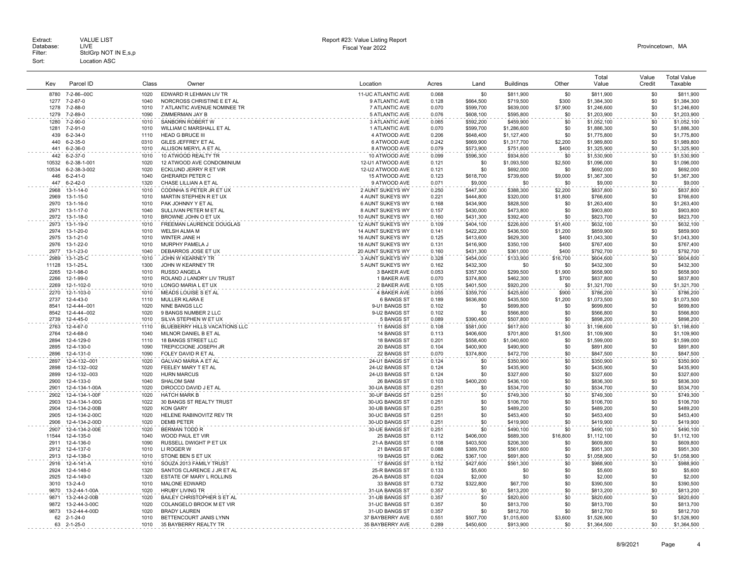Extract: VALUE LIST
Database: LIVE
Filter: StclGrp NOT IN E,s,p
Sort: Location ASC

Report #23: Value Listing Report
Fiscal Year 2022

Provincetown, MA

| Key | Parcel ID | Class | Owner | Location | Acres | Land | Buildings | Other | Total Value | Value Credit | Total Value Taxable |
|---|---|---|---|---|---|---|---|---|---|---|---|
| 8780 | 7-2-86--00C | 1020 | EDWARD R LEHMAN LIV TR | 11-UC ATLANTIC AVE | 0.068 | $0 | $811,900 | $0 | $811,900 | $0 | $811,900 |
| 1277 | 7-2-87-0 | 1040 | NORCROSS CHRISTINE E ET AL | 9 ATLANTIC AVE | 0.128 | $664,500 | $719,500 | $300 | $1,384,300 | $0 | $1,384,300 |
| 1278 | 7-2-88-0 | 1010 | 7 ATLANTIC AVENUE NOMINEE TR | 7 ATLANTIC AVE | 0.070 | $599,700 | $639,000 | $7,900 | $1,246,600 | $0 | $1,246,600 |
| 1279 | 7-2-89-0 | 1090 | ZIMMERMAN JAY B | 5 ATLANTIC AVE | 0.076 | $608,100 | $595,800 | $0 | $1,203,900 | $0 | $1,203,900 |
| 1280 | 7-2-90-0 | 1010 | SANBORN ROBERT W | 3 ATLANTIC AVE | 0.065 | $592,200 | $459,900 | $0 | $1,052,100 | $0 | $1,052,100 |
| 1281 | 7-2-91-0 | 1010 | WILLIAM C MARSHALL ET AL | 1 ATLANTIC AVE | 0.070 | $599,700 | $1,286,600 | $0 | $1,886,300 | $0 | $1,886,300 |
| 439 | 6-2-34-0 | 1110 | HEAD G BRUCE III | 4 ATWOOD AVE | 0.206 | $648,400 | $1,127,400 | $0 | $1,775,800 | $0 | $1,775,800 |
| 440 | 6-2-35-0 | 0310 | GILES JEFFREY ET AL | 6 ATWOOD AVE | 0.242 | $669,900 | $1,317,700 | $2,200 | $1,989,800 | $0 | $1,989,800 |
| 441 | 6-2-36-0 | 1010 | ALLISON MERYL A ET AL | 8 ATWOOD AVE | 0.079 | $573,900 | $751,600 | $400 | $1,325,900 | $0 | $1,325,900 |
| 442 | 6-2-37-0 | 1010 | 10 ATWOOD REALTY TR | 10 ATWOOD AVE | 0.099 | $596,300 | $934,600 | $0 | $1,530,900 | $0 | $1,530,900 |
| 10532 | 6-2-38-1-001 | 1020 | 12 ATWOOD AVE CONDOMINIUM | 12-U1 ATWOOD AVE | 0.121 | $0 | $1,093,500 | $2,500 | $1,096,000 | $0 | $1,096,000 |
| 10534 | 6-2-38-3-002 | 1020 | ECKLUND JERRY R ET VIR | 12-U2 ATWOOD AVE | 0.121 | $0 | $692,000 | $0 | $692,000 | $0 | $692,000 |
| 446 | 6-2-41-0 | 1040 | GHERARDI PETER C | 15 ATWOOD AVE | 0.123 | $618,700 | $739,600 | $9,000 | $1,367,300 | $0 | $1,367,300 |
| 447 | 6-2-42-0 | 1320 | CHASE LILLIAN A ET AL | 9 ATWOOD AVE | 0.071 | $9,000 | $0 | $0 | $9,000 | $0 | $9,000 |
| 2968 | 13-1-14-0 | 1010 | CODINHA S PETER JR ET UX | 2 AUNT SUKEYS WY | 0.250 | $447,300 | $388,300 | $2,200 | $837,800 | $0 | $837,800 |
| 2969 | 13-1-15-0 | 1010 | MARTIN STEPHEN R ET UX | 4 AUNT SUKEYS WY | 0.221 | $444,800 | $320,000 | $1,800 | $766,600 | $0 | $766,600 |
| 2970 | 13-1-16-0 | 1010 | PAK JOHNNY Y ET AL | 6 AUNT SUKEYS WY | 0.168 | $434,900 | $828,500 | $0 | $1,263,400 | $0 | $1,263,400 |
| 2971 | 13-1-17-0 | 1040 | SULLIVAN PETER M ET AL | 8 AUNT SUKEYS WY | 0.157 | $430,000 | $473,800 | $0 | $903,800 | $0 | $903,800 |
| 2972 | 13-1-18-0 | 1010 | BROWNE JOHN O ET UX | 10 AUNT SUKEYS WY | 0.160 | $431,300 | $392,400 | $0 | $823,700 | $0 | $823,700 |
| 2973 | 13-1-19-0 | 1010 | FREEMAN LAURENCE DOUGLAS | 12 AUNT SUKEYS WY | 0.109 | $404,100 | $226,600 | $1,400 | $632,100 | $0 | $632,100 |
| 2974 | 13-1-20-0 | 1010 | WELSH ALMA M | 14 AUNT SUKEYS WY | 0.141 | $422,200 | $436,500 | $1,200 | $859,900 | $0 | $859,900 |
| 2975 | 13-1-21-0 | 1010 | WINTER JANE H | 16 AUNT SUKEYS WY | 0.125 | $413,600 | $629,300 | $400 | $1,043,300 | $0 | $1,043,300 |
| 2976 | 13-1-22-0 | 1010 | MURPHY PAMELA J | 18 AUNT SUKEYS WY | 0.131 | $416,900 | $350,100 | $400 | $767,400 | $0 | $767,400 |
| 2977 | 13-1-23-0 | 1040 | DEBARROS JOSE ET UX | 20 AUNT SUKEYS WY | 0.160 | $431,300 | $361,000 | $400 | $792,700 | $0 | $792,700 |
| 2989 | 13-1-25-C | 1010 | JOHN W KEARNEY TR | 3 AUNT SUKEYS WY | 0.328 | $454,000 | $133,900 | $16,700 | $604,600 | $0 | $604,600 |
| 11128 | 13-1-25-L | 1300 | JOHN W KEARNEY TR | 5 AUNT SUKEYS WY | 0.162 | $432,300 | $0 | $0 | $432,300 | $0 | $432,300 |
| 2265 | 12-1-98-0 | 1010 | RUSSO ANGELA | 3 BAKER AVE | 0.053 | $357,500 | $299,500 | $1,900 | $658,900 | $0 | $658,900 |
| 2266 | 12-1-99-0 | 1010 | ROLAND J LANDRY LIV TRUST | 1 BAKER AVE | 0.070 | $374,800 | $462,300 | $700 | $837,800 | $0 | $837,800 |
| 2269 | 12-1-102-0 | 1010 | LONGO MARIA L ET UX | 2 BAKER AVE | 0.105 | $401,500 | $920,200 | $0 | $1,321,700 | $0 | $1,321,700 |
| 2270 | 12-1-103-0 | 1010 | MEADS LOUISE S ET AL | 4 BAKER AVE | 0.055 | $359,700 | $425,600 | $900 | $786,200 | $0 | $786,200 |
| 2737 | 12-4-43-0 | 1110 | MULLER KLARA E | 6 BANGS ST | 0.189 | $636,800 | $435,500 | $1,200 | $1,073,500 | $0 | $1,073,500 |
| 8541 | 12-4-44--001 | 1020 | NINE BANGS LLC | 9-U1 BANGS ST | 0.102 | $0 | $699,800 | $0 | $699,800 | $0 | $699,800 |
| 8542 | 12-4-44--002 | 1020 | 9 BANGS NUMBER 2 LLC | 9-U2 BANGS ST | 0.102 | $0 | $566,800 | $0 | $566,800 | $0 | $566,800 |
| 2739 | 12-4-45-0 | 1010 | SILVA STEPHEN W ET UX | 5 BANGS ST | 0.089 | $390,400 | $507,800 | $0 | $898,200 | $0 | $898,200 |
| 2763 | 12-4-67-0 | 1110 | BLUEBERRY HILLS VACATIONS LLC | 11 BANGS ST | 0.108 | $581,000 | $617,600 | $0 | $1,198,600 | $0 | $1,198,600 |
| 2764 | 12-4-68-0 | 1040 | MILNOR DANIEL B ET AL | 14 BANGS ST | 0.113 | $406,600 | $701,800 | $1,500 | $1,109,900 | $0 | $1,109,900 |
| 2894 | 12-4-129-0 | 1110 | 18 BANGS STREET LLC | 18 BANGS ST | 0.201 | $558,400 | $1,040,600 | $0 | $1,599,000 | $0 | $1,599,000 |
| 2895 | 12-4-130-0 | 1090 | TREPICCIONE JOSEPH JR | 20 BANGS ST | 0.104 | $400,900 | $490,900 | $0 | $891,800 | $0 | $891,800 |
| 2896 | 12-4-131-0 | 1090 | FOLEY DAVID R ET AL | 22 BANGS ST | 0.070 | $374,800 | $472,700 | $0 | $847,500 | $0 | $847,500 |
| 2897 | 12-4-132--001 | 1020 | GALVAO MARIA A ET AL | 24-U1 BANGS ST | 0.124 | $0 | $350,900 | $0 | $350,900 | $0 | $350,900 |
| 2898 | 12-4-132--002 | 1020 | FEELEY MARY T ET AL | 24-U2 BANGS ST | 0.124 | $0 | $435,900 | $0 | $435,900 | $0 | $435,900 |
| 2899 | 12-4-132--003 | 1020 | HURN MARCUS | 24-U3 BANGS ST | 0.124 | $0 | $327,600 | $0 | $327,600 | $0 | $327,600 |
| 2900 | 12-4-133-0 | 1040 | SHALOM SAM | 26 BANGS ST | 0.103 | $400,200 | $436,100 | $0 | $836,300 | $0 | $836,300 |
| 2901 | 12-4-134-1-00A | 1020 | DIROCCO DAVID J ET AL | 30-UA BANGS ST | 0.251 | $0 | $534,700 | $0 | $534,700 | $0 | $534,700 |
| 2902 | 12-4-134-1-00F | 1020 | HATCH MARK B | 30-UF BANGS ST | 0.251 | $0 | $749,300 | $0 | $749,300 | $0 | $749,300 |
| 2903 | 12-4-134-1-00G | 1022 | 30 BANGS ST REALTY TRUST | 30-UG BANGS ST | 0.251 | $0 | $106,700 | $0 | $106,700 | $0 | $106,700 |
| 2904 | 12-4-134-2-00B | 1020 | KON GARY | 30-UB BANGS ST | 0.251 | $0 | $489,200 | $0 | $489,200 | $0 | $489,200 |
| 2905 | 12-4-134-2-00C | 1020 | HELENE RABINOVITZ REV TR | 30-UC BANGS ST | 0.251 | $0 | $453,400 | $0 | $453,400 | $0 | $453,400 |
| 2906 | 12-4-134-2-00D | 1020 | DEMB PETER | 30-UD BANGS ST | 0.251 | $0 | $419,900 | $0 | $419,900 | $0 | $419,900 |
| 2907 | 12-4-134-2-00E | 1020 | BERMAN TODD R | 30-UE BANGS ST | 0.251 | $0 | $490,100 | $0 | $490,100 | $0 | $490,100 |
| 11544 | 12-4-135-0 | 1040 | WOOD PAUL ET VIR | 25 BANGS ST | 0.112 | $406,000 | $689,300 | $16,800 | $1,112,100 | $0 | $1,112,100 |
| 2911 | 12-4-136-0 | 1090 | RUSSELL DWIGHT P ET UX | 21-A BANGS ST | 0.108 | $403,500 | $206,300 | $0 | $609,800 | $0 | $609,800 |
| 2912 | 12-4-137-0 | 1010 | LI ROGER W | 21 BANGS ST | 0.088 | $389,700 | $561,600 | $0 | $951,300 | $0 | $951,300 |
| 2913 | 12-4-138-0 | 1010 | STONE BEN S ET UX | 19 BANGS ST | 0.062 | $367,100 | $691,800 | $0 | $1,058,900 | $0 | $1,058,900 |
| 2916 | 12-4-141-A | 1010 | SOUZA 2013 FAMILY TRUST | 17 BANGS ST | 0.152 | $427,600 | $561,300 | $0 | $988,900 | $0 | $988,900 |
| 2924 | 12-4-148-0 | 1320 | SANTOS CLARENCE J JR ET AL | 25-R BANGS ST | 0.133 | $5,600 | $0 | $0 | $5,600 | $0 | $5,600 |
| 2925 | 12-4-149-0 | 1320 | ESTATE OF MARY L ROLLINS | 26-A BANGS ST | 0.024 | $2,000 | $0 | $0 | $2,000 | $0 | $2,000 |
| 3010 | 13-2-4-0 | 1010 | MALONE EDWARD | 33 BANGS ST | 0.732 | $322,800 | $67,700 | $0 | $390,500 | $0 | $390,500 |
| 9870 | 13-2-44-1-00A | 1020 | HRUBY LIVING TR | 31-UA BANGS ST | 0.357 | $0 | $813,200 | $0 | $813,200 | $0 | $813,200 |
| 9871 | 13-2-44-2-00B | 1020 | BAILEY CHRISTOPHER S ET AL | 31-UB BANGS ST | 0.357 | $0 | $820,600 | $0 | $820,600 | $0 | $820,600 |
| 9872 | 13-2-44-3-00C | 1020 | COLANGELO BROOK M ET VIR | 31-UC BANGS ST | 0.357 | $0 | $813,700 | $0 | $813,700 | $0 | $813,700 |
| 9873 | 13-2-44-4-00D | 1020 | BRADY LAUREN | 31-UD BANGS ST | 0.357 | $0 | $812,700 | $0 | $812,700 | $0 | $812,700 |
| 62 | 2-1-24-0 | 1010 | BETTENCOURT JANIS LYNN | 37 BAYBERRY AVE | 0.551 | $507,700 | $1,015,600 | $3,600 | $1,526,900 | $0 | $1,526,900 |
| 63 | 2-1-25-0 | 1010 | 35 BAYBERRY REALTY TR | 35 BAYBERRY AVE | 0.289 | $450,600 | $913,900 | $0 | $1,364,500 | $0 | $1,364,500 |

8/9/2021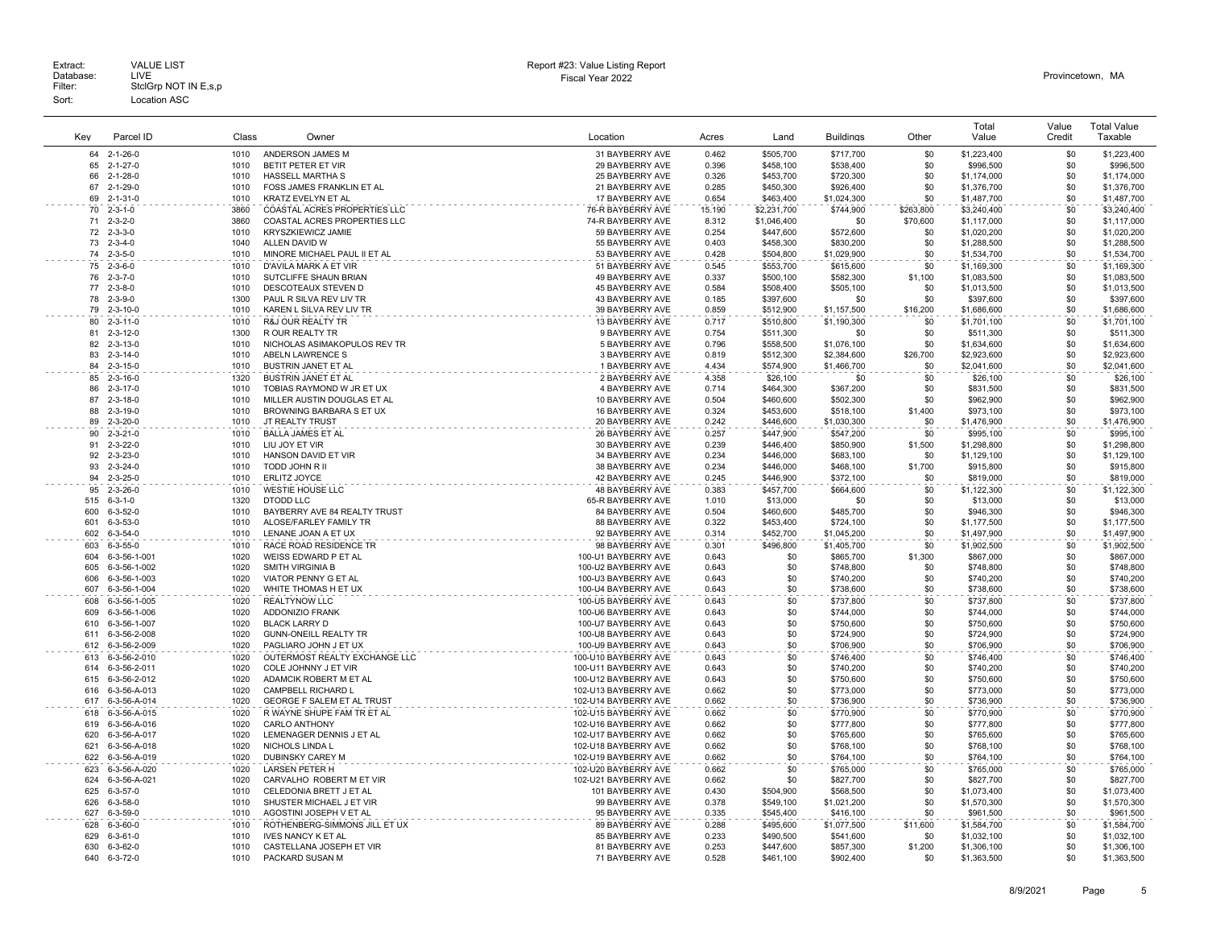Extract: VALUE LIST
Database: LIVE
Filter: StclGrp NOT IN E,s,p
Sort: Location ASC

Report #23: Value Listing Report
Fiscal Year 2022

Provincetown, MA

| Key | Parcel ID | Class | Owner | Location | Acres | Land | Buildings | Other | Total Value | Value Credit | Total Value Taxable |
|---|---|---|---|---|---|---|---|---|---|---|---|
| 64 | 2-1-26-0 | 1010 | ANDERSON JAMES M | 31 BAYBERRY AVE | 0.462 | $505,700 | $717,700 | $0 | $1,223,400 | $0 | $1,223,400 |
| 65 | 2-1-27-0 | 1010 | BETIT PETER ET VIR | 29 BAYBERRY AVE | 0.396 | $458,100 | $538,400 | $0 | $996,500 | $0 | $996,500 |
| 66 | 2-1-28-0 | 1010 | HASSELL MARTHA S | 25 BAYBERRY AVE | 0.326 | $453,700 | $720,300 | $0 | $1,174,000 | $0 | $1,174,000 |
| 67 | 2-1-29-0 | 1010 | FOSS JAMES FRANKLIN ET AL | 21 BAYBERRY AVE | 0.285 | $450,300 | $926,400 | $0 | $1,376,700 | $0 | $1,376,700 |
| 69 | 2-1-31-0 | 1010 | KRATZ EVELYN ET AL | 17 BAYBERRY AVE | 0.654 | $463,400 | $1,024,300 | $0 | $1,487,700 | $0 | $1,487,700 |
| 70 | 2-3-1-0 | 3860 | COASTAL ACRES PROPERTIES LLC | 76-R BAYBERRY AVE | 15.190 | $2,231,700 | $744,900 | $263,800 | $3,240,400 | $0 | $3,240,400 |
| 71 | 2-3-2-0 | 3860 | COASTAL ACRES PROPERTIES LLC | 74-R BAYBERRY AVE | 8.312 | $1,046,400 | $0 | $70,600 | $1,117,000 | $0 | $1,117,000 |
| 72 | 2-3-3-0 | 1010 | KRYSZKIEWICZ JAMIE | 59 BAYBERRY AVE | 0.254 | $447,600 | $572,600 | $0 | $1,020,200 | $0 | $1,020,200 |
| 73 | 2-3-4-0 | 1040 | ALLEN DAVID W | 55 BAYBERRY AVE | 0.403 | $458,300 | $830,200 | $0 | $1,288,500 | $0 | $1,288,500 |
| 74 | 2-3-5-0 | 1010 | MINORE MICHAEL PAUL II ET AL | 53 BAYBERRY AVE | 0.428 | $504,800 | $1,029,900 | $0 | $1,534,700 | $0 | $1,534,700 |
| 75 | 2-3-6-0 | 1010 | D'AVILA MARK A ET VIR | 51 BAYBERRY AVE | 0.545 | $553,700 | $615,600 | $0 | $1,169,300 | $0 | $1,169,300 |
| 76 | 2-3-7-0 | 1010 | SUTCLIFFE SHAUN BRIAN | 49 BAYBERRY AVE | 0.337 | $500,100 | $582,300 | $1,100 | $1,083,500 | $0 | $1,083,500 |
| 77 | 2-3-8-0 | 1010 | DESCOTEAUX STEVEN D | 45 BAYBERRY AVE | 0.584 | $508,400 | $505,100 | $0 | $1,013,500 | $0 | $1,013,500 |
| 78 | 2-3-9-0 | 1300 | PAUL R SILVA REV LIV TR | 43 BAYBERRY AVE | 0.185 | $397,600 | $0 | $0 | $397,600 | $0 | $397,600 |
| 79 | 2-3-10-0 | 1010 | KAREN L SILVA REV LIV TR | 39 BAYBERRY AVE | 0.859 | $512,900 | $1,157,500 | $16,200 | $1,686,600 | $0 | $1,686,600 |
| 80 | 2-3-11-0 | 1010 | R&J OUR REALTY TR | 13 BAYBERRY AVE | 0.717 | $510,800 | $1,190,300 | $0 | $1,701,100 | $0 | $1,701,100 |
| 81 | 2-3-12-0 | 1300 | R OUR REALTY TR | 9 BAYBERRY AVE | 0.754 | $511,300 | $0 | $0 | $511,300 | $0 | $511,300 |
| 82 | 2-3-13-0 | 1010 | NICHOLAS ASIMAKOPULOS REV TR | 5 BAYBERRY AVE | 0.796 | $558,500 | $1,076,100 | $0 | $1,634,600 | $0 | $1,634,600 |
| 83 | 2-3-14-0 | 1010 | ABELN LAWRENCE S | 3 BAYBERRY AVE | 0.819 | $512,300 | $2,384,600 | $26,700 | $2,923,600 | $0 | $2,923,600 |
| 84 | 2-3-15-0 | 1010 | BUSTRIN JANET ET AL | 1 BAYBERRY AVE | 4.434 | $574,900 | $1,466,700 | $0 | $2,041,600 | $0 | $2,041,600 |
| 85 | 2-3-16-0 | 1320 | BUSTRIN JANET ET AL | 2 BAYBERRY AVE | 4.358 | $26,100 | $0 | $0 | $26,100 | $0 | $26,100 |
| 86 | 2-3-17-0 | 1010 | TOBIAS RAYMOND W JR ET UX | 4 BAYBERRY AVE | 0.714 | $464,300 | $367,200 | $0 | $831,500 | $0 | $831,500 |
| 87 | 2-3-18-0 | 1010 | MILLER AUSTIN DOUGLAS ET AL | 10 BAYBERRY AVE | 0.504 | $460,600 | $502,300 | $0 | $962,900 | $0 | $962,900 |
| 88 | 2-3-19-0 | 1010 | BROWNING BARBARA S ET UX | 16 BAYBERRY AVE | 0.324 | $453,600 | $518,100 | $1,400 | $973,100 | $0 | $973,100 |
| 89 | 2-3-20-0 | 1010 | JT REALTY TRUST | 20 BAYBERRY AVE | 0.242 | $446,600 | $1,030,300 | $0 | $1,476,900 | $0 | $1,476,900 |
| 90 | 2-3-21-0 | 1010 | BALLA JAMES ET AL | 26 BAYBERRY AVE | 0.257 | $447,900 | $547,200 | $0 | $995,100 | $0 | $995,100 |
| 91 | 2-3-22-0 | 1010 | LIU JOY ET VIR | 30 BAYBERRY AVE | 0.239 | $446,400 | $850,900 | $1,500 | $1,298,800 | $0 | $1,298,800 |
| 92 | 2-3-23-0 | 1010 | HANSON DAVID ET VIR | 34 BAYBERRY AVE | 0.234 | $446,000 | $683,100 | $0 | $1,129,100 | $0 | $1,129,100 |
| 93 | 2-3-24-0 | 1010 | TODD JOHN R II | 38 BAYBERRY AVE | 0.234 | $446,000 | $468,100 | $1,700 | $915,800 | $0 | $915,800 |
| 94 | 2-3-25-0 | 1010 | ERLITZ JOYCE | 42 BAYBERRY AVE | 0.245 | $446,900 | $372,100 | $0 | $819,000 | $0 | $819,000 |
| 95 | 2-3-26-0 | 1010 | WESTIE HOUSE LLC | 48 BAYBERRY AVE | 0.383 | $457,700 | $664,600 | $0 | $1,122,300 | $0 | $1,122,300 |
| 515 | 6-3-1-0 | 1320 | DTODD LLC | 65-R BAYBERRY AVE | 1.010 | $13,000 | $0 | $0 | $13,000 | $0 | $13,000 |
| 600 | 6-3-52-0 | 1010 | BAYBERRY AVE 84 REALTY TRUST | 84 BAYBERRY AVE | 0.504 | $460,600 | $485,700 | $0 | $946,300 | $0 | $946,300 |
| 601 | 6-3-53-0 | 1010 | ALOSE/FARLEY FAMILY TR | 88 BAYBERRY AVE | 0.322 | $453,400 | $724,100 | $0 | $1,177,500 | $0 | $1,177,500 |
| 602 | 6-3-54-0 | 1010 | LENANE JOAN A ET UX | 92 BAYBERRY AVE | 0.314 | $452,700 | $1,045,200 | $0 | $1,497,900 | $0 | $1,497,900 |
| 603 | 6-3-55-0 | 1010 | RACE ROAD RESIDENCE TR | 98 BAYBERRY AVE | 0.301 | $496,800 | $1,405,700 | $0 | $1,902,500 | $0 | $1,902,500 |
| 604 | 6-3-56-1-001 | 1020 | WEISS EDWARD P ET AL | 100-U1 BAYBERRY AVE | 0.643 | $0 | $865,700 | $1,300 | $867,000 | $0 | $867,000 |
| 605 | 6-3-56-1-002 | 1020 | SMITH VIRGINIA B | 100-U2 BAYBERRY AVE | 0.643 | $0 | $748,800 | $0 | $748,800 | $0 | $748,800 |
| 606 | 6-3-56-1-003 | 1020 | VIATOR PENNY G ET AL | 100-U3 BAYBERRY AVE | 0.643 | $0 | $740,200 | $0 | $740,200 | $0 | $740,200 |
| 607 | 6-3-56-1-004 | 1020 | WHITE THOMAS H ET UX | 100-U4 BAYBERRY AVE | 0.643 | $0 | $738,600 | $0 | $738,600 | $0 | $738,600 |
| 608 | 6-3-56-1-005 | 1020 | REALTYNOW LLC | 100-U5 BAYBERRY AVE | 0.643 | $0 | $737,800 | $0 | $737,800 | $0 | $737,800 |
| 609 | 6-3-56-1-006 | 1020 | ADDONIZIO FRANK | 100-U6 BAYBERRY AVE | 0.643 | $0 | $744,000 | $0 | $744,000 | $0 | $744,000 |
| 610 | 6-3-56-1-007 | 1020 | BLACK LARRY D | 100-U7 BAYBERRY AVE | 0.643 | $0 | $750,600 | $0 | $750,600 | $0 | $750,600 |
| 611 | 6-3-56-2-008 | 1020 | GUNN-ONEILL REALTY TR | 100-U8 BAYBERRY AVE | 0.643 | $0 | $724,900 | $0 | $724,900 | $0 | $724,900 |
| 612 | 6-3-56-2-009 | 1020 | PAGLIARO JOHN J ET UX | 100-U9 BAYBERRY AVE | 0.643 | $0 | $706,900 | $0 | $706,900 | $0 | $706,900 |
| 613 | 6-3-56-2-010 | 1020 | OUTERMOST REALTY EXCHANGE LLC | 100-U10 BAYBERRY AVE | 0.643 | $0 | $746,400 | $0 | $746,400 | $0 | $746,400 |
| 614 | 6-3-56-2-011 | 1020 | COLE JOHNNY J ET VIR | 100-U11 BAYBERRY AVE | 0.643 | $0 | $740,200 | $0 | $740,200 | $0 | $740,200 |
| 615 | 6-3-56-2-012 | 1020 | ADAMCIK ROBERT M ET AL | 100-U12 BAYBERRY AVE | 0.643 | $0 | $750,600 | $0 | $750,600 | $0 | $750,600 |
| 616 | 6-3-56-A-013 | 1020 | CAMPBELL RICHARD L | 102-U13 BAYBERRY AVE | 0.662 | $0 | $773,000 | $0 | $773,000 | $0 | $773,000 |
| 617 | 6-3-56-A-014 | 1020 | GEORGE F SALEM ET AL TRUST | 102-U14 BAYBERRY AVE | 0.662 | $0 | $736,900 | $0 | $736,900 | $0 | $736,900 |
| 618 | 6-3-56-A-015 | 1020 | R WAYNE SHUPE FAM TR ET AL | 102-U15 BAYBERRY AVE | 0.662 | $0 | $770,900 | $0 | $770,900 | $0 | $770,900 |
| 619 | 6-3-56-A-016 | 1020 | CARLO ANTHONY | 102-U16 BAYBERRY AVE | 0.662 | $0 | $777,800 | $0 | $777,800 | $0 | $777,800 |
| 620 | 6-3-56-A-017 | 1020 | LEMENAGER DENNIS J ET AL | 102-U17 BAYBERRY AVE | 0.662 | $0 | $765,600 | $0 | $765,600 | $0 | $765,600 |
| 621 | 6-3-56-A-018 | 1020 | NICHOLS LINDA L | 102-U18 BAYBERRY AVE | 0.662 | $0 | $768,100 | $0 | $768,100 | $0 | $768,100 |
| 622 | 6-3-56-A-019 | 1020 | DUBINSKY CAREY M | 102-U19 BAYBERRY AVE | 0.662 | $0 | $764,100 | $0 | $764,100 | $0 | $764,100 |
| 623 | 6-3-56-A-020 | 1020 | LARSEN PETER H | 102-U20 BAYBERRY AVE | 0.662 | $0 | $765,000 | $0 | $765,000 | $0 | $765,000 |
| 624 | 6-3-56-A-021 | 1020 | CARVALHO ROBERT M ET VIR | 102-U21 BAYBERRY AVE | 0.662 | $0 | $827,700 | $0 | $827,700 | $0 | $827,700 |
| 625 | 6-3-57-0 | 1010 | CELEDONIA BRETT J ET AL | 101 BAYBERRY AVE | 0.430 | $504,900 | $568,500 | $0 | $1,073,400 | $0 | $1,073,400 |
| 626 | 6-3-58-0 | 1010 | SHUSTER MICHAEL J ET VIR | 99 BAYBERRY AVE | 0.378 | $549,100 | $1,021,200 | $0 | $1,570,300 | $0 | $1,570,300 |
| 627 | 6-3-59-0 | 1010 | AGOSTINI JOSEPH V ET AL | 95 BAYBERRY AVE | 0.335 | $545,400 | $416,100 | $0 | $961,500 | $0 | $961,500 |
| 628 | 6-3-60-0 | 1010 | ROTHENBERG-SIMMONS JILL ET UX | 89 BAYBERRY AVE | 0.288 | $495,600 | $1,077,500 | $11,600 | $1,584,700 | $0 | $1,584,700 |
| 629 | 6-3-61-0 | 1010 | IVES NANCY K ET AL | 85 BAYBERRY AVE | 0.233 | $490,500 | $541,600 | $0 | $1,032,100 | $0 | $1,032,100 |
| 630 | 6-3-62-0 | 1010 | CASTELLANA JOSEPH ET VIR | 81 BAYBERRY AVE | 0.253 | $447,600 | $857,300 | $1,200 | $1,306,100 | $0 | $1,306,100 |
| 640 | 6-3-72-0 | 1010 | PACKARD SUSAN M | 71 BAYBERRY AVE | 0.528 | $461,100 | $902,400 | $0 | $1,363,500 | $0 | $1,363,500 |

8/9/2021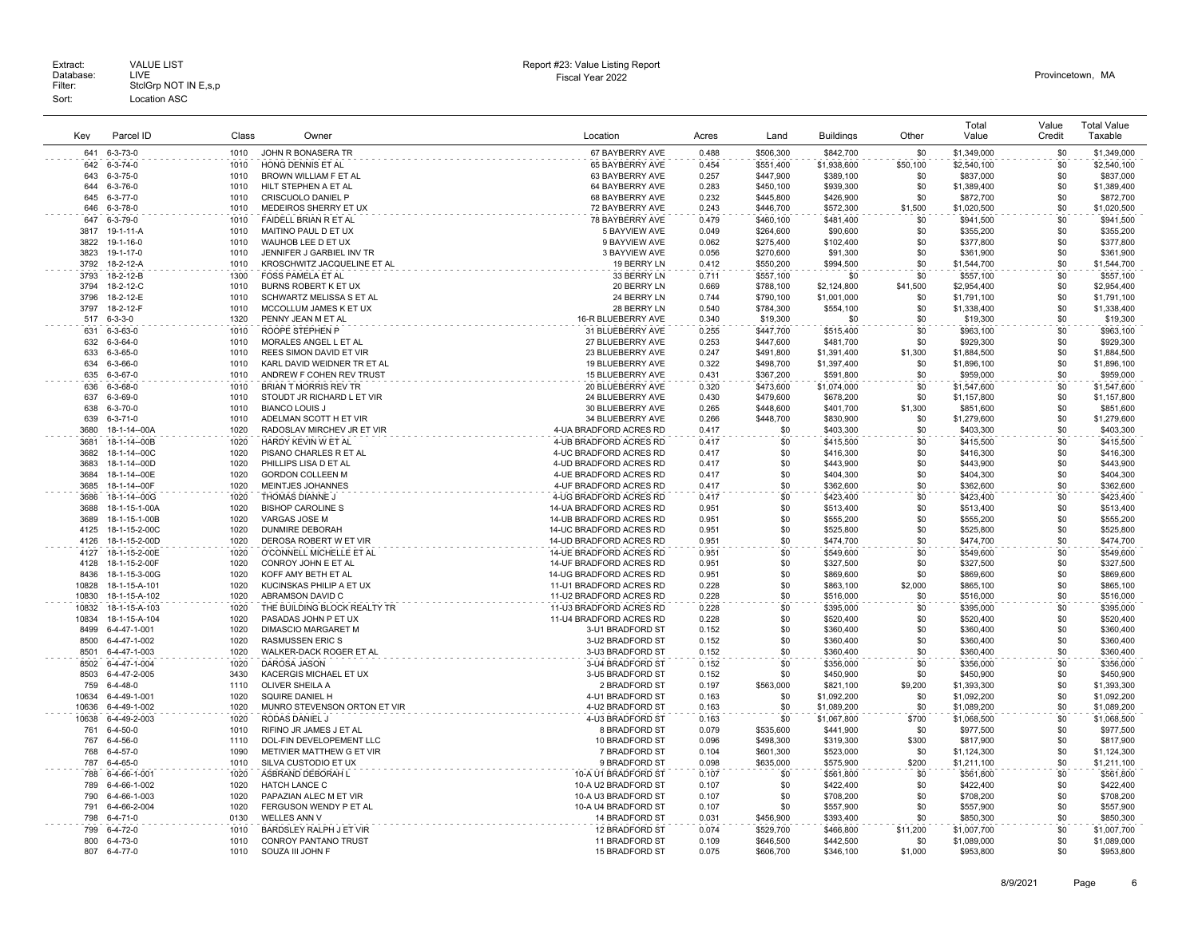Extract: VALUE LIST
Database: LIVE
Filter: StclGrp NOT IN E,s,p
Sort: Location ASC

Report #23: Value Listing Report
Fiscal Year 2022

Provincetown, MA

| Key | Parcel ID | Class | Owner | Location | Acres | Land | Buildings | Other | Total Value | Value Credit | Total Value Taxable |
|---|---|---|---|---|---|---|---|---|---|---|---|
| 641 | 6-3-73-0 | 1010 | JOHN R BONASERA TR | 67 BAYBERRY AVE | 0.488 | $506,300 | $842,700 | $0 | $1,349,000 | $0 | $1,349,000 |
| 642 | 6-3-74-0 | 1010 | HONG DENNIS ET AL | 65 BAYBERRY AVE | 0.454 | $551,400 | $1,938,600 | $50,100 | $2,540,100 | $0 | $2,540,100 |
| 643 | 6-3-75-0 | 1010 | BROWN WILLIAM F ET AL | 63 BAYBERRY AVE | 0.257 | $447,900 | $389,100 | $0 | $837,000 | $0 | $837,000 |
| 644 | 6-3-76-0 | 1010 | HILT STEPHEN A ET AL | 64 BAYBERRY AVE | 0.283 | $450,100 | $939,300 | $0 | $1,389,400 | $0 | $1,389,400 |
| 645 | 6-3-77-0 | 1010 | CRISCUOLO DANIEL P | 68 BAYBERRY AVE | 0.232 | $445,800 | $426,900 | $0 | $872,700 | $0 | $872,700 |
| 646 | 6-3-78-0 | 1010 | MEDEIROS SHERRY ET UX | 72 BAYBERRY AVE | 0.243 | $446,700 | $572,300 | $1,500 | $1,020,500 | $0 | $1,020,500 |
| 647 | 6-3-79-0 | 1010 | FAIDELL BRIAN R ET AL | 78 BAYBERRY AVE | 0.479 | $460,100 | $481,400 | $0 | $941,500 | $0 | $941,500 |
| 3817 | 19-1-11-A | 1010 | MAITINO PAUL D ET UX | 5 BAYVIEW AVE | 0.049 | $264,600 | $90,600 | $0 | $355,200 | $0 | $355,200 |
| 3822 | 19-1-16-0 | 1010 | WAUHOB LEE D ET UX | 9 BAYVIEW AVE | 0.062 | $275,400 | $102,400 | $0 | $377,800 | $0 | $377,800 |
| 3823 | 19-1-17-0 | 1010 | JENNIFER J GARBIEL INV TR | 3 BAYVIEW AVE | 0.056 | $270,600 | $91,300 | $0 | $361,900 | $0 | $361,900 |
| 3792 | 18-2-12-A | 1010 | KROSCHWITZ JACQUELINE ET AL | 19 BERRY LN | 0.412 | $550,200 | $994,500 | $0 | $1,544,700 | $0 | $1,544,700 |
| 3793 | 18-2-12-B | 1300 | FOSS PAMELA ET AL | 33 BERRY LN | 0.711 | $557,100 | $0 | $0 | $557,100 | $0 | $557,100 |
| 3794 | 18-2-12-C | 1010 | BURNS ROBERT K ET UX | 20 BERRY LN | 0.669 | $788,100 | $2,124,800 | $41,500 | $2,954,400 | $0 | $2,954,400 |
| 3796 | 18-2-12-E | 1010 | SCHWARTZ MELISSA S ET AL | 24 BERRY LN | 0.744 | $790,100 | $1,001,000 | $0 | $1,791,100 | $0 | $1,791,100 |
| 3797 | 18-2-12-F | 1010 | MCCOLLUM JAMES K ET UX | 28 BERRY LN | 0.540 | $784,300 | $554,100 | $0 | $1,338,400 | $0 | $1,338,400 |
| 517 | 6-3-3-0 | 1320 | PENNY JEAN M ET AL | 16-R BLUEBERRY AVE | 0.340 | $19,300 | $0 | $0 | $19,300 | $0 | $19,300 |
| 631 | 6-3-63-0 | 1010 | ROOPE STEPHEN P | 31 BLUEBERRY AVE | 0.255 | $447,700 | $515,400 | $0 | $963,100 | $0 | $963,100 |
| 632 | 6-3-64-0 | 1010 | MORALES ANGEL L ET AL | 27 BLUEBERRY AVE | 0.253 | $447,600 | $481,700 | $0 | $929,300 | $0 | $929,300 |
| 633 | 6-3-65-0 | 1010 | REES SIMON DAVID ET VIR | 23 BLUEBERRY AVE | 0.247 | $491,800 | $1,391,400 | $1,300 | $1,884,500 | $0 | $1,884,500 |
| 634 | 6-3-66-0 | 1010 | KARL DAVID WEIDNER TR ET AL | 19 BLUEBERRY AVE | 0.322 | $498,700 | $1,397,400 | $0 | $1,896,100 | $0 | $1,896,100 |
| 635 | 6-3-67-0 | 1010 | ANDREW F COHEN REV TRUST | 15 BLUEBERRY AVE | 0.431 | $367,200 | $591,800 | $0 | $959,000 | $0 | $959,000 |
| 636 | 6-3-68-0 | 1010 | BRIAN T MORRIS REV TR | 20 BLUEBERRY AVE | 0.320 | $473,600 | $1,074,000 | $0 | $1,547,600 | $0 | $1,547,600 |
| 637 | 6-3-69-0 | 1010 | STOUDT JR RICHARD L ET VIR | 24 BLUEBERRY AVE | 0.430 | $479,600 | $678,200 | $0 | $1,157,800 | $0 | $1,157,800 |
| 638 | 6-3-70-0 | 1010 | BIANCO LOUIS J | 30 BLUEBERRY AVE | 0.265 | $448,600 | $401,700 | $1,300 | $851,600 | $0 | $851,600 |
| 639 | 6-3-71-0 | 1010 | ADELMAN SCOTT H ET VIR | 34 BLUEBERRY AVE | 0.266 | $448,700 | $830,900 | $0 | $1,279,600 | $0 | $1,279,600 |
| 3680 | 18-1-14--00A | 1020 | RADOSLAV MIRCHEV JR ET VIR | 4-UA BRADFORD ACRES RD | 0.417 | $0 | $403,300 | $0 | $403,300 | $0 | $403,300 |
| 3681 | 18-1-14--00B | 1020 | HARDY KEVIN W ET AL | 4-UB BRADFORD ACRES RD | 0.417 | $0 | $415,500 | $0 | $415,500 | $0 | $415,500 |
| 3682 | 18-1-14--00C | 1020 | PISANO CHARLES R ET AL | 4-UC BRADFORD ACRES RD | 0.417 | $0 | $416,300 | $0 | $416,300 | $0 | $416,300 |
| 3683 | 18-1-14--00D | 1020 | PHILLIPS LISA D ET AL | 4-UD BRADFORD ACRES RD | 0.417 | $0 | $443,900 | $0 | $443,900 | $0 | $443,900 |
| 3684 | 18-1-14--00E | 1020 | GORDON COLLEEN M | 4-UE BRADFORD ACRES RD | 0.417 | $0 | $404,300 | $0 | $404,300 | $0 | $404,300 |
| 3685 | 18-1-14--00F | 1020 | MEINTJES JOHANNES | 4-UF BRADFORD ACRES RD | 0.417 | $0 | $362,600 | $0 | $362,600 | $0 | $362,600 |
| 3686 | 18-1-14--00G | 1020 | THOMAS DIANNE J | 4-UG BRADFORD ACRES RD | 0.417 | $0 | $423,400 | $0 | $423,400 | $0 | $423,400 |
| 3688 | 18-1-15-1-00A | 1020 | BISHOP CAROLINE S | 14-UA BRADFORD ACRES RD | 0.951 | $0 | $513,400 | $0 | $513,400 | $0 | $513,400 |
| 3689 | 18-1-15-1-00B | 1020 | VARGAS JOSE M | 14-UB BRADFORD ACRES RD | 0.951 | $0 | $555,200 | $0 | $555,200 | $0 | $555,200 |
| 4125 | 18-1-15-2-00C | 1020 | DUNMIRE DEBORAH | 14-UC BRADFORD ACRES RD | 0.951 | $0 | $525,800 | $0 | $525,800 | $0 | $525,800 |
| 4126 | 18-1-15-2-00D | 1020 | DEROSA ROBERT W ET VIR | 14-UD BRADFORD ACRES RD | 0.951 | $0 | $474,700 | $0 | $474,700 | $0 | $474,700 |
| 4127 | 18-1-15-2-00E | 1020 | O'CONNELL MICHELLE ET AL | 14-UE BRADFORD ACRES RD | 0.951 | $0 | $549,600 | $0 | $549,600 | $0 | $549,600 |
| 4128 | 18-1-15-2-00F | 1020 | CONROY JOHN E ET AL | 14-UF BRADFORD ACRES RD | 0.951 | $0 | $327,500 | $0 | $327,500 | $0 | $327,500 |
| 8436 | 18-1-15-3-00G | 1020 | KOFF AMY BETH ET AL | 14-UG BRADFORD ACRES RD | 0.951 | $0 | $869,600 | $0 | $869,600 | $0 | $869,600 |
| 10828 | 18-1-15-A-101 | 1020 | KUCINSKAS PHILIP A ET UX | 11-U1 BRADFORD ACRES RD | 0.228 | $0 | $863,100 | $2,000 | $865,100 | $0 | $865,100 |
| 10830 | 18-1-15-A-102 | 1020 | ABRAMSON DAVID C | 11-U2 BRADFORD ACRES RD | 0.228 | $0 | $516,000 | $0 | $516,000 | $0 | $516,000 |
| 10832 | 18-1-15-A-103 | 1020 | THE BUILDING BLOCK REALTY TR | 11-U3 BRADFORD ACRES RD | 0.228 | $0 | $395,000 | $0 | $395,000 | $0 | $395,000 |
| 10834 | 18-1-15-A-104 | 1020 | PASADAS JOHN P ET UX | 11-U4 BRADFORD ACRES RD | 0.228 | $0 | $520,400 | $0 | $520,400 | $0 | $520,400 |
| 8499 | 6-4-47-1-001 | 1020 | DIMASCIO MARGARET M | 3-U1 BRADFORD ST | 0.152 | $0 | $360,400 | $0 | $360,400 | $0 | $360,400 |
| 8500 | 6-4-47-1-002 | 1020 | RASMUSSEN ERIC S | 3-U2 BRADFORD ST | 0.152 | $0 | $360,400 | $0 | $360,400 | $0 | $360,400 |
| 8501 | 6-4-47-1-003 | 1020 | WALKER-DACK ROGER ET AL | 3-U3 BRADFORD ST | 0.152 | $0 | $360,400 | $0 | $360,400 | $0 | $360,400 |
| 8502 | 6-4-47-1-004 | 1020 | DAROSA JASON | 3-U4 BRADFORD ST | 0.152 | $0 | $356,000 | $0 | $356,000 | $0 | $356,000 |
| 8503 | 6-4-47-2-005 | 3430 | KACERGIS MICHAEL ET UX | 3-U5 BRADFORD ST | 0.152 | $0 | $450,900 | $0 | $450,900 | $0 | $450,900 |
| 759 | 6-4-48-0 | 1110 | OLIVER SHEILA A | 2 BRADFORD ST | 0.197 | $563,000 | $821,100 | $9,200 | $1,393,300 | $0 | $1,393,300 |
| 10634 | 6-4-49-1-001 | 1020 | SQUIRE DANIEL H | 4-U1 BRADFORD ST | 0.163 | $0 | $1,092,200 | $0 | $1,092,200 | $0 | $1,092,200 |
| 10636 | 6-4-49-1-002 | 1020 | MUNRO STEVENSON ORTON ET VIR | 4-U2 BRADFORD ST | 0.163 | $0 | $1,089,200 | $0 | $1,089,200 | $0 | $1,089,200 |
| 10638 | 6-4-49-2-003 | 1020 | RODAS DANIEL J | 4-U3 BRADFORD ST | 0.163 | $0 | $1,067,800 | $700 | $1,068,500 | $0 | $1,068,500 |
| 761 | 6-4-50-0 | 1010 | RIFINO JR JAMES J ET AL | 8 BRADFORD ST | 0.079 | $535,600 | $441,900 | $0 | $977,500 | $0 | $977,500 |
| 767 | 6-4-56-0 | 1110 | DOL-FIN DEVELOPEMENT LLC | 10 BRADFORD ST | 0.096 | $498,300 | $319,300 | $300 | $817,900 | $0 | $817,900 |
| 768 | 6-4-57-0 | 1090 | METIVIER MATTHEW G ET VIR | 7 BRADFORD ST | 0.104 | $601,300 | $523,000 | $0 | $1,124,300 | $0 | $1,124,300 |
| 787 | 6-4-65-0 | 1010 | SILVA CUSTODIO ET UX | 9 BRADFORD ST | 0.098 | $635,000 | $575,900 | $200 | $1,211,100 | $0 | $1,211,100 |
| 788 | 6-4-66-1-001 | 1020 | ASBRAND DEBORAH L | 10-A U1 BRADFORD ST | 0.107 | $0 | $561,800 | $0 | $561,800 | $0 | $561,800 |
| 789 | 6-4-66-1-002 | 1020 | HATCH LANCE C | 10-A U2 BRADFORD ST | 0.107 | $0 | $422,400 | $0 | $422,400 | $0 | $422,400 |
| 790 | 6-4-66-1-003 | 1020 | PAPAZIAN ALEC M ET VIR | 10-A U3 BRADFORD ST | 0.107 | $0 | $708,200 | $0 | $708,200 | $0 | $708,200 |
| 791 | 6-4-66-2-004 | 1020 | FERGUSON WENDY P ET AL | 10-A U4 BRADFORD ST | 0.107 | $0 | $557,900 | $0 | $557,900 | $0 | $557,900 |
| 798 | 6-4-71-0 | 0130 | WELLES ANN V | 14 BRADFORD ST | 0.031 | $456,900 | $393,400 | $0 | $850,300 | $0 | $850,300 |
| 799 | 6-4-72-0 | 1010 | BARDSLEY RALPH J ET VIR | 12 BRADFORD ST | 0.074 | $529,700 | $466,800 | $11,200 | $1,007,700 | $0 | $1,007,700 |
| 800 | 6-4-73-0 | 1010 | CONROY PANTANO TRUST | 11 BRADFORD ST | 0.109 | $646,500 | $442,500 | $0 | $1,089,000 | $0 | $1,089,000 |
| 807 | 6-4-77-0 | 1010 | SOUZA III JOHN F | 15 BRADFORD ST | 0.075 | $606,700 | $346,100 | $1,000 | $953,800 | $0 | $953,800 |

8/9/2021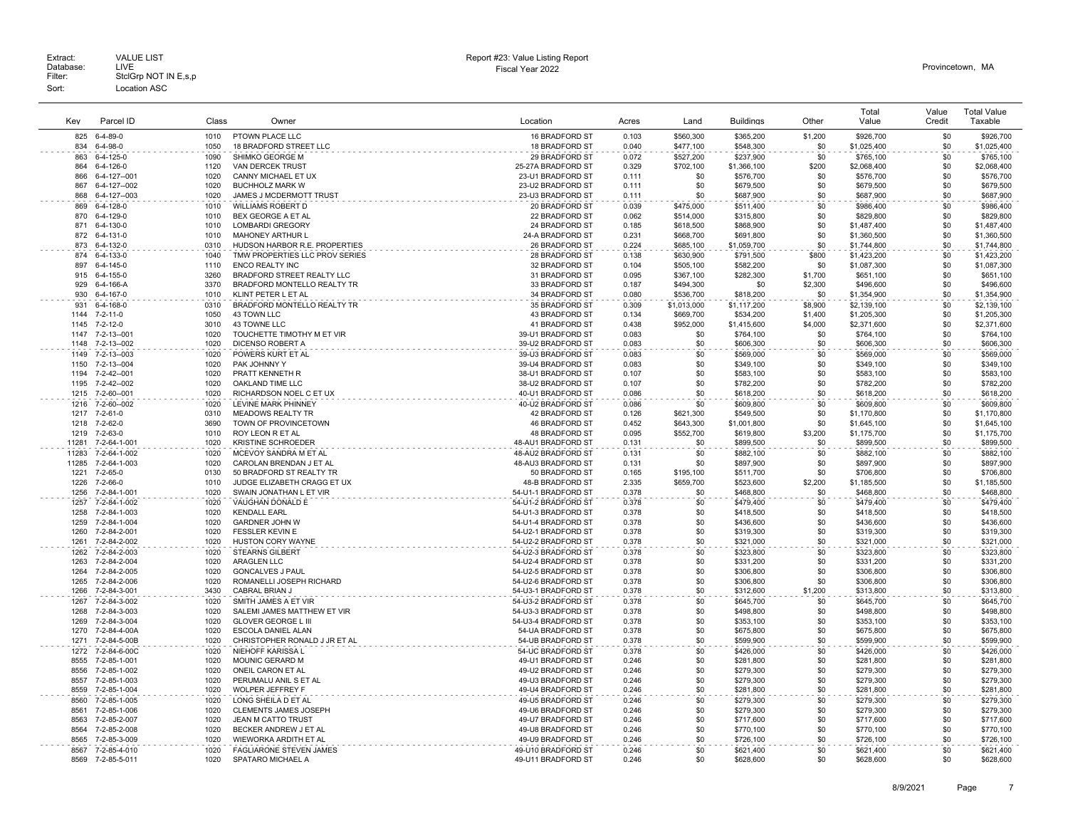Extract: VALUE LIST
Database: LIVE
Filter: StclGrp NOT IN E,s,p
Sort: Location ASC

Report #23: Value Listing Report
Fiscal Year 2022

Provincetown, MA

| Key | Parcel ID | Class | Owner | Location | Acres | Land | Buildings | Other | Total Value | Value Credit | Total Value Taxable |
|---|---|---|---|---|---|---|---|---|---|---|---|
| 825 | 6-4-89-0 | 1010 | PTOWN PLACE LLC | 16 BRADFORD ST | 0.103 | $560,300 | $365,200 | $1,200 | $926,700 | $0 | $926,700 |
| 834 | 6-4-98-0 | 1050 | 18 BRADFORD STREET LLC | 18 BRADFORD ST | 0.040 | $477,100 | $548,300 | $0 | $1,025,400 | $0 | $1,025,400 |
| 863 | 6-4-125-0 | 1090 | SHIMKO GEORGE M | 29 BRADFORD ST | 0.072 | $527,200 | $237,900 | $0 | $765,100 | $0 | $765,100 |
| 864 | 6-4-126-0 | 1120 | VAN DERCEK TRUST | 25-27A BRADFORD ST | 0.329 | $702,100 | $1,366,100 | $200 | $2,068,400 | $0 | $2,068,400 |
| 866 | 6-4-127--001 | 1020 | CANNY MICHAEL ET UX | 23-U1 BRADFORD ST | 0.111 | $0 | $576,700 | $0 | $576,700 | $0 | $576,700 |
| 867 | 6-4-127--002 | 1020 | BUCHHOLZ MARK W | 23-U2 BRADFORD ST | 0.111 | $0 | $679,500 | $0 | $679,500 | $0 | $679,500 |
| 868 | 6-4-127--003 | 1020 | JAMES J MCDERMOTT TRUST | 23-U3 BRADFORD ST | 0.111 | $0 | $687,900 | $0 | $687,900 | $0 | $687,900 |
| 869 | 6-4-128-0 | 1010 | WILLIAMS ROBERT D | 20 BRADFORD ST | 0.039 | $475,000 | $511,400 | $0 | $986,400 | $0 | $986,400 |
| 870 | 6-4-129-0 | 1010 | BEX GEORGE A ET AL | 22 BRADFORD ST | 0.062 | $514,000 | $315,800 | $0 | $829,800 | $0 | $829,800 |
| 871 | 6-4-130-0 | 1010 | LOMBARDI GREGORY | 24 BRADFORD ST | 0.185 | $618,500 | $868,900 | $0 | $1,487,400 | $0 | $1,487,400 |
| 872 | 6-4-131-0 | 1010 | MAHONEY ARTHUR L | 24-A BRADFORD ST | 0.231 | $668,700 | $691,800 | $0 | $1,360,500 | $0 | $1,360,500 |
| 873 | 6-4-132-0 | 0310 | HUDSON HARBOR R.E. PROPERTIES | 26 BRADFORD ST | 0.224 | $685,100 | $1,059,700 | $0 | $1,744,800 | $0 | $1,744,800 |
| 874 | 6-4-133-0 | 1040 | TMW PROPERTIES LLC PROV SERIES | 28 BRADFORD ST | 0.138 | $630,900 | $791,500 | $800 | $1,423,200 | $0 | $1,423,200 |
| 897 | 6-4-145-0 | 1110 | ENCO REALTY INC | 32 BRADFORD ST | 0.104 | $505,100 | $582,200 | $0 | $1,087,300 | $0 | $1,087,300 |
| 915 | 6-4-155-0 | 3260 | BRADFORD STREET REALTY LLC | 31 BRADFORD ST | 0.095 | $367,100 | $282,300 | $1,700 | $651,100 | $0 | $651,100 |
| 929 | 6-4-166-A | 3370 | BRADFORD MONTELLO REALTY TR | 33 BRADFORD ST | 0.187 | $494,300 | $0 | $2,300 | $496,600 | $0 | $496,600 |
| 930 | 6-4-167-0 | 1010 | KLINT PETER L ET AL | 34 BRADFORD ST | 0.080 | $536,700 | $818,200 | $0 | $1,354,900 | $0 | $1,354,900 |
| 931 | 6-4-168-0 | 0310 | BRADFORD MONTELLO REALTY TR | 35 BRADFORD ST | 0.309 | $1,013,000 | $1,117,200 | $8,900 | $2,139,100 | $0 | $2,139,100 |
| 1144 | 7-2-11-0 | 1050 | 43 TOWN LLC | 43 BRADFORD ST | 0.134 | $669,700 | $534,200 | $1,400 | $1,205,300 | $0 | $1,205,300 |
| 1145 | 7-2-12-0 | 3010 | 43 TOWNE LLC | 41 BRADFORD ST | 0.438 | $952,000 | $1,415,600 | $4,000 | $2,371,600 | $0 | $2,371,600 |
| 1147 | 7-2-13--001 | 1020 | TOUCHETTE TIMOTHY M ET VIR | 39-U1 BRADFORD ST | 0.083 | $0 | $764,100 | $0 | $764,100 | $0 | $764,100 |
| 1148 | 7-2-13--002 | 1020 | DICENSO ROBERT A | 39-U2 BRADFORD ST | 0.083 | $0 | $606,300 | $0 | $606,300 | $0 | $606,300 |
| 1149 | 7-2-13--003 | 1020 | POWERS KURT ET AL | 39-U3 BRADFORD ST | 0.083 | $0 | $569,000 | $0 | $569,000 | $0 | $569,000 |
| 1150 | 7-2-13--004 | 1020 | PAK JOHNNY Y | 39-U4 BRADFORD ST | 0.083 | $0 | $349,100 | $0 | $349,100 | $0 | $349,100 |
| 1194 | 7-2-42--001 | 1020 | PRATT KENNETH R | 38-U1 BRADFORD ST | 0.107 | $0 | $583,100 | $0 | $583,100 | $0 | $583,100 |
| 1195 | 7-2-42--002 | 1020 | OAKLAND TIME LLC | 38-U2 BRADFORD ST | 0.107 | $0 | $782,200 | $0 | $782,200 | $0 | $782,200 |
| 1215 | 7-2-60--001 | 1020 | RICHARDSON NOEL C ET UX | 40-U1 BRADFORD ST | 0.086 | $0 | $618,200 | $0 | $618,200 | $0 | $618,200 |
| 1216 | 7-2-60--002 | 1020 | LEVINE MARK PHINNEY | 40-U2 BRADFORD ST | 0.086 | $0 | $609,800 | $0 | $609,800 | $0 | $609,800 |
| 1217 | 7-2-61-0 | 0310 | MEADOWS REALTY TR | 42 BRADFORD ST | 0.126 | $621,300 | $549,500 | $0 | $1,170,800 | $0 | $1,170,800 |
| 1218 | 7-2-62-0 | 3690 | TOWN OF PROVINCETOWN | 46 BRADFORD ST | 0.452 | $643,300 | $1,001,800 | $0 | $1,645,100 | $0 | $1,645,100 |
| 1219 | 7-2-63-0 | 1010 | ROY LEON R ET AL | 48 BRADFORD ST | 0.095 | $552,700 | $619,800 | $3,200 | $1,175,700 | $0 | $1,175,700 |
| 11281 | 7-2-64-1-001 | 1020 | KRISTINE SCHROEDER | 48-AU1 BRADFORD ST | 0.131 | $0 | $899,500 | $0 | $899,500 | $0 | $899,500 |
| 11283 | 7-2-64-1-002 | 1020 | MCEVOY SANDRA M ET AL | 48-AU2 BRADFORD ST | 0.131 | $0 | $882,100 | $0 | $882,100 | $0 | $882,100 |
| 11285 | 7-2-64-1-003 | 1020 | CAROLAN BRENDAN J ET AL | 48-AU3 BRADFORD ST | 0.131 | $0 | $897,900 | $0 | $897,900 | $0 | $897,900 |
| 1221 | 7-2-65-0 | 0130 | 50 BRADFORD ST REALTY TR | 50 BRADFORD ST | 0.165 | $195,100 | $511,700 | $0 | $706,800 | $0 | $706,800 |
| 1226 | 7-2-66-0 | 1010 | JUDGE ELIZABETH CRAGG ET UX | 48-B BRADFORD ST | 2.335 | $659,700 | $523,600 | $2,200 | $1,185,500 | $0 | $1,185,500 |
| 1256 | 7-2-84-1-001 | 1020 | SWAIN JONATHAN L ET VIR | 54-U1-1 BRADFORD ST | 0.378 | $0 | $468,800 | $0 | $468,800 | $0 | $468,800 |
| 1257 | 7-2-84-1-002 | 1020 | VAUGHAN DONALD E | 54-U1-2 BRADFORD ST | 0.378 | $0 | $479,400 | $0 | $479,400 | $0 | $479,400 |
| 1258 | 7-2-84-1-003 | 1020 | KENDALL EARL | 54-U1-3 BRADFORD ST | 0.378 | $0 | $418,500 | $0 | $418,500 | $0 | $418,500 |
| 1259 | 7-2-84-1-004 | 1020 | GARDNER JOHN W | 54-U1-4 BRADFORD ST | 0.378 | $0 | $436,600 | $0 | $436,600 | $0 | $436,600 |
| 1260 | 7-2-84-2-001 | 1020 | FESSLER KEVIN E | 54-U2-1 BRADFORD ST | 0.378 | $0 | $319,300 | $0 | $319,300 | $0 | $319,300 |
| 1261 | 7-2-84-2-002 | 1020 | HUSTON CORY WAYNE | 54-U2-2 BRADFORD ST | 0.378 | $0 | $321,000 | $0 | $321,000 | $0 | $321,000 |
| 1262 | 7-2-84-2-003 | 1020 | STEARNS GILBERT | 54-U2-3 BRADFORD ST | 0.378 | $0 | $323,800 | $0 | $323,800 | $0 | $323,800 |
| 1263 | 7-2-84-2-004 | 1020 | ARAGLEN LLC | 54-U2-4 BRADFORD ST | 0.378 | $0 | $331,200 | $0 | $331,200 | $0 | $331,200 |
| 1264 | 7-2-84-2-005 | 1020 | GONCALVES J PAUL | 54-U2-5 BRADFORD ST | 0.378 | $0 | $306,800 | $0 | $306,800 | $0 | $306,800 |
| 1265 | 7-2-84-2-006 | 1020 | ROMANELLI JOSEPH RICHARD | 54-U2-6 BRADFORD ST | 0.378 | $0 | $306,800 | $0 | $306,800 | $0 | $306,800 |
| 1266 | 7-2-84-3-001 | 3430 | CABRAL BRIAN J | 54-U3-1 BRADFORD ST | 0.378 | $0 | $312,600 | $1,200 | $313,800 | $0 | $313,800 |
| 1267 | 7-2-84-3-002 | 1020 | SMITH JAMES A ET VIR | 54-U3-2 BRADFORD ST | 0.378 | $0 | $645,700 | $0 | $645,700 | $0 | $645,700 |
| 1268 | 7-2-84-3-003 | 1020 | SALEMI JAMES MATTHEW ET VIR | 54-U3-3 BRADFORD ST | 0.378 | $0 | $498,800 | $0 | $498,800 | $0 | $498,800 |
| 1269 | 7-2-84-3-004 | 1020 | GLOVER GEORGE L III | 54-U3-4 BRADFORD ST | 0.378 | $0 | $353,100 | $0 | $353,100 | $0 | $353,100 |
| 1270 | 7-2-84-4-00A | 1020 | ESCOLA DANIEL ALAN | 54-UA BRADFORD ST | 0.378 | $0 | $675,800 | $0 | $675,800 | $0 | $675,800 |
| 1271 | 7-2-84-5-00B | 1020 | CHRISTOPHER RONALD J JR ET AL | 54-UB BRADFORD ST | 0.378 | $0 | $599,900 | $0 | $599,900 | $0 | $599,900 |
| 1272 | 7-2-84-6-00C | 1020 | NIEHOFF KARISSA L | 54-UC BRADFORD ST | 0.378 | $0 | $426,000 | $0 | $426,000 | $0 | $426,000 |
| 8555 | 7-2-85-1-001 | 1020 | MOUNIC GERARD M | 49-U1 BRADFORD ST | 0.246 | $0 | $281,800 | $0 | $281,800 | $0 | $281,800 |
| 8556 | 7-2-85-1-002 | 1020 | ONEIL CARON ET AL | 49-U2 BRADFORD ST | 0.246 | $0 | $279,300 | $0 | $279,300 | $0 | $279,300 |
| 8557 | 7-2-85-1-003 | 1020 | PERUMALU ANIL S ET AL | 49-U3 BRADFORD ST | 0.246 | $0 | $279,300 | $0 | $279,300 | $0 | $279,300 |
| 8559 | 7-2-85-1-004 | 1020 | WOLPER JEFFREY F | 49-U4 BRADFORD ST | 0.246 | $0 | $281,800 | $0 | $281,800 | $0 | $281,800 |
| 8560 | 7-2-85-1-005 | 1020 | LONG SHEILA D ET AL | 49-U5 BRADFORD ST | 0.246 | $0 | $279,300 | $0 | $279,300 | $0 | $279,300 |
| 8561 | 7-2-85-1-006 | 1020 | CLEMENTS JAMES JOSEPH | 49-U6 BRADFORD ST | 0.246 | $0 | $279,300 | $0 | $279,300 | $0 | $279,300 |
| 8563 | 7-2-85-2-007 | 1020 | JEAN M CATTO TRUST | 49-U7 BRADFORD ST | 0.246 | $0 | $717,600 | $0 | $717,600 | $0 | $717,600 |
| 8564 | 7-2-85-2-008 | 1020 | BECKER ANDREW J ET AL | 49-U8 BRADFORD ST | 0.246 | $0 | $770,100 | $0 | $770,100 | $0 | $770,100 |
| 8565 | 7-2-85-3-009 | 1020 | WIEWORKA ARDITH ET AL | 49-U9 BRADFORD ST | 0.246 | $0 | $726,100 | $0 | $726,100 | $0 | $726,100 |
| 8567 | 7-2-85-4-010 | 1020 | FAGLIARONE STEVEN JAMES | 49-U10 BRADFORD ST | 0.246 | $0 | $621,400 | $0 | $621,400 | $0 | $621,400 |
| 8569 | 7-2-85-5-011 | 1020 | SPATARO MICHAEL A | 49-U11 BRADFORD ST | 0.246 | $0 | $628,600 | $0 | $628,600 | $0 | $628,600 |

8/9/2021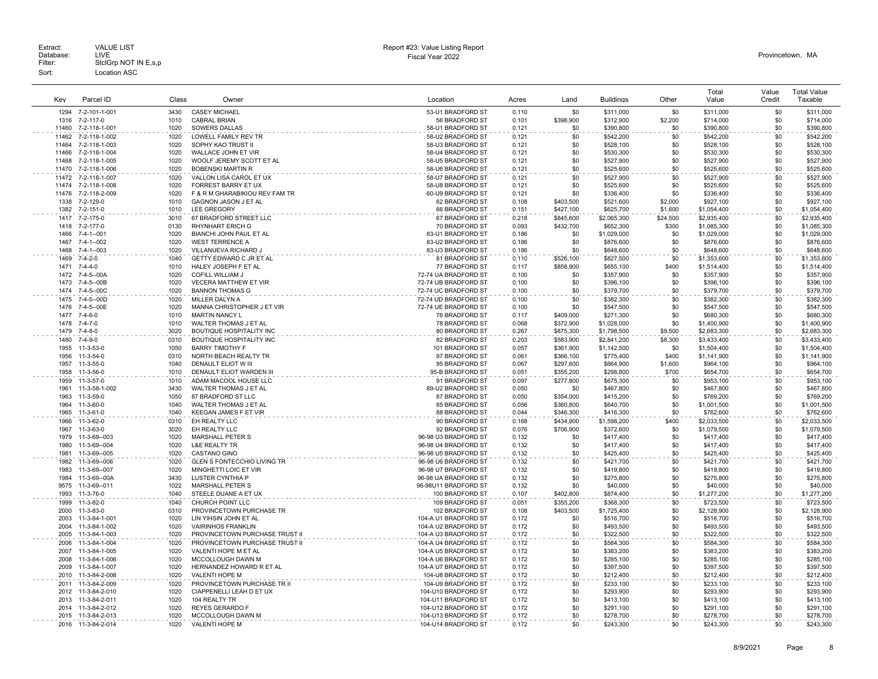Extract: VALUE LIST
Database: LIVE
Filter: StclGrp NOT IN E,s,p
Sort: Location ASC

Report #23: Value Listing Report
Fiscal Year 2022

Provincetown, MA

| Key | Parcel ID | Class | Owner | Location | Acres | Land | Buildings | Other | Total Value | Value Credit | Total Value Taxable |
|---|---|---|---|---|---|---|---|---|---|---|---|
| 1294 | 7-2-101-1-001 | 3430 | CASEY MICHAEL | 53-U1 BRADFORD ST | 0.110 | $0 | $311,000 | $0 | $311,000 | $0 | $311,000 |
| 1316 | 7-2-117-0 | 1010 | CABRAL BRIAN | 56 BRADFORD ST | 0.101 | $398,900 | $312,900 | $2,200 | $714,000 | $0 | $714,000 |
| 11460 | 7-2-118-1-001 | 1020 | SOWERS DALLAS | 58-U1 BRADFORD ST | 0.121 | $0 | $390,800 | $0 | $390,800 | $0 | $390,800 |
| 11462 | 7-2-118-1-002 | 1020 | LOWELL FAMILY REV TR | 58-U2 BRADFORD ST | 0.121 | $0 | $542,200 | $0 | $542,200 | $0 | $542,200 |
| 11464 | 7-2-118-1-003 | 1020 | SOPHY KAO TRUST II | 58-U3 BRADFORD ST | 0.121 | $0 | $528,100 | $0 | $528,100 | $0 | $528,100 |
| 11466 | 7-2-118-1-004 | 1020 | WALLACE JOHN ET VIR | 58-U4 BRADFORD ST | 0.121 | $0 | $530,300 | $0 | $530,300 | $0 | $530,300 |
| 11468 | 7-2-118-1-005 | 1020 | WOOLF JEREMY SCOTT ET AL | 58-U5 BRADFORD ST | 0.121 | $0 | $527,900 | $0 | $527,900 | $0 | $527,900 |
| 11470 | 7-2-118-1-006 | 1020 | BOBENSKI MARTIN R | 58-U6 BRADFORD ST | 0.121 | $0 | $525,600 | $0 | $525,600 | $0 | $525,600 |
| 11472 | 7-2-118-1-007 | 1020 | VALLON LISA CAROL ET UX | 58-U7 BRADFORD ST | 0.121 | $0 | $527,900 | $0 | $527,900 | $0 | $527,900 |
| 11474 | 7-2-118-1-008 | 1020 | FORREST BARRY ET UX | 58-U8 BRADFORD ST | 0.121 | $0 | $525,600 | $0 | $525,600 | $0 | $525,600 |
| 11476 | 7-2-118-2-009 | 1020 | F & R M GHARABIKIOU REV FAM TR | 60-U9 BRADFORD ST | 0.121 | $0 | $336,400 | $0 | $336,400 | $0 | $336,400 |
| 1338 | 7-2-129-0 | 1010 | GAGNON JASON J ET AL | 62 BRADFORD ST | 0.108 | $403,500 | $521,600 | $2,000 | $927,100 | $0 | $927,100 |
| 1382 | 7-2-151-0 | 1010 | LEE GREGORY | 66 BRADFORD ST | 0.151 | $427,100 | $625,700 | $1,600 | $1,054,400 | $0 | $1,054,400 |
| 1417 | 7-2-175-0 | 3010 | 67 BRADFORD STREET LLC | 67 BRADFORD ST | 0.218 | $845,600 | $2,065,300 | $24,500 | $2,935,400 | $0 | $2,935,400 |
| 1418 | 7-2-177-0 | 0130 | RHYNHART ERICH G | 70 BRADFORD ST | 0.093 | $432,700 | $652,300 | $300 | $1,085,300 | $0 | $1,085,300 |
| 1466 | 7-4-1--001 | 1020 | BIANCHI JOHN PAUL ET AL | 83-U1 BRADFORD ST | 0.186 | $0 | $1,029,000 | $0 | $1,029,000 | $0 | $1,029,000 |
| 1467 | 7-4-1--002 | 1020 | WEST TERRENCE A | 83-U2 BRADFORD ST | 0.186 | $0 | $876,600 | $0 | $876,600 | $0 | $876,600 |
| 1468 | 7-4-1--003 | 1020 | VILLANUEVA RICHARD J | 83-U3 BRADFORD ST | 0.186 | $0 | $648,600 | $0 | $648,600 | $0 | $648,600 |
| 1469 | 7-4-2-0 | 1040 | GETTY EDWARD C JR ET AL | 81 BRADFORD ST | 0.110 | $526,100 | $827,500 | $0 | $1,353,600 | $0 | $1,353,600 |
| 1471 | 7-4-4-0 | 1010 | HALEY JOSEPH F ET AL | 77 BRADFORD ST | 0.117 | $858,900 | $655,100 | $400 | $1,514,400 | $0 | $1,514,400 |
| 1472 | 7-4-5--00A | 1020 | COFILL WILLIAM J | 72-74 UA BRADFORD ST | 0.100 | $0 | $357,900 | $0 | $357,900 | $0 | $357,900 |
| 1473 | 7-4-5--00B | 1020 | VECERA MATTHEW ET VIR | 72-74 UB BRADFORD ST | 0.100 | $0 | $396,100 | $0 | $396,100 | $0 | $396,100 |
| 1474 | 7-4-5--00C | 1020 | BANNON THOMAS G | 72-74 UC BRADFORD ST | 0.100 | $0 | $379,700 | $0 | $379,700 | $0 | $379,700 |
| 1475 | 7-4-5--00D | 1020 | MILLER DALYN A | 72-74 UD BRADFORD ST | 0.100 | $0 | $382,300 | $0 | $382,300 | $0 | $382,300 |
| 1476 | 7-4-5--00E | 1020 | MANNA CHRISTOPHER J ET VIR | 72-74 UE BRADFORD ST | 0.100 | $0 | $547,500 | $0 | $547,500 | $0 | $547,500 |
| 1477 | 7-4-6-0 | 1010 | MARTIN NANCY L | 76 BRADFORD ST | 0.117 | $409,000 | $271,300 | $0 | $680,300 | $0 | $680,300 |
| 1478 | 7-4-7-0 | 1010 | WALTER THOMAS J ET AL | 78 BRADFORD ST | 0.068 | $372,900 | $1,028,000 | $0 | $1,400,900 | $0 | $1,400,900 |
| 1479 | 7-4-8-0 | 3020 | BOUTIQUE HOSPITALITY INC | 80 BRADFORD ST | 0.267 | $875,300 | $1,798,500 | $9,500 | $2,683,300 | $0 | $2,683,300 |
| 1480 | 7-4-9-0 | 0310 | BOUTIQUE HOSPITALITY INC | 82 BRADFORD ST | 0.203 | $583,900 | $2,841,200 | $8,300 | $3,433,400 | $0 | $3,433,400 |
| 1955 | 11-3-53-0 | 1050 | BARRY TIMOTHY F | 101 BRADFORD ST | 0.057 | $361,900 | $1,142,500 | $0 | $1,504,400 | $0 | $1,504,400 |
| 1956 | 11-3-54-0 | 0310 | NORTH BEACH REALTY TR | 97 BRADFORD ST | 0.061 | $366,100 | $775,400 | $400 | $1,141,900 | $0 | $1,141,900 |
| 1957 | 11-3-55-0 | 1040 | DENAULT ELIOT W III | 95 BRADFORD ST | 0.067 | $297,600 | $664,900 | $1,600 | $964,100 | $0 | $964,100 |
| 1958 | 11-3-56-0 | 1010 | DENAULT ELIOT WARDEN III | 95-B BRADFORD ST | 0.051 | $355,200 | $298,800 | $700 | $654,700 | $0 | $654,700 |
| 1959 | 11-3-57-0 | 1010 | ADAM MACOOL HOUSE LLC | 91 BRADFORD ST | 0.097 | $277,800 | $675,300 | $0 | $953,100 | $0 | $953,100 |
| 1961 | 11-3-58-1-002 | 3430 | WALTER THOMAS J ET AL | 89-U2 BRADFORD ST | 0.050 | $0 | $467,800 | $0 | $467,800 | $0 | $467,800 |
| 1963 | 11-3-59-0 | 1050 | 87 BRADFORD ST LLC | 87 BRADFORD ST | 0.050 | $354,000 | $415,200 | $0 | $769,200 | $0 | $769,200 |
| 1964 | 11-3-60-0 | 1040 | WALTER THOMAS J ET AL | 85 BRADFORD ST | 0.056 | $360,800 | $640,700 | $0 | $1,001,500 | $0 | $1,001,500 |
| 1965 | 11-3-61-0 | 1040 | KEEGAN JAMES F ET VIR | 88 BRADFORD ST | 0.044 | $346,300 | $416,300 | $0 | $762,600 | $0 | $762,600 |
| 1966 | 11-3-62-0 | 0310 | EH REALTY LLC | 90 BRADFORD ST | 0.168 | $434,900 | $1,598,200 | $400 | $2,033,500 | $0 | $2,033,500 |
| 1967 | 11-3-63-0 | 3020 | EH REALTY LLC | 92 BRADFORD ST | 0.076 | $706,900 | $372,600 | $0 | $1,079,500 | $0 | $1,079,500 |
| 1979 | 11-3-69--003 | 1020 | MARSHALL PETER S | 96-98 U3 BRADFORD ST | 0.132 | $0 | $417,400 | $0 | $417,400 | $0 | $417,400 |
| 1980 | 11-3-69--004 | 1020 | L&E REALTY TR | 96-98 U4 BRADFORD ST | 0.132 | $0 | $417,400 | $0 | $417,400 | $0 | $417,400 |
| 1981 | 11-3-69--005 | 1020 | CASTANO GINO | 96-98 U5 BRADFORD ST | 0.132 | $0 | $425,400 | $0 | $425,400 | $0 | $425,400 |
| 1982 | 11-3-69--006 | 1020 | GLEN S FONTECCHIO LIVING TR | 96-98 U6 BRADFORD ST | 0.132 | $0 | $421,700 | $0 | $421,700 | $0 | $421,700 |
| 1983 | 11-3-69--007 | 1020 | MINGHETTI LOIC ET VIR | 96-98 U7 BRADFORD ST | 0.132 | $0 | $419,800 | $0 | $419,800 | $0 | $419,800 |
| 1984 | 11-3-69--00A | 3430 | LUSTER CYNTHIA P | 96-98 UA BRADFORD ST | 0.132 | $0 | $275,800 | $0 | $275,800 | $0 | $275,800 |
| 9575 | 11-3-69--011 | 1022 | MARSHALL PETER S | 96-98U11 BRADFORD ST | 0.132 | $0 | $40,000 | $0 | $40,000 | $0 | $40,000 |
| 1993 | 11-3-76-0 | 1040 | STEELE DUANE A ET UX | 100 BRADFORD ST | 0.107 | $402,800 | $874,400 | $0 | $1,277,200 | $0 | $1,277,200 |
| 1999 | 11-3-82-0 | 1040 | CHURCH POINT LLC | 109 BRADFORD ST | 0.051 | $355,200 | $368,300 | $0 | $723,500 | $0 | $723,500 |
| 2000 | 11-3-83-0 | 0310 | PROVINCETOWN PURCHASE TR | 102 BRADFORD ST | 0.108 | $403,500 | $1,725,400 | $0 | $2,128,900 | $0 | $2,128,900 |
| 2003 | 11-3-84-1-001 | 1020 | LIN YIHSIN JOHN ET AL | 104-A U1 BRADFORD ST | 0.172 | $0 | $516,700 | $0 | $516,700 | $0 | $516,700 |
| 2004 | 11-3-84-1-002 | 1020 | VAIRINHOS FRANKLIN | 104-A U2 BRADFORD ST | 0.172 | $0 | $493,500 | $0 | $493,500 | $0 | $493,500 |
| 2005 | 11-3-84-1-003 | 1020 | PROVINCETOWN PURCHASE TRUST II | 104-A U3 BRADFORD ST | 0.172 | $0 | $322,500 | $0 | $322,500 | $0 | $322,500 |
| 2006 | 11-3-84-1-004 | 1020 | PROVINCETOWN PURCHASE TRUST II | 104-A U4 BRADFORD ST | 0.172 | $0 | $584,300 | $0 | $584,300 | $0 | $584,300 |
| 2007 | 11-3-84-1-005 | 1020 | VALENTI HOPE M ET AL | 104-A U5 BRADFORD ST | 0.172 | $0 | $383,200 | $0 | $383,200 | $0 | $383,200 |
| 2008 | 11-3-84-1-006 | 1020 | MCCOLLOUGH DAWN M | 104-A U6 BRADFORD ST | 0.172 | $0 | $285,100 | $0 | $285,100 | $0 | $285,100 |
| 2009 | 11-3-84-1-007 | 1020 | HERNANDEZ HOWARD R ET AL | 104-A U7 BRADFORD ST | 0.172 | $0 | $397,500 | $0 | $397,500 | $0 | $397,500 |
| 2010 | 11-3-84-2-008 | 1020 | VALENTI HOPE M | 104-U8 BRADFORD ST | 0.172 | $0 | $212,400 | $0 | $212,400 | $0 | $212,400 |
| 2011 | 11-3-84-2-009 | 1020 | PROVINCETOWN PURCHASE TR II | 104-U9 BRADFORD ST | 0.172 | $0 | $233,100 | $0 | $233,100 | $0 | $233,100 |
| 2012 | 11-3-84-2-010 | 1020 | CIAPPENELLI LEAH D ET UX | 104-U10 BRADFORD ST | 0.172 | $0 | $293,900 | $0 | $293,900 | $0 | $293,900 |
| 2013 | 11-3-84-2-011 | 1020 | 104 REALTY TR | 104-U11 BRADFORD ST | 0.172 | $0 | $413,100 | $0 | $413,100 | $0 | $413,100 |
| 2014 | 11-3-84-2-012 | 1020 | REYES GERARDO F | 104-U12 BRADFORD ST | 0.172 | $0 | $291,100 | $0 | $291,100 | $0 | $291,100 |
| 2015 | 11-3-84-2-013 | 1020 | MCCOLLOUGH DAWN M | 104-U13 BRADFORD ST | 0.172 | $0 | $278,700 | $0 | $278,700 | $0 | $278,700 |
| 2016 | 11-3-84-2-014 | 1020 | VALENTI HOPE M | 104-U14 BRADFORD ST | 0.172 | $0 | $243,300 | $0 | $243,300 | $0 | $243,300 |

8/9/2021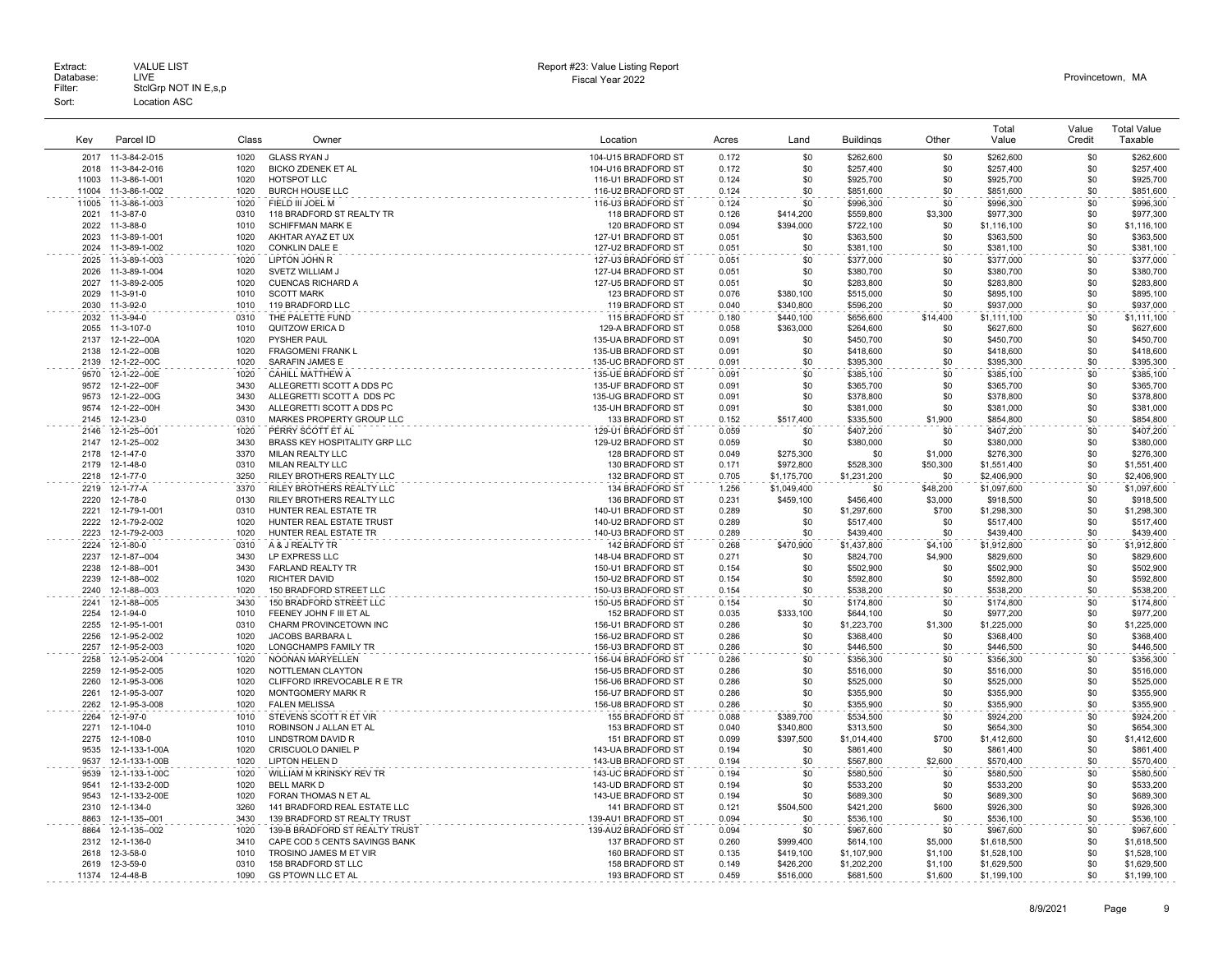Extract: VALUE LIST
Database: LIVE
Filter: StclGrp NOT IN E,s,p
Sort: Location ASC

Report #23: Value Listing Report
Fiscal Year 2022

Provincetown, MA

| Key | Parcel ID | Class | Owner | Location | Acres | Land | Buildings | Other | Total Value | Value Credit | Total Value Taxable |
|---|---|---|---|---|---|---|---|---|---|---|---|
| 2017 | 11-3-84-2-015 | 1020 | GLASS RYAN J | 104-U15 BRADFORD ST | 0.172 | $0 | $262,600 | $0 | $262,600 | $0 | $262,600 |
| 2018 | 11-3-84-2-016 | 1020 | BICKO ZDENEK ET AL | 104-U16 BRADFORD ST | 0.172 | $0 | $257,400 | $0 | $257,400 | $0 | $257,400 |
| 11003 | 11-3-86-1-001 | 1020 | HOTSPOT LLC | 116-U1 BRADFORD ST | 0.124 | $0 | $925,700 | $0 | $925,700 | $0 | $925,700 |
| 11004 | 11-3-86-1-002 | 1020 | BURCH HOUSE LLC | 116-U2 BRADFORD ST | 0.124 | $0 | $851,600 | $0 | $851,600 | $0 | $851,600 |
| 11005 | 11-3-86-1-003 | 1020 | FIELD III JOEL M | 116-U3 BRADFORD ST | 0.124 | $0 | $996,300 | $0 | $996,300 | $0 | $996,300 |
| 2021 | 11-3-87-0 | 0310 | 118 BRADFORD ST REALTY TR | 118 BRADFORD ST | 0.126 | $414,200 | $559,800 | $3,300 | $977,300 | $0 | $977,300 |
| 2022 | 11-3-88-0 | 1010 | SCHIFFMAN MARK E | 120 BRADFORD ST | 0.094 | $394,000 | $722,100 | $0 | $1,116,100 | $0 | $1,116,100 |
| 2023 | 11-3-89-1-001 | 1020 | AKHTAR AYAZ ET UX | 127-U1 BRADFORD ST | 0.051 | $0 | $363,500 | $0 | $363,500 | $0 | $363,500 |
| 2024 | 11-3-89-1-002 | 1020 | CONKLIN DALE E | 127-U2 BRADFORD ST | 0.051 | $0 | $381,100 | $0 | $381,100 | $0 | $381,100 |
| 2025 | 11-3-89-1-003 | 1020 | LIPTON JOHN R | 127-U3 BRADFORD ST | 0.051 | $0 | $377,000 | $0 | $377,000 | $0 | $377,000 |
| 2026 | 11-3-89-1-004 | 1020 | SVETZ WILLIAM J | 127-U4 BRADFORD ST | 0.051 | $0 | $380,700 | $0 | $380,700 | $0 | $380,700 |
| 2027 | 11-3-89-2-005 | 1020 | CUENCAS RICHARD A | 127-U5 BRADFORD ST | 0.051 | $0 | $283,800 | $0 | $283,800 | $0 | $283,800 |
| 2029 | 11-3-91-0 | 1010 | SCOTT MARK | 123 BRADFORD ST | 0.076 | $380,100 | $515,000 | $0 | $895,100 | $0 | $895,100 |
| 2030 | 11-3-92-0 | 1010 | 119 BRADFORD LLC | 119 BRADFORD ST | 0.040 | $340,800 | $596,200 | $0 | $937,000 | $0 | $937,000 |
| 2032 | 11-3-94-0 | 0310 | THE PALETTE FUND | 115 BRADFORD ST | 0.180 | $440,100 | $656,600 | $14,400 | $1,111,100 | $0 | $1,111,100 |
| 2055 | 11-3-107-0 | 1010 | QUITZOW ERICA D | 129-A BRADFORD ST | 0.058 | $363,000 | $264,600 | $0 | $627,600 | $0 | $627,600 |
| 2137 | 12-1-22--00A | 1020 | PYSHER PAUL | 135-UA BRADFORD ST | 0.091 | $0 | $450,700 | $0 | $450,700 | $0 | $450,700 |
| 2138 | 12-1-22--00B | 1020 | FRAGOMENI FRANK L | 135-UB BRADFORD ST | 0.091 | $0 | $418,600 | $0 | $418,600 | $0 | $418,600 |
| 2139 | 12-1-22--00C | 1020 | SARAFIN JAMES E | 135-UC BRADFORD ST | 0.091 | $0 | $395,300 | $0 | $395,300 | $0 | $395,300 |
| 9570 | 12-1-22--00E | 1020 | CAHILL MATTHEW A | 135-UE BRADFORD ST | 0.091 | $0 | $385,100 | $0 | $385,100 | $0 | $385,100 |
| 9572 | 12-1-22--00F | 3430 | ALLEGRETTI SCOTT A DDS PC | 135-UF BRADFORD ST | 0.091 | $0 | $365,700 | $0 | $365,700 | $0 | $365,700 |
| 9573 | 12-1-22--00G | 3430 | ALLEGRETTI SCOTT A DDS PC | 135-UG BRADFORD ST | 0.091 | $0 | $378,800 | $0 | $378,800 | $0 | $378,800 |
| 9574 | 12-1-22--00H | 3430 | ALLEGRETTI SCOTT A DDS PC | 135-UH BRADFORD ST | 0.091 | $0 | $381,000 | $0 | $381,000 | $0 | $381,000 |
| 2145 | 12-1-23-0 | 0310 | MARKES PROPERTY GROUP LLC | 133 BRADFORD ST | 0.152 | $517,400 | $335,500 | $1,900 | $854,800 | $0 | $854,800 |
| 2146 | 12-1-25--001 | 1020 | PERRY SCOTT ET AL | 129-U1 BRADFORD ST | 0.059 | $0 | $407,200 | $0 | $407,200 | $0 | $407,200 |
| 2147 | 12-1-25--002 | 3430 | BRASS KEY HOSPITALITY GRP LLC | 129-U2 BRADFORD ST | 0.059 | $0 | $380,000 | $0 | $380,000 | $0 | $380,000 |
| 2178 | 12-1-47-0 | 3370 | MILAN REALTY LLC | 128 BRADFORD ST | 0.049 | $275,300 | $0 | $1,000 | $276,300 | $0 | $276,300 |
| 2179 | 12-1-48-0 | 0310 | MILAN REALTY LLC | 130 BRADFORD ST | 0.171 | $972,800 | $528,300 | $50,300 | $1,551,400 | $0 | $1,551,400 |
| 2218 | 12-1-77-0 | 3250 | RILEY BROTHERS REALTY LLC | 132 BRADFORD ST | 0.705 | $1,175,700 | $1,231,200 | $0 | $2,406,900 | $0 | $2,406,900 |
| 2219 | 12-1-77-A | 3370 | RILEY BROTHERS REALTY LLC | 134 BRADFORD ST | 1.256 | $1,049,400 | $0 | $48,200 | $1,097,600 | $0 | $1,097,600 |
| 2220 | 12-1-78-0 | 0130 | RILEY BROTHERS REALTY LLC | 136 BRADFORD ST | 0.231 | $459,100 | $456,400 | $3,000 | $918,500 | $0 | $918,500 |
| 2221 | 12-1-79-1-001 | 0310 | HUNTER REAL ESTATE TR | 140-U1 BRADFORD ST | 0.289 | $0 | $1,297,600 | $700 | $1,298,300 | $0 | $1,298,300 |
| 2222 | 12-1-79-2-002 | 1020 | HUNTER REAL ESTATE TRUST | 140-U2 BRADFORD ST | 0.289 | $0 | $517,400 | $0 | $517,400 | $0 | $517,400 |
| 2223 | 12-1-79-2-003 | 1020 | HUNTER REAL ESTATE TR | 140-U3 BRADFORD ST | 0.289 | $0 | $439,400 | $0 | $439,400 | $0 | $439,400 |
| 2224 | 12-1-80-0 | 0310 | A & J REALTY TR | 142 BRADFORD ST | 0.268 | $470,900 | $1,437,800 | $4,100 | $1,912,800 | $0 | $1,912,800 |
| 2237 | 12-1-87--004 | 3430 | LP EXPRESS LLC | 148-U4 BRADFORD ST | 0.271 | $0 | $824,700 | $4,900 | $829,600 | $0 | $829,600 |
| 2238 | 12-1-88--001 | 3430 | FARLAND REALTY TR | 150-U1 BRADFORD ST | 0.154 | $0 | $502,900 | $0 | $502,900 | $0 | $502,900 |
| 2239 | 12-1-88--002 | 1020 | RICHTER DAVID | 150-U2 BRADFORD ST | 0.154 | $0 | $592,800 | $0 | $592,800 | $0 | $592,800 |
| 2240 | 12-1-88--003 | 1020 | 150 BRADFORD STREET LLC | 150-U3 BRADFORD ST | 0.154 | $0 | $538,200 | $0 | $538,200 | $0 | $538,200 |
| 2241 | 12-1-88--005 | 3430 | 150 BRADFORD STREET LLC | 150-U5 BRADFORD ST | 0.154 | $0 | $174,800 | $0 | $174,800 | $0 | $174,800 |
| 2254 | 12-1-94-0 | 1010 | FEENEY JOHN F III ET AL | 152 BRADFORD ST | 0.035 | $333,100 | $644,100 | $0 | $977,200 | $0 | $977,200 |
| 2255 | 12-1-95-1-001 | 0310 | CHARM PROVINCETOWN INC | 156-U1 BRADFORD ST | 0.286 | $0 | $1,223,700 | $1,300 | $1,225,000 | $0 | $1,225,000 |
| 2256 | 12-1-95-2-002 | 1020 | JACOBS BARBARA L | 156-U2 BRADFORD ST | 0.286 | $0 | $368,400 | $0 | $368,400 | $0 | $368,400 |
| 2257 | 12-1-95-2-003 | 1020 | LONGCHAMPS FAMILY TR | 156-U3 BRADFORD ST | 0.286 | $0 | $446,500 | $0 | $446,500 | $0 | $446,500 |
| 2258 | 12-1-95-2-004 | 1020 | NOONAN MARYELLEN | 156-U4 BRADFORD ST | 0.286 | $0 | $356,300 | $0 | $356,300 | $0 | $356,300 |
| 2259 | 12-1-95-2-005 | 1020 | NOTTLEMAN CLAYTON | 156-U5 BRADFORD ST | 0.286 | $0 | $516,000 | $0 | $516,000 | $0 | $516,000 |
| 2260 | 12-1-95-3-006 | 1020 | CLIFFORD IRREVOCABLE R E TR | 156-U6 BRADFORD ST | 0.286 | $0 | $525,000 | $0 | $525,000 | $0 | $525,000 |
| 2261 | 12-1-95-3-007 | 1020 | MONTGOMERY MARK R | 156-U7 BRADFORD ST | 0.286 | $0 | $355,900 | $0 | $355,900 | $0 | $355,900 |
| 2262 | 12-1-95-3-008 | 1020 | FALEN MELISSA | 156-U8 BRADFORD ST | 0.286 | $0 | $355,900 | $0 | $355,900 | $0 | $355,900 |
| 2264 | 12-1-97-0 | 1010 | STEVENS SCOTT R ET VIR | 155 BRADFORD ST | 0.088 | $389,700 | $534,500 | $0 | $924,200 | $0 | $924,200 |
| 2271 | 12-1-104-0 | 1010 | ROBINSON J ALLAN ET AL | 153 BRADFORD ST | 0.040 | $340,800 | $313,500 | $0 | $654,300 | $0 | $654,300 |
| 2275 | 12-1-108-0 | 1010 | LINDSTROM DAVID R | 151 BRADFORD ST | 0.099 | $397,500 | $1,014,400 | $700 | $1,412,600 | $0 | $1,412,600 |
| 9535 | 12-1-133-1-00A | 1020 | CRISCUOLO DANIEL P | 143-UA BRADFORD ST | 0.194 | $0 | $861,400 | $0 | $861,400 | $0 | $861,400 |
| 9537 | 12-1-133-1-00B | 1020 | LIPTON HELEN D | 143-UB BRADFORD ST | 0.194 | $0 | $567,800 | $2,600 | $570,400 | $0 | $570,400 |
| 9539 | 12-1-133-1-00C | 1020 | WILLIAM M KRINSKY REV TR | 143-UC BRADFORD ST | 0.194 | $0 | $580,500 | $0 | $580,500 | $0 | $580,500 |
| 9541 | 12-1-133-2-00D | 1020 | BELL MARK D | 143-UD BRADFORD ST | 0.194 | $0 | $533,200 | $0 | $533,200 | $0 | $533,200 |
| 9543 | 12-1-133-2-00E | 1020 | FORAN THOMAS N ET AL | 143-UE BRADFORD ST | 0.194 | $0 | $689,300 | $0 | $689,300 | $0 | $689,300 |
| 2310 | 12-1-134-0 | 3260 | 141 BRADFORD REAL ESTATE LLC | 141 BRADFORD ST | 0.121 | $504,500 | $421,200 | $600 | $926,300 | $0 | $926,300 |
| 8863 | 12-1-135--001 | 3430 | 139 BRADFORD ST REALTY TRUST | 139-AU1 BRADFORD ST | 0.094 | $0 | $536,100 | $0 | $536,100 | $0 | $536,100 |
| 8864 | 12-1-135--002 | 1020 | 139-B BRADFORD ST REALTY TRUST | 139-AU2 BRADFORD ST | 0.094 | $0 | $967,600 | $0 | $967,600 | $0 | $967,600 |
| 2312 | 12-1-136-0 | 3410 | CAPE COD 5 CENTS SAVINGS BANK | 137 BRADFORD ST | 0.260 | $999,400 | $614,100 | $5,000 | $1,618,500 | $0 | $1,618,500 |
| 2618 | 12-3-58-0 | 1010 | TROSINO JAMES M ET VIR | 160 BRADFORD ST | 0.135 | $419,100 | $1,107,900 | $1,100 | $1,528,100 | $0 | $1,528,100 |
| 2619 | 12-3-59-0 | 0310 | 158 BRADFORD ST LLC | 158 BRADFORD ST | 0.149 | $426,200 | $1,202,200 | $1,100 | $1,629,500 | $0 | $1,629,500 |
| 11374 | 12-4-48-B | 1090 | GS PTOWN LLC ET AL | 193 BRADFORD ST | 0.459 | $516,000 | $681,500 | $1,600 | $1,199,100 | $0 | $1,199,100 |

8/9/2021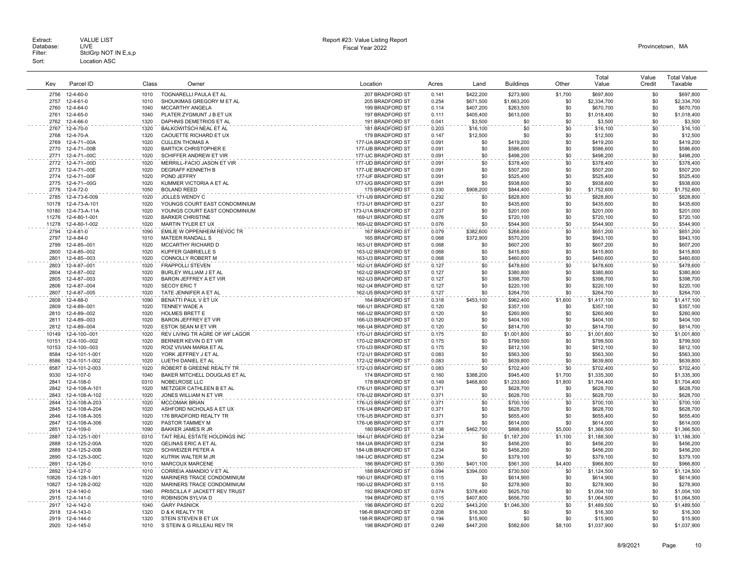Extract: VALUE LIST
Database: LIVE
Filter: StclGrp NOT IN E,s,p
Sort: Location ASC

Report #23: Value Listing Report
Fiscal Year 2022

Provincetown, MA

| Key | Parcel ID | Class | Owner | Location | Acres | Land | Buildings | Other | Total Value | Value Credit | Total Value Taxable |
|---|---|---|---|---|---|---|---|---|---|---|---|
| 2756 | 12-4-60-0 | 1010 | TOGNARELLI PAULA ET AL | 207 BRADFORD ST | 0.141 | $422,200 | $273,900 | $1,700 | $697,800 | $0 | $697,800 |
| 2757 | 12-4-61-0 | 1010 | SHOUKIMAS GREGORY M ET AL | 205 BRADFORD ST | 0.254 | $671,500 | $1,663,200 | $0 | $2,334,700 | $0 | $2,334,700 |
| 2760 | 12-4-64-0 | 1040 | MCCARTHY ANGELA | 199 BRADFORD ST | 0.114 | $407,200 | $263,500 | $0 | $670,700 | $0 | $670,700 |
| 2761 | 12-4-65-0 | 1040 | PLATER ZYGMUNT J B ET UX | 197 BRADFORD ST | 0.111 | $405,400 | $613,000 | $0 | $1,018,400 | $0 | $1,018,400 |
| 2762 | 12-4-66-0 | 1320 | DAPHNIS DEMETRIOS ET AL | 191 BRADFORD ST | 0.041 | $3,500 | $0 | $0 | $3,500 | $0 | $3,500 |
| 2767 | 12-4-70-0 | 1320 | BALKOWITSCH NEAL ET AL | 181 BRADFORD ST | 0.203 | $16,100 | $0 | $0 | $16,100 | $0 | $16,100 |
| 2768 | 12-4-70-A | 1320 | CAOUETTE RICHARD ET UX | 179 BRADFORD ST | 0.147 | $12,500 | $0 | $0 | $12,500 | $0 | $12,500 |
| 2769 | 12-4-71--00A | 1020 | CULLEN THOMAS A | 177-UA BRADFORD ST | 0.091 | $0 | $419,200 | $0 | $419,200 | $0 | $419,200 |
| 2770 | 12-4-71--00B | 1020 | BARTICK CHRISTOPHER E | 177-UB BRADFORD ST | 0.091 | $0 | $586,600 | $0 | $586,600 | $0 | $586,600 |
| 2771 | 12-4-71--00C | 1020 | SCHIFFER ANDREW ET VIR | 177-UC BRADFORD ST | 0.091 | $0 | $498,200 | $0 | $498,200 | $0 | $498,200 |
| 2772 | 12-4-71--00D | 1020 | MERRILL-FACIO JASON ET VIR | 177-UD BRADFORD ST | 0.091 | $0 | $378,400 | $0 | $378,400 | $0 | $378,400 |
| 2773 | 12-4-71--00E | 1020 | DEGRAFF KENNETH B | 177-UE BRADFORD ST | 0.091 | $0 | $507,200 | $0 | $507,200 | $0 | $507,200 |
| 2774 | 12-4-71--00F | 1020 | POND JEFFRY | 177-UF BRADFORD ST | 0.091 | $0 | $525,400 | $0 | $525,400 | $0 | $525,400 |
| 2775 | 12-4-71--00G | 1020 | KUMMER VICTORIA A ET AL | 177-UG BRADFORD ST | 0.091 | $0 | $938,600 | $0 | $938,600 | $0 | $938,600 |
| 2776 | 12-4-72-0 | 1050 | BOLAND REED | 175 BRADFORD ST | 0.330 | $908,200 | $844,400 | $0 | $1,752,600 | $0 | $1,752,600 |
| 2785 | 12-4-73-6-009 | 1020 | JOLLES WENDY C | 171-U9 BRADFORD ST | 0.292 | $0 | $828,800 | $0 | $828,800 | $0 | $828,800 |
| 10178 | 12-4-73-A-101 | 1020 | YOUNGS COURT EAST CONDOMINIUM | 173-U1 BRADFORD ST | 0.237 | $0 | $435,600 | $0 | $435,600 | $0 | $435,600 |
| 10180 | 12-4-73-A-11A | 1020 | YOUNGS COURT EAST CONDOMINIUM | 173-U1A BRADFORD ST | 0.237 | $0 | $201,000 | $0 | $201,000 | $0 | $201,000 |
| 11276 | 12-4-80-1-001 | 1020 | BARKER CHRISTINE | 169-U1 BRADFORD ST | 0.076 | $0 | $720,100 | $0 | $720,100 | $0 | $720,100 |
| 11278 | 12-4-80-1-002 | 1020 | MARTIN TYLER ET UX | 169-U2 BRADFORD ST | 0.076 | $0 | $544,900 | $0 | $544,900 | $0 | $544,900 |
| 2794 | 12-4-81-0 | 1090 | EMILIE W OPPENHEIM REVOC TR | 167 BRADFORD ST | 0.079 | $382,600 | $268,600 | $0 | $651,200 | $0 | $651,200 |
| 2797 | 12-4-84-0 | 1010 | MATEER RANDALL S | 165 BRADFORD ST | 0.068 | $372,900 | $570,200 | $0 | $943,100 | $0 | $943,100 |
| 2799 | 12-4-85--001 | 1020 | MCCARTHY RICHARD D | 163-U1 BRADFORD ST | 0.068 | $0 | $607,200 | $0 | $607,200 | $0 | $607,200 |
| 2800 | 12-4-85--002 | 1020 | KUPFER GABRIELLE S | 163-U2 BRADFORD ST | 0.068 | $0 | $415,800 | $0 | $415,800 | $0 | $415,800 |
| 2801 | 12-4-85--003 | 1020 | CONNOLLY ROBERT M | 163-U3 BRADFORD ST | 0.068 | $0 | $460,600 | $0 | $460,600 | $0 | $460,600 |
| 2803 | 12-4-87--001 | 1020 | FRAPPOLLI STEVEN | 162-U1 BRADFORD ST | 0.127 | $0 | $478,600 | $0 | $478,600 | $0 | $478,600 |
| 2804 | 12-4-87--002 | 1020 | BURLEY WILLIAM J ET AL | 162-U2 BRADFORD ST | 0.127 | $0 | $380,800 | $0 | $380,800 | $0 | $380,800 |
| 2805 | 12-4-87--003 | 1020 | BARON JEFFREY A ET VIR | 162-U3 BRADFORD ST | 0.127 | $0 | $398,700 | $0 | $398,700 | $0 | $398,700 |
| 2806 | 12-4-87--004 | 1020 | SECOY ERIC T | 162-U4 BRADFORD ST | 0.127 | $0 | $220,100 | $0 | $220,100 | $0 | $220,100 |
| 2807 | 12-4-87--005 | 1020 | TATE JENNIFER A ET AL | 162-U5 BRADFORD ST | 0.127 | $0 | $264,700 | $0 | $264,700 | $0 | $264,700 |
| 2808 | 12-4-88-0 | 1090 | BENATTI PAUL V ET UX | 164 BRADFORD ST | 0.318 | $453,100 | $962,400 | $1,600 | $1,417,100 | $0 | $1,417,100 |
| 2809 | 12-4-89--001 | 1020 | TENNEY WADE A | 166-U1 BRADFORD ST | 0.120 | $0 | $357,100 | $0 | $357,100 | $0 | $357,100 |
| 2810 | 12-4-89--002 | 1020 | HOLMES BRETT E | 166-U2 BRADFORD ST | 0.120 | $0 | $260,900 | $0 | $260,900 | $0 | $260,900 |
| 2811 | 12-4-89--003 | 1020 | BARON JEFFREY ET VIR | 166-U3 BRADFORD ST | 0.120 | $0 | $404,100 | $0 | $404,100 | $0 | $404,100 |
| 2812 | 12-4-89--004 | 1020 | ESTOK SEAN M ET VIR | 166-U4 BRADFORD ST | 0.120 | $0 | $814,700 | $0 | $814,700 | $0 | $814,700 |
| 10149 | 12-4-100--001 | 1020 | REV LIVING TR AGRE OF WF LAGOR | 170-U1 BRADFORD ST | 0.175 | $0 | $1,001,800 | $0 | $1,001,800 | $0 | $1,001,800 |
| 10151 | 12-4-100--002 | 1020 | BERNIER KEVIN D ET VIR | 170-U2 BRADFORD ST | 0.175 | $0 | $799,500 | $0 | $799,500 | $0 | $799,500 |
| 10153 | 12-4-100--003 | 1020 | ROIZ VIVIAN MARIA ET AL | 170-U3 BRADFORD ST | 0.175 | $0 | $812,100 | $0 | $812,100 | $0 | $812,100 |
| 8584 | 12-4-101-1-001 | 1020 | YORK JEFFREY J ET AL | 172-U1 BRADFORD ST | 0.083 | $0 | $563,300 | $0 | $563,300 | $0 | $563,300 |
| 8586 | 12-4-101-1-002 | 1020 | LUETHI DANIEL ET AL | 172-U2 BRADFORD ST | 0.083 | $0 | $639,800 | $0 | $639,800 | $0 | $639,800 |
| 8587 | 12-4-101-2-003 | 1020 | ROBERT B GREENE REALTY TR | 172-U3 BRADFORD ST | 0.083 | $0 | $702,400 | $0 | $702,400 | $0 | $702,400 |
| 9330 | 12-4-107-0 | 1040 | BAKER MITCHELL DOUGLAS ET AL | 174 BRADFORD ST | 0.160 | $388,200 | $945,400 | $1,700 | $1,335,300 | $0 | $1,335,300 |
| 2841 | 12-4-108-0 | 0310 | NOBELROSE LLC | 178 BRADFORD ST | 0.149 | $468,800 | $1,233,800 | $1,800 | $1,704,400 | $0 | $1,704,400 |
| 2842 | 12-4-108-A-101 | 1020 | METZGER CATHLEEN B ET AL | 176-U1 BRADFORD ST | 0.371 | $0 | $628,700 | $0 | $628,700 | $0 | $628,700 |
| 2843 | 12-4-108-A-102 | 1020 | JONES WILLIAM N ET VIR | 176-U2 BRADFORD ST | 0.371 | $0 | $628,700 | $0 | $628,700 | $0 | $628,700 |
| 2844 | 12-4-108-A-203 | 1020 | MCCOMAK BRIAN | 176-U3 BRADFORD ST | 0.371 | $0 | $700,100 | $0 | $700,100 | $0 | $700,100 |
| 2845 | 12-4-108-A-204 | 1020 | ASHFORD NICHOLAS A ET UX | 176-U4 BRADFORD ST | 0.371 | $0 | $628,700 | $0 | $628,700 | $0 | $628,700 |
| 2846 | 12-4-108-A-305 | 1020 | 176 BRADFORD REALTY TR | 176-U5 BRADFORD ST | 0.371 | $0 | $655,400 | $0 | $655,400 | $0 | $655,400 |
| 2847 | 12-4-108-A-306 | 1020 | PASTOR TAMMEY M | 176-U6 BRADFORD ST | 0.371 | $0 | $614,000 | $0 | $614,000 | $0 | $614,000 |
| 2851 | 12-4-109-0 | 1090 | BAKKER JAMES R JR | 180 BRADFORD ST | 0.138 | $462,700 | $898,800 | $5,000 | $1,366,500 | $0 | $1,366,500 |
| 2887 | 12-4-125-1-001 | 0310 | TAIT REAL ESTATE HOLDINGS INC | 184-U1 BRADFORD ST | 0.234 | $0 | $1,187,200 | $1,100 | $1,188,300 | $0 | $1,188,300 |
| 2888 | 12-4-125-2-00A | 1020 | GELINAS ERIC A ET AL | 184-UA BRADFORD ST | 0.234 | $0 | $456,200 | $0 | $456,200 | $0 | $456,200 |
| 2889 | 12-4-125-2-00B | 1020 | SCHWEIZER PETER A | 184-UB BRADFORD ST | 0.234 | $0 | $456,200 | $0 | $456,200 | $0 | $456,200 |
| 2890 | 12-4-125-3-00C | 1020 | KUTRIK WALTER M JR | 184-UC BRADFORD ST | 0.234 | $0 | $379,100 | $0 | $379,100 | $0 | $379,100 |
| 2891 | 12-4-126-0 | 1010 | MARCOUX MARCENE | 186 BRADFORD ST | 0.350 | $401,100 | $561,300 | $4,400 | $966,800 | $0 | $966,800 |
| 2892 | 12-4-127-0 | 1010 | CORREIA AMANDIO V ET AL | 188 BRADFORD ST | 0.094 | $394,000 | $730,500 | $0 | $1,124,500 | $0 | $1,124,500 |
| 10826 | 12-4-128-1-001 | 1020 | MARINERS TRACE CONDOMINIUM | 190-U1 BRADFORD ST | 0.115 | $0 | $614,900 | $0 | $614,900 | $0 | $614,900 |
| 10827 | 12-4-128-2-002 | 1020 | MARINERS TRACE CONDOMINIUM | 190-U2 BRADFORD ST | 0.115 | $0 | $278,900 | $0 | $278,900 | $0 | $278,900 |
| 2914 | 12-4-140-0 | 1040 | PRISCILLA F JACKETT REV TRUST | 192 BRADFORD ST | 0.074 | $378,400 | $625,700 | $0 | $1,004,100 | $0 | $1,004,100 |
| 2915 | 12-4-141-0 | 1010 | ROBINSON SYLVIA D | 194 BRADFORD ST | 0.115 | $407,800 | $656,700 | $0 | $1,064,500 | $0 | $1,064,500 |
| 2917 | 12-4-142-0 | 1040 | GARY PASNICK | 196 BRADFORD ST | 0.202 | $443,200 | $1,046,300 | $0 | $1,489,500 | $0 | $1,489,500 |
| 2918 | 12-4-143-0 | 1320 | D & K REALTY TR | 196-R BRADFORD ST | 0.208 | $16,300 | $0 | $0 | $16,300 | $0 | $16,300 |
| 2919 | 12-4-144-0 | 1320 | STEIN STEVEN B ET UX | 198-R BRADFORD ST | 0.194 | $15,900 | $0 | $0 | $15,900 | $0 | $15,900 |
| 2920 | 12-4-145-0 | 1010 | S STEIN & G RILLEAU REV TR | 198 BRADFORD ST | 0.249 | $447,200 | $582,600 | $8,100 | $1,037,900 | $0 | $1,037,900 |

8/9/2021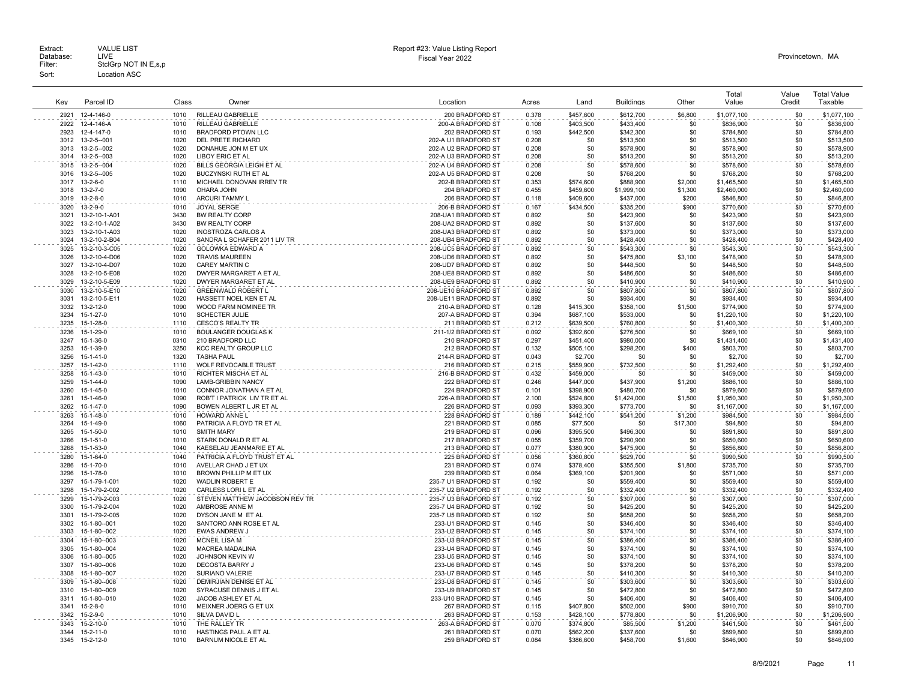Extract: VALUE LIST
Database: LIVE
Filter: StclGrp NOT IN E,s,p
Sort: Location ASC

Report #23: Value Listing Report
Fiscal Year 2022

Provincetown, MA

| Key | Parcel ID | Class | Owner | Location | Acres | Land | Buildings | Other | Total Value | Value Credit | Total Value Taxable |
|---|---|---|---|---|---|---|---|---|---|---|---|
| 2921 | 12-4-146-0 | 1010 | RILLEAU GABRIELLE | 200 BRADFORD ST | 0.378 | $457,600 | $612,700 | $6,800 | $1,077,100 | $0 | $1,077,100 |
| 2922 | 12-4-146-A | 1010 | RILLEAU GABRIELLE | 200-A BRADFORD ST | 0.108 | $403,500 | $433,400 | $0 | $836,900 | $0 | $836,900 |
| 2923 | 12-4-147-0 | 1010 | BRADFORD PTOWN LLC | 202 BRADFORD ST | 0.193 | $442,500 | $342,300 | $0 | $784,800 | $0 | $784,800 |
| 3012 | 13-2-5--001 | 1020 | DEL PRETE RICHARD | 202-A U1 BRADFORD ST | 0.208 | $0 | $513,500 | $0 | $513,500 | $0 | $513,500 |
| 3013 | 13-2-5--002 | 1020 | DONAHUE JON M ET UX | 202-A U2 BRADFORD ST | 0.208 | $0 | $578,900 | $0 | $578,900 | $0 | $578,900 |
| 3014 | 13-2-5--003 | 1020 | LIBOY ERIC ET AL | 202-A U3 BRADFORD ST | 0.208 | $0 | $513,200 | $0 | $513,200 | $0 | $513,200 |
| 3015 | 13-2-5--004 | 1020 | BILLS GEORGIA LEIGH ET AL | 202-A U4 BRADFORD ST | 0.208 | $0 | $578,600 | $0 | $578,600 | $0 | $578,600 |
| 3016 | 13-2-5--005 | 1020 | BUCZYNSKI RUTH ET AL | 202-A U5 BRADFORD ST | 0.208 | $0 | $768,200 | $0 | $768,200 | $0 | $768,200 |
| 3017 | 13-2-6-0 | 1110 | MICHAEL DONOVAN IRREV TR | 202-B BRADFORD ST | 0.353 | $574,600 | $888,900 | $2,000 | $1,465,500 | $0 | $1,465,500 |
| 3018 | 13-2-7-0 | 1090 | OHARA JOHN | 204 BRADFORD ST | 0.455 | $459,600 | $1,999,100 | $1,300 | $2,460,000 | $0 | $2,460,000 |
| 3019 | 13-2-8-0 | 1010 | ARCURI TAMMY L | 206 BRADFORD ST | 0.118 | $409,600 | $437,000 | $200 | $846,800 | $0 | $846,800 |
| 3020 | 13-2-9-0 | 1010 | JOYAL SERGE | 206-B BRADFORD ST | 0.167 | $434,500 | $335,200 | $900 | $770,600 | $0 | $770,600 |
| 3021 | 13-2-10-1-A01 | 3430 | BW REALTY CORP | 208-UA1 BRADFORD ST | 0.892 | $0 | $423,900 | $0 | $423,900 | $0 | $423,900 |
| 3022 | 13-2-10-1-A02 | 3430 | BW REALTY CORP | 208-UA2 BRADFORD ST | 0.892 | $0 | $137,600 | $0 | $137,600 | $0 | $137,600 |
| 3023 | 13-2-10-1-A03 | 1020 | INOSTROZA CARLOS A | 208-UA3 BRADFORD ST | 0.892 | $0 | $373,000 | $0 | $373,000 | $0 | $373,000 |
| 3024 | 13-2-10-2-B04 | 1020 | SANDRA L SCHAFER 2011 LIV TR | 208-UB4 BRADFORD ST | 0.892 | $0 | $428,400 | $0 | $428,400 | $0 | $428,400 |
| 3025 | 13-2-10-3-C05 | 1020 | GOLOWKA EDWARD A | 208-UC5 BRADFORD ST | 0.892 | $0 | $543,300 | $0 | $543,300 | $0 | $543,300 |
| 3026 | 13-2-10-4-D06 | 1020 | TRAVIS MAUREEN | 208-UD6 BRADFORD ST | 0.892 | $0 | $475,800 | $3,100 | $478,900 | $0 | $478,900 |
| 3027 | 13-2-10-4-D07 | 1020 | CAREY MARTIN C | 208-UD7 BRADFORD ST | 0.892 | $0 | $448,500 | $0 | $448,500 | $0 | $448,500 |
| 3028 | 13-2-10-5-E08 | 1020 | DWYER MARGARET A ET AL | 208-UE8 BRADFORD ST | 0.892 | $0 | $486,600 | $0 | $486,600 | $0 | $486,600 |
| 3029 | 13-2-10-5-E09 | 1020 | DWYER MARGARET ET AL | 208-UE9 BRADFORD ST | 0.892 | $0 | $410,900 | $0 | $410,900 | $0 | $410,900 |
| 3030 | 13-2-10-5-E10 | 1020 | GREENWALD ROBERT L | 208-UE10 BRADFORD ST | 0.892 | $0 | $807,800 | $0 | $807,800 | $0 | $807,800 |
| 3031 | 13-2-10-5-E11 | 1020 | HASSETT NOEL KEN ET AL | 208-UE11 BRADFORD ST | 0.892 | $0 | $934,400 | $0 | $934,400 | $0 | $934,400 |
| 3032 | 13-2-12-0 | 1090 | WOOD FARM NOMINEE TR | 210-A BRADFORD ST | 0.128 | $415,300 | $358,100 | $1,500 | $774,900 | $0 | $774,900 |
| 3234 | 15-1-27-0 | 1010 | SCHECTER JULIE | 207-A BRADFORD ST | 0.394 | $687,100 | $533,000 | $0 | $1,220,100 | $0 | $1,220,100 |
| 3235 | 15-1-28-0 | 1110 | CESCO'S REALTY TR | 211 BRADFORD ST | 0.212 | $639,500 | $760,800 | $0 | $1,400,300 | $0 | $1,400,300 |
| 3236 | 15-1-29-0 | 1010 | BOULANGER DOUGLAS K | 211-1/2 BRADFORD ST | 0.092 | $392,600 | $276,500 | $0 | $669,100 | $0 | $669,100 |
| 3247 | 15-1-36-0 | 0310 | 210 BRADFORD LLC | 210 BRADFORD ST | 0.297 | $451,400 | $980,000 | $0 | $1,431,400 | $0 | $1,431,400 |
| 3253 | 15-1-39-0 | 3250 | KCC REALTY GROUP LLC | 212 BRADFORD ST | 0.132 | $505,100 | $298,200 | $400 | $803,700 | $0 | $803,700 |
| 3256 | 15-1-41-0 | 1320 | TASHA PAUL | 214-R BRADFORD ST | 0.043 | $2,700 | $0 | $0 | $2,700 | $0 | $2,700 |
| 3257 | 15-1-42-0 | 1110 | WOLF REVOCABLE TRUST | 216 BRADFORD ST | 0.215 | $559,900 | $732,500 | $0 | $1,292,400 | $0 | $1,292,400 |
| 3258 | 15-1-43-0 | 1010 | RICHTER MISCHA ET AL | 216-B BRADFORD ST | 0.432 | $459,000 | $0 | $0 | $459,000 | $0 | $459,000 |
| 3259 | 15-1-44-0 | 1090 | LAMB-GRIBBIN NANCY | 222 BRADFORD ST | 0.246 | $447,000 | $437,900 | $1,200 | $886,100 | $0 | $886,100 |
| 3260 | 15-1-45-0 | 1010 | CONNOR JONATHAN A ET AL | 224 BRADFORD ST | 0.101 | $398,900 | $480,700 | $0 | $879,600 | $0 | $879,600 |
| 3261 | 15-1-46-0 | 1090 | ROB'T I PATRICK LIV TR ET AL | 226-A BRADFORD ST | 2.100 | $524,800 | $1,424,000 | $1,500 | $1,950,300 | $0 | $1,950,300 |
| 3262 | 15-1-47-0 | 1090 | BOWEN ALBERT L JR ET AL | 226 BRADFORD ST | 0.093 | $393,300 | $773,700 | $0 | $1,167,000 | $0 | $1,167,000 |
| 3263 | 15-1-48-0 | 1010 | HOWARD ANNE L | 228 BRADFORD ST | 0.189 | $442,100 | $541,200 | $1,200 | $984,500 | $0 | $984,500 |
| 3264 | 15-1-49-0 | 1060 | PATRICIA A FLOYD TR ET AL | 221 BRADFORD ST | 0.085 | $77,500 | $0 | $17,300 | $94,800 | $0 | $94,800 |
| 3265 | 15-1-50-0 | 1010 | SMITH MARY | 219 BRADFORD ST | 0.096 | $395,500 | $496,300 | $0 | $891,800 | $0 | $891,800 |
| 3266 | 15-1-51-0 | 1010 | STARK DONALD R ET AL | 217 BRADFORD ST | 0.055 | $359,700 | $290,900 | $0 | $650,600 | $0 | $650,600 |
| 3268 | 15-1-53-0 | 1040 | KAESELAU JEANMARIE ET AL | 213 BRADFORD ST | 0.077 | $380,900 | $475,900 | $0 | $856,800 | $0 | $856,800 |
| 3280 | 15-1-64-0 | 1040 | PATRICIA A FLOYD TRUST ET AL | 225 BRADFORD ST | 0.056 | $360,800 | $629,700 | $0 | $990,500 | $0 | $990,500 |
| 3286 | 15-1-70-0 | 1010 | AVELLAR CHAD J ET UX | 231 BRADFORD ST | 0.074 | $378,400 | $355,500 | $1,800 | $735,700 | $0 | $735,700 |
| 3296 | 15-1-78-0 | 1010 | BROWN PHILLIP M ET UX | 239 BRADFORD ST | 0.064 | $369,100 | $201,900 | $0 | $571,000 | $0 | $571,000 |
| 3297 | 15-1-79-1-001 | 1020 | WADLIN ROBERT E | 235-7 U1 BRADFORD ST | 0.192 | $0 | $559,400 | $0 | $559,400 | $0 | $559,400 |
| 3298 | 15-1-79-2-002 | 1020 | CARLESS LORI L ET AL | 235-7 U2 BRADFORD ST | 0.192 | $0 | $332,400 | $0 | $332,400 | $0 | $332,400 |
| 3299 | 15-1-79-2-003 | 1020 | STEVEN MATTHEW JACOBSON REV TR | 235-7 U3 BRADFORD ST | 0.192 | $0 | $307,000 | $0 | $307,000 | $0 | $307,000 |
| 3300 | 15-1-79-2-004 | 1020 | AMBROSE ANNE M | 235-7 U4 BRADFORD ST | 0.192 | $0 | $425,200 | $0 | $425,200 | $0 | $425,200 |
| 3301 | 15-1-79-2-005 | 1020 | DYSON JANE M ET AL | 235-7 U5 BRADFORD ST | 0.192 | $0 | $658,200 | $0 | $658,200 | $0 | $658,200 |
| 3302 | 15-1-80--001 | 1020 | SANTORO ANN ROSE ET AL | 233-U1 BRADFORD ST | 0.145 | $0 | $346,400 | $0 | $346,400 | $0 | $346,400 |
| 3303 | 15-1-80--002 | 1020 | EWAS ANDREW J | 233-U2 BRADFORD ST | 0.145 | $0 | $374,100 | $0 | $374,100 | $0 | $374,100 |
| 3304 | 15-1-80--003 | 1020 | MCNEIL LISA M | 233-U3 BRADFORD ST | 0.145 | $0 | $386,400 | $0 | $386,400 | $0 | $386,400 |
| 3305 | 15-1-80--004 | 1020 | MACREA MADALINA | 233-U4 BRADFORD ST | 0.145 | $0 | $374,100 | $0 | $374,100 | $0 | $374,100 |
| 3306 | 15-1-80--005 | 1020 | JOHNSON KEVIN W | 233-U5 BRADFORD ST | 0.145 | $0 | $374,100 | $0 | $374,100 | $0 | $374,100 |
| 3307 | 15-1-80--006 | 1020 | DECOSTA BARRY J | 233-U6 BRADFORD ST | 0.145 | $0 | $378,200 | $0 | $378,200 | $0 | $378,200 |
| 3308 | 15-1-80--007 | 1020 | SURIANO VALERIE | 233-U7 BRADFORD ST | 0.145 | $0 | $410,300 | $0 | $410,300 | $0 | $410,300 |
| 3309 | 15-1-80--008 | 1020 | DEMIRJIAN DENISE ET AL | 233-U8 BRADFORD ST | 0.145 | $0 | $303,600 | $0 | $303,600 | $0 | $303,600 |
| 3310 | 15-1-80--009 | 1020 | SYRACUSE DENNIS J ET AL | 233-U9 BRADFORD ST | 0.145 | $0 | $472,800 | $0 | $472,800 | $0 | $472,800 |
| 3311 | 15-1-80--010 | 1020 | JACOB ASHLEY ET AL | 233-U10 BRADFORD ST | 0.145 | $0 | $406,400 | $0 | $406,400 | $0 | $406,400 |
| 3341 | 15-2-8-0 | 1010 | MEIXNER JOERG G ET UX | 267 BRADFORD ST | 0.115 | $407,800 | $502,000 | $900 | $910,700 | $0 | $910,700 |
| 3342 | 15-2-9-0 | 1010 | SILVA DAVID L | 263 BRADFORD ST | 0.153 | $428,100 | $778,800 | $0 | $1,206,900 | $0 | $1,206,900 |
| 3343 | 15-2-10-0 | 1010 | THE RALLEY TR | 263-A BRADFORD ST | 0.070 | $374,800 | $85,500 | $1,200 | $461,500 | $0 | $461,500 |
| 3344 | 15-2-11-0 | 1010 | HASTINGS PAUL A ET AL | 261 BRADFORD ST | 0.070 | $562,200 | $337,600 | $0 | $899,800 | $0 | $899,800 |
| 3345 | 15-2-12-0 | 1010 | BARNUM NICOLE ET AL | 259 BRADFORD ST | 0.084 | $386,600 | $458,700 | $1,600 | $846,900 | $0 | $846,900 |

8/9/2021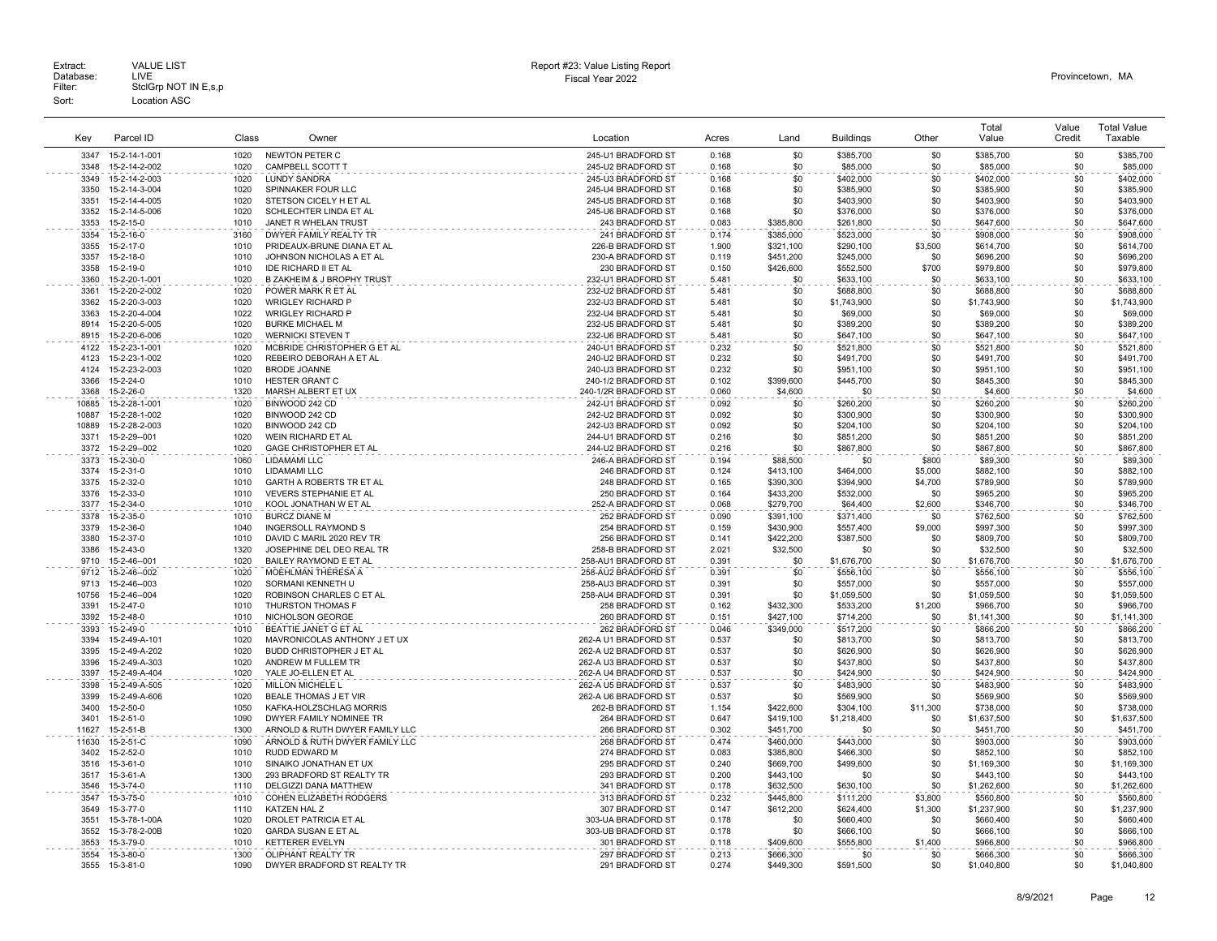Extract: VALUE LIST
Database: LIVE
Filter: StclGrp NOT IN E,s,p
Sort: Location ASC

Report #23: Value Listing Report
Fiscal Year 2022

Provincetown, MA

| Key | Parcel ID | Class | Owner | Location | Acres | Land | Buildings | Other | Total Value | Value Credit | Total Value Taxable |
|---|---|---|---|---|---|---|---|---|---|---|---|
| 3347 | 15-2-14-1-001 | 1020 | NEWTON PETER C | 245-U1 BRADFORD ST | 0.168 | $0 | $385,700 | $0 | $385,700 | $0 | $385,700 |
| 3348 | 15-2-14-2-002 | 1020 | CAMPBELL SCOTT T | 245-U2 BRADFORD ST | 0.168 | $0 | $85,000 | $0 | $85,000 | $0 | $85,000 |
| 3349 | 15-2-14-2-003 | 1020 | LUNDY SANDRA | 245-U3 BRADFORD ST | 0.168 | $0 | $402,000 | $0 | $402,000 | $0 | $402,000 |
| 3350 | 15-2-14-3-004 | 1020 | SPINNAKER FOUR LLC | 245-U4 BRADFORD ST | 0.168 | $0 | $385,900 | $0 | $385,900 | $0 | $385,900 |
| 3351 | 15-2-14-4-005 | 1020 | STETSON CICELY H ET AL | 245-U5 BRADFORD ST | 0.168 | $0 | $403,900 | $0 | $403,900 | $0 | $403,900 |
| 3352 | 15-2-14-5-006 | 1020 | SCHLECHTER LINDA ET AL | 245-U6 BRADFORD ST | 0.168 | $0 | $376,000 | $0 | $376,000 | $0 | $376,000 |
| 3353 | 15-2-15-0 | 1010 | JANET R WHELAN TRUST | 243 BRADFORD ST | 0.083 | $385,800 | $261,800 | $0 | $647,600 | $0 | $647,600 |
| 3354 | 15-2-16-0 | 3160 | DWYER FAMILY REALTY TR | 241 BRADFORD ST | 0.174 | $385,000 | $523,000 | $0 | $908,000 | $0 | $908,000 |
| 3355 | 15-2-17-0 | 1010 | PRIDEAUX-BRUNE DIANA ET AL | 226-B BRADFORD ST | 1.900 | $321,100 | $290,100 | $3,500 | $614,700 | $0 | $614,700 |
| 3357 | 15-2-18-0 | 1010 | JOHNSON NICHOLAS A ET AL | 230-A BRADFORD ST | 0.119 | $451,200 | $245,000 | $0 | $696,200 | $0 | $696,200 |
| 3358 | 15-2-19-0 | 1010 | IDE RICHARD II ET AL | 230 BRADFORD ST | 0.150 | $426,600 | $552,500 | $700 | $979,800 | $0 | $979,800 |
| 3360 | 15-2-20-1-001 | 1020 | B ZAKHEIM & J BROPHY TRUST | 232-U1 BRADFORD ST | 5.481 | $0 | $633,100 | $0 | $633,100 | $0 | $633,100 |
| 3361 | 15-2-20-2-002 | 1020 | POWER MARK R ET AL | 232-U2 BRADFORD ST | 5.481 | $0 | $688,800 | $0 | $688,800 | $0 | $688,800 |
| 3362 | 15-2-20-3-003 | 1020 | WRIGLEY RICHARD P | 232-U3 BRADFORD ST | 5.481 | $0 | $1,743,900 | $0 | $1,743,900 | $0 | $1,743,900 |
| 3363 | 15-2-20-4-004 | 1022 | WRIGLEY RICHARD P | 232-U4 BRADFORD ST | 5.481 | $0 | $69,000 | $0 | $69,000 | $0 | $69,000 |
| 8914 | 15-2-20-5-005 | 1020 | BURKE MICHAEL M | 232-U5 BRADFORD ST | 5.481 | $0 | $389,200 | $0 | $389,200 | $0 | $389,200 |
| 8915 | 15-2-20-6-006 | 1020 | WERNICKI STEVEN T | 232-U6 BRADFORD ST | 5.481 | $0 | $647,100 | $0 | $647,100 | $0 | $647,100 |
| 4122 | 15-2-23-1-001 | 1020 | MCBRIDE CHRISTOPHER G ET AL | 240-U1 BRADFORD ST | 0.232 | $0 | $521,800 | $0 | $521,800 | $0 | $521,800 |
| 4123 | 15-2-23-1-002 | 1020 | REBEIRO DEBORAH A ET AL | 240-U2 BRADFORD ST | 0.232 | $0 | $491,700 | $0 | $491,700 | $0 | $491,700 |
| 4124 | 15-2-23-2-003 | 1020 | BRODE JOANNE | 240-U3 BRADFORD ST | 0.232 | $0 | $951,100 | $0 | $951,100 | $0 | $951,100 |
| 3366 | 15-2-24-0 | 1010 | HESTER GRANT C | 240-1/2 BRADFORD ST | 0.102 | $399,600 | $445,700 | $0 | $845,300 | $0 | $845,300 |
| 3368 | 15-2-26-0 | 1320 | MARSH ALBERT ET UX | 240-1/2R BRADFORD ST | 0.060 | $4,600 | $0 | $0 | $4,600 | $0 | $4,600 |
| 10885 | 15-2-28-1-001 | 1020 | BINWOOD 242 CD | 242-U1 BRADFORD ST | 0.092 | $0 | $260,200 | $0 | $260,200 | $0 | $260,200 |
| 10887 | 15-2-28-1-002 | 1020 | BINWOOD 242 CD | 242-U2 BRADFORD ST | 0.092 | $0 | $300,900 | $0 | $300,900 | $0 | $300,900 |
| 10889 | 15-2-28-2-003 | 1020 | BINWOOD 242 CD | 242-U3 BRADFORD ST | 0.092 | $0 | $204,100 | $0 | $204,100 | $0 | $204,100 |
| 3371 | 15-2-29--001 | 1020 | WEIN RICHARD ET AL | 244-U1 BRADFORD ST | 0.216 | $0 | $851,200 | $0 | $851,200 | $0 | $851,200 |
| 3372 | 15-2-29--002 | 1020 | GAGE CHRISTOPHER ET AL | 244-U2 BRADFORD ST | 0.216 | $0 | $867,800 | $0 | $867,800 | $0 | $867,800 |
| 3373 | 15-2-30-0 | 1060 | LIDAMAMI LLC | 246-A BRADFORD ST | 0.194 | $88,500 | $0 | $800 | $89,300 | $0 | $89,300 |
| 3374 | 15-2-31-0 | 1010 | LIDAMAMI LLC | 246 BRADFORD ST | 0.124 | $413,100 | $464,000 | $5,000 | $882,100 | $0 | $882,100 |
| 3375 | 15-2-32-0 | 1010 | GARTH A ROBERTS TR ET AL | 248 BRADFORD ST | 0.165 | $390,300 | $394,900 | $4,700 | $789,900 | $0 | $789,900 |
| 3376 | 15-2-33-0 | 1010 | VEVERS STEPHANIE ET AL | 250 BRADFORD ST | 0.164 | $433,200 | $532,000 | $0 | $965,200 | $0 | $965,200 |
| 3377 | 15-2-34-0 | 1010 | KOOL JONATHAN W ET AL | 252-A BRADFORD ST | 0.068 | $279,700 | $64,400 | $2,600 | $346,700 | $0 | $346,700 |
| 3378 | 15-2-35-0 | 1010 | BURCZ DIANE M | 252 BRADFORD ST | 0.090 | $391,100 | $371,400 | $0 | $762,500 | $0 | $762,500 |
| 3379 | 15-2-36-0 | 1040 | INGERSOLL RAYMOND S | 254 BRADFORD ST | 0.159 | $430,900 | $557,400 | $9,000 | $997,300 | $0 | $997,300 |
| 3380 | 15-2-37-0 | 1010 | DAVID C MARIL 2020 REV TR | 256 BRADFORD ST | 0.141 | $422,200 | $387,500 | $0 | $809,700 | $0 | $809,700 |
| 3386 | 15-2-43-0 | 1320 | JOSEPHINE DEL DEO REAL TR | 258-B BRADFORD ST | 2.021 | $32,500 | $0 | $0 | $32,500 | $0 | $32,500 |
| 9710 | 15-2-46--001 | 1020 | BAILEY RAYMOND E ET AL | 258-AU1 BRADFORD ST | 0.391 | $0 | $1,676,700 | $0 | $1,676,700 | $0 | $1,676,700 |
| 9712 | 15-2-46--002 | 1020 | MOEHLMAN THERESA A | 258-AU2 BRADFORD ST | 0.391 | $0 | $556,100 | $0 | $556,100 | $0 | $556,100 |
| 9713 | 15-2-46--003 | 1020 | SORMANI KENNETH U | 258-AU3 BRADFORD ST | 0.391 | $0 | $557,000 | $0 | $557,000 | $0 | $557,000 |
| 10756 | 15-2-46--004 | 1020 | ROBINSON CHARLES C ET AL | 258-AU4 BRADFORD ST | 0.391 | $0 | $1,059,500 | $0 | $1,059,500 | $0 | $1,059,500 |
| 3391 | 15-2-47-0 | 1010 | THURSTON THOMAS F | 258 BRADFORD ST | 0.162 | $432,300 | $533,200 | $1,200 | $966,700 | $0 | $966,700 |
| 3392 | 15-2-48-0 | 1010 | NICHOLSON GEORGE | 260 BRADFORD ST | 0.151 | $427,100 | $714,200 | $0 | $1,141,300 | $0 | $1,141,300 |
| 3393 | 15-2-49-0 | 1010 | BEATTIE JANET G ET AL | 262 BRADFORD ST | 0.046 | $349,000 | $517,200 | $0 | $866,200 | $0 | $866,200 |
| 3394 | 15-2-49-A-101 | 1020 | MAVRONICOLAS ANTHONY J ET UX | 262-A U1 BRADFORD ST | 0.537 | $0 | $813,700 | $0 | $813,700 | $0 | $813,700 |
| 3395 | 15-2-49-A-202 | 1020 | BUDD CHRISTOPHER J ET AL | 262-A U2 BRADFORD ST | 0.537 | $0 | $626,900 | $0 | $626,900 | $0 | $626,900 |
| 3396 | 15-2-49-A-303 | 1020 | ANDREW M FULLEM TR | 262-A U3 BRADFORD ST | 0.537 | $0 | $437,800 | $0 | $437,800 | $0 | $437,800 |
| 3397 | 15-2-49-A-404 | 1020 | YALE JO-ELLEN ET AL | 262-A U4 BRADFORD ST | 0.537 | $0 | $424,900 | $0 | $424,900 | $0 | $424,900 |
| 3398 | 15-2-49-A-505 | 1020 | MILLON MICHELE L | 262-A U5 BRADFORD ST | 0.537 | $0 | $483,900 | $0 | $483,900 | $0 | $483,900 |
| 3399 | 15-2-49-A-606 | 1020 | BEALE THOMAS J ET VIR | 262-A U6 BRADFORD ST | 0.537 | $0 | $569,900 | $0 | $569,900 | $0 | $569,900 |
| 3400 | 15-2-50-0 | 1050 | KAFKA-HOLZSCHLAG MORRIS | 262-B BRADFORD ST | 1.154 | $422,600 | $304,100 | $11,300 | $738,000 | $0 | $738,000 |
| 3401 | 15-2-51-0 | 1090 | DWYER FAMILY NOMINEE TR | 264 BRADFORD ST | 0.647 | $419,100 | $1,218,400 | $0 | $1,637,500 | $0 | $1,637,500 |
| 11627 | 15-2-51-B | 1300 | ARNOLD & RUTH DWYER FAMILY LLC | 266 BRADFORD ST | 0.302 | $451,700 | $0 | $0 | $451,700 | $0 | $451,700 |
| 11630 | 15-2-51-C | 1090 | ARNOLD & RUTH DWYER FAMILY LLC | 268 BRADFORD ST | 0.474 | $460,000 | $443,000 | $0 | $903,000 | $0 | $903,000 |
| 3402 | 15-2-52-0 | 1010 | RUDD EDWARD M | 274 BRADFORD ST | 0.083 | $385,800 | $466,300 | $0 | $852,100 | $0 | $852,100 |
| 3516 | 15-3-61-0 | 1010 | SINAIKO JONATHAN ET UX | 295 BRADFORD ST | 0.240 | $669,700 | $499,600 | $0 | $1,169,300 | $0 | $1,169,300 |
| 3517 | 15-3-61-A | 1300 | 293 BRADFORD ST REALTY TR | 293 BRADFORD ST | 0.200 | $443,100 | $0 | $0 | $443,100 | $0 | $443,100 |
| 3546 | 15-3-74-0 | 1110 | DELGIZZI DANA MATTHEW | 341 BRADFORD ST | 0.178 | $632,500 | $630,100 | $0 | $1,262,600 | $0 | $1,262,600 |
| 3547 | 15-3-75-0 | 1010 | COHEN ELIZABETH RODGERS | 313 BRADFORD ST | 0.232 | $445,800 | $111,200 | $3,800 | $560,800 | $0 | $560,800 |
| 3549 | 15-3-77-0 | 1110 | KATZEN HAL Z | 307 BRADFORD ST | 0.147 | $612,200 | $624,400 | $1,300 | $1,237,900 | $0 | $1,237,900 |
| 3551 | 15-3-78-1-00A | 1020 | DROLET PATRICIA ET AL | 303-UA BRADFORD ST | 0.178 | $0 | $660,400 | $0 | $660,400 | $0 | $660,400 |
| 3552 | 15-3-78-2-00B | 1020 | GARDA SUSAN E ET AL | 303-UB BRADFORD ST | 0.178 | $0 | $666,100 | $0 | $666,100 | $0 | $666,100 |
| 3553 | 15-3-79-0 | 1010 | KETTERER EVELYN | 301 BRADFORD ST | 0.118 | $409,600 | $555,800 | $1,400 | $966,800 | $0 | $966,800 |
| 3554 | 15-3-80-0 | 1300 | OLIPHANT REALTY TR | 297 BRADFORD ST | 0.213 | $666,300 | $0 | $0 | $666,300 | $0 | $666,300 |
| 3555 | 15-3-81-0 | 1090 | DWYER BRADFORD ST REALTY TR | 291 BRADFORD ST | 0.274 | $449,300 | $591,500 | $0 | $1,040,800 | $0 | $1,040,800 |

8/9/2021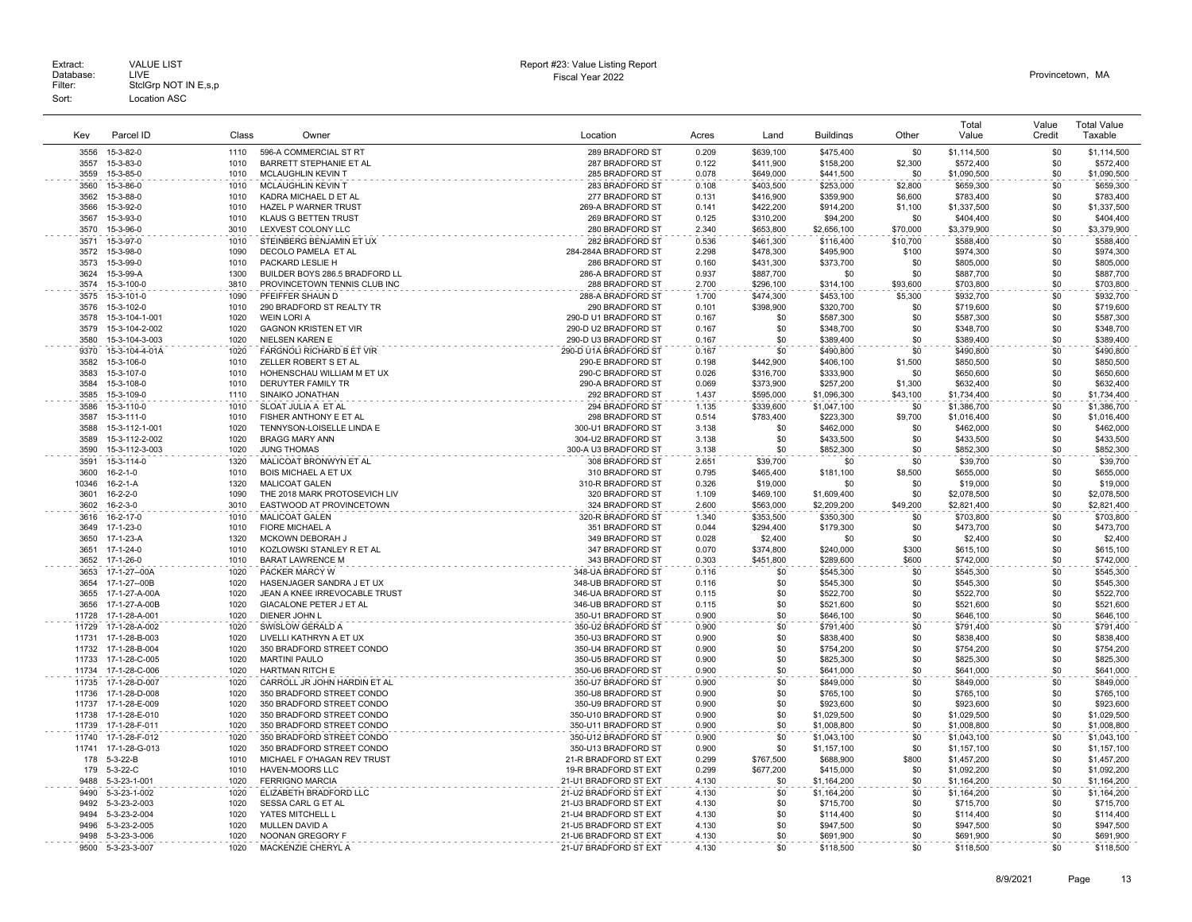Extract: VALUE LIST
Database: LIVE
Filter: StclGrp NOT IN E,s,p
Sort: Location ASC

Report #23: Value Listing Report
Fiscal Year 2022

Provincetown, MA

| Key | Parcel ID | Class | Owner | Location | Acres | Land | Buildings | Other | Total Value | Value Credit | Total Value Taxable |
|---|---|---|---|---|---|---|---|---|---|---|---|
| 3556 | 15-3-82-0 | 1110 | 596-A COMMERCIAL ST RT | 289 BRADFORD ST | 0.209 | $639,100 | $475,400 | $0 | $1,114,500 | $0 | $1,114,500 |
| 3557 | 15-3-83-0 | 1010 | BARRETT STEPHANIE ET AL | 287 BRADFORD ST | 0.122 | $411,900 | $158,200 | $2,300 | $572,400 | $0 | $572,400 |
| 3559 | 15-3-85-0 | 1010 | MCLAUGHLIN KEVIN T | 285 BRADFORD ST | 0.078 | $649,000 | $441,500 | $0 | $1,090,500 | $0 | $1,090,500 |
| 3560 | 15-3-86-0 | 1010 | MCLAUGHLIN KEVIN T | 283 BRADFORD ST | 0.108 | $403,500 | $253,000 | $2,800 | $659,300 | $0 | $659,300 |
| 3562 | 15-3-88-0 | 1010 | KADRA MICHAEL D ET AL | 277 BRADFORD ST | 0.131 | $416,900 | $359,900 | $6,600 | $783,400 | $0 | $783,400 |
| 3566 | 15-3-92-0 | 1010 | HAZEL P WARNER TRUST | 269-A BRADFORD ST | 0.141 | $422,200 | $914,200 | $1,100 | $1,337,500 | $0 | $1,337,500 |
| 3567 | 15-3-93-0 | 1010 | KLAUS G BETTEN TRUST | 269 BRADFORD ST | 0.125 | $310,200 | $94,200 | $0 | $404,400 | $0 | $404,400 |
| 3570 | 15-3-96-0 | 3010 | LEXVEST COLONY LLC | 280 BRADFORD ST | 2.340 | $653,800 | $2,656,100 | $70,000 | $3,379,900 | $0 | $3,379,900 |
| 3571 | 15-3-97-0 | 1010 | STEINBERG BENJAMIN ET UX | 282 BRADFORD ST | 0.536 | $461,300 | $116,400 | $10,700 | $588,400 | $0 | $588,400 |
| 3572 | 15-3-98-0 | 1090 | DECOLO PAMELA ET AL | 284-284A BRADFORD ST | 2.298 | $478,300 | $495,900 | $100 | $974,300 | $0 | $974,300 |
| 3573 | 15-3-99-0 | 1010 | PACKARD LESLIE H | 286 BRADFORD ST | 0.160 | $431,300 | $373,700 | $0 | $805,000 | $0 | $805,000 |
| 3624 | 15-3-99-A | 1300 | BUILDER BOYS 286.5 BRADFORD LL | 286-A BRADFORD ST | 0.937 | $887,700 | $0 | $0 | $887,700 | $0 | $887,700 |
| 3574 | 15-3-100-0 | 3810 | PROVINCETOWN TENNIS CLUB INC | 288 BRADFORD ST | 2.700 | $296,100 | $314,100 | $93,600 | $703,800 | $0 | $703,800 |
| 3575 | 15-3-101-0 | 1090 | PFEIFFER SHAUN D | 288-A BRADFORD ST | 1.700 | $474,300 | $453,100 | $5,300 | $932,700 | $0 | $932,700 |
| 3576 | 15-3-102-0 | 1010 | 290 BRADFORD ST REALTY TR | 290 BRADFORD ST | 0.101 | $398,900 | $320,700 | $0 | $719,600 | $0 | $719,600 |
| 3578 | 15-3-104-1-001 | 1020 | WEIN LORI A | 290-D U1 BRADFORD ST | 0.167 | $0 | $587,300 | $0 | $587,300 | $0 | $587,300 |
| 3579 | 15-3-104-2-002 | 1020 | GAGNON KRISTEN ET VIR | 290-D U2 BRADFORD ST | 0.167 | $0 | $348,700 | $0 | $348,700 | $0 | $348,700 |
| 3580 | 15-3-104-3-003 | 1020 | NIELSEN KAREN E | 290-D U3 BRADFORD ST | 0.167 | $0 | $389,400 | $0 | $389,400 | $0 | $389,400 |
| 9370 | 15-3-104-4-01A | 1020 | FARGNOLI RICHARD B ET VIR | 290-D U1A BRADFORD ST | 0.167 | $0 | $490,800 | $0 | $490,800 | $0 | $490,800 |
| 3582 | 15-3-106-0 | 1010 | ZELLER ROBERT S ET AL | 290-E BRADFORD ST | 0.198 | $442,900 | $406,100 | $1,500 | $850,500 | $0 | $850,500 |
| 3583 | 15-3-107-0 | 1010 | HOHENSCHAU WILLIAM M ET UX | 290-C BRADFORD ST | 0.026 | $316,700 | $333,900 | $0 | $650,600 | $0 | $650,600 |
| 3584 | 15-3-108-0 | 1010 | DERUYTER FAMILY TR | 290-A BRADFORD ST | 0.069 | $373,900 | $257,200 | $1,300 | $632,400 | $0 | $632,400 |
| 3585 | 15-3-109-0 | 1110 | SINAIKO JONATHAN | 292 BRADFORD ST | 1.437 | $595,000 | $1,096,300 | $43,100 | $1,734,400 | $0 | $1,734,400 |
| 3586 | 15-3-110-0 | 1010 | SLOAT JULIA A ET AL | 294 BRADFORD ST | 1.135 | $339,600 | $1,047,100 | $0 | $1,386,700 | $0 | $1,386,700 |
| 3587 | 15-3-111-0 | 1010 | FISHER ANTHONY E ET AL | 298 BRADFORD ST | 0.514 | $783,400 | $223,300 | $9,700 | $1,016,400 | $0 | $1,016,400 |
| 3588 | 15-3-112-1-001 | 1020 | TENNYSON-LOISELLE LINDA E | 300-U1 BRADFORD ST | 3.138 | $0 | $462,000 | $0 | $462,000 | $0 | $462,000 |
| 3589 | 15-3-112-2-002 | 1020 | BRAGG MARY ANN | 304-U2 BRADFORD ST | 3.138 | $0 | $433,500 | $0 | $433,500 | $0 | $433,500 |
| 3590 | 15-3-112-3-003 | 1020 | JUNG THOMAS | 300-A U3 BRADFORD ST | 3.138 | $0 | $852,300 | $0 | $852,300 | $0 | $852,300 |
| 3591 | 15-3-114-0 | 1320 | MALICOAT BRONWYN ET AL | 308 BRADFORD ST | 2.651 | $39,700 | $0 | $0 | $39,700 | $0 | $39,700 |
| 3600 | 16-2-1-0 | 1010 | BOIS MICHAEL A ET UX | 310 BRADFORD ST | 0.795 | $465,400 | $181,100 | $8,500 | $655,000 | $0 | $655,000 |
| 10346 | 16-2-1-A | 1320 | MALICOAT GALEN | 310-R BRADFORD ST | 0.326 | $19,000 | $0 | $0 | $19,000 | $0 | $19,000 |
| 3601 | 16-2-2-0 | 1090 | THE 2018 MARK PROTOSEVICH LIV | 320 BRADFORD ST | 1.109 | $469,100 | $1,609,400 | $0 | $2,078,500 | $0 | $2,078,500 |
| 3602 | 16-2-3-0 | 3010 | EASTWOOD AT PROVINCETOWN | 324 BRADFORD ST | 2.600 | $563,000 | $2,209,200 | $49,200 | $2,821,400 | $0 | $2,821,400 |
| 3616 | 16-2-17-0 | 1010 | MALICOAT GALEN | 320-R BRADFORD ST | 1.340 | $353,500 | $350,300 | $0 | $703,800 | $0 | $703,800 |
| 3649 | 17-1-23-0 | 1010 | FIORE MICHAEL A | 351 BRADFORD ST | 0.044 | $294,400 | $179,300 | $0 | $473,700 | $0 | $473,700 |
| 3650 | 17-1-23-A | 1320 | MCKOWN DEBORAH J | 349 BRADFORD ST | 0.028 | $2,400 | $0 | $0 | $2,400 | $0 | $2,400 |
| 3651 | 17-1-24-0 | 1010 | KOZLOWSKI STANLEY R ET AL | 347 BRADFORD ST | 0.070 | $374,800 | $240,000 | $300 | $615,100 | $0 | $615,100 |
| 3652 | 17-1-26-0 | 1010 | BARAT LAWRENCE M | 343 BRADFORD ST | 0.303 | $451,800 | $289,600 | $600 | $742,000 | $0 | $742,000 |
| 3653 | 17-1-27--00A | 1020 | PACKER MARCY W | 348-UA BRADFORD ST | 0.116 | $0 | $545,300 | $0 | $545,300 | $0 | $545,300 |
| 3654 | 17-1-27--00B | 1020 | HASENJAGER SANDRA J ET UX | 348-UB BRADFORD ST | 0.116 | $0 | $545,300 | $0 | $545,300 | $0 | $545,300 |
| 3655 | 17-1-27-A-00A | 1020 | JEAN A KNEE IRREVOCABLE TRUST | 346-UA BRADFORD ST | 0.115 | $0 | $522,700 | $0 | $522,700 | $0 | $522,700 |
| 3656 | 17-1-27-A-00B | 1020 | GIACALONE PETER J ET AL | 346-UB BRADFORD ST | 0.115 | $0 | $521,600 | $0 | $521,600 | $0 | $521,600 |
| 11728 | 17-1-28-A-001 | 1020 | DIENER JOHN L | 350-U1 BRADFORD ST | 0.900 | $0 | $646,100 | $0 | $646,100 | $0 | $646,100 |
| 11729 | 17-1-28-A-002 | 1020 | SWISLOW GERALD A | 350-U2 BRADFORD ST | 0.900 | $0 | $791,400 | $0 | $791,400 | $0 | $791,400 |
| 11731 | 17-1-28-B-003 | 1020 | LIVELLI KATHRYN A ET UX | 350-U3 BRADFORD ST | 0.900 | $0 | $838,400 | $0 | $838,400 | $0 | $838,400 |
| 11732 | 17-1-28-B-004 | 1020 | 350 BRADFORD STREET CONDO | 350-U4 BRADFORD ST | 0.900 | $0 | $754,200 | $0 | $754,200 | $0 | $754,200 |
| 11733 | 17-1-28-C-005 | 1020 | MARTINI PAULO | 350-U5 BRADFORD ST | 0.900 | $0 | $825,300 | $0 | $825,300 | $0 | $825,300 |
| 11734 | 17-1-28-C-006 | 1020 | HARTMAN RITCH E | 350-U6 BRADFORD ST | 0.900 | $0 | $641,000 | $0 | $641,000 | $0 | $641,000 |
| 11735 | 17-1-28-D-007 | 1020 | CARROLL JR JOHN HARDIN ET AL | 350-U7 BRADFORD ST | 0.900 | $0 | $849,000 | $0 | $849,000 | $0 | $849,000 |
| 11736 | 17-1-28-D-008 | 1020 | 350 BRADFORD STREET CONDO | 350-U8 BRADFORD ST | 0.900 | $0 | $765,100 | $0 | $765,100 | $0 | $765,100 |
| 11737 | 17-1-28-E-009 | 1020 | 350 BRADFORD STREET CONDO | 350-U9 BRADFORD ST | 0.900 | $0 | $923,600 | $0 | $923,600 | $0 | $923,600 |
| 11738 | 17-1-28-E-010 | 1020 | 350 BRADFORD STREET CONDO | 350-U10 BRADFORD ST | 0.900 | $0 | $1,029,500 | $0 | $1,029,500 | $0 | $1,029,500 |
| 11739 | 17-1-28-F-011 | 1020 | 350 BRADFORD STREET CONDO | 350-U11 BRADFORD ST | 0.900 | $0 | $1,008,800 | $0 | $1,008,800 | $0 | $1,008,800 |
| 11740 | 17-1-28-F-012 | 1020 | 350 BRADFORD STREET CONDO | 350-U12 BRADFORD ST | 0.900 | $0 | $1,043,100 | $0 | $1,043,100 | $0 | $1,043,100 |
| 11741 | 17-1-28-G-013 | 1020 | 350 BRADFORD STREET CONDO | 350-U13 BRADFORD ST | 0.900 | $0 | $1,157,100 | $0 | $1,157,100 | $0 | $1,157,100 |
| 178 | 5-3-22-B | 1010 | MICHAEL F O'HAGAN REV TRUST | 21-R BRADFORD ST EXT | 0.299 | $767,500 | $688,900 | $800 | $1,457,200 | $0 | $1,457,200 |
| 179 | 5-3-22-C | 1010 | HAVEN-MOORS LLC | 19-R BRADFORD ST EXT | 0.299 | $677,200 | $415,000 | $0 | $1,092,200 | $0 | $1,092,200 |
| 9488 | 5-3-23-1-001 | 1020 | FERRIGNO MARCIA | 21-U1 BRADFORD ST EXT | 4.130 | $0 | $1,164,200 | $0 | $1,164,200 | $0 | $1,164,200 |
| 9490 | 5-3-23-1-002 | 1020 | ELIZABETH BRADFORD LLC | 21-U2 BRADFORD ST EXT | 4.130 | $0 | $1,164,200 | $0 | $1,164,200 | $0 | $1,164,200 |
| 9492 | 5-3-23-2-003 | 1020 | SESSA CARL G ET AL | 21-U3 BRADFORD ST EXT | 4.130 | $0 | $715,700 | $0 | $715,700 | $0 | $715,700 |
| 9494 | 5-3-23-2-004 | 1020 | YATES MITCHELL L | 21-U4 BRADFORD ST EXT | 4.130 | $0 | $114,400 | $0 | $114,400 | $0 | $114,400 |
| 9496 | 5-3-23-2-005 | 1020 | MULLEN DAVID A | 21-U5 BRADFORD ST EXT | 4.130 | $0 | $947,500 | $0 | $947,500 | $0 | $947,500 |
| 9498 | 5-3-23-3-006 | 1020 | NOONAN GREGORY F | 21-U6 BRADFORD ST EXT | 4.130 | $0 | $691,900 | $0 | $691,900 | $0 | $691,900 |
| 9500 | 5-3-23-3-007 | 1020 | MACKENZIE CHERYL A | 21-U7 BRADFORD ST EXT | 4.130 | $0 | $118,500 | $0 | $118,500 | $0 | $118,500 |

8/9/2021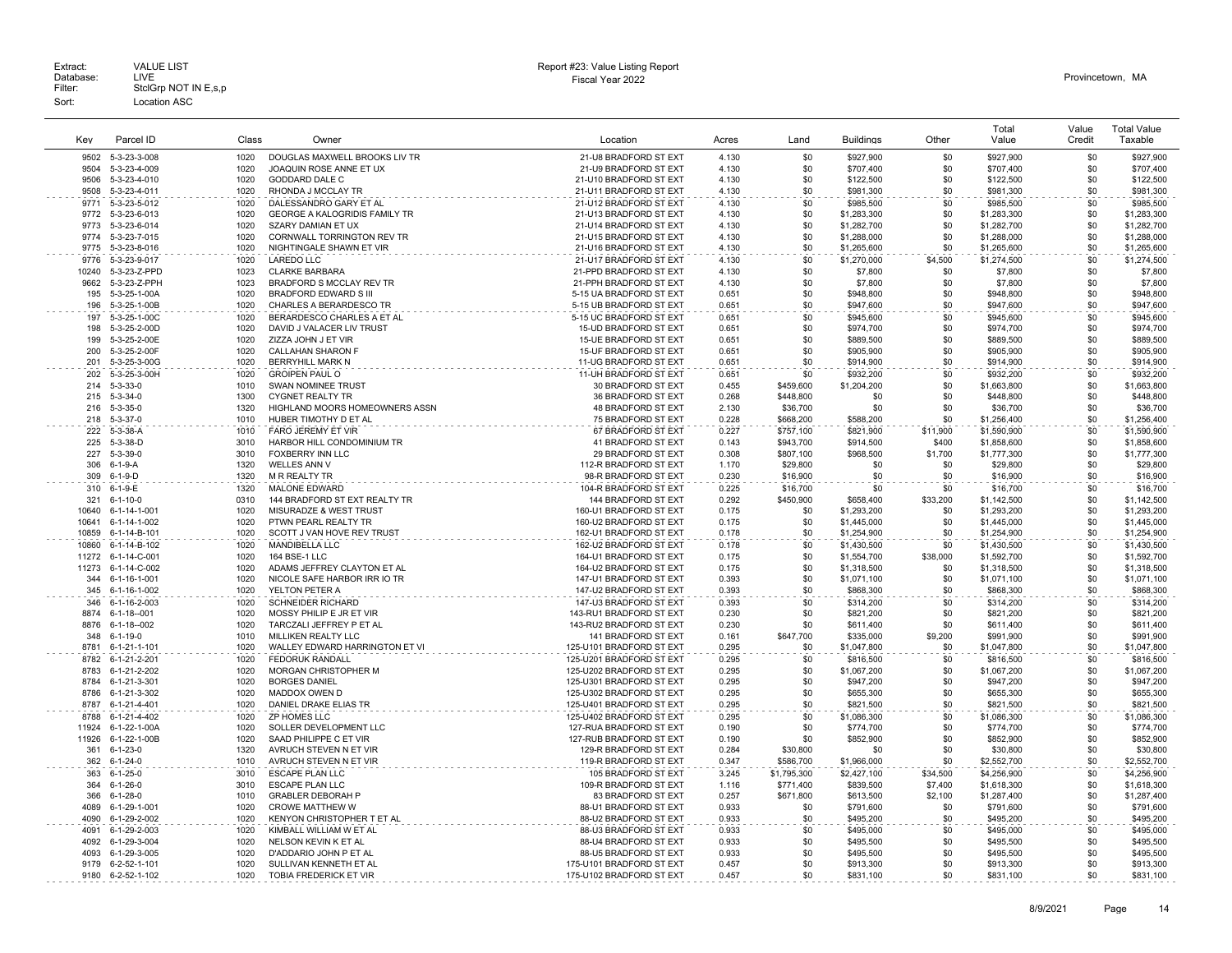Extract: VALUE LIST
Database: LIVE
Filter: StclGrp NOT IN E,s,p
Sort: Location ASC

Report #23: Value Listing Report
Fiscal Year 2022

Provincetown, MA

| Key | Parcel ID | Class | Owner | Location | Acres | Land | Buildings | Other | Total Value | Value Credit | Total Value Taxable |
|---|---|---|---|---|---|---|---|---|---|---|---|
| 9502 | 5-3-23-3-008 | 1020 | DOUGLAS MAXWELL BROOKS LIV TR | 21-U8 BRADFORD ST EXT | 4.130 | $0 | $927,900 | $0 | $927,900 | $0 | $927,900 |
| 9504 | 5-3-23-4-009 | 1020 | JOAQUIN ROSE ANNE ET UX | 21-U9 BRADFORD ST EXT | 4.130 | $0 | $707,400 | $0 | $707,400 | $0 | $707,400 |
| 9506 | 5-3-23-4-010 | 1020 | GODDARD DALE C | 21-U10 BRADFORD ST EXT | 4.130 | $0 | $122,500 | $0 | $122,500 | $0 | $122,500 |
| 9508 | 5-3-23-4-011 | 1020 | RHONDA J MCCLAY TR | 21-U11 BRADFORD ST EXT | 4.130 | $0 | $981,300 | $0 | $981,300 | $0 | $981,300 |
| 9771 | 5-3-23-5-012 | 1020 | DALESSANDRO GARY ET AL | 21-U12 BRADFORD ST EXT | 4.130 | $0 | $985,500 | $0 | $985,500 | $0 | $985,500 |
| 9772 | 5-3-23-6-013 | 1020 | GEORGE A KALOGRIDIS FAMILY TR | 21-U13 BRADFORD ST EXT | 4.130 | $0 | $1,283,300 | $0 | $1,283,300 | $0 | $1,283,300 |
| 9773 | 5-3-23-6-014 | 1020 | SZARY DAMIAN ET UX | 21-U14 BRADFORD ST EXT | 4.130 | $0 | $1,282,700 | $0 | $1,282,700 | $0 | $1,282,700 |
| 9774 | 5-3-23-7-015 | 1020 | CORNWALL TORRINGTON REV TR | 21-U15 BRADFORD ST EXT | 4.130 | $0 | $1,288,000 | $0 | $1,288,000 | $0 | $1,288,000 |
| 9775 | 5-3-23-8-016 | 1020 | NIGHTINGALE SHAWN ET VIR | 21-U16 BRADFORD ST EXT | 4.130 | $0 | $1,265,600 | $0 | $1,265,600 | $0 | $1,265,600 |
| 9776 | 5-3-23-9-017 | 1020 | LAREDO LLC | 21-U17 BRADFORD ST EXT | 4.130 | $0 | $1,270,000 | $4,500 | $1,274,500 | $0 | $1,274,500 |
| 10240 | 5-3-23-Z-PPD | 1023 | CLARKE BARBARA | 21-PPD BRADFORD ST EXT | 4.130 | $0 | $7,800 | $0 | $7,800 | $0 | $7,800 |
| 9662 | 5-3-23-Z-PPH | 1023 | BRADFORD S MCCLAY REV TR | 21-PPH BRADFORD ST EXT | 4.130 | $0 | $7,800 | $0 | $7,800 | $0 | $7,800 |
| 195 | 5-3-25-1-00A | 1020 | BRADFORD EDWARD S III | 5-15 UA BRADFORD ST EXT | 0.651 | $0 | $948,800 | $0 | $948,800 | $0 | $948,800 |
| 196 | 5-3-25-1-00B | 1020 | CHARLES A BERARDESCO TR | 5-15 UB BRADFORD ST EXT | 0.651 | $0 | $947,600 | $0 | $947,600 | $0 | $947,600 |
| 197 | 5-3-25-1-00C | 1020 | BERARDESCO CHARLES A ET AL | 5-15 UC BRADFORD ST EXT | 0.651 | $0 | $945,600 | $0 | $945,600 | $0 | $945,600 |
| 198 | 5-3-25-2-00D | 1020 | DAVID J VALACER LIV TRUST | 15-UD BRADFORD ST EXT | 0.651 | $0 | $974,700 | $0 | $974,700 | $0 | $974,700 |
| 199 | 5-3-25-2-00E | 1020 | ZIZZA JOHN J ET VIR | 15-UE BRADFORD ST EXT | 0.651 | $0 | $889,500 | $0 | $889,500 | $0 | $889,500 |
| 200 | 5-3-25-2-00F | 1020 | CALLAHAN SHARON F | 15-UF BRADFORD ST EXT | 0.651 | $0 | $905,900 | $0 | $905,900 | $0 | $905,900 |
| 201 | 5-3-25-3-00G | 1020 | BERRYHILL MARK N | 11-UG BRADFORD ST EXT | 0.651 | $0 | $914,900 | $0 | $914,900 | $0 | $914,900 |
| 202 | 5-3-25-3-00H | 1020 | GROIPEN PAUL O | 11-UH BRADFORD ST EXT | 0.651 | $0 | $932,200 | $0 | $932,200 | $0 | $932,200 |
| 214 | 5-3-33-0 | 1010 | SWAN NOMINEE TRUST | 30 BRADFORD ST EXT | 0.455 | $459,600 | $1,204,200 | $0 | $1,663,800 | $0 | $1,663,800 |
| 215 | 5-3-34-0 | 1300 | CYGNET REALTY TR | 36 BRADFORD ST EXT | 0.268 | $448,800 | $0 | $0 | $448,800 | $0 | $448,800 |
| 216 | 5-3-35-0 | 1320 | HIGHLAND MOORS HOMEOWNERS ASSN | 48 BRADFORD ST EXT | 2.130 | $36,700 | $0 | $0 | $36,700 | $0 | $36,700 |
| 218 | 5-3-37-0 | 1010 | HUBER TIMOTHY D ET AL | 75 BRADFORD ST EXT | 0.228 | $668,200 | $588,200 | $0 | $1,256,400 | $0 | $1,256,400 |
| 222 | 5-3-38-A | 1010 | FARO JEREMY ET VIR | 67 BRADFORD ST EXT | 0.227 | $757,100 | $821,900 | $11,900 | $1,590,900 | $0 | $1,590,900 |
| 225 | 5-3-38-D | 3010 | HARBOR HILL CONDOMINIUM TR | 41 BRADFORD ST EXT | 0.143 | $943,700 | $914,500 | $400 | $1,858,600 | $0 | $1,858,600 |
| 227 | 5-3-39-0 | 3010 | FOXBERRY INN LLC | 29 BRADFORD ST EXT | 0.308 | $807,100 | $968,500 | $1,700 | $1,777,300 | $0 | $1,777,300 |
| 306 | 6-1-9-A | 1320 | WELLES ANN V | 112-R BRADFORD ST EXT | 1.170 | $29,800 | $0 | $0 | $29,800 | $0 | $29,800 |
| 309 | 6-1-9-D | 1320 | M R REALTY TR | 98-R BRADFORD ST EXT | 0.230 | $16,900 | $0 | $0 | $16,900 | $0 | $16,900 |
| 310 | 6-1-9-E | 1320 | MALONE EDWARD | 104-R BRADFORD ST EXT | 0.225 | $16,700 | $0 | $0 | $16,700 | $0 | $16,700 |
| 321 | 6-1-10-0 | 0310 | 144 BRADFORD ST EXT REALTY TR | 144 BRADFORD ST EXT | 0.292 | $450,900 | $658,400 | $33,200 | $1,142,500 | $0 | $1,142,500 |
| 10640 | 6-1-14-1-001 | 1020 | MISURADZE & WEST TRUST | 160-U1 BRADFORD ST EXT | 0.175 | $0 | $1,293,200 | $0 | $1,293,200 | $0 | $1,293,200 |
| 10641 | 6-1-14-1-002 | 1020 | PTWN PEARL REALTY TR | 160-U2 BRADFORD ST EXT | 0.175 | $0 | $1,445,000 | $0 | $1,445,000 | $0 | $1,445,000 |
| 10859 | 6-1-14-B-101 | 1020 | SCOTT J VAN HOVE REV TRUST | 162-U1 BRADFORD ST EXT | 0.178 | $0 | $1,254,900 | $0 | $1,254,900 | $0 | $1,254,900 |
| 10860 | 6-1-14-B-102 | 1020 | MANDIBELLA LLC | 162-U2 BRADFORD ST EXT | 0.178 | $0 | $1,430,500 | $0 | $1,430,500 | $0 | $1,430,500 |
| 11272 | 6-1-14-C-001 | 1020 | 164 BSE-1 LLC | 164-U1 BRADFORD ST EXT | 0.175 | $0 | $1,554,700 | $38,000 | $1,592,700 | $0 | $1,592,700 |
| 11273 | 6-1-14-C-002 | 1020 | ADAMS JEFFREY CLAYTON ET AL | 164-U2 BRADFORD ST EXT | 0.175 | $0 | $1,318,500 | $0 | $1,318,500 | $0 | $1,318,500 |
| 344 | 6-1-16-1-001 | 1020 | NICOLE SAFE HARBOR IRR IO TR | 147-U1 BRADFORD ST EXT | 0.393 | $0 | $1,071,100 | $0 | $1,071,100 | $0 | $1,071,100 |
| 345 | 6-1-16-1-002 | 1020 | YELTON PETER A | 147-U2 BRADFORD ST EXT | 0.393 | $0 | $868,300 | $0 | $868,300 | $0 | $868,300 |
| 346 | 6-1-16-2-003 | 1020 | SCHNEIDER RICHARD | 147-U3 BRADFORD ST EXT | 0.393 | $0 | $314,200 | $0 | $314,200 | $0 | $314,200 |
| 8874 | 6-1-18--001 | 1020 | MOSSY PHILIP E JR ET VIR | 143-RU1 BRADFORD ST EXT | 0.230 | $0 | $821,200 | $0 | $821,200 | $0 | $821,200 |
| 8876 | 6-1-18--002 | 1020 | TARCZALI JEFFREY P ET AL | 143-RU2 BRADFORD ST EXT | 0.230 | $0 | $611,400 | $0 | $611,400 | $0 | $611,400 |
| 348 | 6-1-19-0 | 1010 | MILLIKEN REALTY LLC | 141 BRADFORD ST EXT | 0.161 | $647,700 | $335,000 | $9,200 | $991,900 | $0 | $991,900 |
| 8781 | 6-1-21-1-101 | 1020 | WALLEY EDWARD HARRINGTON ET VI | 125-U101 BRADFORD ST EXT | 0.295 | $0 | $1,047,800 | $0 | $1,047,800 | $0 | $1,047,800 |
| 8782 | 6-1-21-2-201 | 1020 | FEDORUK RANDALL | 125-U201 BRADFORD ST EXT | 0.295 | $0 | $816,500 | $0 | $816,500 | $0 | $816,500 |
| 8783 | 6-1-21-2-202 | 1020 | MORGAN CHRISTOPHER M | 125-U202 BRADFORD ST EXT | 0.295 | $0 | $1,067,200 | $0 | $1,067,200 | $0 | $1,067,200 |
| 8784 | 6-1-21-3-301 | 1020 | BORGES DANIEL | 125-U301 BRADFORD ST EXT | 0.295 | $0 | $947,200 | $0 | $947,200 | $0 | $947,200 |
| 8786 | 6-1-21-3-302 | 1020 | MADDOX OWEN D | 125-U302 BRADFORD ST EXT | 0.295 | $0 | $655,300 | $0 | $655,300 | $0 | $655,300 |
| 8787 | 6-1-21-4-401 | 1020 | DANIEL DRAKE ELIAS TR | 125-U401 BRADFORD ST EXT | 0.295 | $0 | $821,500 | $0 | $821,500 | $0 | $821,500 |
| 8788 | 6-1-21-4-402 | 1020 | ZP HOMES LLC | 125-U402 BRADFORD ST EXT | 0.295 | $0 | $1,086,300 | $0 | $1,086,300 | $0 | $1,086,300 |
| 11924 | 6-1-22-1-00A | 1020 | SOLLER DEVELOPMENT LLC | 127-RUA BRADFORD ST EXT | 0.190 | $0 | $774,700 | $0 | $774,700 | $0 | $774,700 |
| 11926 | 6-1-22-1-00B | 1020 | SAAD PHILIPPE C ET VIR | 127-RUB BRADFORD ST EXT | 0.190 | $0 | $852,900 | $0 | $852,900 | $0 | $852,900 |
| 361 | 6-1-23-0 | 1320 | AVRUCH STEVEN N ET VIR | 129-R BRADFORD ST EXT | 0.284 | $30,800 | $0 | $0 | $30,800 | $0 | $30,800 |
| 362 | 6-1-24-0 | 1010 | AVRUCH STEVEN N ET VIR | 119-R BRADFORD ST EXT | 0.347 | $586,700 | $1,966,000 | $0 | $2,552,700 | $0 | $2,552,700 |
| 363 | 6-1-25-0 | 3010 | ESCAPE PLAN LLC | 105 BRADFORD ST EXT | 3.245 | $1,795,300 | $2,427,100 | $34,500 | $4,256,900 | $0 | $4,256,900 |
| 364 | 6-1-26-0 | 3010 | ESCAPE PLAN LLC | 109-R BRADFORD ST EXT | 1.116 | $771,400 | $839,500 | $7,400 | $1,618,300 | $0 | $1,618,300 |
| 366 | 6-1-28-0 | 1010 | GRABLER DEBORAH P | 83 BRADFORD ST EXT | 0.257 | $671,800 | $613,500 | $2,100 | $1,287,400 | $0 | $1,287,400 |
| 4089 | 6-1-29-1-001 | 1020 | CROWE MATTHEW W | 88-U1 BRADFORD ST EXT | 0.933 | $0 | $791,600 | $0 | $791,600 | $0 | $791,600 |
| 4090 | 6-1-29-2-002 | 1020 | KENYON CHRISTOPHER T ET AL | 88-U2 BRADFORD ST EXT | 0.933 | $0 | $495,200 | $0 | $495,200 | $0 | $495,200 |
| 4091 | 6-1-29-2-003 | 1020 | KIMBALL WILLIAM W ET AL | 88-U3 BRADFORD ST EXT | 0.933 | $0 | $495,000 | $0 | $495,000 | $0 | $495,000 |
| 4092 | 6-1-29-3-004 | 1020 | NELSON KEVIN K ET AL | 88-U4 BRADFORD ST EXT | 0.933 | $0 | $495,500 | $0 | $495,500 | $0 | $495,500 |
| 4093 | 6-1-29-3-005 | 1020 | D'ADDARIO JOHN P ET AL | 88-U5 BRADFORD ST EXT | 0.933 | $0 | $495,500 | $0 | $495,500 | $0 | $495,500 |
| 9179 | 6-2-52-1-101 | 1020 | SULLIVAN KENNETH ET AL | 175-U101 BRADFORD ST EXT | 0.457 | $0 | $913,300 | $0 | $913,300 | $0 | $913,300 |
| 9180 | 6-2-52-1-102 | 1020 | TOBIA FREDERICK ET VIR | 175-U102 BRADFORD ST EXT | 0.457 | $0 | $831,100 | $0 | $831,100 | $0 | $831,100 |

8/9/2021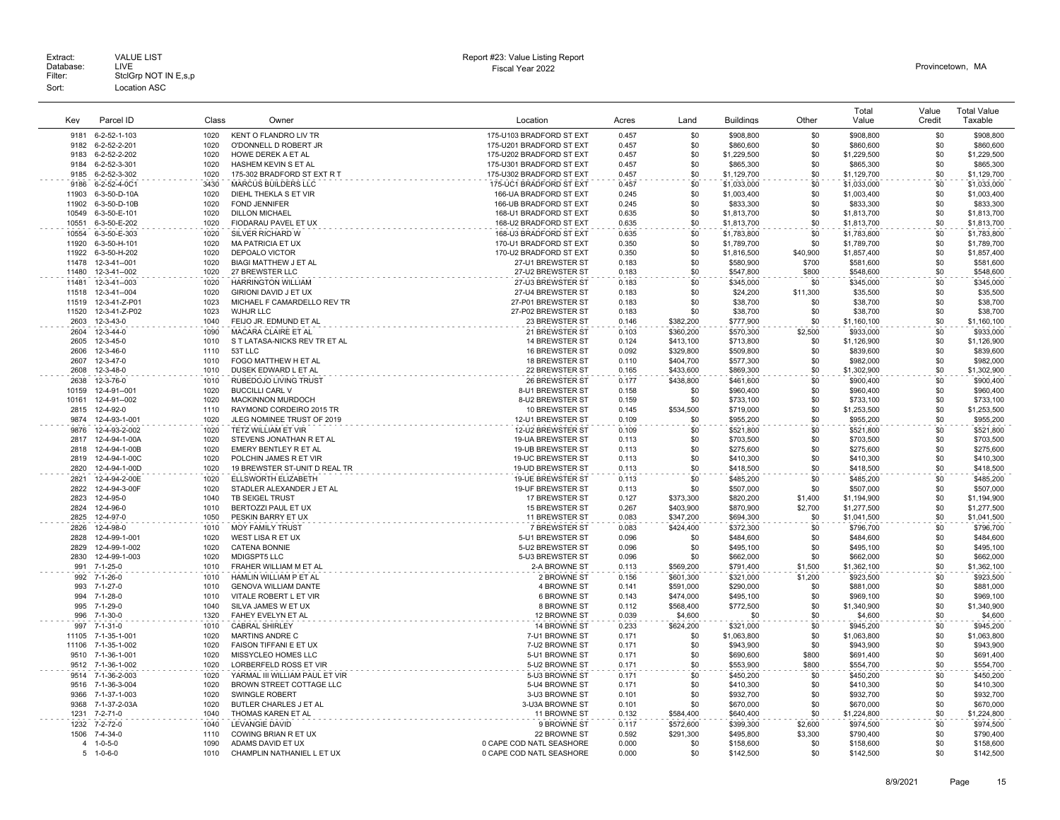Extract: VALUE LIST
Database: LIVE
Filter: StclGrp NOT IN E,s,p
Sort: Location ASC

Report #23: Value Listing Report
Fiscal Year 2022

Provincetown, MA

| Key | Parcel ID | Class | Owner | Location | Acres | Land | Buildings | Other | Total Value | Value Credit | Total Value Taxable |
|---|---|---|---|---|---|---|---|---|---|---|---|
| 9181 | 6-2-52-1-103 | 1020 | KENT O FLANDRO LIV TR | 175-U103 BRADFORD ST EXT | 0.457 | $0 | $908,800 | $0 | $908,800 | $0 | $908,800 |
| 9182 | 6-2-52-2-201 | 1020 | O'DONNELL D ROBERT JR | 175-U201 BRADFORD ST EXT | 0.457 | $0 | $860,600 | $0 | $860,600 | $0 | $860,600 |
| 9183 | 6-2-52-2-202 | 1020 | HOWE DEREK A ET AL | 175-U202 BRADFORD ST EXT | 0.457 | $0 | $1,229,500 | $0 | $1,229,500 | $0 | $1,229,500 |
| 9184 | 6-2-52-3-301 | 1020 | HASHEM KEVIN S ET AL | 175-U301 BRADFORD ST EXT | 0.457 | $0 | $865,300 | $0 | $865,300 | $0 | $865,300 |
| 9185 | 6-2-52-3-302 | 1020 | 175-302 BRADFORD ST EXT R T | 175-U302 BRADFORD ST EXT | 0.457 | $0 | $1,129,700 | $0 | $1,129,700 | $0 | $1,129,700 |
| 9186 | 6-2-52-4-0C1 | 3430 | MARCUS BUILDERS LLC | 175-UC1 BRADFORD ST EXT | 0.457 | $0 | $1,033,000 | $0 | $1,033,000 | $0 | $1,033,000 |
| 11903 | 6-3-50-D-10A | 1020 | DIEHL THEKLA S ET VIR | 166-UA BRADFORD ST EXT | 0.245 | $0 | $1,003,400 | $0 | $1,003,400 | $0 | $1,003,400 |
| 11902 | 6-3-50-D-10B | 1020 | FOND JENNIFER | 166-UB BRADFORD ST EXT | 0.245 | $0 | $833,300 | $0 | $833,300 | $0 | $833,300 |
| 10549 | 6-3-50-E-101 | 1020 | DILLON MICHAEL | 168-U1 BRADFORD ST EXT | 0.635 | $0 | $1,813,700 | $0 | $1,813,700 | $0 | $1,813,700 |
| 10551 | 6-3-50-E-202 | 1020 | FIODARAU PAVEL ET UX | 168-U2 BRADFORD ST EXT | 0.635 | $0 | $1,813,700 | $0 | $1,813,700 | $0 | $1,813,700 |
| 10554 | 6-3-50-E-303 | 1020 | SILVER RICHARD W | 168-U3 BRADFORD ST EXT | 0.635 | $0 | $1,783,800 | $0 | $1,783,800 | $0 | $1,783,800 |
| 11920 | 6-3-50-H-101 | 1020 | MA PATRICIA ET UX | 170-U1 BRADFORD ST EXT | 0.350 | $0 | $1,789,700 | $0 | $1,789,700 | $0 | $1,789,700 |
| 11922 | 6-3-50-H-202 | 1020 | DEPOALO VICTOR | 170-U2 BRADFORD ST EXT | 0.350 | $0 | $1,816,500 | $40,900 | $1,857,400 | $0 | $1,857,400 |
| 11478 | 12-3-41--001 | 1020 | BIAGI MATTHEW J ET AL | 27-U1 BREWSTER ST | 0.183 | $0 | $580,900 | $700 | $581,600 | $0 | $581,600 |
| 11480 | 12-3-41--002 | 1020 | 27 BREWSTER LLC | 27-U2 BREWSTER ST | 0.183 | $0 | $547,800 | $800 | $548,600 | $0 | $548,600 |
| 11481 | 12-3-41--003 | 1020 | HARRINGTON WILLIAM | 27-U3 BREWSTER ST | 0.183 | $0 | $345,000 | $0 | $345,000 | $0 | $345,000 |
| 11518 | 12-3-41--004 | 1020 | GIRIONI DAVID J ET UX | 27-U4 BREWSTER ST | 0.183 | $0 | $24,200 | $11,300 | $35,500 | $0 | $35,500 |
| 11519 | 12-3-41-Z-P01 | 1023 | MICHAEL F CAMARDELLO REV TR | 27-P01 BREWSTER ST | 0.183 | $0 | $38,700 | $0 | $38,700 | $0 | $38,700 |
| 11520 | 12-3-41-Z-P02 | 1023 | WJHJR LLC | 27-P02 BREWSTER ST | 0.183 | $0 | $38,700 | $0 | $38,700 | $0 | $38,700 |
| 2603 | 12-3-43-0 | 1040 | FEIJO JR. EDMUND ET AL | 23 BREWSTER ST | 0.146 | $382,200 | $777,900 | $0 | $1,160,100 | $0 | $1,160,100 |
| 2604 | 12-3-44-0 | 1090 | MACARA CLAIRE ET AL | 21 BREWSTER ST | 0.103 | $360,200 | $570,300 | $2,500 | $933,000 | $0 | $933,000 |
| 2605 | 12-3-45-0 | 1010 | S T LATASA-NICKS REV TR ET AL | 14 BREWSTER ST | 0.124 | $413,100 | $713,800 | $0 | $1,126,900 | $0 | $1,126,900 |
| 2606 | 12-3-46-0 | 1110 | 53T LLC | 16 BREWSTER ST | 0.092 | $329,800 | $509,800 | $0 | $839,600 | $0 | $839,600 |
| 2607 | 12-3-47-0 | 1010 | FOGO MATTHEW H ET AL | 18 BREWSTER ST | 0.110 | $404,700 | $577,300 | $0 | $982,000 | $0 | $982,000 |
| 2608 | 12-3-48-0 | 1010 | DUSEK EDWARD L ET AL | 22 BREWSTER ST | 0.165 | $433,600 | $869,300 | $0 | $1,302,900 | $0 | $1,302,900 |
| 2638 | 12-3-76-0 | 1010 | RUBEDOJO LIVING TRUST | 26 BREWSTER ST | 0.177 | $438,800 | $461,600 | $0 | $900,400 | $0 | $900,400 |
| 10159 | 12-4-91--001 | 1020 | BUCCILLI CARL V | 8-U1 BREWSTER ST | 0.158 | $0 | $960,400 | $0 | $960,400 | $0 | $960,400 |
| 10161 | 12-4-91--002 | 1020 | MACKINNON MURDOCH | 8-U2 BREWSTER ST | 0.159 | $0 | $733,100 | $0 | $733,100 | $0 | $733,100 |
| 2815 | 12-4-92-0 | 1110 | RAYMOND CORDEIRO 2015 TR | 10 BREWSTER ST | 0.145 | $534,500 | $719,000 | $0 | $1,253,500 | $0 | $1,253,500 |
| 9874 | 12-4-93-1-001 | 1020 | JLEG NOMINEE TRUST OF 2019 | 12-U1 BREWSTER ST | 0.109 | $0 | $955,200 | $0 | $955,200 | $0 | $955,200 |
| 9876 | 12-4-93-2-002 | 1020 | TETZ WILLIAM ET VIR | 12-U2 BREWSTER ST | 0.109 | $0 | $521,800 | $0 | $521,800 | $0 | $521,800 |
| 2817 | 12-4-94-1-00A | 1020 | STEVENS JONATHAN R ET AL | 19-UA BREWSTER ST | 0.113 | $0 | $703,500 | $0 | $703,500 | $0 | $703,500 |
| 2818 | 12-4-94-1-00B | 1020 | EMERY BENTLEY R ET AL | 19-UB BREWSTER ST | 0.113 | $0 | $275,600 | $0 | $275,600 | $0 | $275,600 |
| 2819 | 12-4-94-1-00C | 1020 | POLCHIN JAMES R ET VIR | 19-UC BREWSTER ST | 0.113 | $0 | $410,300 | $0 | $410,300 | $0 | $410,300 |
| 2820 | 12-4-94-1-00D | 1020 | 19 BREWSTER ST-UNIT D REAL TR | 19-UD BREWSTER ST | 0.113 | $0 | $418,500 | $0 | $418,500 | $0 | $418,500 |
| 2821 | 12-4-94-2-00E | 1020 | ELLSWORTH ELIZABETH | 19-UE BREWSTER ST | 0.113 | $0 | $485,200 | $0 | $485,200 | $0 | $485,200 |
| 2822 | 12-4-94-3-00F | 1020 | STADLER ALEXANDER J ET AL | 19-UF BREWSTER ST | 0.113 | $0 | $507,000 | $0 | $507,000 | $0 | $507,000 |
| 2823 | 12-4-95-0 | 1040 | TB SEIGEL TRUST | 17 BREWSTER ST | 0.127 | $373,300 | $820,200 | $1,400 | $1,194,900 | $0 | $1,194,900 |
| 2824 | 12-4-96-0 | 1010 | BERTOZZI PAUL ET UX | 15 BREWSTER ST | 0.267 | $403,900 | $870,900 | $2,700 | $1,277,500 | $0 | $1,277,500 |
| 2825 | 12-4-97-0 | 1050 | PESKIN BARRY ET UX | 11 BREWSTER ST | 0.083 | $347,200 | $694,300 | $0 | $1,041,500 | $0 | $1,041,500 |
| 2826 | 12-4-98-0 | 1010 | MOY FAMILY TRUST | 7 BREWSTER ST | 0.083 | $424,400 | $372,300 | $0 | $796,700 | $0 | $796,700 |
| 2828 | 12-4-99-1-001 | 1020 | WEST LISA R ET UX | 5-U1 BREWSTER ST | 0.096 | $0 | $484,600 | $0 | $484,600 | $0 | $484,600 |
| 2829 | 12-4-99-1-002 | 1020 | CATENA BONNIE | 5-U2 BREWSTER ST | 0.096 | $0 | $495,100 | $0 | $495,100 | $0 | $495,100 |
| 2830 | 12-4-99-1-003 | 1020 | MDIGSPT5 LLC | 5-U3 BREWSTER ST | 0.096 | $0 | $662,000 | $0 | $662,000 | $0 | $662,000 |
| 991 | 7-1-25-0 | 1010 | FRAHER WILLIAM M ET AL | 2-A BROWNE ST | 0.113 | $569,200 | $791,400 | $1,500 | $1,362,100 | $0 | $1,362,100 |
| 992 | 7-1-26-0 | 1010 | HAMLIN WILLIAM P ET AL | 2 BROWNE ST | 0.156 | $601,300 | $321,000 | $1,200 | $923,500 | $0 | $923,500 |
| 993 | 7-1-27-0 | 1010 | GENOVA WILLIAM DANTE | 4 BROWNE ST | 0.141 | $591,000 | $290,000 | $0 | $881,000 | $0 | $881,000 |
| 994 | 7-1-28-0 | 1010 | VITALE ROBERT L ET VIR | 6 BROWNE ST | 0.143 | $474,000 | $495,100 | $0 | $969,100 | $0 | $969,100 |
| 995 | 7-1-29-0 | 1040 | SILVA JAMES W ET UX | 8 BROWNE ST | 0.112 | $568,400 | $772,500 | $0 | $1,340,900 | $0 | $1,340,900 |
| 996 | 7-1-30-0 | 1320 | FAHEY EVELYN ET AL | 12 BROWNE ST | 0.039 | $4,600 | $0 | $0 | $4,600 | $0 | $4,600 |
| 997 | 7-1-31-0 | 1010 | CABRAL SHIRLEY | 14 BROWNE ST | 0.233 | $624,200 | $321,000 | $0 | $945,200 | $0 | $945,200 |
| 11105 | 7-1-35-1-001 | 1020 | MARTINS ANDRE C | 7-U1 BROWNE ST | 0.171 | $0 | $1,063,800 | $0 | $1,063,800 | $0 | $1,063,800 |
| 11106 | 7-1-35-1-002 | 1020 | FAISON TIFFANI E ET UX | 7-U2 BROWNE ST | 0.171 | $0 | $943,900 | $0 | $943,900 | $0 | $943,900 |
| 9510 | 7-1-36-1-001 | 1020 | MISSYCLEO HOMES LLC | 5-U1 BROWNE ST | 0.171 | $0 | $690,600 | $800 | $691,400 | $0 | $691,400 |
| 9512 | 7-1-36-1-002 | 1020 | LORBERFELD ROSS ET VIR | 5-U2 BROWNE ST | 0.171 | $0 | $553,900 | $800 | $554,700 | $0 | $554,700 |
| 9514 | 7-1-36-2-003 | 1020 | YARMAL III WILLIAM PAUL ET VIR | 5-U3 BROWNE ST | 0.171 | $0 | $450,200 | $0 | $450,200 | $0 | $450,200 |
| 9516 | 7-1-36-3-004 | 1020 | BROWN STREET COTTAGE LLC | 5-U4 BROWNE ST | 0.171 | $0 | $410,300 | $0 | $410,300 | $0 | $410,300 |
| 9366 | 7-1-37-1-003 | 1020 | SWINGLE ROBERT | 3-U3 BROWNE ST | 0.101 | $0 | $932,700 | $0 | $932,700 | $0 | $932,700 |
| 9368 | 7-1-37-2-03A | 1020 | BUTLER CHARLES J ET AL | 3-U3A BROWNE ST | 0.101 | $0 | $670,000 | $0 | $670,000 | $0 | $670,000 |
| 1231 | 7-2-71-0 | 1040 | THOMAS KAREN ET AL | 11 BROWNE ST | 0.132 | $584,400 | $640,400 | $0 | $1,224,800 | $0 | $1,224,800 |
| 1232 | 7-2-72-0 | 1040 | LEVANGIE DAVID | 9 BROWNE ST | 0.117 | $572,600 | $399,300 | $2,600 | $974,500 | $0 | $974,500 |
| 1506 | 7-4-34-0 | 1110 | COWING BRIAN R ET UX | 22 BROWNE ST | 0.592 | $291,300 | $495,800 | $3,300 | $790,400 | $0 | $790,400 |
| 4 | 1-0-5-0 | 1090 | ADAMS DAVID ET UX | 0 CAPE COD NATL SEASHORE | 0.000 | $0 | $158,600 | $0 | $158,600 | $0 | $158,600 |
| 5 | 1-0-6-0 | 1010 | CHAMPLIN NATHANIEL L ET UX | 0 CAPE COD NATL SEASHORE | 0.000 | $0 | $142,500 | $0 | $142,500 | $0 | $142,500 |

8/9/2021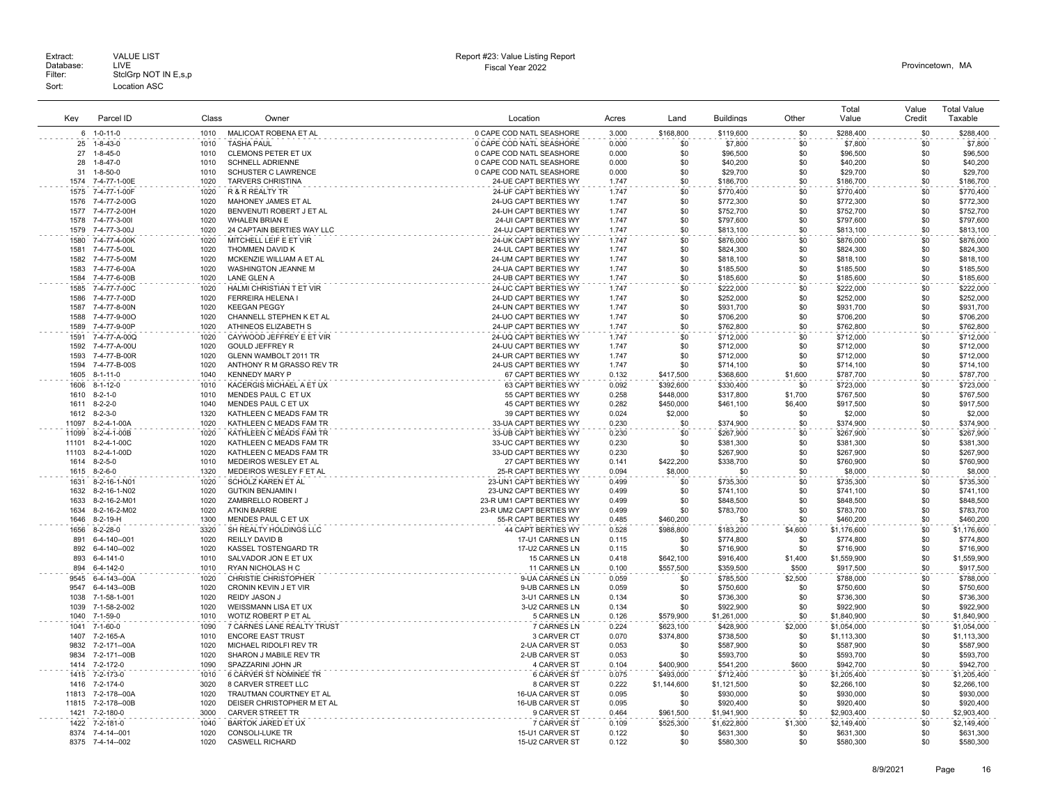Extract: VALUE LIST
Database: LIVE
Filter: StclGrp NOT IN E,s,p
Sort: Location ASC

Report #23: Value Listing Report
Fiscal Year 2022

Provincetown, MA

| Key | Parcel ID | Class | Owner | Location | Acres | Land | Buildings | Other | Total Value | Value Credit | Total Value Taxable |
|---|---|---|---|---|---|---|---|---|---|---|---|
| 6 | 1-0-11-0 | 1010 | MALICOAT ROBENA ET AL | 0 CAPE COD NATL SEASHORE | 3.000 | $168,800 | $119,600 | $0 | $288,400 | $0 | $288,400 |
| 25 | 1-8-43-0 | 1010 | TASHA PAUL | 0 CAPE COD NATL SEASHORE | 0.000 | $0 | $7,800 | $0 | $7,800 | $0 | $7,800 |
| 27 | 1-8-45-0 | 1010 | CLEMONS PETER ET UX | 0 CAPE COD NATL SEASHORE | 0.000 | $0 | $96,500 | $0 | $96,500 | $0 | $96,500 |
| 28 | 1-8-47-0 | 1010 | SCHNELL ADRIENNE | 0 CAPE COD NATL SEASHORE | 0.000 | $0 | $40,200 | $0 | $40,200 | $0 | $40,200 |
| 31 | 1-8-50-0 | 1010 | SCHUSTER C LAWRENCE | 0 CAPE COD NATL SEASHORE | 0.000 | $0 | $29,700 | $0 | $29,700 | $0 | $29,700 |
| 1574 | 7-4-77-1-00E | 1020 | TARVERS CHRISTINA | 24-UE CAPT BERTIES WY | 1.747 | $0 | $186,700 | $0 | $186,700 | $0 | $186,700 |
| 1575 | 7-4-77-1-00F | 1020 | R & R REALTY TR | 24-UF CAPT BERTIES WY | 1.747 | $0 | $770,400 | $0 | $770,400 | $0 | $770,400 |
| 1576 | 7-4-77-2-00G | 1020 | MAHONEY JAMES ET AL | 24-UG CAPT BERTIES WY | 1.747 | $0 | $772,300 | $0 | $772,300 | $0 | $772,300 |
| 1577 | 7-4-77-2-00H | 1020 | BENVENUTI ROBERT J ET AL | 24-UH CAPT BERTIES WY | 1.747 | $0 | $752,700 | $0 | $752,700 | $0 | $752,700 |
| 1578 | 7-4-77-3-00I | 1020 | WHALEN BRIAN E | 24-UI CAPT BERTIES WY | 1.747 | $0 | $797,600 | $0 | $797,600 | $0 | $797,600 |
| 1579 | 7-4-77-3-00J | 1020 | 24 CAPTAIN BERTIES WAY LLC | 24-UJ CAPT BERTIES WY | 1.747 | $0 | $813,100 | $0 | $813,100 | $0 | $813,100 |
| 1580 | 7-4-77-4-00K | 1020 | MITCHELL LEIF E ET VIR | 24-UK CAPT BERTIES WY | 1.747 | $0 | $876,000 | $0 | $876,000 | $0 | $876,000 |
| 1581 | 7-4-77-5-00L | 1020 | THOMMEN DAVID K | 24-UL CAPT BERTIES WY | 1.747 | $0 | $824,300 | $0 | $824,300 | $0 | $824,300 |
| 1582 | 7-4-77-5-00M | 1020 | MCKENZIE WILLIAM A ET AL | 24-UM CAPT BERTIES WY | 1.747 | $0 | $818,100 | $0 | $818,100 | $0 | $818,100 |
| 1583 | 7-4-77-6-00A | 1020 | WASHINGTON JEANNE M | 24-UA CAPT BERTIES WY | 1.747 | $0 | $185,500 | $0 | $185,500 | $0 | $185,500 |
| 1584 | 7-4-77-6-00B | 1020 | LANE GLEN A | 24-UB CAPT BERTIES WY | 1.747 | $0 | $185,600 | $0 | $185,600 | $0 | $185,600 |
| 1585 | 7-4-77-7-00C | 1020 | HALMI CHRISTIAN T ET VIR | 24-UC CAPT BERTIES WY | 1.747 | $0 | $222,000 | $0 | $222,000 | $0 | $222,000 |
| 1586 | 7-4-77-7-00D | 1020 | FERREIRA HELENA I | 24-UD CAPT BERTIES WY | 1.747 | $0 | $252,000 | $0 | $252,000 | $0 | $252,000 |
| 1587 | 7-4-77-8-00N | 1020 | KEEGAN PEGGY | 24-UN CAPT BERTIES WY | 1.747 | $0 | $931,700 | $0 | $931,700 | $0 | $931,700 |
| 1588 | 7-4-77-9-00O | 1020 | CHANNELL STEPHEN K ET AL | 24-UO CAPT BERTIES WY | 1.747 | $0 | $706,200 | $0 | $706,200 | $0 | $706,200 |
| 1589 | 7-4-77-9-00P | 1020 | ATHINEOS ELIZABETH S | 24-UP CAPT BERTIES WY | 1.747 | $0 | $762,800 | $0 | $762,800 | $0 | $762,800 |
| 1591 | 7-4-77-A-00Q | 1020 | CAYWOOD JEFFREY E ET VIR | 24-UQ CAPT BERTIES WY | 1.747 | $0 | $712,000 | $0 | $712,000 | $0 | $712,000 |
| 1592 | 7-4-77-A-00U | 1020 | GOULD JEFFREY R | 24-UU CAPT BERTIES WY | 1.747 | $0 | $712,000 | $0 | $712,000 | $0 | $712,000 |
| 1593 | 7-4-77-B-00R | 1020 | GLENN WAMBOLT 2011 TR | 24-UR CAPT BERTIES WY | 1.747 | $0 | $712,000 | $0 | $712,000 | $0 | $712,000 |
| 1594 | 7-4-77-B-00S | 1020 | ANTHONY R M GRASSO REV TR | 24-US CAPT BERTIES WY | 1.747 | $0 | $714,100 | $0 | $714,100 | $0 | $714,100 |
| 1605 | 8-1-11-0 | 1040 | KENNEDY MARY P | 67 CAPT BERTIES WY | 0.132 | $417,500 | $368,600 | $1,600 | $787,700 | $0 | $787,700 |
| 1606 | 8-1-12-0 | 1010 | KACERGIS MICHAEL A ET UX | 63 CAPT BERTIES WY | 0.092 | $392,600 | $330,400 | $0 | $723,000 | $0 | $723,000 |
| 1610 | 8-2-1-0 | 1010 | MENDES PAUL C ET UX | 55 CAPT BERTIES WY | 0.258 | $448,000 | $317,800 | $1,700 | $767,500 | $0 | $767,500 |
| 1611 | 8-2-2-0 | 1040 | MENDES PAUL C ET UX | 45 CAPT BERTIES WY | 0.282 | $450,000 | $461,100 | $6,400 | $917,500 | $0 | $917,500 |
| 1612 | 8-2-3-0 | 1320 | KATHLEEN C MEADS FAM TR | 39 CAPT BERTIES WY | 0.024 | $2,000 | $0 | $0 | $2,000 | $0 | $2,000 |
| 11097 | 8-2-4-1-00A | 1020 | KATHLEEN C MEADS FAM TR | 33-UA CAPT BERTIES WY | 0.230 | $0 | $374,900 | $0 | $374,900 | $0 | $374,900 |
| 11099 | 8-2-4-1-00B | 1020 | KATHLEEN C MEADS FAM TR | 33-UB CAPT BERTIES WY | 0.230 | $0 | $267,900 | $0 | $267,900 | $0 | $267,900 |
| 11101 | 8-2-4-1-00C | 1020 | KATHLEEN C MEADS FAM TR | 33-UC CAPT BERTIES WY | 0.230 | $0 | $381,300 | $0 | $381,300 | $0 | $381,300 |
| 11103 | 8-2-4-1-00D | 1020 | KATHLEEN C MEADS FAM TR | 33-UD CAPT BERTIES WY | 0.230 | $0 | $267,900 | $0 | $267,900 | $0 | $267,900 |
| 1614 | 8-2-5-0 | 1010 | MEDEIROS WESLEY ET AL | 27 CAPT BERTIES WY | 0.141 | $422,200 | $338,700 | $0 | $760,900 | $0 | $760,900 |
| 1615 | 8-2-6-0 | 1320 | MEDEIROS WESLEY F ET AL | 25-R CAPT BERTIES WY | 0.094 | $8,000 | $0 | $0 | $8,000 | $0 | $8,000 |
| 1631 | 8-2-16-1-N01 | 1020 | SCHOLZ KAREN ET AL | 23-UN1 CAPT BERTIES WY | 0.499 | $0 | $735,300 | $0 | $735,300 | $0 | $735,300 |
| 1632 | 8-2-16-1-N02 | 1020 | GUTKIN BENJAMIN I | 23-UN2 CAPT BERTIES WY | 0.499 | $0 | $741,100 | $0 | $741,100 | $0 | $741,100 |
| 1633 | 8-2-16-2-M01 | 1020 | ZAMBRELLO ROBERT J | 23-R UM1 CAPT BERTIES WY | 0.499 | $0 | $848,500 | $0 | $848,500 | $0 | $848,500 |
| 1634 | 8-2-16-2-M02 | 1020 | ATKIN BARRIE | 23-R UM2 CAPT BERTIES WY | 0.499 | $0 | $783,700 | $0 | $783,700 | $0 | $783,700 |
| 1646 | 8-2-19-H | 1300 | MENDES PAUL C ET UX | 55-R CAPT BERTIES WY | 0.485 | $460,200 | $0 | $0 | $460,200 | $0 | $460,200 |
| 1656 | 8-2-28-0 | 3320 | SH REALTY HOLDINGS LLC | 44 CAPT BERTIES WY | 0.528 | $988,800 | $183,200 | $4,600 | $1,176,600 | $0 | $1,176,600 |
| 891 | 6-4-140--001 | 1020 | REILLY DAVID B | 17-U1 CARNES LN | 0.115 | $0 | $774,800 | $0 | $774,800 | $0 | $774,800 |
| 892 | 6-4-140--002 | 1020 | KASSEL TOSTENGARD TR | 17-U2 CARNES LN | 0.115 | $0 | $716,900 | $0 | $716,900 | $0 | $716,900 |
| 893 | 6-4-141-0 | 1010 | SALVADOR JON E ET UX | 15 CARNES LN | 0.418 | $642,100 | $916,400 | $1,400 | $1,559,900 | $0 | $1,559,900 |
| 894 | 6-4-142-0 | 1010 | RYAN NICHOLAS H C | 11 CARNES LN | 0.100 | $557,500 | $359,500 | $500 | $917,500 | $0 | $917,500 |
| 9545 | 6-4-143--00A | 1020 | CHRISTIE CHRISTOPHER | 9-UA CARNES LN | 0.059 | $0 | $785,500 | $2,500 | $788,000 | $0 | $788,000 |
| 9547 | 6-4-143--00B | 1020 | CRONIN KEVIN J ET VIR | 9-UB CARNES LN | 0.059 | $0 | $750,600 | $0 | $750,600 | $0 | $750,600 |
| 1038 | 7-1-58-1-001 | 1020 | REIDY JASON J | 3-U1 CARNES LN | 0.134 | $0 | $736,300 | $0 | $736,300 | $0 | $736,300 |
| 1039 | 7-1-58-2-002 | 1020 | WEISSMANN LISA ET UX | 3-U2 CARNES LN | 0.134 | $0 | $922,900 | $0 | $922,900 | $0 | $922,900 |
| 1040 | 7-1-59-0 | 1010 | WOTIZ ROBERT P ET AL | 5 CARNES LN | 0.126 | $579,900 | $1,261,000 | $0 | $1,840,900 | $0 | $1,840,900 |
| 1041 | 7-1-60-0 | 1090 | 7 CARNES LANE REALTY TRUST | 7 CARNES LN | 0.224 | $623,100 | $428,900 | $2,000 | $1,054,000 | $0 | $1,054,000 |
| 1407 | 7-2-165-A | 1010 | ENCORE EAST TRUST | 3 CARVER CT | 0.070 | $374,800 | $738,500 | $0 | $1,113,300 | $0 | $1,113,300 |
| 9832 | 7-2-171--00A | 1020 | MICHAEL RIDOLFI REV TR | 2-UA CARVER ST | 0.053 | $0 | $587,900 | $0 | $587,900 | $0 | $587,900 |
| 9834 | 7-2-171--00B | 1020 | SHARON J MABILE REV TR | 2-UB CARVER ST | 0.053 | $0 | $593,700 | $0 | $593,700 | $0 | $593,700 |
| 1414 | 7-2-172-0 | 1090 | SPAZZARINI JOHN JR | 4 CARVER ST | 0.104 | $400,900 | $541,200 | $600 | $942,700 | $0 | $942,700 |
| 1415 | 7-2-173-0 | 1010 | 6 CARVER ST NOMINEE TR | 6 CARVER ST | 0.075 | $493,000 | $712,400 | $0 | $1,205,400 | $0 | $1,205,400 |
| 1416 | 7-2-174-0 | 3020 | 8 CARVER STREET LLC | 8 CARVER ST | 0.222 | $1,144,600 | $1,121,500 | $0 | $2,266,100 | $0 | $2,266,100 |
| 11813 | 7-2-178--00A | 1020 | TRAUTMAN COURTNEY ET AL | 16-UA CARVER ST | 0.095 | $0 | $930,000 | $0 | $930,000 | $0 | $930,000 |
| 11815 | 7-2-178--00B | 1020 | DEISER CHRISTOPHER M ET AL | 16-UB CARVER ST | 0.095 | $0 | $920,400 | $0 | $920,400 | $0 | $920,400 |
| 1421 | 7-2-180-0 | 3000 | CARVER STREET TR | 9 CARVER ST | 0.464 | $961,500 | $1,941,900 | $0 | $2,903,400 | $0 | $2,903,400 |
| 1422 | 7-2-181-0 | 1040 | BARTOK JARED ET UX | 7 CARVER ST | 0.109 | $525,300 | $1,622,800 | $1,300 | $2,149,400 | $0 | $2,149,400 |
| 8374 | 7-4-14--001 | 1020 | CONSOLI-LUKE TR | 15-U1 CARVER ST | 0.122 | $0 | $631,300 | $0 | $631,300 | $0 | $631,300 |
| 8375 | 7-4-14--002 | 1020 | CASWELL RICHARD | 15-U2 CARVER ST | 0.122 | $0 | $580,300 | $0 | $580,300 | $0 | $580,300 |

8/9/2021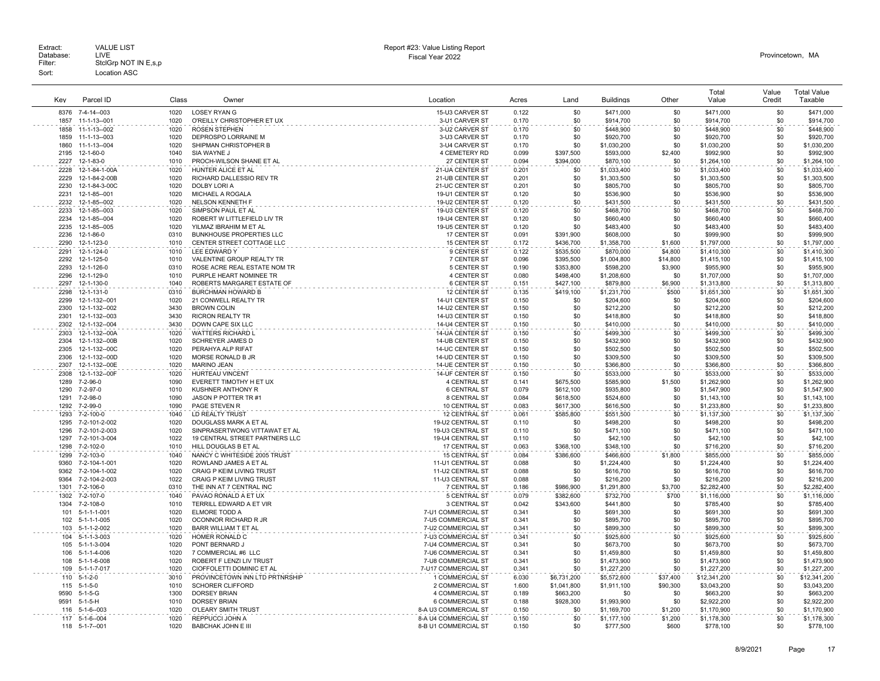Extract: VALUE LIST
Database: LIVE
Filter: StclGrp NOT IN E,s,p
Sort: Location ASC

Report #23: Value Listing Report
Fiscal Year 2022

Provincetown, MA

| Key | Parcel ID | Class | Owner | Location | Acres | Land | Buildings | Other | Total Value | Value Credit | Total Value Taxable |
|---|---|---|---|---|---|---|---|---|---|---|---|
| 8376 | 7-4-14--003 | 1020 | LOSEY RYAN G | 15-U3 CARVER ST | 0.122 | $0 | $471,000 | $0 | $471,000 | $0 | $471,000 |
| 1857 | 11-1-13--001 | 1020 | O'REILLY CHRISTOPHER ET UX | 3-U1 CARVER ST | 0.170 | $0 | $914,700 | $0 | $914,700 | $0 | $914,700 |
| 1858 | 11-1-13--002 | 1020 | ROSEN STEPHEN | 3-U2 CARVER ST | 0.170 | $0 | $448,900 | $0 | $448,900 | $0 | $448,900 |
| 1859 | 11-1-13--003 | 1020 | DEPROSPO LORRAINE M | 3-U3 CARVER ST | 0.170 | $0 | $920,700 | $0 | $920,700 | $0 | $920,700 |
| 1860 | 11-1-13--004 | 1020 | SHIPMAN CHRISTOPHER B | 3-U4 CARVER ST | 0.170 | $0 | $1,030,200 | $0 | $1,030,200 | $0 | $1,030,200 |
| 2195 | 12-1-60-0 | 1040 | SIA WAYNE J | 4 CEMETERY RD | 0.099 | $397,500 | $593,000 | $2,400 | $992,900 | $0 | $992,900 |
| 2227 | 12-1-83-0 | 1010 | PROCH-WILSON SHANE ET AL | 27 CENTER ST | 0.094 | $394,000 | $870,100 | $0 | $1,264,100 | $0 | $1,264,100 |
| 2228 | 12-1-84-1-00A | 1020 | HUNTER ALICE ET AL | 21-UA CENTER ST | 0.201 | $0 | $1,033,400 | $0 | $1,033,400 | $0 | $1,033,400 |
| 2229 | 12-1-84-2-00B | 1020 | RICHARD DALLESSIO REV TR | 21-UB CENTER ST | 0.201 | $0 | $1,303,500 | $0 | $1,303,500 | $0 | $1,303,500 |
| 2230 | 12-1-84-3-00C | 1020 | DOLBY LORI A | 21-UC CENTER ST | 0.201 | $0 | $805,700 | $0 | $805,700 | $0 | $805,700 |
| 2231 | 12-1-85--001 | 1020 | MICHAEL A ROGALA | 19-U1 CENTER ST | 0.120 | $0 | $536,900 | $0 | $536,900 | $0 | $536,900 |
| 2232 | 12-1-85--002 | 1020 | NELSON KENNETH F | 19-U2 CENTER ST | 0.120 | $0 | $431,500 | $0 | $431,500 | $0 | $431,500 |
| 2233 | 12-1-85--003 | 1020 | SIMPSON PAUL ET AL | 19-U3 CENTER ST | 0.120 | $0 | $468,700 | $0 | $468,700 | $0 | $468,700 |
| 2234 | 12-1-85--004 | 1020 | ROBERT W LITTLEFIELD LIV TR | 19-U4 CENTER ST | 0.120 | $0 | $660,400 | $0 | $660,400 | $0 | $660,400 |
| 2235 | 12-1-85--005 | 1020 | YILMAZ IBRAHIM M ET AL | 19-U5 CENTER ST | 0.120 | $0 | $483,400 | $0 | $483,400 | $0 | $483,400 |
| 2236 | 12-1-86-0 | 0310 | BUNKHOUSE PROPERTIES LLC | 17 CENTER ST | 0.091 | $391,900 | $608,000 | $0 | $999,900 | $0 | $999,900 |
| 2290 | 12-1-123-0 | 1010 | CENTER STREET COTTAGE LLC | 15 CENTER ST | 0.172 | $436,700 | $1,358,700 | $1,600 | $1,797,000 | $0 | $1,797,000 |
| 2291 | 12-1-124-0 | 1010 | LEE EDWARD Y | 9 CENTER ST | 0.122 | $535,500 | $870,000 | $4,800 | $1,410,300 | $0 | $1,410,300 |
| 2292 | 12-1-125-0 | 1010 | VALENTINE GROUP REALTY TR | 7 CENTER ST | 0.096 | $395,500 | $1,004,800 | $14,800 | $1,415,100 | $0 | $1,415,100 |
| 2293 | 12-1-126-0 | 0310 | ROSE ACRE REAL ESTATE NOM TR | 5 CENTER ST | 0.190 | $353,800 | $598,200 | $3,900 | $955,900 | $0 | $955,900 |
| 2296 | 12-1-129-0 | 1010 | PURPLE HEART NOMINEE TR | 4 CENTER ST | 0.080 | $498,400 | $1,208,600 | $0 | $1,707,000 | $0 | $1,707,000 |
| 2297 | 12-1-130-0 | 1040 | ROBERTS MARGARET ESTATE OF | 6 CENTER ST | 0.151 | $427,100 | $879,800 | $6,900 | $1,313,800 | $0 | $1,313,800 |
| 2298 | 12-1-131-0 | 0310 | BURCHMAN HOWARD B | 12 CENTER ST | 0.135 | $419,100 | $1,231,700 | $500 | $1,651,300 | $0 | $1,651,300 |
| 2299 | 12-1-132--001 | 1020 | 21 CONWELL REALTY TR | 14-U1 CENTER ST | 0.150 | $0 | $204,600 | $0 | $204,600 | $0 | $204,600 |
| 2300 | 12-1-132--002 | 3430 | BROWN COLIN | 14-U2 CENTER ST | 0.150 | $0 | $212,200 | $0 | $212,200 | $0 | $212,200 |
| 2301 | 12-1-132--003 | 3430 | RICRON REALTY TR | 14-U3 CENTER ST | 0.150 | $0 | $418,800 | $0 | $418,800 | $0 | $418,800 |
| 2302 | 12-1-132--004 | 3430 | DOWN CAPE SIX LLC | 14-U4 CENTER ST | 0.150 | $0 | $410,000 | $0 | $410,000 | $0 | $410,000 |
| 2303 | 12-1-132--00A | 1020 | WATTERS RICHARD L | 14-UA CENTER ST | 0.150 | $0 | $499,300 | $0 | $499,300 | $0 | $499,300 |
| 2304 | 12-1-132--00B | 1020 | SCHREYER JAMES D | 14-UB CENTER ST | 0.150 | $0 | $432,900 | $0 | $432,900 | $0 | $432,900 |
| 2305 | 12-1-132--00C | 1020 | PERAHYA ALP RIFAT | 14-UC CENTER ST | 0.150 | $0 | $502,500 | $0 | $502,500 | $0 | $502,500 |
| 2306 | 12-1-132--00D | 1020 | MORSE RONALD B JR | 14-UD CENTER ST | 0.150 | $0 | $309,500 | $0 | $309,500 | $0 | $309,500 |
| 2307 | 12-1-132--00E | 1020 | MARINO JEAN | 14-UE CENTER ST | 0.150 | $0 | $366,800 | $0 | $366,800 | $0 | $366,800 |
| 2308 | 12-1-132--00F | 1020 | HURTEAU VINCENT | 14-UF CENTER ST | 0.150 | $0 | $533,000 | $0 | $533,000 | $0 | $533,000 |
| 1289 | 7-2-96-0 | 1090 | EVERETT TIMOTHY H ET UX | 4 CENTRAL ST | 0.141 | $675,500 | $585,900 | $1,500 | $1,262,900 | $0 | $1,262,900 |
| 1290 | 7-2-97-0 | 1010 | KUSHNER ANTHONY R | 6 CENTRAL ST | 0.079 | $612,100 | $935,800 | $0 | $1,547,900 | $0 | $1,547,900 |
| 1291 | 7-2-98-0 | 1090 | JASON P POTTER TR #1 | 8 CENTRAL ST | 0.084 | $618,500 | $524,600 | $0 | $1,143,100 | $0 | $1,143,100 |
| 1292 | 7-2-99-0 | 1090 | PAGE STEVEN R | 10 CENTRAL ST | 0.083 | $617,300 | $616,500 | $0 | $1,233,800 | $0 | $1,233,800 |
| 1293 | 7-2-100-0 | 1040 | LD REALTY TRUST | 12 CENTRAL ST | 0.061 | $585,800 | $551,500 | $0 | $1,137,300 | $0 | $1,137,300 |
| 1295 | 7-2-101-2-002 | 1020 | DOUGLASS MARK A ET AL | 19-U2 CENTRAL ST | 0.110 | $0 | $498,200 | $0 | $498,200 | $0 | $498,200 |
| 1296 | 7-2-101-2-003 | 1020 | SINPRASERTWONG VITTAWAT ET AL | 19-U3 CENTRAL ST | 0.110 | $0 | $471,100 | $0 | $471,100 | $0 | $471,100 |
| 1297 | 7-2-101-3-004 | 1022 | 19 CENTRAL STREET PARTNERS LLC | 19-U4 CENTRAL ST | 0.110 | $0 | $42,100 | $0 | $42,100 | $0 | $42,100 |
| 1298 | 7-2-102-0 | 1010 | HILL DOUGLAS B ET AL | 17 CENTRAL ST | 0.063 | $368,100 | $348,100 | $0 | $716,200 | $0 | $716,200 |
| 1299 | 7-2-103-0 | 1040 | NANCY C WHITESIDE 2005 TRUST | 15 CENTRAL ST | 0.084 | $386,600 | $466,600 | $1,800 | $855,000 | $0 | $855,000 |
| 9360 | 7-2-104-1-001 | 1020 | ROWLAND JAMES A ET AL | 11-U1 CENTRAL ST | 0.088 | $0 | $1,224,400 | $0 | $1,224,400 | $0 | $1,224,400 |
| 9362 | 7-2-104-1-002 | 1020 | CRAIG P KEIM LIVING TRUST | 11-U2 CENTRAL ST | 0.088 | $0 | $616,700 | $0 | $616,700 | $0 | $616,700 |
| 9364 | 7-2-104-2-003 | 1022 | CRAIG P KEIM LIVING TRUST | 11-U3 CENTRAL ST | 0.088 | $0 | $216,200 | $0 | $216,200 | $0 | $216,200 |
| 1301 | 7-2-106-0 | 0310 | THE INN AT 7 CENTRAL INC | 7 CENTRAL ST | 0.186 | $986,900 | $1,291,800 | $3,700 | $2,282,400 | $0 | $2,282,400 |
| 1302 | 7-2-107-0 | 1040 | PAVAO RONALD A ET UX | 5 CENTRAL ST | 0.079 | $382,600 | $732,700 | $700 | $1,116,000 | $0 | $1,116,000 |
| 1304 | 7-2-108-0 | 1010 | TERRILL EDWARD A ET VIR | 3 CENTRAL ST | 0.042 | $343,600 | $441,800 | $0 | $785,400 | $0 | $785,400 |
| 101 | 5-1-1-1-001 | 1020 | ELMORE TODD A | 7-U1 COMMERCIAL ST | 0.341 | $0 | $691,300 | $0 | $691,300 | $0 | $691,300 |
| 102 | 5-1-1-1-005 | 1020 | OCONNOR RICHARD R JR | 7-U5 COMMERCIAL ST | 0.341 | $0 | $895,700 | $0 | $895,700 | $0 | $895,700 |
| 103 | 5-1-1-2-002 | 1020 | BARR WILLIAM T ET AL | 7-U2 COMMERCIAL ST | 0.341 | $0 | $899,300 | $0 | $899,300 | $0 | $899,300 |
| 104 | 5-1-1-3-003 | 1020 | HOMER RONALD C | 7-U3 COMMERCIAL ST | 0.341 | $0 | $925,600 | $0 | $925,600 | $0 | $925,600 |
| 105 | 5-1-1-3-004 | 1020 | PONT BERNARD J | 7-U4 COMMERCIAL ST | 0.341 | $0 | $673,700 | $0 | $673,700 | $0 | $673,700 |
| 106 | 5-1-1-4-006 | 1020 | 7 COMMERCIAL #6 LLC | 7-U6 COMMERCIAL ST | 0.341 | $0 | $1,459,800 | $0 | $1,459,800 | $0 | $1,459,800 |
| 108 | 5-1-1-6-008 | 1020 | ROBERT F LENZI LIV TRUST | 7-U8 COMMERCIAL ST | 0.341 | $0 | $1,473,900 | $0 | $1,473,900 | $0 | $1,473,900 |
| 109 | 5-1-1-7-017 | 1020 | CIOFFOLETTI DOMINIC ET AL | 7-U17 COMMERCIAL ST | 0.341 | $0 | $1,227,200 | $0 | $1,227,200 | $0 | $1,227,200 |
| 110 | 5-1-2-0 | 3010 | PROVINCETOWN INN LTD PRTNRSHIP | 1 COMMERCIAL ST | 6.030 | $6,731,200 | $5,572,600 | $37,400 | $12,341,200 | $0 | $12,341,200 |
| 115 | 5-1-5-0 | 1010 | SCHORER CLIFFORD | 2 COMMERCIAL ST | 1.600 | $1,041,800 | $1,911,100 | $90,300 | $3,043,200 | $0 | $3,043,200 |
| 9590 | 5-1-5-G | 1300 | DORSEY BRIAN | 4 COMMERCIAL ST | 0.189 | $663,200 | $0 | $0 | $663,200 | $0 | $663,200 |
| 9591 | 5-1-5-H | 1010 | DORSEY BRIAN | 6 COMMERCIAL ST | 0.188 | $928,300 | $1,993,900 | $0 | $2,922,200 | $0 | $2,922,200 |
| 116 | 5-1-6--003 | 1020 | O'LEARY SMITH TRUST | 8-A U3 COMMERCIAL ST | 0.150 | $0 | $1,169,700 | $1,200 | $1,170,900 | $0 | $1,170,900 |
| 117 | 5-1-6--004 | 1020 | REPPUCCI JOHN A | 8-A U4 COMMERCIAL ST | 0.150 | $0 | $1,177,100 | $1,200 | $1,178,300 | $0 | $1,178,300 |
| 118 | 5-1-7--001 | 1020 | BABCHAK JOHN E III | 8-B U1 COMMERCIAL ST | 0.150 | $0 | $777,500 | $600 | $778,100 | $0 | $778,100 |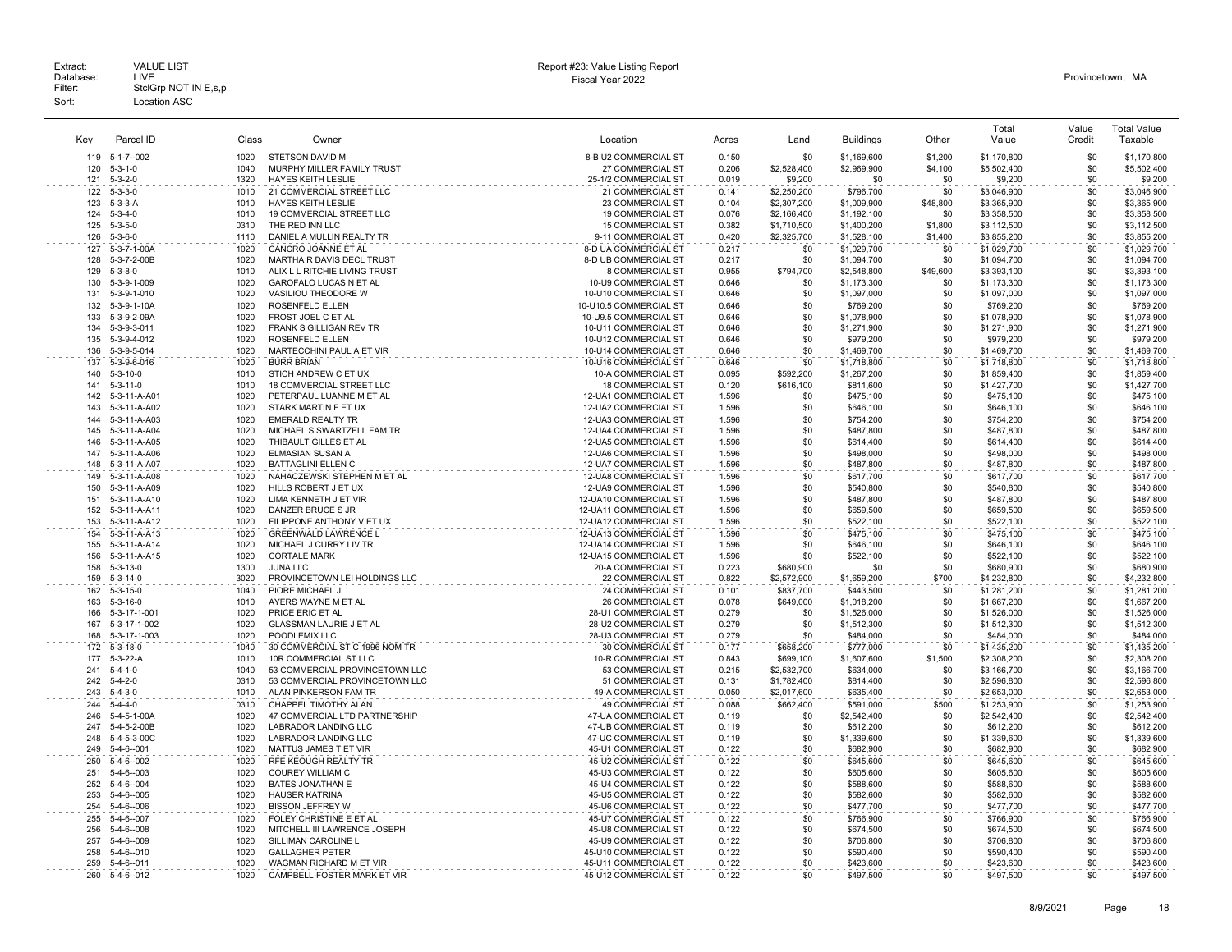Extract: VALUE LIST
Database: LIVE
Filter: StclGrp NOT IN E,s,p
Sort: Location ASC

Report #23: Value Listing Report
Fiscal Year 2022

Provincetown, MA

| Key | Parcel ID | Class | Owner | Location | Acres | Land | Buildings | Other | Total Value | Value Credit | Total Value Taxable |
|---|---|---|---|---|---|---|---|---|---|---|---|
| 119 | 5-1-7--002 | 1020 | STETSON DAVID M | 8-B U2 COMMERCIAL ST | 0.150 | $0 | $1,169,600 | $1,200 | $1,170,800 | $0 | $1,170,800 |
| 120 | 5-3-1-0 | 1040 | MURPHY MILLER FAMILY TRUST | 27 COMMERCIAL ST | 0.206 | $2,528,400 | $2,969,900 | $4,100 | $5,502,400 | $0 | $5,502,400 |
| 121 | 5-3-2-0 | 1320 | HAYES KEITH LESLIE | 25-1/2 COMMERCIAL ST | 0.019 | $9,200 | $0 | $0 | $9,200 | $0 | $9,200 |
| 122 | 5-3-3-0 | 1010 | 21 COMMERCIAL STREET LLC | 21 COMMERCIAL ST | 0.141 | $2,250,200 | $796,700 | $0 | $3,046,900 | $0 | $3,046,900 |
| 123 | 5-3-3-A | 1010 | HAYES KEITH LESLIE | 23 COMMERCIAL ST | 0.104 | $2,307,200 | $1,009,900 | $48,800 | $3,365,900 | $0 | $3,365,900 |
| 124 | 5-3-4-0 | 1010 | 19 COMMERCIAL STREET LLC | 19 COMMERCIAL ST | 0.076 | $2,166,400 | $1,192,100 | $0 | $3,358,500 | $0 | $3,358,500 |
| 125 | 5-3-5-0 | 0310 | THE RED INN LLC | 15 COMMERCIAL ST | 0.382 | $1,710,500 | $1,400,200 | $1,800 | $3,112,500 | $0 | $3,112,500 |
| 126 | 5-3-6-0 | 1110 | DANIEL A MULLIN REALTY TR | 9-11 COMMERCIAL ST | 0.420 | $2,325,700 | $1,528,100 | $1,400 | $3,855,200 | $0 | $3,855,200 |
| 127 | 5-3-7-1-00A | 1020 | CANCRO JOANNE ET AL | 8-D UA COMMERCIAL ST | 0.217 | $0 | $1,029,700 | $0 | $1,029,700 | $0 | $1,029,700 |
| 128 | 5-3-7-2-00B | 1020 | MARTHA R DAVIS DECL TRUST | 8-D UB COMMERCIAL ST | 0.217 | $0 | $1,094,700 | $0 | $1,094,700 | $0 | $1,094,700 |
| 129 | 5-3-8-0 | 1010 | ALIX L L RITCHIE LIVING TRUST | 8 COMMERCIAL ST | 0.955 | $794,700 | $2,548,800 | $49,600 | $3,393,100 | $0 | $3,393,100 |
| 130 | 5-3-9-1-009 | 1020 | GAROFALO LUCAS N ET AL | 10-U9 COMMERCIAL ST | 0.646 | $0 | $1,173,300 | $0 | $1,173,300 | $0 | $1,173,300 |
| 131 | 5-3-9-1-010 | 1020 | VASILIOU THEODORE W | 10-U10 COMMERCIAL ST | 0.646 | $0 | $1,097,000 | $0 | $1,097,000 | $0 | $1,097,000 |
| 132 | 5-3-9-1-10A | 1020 | ROSENFELD ELLEN | 10-U10.5 COMMERCIAL ST | 0.646 | $0 | $769,200 | $0 | $769,200 | $0 | $769,200 |
| 133 | 5-3-9-2-09A | 1020 | FROST JOEL C ET AL | 10-U9.5 COMMERCIAL ST | 0.646 | $0 | $1,078,900 | $0 | $1,078,900 | $0 | $1,078,900 |
| 134 | 5-3-9-3-011 | 1020 | FRANK S GILLIGAN REV TR | 10-U11 COMMERCIAL ST | 0.646 | $0 | $1,271,900 | $0 | $1,271,900 | $0 | $1,271,900 |
| 135 | 5-3-9-4-012 | 1020 | ROSENFELD ELLEN | 10-U12 COMMERCIAL ST | 0.646 | $0 | $979,200 | $0 | $979,200 | $0 | $979,200 |
| 136 | 5-3-9-5-014 | 1020 | MARTECCHINI PAUL A ET VIR | 10-U14 COMMERCIAL ST | 0.646 | $0 | $1,469,700 | $0 | $1,469,700 | $0 | $1,469,700 |
| 137 | 5-3-9-6-016 | 1020 | BURR BRIAN | 10-U16 COMMERCIAL ST | 0.646 | $0 | $1,718,800 | $0 | $1,718,800 | $0 | $1,718,800 |
| 140 | 5-3-10-0 | 1010 | STICH ANDREW C ET UX | 10-A COMMERCIAL ST | 0.095 | $592,200 | $1,267,200 | $0 | $1,859,400 | $0 | $1,859,400 |
| 141 | 5-3-11-0 | 1010 | 18 COMMERCIAL STREET LLC | 18 COMMERCIAL ST | 0.120 | $616,100 | $811,600 | $0 | $1,427,700 | $0 | $1,427,700 |
| 142 | 5-3-11-A-A01 | 1020 | PETERPAUL LUANNE M ET AL | 12-UA1 COMMERCIAL ST | 1.596 | $0 | $475,100 | $0 | $475,100 | $0 | $475,100 |
| 143 | 5-3-11-A-A02 | 1020 | STARK MARTIN F ET UX | 12-UA2 COMMERCIAL ST | 1.596 | $0 | $646,100 | $0 | $646,100 | $0 | $646,100 |
| 144 | 5-3-11-A-A03 | 1020 | EMERALD REALTY TR | 12-UA3 COMMERCIAL ST | 1.596 | $0 | $754,200 | $0 | $754,200 | $0 | $754,200 |
| 145 | 5-3-11-A-A04 | 1020 | MICHAEL S SWARTZELL FAM TR | 12-UA4 COMMERCIAL ST | 1.596 | $0 | $487,800 | $0 | $487,800 | $0 | $487,800 |
| 146 | 5-3-11-A-A05 | 1020 | THIBAULT GILLES ET AL | 12-UA5 COMMERCIAL ST | 1.596 | $0 | $614,400 | $0 | $614,400 | $0 | $614,400 |
| 147 | 5-3-11-A-A06 | 1020 | ELMASIAN SUSAN A | 12-UA6 COMMERCIAL ST | 1.596 | $0 | $498,000 | $0 | $498,000 | $0 | $498,000 |
| 148 | 5-3-11-A-A07 | 1020 | BATTAGLINI ELLEN C | 12-UA7 COMMERCIAL ST | 1.596 | $0 | $487,800 | $0 | $487,800 | $0 | $487,800 |
| 149 | 5-3-11-A-A08 | 1020 | NAHACZEWSKI STEPHEN M ET AL | 12-UA8 COMMERCIAL ST | 1.596 | $0 | $617,700 | $0 | $617,700 | $0 | $617,700 |
| 150 | 5-3-11-A-A09 | 1020 | HILLS ROBERT J ET UX | 12-UA9 COMMERCIAL ST | 1.596 | $0 | $540,800 | $0 | $540,800 | $0 | $540,800 |
| 151 | 5-3-11-A-A10 | 1020 | LIMA KENNETH J ET VIR | 12-UA10 COMMERCIAL ST | 1.596 | $0 | $487,800 | $0 | $487,800 | $0 | $487,800 |
| 152 | 5-3-11-A-A11 | 1020 | DANZER BRUCE S JR | 12-UA11 COMMERCIAL ST | 1.596 | $0 | $659,500 | $0 | $659,500 | $0 | $659,500 |
| 153 | 5-3-11-A-A12 | 1020 | FILIPPONE ANTHONY V ET UX | 12-UA12 COMMERCIAL ST | 1.596 | $0 | $522,100 | $0 | $522,100 | $0 | $522,100 |
| 154 | 5-3-11-A-A13 | 1020 | GREENWALD LAWRENCE L | 12-UA13 COMMERCIAL ST | 1.596 | $0 | $475,100 | $0 | $475,100 | $0 | $475,100 |
| 155 | 5-3-11-A-A14 | 1020 | MICHAEL J CURRY LIV TR | 12-UA14 COMMERCIAL ST | 1.596 | $0 | $646,100 | $0 | $646,100 | $0 | $646,100 |
| 156 | 5-3-11-A-A15 | 1020 | CORTALE MARK | 12-UA15 COMMERCIAL ST | 1.596 | $0 | $522,100 | $0 | $522,100 | $0 | $522,100 |
| 158 | 5-3-13-0 | 1300 | JUNA LLC | 20-A COMMERCIAL ST | 0.223 | $680,900 | $0 | $0 | $680,900 | $0 | $680,900 |
| 159 | 5-3-14-0 | 3020 | PROVINCETOWN LEI HOLDINGS LLC | 22 COMMERCIAL ST | 0.822 | $2,572,900 | $1,659,200 | $700 | $4,232,800 | $0 | $4,232,800 |
| 162 | 5-3-15-0 | 1040 | PIORE MICHAEL J | 24 COMMERCIAL ST | 0.101 | $837,700 | $443,500 | $0 | $1,281,200 | $0 | $1,281,200 |
| 163 | 5-3-16-0 | 1010 | AYERS WAYNE M ET AL | 26 COMMERCIAL ST | 0.078 | $649,000 | $1,018,200 | $0 | $1,667,200 | $0 | $1,667,200 |
| 166 | 5-3-17-1-001 | 1020 | PRICE ERIC ET AL | 28-U1 COMMERCIAL ST | 0.279 | $0 | $1,526,000 | $0 | $1,526,000 | $0 | $1,526,000 |
| 167 | 5-3-17-1-002 | 1020 | GLASSMAN LAURIE J ET AL | 28-U2 COMMERCIAL ST | 0.279 | $0 | $1,512,300 | $0 | $1,512,300 | $0 | $1,512,300 |
| 168 | 5-3-17-1-003 | 1020 | POODLEMIX LLC | 28-U3 COMMERCIAL ST | 0.279 | $0 | $484,000 | $0 | $484,000 | $0 | $484,000 |
| 172 | 5-3-18-0 | 1040 | 30 COMMERCIAL ST C 1996 NOM TR | 30 COMMERCIAL ST | 0.177 | $658,200 | $777,000 | $0 | $1,435,200 | $0 | $1,435,200 |
| 177 | 5-3-22-A | 1010 | 10R COMMERCIAL ST LLC | 10-R COMMERCIAL ST | 0.843 | $699,100 | $1,607,600 | $1,500 | $2,308,200 | $0 | $2,308,200 |
| 241 | 5-4-1-0 | 1040 | 53 COMMERCIAL PROVINCETOWN LLC | 53 COMMERCIAL ST | 0.215 | $2,532,700 | $634,000 | $0 | $3,166,700 | $0 | $3,166,700 |
| 242 | 5-4-2-0 | 0310 | 53 COMMERCIAL PROVINCETOWN LLC | 51 COMMERCIAL ST | 0.131 | $1,782,400 | $814,400 | $0 | $2,596,800 | $0 | $2,596,800 |
| 243 | 5-4-3-0 | 1010 | ALAN PINKERSON FAM TR | 49-A COMMERCIAL ST | 0.050 | $2,017,600 | $635,400 | $0 | $2,653,000 | $0 | $2,653,000 |
| 244 | 5-4-4-0 | 0310 | CHAPPEL TIMOTHY ALAN | 49 COMMERCIAL ST | 0.088 | $662,400 | $591,000 | $500 | $1,253,900 | $0 | $1,253,900 |
| 246 | 5-4-5-1-00A | 1020 | 47 COMMERCIAL LTD PARTNERSHIP | 47-UA COMMERCIAL ST | 0.119 | $0 | $2,542,400 | $0 | $2,542,400 | $0 | $2,542,400 |
| 247 | 5-4-5-2-00B | 1020 | LABRADOR LANDING LLC | 47-UB COMMERCIAL ST | 0.119 | $0 | $612,200 | $0 | $612,200 | $0 | $612,200 |
| 248 | 5-4-5-3-00C | 1020 | LABRADOR LANDING LLC | 47-UC COMMERCIAL ST | 0.119 | $0 | $1,339,600 | $0 | $1,339,600 | $0 | $1,339,600 |
| 249 | 5-4-6--001 | 1020 | MATTUS JAMES T ET VIR | 45-U1 COMMERCIAL ST | 0.122 | $0 | $682,900 | $0 | $682,900 | $0 | $682,900 |
| 250 | 5-4-6--002 | 1020 | RFE KEOUGH REALTY TR | 45-U2 COMMERCIAL ST | 0.122 | $0 | $645,600 | $0 | $645,600 | $0 | $645,600 |
| 251 | 5-4-6--003 | 1020 | COUREY WILLIAM C | 45-U3 COMMERCIAL ST | 0.122 | $0 | $605,600 | $0 | $605,600 | $0 | $605,600 |
| 252 | 5-4-6--004 | 1020 | BATES JONATHAN E | 45-U4 COMMERCIAL ST | 0.122 | $0 | $588,600 | $0 | $588,600 | $0 | $588,600 |
| 253 | 5-4-6--005 | 1020 | HAUSER KATRINA | 45-U5 COMMERCIAL ST | 0.122 | $0 | $582,600 | $0 | $582,600 | $0 | $582,600 |
| 254 | 5-4-6--006 | 1020 | BISSON JEFFREY W | 45-U6 COMMERCIAL ST | 0.122 | $0 | $477,700 | $0 | $477,700 | $0 | $477,700 |
| 255 | 5-4-6--007 | 1020 | FOLEY CHRISTINE E ET AL | 45-U7 COMMERCIAL ST | 0.122 | $0 | $766,900 | $0 | $766,900 | $0 | $766,900 |
| 256 | 5-4-6--008 | 1020 | MITCHELL III LAWRENCE JOSEPH | 45-U8 COMMERCIAL ST | 0.122 | $0 | $674,500 | $0 | $674,500 | $0 | $674,500 |
| 257 | 5-4-6--009 | 1020 | SILLIMAN CAROLINE L | 45-U9 COMMERCIAL ST | 0.122 | $0 | $706,800 | $0 | $706,800 | $0 | $706,800 |
| 258 | 5-4-6--010 | 1020 | GALLAGHER PETER | 45-U10 COMMERCIAL ST | 0.122 | $0 | $590,400 | $0 | $590,400 | $0 | $590,400 |
| 259 | 5-4-6--011 | 1020 | WAGMAN RICHARD M ET VIR | 45-U11 COMMERCIAL ST | 0.122 | $0 | $423,600 | $0 | $423,600 | $0 | $423,600 |
| 260 | 5-4-6--012 | 1020 | CAMPBELL-FOSTER MARK ET VIR | 45-U12 COMMERCIAL ST | 0.122 | $0 | $497,500 | $0 | $497,500 | $0 | $497,500 |

8/9/2021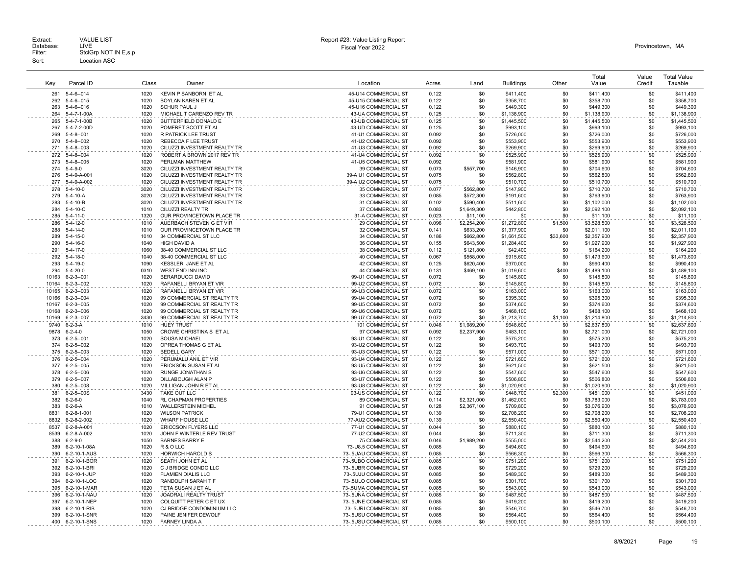Extract: VALUE LIST
Database: LIVE
Filter: StclGrp NOT IN E,s,p
Sort: Location ASC

Report #23: Value Listing Report
Fiscal Year 2022

Provincetown, MA

| Key | Parcel ID | Class | Owner | Location | Acres | Land | Buildings | Other | Total Value | Value Credit | Total Value Taxable |
|---|---|---|---|---|---|---|---|---|---|---|---|
| 261 | 5-4-6--014 | 1020 | KEVIN P SANBORN ET AL | 45-U14 COMMERCIAL ST | 0.122 | $0 | $411,400 | $0 | $411,400 | $0 | $411,400 |
| 262 | 5-4-6--015 | 1020 | BOYLAN KAREN ET AL | 45-U15 COMMERCIAL ST | 0.122 | $0 | $358,700 | $0 | $358,700 | $0 | $358,700 |
| 263 | 5-4-6--016 | 1020 | SCHUR PAUL J | 45-U16 COMMERCIAL ST | 0.122 | $0 | $449,300 | $0 | $449,300 | $0 | $449,300 |
| 264 | 5-4-7-1-00A | 1020 | MICHAEL T CARENZO REV TR | 43-UA COMMERCIAL ST | 0.125 | $0 | $1,138,900 | $0 | $1,138,900 | $0 | $1,138,900 |
| 265 | 5-4-7-1-00B | 1020 | BUTTERFIELD DONALD E | 43-UB COMMERCIAL ST | 0.125 | $0 | $1,445,500 | $0 | $1,445,500 | $0 | $1,445,500 |
| 267 | 5-4-7-2-00D | 1020 | POMFRET SCOTT ET AL | 43-UD COMMERCIAL ST | 0.125 | $0 | $993,100 | $0 | $993,100 | $0 | $993,100 |
| 269 | 5-4-8--001 | 1020 | R PATRICK LEE TRUST | 41-U1 COMMERCIAL ST | 0.092 | $0 | $726,000 | $0 | $726,000 | $0 | $726,000 |
| 270 | 5-4-8--002 | 1020 | REBECCA F LEE TRUST | 41-U2 COMMERCIAL ST | 0.092 | $0 | $553,900 | $0 | $553,900 | $0 | $553,900 |
| 271 | 5-4-8--003 | 1020 | CILUZZI INVESTMENT REALTY TR | 41-U3 COMMERCIAL ST | 0.092 | $0 | $269,900 | $0 | $269,900 | $0 | $269,900 |
| 272 | 5-4-8--004 | 1020 | ROBERT A BROWN 2017 REV TR | 41-U4 COMMERCIAL ST | 0.092 | $0 | $525,900 | $0 | $525,900 | $0 | $525,900 |
| 273 | 5-4-8--005 | 1020 | PERLMAN MATTHEW | 41-U5 COMMERCIAL ST | 0.092 | $0 | $581,900 | $0 | $581,900 | $0 | $581,900 |
| 274 | 5-4-9-0 | 3020 | CILUZZI INVESTMENT REALTY TR | 39 COMMERCIAL ST | 0.073 | $557,700 | $146,900 | $0 | $704,600 | $0 | $704,600 |
| 276 | 5-4-9-A-001 | 1020 | CILUZZI INVESTMENT REALTY TR | 39-A U1 COMMERCIAL ST | 0.075 | $0 | $562,800 | $0 | $562,800 | $0 | $562,800 |
| 277 | 5-4-9-A-002 | 1020 | CILUZZI INVESTMENT REALTY TR | 39-A U2 COMMERCIAL ST | 0.075 | $0 | $510,700 | $0 | $510,700 | $0 | $510,700 |
| 278 | 5-4-10-0 | 3020 | CILUZZI INVESTMENT REALTY TR | 35 COMMERCIAL ST | 0.077 | $562,800 | $147,900 | $0 | $710,700 | $0 | $710,700 |
| 279 | 5-4-10-A | 3020 | CILUZZI INVESTMENT REALTY TR | 33 COMMERCIAL ST | 0.085 | $572,300 | $191,600 | $0 | $763,900 | $0 | $763,900 |
| 283 | 5-4-10-B | 3020 | CILUZZI INVESTMENT REALTY TR | 31 COMMERCIAL ST | 0.102 | $590,400 | $511,600 | $0 | $1,102,000 | $0 | $1,102,000 |
| 284 | 5-4-10-C | 1010 | CILUZZI REALTY TR | 37 COMMERCIAL ST | 0.083 | $1,649,300 | $442,800 | $0 | $2,092,100 | $0 | $2,092,100 |
| 285 | 5-4-11-0 | 1320 | OUR PROVINCETOWN PLACE TR | 31-A COMMERCIAL ST | 0.023 | $11,100 | $0 | $0 | $11,100 | $0 | $11,100 |
| 286 | 5-4-12-0 | 1010 | AUERBACH STEVEN G ET VIR | 29 COMMERCIAL ST | 0.096 | $2,254,200 | $1,272,800 | $1,500 | $3,528,500 | $0 | $3,528,500 |
| 288 | 5-4-14-0 | 1010 | OUR PROVINCETOWN PLACE TR | 32 COMMERCIAL ST | 0.141 | $633,200 | $1,377,900 | $0 | $2,011,100 | $0 | $2,011,100 |
| 289 | 5-4-15-0 | 1010 | 34 COMMERCIAL ST LLC | 34 COMMERCIAL ST | 0.186 | $662,800 | $1,661,500 | $33,600 | $2,357,900 | $0 | $2,357,900 |
| 290 | 5-4-16-0 | 1040 | HIGH DAVID A | 36 COMMERCIAL ST | 0.155 | $643,500 | $1,284,400 | $0 | $1,927,900 | $0 | $1,927,900 |
| 291 | 5-4-17-0 | 1060 | 38-40 COMMERCIAL ST LLC | 38 COMMERCIAL ST | 0.112 | $121,800 | $42,400 | $0 | $164,200 | $0 | $164,200 |
| 292 | 5-4-18-0 | 1040 | 38-40 COMMERCIAL ST LLC | 40 COMMERCIAL ST | 0.067 | $558,000 | $915,600 | $0 | $1,473,600 | $0 | $1,473,600 |
| 293 | 5-4-19-0 | 1090 | KESSLER JANE ET AL | 42 COMMERCIAL ST | 0.125 | $620,400 | $370,000 | $0 | $990,400 | $0 | $990,400 |
| 294 | 5-4-20-0 | 0310 | WEST END INN INC | 44 COMMERCIAL ST | 0.131 | $469,100 | $1,019,600 | $400 | $1,489,100 | $0 | $1,489,100 |
| 10163 | 6-2-3--001 | 1020 | BERARDUCCI DAVID | 99-U1 COMMERCIAL ST | 0.072 | $0 | $145,800 | $0 | $145,800 | $0 | $145,800 |
| 10164 | 6-2-3--002 | 1020 | RAFANELLI BRYAN ET VIR | 99-U2 COMMERCIAL ST | 0.072 | $0 | $145,800 | $0 | $145,800 | $0 | $145,800 |
| 10165 | 6-2-3--003 | 1020 | RAFANELLI BRYAN ET VIR | 99-U3 COMMERCIAL ST | 0.072 | $0 | $163,000 | $0 | $163,000 | $0 | $163,000 |
| 10166 | 6-2-3--004 | 1020 | 99 COMMERCIAL ST REALTY TR | 99-U4 COMMERCIAL ST | 0.072 | $0 | $395,300 | $0 | $395,300 | $0 | $395,300 |
| 10167 | 6-2-3--005 | 1020 | 99 COMMERCIAL ST REALTY TR | 99-U5 COMMERCIAL ST | 0.072 | $0 | $374,600 | $0 | $374,600 | $0 | $374,600 |
| 10168 | 6-2-3--006 | 1020 | 99 COMMERCIAL ST REALTY TR | 99-U6 COMMERCIAL ST | 0.072 | $0 | $468,100 | $0 | $468,100 | $0 | $468,100 |
| 10169 | 6-2-3--007 | 3430 | 99 COMMERCIAL ST REALTY TR | 99-U7 COMMERCIAL ST | 0.072 | $0 | $1,213,700 | $1,100 | $1,214,800 | $0 | $1,214,800 |
| 9740 | 6-2-3-A | 1010 | HUEY TRUST | 101 COMMERCIAL ST | 0.046 | $1,989,200 | $648,600 | $0 | $2,637,800 | $0 | $2,637,800 |
| 9878 | 6-2-4-0 | 1050 | CROWE CHRISTINA S ET AL | 97 COMMERCIAL ST | 0.092 | $2,237,900 | $483,100 | $0 | $2,721,000 | $0 | $2,721,000 |
| 373 | 6-2-5--001 | 1020 | SOUSA MICHAEL | 93-U1 COMMERCIAL ST | 0.122 | $0 | $575,200 | $0 | $575,200 | $0 | $575,200 |
| 374 | 6-2-5--002 | 1020 | OPREA THOMAS G ET AL | 93-U2 COMMERCIAL ST | 0.122 | $0 | $493,700 | $0 | $493,700 | $0 | $493,700 |
| 375 | 6-2-5--003 | 1020 | BEDELL GARY | 93-U3 COMMERCIAL ST | 0.122 | $0 | $571,000 | $0 | $571,000 | $0 | $571,000 |
| 376 | 6-2-5--004 | 1020 | PERUMALU ANIL ET VIR | 93-U4 COMMERCIAL ST | 0.122 | $0 | $721,600 | $0 | $721,600 | $0 | $721,600 |
| 377 | 6-2-5--005 | 1020 | ERICKSON SUSAN ET AL | 93-U5 COMMERCIAL ST | 0.122 | $0 | $621,500 | $0 | $621,500 | $0 | $621,500 |
| 378 | 6-2-5--006 | 1020 | RUNGE JONATHAN S | 93-U6 COMMERCIAL ST | 0.122 | $0 | $547,600 | $0 | $547,600 | $0 | $547,600 |
| 379 | 6-2-5--007 | 1020 | DILLABOUGH ALAN P | 93-U7 COMMERCIAL ST | 0.122 | $0 | $506,800 | $0 | $506,800 | $0 | $506,800 |
| 380 | 6-2-5--008 | 1020 | MILLIGAN JOHN R ET AL | 93-U8 COMMERCIAL ST | 0.122 | $0 | $1,020,900 | $0 | $1,020,900 | $0 | $1,020,900 |
| 381 | 6-2-5--00S | 3430 | TAKE OUT LLC | 93-US COMMERCIAL ST | 0.122 | $0 | $448,700 | $2,300 | $451,000 | $0 | $451,000 |
| 382 | 6-2-6-0 | 1040 | RL CHAPMAN PROPERTIES | 89 COMMERCIAL ST | 0.114 | $2,321,000 | $1,462,000 | $0 | $3,783,000 | $0 | $3,783,000 |
| 383 | 6-2-6-A | 1010 | WALLERSTEIN MICHEL | 91 COMMERCIAL ST | 0.128 | $2,367,100 | $709,800 | $0 | $3,076,900 | $0 | $3,076,900 |
| 8831 | 6-2-8-1-001 | 1020 | WILSON PATRICK | 79-U1 COMMERCIAL ST | 0.139 | $0 | $2,708,200 | $0 | $2,708,200 | $0 | $2,708,200 |
| 8832 | 6-2-8-2-002 | 1020 | WHARF HOUSE LLC | 77-AU2 COMMERCIAL ST | 0.139 | $0 | $2,550,400 | $0 | $2,550,400 | $0 | $2,550,400 |
| 8537 | 6-2-8-A-001 | 1020 | ERICCSON FLYERS LLC | 77-U1 COMMERCIAL ST | 0.044 | $0 | $880,100 | $0 | $880,100 | $0 | $880,100 |
| 8539 | 6-2-8-A-002 | 1020 | JOHN F WINTERLE REV TRUST | 77-U2 COMMERCIAL ST | 0.044 | $0 | $711,300 | $0 | $711,300 | $0 | $711,300 |
| 388 | 6-2-9-0 | 1050 | BARNES BARRY E | 75 COMMERCIAL ST | 0.046 | $1,989,200 | $555,000 | $0 | $2,544,200 | $0 | $2,544,200 |
| 389 | 6-2-10-1-08A | 1020 | R & O LLC | 73-U8.5 COMMERCIAL ST | 0.085 | $0 | $494,600 | $0 | $494,600 | $0 | $494,600 |
| 390 | 6-2-10-1-AUS | 1020 | HORWICH HAROLD S | 73-.5UAU COMMERCIAL ST | 0.085 | $0 | $566,300 | $0 | $566,300 | $0 | $566,300 |
| 391 | 6-2-10-1-BOR | 1020 | SEATH JOHN ET AL | 73-.5UBO COMMERCIAL ST | 0.085 | $0 | $751,200 | $0 | $751,200 | $0 | $751,200 |
| 392 | 6-2-10-1-BRI | 1020 | C J BRIDGE CONDO LLC | 73-.5UBR COMMERCIAL ST | 0.085 | $0 | $729,200 | $0 | $729,200 | $0 | $729,200 |
| 393 | 6-2-10-1-JUP | 1020 | FLAMIEN DIALIS LLC | 73-.5UJU COMMERCIAL ST | 0.085 | $0 | $489,300 | $0 | $489,300 | $0 | $489,300 |
| 394 | 6-2-10-1-LOC | 1020 | RANDOLPH SARAH T F | 73-.5ULO COMMERCIAL ST | 0.085 | $0 | $301,700 | $0 | $301,700 | $0 | $301,700 |
| 395 | 6-2-10-1-MAR | 1020 | TETA SUSAN J ET AL | 73-.5UMA COMMERCIAL ST | 0.085 | $0 | $543,000 | $0 | $543,000 | $0 | $543,000 |
| 396 | 6-2-10-1-NAU | 1020 | JOADRALI REALTY TRUST | 73-.5UNA COMMERCIAL ST | 0.085 | $0 | $487,500 | $0 | $487,500 | $0 | $487,500 |
| 397 | 6-2-10-1-NEP | 1020 | COLQUITT PETER C ET UX | 73-.5UNE COMMERCIAL ST | 0.085 | $0 | $419,200 | $0 | $419,200 | $0 | $419,200 |
| 398 | 6-2-10-1-RIB | 1020 | CJ BRIDGE CONDOMINIUM LLC | 73-.5URI COMMERCIAL ST | 0.085 | $0 | $546,700 | $0 | $546,700 | $0 | $546,700 |
| 399 | 6-2-10-1-SNR | 1020 | PAINE JENIFER DEWOLF | 73-.5USU COMMERCIAL ST | 0.085 | $0 | $564,400 | $0 | $564,400 | $0 | $564,400 |
| 400 | 6-2-10-1-SNS | 1020 | FARNEY LINDA A | 73-.5USU COMMERCIAL ST | 0.085 | $0 | $500,100 | $0 | $500,100 | $0 | $500,100 |

8/9/2021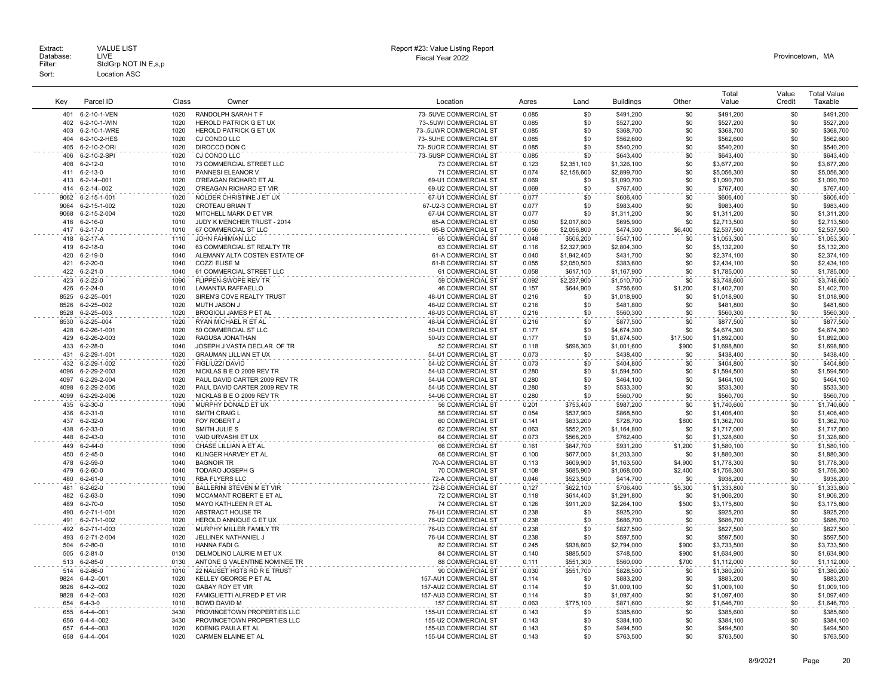Extract: VALUE LIST
Database: LIVE
Filter: StclGrp NOT IN E,s,p
Sort: Location ASC

Report #23: Value Listing Report
Fiscal Year 2022

Provincetown, MA

| Key | Parcel ID | Class | Owner | Location | Acres | Land | Buildings | Other | Total Value | Value Credit | Total Value Taxable |
|---|---|---|---|---|---|---|---|---|---|---|---|
| 401 | 6-2-10-1-VEN | 1020 | RANDOLPH SARAH T F | 73-.5UVE COMMERCIAL ST | 0.085 | $0 | $491,200 | $0 | $491,200 | $0 | $491,200 |
| 402 | 6-2-10-1-WIN | 1020 | HEROLD PATRICK G ET UX | 73-.5UWI COMMERCIAL ST | 0.085 | $0 | $527,200 | $0 | $527,200 | $0 | $527,200 |
| 403 | 6-2-10-1-WRE | 1020 | HEROLD PATRICK G ET UX | 73-.5UWR COMMERCIAL ST | 0.085 | $0 | $368,700 | $0 | $368,700 | $0 | $368,700 |
| 404 | 6-2-10-2-HES | 1020 | CJ CONDO LLC | 73-.5UHE COMMERCIAL ST | 0.085 | $0 | $562,600 | $0 | $562,600 | $0 | $562,600 |
| 405 | 6-2-10-2-ORI | 1020 | DIROCCO DON C | 73-.5UOR COMMERCIAL ST | 0.085 | $0 | $540,200 | $0 | $540,200 | $0 | $540,200 |
| 406 | 6-2-10-2-SPI | 1020 | CJ CONDO LLC | 73-.5USP COMMERCIAL ST | 0.085 | $0 | $643,400 | $0 | $643,400 | $0 | $643,400 |
| 408 | 6-2-12-0 | 1010 | 73 COMMERCIAL STREET LLC | 73 COMMERCIAL ST | 0.123 | $2,351,100 | $1,326,100 | $0 | $3,677,200 | $0 | $3,677,200 |
| 411 | 6-2-13-0 | 1010 | PANNESI ELEANOR V | 71 COMMERCIAL ST | 0.074 | $2,156,600 | $2,899,700 | $0 | $5,056,300 | $0 | $5,056,300 |
| 413 | 6-2-14--001 | 1020 | O'REAGAN RICHARD ET AL | 69-U1 COMMERCIAL ST | 0.069 | $0 | $1,090,700 | $0 | $1,090,700 | $0 | $1,090,700 |
| 414 | 6-2-14--002 | 1020 | O'REAGAN RICHARD ET AL | 69-U2 COMMERCIAL ST | 0.069 | $0 | $767,400 | $0 | $767,400 | $0 | $767,400 |
| 9062 | 6-2-15-1-001 | 1020 | NOLDER CHRISTINE J ET UX | 67-U1 COMMERCIAL ST | 0.077 | $0 | $606,400 | $0 | $606,400 | $0 | $606,400 |
| 9064 | 6-2-15-1-002 | 1020 | CROTEAU BRIAN T | 67-U2-3 COMMERCIAL ST | 0.077 | $0 | $983,400 | $0 | $983,400 | $0 | $983,400 |
| 9068 | 6-2-15-2-004 | 1020 | MITCHELL MARK D ET VIR | 67-U4 COMMERCIAL ST | 0.077 | $0 | $1,311,200 | $0 | $1,311,200 | $0 | $1,311,200 |
| 416 | 6-2-16-0 | 1010 | JUDY K MENCHER TRUST - 2014 | 65-A COMMERCIAL ST | 0.050 | $2,017,600 | $695,900 | $0 | $2,713,500 | $0 | $2,713,500 |
| 417 | 6-2-17-0 | 1010 | 67 COMMERCIAL ST LLC | 65-B COMMERCIAL ST | 0.056 | $2,056,800 | $474,300 | $6,400 | $2,537,500 | $0 | $2,537,500 |
| 418 | 6-2-17-A | 1110 | JOHN FAHIMIAN LLC | 65 COMMERCIAL ST | 0.048 | $506,200 | $547,100 | $0 | $1,053,300 | $0 | $1,053,300 |
| 419 | 6-2-18-0 | 1040 | 63 COMMERCIAL ST REALTY TR | 63 COMMERCIAL ST | 0.116 | $2,327,900 | $2,804,300 | $0 | $5,132,200 | $0 | $5,132,200 |
| 420 | 6-2-19-0 | 1040 | ALEMANY ALTA COSTEN ESTATE OF | 61-A COMMERCIAL ST | 0.040 | $1,942,400 | $431,700 | $0 | $2,374,100 | $0 | $2,374,100 |
| 421 | 6-2-20-0 | 1040 | COZZI ELISE M | 61-B COMMERCIAL ST | 0.055 | $2,050,500 | $383,600 | $0 | $2,434,100 | $0 | $2,434,100 |
| 422 | 6-2-21-0 | 1040 | 61 COMMERCIAL STREET LLC | 61 COMMERCIAL ST | 0.058 | $617,100 | $1,167,900 | $0 | $1,785,000 | $0 | $1,785,000 |
| 423 | 6-2-22-0 | 1090 | FLIPPEN-SWOPE REV TR | 59 COMMERCIAL ST | 0.092 | $2,237,900 | $1,510,700 | $0 | $3,748,600 | $0 | $3,748,600 |
| 426 | 6-2-24-0 | 1010 | LAMANTIA RAFFAELLO | 46 COMMERCIAL ST | 0.157 | $644,900 | $756,600 | $1,200 | $1,402,700 | $0 | $1,402,700 |
| 8525 | 6-2-25--001 | 1020 | SIREN'S COVE REALTY TRUST | 48-U1 COMMERCIAL ST | 0.216 | $0 | $1,018,900 | $0 | $1,018,900 | $0 | $1,018,900 |
| 8526 | 6-2-25--002 | 1020 | MUTH JASON J | 48-U2 COMMERCIAL ST | 0.216 | $0 | $481,800 | $0 | $481,800 | $0 | $481,800 |
| 8528 | 6-2-25--003 | 1020 | BROGIOLI JAMES P ET AL | 48-U3 COMMERCIAL ST | 0.216 | $0 | $560,300 | $0 | $560,300 | $0 | $560,300 |
| 8530 | 6-2-25--004 | 1020 | RYAN MICHAEL R ET AL | 48-U4 COMMERCIAL ST | 0.216 | $0 | $877,500 | $0 | $877,500 | $0 | $877,500 |
| 428 | 6-2-26-1-001 | 1020 | 50 COMMERCIAL ST LLC | 50-U1 COMMERCIAL ST | 0.177 | $0 | $4,674,300 | $0 | $4,674,300 | $0 | $4,674,300 |
| 429 | 6-2-26-2-003 | 1020 | RAGUSA JONATHAN | 50-U3 COMMERCIAL ST | 0.177 | $0 | $1,874,500 | $17,500 | $1,892,000 | $0 | $1,892,000 |
| 433 | 6-2-28-0 | 1040 | JOSEPH J VASTA DECLAR. OF TR | 52 COMMERCIAL ST | 0.118 | $696,300 | $1,001,600 | $900 | $1,698,800 | $0 | $1,698,800 |
| 431 | 6-2-29-1-001 | 1020 | GRAUMAN LILLIAN ET UX | 54-U1 COMMERCIAL ST | 0.073 | $0 | $438,400 | $0 | $438,400 | $0 | $438,400 |
| 432 | 6-2-29-1-002 | 1020 | FIGLIUZZI DAVID | 54-U2 COMMERCIAL ST | 0.073 | $0 | $404,800 | $0 | $404,800 | $0 | $404,800 |
| 4096 | 6-2-29-2-003 | 1020 | NICKLAS B E O 2009 REV TR | 54-U3 COMMERCIAL ST | 0.280 | $0 | $1,594,500 | $0 | $1,594,500 | $0 | $1,594,500 |
| 4097 | 6-2-29-2-004 | 1020 | PAUL DAVID CARTER 2009 REV TR | 54-U4 COMMERCIAL ST | 0.280 | $0 | $464,100 | $0 | $464,100 | $0 | $464,100 |
| 4098 | 6-2-29-2-005 | 1020 | PAUL DAVID CARTER 2009 REV TR | 54-U5 COMMERCIAL ST | 0.280 | $0 | $533,300 | $0 | $533,300 | $0 | $533,300 |
| 4099 | 6-2-29-2-006 | 1020 | NICKLAS B E O 2009 REV TR | 54-U6 COMMERCIAL ST | 0.280 | $0 | $560,700 | $0 | $560,700 | $0 | $560,700 |
| 435 | 6-2-30-0 | 1090 | MURPHY DONALD ET UX | 56 COMMERCIAL ST | 0.201 | $753,400 | $987,200 | $0 | $1,740,600 | $0 | $1,740,600 |
| 436 | 6-2-31-0 | 1010 | SMITH CRAIG L | 58 COMMERCIAL ST | 0.054 | $537,900 | $868,500 | $0 | $1,406,400 | $0 | $1,406,400 |
| 437 | 6-2-32-0 | 1090 | FOY ROBERT J | 60 COMMERCIAL ST | 0.141 | $633,200 | $728,700 | $800 | $1,362,700 | $0 | $1,362,700 |
| 438 | 6-2-33-0 | 1010 | SMITH JULIE S | 62 COMMERCIAL ST | 0.063 | $552,200 | $1,164,800 | $0 | $1,717,000 | $0 | $1,717,000 |
| 448 | 6-2-43-0 | 1010 | VAID URVASHI ET UX | 64 COMMERCIAL ST | 0.073 | $566,200 | $762,400 | $0 | $1,328,600 | $0 | $1,328,600 |
| 449 | 6-2-44-0 | 1090 | CHASE LILLIAN A ET AL | 66 COMMERCIAL ST | 0.161 | $647,700 | $931,200 | $1,200 | $1,580,100 | $0 | $1,580,100 |
| 450 | 6-2-45-0 | 1040 | KLINGER HARVEY ET AL | 68 COMMERCIAL ST | 0.100 | $677,000 | $1,203,300 | $0 | $1,880,300 | $0 | $1,880,300 |
| 478 | 6-2-59-0 | 1040 | BAGNOIR TR | 70-A COMMERCIAL ST | 0.113 | $609,900 | $1,163,500 | $4,900 | $1,778,300 | $0 | $1,778,300 |
| 479 | 6-2-60-0 | 1040 | TODARO JOSEPH G | 70 COMMERCIAL ST | 0.108 | $685,900 | $1,068,000 | $2,400 | $1,756,300 | $0 | $1,756,300 |
| 480 | 6-2-61-0 | 1010 | RBA FLYERS LLC | 72-A COMMERCIAL ST | 0.046 | $523,500 | $414,700 | $0 | $938,200 | $0 | $938,200 |
| 481 | 6-2-62-0 | 1090 | BALLERINI STEVEN M ET VIR | 72-B COMMERCIAL ST | 0.127 | $622,100 | $706,400 | $5,300 | $1,333,800 | $0 | $1,333,800 |
| 482 | 6-2-63-0 | 1090 | MCCAMANT ROBERT E ET AL | 72 COMMERCIAL ST | 0.118 | $614,400 | $1,291,800 | $0 | $1,906,200 | $0 | $1,906,200 |
| 489 | 6-2-70-0 | 1050 | MAYO KATHLEEN R ET AL | 74 COMMERCIAL ST | 0.126 | $911,200 | $2,264,100 | $500 | $3,175,800 | $0 | $3,175,800 |
| 490 | 6-2-71-1-001 | 1020 | ABSTRACT HOUSE TR | 76-U1 COMMERCIAL ST | 0.238 | $0 | $925,200 | $0 | $925,200 | $0 | $925,200 |
| 491 | 6-2-71-1-002 | 1020 | HEROLD ANNIQUE G ET UX | 76-U2 COMMERCIAL ST | 0.238 | $0 | $686,700 | $0 | $686,700 | $0 | $686,700 |
| 492 | 6-2-71-1-003 | 1020 | MURPHY MILLER FAMILY TR | 76-U3 COMMERCIAL ST | 0.238 | $0 | $827,500 | $0 | $827,500 | $0 | $827,500 |
| 493 | 6-2-71-2-004 | 1020 | JELLINEK NATHANIEL J | 76-U4 COMMERCIAL ST | 0.238 | $0 | $597,500 | $0 | $597,500 | $0 | $597,500 |
| 504 | 6-2-80-0 | 1010 | HANNA FADI G | 82 COMMERCIAL ST | 0.245 | $938,600 | $2,794,000 | $900 | $3,733,500 | $0 | $3,733,500 |
| 505 | 6-2-81-0 | 0130 | DELMOLINO LAURIE M ET UX | 84 COMMERCIAL ST | 0.140 | $885,500 | $748,500 | $900 | $1,634,900 | $0 | $1,634,900 |
| 513 | 6-2-85-0 | 0130 | ANTONE G VALENTINE NOMINEE TR | 88 COMMERCIAL ST | 0.111 | $551,300 | $560,000 | $700 | $1,112,000 | $0 | $1,112,000 |
| 514 | 6-2-86-0 | 1010 | 22 NAUSET HGTS RD R E TRUST | 90 COMMERCIAL ST | 0.030 | $551,700 | $828,500 | $0 | $1,380,200 | $0 | $1,380,200 |
| 9824 | 6-4-2--001 | 1020 | KELLEY GEORGE P ET AL | 157-AU1 COMMERCIAL ST | 0.114 | $0 | $883,200 | $0 | $883,200 | $0 | $883,200 |
| 9826 | 6-4-2--002 | 1020 | GABAY ROY ET VIR | 157-AU2 COMMERCIAL ST | 0.114 | $0 | $1,009,100 | $0 | $1,009,100 | $0 | $1,009,100 |
| 9828 | 6-4-2--003 | 1020 | FAMIGLIETTI ALFRED P ET VIR | 157-AU3 COMMERCIAL ST | 0.114 | $0 | $1,097,400 | $0 | $1,097,400 | $0 | $1,097,400 |
| 654 | 6-4-3-0 | 1010 | BOWD DAVID M | 157 COMMERCIAL ST | 0.063 | $775,100 | $871,600 | $0 | $1,646,700 | $0 | $1,646,700 |
| 655 | 6-4-4--001 | 3430 | PROVINCETOWN PROPERTIES LLC | 155-U1 COMMERCIAL ST | 0.143 | $0 | $385,600 | $0 | $385,600 | $0 | $385,600 |
| 656 | 6-4-4--002 | 3430 | PROVINCETOWN PROPERTIES LLC | 155-U2 COMMERCIAL ST | 0.143 | $0 | $384,100 | $0 | $384,100 | $0 | $384,100 |
| 657 | 6-4-4--003 | 1020 | KOENIG PAULA ET AL | 155-U3 COMMERCIAL ST | 0.143 | $0 | $494,500 | $0 | $494,500 | $0 | $494,500 |
| 658 | 6-4-4--004 | 1020 | CARMEN ELAINE ET AL | 155-U4 COMMERCIAL ST | 0.143 | $0 | $763,500 | $0 | $763,500 | $0 | $763,500 |

8/9/2021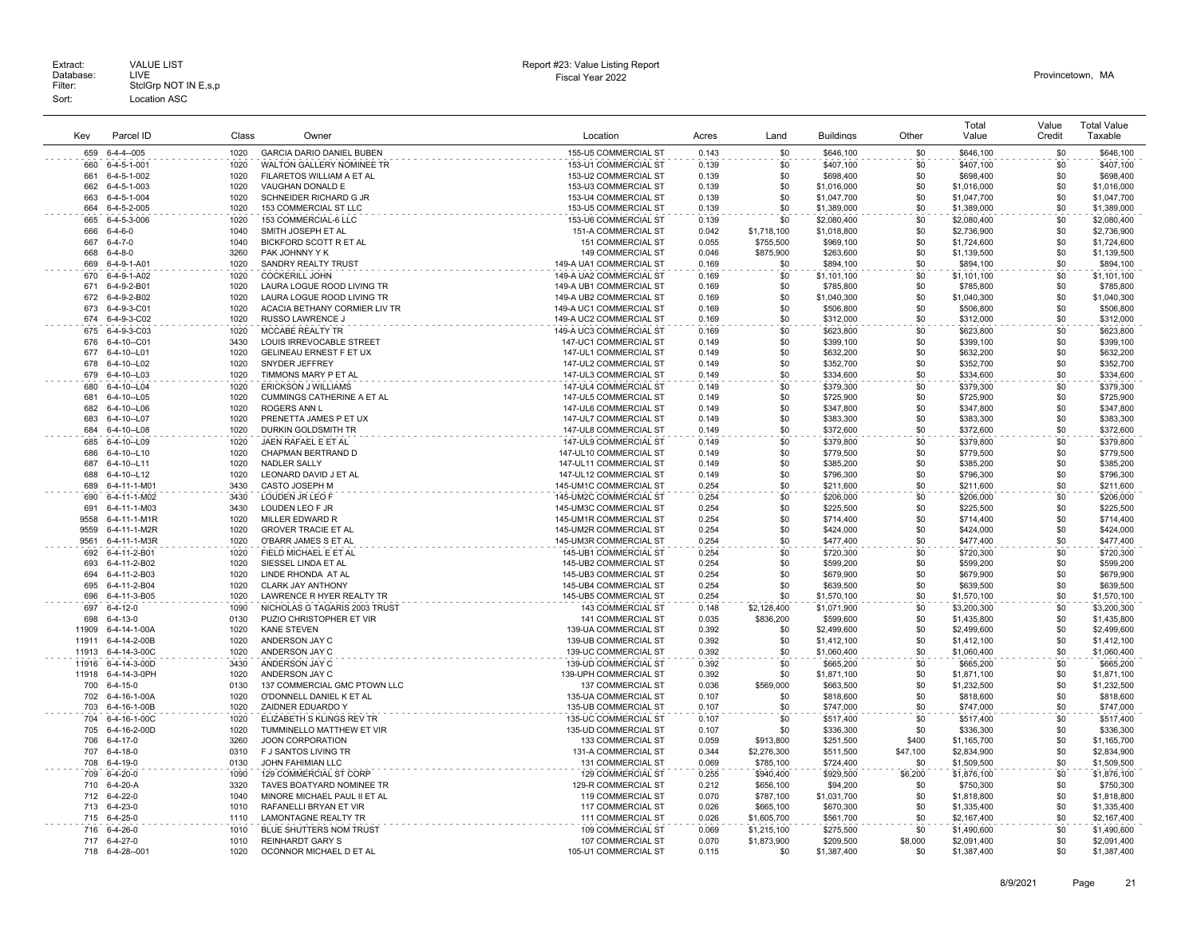Extract: VALUE LIST
Database: LIVE
Filter: StclGrp NOT IN E,s,p
Sort: Location ASC

Report #23: Value Listing Report
Fiscal Year 2022

Provincetown, MA

| Key | Parcel ID | Class | Owner | Location | Acres | Land | Buildings | Other | Total Value | Value Credit | Total Value Taxable |
|---|---|---|---|---|---|---|---|---|---|---|---|
| 659 | 6-4-4--005 | 1020 | GARCIA DARIO DANIEL BUBEN | 155-U5 COMMERCIAL ST | 0.143 | $0 | $646,100 | $0 | $646,100 | $0 | $646,100 |
| 660 | 6-4-5-1-001 | 1020 | WALTON GALLERY NOMINEE TR | 153-U1 COMMERCIAL ST | 0.139 | $0 | $407,100 | $0 | $407,100 | $0 | $407,100 |
| 661 | 6-4-5-1-002 | 1020 | FILARETOS WILLIAM A ET AL | 153-U2 COMMERCIAL ST | 0.139 | $0 | $698,400 | $0 | $698,400 | $0 | $698,400 |
| 662 | 6-4-5-1-003 | 1020 | VAUGHAN DONALD E | 153-U3 COMMERCIAL ST | 0.139 | $0 | $1,016,000 | $0 | $1,016,000 | $0 | $1,016,000 |
| 663 | 6-4-5-1-004 | 1020 | SCHNEIDER RICHARD G JR | 153-U4 COMMERCIAL ST | 0.139 | $0 | $1,047,700 | $0 | $1,047,700 | $0 | $1,047,700 |
| 664 | 6-4-5-2-005 | 1020 | 153 COMMERCIAL ST LLC | 153-U5 COMMERCIAL ST | 0.139 | $0 | $1,389,000 | $0 | $1,389,000 | $0 | $1,389,000 |
| 665 | 6-4-5-3-006 | 1020 | 153 COMMERCIAL-6 LLC | 153-U6 COMMERCIAL ST | 0.139 | $0 | $2,080,400 | $0 | $2,080,400 | $0 | $2,080,400 |
| 666 | 6-4-6-0 | 1040 | SMITH JOSEPH ET AL | 151-A COMMERCIAL ST | 0.042 | $1,718,100 | $1,018,800 | $0 | $2,736,900 | $0 | $2,736,900 |
| 667 | 6-4-7-0 | 1040 | BICKFORD SCOTT R ET AL | 151 COMMERCIAL ST | 0.055 | $755,500 | $969,100 | $0 | $1,724,600 | $0 | $1,724,600 |
| 668 | 6-4-8-0 | 3260 | PAK JOHNNY Y K | 149 COMMERCIAL ST | 0.046 | $875,900 | $263,600 | $0 | $1,139,500 | $0 | $1,139,500 |
| 669 | 6-4-9-1-A01 | 1020 | SANDRY REALTY TRUST | 149-A UA1 COMMERCIAL ST | 0.169 | $0 | $894,100 | $0 | $894,100 | $0 | $894,100 |
| 670 | 6-4-9-1-A02 | 1020 | COCKERILL JOHN | 149-A UA2 COMMERCIAL ST | 0.169 | $0 | $1,101,100 | $0 | $1,101,100 | $0 | $1,101,100 |
| 671 | 6-4-9-2-B01 | 1020 | LAURA LOGUE ROOD LIVING TR | 149-A UB1 COMMERCIAL ST | 0.169 | $0 | $785,800 | $0 | $785,800 | $0 | $785,800 |
| 672 | 6-4-9-2-B02 | 1020 | LAURA LOGUE ROOD LIVING TR | 149-A UB2 COMMERCIAL ST | 0.169 | $0 | $1,040,300 | $0 | $1,040,300 | $0 | $1,040,300 |
| 673 | 6-4-9-3-C01 | 1020 | ACACIA BETHANY CORMIER LIV TR | 149-A UC1 COMMERCIAL ST | 0.169 | $0 | $506,800 | $0 | $506,800 | $0 | $506,800 |
| 674 | 6-4-9-3-C02 | 1020 | RUSSO LAWRENCE J | 149-A UC2 COMMERCIAL ST | 0.169 | $0 | $312,000 | $0 | $312,000 | $0 | $312,000 |
| 675 | 6-4-9-3-C03 | 1020 | MCCABE REALTY TR | 149-A UC3 COMMERCIAL ST | 0.169 | $0 | $623,800 | $0 | $623,800 | $0 | $623,800 |
| 676 | 6-4-10--C01 | 3430 | LOUIS IRREVOCABLE STREET | 147-UC1 COMMERCIAL ST | 0.149 | $0 | $399,100 | $0 | $399,100 | $0 | $399,100 |
| 677 | 6-4-10--L01 | 1020 | GELINEAU ERNEST F ET UX | 147-UL1 COMMERCIAL ST | 0.149 | $0 | $632,200 | $0 | $632,200 | $0 | $632,200 |
| 678 | 6-4-10--L02 | 1020 | SNYDER JEFFREY | 147-UL2 COMMERCIAL ST | 0.149 | $0 | $352,700 | $0 | $352,700 | $0 | $352,700 |
| 679 | 6-4-10--L03 | 1020 | TIMMONS MARY P ET AL | 147-UL3 COMMERCIAL ST | 0.149 | $0 | $334,600 | $0 | $334,600 | $0 | $334,600 |
| 680 | 6-4-10--L04 | 1020 | ERICKSON J WILLIAMS | 147-UL4 COMMERCIAL ST | 0.149 | $0 | $379,300 | $0 | $379,300 | $0 | $379,300 |
| 681 | 6-4-10--L05 | 1020 | CUMMINGS CATHERINE A ET AL | 147-UL5 COMMERCIAL ST | 0.149 | $0 | $725,900 | $0 | $725,900 | $0 | $725,900 |
| 682 | 6-4-10--L06 | 1020 | ROGERS ANN L | 147-UL6 COMMERCIAL ST | 0.149 | $0 | $347,800 | $0 | $347,800 | $0 | $347,800 |
| 683 | 6-4-10--L07 | 1020 | PRENETTA JAMES P ET UX | 147-UL7 COMMERCIAL ST | 0.149 | $0 | $383,300 | $0 | $383,300 | $0 | $383,300 |
| 684 | 6-4-10--L08 | 1020 | DURKIN GOLDSMITH TR | 147-UL8 COMMERCIAL ST | 0.149 | $0 | $372,600 | $0 | $372,600 | $0 | $372,600 |
| 685 | 6-4-10--L09 | 1020 | JAEN RAFAEL E ET AL | 147-UL9 COMMERCIAL ST | 0.149 | $0 | $379,800 | $0 | $379,800 | $0 | $379,800 |
| 686 | 6-4-10--L10 | 1020 | CHAPMAN BERTRAND D | 147-UL10 COMMERCIAL ST | 0.149 | $0 | $779,500 | $0 | $779,500 | $0 | $779,500 |
| 687 | 6-4-10--L11 | 1020 | NADLER SALLY | 147-UL11 COMMERCIAL ST | 0.149 | $0 | $385,200 | $0 | $385,200 | $0 | $385,200 |
| 688 | 6-4-10--L12 | 1020 | LEONARD DAVID J ET AL | 147-UL12 COMMERCIAL ST | 0.149 | $0 | $796,300 | $0 | $796,300 | $0 | $796,300 |
| 689 | 6-4-11-1-M01 | 3430 | CASTO JOSEPH M | 145-UM1C COMMERCIAL ST | 0.254 | $0 | $211,600 | $0 | $211,600 | $0 | $211,600 |
| 690 | 6-4-11-1-M02 | 3430 | LOUDEN JR LEO F | 145-UM2C COMMERCIAL ST | 0.254 | $0 | $206,000 | $0 | $206,000 | $0 | $206,000 |
| 691 | 6-4-11-1-M03 | 3430 | LOUDEN LEO F JR | 145-UM3C COMMERCIAL ST | 0.254 | $0 | $225,500 | $0 | $225,500 | $0 | $225,500 |
| 9558 | 6-4-11-1-M1R | 1020 | MILLER EDWARD R | 145-UM1R COMMERCIAL ST | 0.254 | $0 | $714,400 | $0 | $714,400 | $0 | $714,400 |
| 9559 | 6-4-11-1-M2R | 1020 | GROVER TRACIE ET AL | 145-UM2R COMMERCIAL ST | 0.254 | $0 | $424,000 | $0 | $424,000 | $0 | $424,000 |
| 9561 | 6-4-11-1-M3R | 1020 | O'BARR JAMES S ET AL | 145-UM3R COMMERCIAL ST | 0.254 | $0 | $477,400 | $0 | $477,400 | $0 | $477,400 |
| 692 | 6-4-11-2-B01 | 1020 | FIELD MICHAEL E ET AL | 145-UB1 COMMERCIAL ST | 0.254 | $0 | $720,300 | $0 | $720,300 | $0 | $720,300 |
| 693 | 6-4-11-2-B02 | 1020 | SIESSEL LINDA ET AL | 145-UB2 COMMERCIAL ST | 0.254 | $0 | $599,200 | $0 | $599,200 | $0 | $599,200 |
| 694 | 6-4-11-2-B03 | 1020 | LINDE RHONDA AT AL | 145-UB3 COMMERCIAL ST | 0.254 | $0 | $679,900 | $0 | $679,900 | $0 | $679,900 |
| 695 | 6-4-11-2-B04 | 1020 | CLARK JAY ANTHONY | 145-UB4 COMMERCIAL ST | 0.254 | $0 | $639,500 | $0 | $639,500 | $0 | $639,500 |
| 696 | 6-4-11-3-B05 | 1020 | LAWRENCE R HYER REALTY TR | 145-UB5 COMMERCIAL ST | 0.254 | $0 | $1,570,100 | $0 | $1,570,100 | $0 | $1,570,100 |
| 697 | 6-4-12-0 | 1090 | NICHOLAS G TAGARIS 2003 TRUST | 143 COMMERCIAL ST | 0.148 | $2,128,400 | $1,071,900 | $0 | $3,200,300 | $0 | $3,200,300 |
| 698 | 6-4-13-0 | 0130 | PUZIO CHRISTOPHER ET VIR | 141 COMMERCIAL ST | 0.035 | $836,200 | $599,600 | $0 | $1,435,800 | $0 | $1,435,800 |
| 11909 | 6-4-14-1-00A | 1020 | KANE STEVEN | 139-UA COMMERCIAL ST | 0.392 | $0 | $2,499,600 | $0 | $2,499,600 | $0 | $2,499,600 |
| 11911 | 6-4-14-2-00B | 1020 | ANDERSON JAY C | 139-UB COMMERCIAL ST | 0.392 | $0 | $1,412,100 | $0 | $1,412,100 | $0 | $1,412,100 |
| 11913 | 6-4-14-3-00C | 1020 | ANDERSON JAY C | 139-UC COMMERCIAL ST | 0.392 | $0 | $1,060,400 | $0 | $1,060,400 | $0 | $1,060,400 |
| 11916 | 6-4-14-3-00D | 3430 | ANDERSON JAY C | 139-UD COMMERCIAL ST | 0.392 | $0 | $665,200 | $0 | $665,200 | $0 | $665,200 |
| 11918 | 6-4-14-3-0PH | 1020 | ANDERSON JAY C | 139-UPH COMMERCIAL ST | 0.392 | $0 | $1,871,100 | $0 | $1,871,100 | $0 | $1,871,100 |
| 700 | 6-4-15-0 | 0130 | 137 COMMERCIAL GMC PTOWN LLC | 137 COMMERCIAL ST | 0.036 | $569,000 | $663,500 | $0 | $1,232,500 | $0 | $1,232,500 |
| 702 | 6-4-16-1-00A | 1020 | O'DONNELL DANIEL K ET AL | 135-UA COMMERCIAL ST | 0.107 | $0 | $818,600 | $0 | $818,600 | $0 | $818,600 |
| 703 | 6-4-16-1-00B | 1020 | ZAIDNER EDUARDO Y | 135-UB COMMERCIAL ST | 0.107 | $0 | $747,000 | $0 | $747,000 | $0 | $747,000 |
| 704 | 6-4-16-1-00C | 1020 | ELIZABETH S KLINGS REV TR | 135-UC COMMERCIAL ST | 0.107 | $0 | $517,400 | $0 | $517,400 | $0 | $517,400 |
| 705 | 6-4-16-2-00D | 1020 | TUMMINELLO MATTHEW ET VIR | 135-UD COMMERCIAL ST | 0.107 | $0 | $336,300 | $0 | $336,300 | $0 | $336,300 |
| 706 | 6-4-17-0 | 3260 | JOON CORPORATION | 133 COMMERCIAL ST | 0.059 | $913,800 | $251,500 | $400 | $1,165,700 | $0 | $1,165,700 |
| 707 | 6-4-18-0 | 0310 | F J SANTOS LIVING TR | 131-A COMMERCIAL ST | 0.344 | $2,276,300 | $511,500 | $47,100 | $2,834,900 | $0 | $2,834,900 |
| 708 | 6-4-19-0 | 0130 | JOHN FAHIMIAN LLC | 131 COMMERCIAL ST | 0.069 | $785,100 | $724,400 | $0 | $1,509,500 | $0 | $1,509,500 |
| 709 | 6-4-20-0 | 1090 | 129 COMMERCIAL ST CORP | 129 COMMERCIAL ST | 0.255 | $940,400 | $929,500 | $6,200 | $1,876,100 | $0 | $1,876,100 |
| 710 | 6-4-20-A | 3320 | TAVES BOATYARD NOMINEE TR | 129-R COMMERCIAL ST | 0.212 | $656,100 | $94,200 | $0 | $750,300 | $0 | $750,300 |
| 712 | 6-4-22-0 | 1040 | MINORE MICHAEL PAUL II ET AL | 119 COMMERCIAL ST | 0.070 | $787,100 | $1,031,700 | $0 | $1,818,800 | $0 | $1,818,800 |
| 713 | 6-4-23-0 | 1010 | RAFANELLI BRYAN ET VIR | 117 COMMERCIAL ST | 0.026 | $665,100 | $670,300 | $0 | $1,335,400 | $0 | $1,335,400 |
| 715 | 6-4-25-0 | 1110 | LAMONTAGNE REALTY TR | 111 COMMERCIAL ST | 0.026 | $1,605,700 | $561,700 | $0 | $2,167,400 | $0 | $2,167,400 |
| 716 | 6-4-26-0 | 1010 | BLUE SHUTTERS NOM TRUST | 109 COMMERCIAL ST | 0.069 | $1,215,100 | $275,500 | $0 | $1,490,600 | $0 | $1,490,600 |
| 717 | 6-4-27-0 | 1010 | REINHARDT GARY S | 107 COMMERCIAL ST | 0.070 | $1,873,900 | $209,500 | $8,000 | $2,091,400 | $0 | $2,091,400 |
| 718 | 6-4-28--001 | 1020 | OCONNOR MICHAEL D ET AL | 105-U1 COMMERCIAL ST | 0.115 | $0 | $1,387,400 | $0 | $1,387,400 | $0 | $1,387,400 |

8/9/2021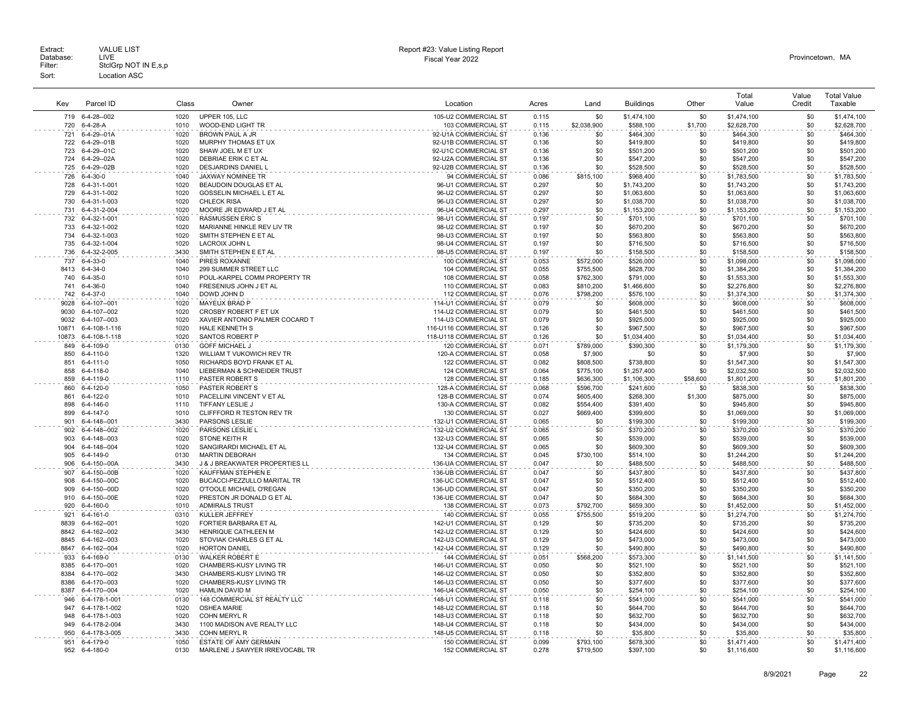Extract: VALUE LIST
Database: LIVE
Filter: StclGrp NOT IN E,s,p
Sort: Location ASC

Report #23: Value Listing Report
Fiscal Year 2022

Provincetown, MA

| Key | Parcel ID | Class | Owner | Location | Acres | Land | Buildings | Other | Total Value | Value Credit | Total Value Taxable |
|---|---|---|---|---|---|---|---|---|---|---|---|
| 719 | 6-4-28--002 | 1020 | UPPER 105, LLC | 105-U2 COMMERCIAL ST | 0.115 | $0 | $1,474,100 | $0 | $1,474,100 | $0 | $1,474,100 |
| 720 | 6-4-28-A | 1010 | WOOD-END LIGHT TR | 103 COMMERCIAL ST | 0.115 | $2,038,900 | $588,100 | $1,700 | $2,628,700 | $0 | $2,628,700 |
| 721 | 6-4-29--01A | 1020 | BROWN PAUL A JR | 92-U1A COMMERCIAL ST | 0.136 | $0 | $464,300 | $0 | $464,300 | $0 | $464,300 |
| 722 | 6-4-29--01B | 1020 | MURPHY THOMAS ET UX | 92-U1B COMMERCIAL ST | 0.136 | $0 | $419,800 | $0 | $419,800 | $0 | $419,800 |
| 723 | 6-4-29--01C | 1020 | SHAW JOEL M ET UX | 92-U1C COMMERCIAL ST | 0.136 | $0 | $501,200 | $0 | $501,200 | $0 | $501,200 |
| 724 | 6-4-29--02A | 1020 | DEBRIAE ERIK C ET AL | 92-U2A COMMERCIAL ST | 0.136 | $0 | $547,200 | $0 | $547,200 | $0 | $547,200 |
| 725 | 6-4-29--02B | 1020 | DESJARDINS DANIEL L | 92-U2B COMMERCIAL ST | 0.136 | $0 | $528,500 | $0 | $528,500 | $0 | $528,500 |
| 726 | 6-4-30-0 | 1040 | JAXWAY NOMINEE TR | 94 COMMERCIAL ST | 0.086 | $815,100 | $968,400 | $0 | $1,783,500 | $0 | $1,783,500 |
| 728 | 6-4-31-1-001 | 1020 | BEAUDOIN DOUGLAS ET AL | 96-U1 COMMERCIAL ST | 0.297 | $0 | $1,743,200 | $0 | $1,743,200 | $0 | $1,743,200 |
| 729 | 6-4-31-1-002 | 1020 | GOSSELIN MICHAEL L ET AL | 96-U2 COMMERCIAL ST | 0.297 | $0 | $1,063,600 | $0 | $1,063,600 | $0 | $1,063,600 |
| 730 | 6-4-31-1-003 | 1020 | CHLECK RISA | 96-U3 COMMERCIAL ST | 0.297 | $0 | $1,038,700 | $0 | $1,038,700 | $0 | $1,038,700 |
| 731 | 6-4-31-2-004 | 1020 | MOORE JR EDWARD J ET AL | 96-U4 COMMERCIAL ST | 0.297 | $0 | $1,153,200 | $0 | $1,153,200 | $0 | $1,153,200 |
| 732 | 6-4-32-1-001 | 1020 | RASMUSSEN ERIC S | 98-U1 COMMERCIAL ST | 0.197 | $0 | $701,100 | $0 | $701,100 | $0 | $701,100 |
| 733 | 6-4-32-1-002 | 1020 | MARIANNE HINKLE REV LIV TR | 98-U2 COMMERCIAL ST | 0.197 | $0 | $670,200 | $0 | $670,200 | $0 | $670,200 |
| 734 | 6-4-32-1-003 | 1020 | SMITH STEPHEN E ET AL | 98-U3 COMMERCIAL ST | 0.197 | $0 | $563,800 | $0 | $563,800 | $0 | $563,800 |
| 735 | 6-4-32-1-004 | 1020 | LACROIX JOHN L | 98-U4 COMMERCIAL ST | 0.197 | $0 | $716,500 | $0 | $716,500 | $0 | $716,500 |
| 736 | 6-4-32-2-005 | 3430 | SMITH STEPHEN E ET AL | 98-U5 COMMERCIAL ST | 0.197 | $0 | $158,500 | $0 | $158,500 | $0 | $158,500 |
| 737 | 6-4-33-0 | 1040 | PIRES ROXANNE | 100 COMMERCIAL ST | 0.053 | $572,000 | $526,000 | $0 | $1,098,000 | $0 | $1,098,000 |
| 8413 | 6-4-34-0 | 1040 | 299 SUMMER STREET LLC | 104 COMMERCIAL ST | 0.055 | $755,500 | $628,700 | $0 | $1,384,200 | $0 | $1,384,200 |
| 740 | 6-4-35-0 | 1010 | POUL-KARPEL COMM PROPERTY TR | 108 COMMERCIAL ST | 0.058 | $762,300 | $791,000 | $0 | $1,553,300 | $0 | $1,553,300 |
| 741 | 6-4-36-0 | 1040 | FRESENIUS JOHN J ET AL | 110 COMMERCIAL ST | 0.083 | $810,200 | $1,466,600 | $0 | $2,276,800 | $0 | $2,276,800 |
| 742 | 6-4-37-0 | 1040 | DOWD JOHN D | 112 COMMERCIAL ST | 0.076 | $798,200 | $576,100 | $0 | $1,374,300 | $0 | $1,374,300 |
| 9028 | 6-4-107--001 | 1020 | MAYEUX BRAD P | 114-U1 COMMERCIAL ST | 0.079 | $0 | $608,000 | $0 | $608,000 | $0 | $608,000 |
| 9030 | 6-4-107--002 | 1020 | CROSBY ROBERT F ET UX | 114-U2 COMMERCIAL ST | 0.079 | $0 | $461,500 | $0 | $461,500 | $0 | $461,500 |
| 9032 | 6-4-107--003 | 1020 | XAVIER ANTONIO PALMER COCARD T | 114-U3 COMMERCIAL ST | 0.079 | $0 | $925,000 | $0 | $925,000 | $0 | $925,000 |
| 10871 | 6-4-108-1-116 | 1020 | HALE KENNETH S | 116-U116 COMMERCIAL ST | 0.126 | $0 | $967,500 | $0 | $967,500 | $0 | $967,500 |
| 10873 | 6-4-108-1-118 | 1020 | SANTOS ROBERT P | 118-U118 COMMERCIAL ST | 0.126 | $0 | $1,034,400 | $0 | $1,034,400 | $0 | $1,034,400 |
| 849 | 6-4-109-0 | 0130 | GOFF MICHAEL J | 120 COMMERCIAL ST | 0.071 | $789,000 | $390,300 | $0 | $1,179,300 | $0 | $1,179,300 |
| 850 | 6-4-110-0 | 1320 | WILLIAM T VUKOWICH REV TR | 120-A COMMERCIAL ST | 0.058 | $7,900 | $0 | $0 | $7,900 | $0 | $7,900 |
| 851 | 6-4-111-0 | 1050 | RICHARDS BOYD FRANK ET AL | 122 COMMERCIAL ST | 0.082 | $808,500 | $738,800 | $0 | $1,547,300 | $0 | $1,547,300 |
| 858 | 6-4-118-0 | 1040 | LIEBERMAN & SCHNEIDER TRUST | 124 COMMERCIAL ST | 0.064 | $775,100 | $1,257,400 | $0 | $2,032,500 | $0 | $2,032,500 |
| 859 | 6-4-119-0 | 1110 | PASTER ROBERT S | 128 COMMERCIAL ST | 0.185 | $636,300 | $1,106,300 | $58,600 | $1,801,200 | $0 | $1,801,200 |
| 860 | 6-4-120-0 | 1050 | PASTER ROBERT S | 128-A COMMERCIAL ST | 0.068 | $596,700 | $241,600 | $0 | $838,300 | $0 | $838,300 |
| 861 | 6-4-122-0 | 1010 | PACELLINI VINCENT V ET AL | 128-B COMMERCIAL ST | 0.074 | $605,400 | $268,300 | $1,300 | $875,000 | $0 | $875,000 |
| 898 | 6-4-146-0 | 1110 | TIFFANY LESLIE J | 130-A COMMERCIAL ST | 0.082 | $554,400 | $391,400 | $0 | $945,800 | $0 | $945,800 |
| 899 | 6-4-147-0 | 1010 | CLIFFFORD R TESTON REV TR | 130 COMMERCIAL ST | 0.027 | $669,400 | $399,600 | $0 | $1,069,000 | $0 | $1,069,000 |
| 901 | 6-4-148--001 | 3430 | PARSONS LESLIE | 132-U1 COMMERCIAL ST | 0.065 | $0 | $199,300 | $0 | $199,300 | $0 | $199,300 |
| 902 | 6-4-148--002 | 1020 | PARSONS LESLIE L | 132-U2 COMMERCIAL ST | 0.065 | $0 | $370,200 | $0 | $370,200 | $0 | $370,200 |
| 903 | 6-4-148--003 | 1020 | STONE KEITH R | 132-U3 COMMERCIAL ST | 0.065 | $0 | $539,000 | $0 | $539,000 | $0 | $539,000 |
| 904 | 6-4-148--004 | 1020 | SANGIRARDI MICHAEL ET AL | 132-U4 COMMERCIAL ST | 0.065 | $0 | $609,300 | $0 | $609,300 | $0 | $609,300 |
| 905 | 6-4-149-0 | 0130 | MARTIN DEBORAH | 134 COMMERCIAL ST | 0.045 | $730,100 | $514,100 | $0 | $1,244,200 | $0 | $1,244,200 |
| 906 | 6-4-150--00A | 3430 | J & J BREAKWATER PROPERTIES LL | 136-UA COMMERCIAL ST | 0.047 | $0 | $488,500 | $0 | $488,500 | $0 | $488,500 |
| 907 | 6-4-150--00B | 1020 | KAUFFMAN STEPHEN E | 136-UB COMMERCIAL ST | 0.047 | $0 | $437,800 | $0 | $437,800 | $0 | $437,800 |
| 908 | 6-4-150--00C | 1020 | BUCACCI-PEZZULLO MARITAL TR | 136-UC COMMERCIAL ST | 0.047 | $0 | $512,400 | $0 | $512,400 | $0 | $512,400 |
| 909 | 6-4-150--00D | 1020 | O'TOOLE MICHAEL O'REGAN | 136-UD COMMERCIAL ST | 0.047 | $0 | $350,200 | $0 | $350,200 | $0 | $350,200 |
| 910 | 6-4-150--00E | 1020 | PRESTON JR DONALD G ET AL | 136-UE COMMERCIAL ST | 0.047 | $0 | $684,300 | $0 | $684,300 | $0 | $684,300 |
| 920 | 6-4-160-0 | 1010 | ADMIRALS TRUST | 138 COMMERCIAL ST | 0.073 | $792,700 | $659,300 | $0 | $1,452,000 | $0 | $1,452,000 |
| 921 | 6-4-161-0 | 0310 | KULLER JEFFREY | 140 COMMERCIAL ST | 0.055 | $755,500 | $519,200 | $0 | $1,274,700 | $0 | $1,274,700 |
| 8839 | 6-4-162--001 | 1020 | FORTIER BARBARA ET AL | 142-U1 COMMERCIAL ST | 0.129 | $0 | $735,200 | $0 | $735,200 | $0 | $735,200 |
| 8842 | 6-4-162--002 | 3430 | HENRIQUE CATHLEEN M | 142-U2 COMMERCIAL ST | 0.129 | $0 | $424,600 | $0 | $424,600 | $0 | $424,600 |
| 8845 | 6-4-162--003 | 1020 | STOVIAK CHARLES G ET AL | 142-U3 COMMERCIAL ST | 0.129 | $0 | $473,000 | $0 | $473,000 | $0 | $473,000 |
| 8847 | 6-4-162--004 | 1020 | HORTON DANIEL | 142-U4 COMMERCIAL ST | 0.129 | $0 | $490,800 | $0 | $490,800 | $0 | $490,800 |
| 933 | 6-4-169-0 | 0130 | WALKER ROBERT E | 144 COMMERCIAL ST | 0.051 | $568,200 | $573,300 | $0 | $1,141,500 | $0 | $1,141,500 |
| 8385 | 6-4-170--001 | 1020 | CHAMBERS-KUSY LIVING TR | 146-U1 COMMERCIAL ST | 0.050 | $0 | $521,100 | $0 | $521,100 | $0 | $521,100 |
| 8384 | 6-4-170--002 | 3430 | CHAMBERS-KUSY LIVING TR | 146-U2 COMMERCIAL ST | 0.050 | $0 | $352,800 | $0 | $352,800 | $0 | $352,800 |
| 8386 | 6-4-170--003 | 1020 | CHAMBERS-KUSY LIVING TR | 146-U3 COMMERCIAL ST | 0.050 | $0 | $377,600 | $0 | $377,600 | $0 | $377,600 |
| 8387 | 6-4-170--004 | 1020 | HAMLIN DAVID M | 146-U4 COMMERCIAL ST | 0.050 | $0 | $254,100 | $0 | $254,100 | $0 | $254,100 |
| 946 | 6-4-178-1-001 | 0130 | 148 COMMERCIAL ST REALTY LLC | 148-U1 COMMERCIAL ST | 0.118 | $0 | $541,000 | $0 | $541,000 | $0 | $541,000 |
| 947 | 6-4-178-1-002 | 1020 | OSHEA MARIE | 148-U2 COMMERCIAL ST | 0.118 | $0 | $644,700 | $0 | $644,700 | $0 | $644,700 |
| 948 | 6-4-178-1-003 | 1020 | COHN MERYL R | 148-U3 COMMERCIAL ST | 0.118 | $0 | $632,700 | $0 | $632,700 | $0 | $632,700 |
| 949 | 6-4-178-2-004 | 3430 | 1100 MADISON AVE REALTY LLC | 148-U4 COMMERCIAL ST | 0.118 | $0 | $434,000 | $0 | $434,000 | $0 | $434,000 |
| 950 | 6-4-178-3-005 | 3430 | COHN MERYL R | 148-U5 COMMERCIAL ST | 0.118 | $0 | $35,800 | $0 | $35,800 | $0 | $35,800 |
| 951 | 6-4-179-0 | 1050 | ESTATE OF AMY GERMAIN | 150 COMMERCIAL ST | 0.099 | $793,100 | $678,300 | $0 | $1,471,400 | $0 | $1,471,400 |
| 952 | 6-4-180-0 | 0130 | MARLENE J SAWYER IRREVOCABL TR | 152 COMMERCIAL ST | 0.278 | $719,500 | $397,100 | $0 | $1,116,600 | $0 | $1,116,600 |

8/9/2021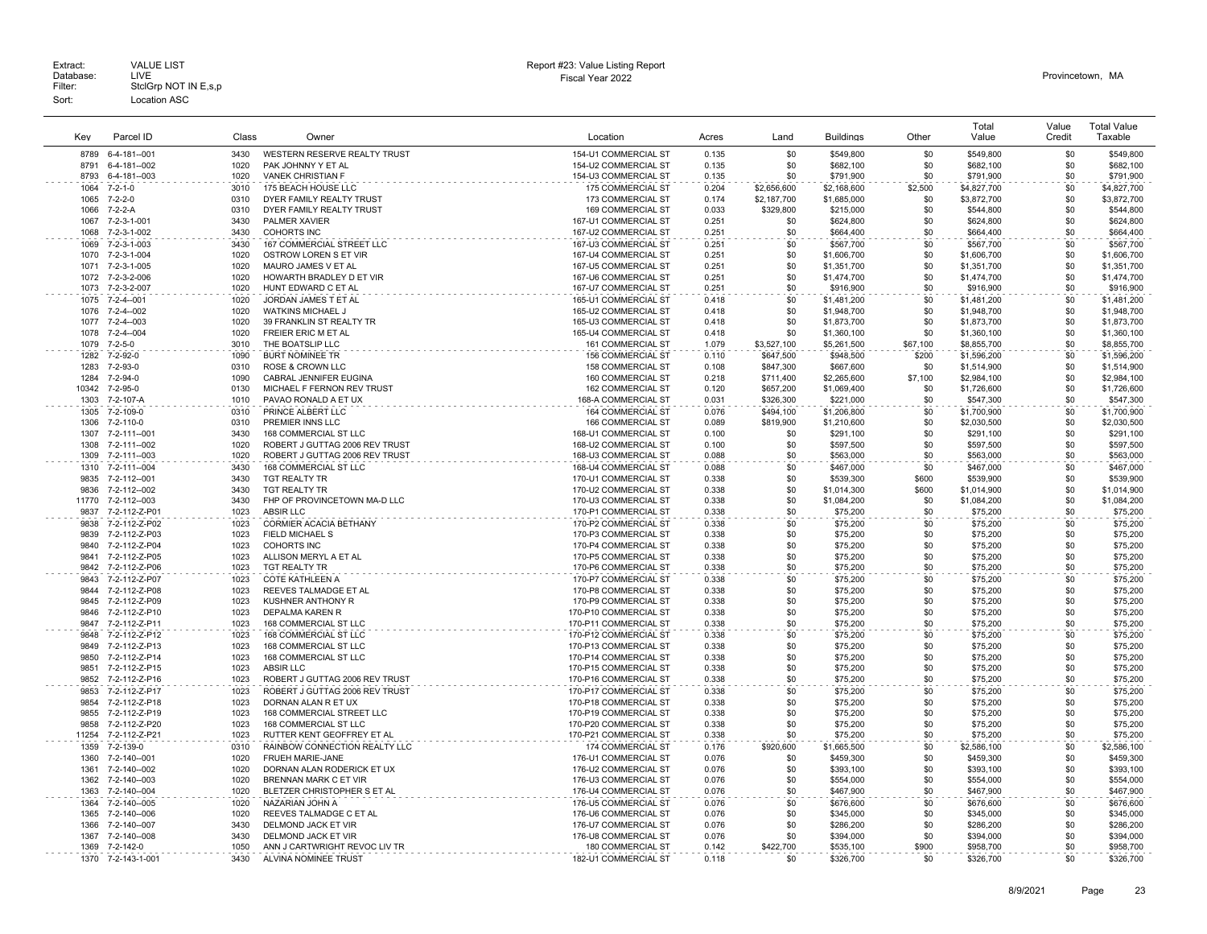Extract: VALUE LIST
Database: LIVE
Filter: StclGrp NOT IN E,s,p
Sort: Location ASC

Report #23: Value Listing Report
Fiscal Year 2022

Provincetown, MA

| Key | Parcel ID | Class | Owner | Location | Acres | Land | Buildings | Other | Total Value | Value Credit | Total Value Taxable |
|---|---|---|---|---|---|---|---|---|---|---|---|
| 8789 | 6-4-181--001 | 3430 | WESTERN RESERVE REALTY TRUST | 154-U1 COMMERCIAL ST | 0.135 | $0 | $549,800 | $0 | $549,800 | $0 | $549,800 |
| 8791 | 6-4-181--002 | 1020 | PAK JOHNNY Y ET AL | 154-U2 COMMERCIAL ST | 0.135 | $0 | $682,100 | $0 | $682,100 | $0 | $682,100 |
| 8793 | 6-4-181--003 | 1020 | VANEK CHRISTIAN F | 154-U3 COMMERCIAL ST | 0.135 | $0 | $791,900 | $0 | $791,900 | $0 | $791,900 |
| 1064 | 7-2-1-0 | 3010 | 175 BEACH HOUSE LLC | 175 COMMERCIAL ST | 0.204 | $2,656,600 | $2,168,600 | $2,500 | $4,827,700 | $0 | $4,827,700 |
| 1065 | 7-2-2-0 | 0310 | DYER FAMILY REALTY TRUST | 173 COMMERCIAL ST | 0.174 | $2,187,700 | $1,685,000 | $0 | $3,872,700 | $0 | $3,872,700 |
| 1066 | 7-2-2-A | 0310 | DYER FAMILY REALTY TRUST | 169 COMMERCIAL ST | 0.033 | $329,800 | $215,000 | $0 | $544,800 | $0 | $544,800 |
| 1067 | 7-2-3-1-001 | 3430 | PALMER XAVIER | 167-U1 COMMERCIAL ST | 0.251 | $0 | $624,800 | $0 | $624,800 | $0 | $624,800 |
| 1068 | 7-2-3-1-002 | 3430 | COHORTS INC | 167-U2 COMMERCIAL ST | 0.251 | $0 | $664,400 | $0 | $664,400 | $0 | $664,400 |
| 1069 | 7-2-3-1-003 | 3430 | 167 COMMERCIAL STREET LLC | 167-U3 COMMERCIAL ST | 0.251 | $0 | $567,700 | $0 | $567,700 | $0 | $567,700 |
| 1070 | 7-2-3-1-004 | 1020 | OSTROW LOREN S ET VIR | 167-U4 COMMERCIAL ST | 0.251 | $0 | $1,606,700 | $0 | $1,606,700 | $0 | $1,606,700 |
| 1071 | 7-2-3-1-005 | 1020 | MAURO JAMES V ET AL | 167-U5 COMMERCIAL ST | 0.251 | $0 | $1,351,700 | $0 | $1,351,700 | $0 | $1,351,700 |
| 1072 | 7-2-3-2-006 | 1020 | HOWARTH BRADLEY D ET VIR | 167-U6 COMMERCIAL ST | 0.251 | $0 | $1,474,700 | $0 | $1,474,700 | $0 | $1,474,700 |
| 1073 | 7-2-3-2-007 | 1020 | HUNT EDWARD C ET AL | 167-U7 COMMERCIAL ST | 0.251 | $0 | $916,900 | $0 | $916,900 | $0 | $916,900 |
| 1075 | 7-2-4--001 | 1020 | JORDAN JAMES T ET AL | 165-U1 COMMERCIAL ST | 0.418 | $0 | $1,481,200 | $0 | $1,481,200 | $0 | $1,481,200 |
| 1076 | 7-2-4--002 | 1020 | WATKINS MICHAEL J | 165-U2 COMMERCIAL ST | 0.418 | $0 | $1,948,700 | $0 | $1,948,700 | $0 | $1,948,700 |
| 1077 | 7-2-4--003 | 1020 | 39 FRANKLIN ST REALTY TR | 165-U3 COMMERCIAL ST | 0.418 | $0 | $1,873,700 | $0 | $1,873,700 | $0 | $1,873,700 |
| 1078 | 7-2-4--004 | 1020 | FREIER ERIC M ET AL | 165-U4 COMMERCIAL ST | 0.418 | $0 | $1,360,100 | $0 | $1,360,100 | $0 | $1,360,100 |
| 1079 | 7-2-5-0 | 3010 | THE BOATSLIP LLC | 161 COMMERCIAL ST | 1.079 | $3,527,100 | $5,261,500 | $67,100 | $8,855,700 | $0 | $8,855,700 |
| 1282 | 7-2-92-0 | 1090 | BURT NOMINEE TR | 156 COMMERCIAL ST | 0.110 | $647,500 | $948,500 | $200 | $1,596,200 | $0 | $1,596,200 |
| 1283 | 7-2-93-0 | 0310 | ROSE & CROWN LLC | 158 COMMERCIAL ST | 0.108 | $847,300 | $667,600 | $0 | $1,514,900 | $0 | $1,514,900 |
| 1284 | 7-2-94-0 | 1090 | CABRAL JENNIFER EUGINA | 160 COMMERCIAL ST | 0.218 | $711,400 | $2,265,600 | $7,100 | $2,984,100 | $0 | $2,984,100 |
| 10342 | 7-2-95-0 | 0130 | MICHAEL F FERNON REV TRUST | 162 COMMERCIAL ST | 0.120 | $657,200 | $1,069,400 | $0 | $1,726,600 | $0 | $1,726,600 |
| 1303 | 7-2-107-A | 1010 | PAVAO RONALD A ET UX | 168-A COMMERCIAL ST | 0.031 | $326,300 | $221,000 | $0 | $547,300 | $0 | $547,300 |
| 1305 | 7-2-109-0 | 0310 | PRINCE ALBERT LLC | 164 COMMERCIAL ST | 0.076 | $494,100 | $1,206,800 | $0 | $1,700,900 | $0 | $1,700,900 |
| 1306 | 7-2-110-0 | 0310 | PREMIER INNS LLC | 166 COMMERCIAL ST | 0.089 | $819,900 | $1,210,600 | $0 | $2,030,500 | $0 | $2,030,500 |
| 1307 | 7-2-111--001 | 3430 | 168 COMMERCIAL ST LLC | 168-U1 COMMERCIAL ST | 0.100 | $0 | $291,100 | $0 | $291,100 | $0 | $291,100 |
| 1308 | 7-2-111--002 | 1020 | ROBERT J GUTTAG 2006 REV TRUST | 168-U2 COMMERCIAL ST | 0.100 | $0 | $597,500 | $0 | $597,500 | $0 | $597,500 |
| 1309 | 7-2-111--003 | 1020 | ROBERT J GUTTAG 2006 REV TRUST | 168-U3 COMMERCIAL ST | 0.088 | $0 | $563,000 | $0 | $563,000 | $0 | $563,000 |
| 1310 | 7-2-111--004 | 3430 | 168 COMMERCIAL ST LLC | 168-U4 COMMERCIAL ST | 0.088 | $0 | $467,000 | $0 | $467,000 | $0 | $467,000 |
| 9835 | 7-2-112--001 | 3430 | TGT REALTY TR | 170-U1 COMMERCIAL ST | 0.338 | $0 | $539,300 | $600 | $539,900 | $0 | $539,900 |
| 9836 | 7-2-112--002 | 3430 | TGT REALTY TR | 170-U2 COMMERCIAL ST | 0.338 | $0 | $1,014,300 | $600 | $1,014,900 | $0 | $1,014,900 |
| 11770 | 7-2-112--003 | 3430 | FHP OF PROVINCETOWN MA-D LLC | 170-U3 COMMERCIAL ST | 0.338 | $0 | $1,084,200 | $0 | $1,084,200 | $0 | $1,084,200 |
| 9837 | 7-2-112-Z-P01 | 1023 | ABSIR LLC | 170-P1 COMMERCIAL ST | 0.338 | $0 | $75,200 | $0 | $75,200 | $0 | $75,200 |
| 9838 | 7-2-112-Z-P02 | 1023 | CORMIER ACACIA BETHANY | 170-P2 COMMERCIAL ST | 0.338 | $0 | $75,200 | $0 | $75,200 | $0 | $75,200 |
| 9839 | 7-2-112-Z-P03 | 1023 | FIELD MICHAEL S | 170-P3 COMMERCIAL ST | 0.338 | $0 | $75,200 | $0 | $75,200 | $0 | $75,200 |
| 9840 | 7-2-112-Z-P04 | 1023 | COHORTS INC | 170-P4 COMMERCIAL ST | 0.338 | $0 | $75,200 | $0 | $75,200 | $0 | $75,200 |
| 9841 | 7-2-112-Z-P05 | 1023 | ALLISON MERYL A ET AL | 170-P5 COMMERCIAL ST | 0.338 | $0 | $75,200 | $0 | $75,200 | $0 | $75,200 |
| 9842 | 7-2-112-Z-P06 | 1023 | TGT REALTY TR | 170-P6 COMMERCIAL ST | 0.338 | $0 | $75,200 | $0 | $75,200 | $0 | $75,200 |
| 9843 | 7-2-112-Z-P07 | 1023 | COTE KATHLEEN A | 170-P7 COMMERCIAL ST | 0.338 | $0 | $75,200 | $0 | $75,200 | $0 | $75,200 |
| 9844 | 7-2-112-Z-P08 | 1023 | REEVES TALMADGE ET AL | 170-P8 COMMERCIAL ST | 0.338 | $0 | $75,200 | $0 | $75,200 | $0 | $75,200 |
| 9845 | 7-2-112-Z-P09 | 1023 | KUSHNER ANTHONY R | 170-P9 COMMERCIAL ST | 0.338 | $0 | $75,200 | $0 | $75,200 | $0 | $75,200 |
| 9846 | 7-2-112-Z-P10 | 1023 | DEPALMA KAREN R | 170-P10 COMMERCIAL ST | 0.338 | $0 | $75,200 | $0 | $75,200 | $0 | $75,200 |
| 9847 | 7-2-112-Z-P11 | 1023 | 168 COMMERCIAL ST LLC | 170-P11 COMMERCIAL ST | 0.338 | $0 | $75,200 | $0 | $75,200 | $0 | $75,200 |
| 9848 | 7-2-112-Z-P12 | 1023 | 168 COMMERCIAL ST LLC | 170-P12 COMMERCIAL ST | 0.338 | $0 | $75,200 | $0 | $75,200 | $0 | $75,200 |
| 9849 | 7-2-112-Z-P13 | 1023 | 168 COMMERCIAL ST LLC | 170-P13 COMMERCIAL ST | 0.338 | $0 | $75,200 | $0 | $75,200 | $0 | $75,200 |
| 9850 | 7-2-112-Z-P14 | 1023 | 168 COMMERCIAL ST LLC | 170-P14 COMMERCIAL ST | 0.338 | $0 | $75,200 | $0 | $75,200 | $0 | $75,200 |
| 9851 | 7-2-112-Z-P15 | 1023 | ABSIR LLC | 170-P15 COMMERCIAL ST | 0.338 | $0 | $75,200 | $0 | $75,200 | $0 | $75,200 |
| 9852 | 7-2-112-Z-P16 | 1023 | ROBERT J GUTTAG 2006 REV TRUST | 170-P16 COMMERCIAL ST | 0.338 | $0 | $75,200 | $0 | $75,200 | $0 | $75,200 |
| 9853 | 7-2-112-Z-P17 | 1023 | ROBERT J GUTTAG 2006 REV TRUST | 170-P17 COMMERCIAL ST | 0.338 | $0 | $75,200 | $0 | $75,200 | $0 | $75,200 |
| 9854 | 7-2-112-Z-P18 | 1023 | DORNAN ALAN R ET UX | 170-P18 COMMERCIAL ST | 0.338 | $0 | $75,200 | $0 | $75,200 | $0 | $75,200 |
| 9855 | 7-2-112-Z-P19 | 1023 | 168 COMMERCIAL STREET LLC | 170-P19 COMMERCIAL ST | 0.338 | $0 | $75,200 | $0 | $75,200 | $0 | $75,200 |
| 9858 | 7-2-112-Z-P20 | 1023 | 168 COMMERCIAL ST LLC | 170-P20 COMMERCIAL ST | 0.338 | $0 | $75,200 | $0 | $75,200 | $0 | $75,200 |
| 11254 | 7-2-112-Z-P21 | 1023 | RUTTER KENT GEOFFREY ET AL | 170-P21 COMMERCIAL ST | 0.338 | $0 | $75,200 | $0 | $75,200 | $0 | $75,200 |
| 1359 | 7-2-139-0 | 0310 | RAINBOW CONNECTION REALTY LLC | 174 COMMERCIAL ST | 0.176 | $920,600 | $1,665,500 | $0 | $2,586,100 | $0 | $2,586,100 |
| 1360 | 7-2-140--001 | 1020 | FRUEH MARIE-JANE | 176-U1 COMMERCIAL ST | 0.076 | $0 | $459,300 | $0 | $459,300 | $0 | $459,300 |
| 1361 | 7-2-140--002 | 1020 | DORNAN ALAN RODERICK ET UX | 176-U2 COMMERCIAL ST | 0.076 | $0 | $393,100 | $0 | $393,100 | $0 | $393,100 |
| 1362 | 7-2-140--003 | 1020 | BRENNAN MARK C ET VIR | 176-U3 COMMERCIAL ST | 0.076 | $0 | $554,000 | $0 | $554,000 | $0 | $554,000 |
| 1363 | 7-2-140--004 | 1020 | BLETZER CHRISTOPHER S ET AL | 176-U4 COMMERCIAL ST | 0.076 | $0 | $467,900 | $0 | $467,900 | $0 | $467,900 |
| 1364 | 7-2-140--005 | 1020 | NAZARIAN JOHN A | 176-U5 COMMERCIAL ST | 0.076 | $0 | $676,600 | $0 | $676,600 | $0 | $676,600 |
| 1365 | 7-2-140--006 | 1020 | REEVES TALMADGE C ET AL | 176-U6 COMMERCIAL ST | 0.076 | $0 | $345,000 | $0 | $345,000 | $0 | $345,000 |
| 1366 | 7-2-140--007 | 3430 | DELMOND JACK ET VIR | 176-U7 COMMERCIAL ST | 0.076 | $0 | $286,200 | $0 | $286,200 | $0 | $286,200 |
| 1367 | 7-2-140--008 | 3430 | DELMOND JACK ET VIR | 176-U8 COMMERCIAL ST | 0.076 | $0 | $394,000 | $0 | $394,000 | $0 | $394,000 |
| 1369 | 7-2-142-0 | 1050 | ANN J CARTWRIGHT REVOC LIV TR | 180 COMMERCIAL ST | 0.142 | $422,700 | $535,100 | $900 | $958,700 | $0 | $958,700 |
| 1370 | 7-2-143-1-001 | 3430 | ALVINA NOMINEE TRUST | 182-U1 COMMERCIAL ST | 0.118 | $0 | $326,700 | $0 | $326,700 | $0 | $326,700 |

8/9/2021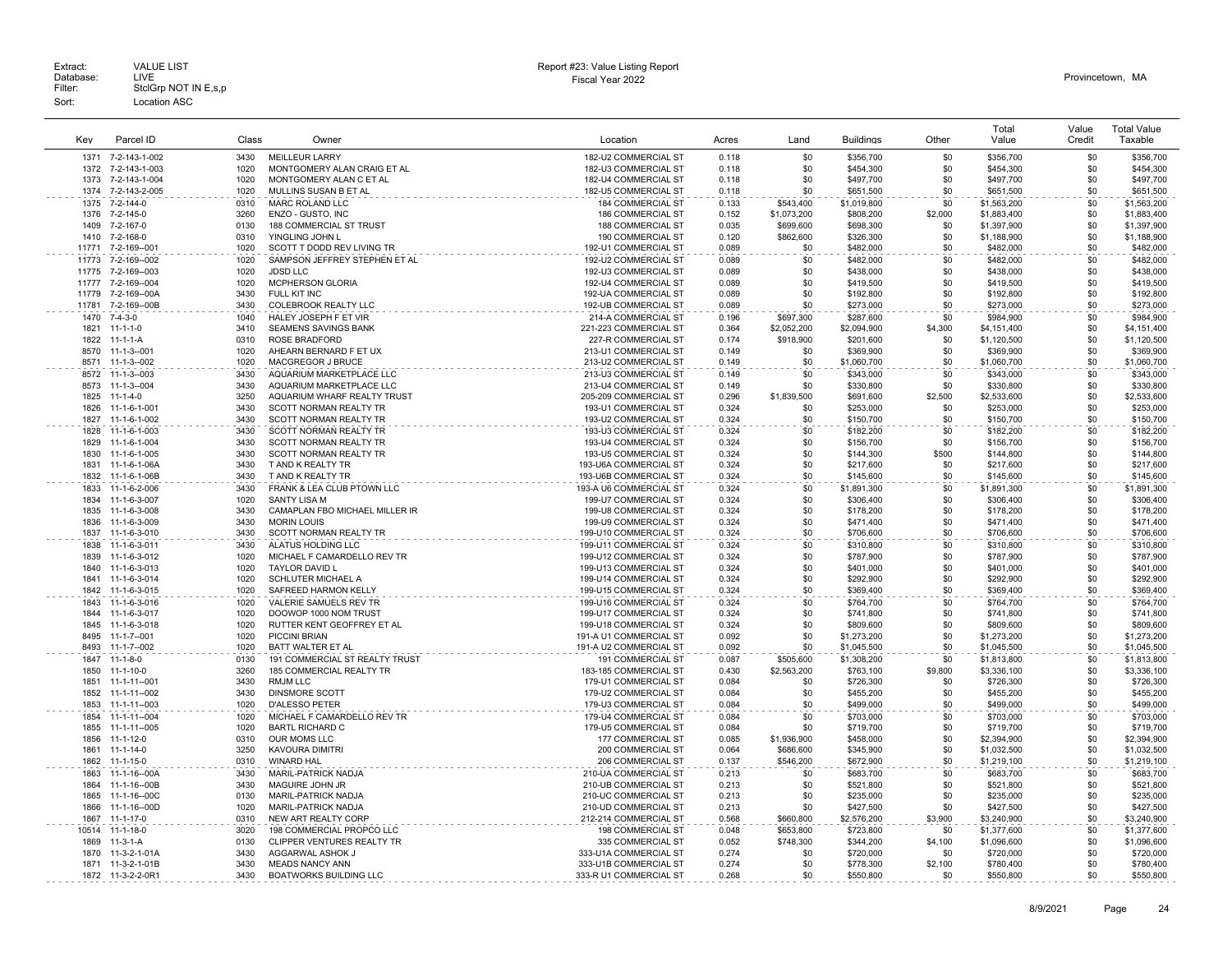Extract: VALUE LIST
Database: LIVE
Filter: StclGrp NOT IN E,s,p
Sort: Location ASC

Report #23: Value Listing Report
Fiscal Year 2022

Provincetown, MA

| Key | Parcel ID | Class | Owner | Location | Acres | Land | Buildings | Other | Total Value | Value Credit | Total Value Taxable |
|---|---|---|---|---|---|---|---|---|---|---|---|
| 1371 | 7-2-143-1-002 | 3430 | MEILLEUR LARRY | 182-U2 COMMERCIAL ST | 0.118 | $0 | $356,700 | $0 | $356,700 | $0 | $356,700 |
| 1372 | 7-2-143-1-003 | 1020 | MONTGOMERY ALAN CRAIG ET AL | 182-U3 COMMERCIAL ST | 0.118 | $0 | $454,300 | $0 | $454,300 | $0 | $454,300 |
| 1373 | 7-2-143-1-004 | 1020 | MONTGOMERY ALAN C ET AL | 182-U4 COMMERCIAL ST | 0.118 | $0 | $497,700 | $0 | $497,700 | $0 | $497,700 |
| 1374 | 7-2-143-2-005 | 1020 | MULLINS SUSAN B ET AL | 182-U5 COMMERCIAL ST | 0.118 | $0 | $651,500 | $0 | $651,500 | $0 | $651,500 |
| 1375 | 7-2-144-0 | 0310 | MARC ROLAND LLC | 184 COMMERCIAL ST | 0.133 | $543,400 | $1,019,800 | $0 | $1,563,200 | $0 | $1,563,200 |
| 1376 | 7-2-145-0 | 3260 | ENZO - GUSTO, INC | 186 COMMERCIAL ST | 0.152 | $1,073,200 | $808,200 | $2,000 | $1,883,400 | $0 | $1,883,400 |
| 1409 | 7-2-167-0 | 0130 | 188 COMMERCIAL ST TRUST | 188 COMMERCIAL ST | 0.035 | $699,600 | $698,300 | $0 | $1,397,900 | $0 | $1,397,900 |
| 1410 | 7-2-168-0 | 0310 | YINGLING JOHN L | 190 COMMERCIAL ST | 0.120 | $862,600 | $326,300 | $0 | $1,188,900 | $0 | $1,188,900 |
| 11771 | 7-2-169--001 | 1020 | SCOTT T DODD REV LIVING TR | 192-U1 COMMERCIAL ST | 0.089 | $0 | $482,000 | $0 | $482,000 | $0 | $482,000 |
| 11773 | 7-2-169--002 | 1020 | SAMPSON JEFFREY STEPHEN ET AL | 192-U2 COMMERCIAL ST | 0.089 | $0 | $482,000 | $0 | $482,000 | $0 | $482,000 |
| 11775 | 7-2-169--003 | 1020 | JDSD LLC | 192-U3 COMMERCIAL ST | 0.089 | $0 | $438,000 | $0 | $438,000 | $0 | $438,000 |
| 11777 | 7-2-169--004 | 1020 | MCPHERSON GLORIA | 192-U4 COMMERCIAL ST | 0.089 | $0 | $419,500 | $0 | $419,500 | $0 | $419,500 |
| 11779 | 7-2-169--00A | 3430 | FULL KIT INC | 192-UA COMMERCIAL ST | 0.089 | $0 | $192,800 | $0 | $192,800 | $0 | $192,800 |
| 11781 | 7-2-169--00B | 3430 | COLEBROOK REALTY LLC | 192-UB COMMERCIAL ST | 0.089 | $0 | $273,000 | $0 | $273,000 | $0 | $273,000 |
| 1470 | 7-4-3-0 | 1040 | HALEY JOSEPH F ET VIR | 214-A COMMERCIAL ST | 0.196 | $697,300 | $287,600 | $0 | $984,900 | $0 | $984,900 |
| 1821 | 11-1-1-0 | 3410 | SEAMENS SAVINGS BANK | 221-223 COMMERCIAL ST | 0.364 | $2,052,200 | $2,094,900 | $4,300 | $4,151,400 | $0 | $4,151,400 |
| 1822 | 11-1-1-A | 0310 | ROSE BRADFORD | 227-R COMMERCIAL ST | 0.174 | $918,900 | $201,600 | $0 | $1,120,500 | $0 | $1,120,500 |
| 8570 | 11-1-3--001 | 1020 | AHEARN BERNARD F ET UX | 213-U1 COMMERCIAL ST | 0.149 | $0 | $369,900 | $0 | $369,900 | $0 | $369,900 |
| 8571 | 11-1-3--002 | 1020 | MACGREGOR J BRUCE | 213-U2 COMMERCIAL ST | 0.149 | $0 | $1,060,700 | $0 | $1,060,700 | $0 | $1,060,700 |
| 8572 | 11-1-3--003 | 3430 | AQUARIUM MARKETPLACE LLC | 213-U3 COMMERCIAL ST | 0.149 | $0 | $343,000 | $0 | $343,000 | $0 | $343,000 |
| 8573 | 11-1-3--004 | 3430 | AQUARIUM MARKETPLACE LLC | 213-U4 COMMERCIAL ST | 0.149 | $0 | $330,800 | $0 | $330,800 | $0 | $330,800 |
| 1825 | 11-1-4-0 | 3250 | AQUARIUM WHARF REALTY TRUST | 205-209 COMMERCIAL ST | 0.296 | $1,839,500 | $691,600 | $2,500 | $2,533,600 | $0 | $2,533,600 |
| 1826 | 11-1-6-1-001 | 3430 | SCOTT NORMAN REALTY TR | 193-U1 COMMERCIAL ST | 0.324 | $0 | $253,000 | $0 | $253,000 | $0 | $253,000 |
| 1827 | 11-1-6-1-002 | 3430 | SCOTT NORMAN REALTY TR | 193-U2 COMMERCIAL ST | 0.324 | $0 | $150,700 | $0 | $150,700 | $0 | $150,700 |
| 1828 | 11-1-6-1-003 | 3430 | SCOTT NORMAN REALTY TR | 193-U3 COMMERCIAL ST | 0.324 | $0 | $182,200 | $0 | $182,200 | $0 | $182,200 |
| 1829 | 11-1-6-1-004 | 3430 | SCOTT NORMAN REALTY TR | 193-U4 COMMERCIAL ST | 0.324 | $0 | $156,700 | $0 | $156,700 | $0 | $156,700 |
| 1830 | 11-1-6-1-005 | 3430 | SCOTT NORMAN REALTY TR | 193-U5 COMMERCIAL ST | 0.324 | $0 | $144,300 | $500 | $144,800 | $0 | $144,800 |
| 1831 | 11-1-6-1-06A | 3430 | T AND K REALTY TR | 193-U6A COMMERCIAL ST | 0.324 | $0 | $217,600 | $0 | $217,600 | $0 | $217,600 |
| 1832 | 11-1-6-1-06B | 3430 | T AND K REALTY TR | 193-U6B COMMERCIAL ST | 0.324 | $0 | $145,600 | $0 | $145,600 | $0 | $145,600 |
| 1833 | 11-1-6-2-006 | 3430 | FRANK & LEA CLUB PTOWN LLC | 193-A U6 COMMERCIAL ST | 0.324 | $0 | $1,891,300 | $0 | $1,891,300 | $0 | $1,891,300 |
| 1834 | 11-1-6-3-007 | 1020 | SANTY LISA M | 199-U7 COMMERCIAL ST | 0.324 | $0 | $306,400 | $0 | $306,400 | $0 | $306,400 |
| 1835 | 11-1-6-3-008 | 3430 | CAMAPLAN FBO MICHAEL MILLER IR | 199-U8 COMMERCIAL ST | 0.324 | $0 | $178,200 | $0 | $178,200 | $0 | $178,200 |
| 1836 | 11-1-6-3-009 | 3430 | MORIN LOUIS | 199-U9 COMMERCIAL ST | 0.324 | $0 | $471,400 | $0 | $471,400 | $0 | $471,400 |
| 1837 | 11-1-6-3-010 | 3430 | SCOTT NORMAN REALTY TR | 199-U10 COMMERCIAL ST | 0.324 | $0 | $706,600 | $0 | $706,600 | $0 | $706,600 |
| 1838 | 11-1-6-3-011 | 3430 | ALATUS HOLDING LLC | 199-U11 COMMERCIAL ST | 0.324 | $0 | $310,800 | $0 | $310,800 | $0 | $310,800 |
| 1839 | 11-1-6-3-012 | 1020 | MICHAEL F CAMARDELLO REV TR | 199-U12 COMMERCIAL ST | 0.324 | $0 | $787,900 | $0 | $787,900 | $0 | $787,900 |
| 1840 | 11-1-6-3-013 | 1020 | TAYLOR DAVID L | 199-U13 COMMERCIAL ST | 0.324 | $0 | $401,000 | $0 | $401,000 | $0 | $401,000 |
| 1841 | 11-1-6-3-014 | 1020 | SCHLUTER MICHAEL A | 199-U14 COMMERCIAL ST | 0.324 | $0 | $292,900 | $0 | $292,900 | $0 | $292,900 |
| 1842 | 11-1-6-3-015 | 1020 | SAFREED HARMON KELLY | 199-U15 COMMERCIAL ST | 0.324 | $0 | $369,400 | $0 | $369,400 | $0 | $369,400 |
| 1843 | 11-1-6-3-016 | 1020 | VALERIE SAMUELS REV TR | 199-U16 COMMERCIAL ST | 0.324 | $0 | $764,700 | $0 | $764,700 | $0 | $764,700 |
| 1844 | 11-1-6-3-017 | 1020 | DOOWOP 1000 NOM TRUST | 199-U17 COMMERCIAL ST | 0.324 | $0 | $741,800 | $0 | $741,800 | $0 | $741,800 |
| 1845 | 11-1-6-3-018 | 1020 | RUTTER KENT GEOFFREY ET AL | 199-U18 COMMERCIAL ST | 0.324 | $0 | $809,600 | $0 | $809,600 | $0 | $809,600 |
| 8495 | 11-1-7--001 | 1020 | PICCINI BRIAN | 191-A U1 COMMERCIAL ST | 0.092 | $0 | $1,273,200 | $0 | $1,273,200 | $0 | $1,273,200 |
| 8493 | 11-1-7--002 | 1020 | BATT WALTER ET AL | 191-A U2 COMMERCIAL ST | 0.092 | $0 | $1,045,500 | $0 | $1,045,500 | $0 | $1,045,500 |
| 1847 | 11-1-8-0 | 0130 | 191 COMMERCIAL ST REALTY TRUST | 191 COMMERCIAL ST | 0.087 | $505,600 | $1,308,200 | $0 | $1,813,800 | $0 | $1,813,800 |
| 1850 | 11-1-10-0 | 3260 | 185 COMMERCIAL REALTY TR | 183-185 COMMERCIAL ST | 0.430 | $2,563,200 | $763,100 | $9,800 | $3,336,100 | $0 | $3,336,100 |
| 1851 | 11-1-11--001 | 3430 | RMJM LLC | 179-U1 COMMERCIAL ST | 0.084 | $0 | $726,300 | $0 | $726,300 | $0 | $726,300 |
| 1852 | 11-1-11--002 | 3430 | DINSMORE SCOTT | 179-U2 COMMERCIAL ST | 0.084 | $0 | $455,200 | $0 | $455,200 | $0 | $455,200 |
| 1853 | 11-1-11--003 | 1020 | D'ALESSO PETER | 179-U3 COMMERCIAL ST | 0.084 | $0 | $499,000 | $0 | $499,000 | $0 | $499,000 |
| 1854 | 11-1-11--004 | 1020 | MICHAEL F CAMARDELLO REV TR | 179-U4 COMMERCIAL ST | 0.084 | $0 | $703,000 | $0 | $703,000 | $0 | $703,000 |
| 1855 | 11-1-11--005 | 1020 | BARTL RICHARD C | 179-U5 COMMERCIAL ST | 0.084 | $0 | $719,700 | $0 | $719,700 | $0 | $719,700 |
| 1856 | 11-1-12-0 | 0310 | OUR MOMS LLC | 177 COMMERCIAL ST | 0.085 | $1,936,900 | $458,000 | $0 | $2,394,900 | $0 | $2,394,900 |
| 1861 | 11-1-14-0 | 3250 | KAVOURA DIMITRI | 200 COMMERCIAL ST | 0.064 | $686,600 | $345,900 | $0 | $1,032,500 | $0 | $1,032,500 |
| 1862 | 11-1-15-0 | 0310 | WINARD HAL | 206 COMMERCIAL ST | 0.137 | $546,200 | $672,900 | $0 | $1,219,100 | $0 | $1,219,100 |
| 1863 | 11-1-16--00A | 3430 | MARIL-PATRICK NADJA | 210-UA COMMERCIAL ST | 0.213 | $0 | $683,700 | $0 | $683,700 | $0 | $683,700 |
| 1864 | 11-1-16--00B | 3430 | MAGUIRE JOHN JR | 210-UB COMMERCIAL ST | 0.213 | $0 | $521,800 | $0 | $521,800 | $0 | $521,800 |
| 1865 | 11-1-16--00C | 0130 | MARIL-PATRICK NADJA | 210-UC COMMERCIAL ST | 0.213 | $0 | $235,000 | $0 | $235,000 | $0 | $235,000 |
| 1866 | 11-1-16--00D | 1020 | MARIL-PATRICK NADJA | 210-UD COMMERCIAL ST | 0.213 | $0 | $427,500 | $0 | $427,500 | $0 | $427,500 |
| 1867 | 11-1-17-0 | 0310 | NEW ART REALTY CORP | 212-214 COMMERCIAL ST | 0.568 | $660,800 | $2,576,200 | $3,900 | $3,240,900 | $0 | $3,240,900 |
| 10514 | 11-1-18-0 | 3020 | 198 COMMERCIAL PROPCO LLC | 198 COMMERCIAL ST | 0.048 | $653,800 | $723,800 | $0 | $1,377,600 | $0 | $1,377,600 |
| 1869 | 11-3-1-A | 0130 | CLIPPER VENTURES REALTY TR | 335 COMMERCIAL ST | 0.052 | $748,300 | $344,200 | $4,100 | $1,096,600 | $0 | $1,096,600 |
| 1870 | 11-3-2-1-01A | 3430 | AGGARWAL ASHOK J | 333-U1A COMMERCIAL ST | 0.274 | $0 | $720,000 | $0 | $720,000 | $0 | $720,000 |
| 1871 | 11-3-2-1-01B | 3430 | MEADS NANCY ANN | 333-U1B COMMERCIAL ST | 0.274 | $0 | $778,300 | $2,100 | $780,400 | $0 | $780,400 |
| 1872 | 11-3-2-2-0R1 | 3430 | BOATWORKS BUILDING LLC | 333-R U1 COMMERCIAL ST | 0.268 | $0 | $550,800 | $0 | $550,800 | $0 | $550,800 |

8/9/2021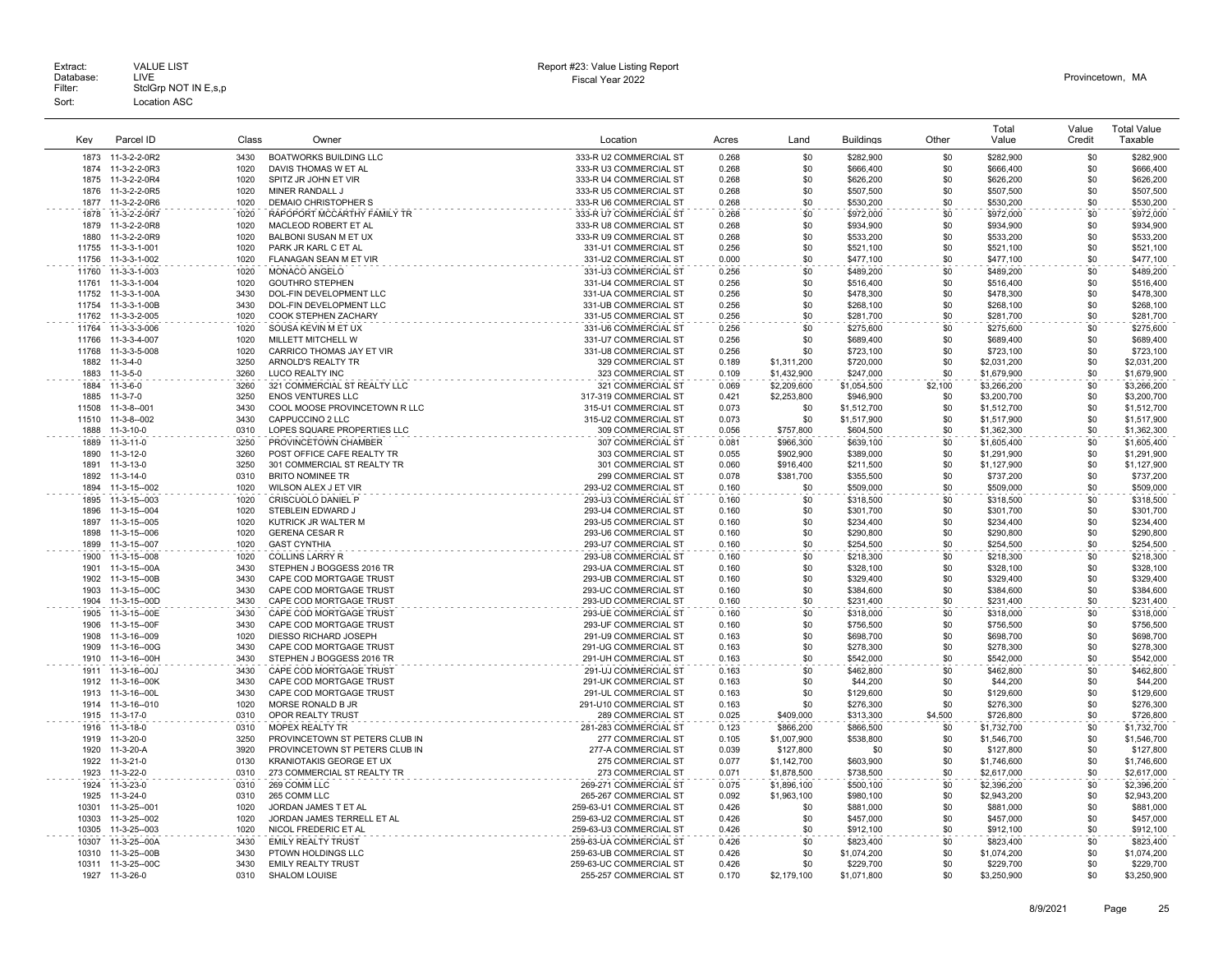Extract: VALUE LIST
Database: LIVE
Filter: StclGrp NOT IN E,s,p
Sort: Location ASC

Report #23: Value Listing Report
Fiscal Year 2022

Provincetown, MA

| Key | Parcel ID | Class | Owner | Location | Acres | Land | Buildings | Other | Total Value | Value Credit | Total Value Taxable |
|---|---|---|---|---|---|---|---|---|---|---|---|
| 1873 | 11-3-2-2-0R2 | 3430 | BOATWORKS BUILDING LLC | 333-R U2 COMMERCIAL ST | 0.268 | $0 | $282,900 | $0 | $282,900 | $0 | $282,900 |
| 1874 | 11-3-2-2-0R3 | 1020 | DAVIS THOMAS W ET AL | 333-R U3 COMMERCIAL ST | 0.268 | $0 | $666,400 | $0 | $666,400 | $0 | $666,400 |
| 1875 | 11-3-2-2-0R4 | 1020 | SPITZ JR JOHN ET VIR | 333-R U4 COMMERCIAL ST | 0.268 | $0 | $626,200 | $0 | $626,200 | $0 | $626,200 |
| 1876 | 11-3-2-2-0R5 | 1020 | MINER RANDALL J | 333-R U5 COMMERCIAL ST | 0.268 | $0 | $507,500 | $0 | $507,500 | $0 | $507,500 |
| 1877 | 11-3-2-2-0R6 | 1020 | DEMAIO CHRISTOPHER S | 333-R U6 COMMERCIAL ST | 0.268 | $0 | $530,200 | $0 | $530,200 | $0 | $530,200 |
| 1878 | 11-3-2-2-0R7 | 1020 | RAPOPORT MCCARTHY FAMILY TR | 333-R U7 COMMERCIAL ST | 0.268 | $0 | $972,000 | $0 | $972,000 | $0 | $972,000 |
| 1879 | 11-3-2-2-0R8 | 1020 | MACLEOD ROBERT ET AL | 333-R U8 COMMERCIAL ST | 0.268 | $0 | $934,900 | $0 | $934,900 | $0 | $934,900 |
| 1880 | 11-3-2-2-0R9 | 1020 | BALBONI SUSAN M ET UX | 333-R U9 COMMERCIAL ST | 0.268 | $0 | $533,200 | $0 | $533,200 | $0 | $533,200 |
| 11755 | 11-3-3-1-001 | 1020 | PARK JR KARL C ET AL | 331-U1 COMMERCIAL ST | 0.256 | $0 | $521,100 | $0 | $521,100 | $0 | $521,100 |
| 11756 | 11-3-3-1-002 | 1020 | FLANAGAN SEAN M ET VIR | 331-U2 COMMERCIAL ST | 0.000 | $0 | $477,100 | $0 | $477,100 | $0 | $477,100 |
| 11760 | 11-3-3-1-003 | 1020 | MONACO ANGELO | 331-U3 COMMERCIAL ST | 0.256 | $0 | $489,200 | $0 | $489,200 | $0 | $489,200 |
| 11761 | 11-3-3-1-004 | 1020 | GOUTHRO STEPHEN | 331-U4 COMMERCIAL ST | 0.256 | $0 | $516,400 | $0 | $516,400 | $0 | $516,400 |
| 11752 | 11-3-3-1-00A | 3430 | DOL-FIN DEVELOPMENT LLC | 331-UA COMMERCIAL ST | 0.256 | $0 | $478,300 | $0 | $478,300 | $0 | $478,300 |
| 11754 | 11-3-3-1-00B | 3430 | DOL-FIN DEVELOPMENT LLC | 331-UB COMMERCIAL ST | 0.256 | $0 | $268,100 | $0 | $268,100 | $0 | $268,100 |
| 11762 | 11-3-3-2-005 | 1020 | COOK STEPHEN ZACHARY | 331-U5 COMMERCIAL ST | 0.256 | $0 | $281,700 | $0 | $281,700 | $0 | $281,700 |
| 11764 | 11-3-3-3-006 | 1020 | SOUSA KEVIN M ET UX | 331-U6 COMMERCIAL ST | 0.256 | $0 | $275,600 | $0 | $275,600 | $0 | $275,600 |
| 11766 | 11-3-3-4-007 | 1020 | MILLETT MITCHELL W | 331-U7 COMMERCIAL ST | 0.256 | $0 | $689,400 | $0 | $689,400 | $0 | $689,400 |
| 11768 | 11-3-3-5-008 | 1020 | CARRICO THOMAS JAY ET VIR | 331-U8 COMMERCIAL ST | 0.256 | $0 | $723,100 | $0 | $723,100 | $0 | $723,100 |
| 1882 | 11-3-4-0 | 3250 | ARNOLD'S REALTY TR | 329 COMMERCIAL ST | 0.189 | $1,311,200 | $720,000 | $0 | $2,031,200 | $0 | $2,031,200 |
| 1883 | 11-3-5-0 | 3260 | LUCO REALTY INC | 323 COMMERCIAL ST | 0.109 | $1,432,900 | $247,000 | $0 | $1,679,900 | $0 | $1,679,900 |
| 1884 | 11-3-6-0 | 3260 | 321 COMMERCIAL ST REALTY LLC | 321 COMMERCIAL ST | 0.069 | $2,209,600 | $1,054,500 | $2,100 | $3,266,200 | $0 | $3,266,200 |
| 1885 | 11-3-7-0 | 3250 | ENOS VENTURES LLC | 317-319 COMMERCIAL ST | 0.421 | $2,253,800 | $946,900 | $0 | $3,200,700 | $0 | $3,200,700 |
| 11508 | 11-3-8--001 | 3430 | COOL MOOSE PROVINCETOWN R LLC | 315-U1 COMMERCIAL ST | 0.073 | $0 | $1,512,700 | $0 | $1,512,700 | $0 | $1,512,700 |
| 11510 | 11-3-8--002 | 3430 | CAPPUCCINO 2 LLC | 315-U2 COMMERCIAL ST | 0.073 | $0 | $1,517,900 | $0 | $1,517,900 | $0 | $1,517,900 |
| 1888 | 11-3-10-0 | 0310 | LOPES SQUARE PROPERTIES LLC | 309 COMMERCIAL ST | 0.056 | $757,800 | $604,500 | $0 | $1,362,300 | $0 | $1,362,300 |
| 1889 | 11-3-11-0 | 3250 | PROVINCETOWN CHAMBER | 307 COMMERCIAL ST | 0.081 | $966,300 | $639,100 | $0 | $1,605,400 | $0 | $1,605,400 |
| 1890 | 11-3-12-0 | 3260 | POST OFFICE CAFE REALTY TR | 303 COMMERCIAL ST | 0.055 | $902,900 | $389,000 | $0 | $1,291,900 | $0 | $1,291,900 |
| 1891 | 11-3-13-0 | 3250 | 301 COMMERCIAL ST REALTY TR | 301 COMMERCIAL ST | 0.060 | $916,400 | $211,500 | $0 | $1,127,900 | $0 | $1,127,900 |
| 1892 | 11-3-14-0 | 0310 | BRITO NOMINEE TR | 299 COMMERCIAL ST | 0.078 | $381,700 | $355,500 | $0 | $737,200 | $0 | $737,200 |
| 1894 | 11-3-15--002 | 1020 | WILSON ALEX J ET VIR | 293-U2 COMMERCIAL ST | 0.160 | $0 | $509,000 | $0 | $509,000 | $0 | $509,000 |
| 1895 | 11-3-15--003 | 1020 | CRISCUOLO DANIEL P | 293-U3 COMMERCIAL ST | 0.160 | $0 | $318,500 | $0 | $318,500 | $0 | $318,500 |
| 1896 | 11-3-15--004 | 1020 | STEBLEIN EDWARD J | 293-U4 COMMERCIAL ST | 0.160 | $0 | $301,700 | $0 | $301,700 | $0 | $301,700 |
| 1897 | 11-3-15--005 | 1020 | KUTRICK JR WALTER M | 293-U5 COMMERCIAL ST | 0.160 | $0 | $234,400 | $0 | $234,400 | $0 | $234,400 |
| 1898 | 11-3-15--006 | 1020 | GERENA CESAR R | 293-U6 COMMERCIAL ST | 0.160 | $0 | $290,800 | $0 | $290,800 | $0 | $290,800 |
| 1899 | 11-3-15--007 | 1020 | GAST CYNTHIA | 293-U7 COMMERCIAL ST | 0.160 | $0 | $254,500 | $0 | $254,500 | $0 | $254,500 |
| 1900 | 11-3-15--008 | 1020 | COLLINS LARRY R | 293-U8 COMMERCIAL ST | 0.160 | $0 | $218,300 | $0 | $218,300 | $0 | $218,300 |
| 1901 | 11-3-15--00A | 3430 | STEPHEN J BOGGESS 2016 TR | 293-UA COMMERCIAL ST | 0.160 | $0 | $328,100 | $0 | $328,100 | $0 | $328,100 |
| 1902 | 11-3-15--00B | 3430 | CAPE COD MORTGAGE TRUST | 293-UB COMMERCIAL ST | 0.160 | $0 | $329,400 | $0 | $329,400 | $0 | $329,400 |
| 1903 | 11-3-15--00C | 3430 | CAPE COD MORTGAGE TRUST | 293-UC COMMERCIAL ST | 0.160 | $0 | $384,600 | $0 | $384,600 | $0 | $384,600 |
| 1904 | 11-3-15--00D | 3430 | CAPE COD MORTGAGE TRUST | 293-UD COMMERCIAL ST | 0.160 | $0 | $231,400 | $0 | $231,400 | $0 | $231,400 |
| 1905 | 11-3-15--00E | 3430 | CAPE COD MORTGAGE TRUST | 293-UE COMMERCIAL ST | 0.160 | $0 | $318,000 | $0 | $318,000 | $0 | $318,000 |
| 1906 | 11-3-15--00F | 3430 | CAPE COD MORTGAGE TRUST | 293-UF COMMERCIAL ST | 0.160 | $0 | $756,500 | $0 | $756,500 | $0 | $756,500 |
| 1908 | 11-3-16--009 | 1020 | DIESSO RICHARD JOSEPH | 291-U9 COMMERCIAL ST | 0.163 | $0 | $698,700 | $0 | $698,700 | $0 | $698,700 |
| 1909 | 11-3-16--00G | 3430 | CAPE COD MORTGAGE TRUST | 291-UG COMMERCIAL ST | 0.163 | $0 | $278,300 | $0 | $278,300 | $0 | $278,300 |
| 1910 | 11-3-16--00H | 3430 | STEPHEN J BOGGESS 2016 TR | 291-UH COMMERCIAL ST | 0.163 | $0 | $542,000 | $0 | $542,000 | $0 | $542,000 |
| 1911 | 11-3-16--00J | 3430 | CAPE COD MORTGAGE TRUST | 291-UJ COMMERCIAL ST | 0.163 | $0 | $462,800 | $0 | $462,800 | $0 | $462,800 |
| 1912 | 11-3-16--00K | 3430 | CAPE COD MORTGAGE TRUST | 291-UK COMMERCIAL ST | 0.163 | $0 | $44,200 | $0 | $44,200 | $0 | $44,200 |
| 1913 | 11-3-16--00L | 3430 | CAPE COD MORTGAGE TRUST | 291-UL COMMERCIAL ST | 0.163 | $0 | $129,600 | $0 | $129,600 | $0 | $129,600 |
| 1914 | 11-3-16--010 | 1020 | MORSE RONALD B JR | 291-U10 COMMERCIAL ST | 0.163 | $0 | $276,300 | $0 | $276,300 | $0 | $276,300 |
| 1915 | 11-3-17-0 | 0310 | OPOR REALTY TRUST | 289 COMMERCIAL ST | 0.025 | $409,000 | $313,300 | $4,500 | $726,800 | $0 | $726,800 |
| 1916 | 11-3-18-0 | 0310 | MOPEX REALTY TR | 281-283 COMMERCIAL ST | 0.123 | $866,200 | $866,500 | $0 | $1,732,700 | $0 | $1,732,700 |
| 1919 | 11-3-20-0 | 3250 | PROVINCETOWN ST PETERS CLUB IN | 277 COMMERCIAL ST | 0.105 | $1,007,900 | $538,800 | $0 | $1,546,700 | $0 | $1,546,700 |
| 1920 | 11-3-20-A | 3920 | PROVINCETOWN ST PETERS CLUB IN | 277-A COMMERCIAL ST | 0.039 | $127,800 | $0 | $0 | $127,800 | $0 | $127,800 |
| 1922 | 11-3-21-0 | 0130 | KRANIOTAKIS GEORGE ET UX | 275 COMMERCIAL ST | 0.077 | $1,142,700 | $603,900 | $0 | $1,746,600 | $0 | $1,746,600 |
| 1923 | 11-3-22-0 | 0310 | 273 COMMERCIAL ST REALTY TR | 273 COMMERCIAL ST | 0.071 | $1,878,500 | $738,500 | $0 | $2,617,000 | $0 | $2,617,000 |
| 1924 | 11-3-23-0 | 0310 | 269 COMM LLC | 269-271 COMMERCIAL ST | 0.075 | $1,896,100 | $500,100 | $0 | $2,396,200 | $0 | $2,396,200 |
| 1925 | 11-3-24-0 | 0310 | 265 COMM LLC | 265-267 COMMERCIAL ST | 0.092 | $1,963,100 | $980,100 | $0 | $2,943,200 | $0 | $2,943,200 |
| 10301 | 11-3-25--001 | 1020 | JORDAN JAMES T ET AL | 259-63-U1 COMMERCIAL ST | 0.426 | $0 | $881,000 | $0 | $881,000 | $0 | $881,000 |
| 10303 | 11-3-25--002 | 1020 | JORDAN JAMES TERRELL ET AL | 259-63-U2 COMMERCIAL ST | 0.426 | $0 | $457,000 | $0 | $457,000 | $0 | $457,000 |
| 10305 | 11-3-25--003 | 1020 | NICOL FREDERIC ET AL | 259-63-U3 COMMERCIAL ST | 0.426 | $0 | $912,100 | $0 | $912,100 | $0 | $912,100 |
| 10307 | 11-3-25--00A | 3430 | EMILY REALTY TRUST | 259-63-UA COMMERCIAL ST | 0.426 | $0 | $823,400 | $0 | $823,400 | $0 | $823,400 |
| 10310 | 11-3-25--00B | 3430 | PTOWN HOLDINGS LLC | 259-63-UB COMMERCIAL ST | 0.426 | $0 | $1,074,200 | $0 | $1,074,200 | $0 | $1,074,200 |
| 10311 | 11-3-25--00C | 3430 | EMILY REALTY TRUST | 259-63-UC COMMERCIAL ST | 0.426 | $0 | $229,700 | $0 | $229,700 | $0 | $229,700 |
| 1927 | 11-3-26-0 | 0310 | SHALOM LOUISE | 255-257 COMMERCIAL ST | 0.170 | $2,179,100 | $1,071,800 | $0 | $3,250,900 | $0 | $3,250,900 |

8/9/2021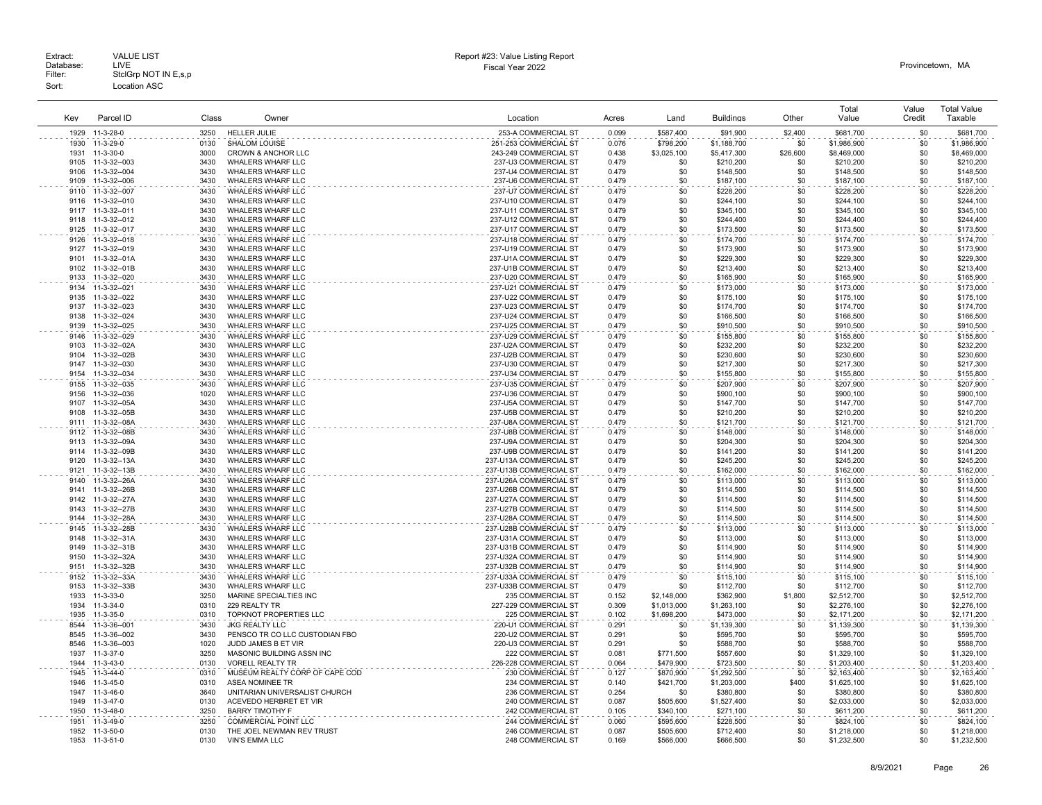Extract: VALUE LIST
Database: LIVE
Filter: StclGrp NOT IN E,s,p
Sort: Location ASC

Report #23: Value Listing Report
Fiscal Year 2022

Provincetown, MA

| Key | Parcel ID | Class | Owner | Location | Acres | Land | Buildings | Other | Total Value | Value Credit | Total Value Taxable |
|---|---|---|---|---|---|---|---|---|---|---|---|
| 1929 | 11-3-28-0 | 3250 | HELLER JULIE | 253-A COMMERCIAL ST | 0.099 | $587,400 | $91,900 | $2,400 | $681,700 | $0 | $681,700 |
| 1930 | 11-3-29-0 | 0130 | SHALOM LOUISE | 251-253 COMMERCIAL ST | 0.076 | $798,200 | $1,188,700 | $0 | $1,986,900 | $0 | $1,986,900 |
| 1931 | 11-3-30-0 | 3000 | CROWN & ANCHOR LLC | 243-249 COMMERCIAL ST | 0.438 | $3,025,100 | $5,417,300 | $26,600 | $8,469,000 | $0 | $8,469,000 |
| 9105 | 11-3-32--003 | 3430 | WHALERS WHARF LLC | 237-U3 COMMERCIAL ST | 0.479 | $0 | $210,200 | $0 | $210,200 | $0 | $210,200 |
| 9106 | 11-3-32--004 | 3430 | WHALERS WHARF LLC | 237-U4 COMMERCIAL ST | 0.479 | $0 | $148,500 | $0 | $148,500 | $0 | $148,500 |
| 9109 | 11-3-32--006 | 3430 | WHALERS WHARF LLC | 237-U6 COMMERCIAL ST | 0.479 | $0 | $187,100 | $0 | $187,100 | $0 | $187,100 |
| 9110 | 11-3-32--007 | 3430 | WHALERS WHARF LLC | 237-U7 COMMERCIAL ST | 0.479 | $0 | $228,200 | $0 | $228,200 | $0 | $228,200 |
| 9116 | 11-3-32--010 | 3430 | WHALERS WHARF LLC | 237-U10 COMMERCIAL ST | 0.479 | $0 | $244,100 | $0 | $244,100 | $0 | $244,100 |
| 9117 | 11-3-32--011 | 3430 | WHALERS WHARF LLC | 237-U11 COMMERCIAL ST | 0.479 | $0 | $345,100 | $0 | $345,100 | $0 | $345,100 |
| 9118 | 11-3-32--012 | 3430 | WHALERS WHARF LLC | 237-U12 COMMERCIAL ST | 0.479 | $0 | $244,400 | $0 | $244,400 | $0 | $244,400 |
| 9125 | 11-3-32--017 | 3430 | WHALERS WHARF LLC | 237-U17 COMMERCIAL ST | 0.479 | $0 | $173,500 | $0 | $173,500 | $0 | $173,500 |
| 9126 | 11-3-32--018 | 3430 | WHALERS WHARF LLC | 237-U18 COMMERCIAL ST | 0.479 | $0 | $174,700 | $0 | $174,700 | $0 | $174,700 |
| 9127 | 11-3-32--019 | 3430 | WHALERS WHARF LLC | 237-U19 COMMERCIAL ST | 0.479 | $0 | $173,900 | $0 | $173,900 | $0 | $173,900 |
| 9101 | 11-3-32--01A | 3430 | WHALERS WHARF LLC | 237-U1A COMMERCIAL ST | 0.479 | $0 | $229,300 | $0 | $229,300 | $0 | $229,300 |
| 9102 | 11-3-32--01B | 3430 | WHALERS WHARF LLC | 237-U1B COMMERCIAL ST | 0.479 | $0 | $213,400 | $0 | $213,400 | $0 | $213,400 |
| 9133 | 11-3-32--020 | 3430 | WHALERS WHARF LLC | 237-U20 COMMERCIAL ST | 0.479 | $0 | $165,900 | $0 | $165,900 | $0 | $165,900 |
| 9134 | 11-3-32--021 | 3430 | WHALERS WHARF LLC | 237-U21 COMMERCIAL ST | 0.479 | $0 | $173,000 | $0 | $173,000 | $0 | $173,000 |
| 9135 | 11-3-32--022 | 3430 | WHALERS WHARF LLC | 237-U22 COMMERCIAL ST | 0.479 | $0 | $175,100 | $0 | $175,100 | $0 | $175,100 |
| 9137 | 11-3-32--023 | 3430 | WHALERS WHARF LLC | 237-U23 COMMERCIAL ST | 0.479 | $0 | $174,700 | $0 | $174,700 | $0 | $174,700 |
| 9138 | 11-3-32--024 | 3430 | WHALERS WHARF LLC | 237-U24 COMMERCIAL ST | 0.479 | $0 | $166,500 | $0 | $166,500 | $0 | $166,500 |
| 9139 | 11-3-32--025 | 3430 | WHALERS WHARF LLC | 237-U25 COMMERCIAL ST | 0.479 | $0 | $910,500 | $0 | $910,500 | $0 | $910,500 |
| 9146 | 11-3-32--029 | 3430 | WHALERS WHARF LLC | 237-U29 COMMERCIAL ST | 0.479 | $0 | $155,800 | $0 | $155,800 | $0 | $155,800 |
| 9103 | 11-3-32--02A | 3430 | WHALERS WHARF LLC | 237-U2A COMMERCIAL ST | 0.479 | $0 | $232,200 | $0 | $232,200 | $0 | $232,200 |
| 9104 | 11-3-32--02B | 3430 | WHALERS WHARF LLC | 237-U2B COMMERCIAL ST | 0.479 | $0 | $230,600 | $0 | $230,600 | $0 | $230,600 |
| 9147 | 11-3-32--030 | 3430 | WHALERS WHARF LLC | 237-U30 COMMERCIAL ST | 0.479 | $0 | $217,300 | $0 | $217,300 | $0 | $217,300 |
| 9154 | 11-3-32--034 | 3430 | WHALERS WHARF LLC | 237-U34 COMMERCIAL ST | 0.479 | $0 | $155,800 | $0 | $155,800 | $0 | $155,800 |
| 9155 | 11-3-32--035 | 3430 | WHALERS WHARF LLC | 237-U35 COMMERCIAL ST | 0.479 | $0 | $207,900 | $0 | $207,900 | $0 | $207,900 |
| 9156 | 11-3-32--036 | 1020 | WHALERS WHARF LLC | 237-U36 COMMERCIAL ST | 0.479 | $0 | $900,100 | $0 | $900,100 | $0 | $900,100 |
| 9107 | 11-3-32--05A | 3430 | WHALERS WHARF LLC | 237-U5A COMMERCIAL ST | 0.479 | $0 | $147,700 | $0 | $147,700 | $0 | $147,700 |
| 9108 | 11-3-32--05B | 3430 | WHALERS WHARF LLC | 237-U5B COMMERCIAL ST | 0.479 | $0 | $210,200 | $0 | $210,200 | $0 | $210,200 |
| 9111 | 11-3-32--08A | 3430 | WHALERS WHARF LLC | 237-U8A COMMERCIAL ST | 0.479 | $0 | $121,700 | $0 | $121,700 | $0 | $121,700 |
| 9112 | 11-3-32--08B | 3430 | WHALERS WHARF LLC | 237-U8B COMMERCIAL ST | 0.479 | $0 | $148,000 | $0 | $148,000 | $0 | $148,000 |
| 9113 | 11-3-32--09A | 3430 | WHALERS WHARF LLC | 237-U9A COMMERCIAL ST | 0.479 | $0 | $204,300 | $0 | $204,300 | $0 | $204,300 |
| 9114 | 11-3-32--09B | 3430 | WHALERS WHARF LLC | 237-U9B COMMERCIAL ST | 0.479 | $0 | $141,200 | $0 | $141,200 | $0 | $141,200 |
| 9120 | 11-3-32--13A | 3430 | WHALERS WHARF LLC | 237-U13A COMMERCIAL ST | 0.479 | $0 | $245,200 | $0 | $245,200 | $0 | $245,200 |
| 9121 | 11-3-32--13B | 3430 | WHALERS WHARF LLC | 237-U13B COMMERCIAL ST | 0.479 | $0 | $162,000 | $0 | $162,000 | $0 | $162,000 |
| 9140 | 11-3-32--26A | 3430 | WHALERS WHARF LLC | 237-U26A COMMERCIAL ST | 0.479 | $0 | $113,000 | $0 | $113,000 | $0 | $113,000 |
| 9141 | 11-3-32--26B | 3430 | WHALERS WHARF LLC | 237-U26B COMMERCIAL ST | 0.479 | $0 | $114,500 | $0 | $114,500 | $0 | $114,500 |
| 9142 | 11-3-32--27A | 3430 | WHALERS WHARF LLC | 237-U27A COMMERCIAL ST | 0.479 | $0 | $114,500 | $0 | $114,500 | $0 | $114,500 |
| 9143 | 11-3-32--27B | 3430 | WHALERS WHARF LLC | 237-U27B COMMERCIAL ST | 0.479 | $0 | $114,500 | $0 | $114,500 | $0 | $114,500 |
| 9144 | 11-3-32--28A | 3430 | WHALERS WHARF LLC | 237-U28A COMMERCIAL ST | 0.479 | $0 | $114,500 | $0 | $114,500 | $0 | $114,500 |
| 9145 | 11-3-32--28B | 3430 | WHALERS WHARF LLC | 237-U28B COMMERCIAL ST | 0.479 | $0 | $113,000 | $0 | $113,000 | $0 | $113,000 |
| 9148 | 11-3-32--31A | 3430 | WHALERS WHARF LLC | 237-U31A COMMERCIAL ST | 0.479 | $0 | $113,000 | $0 | $113,000 | $0 | $113,000 |
| 9149 | 11-3-32--31B | 3430 | WHALERS WHARF LLC | 237-U31B COMMERCIAL ST | 0.479 | $0 | $114,900 | $0 | $114,900 | $0 | $114,900 |
| 9150 | 11-3-32--32A | 3430 | WHALERS WHARF LLC | 237-U32A COMMERCIAL ST | 0.479 | $0 | $114,900 | $0 | $114,900 | $0 | $114,900 |
| 9151 | 11-3-32--32B | 3430 | WHALERS WHARF LLC | 237-U32B COMMERCIAL ST | 0.479 | $0 | $114,900 | $0 | $114,900 | $0 | $114,900 |
| 9152 | 11-3-32--33A | 3430 | WHALERS WHARF LLC | 237-U33A COMMERCIAL ST | 0.479 | $0 | $115,100 | $0 | $115,100 | $0 | $115,100 |
| 9153 | 11-3-32--33B | 3430 | WHALERS WHARF LLC | 237-U33B COMMERCIAL ST | 0.479 | $0 | $112,700 | $0 | $112,700 | $0 | $112,700 |
| 1933 | 11-3-33-0 | 3250 | MARINE SPECIALTIES INC | 235 COMMERCIAL ST | 0.152 | $2,148,000 | $362,900 | $1,800 | $2,512,700 | $0 | $2,512,700 |
| 1934 | 11-3-34-0 | 0310 | 229 REALTY TR | 227-229 COMMERCIAL ST | 0.309 | $1,013,000 | $1,263,100 | $0 | $2,276,100 | $0 | $2,276,100 |
| 1935 | 11-3-35-0 | 0310 | TOPKNOT PROPERTIES LLC | 225 COMMERCIAL ST | 0.102 | $1,698,200 | $473,000 | $0 | $2,171,200 | $0 | $2,171,200 |
| 8544 | 11-3-36--001 | 3430 | JKG REALTY LLC | 220-U1 COMMERCIAL ST | 0.291 | $0 | $1,139,300 | $0 | $1,139,300 | $0 | $1,139,300 |
| 8545 | 11-3-36--002 | 3430 | PENSCO TR CO LLC CUSTODIAN FBO | 220-U2 COMMERCIAL ST | 0.291 | $0 | $595,700 | $0 | $595,700 | $0 | $595,700 |
| 8546 | 11-3-36--003 | 1020 | JUDD JAMES B ET VIR | 220-U3 COMMERCIAL ST | 0.291 | $0 | $588,700 | $0 | $588,700 | $0 | $588,700 |
| 1937 | 11-3-37-0 | 3250 | MASONIC BUILDING ASSN INC | 222 COMMERCIAL ST | 0.081 | $771,500 | $557,600 | $0 | $1,329,100 | $0 | $1,329,100 |
| 1944 | 11-3-43-0 | 0130 | VORELL REALTY TR | 226-228 COMMERCIAL ST | 0.064 | $479,900 | $723,500 | $0 | $1,203,400 | $0 | $1,203,400 |
| 1945 | 11-3-44-0 | 0310 | MUSEUM REALTY CORP OF CAPE COD | 230 COMMERCIAL ST | 0.127 | $870,900 | $1,292,500 | $0 | $2,163,400 | $0 | $2,163,400 |
| 1946 | 11-3-45-0 | 0310 | ASEA NOMINEE TR | 234 COMMERCIAL ST | 0.140 | $421,700 | $1,203,000 | $400 | $1,625,100 | $0 | $1,625,100 |
| 1947 | 11-3-46-0 | 3640 | UNITARIAN UNIVERSALIST CHURCH | 236 COMMERCIAL ST | 0.254 | $0 | $380,800 | $0 | $380,800 | $0 | $380,800 |
| 1949 | 11-3-47-0 | 0130 | ACEVEDO HERBERT ET VIR | 240 COMMERCIAL ST | 0.087 | $505,600 | $1,527,400 | $0 | $2,033,000 | $0 | $2,033,000 |
| 1950 | 11-3-48-0 | 3250 | BARRY TIMOTHY F | 242 COMMERCIAL ST | 0.105 | $340,100 | $271,100 | $0 | $611,200 | $0 | $611,200 |
| 1951 | 11-3-49-0 | 3250 | COMMERCIAL POINT LLC | 244 COMMERCIAL ST | 0.060 | $595,600 | $228,500 | $0 | $824,100 | $0 | $824,100 |
| 1952 | 11-3-50-0 | 0130 | THE JOEL NEWMAN REV TRUST | 246 COMMERCIAL ST | 0.087 | $505,600 | $712,400 | $0 | $1,218,000 | $0 | $1,218,000 |
| 1953 | 11-3-51-0 | 0130 | VIN'S EMMA LLC | 248 COMMERCIAL ST | 0.169 | $566,000 | $666,500 | $0 | $1,232,500 | $0 | $1,232,500 |

8/9/2021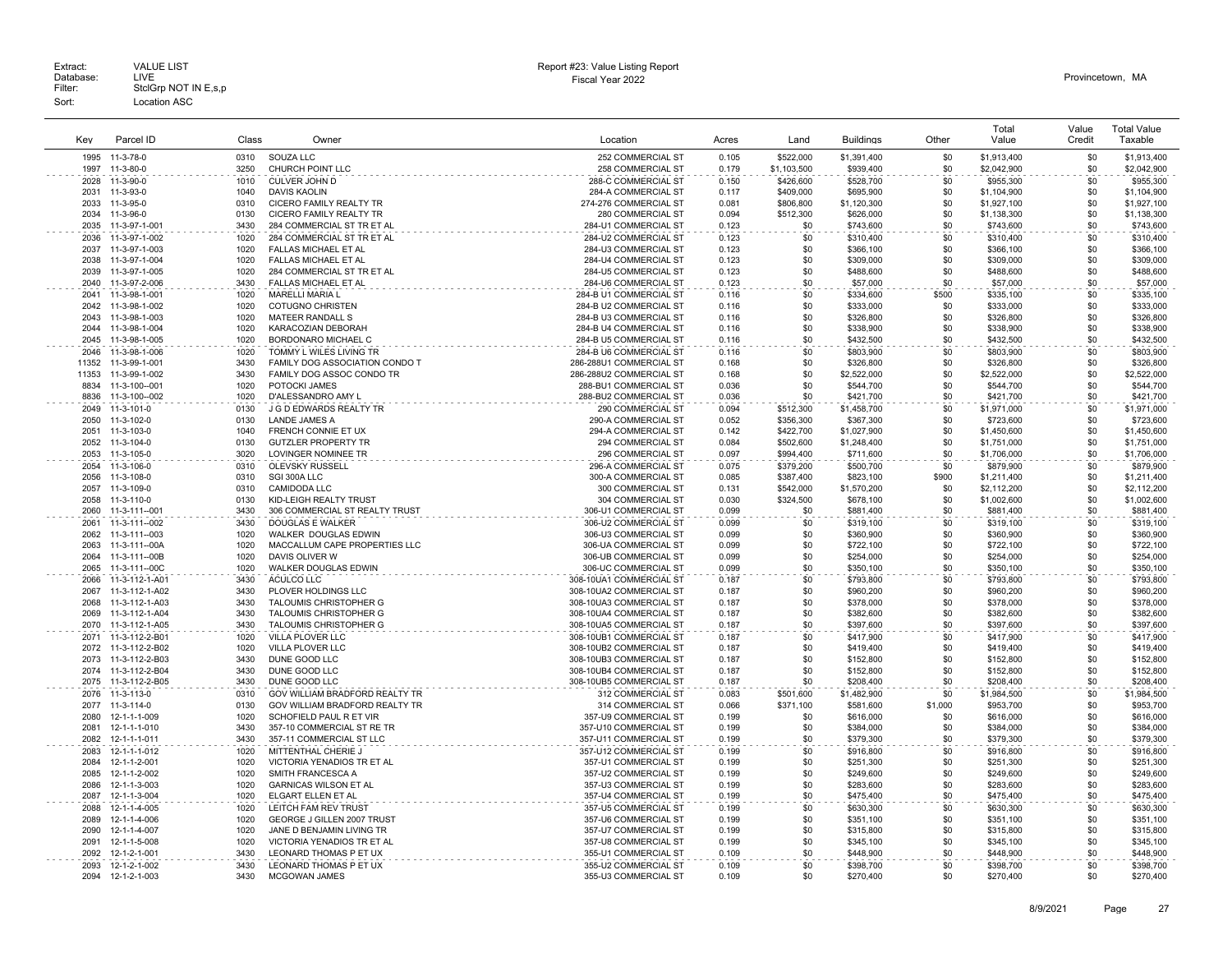Extract: VALUE LIST
Database: LIVE
Filter: StclGrp NOT IN E,s,p
Sort: Location ASC

Report #23: Value Listing Report
Fiscal Year 2022

Provincetown, MA

| Key | Parcel ID | Class | Owner | Location | Acres | Land | Buildings | Other | Total Value | Value Credit | Total Value Taxable |
|---|---|---|---|---|---|---|---|---|---|---|---|
| 1995 | 11-3-78-0 | 0310 | SOUZA LLC | 252 COMMERCIAL ST | 0.105 | $522,000 | $1,391,400 | $0 | $1,913,400 | $0 | $1,913,400 |
| 1997 | 11-3-80-0 | 3250 | CHURCH POINT LLC | 258 COMMERCIAL ST | 0.179 | $1,103,500 | $939,400 | $0 | $2,042,900 | $0 | $2,042,900 |
| 2028 | 11-3-90-0 | 1010 | CULVER JOHN D | 288-C COMMERCIAL ST | 0.150 | $426,600 | $528,700 | $0 | $955,300 | $0 | $955,300 |
| 2031 | 11-3-93-0 | 1040 | DAVIS KAOLIN | 284-A COMMERCIAL ST | 0.117 | $409,000 | $695,900 | $0 | $1,104,900 | $0 | $1,104,900 |
| 2033 | 11-3-95-0 | 0310 | CICERO FAMILY REALTY TR | 274-276 COMMERCIAL ST | 0.081 | $806,800 | $1,120,300 | $0 | $1,927,100 | $0 | $1,927,100 |
| 2034 | 11-3-96-0 | 0130 | CICERO FAMILY REALTY TR | 280 COMMERCIAL ST | 0.094 | $512,300 | $626,000 | $0 | $1,138,300 | $0 | $1,138,300 |
| 2035 | 11-3-97-1-001 | 3430 | 284 COMMERCIAL ST TR ET AL | 284-U1 COMMERCIAL ST | 0.123 | $0 | $743,600 | $0 | $743,600 | $0 | $743,600 |
| 2036 | 11-3-97-1-002 | 1020 | 284 COMMERCIAL ST TR ET AL | 284-U2 COMMERCIAL ST | 0.123 | $0 | $310,400 | $0 | $310,400 | $0 | $310,400 |
| 2037 | 11-3-97-1-003 | 1020 | FALLAS MICHAEL ET AL | 284-U3 COMMERCIAL ST | 0.123 | $0 | $366,100 | $0 | $366,100 | $0 | $366,100 |
| 2038 | 11-3-97-1-004 | 1020 | FALLAS MICHAEL ET AL | 284-U4 COMMERCIAL ST | 0.123 | $0 | $309,000 | $0 | $309,000 | $0 | $309,000 |
| 2039 | 11-3-97-1-005 | 1020 | 284 COMMERCIAL ST TR ET AL | 284-U5 COMMERCIAL ST | 0.123 | $0 | $488,600 | $0 | $488,600 | $0 | $488,600 |
| 2040 | 11-3-97-2-006 | 3430 | FALLAS MICHAEL ET AL | 284-U6 COMMERCIAL ST | 0.123 | $0 | $57,000 | $0 | $57,000 | $0 | $57,000 |
| 2041 | 11-3-98-1-001 | 1020 | MARELLI MARIA L | 284-B U1 COMMERCIAL ST | 0.116 | $0 | $334,600 | $500 | $335,100 | $0 | $335,100 |
| 2042 | 11-3-98-1-002 | 1020 | COTUGNO CHRISTEN | 284-B U2 COMMERCIAL ST | 0.116 | $0 | $333,000 | $0 | $333,000 | $0 | $333,000 |
| 2043 | 11-3-98-1-003 | 1020 | MATEER RANDALL S | 284-B U3 COMMERCIAL ST | 0.116 | $0 | $326,800 | $0 | $326,800 | $0 | $326,800 |
| 2044 | 11-3-98-1-004 | 1020 | KARACOZIAN DEBORAH | 284-B U4 COMMERCIAL ST | 0.116 | $0 | $338,900 | $0 | $338,900 | $0 | $338,900 |
| 2045 | 11-3-98-1-005 | 1020 | BORDONARO MICHAEL C | 284-B U5 COMMERCIAL ST | 0.116 | $0 | $432,500 | $0 | $432,500 | $0 | $432,500 |
| 2046 | 11-3-98-1-006 | 1020 | TOMMY L WILES LIVING TR | 284-B U6 COMMERCIAL ST | 0.116 | $0 | $803,900 | $0 | $803,900 | $0 | $803,900 |
| 11352 | 11-3-99-1-001 | 3430 | FAMILY DOG ASSOCIATION CONDO T | 286-288U1 COMMERCIAL ST | 0.168 | $0 | $326,800 | $0 | $326,800 | $0 | $326,800 |
| 11353 | 11-3-99-1-002 | 3430 | FAMILY DOG ASSOC CONDO TR | 286-288U2 COMMERCIAL ST | 0.168 | $0 | $2,522,000 | $0 | $2,522,000 | $0 | $2,522,000 |
| 8834 | 11-3-100--001 | 1020 | POTOCKI JAMES | 288-BU1 COMMERCIAL ST | 0.036 | $0 | $544,700 | $0 | $544,700 | $0 | $544,700 |
| 8836 | 11-3-100--002 | 1020 | D'ALESSANDRO AMY L | 288-BU2 COMMERCIAL ST | 0.036 | $0 | $421,700 | $0 | $421,700 | $0 | $421,700 |
| 2049 | 11-3-101-0 | 0130 | J G D EDWARDS REALTY TR | 290 COMMERCIAL ST | 0.094 | $512,300 | $1,458,700 | $0 | $1,971,000 | $0 | $1,971,000 |
| 2050 | 11-3-102-0 | 0130 | LANDE JAMES A | 290-A COMMERCIAL ST | 0.052 | $356,300 | $367,300 | $0 | $723,600 | $0 | $723,600 |
| 2051 | 11-3-103-0 | 1040 | FRENCH CONNIE ET UX | 294-A COMMERCIAL ST | 0.142 | $422,700 | $1,027,900 | $0 | $1,450,600 | $0 | $1,450,600 |
| 2052 | 11-3-104-0 | 0130 | GUTZLER PROPERTY TR | 294 COMMERCIAL ST | 0.084 | $502,600 | $1,248,400 | $0 | $1,751,000 | $0 | $1,751,000 |
| 2053 | 11-3-105-0 | 3020 | LOVINGER NOMINEE TR | 296 COMMERCIAL ST | 0.097 | $994,400 | $711,600 | $0 | $1,706,000 | $0 | $1,706,000 |
| 2054 | 11-3-106-0 | 0310 | OLEVSKY RUSSELL | 296-A COMMERCIAL ST | 0.075 | $379,200 | $500,700 | $0 | $879,900 | $0 | $879,900 |
| 2056 | 11-3-108-0 | 0310 | SGI 300A LLC | 300-A COMMERCIAL ST | 0.085 | $387,400 | $823,100 | $900 | $1,211,400 | $0 | $1,211,400 |
| 2057 | 11-3-109-0 | 0310 | CAMIDODA LLC | 300 COMMERCIAL ST | 0.131 | $542,000 | $1,570,200 | $0 | $2,112,200 | $0 | $2,112,200 |
| 2058 | 11-3-110-0 | 0130 | KID-LEIGH REALTY TRUST | 304 COMMERCIAL ST | 0.030 | $324,500 | $678,100 | $0 | $1,002,600 | $0 | $1,002,600 |
| 2060 | 11-3-111--001 | 3430 | 306 COMMERCIAL ST REALTY TRUST | 306-U1 COMMERCIAL ST | 0.099 | $0 | $881,400 | $0 | $881,400 | $0 | $881,400 |
| 2061 | 11-3-111--002 | 3430 | DOUGLAS E WALKER | 306-U2 COMMERCIAL ST | 0.099 | $0 | $319,100 | $0 | $319,100 | $0 | $319,100 |
| 2062 | 11-3-111--003 | 1020 | WALKER DOUGLAS EDWIN | 306-U3 COMMERCIAL ST | 0.099 | $0 | $360,900 | $0 | $360,900 | $0 | $360,900 |
| 2063 | 11-3-111--00A | 1020 | MACCALLUM CAPE PROPERTIES LLC | 306-UA COMMERCIAL ST | 0.099 | $0 | $722,100 | $0 | $722,100 | $0 | $722,100 |
| 2064 | 11-3-111--00B | 1020 | DAVIS OLIVER W | 306-UB COMMERCIAL ST | 0.099 | $0 | $254,000 | $0 | $254,000 | $0 | $254,000 |
| 2065 | 11-3-111--00C | 1020 | WALKER DOUGLAS EDWIN | 306-UC COMMERCIAL ST | 0.099 | $0 | $350,100 | $0 | $350,100 | $0 | $350,100 |
| 2066 | 11-3-112-1-A01 | 3430 | ACULCO LLC | 308-10UA1 COMMERCIAL ST | 0.187 | $0 | $793,800 | $0 | $793,800 | $0 | $793,800 |
| 2067 | 11-3-112-1-A02 | 3430 | PLOVER HOLDINGS LLC | 308-10UA2 COMMERCIAL ST | 0.187 | $0 | $960,200 | $0 | $960,200 | $0 | $960,200 |
| 2068 | 11-3-112-1-A03 | 3430 | TALOUMIS CHRISTOPHER G | 308-10UA3 COMMERCIAL ST | 0.187 | $0 | $378,000 | $0 | $378,000 | $0 | $378,000 |
| 2069 | 11-3-112-1-A04 | 3430 | TALOUMIS CHRISTOPHER G | 308-10UA4 COMMERCIAL ST | 0.187 | $0 | $382,600 | $0 | $382,600 | $0 | $382,600 |
| 2070 | 11-3-112-1-A05 | 3430 | TALOUMIS CHRISTOPHER G | 308-10UA5 COMMERCIAL ST | 0.187 | $0 | $397,600 | $0 | $397,600 | $0 | $397,600 |
| 2071 | 11-3-112-2-B01 | 1020 | VILLA PLOVER LLC | 308-10UB1 COMMERCIAL ST | 0.187 | $0 | $417,900 | $0 | $417,900 | $0 | $417,900 |
| 2072 | 11-3-112-2-B02 | 1020 | VILLA PLOVER LLC | 308-10UB2 COMMERCIAL ST | 0.187 | $0 | $419,400 | $0 | $419,400 | $0 | $419,400 |
| 2073 | 11-3-112-2-B03 | 3430 | DUNE GOOD LLC | 308-10UB3 COMMERCIAL ST | 0.187 | $0 | $152,800 | $0 | $152,800 | $0 | $152,800 |
| 2074 | 11-3-112-2-B04 | 3430 | DUNE GOOD LLC | 308-10UB4 COMMERCIAL ST | 0.187 | $0 | $152,800 | $0 | $152,800 | $0 | $152,800 |
| 2075 | 11-3-112-2-B05 | 3430 | DUNE GOOD LLC | 308-10UB5 COMMERCIAL ST | 0.187 | $0 | $208,400 | $0 | $208,400 | $0 | $208,400 |
| 2076 | 11-3-113-0 | 0310 | GOV WILLIAM BRADFORD REALTY TR | 312 COMMERCIAL ST | 0.083 | $501,600 | $1,482,900 | $0 | $1,984,500 | $0 | $1,984,500 |
| 2077 | 11-3-114-0 | 0130 | GOV WILLIAM BRADFORD REALTY TR | 314 COMMERCIAL ST | 0.066 | $371,100 | $581,600 | $1,000 | $953,700 | $0 | $953,700 |
| 2080 | 12-1-1-1-009 | 1020 | SCHOFIELD PAUL R ET VIR | 357-U9 COMMERCIAL ST | 0.199 | $0 | $616,000 | $0 | $616,000 | $0 | $616,000 |
| 2081 | 12-1-1-1-010 | 3430 | 357-10 COMMERCIAL ST RE TR | 357-U10 COMMERCIAL ST | 0.199 | $0 | $384,000 | $0 | $384,000 | $0 | $384,000 |
| 2082 | 12-1-1-1-011 | 3430 | 357-11 COMMERCIAL ST LLC | 357-U11 COMMERCIAL ST | 0.199 | $0 | $379,300 | $0 | $379,300 | $0 | $379,300 |
| 2083 | 12-1-1-1-012 | 1020 | MITTENTHAL CHERIE J | 357-U12 COMMERCIAL ST | 0.199 | $0 | $916,800 | $0 | $916,800 | $0 | $916,800 |
| 2084 | 12-1-1-2-001 | 1020 | VICTORIA YENADIOS TR ET AL | 357-U1 COMMERCIAL ST | 0.199 | $0 | $251,300 | $0 | $251,300 | $0 | $251,300 |
| 2085 | 12-1-1-2-002 | 1020 | SMITH FRANCESCA A | 357-U2 COMMERCIAL ST | 0.199 | $0 | $249,600 | $0 | $249,600 | $0 | $249,600 |
| 2086 | 12-1-1-3-003 | 1020 | GARNICAS WILSON ET AL | 357-U3 COMMERCIAL ST | 0.199 | $0 | $283,600 | $0 | $283,600 | $0 | $283,600 |
| 2087 | 12-1-1-3-004 | 1020 | ELGART ELLEN ET AL | 357-U4 COMMERCIAL ST | 0.199 | $0 | $475,400 | $0 | $475,400 | $0 | $475,400 |
| 2088 | 12-1-1-4-005 | 1020 | LEITCH FAM REV TRUST | 357-U5 COMMERCIAL ST | 0.199 | $0 | $630,300 | $0 | $630,300 | $0 | $630,300 |
| 2089 | 12-1-1-4-006 | 1020 | GEORGE J GILLEN 2007 TRUST | 357-U6 COMMERCIAL ST | 0.199 | $0 | $351,100 | $0 | $351,100 | $0 | $351,100 |
| 2090 | 12-1-1-4-007 | 1020 | JANE D BENJAMIN LIVING TR | 357-U7 COMMERCIAL ST | 0.199 | $0 | $315,800 | $0 | $315,800 | $0 | $315,800 |
| 2091 | 12-1-1-5-008 | 1020 | VICTORIA YENADIOS TR ET AL | 357-U8 COMMERCIAL ST | 0.199 | $0 | $345,100 | $0 | $345,100 | $0 | $345,100 |
| 2092 | 12-1-2-1-001 | 3430 | LEONARD THOMAS P ET UX | 355-U1 COMMERCIAL ST | 0.109 | $0 | $448,900 | $0 | $448,900 | $0 | $448,900 |
| 2093 | 12-1-2-1-002 | 3430 | LEONARD THOMAS P ET UX | 355-U2 COMMERCIAL ST | 0.109 | $0 | $398,700 | $0 | $398,700 | $0 | $398,700 |
| 2094 | 12-1-2-1-003 | 3430 | MCGOWAN JAMES | 355-U3 COMMERCIAL ST | 0.109 | $0 | $270,400 | $0 | $270,400 | $0 | $270,400 |

8/9/2021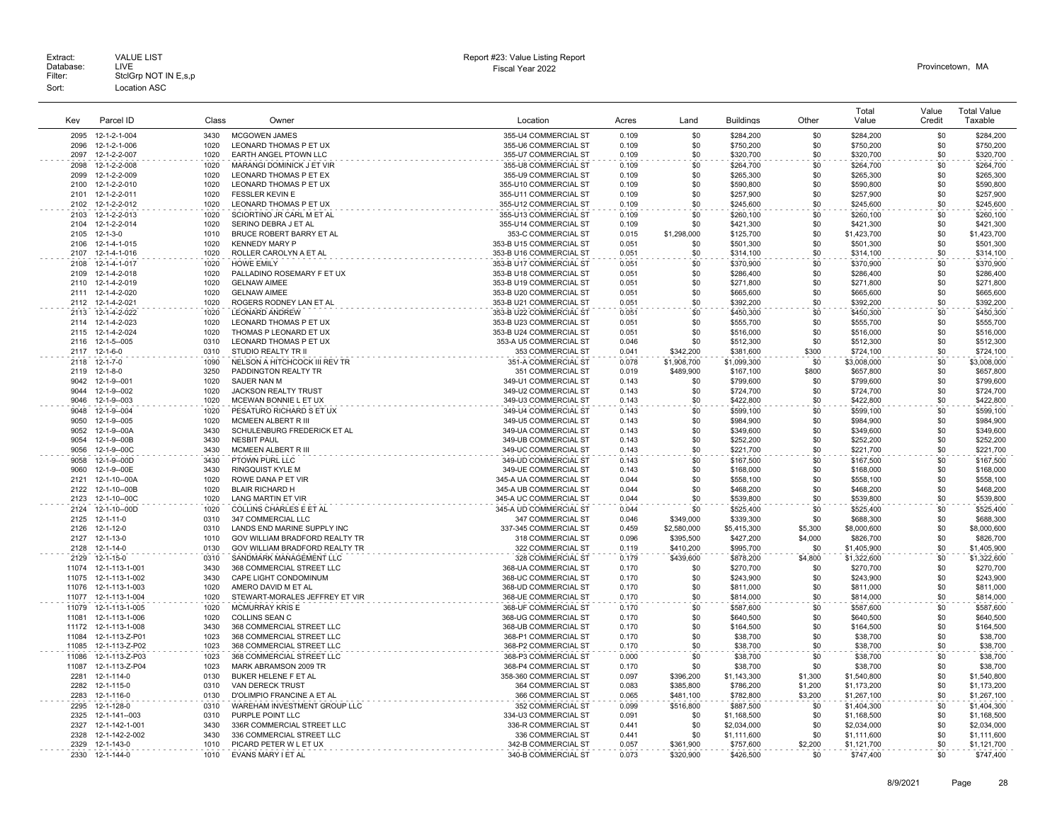Extract: VALUE LIST
Database: LIVE
Filter: StclGrp NOT IN E,s,p
Sort: Location ASC

Report #23: Value Listing Report
Fiscal Year 2022

Provincetown, MA

| Key | Parcel ID | Class | Owner | Location | Acres | Land | Buildings | Other | Total Value | Value Credit | Total Value Taxable |
|---|---|---|---|---|---|---|---|---|---|---|---|
| 2095 | 12-1-2-1-004 | 3430 | MCGOWEN JAMES | 355-U4 COMMERCIAL ST | 0.109 | $0 | $284,200 | $0 | $284,200 | $0 | $284,200 |
| 2096 | 12-1-2-1-006 | 1020 | LEONARD THOMAS P ET UX | 355-U6 COMMERCIAL ST | 0.109 | $0 | $750,200 | $0 | $750,200 | $0 | $750,200 |
| 2097 | 12-1-2-2-007 | 1020 | EARTH ANGEL PTOWN LLC | 355-U7 COMMERCIAL ST | 0.109 | $0 | $320,700 | $0 | $320,700 | $0 | $320,700 |
| 2098 | 12-1-2-2-008 | 1020 | MARANGI DOMINICK J ET VIR | 355-U8 COMMERCIAL ST | 0.109 | $0 | $264,700 | $0 | $264,700 | $0 | $264,700 |
| 2099 | 12-1-2-2-009 | 1020 | LEONARD THOMAS P ET EX | 355-U9 COMMERCIAL ST | 0.109 | $0 | $265,300 | $0 | $265,300 | $0 | $265,300 |
| 2100 | 12-1-2-2-010 | 1020 | LEONARD THOMAS P ET UX | 355-U10 COMMERCIAL ST | 0.109 | $0 | $590,800 | $0 | $590,800 | $0 | $590,800 |
| 2101 | 12-1-2-2-011 | 1020 | FESSLER KEVIN E | 355-U11 COMMERCIAL ST | 0.109 | $0 | $257,900 | $0 | $257,900 | $0 | $257,900 |
| 2102 | 12-1-2-2-012 | 1020 | LEONARD THOMAS P ET UX | 355-U12 COMMERCIAL ST | 0.109 | $0 | $245,600 | $0 | $245,600 | $0 | $245,600 |
| 2103 | 12-1-2-2-013 | 1020 | SCIORTINO JR CARL M ET AL | 355-U13 COMMERCIAL ST | 0.109 | $0 | $260,100 | $0 | $260,100 | $0 | $260,100 |
| 2104 | 12-1-2-2-014 | 1020 | SERINO DEBRA J ET AL | 355-U14 COMMERCIAL ST | 0.109 | $0 | $421,300 | $0 | $421,300 | $0 | $421,300 |
| 2105 | 12-1-3-0 | 1010 | BRUCE ROBERT BARRY ET AL | 353-C COMMERCIAL ST | 0.015 | $1,298,000 | $125,700 | $0 | $1,423,700 | $0 | $1,423,700 |
| 2106 | 12-1-4-1-015 | 1020 | KENNEDY MARY P | 353-B U15 COMMERCIAL ST | 0.051 | $0 | $501,300 | $0 | $501,300 | $0 | $501,300 |
| 2107 | 12-1-4-1-016 | 1020 | ROLLER CAROLYN A ET AL | 353-B U16 COMMERCIAL ST | 0.051 | $0 | $314,100 | $0 | $314,100 | $0 | $314,100 |
| 2108 | 12-1-4-1-017 | 1020 | HOWE EMILY | 353-B U17 COMMERCIAL ST | 0.051 | $0 | $370,900 | $0 | $370,900 | $0 | $370,900 |
| 2109 | 12-1-4-2-018 | 1020 | PALLADINO ROSEMARY F ET UX | 353-B U18 COMMERCIAL ST | 0.051 | $0 | $286,400 | $0 | $286,400 | $0 | $286,400 |
| 2110 | 12-1-4-2-019 | 1020 | GELNAW AIMEE | 353-B U19 COMMERCIAL ST | 0.051 | $0 | $271,800 | $0 | $271,800 | $0 | $271,800 |
| 2111 | 12-1-4-2-020 | 1020 | GELNAW AIMEE | 353-B U20 COMMERCIAL ST | 0.051 | $0 | $665,600 | $0 | $665,600 | $0 | $665,600 |
| 2112 | 12-1-4-2-021 | 1020 | ROGERS RODNEY LAN ET AL | 353-B U21 COMMERCIAL ST | 0.051 | $0 | $392,200 | $0 | $392,200 | $0 | $392,200 |
| 2113 | 12-1-4-2-022 | 1020 | LEONARD ANDREW | 353-B U22 COMMERCIAL ST | 0.051 | $0 | $450,300 | $0 | $450,300 | $0 | $450,300 |
| 2114 | 12-1-4-2-023 | 1020 | LEONARD THOMAS P ET UX | 353-B U23 COMMERCIAL ST | 0.051 | $0 | $555,700 | $0 | $555,700 | $0 | $555,700 |
| 2115 | 12-1-4-2-024 | 1020 | THOMAS P LEONARD ET UX | 353-B U24 COMMERCIAL ST | 0.051 | $0 | $516,000 | $0 | $516,000 | $0 | $516,000 |
| 2116 | 12-1-5--005 | 0310 | LEONARD THOMAS P ET UX | 353-A U5 COMMERCIAL ST | 0.046 | $0 | $512,300 | $0 | $512,300 | $0 | $512,300 |
| 2117 | 12-1-6-0 | 0310 | STUDIO REALTY TR II | 353 COMMERCIAL ST | 0.041 | $342,200 | $381,600 | $300 | $724,100 | $0 | $724,100 |
| 2118 | 12-1-7-0 | 1090 | NELSON A HITCHCOCK III REV TR | 351-A COMMERCIAL ST | 0.078 | $1,908,700 | $1,099,300 | $0 | $3,008,000 | $0 | $3,008,000 |
| 2119 | 12-1-8-0 | 3250 | PADDINGTON REALTY TR | 351 COMMERCIAL ST | 0.019 | $489,900 | $167,100 | $800 | $657,800 | $0 | $657,800 |
| 9042 | 12-1-9--001 | 1020 | SAUER NAN M | 349-U1 COMMERCIAL ST | 0.143 | $0 | $799,600 | $0 | $799,600 | $0 | $799,600 |
| 9044 | 12-1-9--002 | 1020 | JACKSON REALTY TRUST | 349-U2 COMMERCIAL ST | 0.143 | $0 | $724,700 | $0 | $724,700 | $0 | $724,700 |
| 9046 | 12-1-9--003 | 1020 | MCEWAN BONNIE L ET UX | 349-U3 COMMERCIAL ST | 0.143 | $0 | $422,800 | $0 | $422,800 | $0 | $422,800 |
| 9048 | 12-1-9--004 | 1020 | PESATURO RICHARD S ET UX | 349-U4 COMMERCIAL ST | 0.143 | $0 | $599,100 | $0 | $599,100 | $0 | $599,100 |
| 9050 | 12-1-9--005 | 1020 | MCMEEN ALBERT R III | 349-U5 COMMERCIAL ST | 0.143 | $0 | $984,900 | $0 | $984,900 | $0 | $984,900 |
| 9052 | 12-1-9--00A | 3430 | SCHULENBURG FREDERICK ET AL | 349-UA COMMERCIAL ST | 0.143 | $0 | $349,600 | $0 | $349,600 | $0 | $349,600 |
| 9054 | 12-1-9--00B | 3430 | NESBIT PAUL | 349-UB COMMERCIAL ST | 0.143 | $0 | $252,200 | $0 | $252,200 | $0 | $252,200 |
| 9056 | 12-1-9--00C | 3430 | MCMEEN ALBERT R III | 349-UC COMMERCIAL ST | 0.143 | $0 | $221,700 | $0 | $221,700 | $0 | $221,700 |
| 9058 | 12-1-9--00D | 3430 | PTOWN PURL LLC | 349-UD COMMERCIAL ST | 0.143 | $0 | $167,500 | $0 | $167,500 | $0 | $167,500 |
| 9060 | 12-1-9--00E | 3430 | RINGQUIST KYLE M | 349-UE COMMERCIAL ST | 0.143 | $0 | $168,000 | $0 | $168,000 | $0 | $168,000 |
| 2121 | 12-1-10--00A | 1020 | ROWE DANA P ET VIR | 345-A UA COMMERCIAL ST | 0.044 | $0 | $558,100 | $0 | $558,100 | $0 | $558,100 |
| 2122 | 12-1-10--00B | 1020 | BLAIR RICHARD H | 345-A UB COMMERCIAL ST | 0.044 | $0 | $468,200 | $0 | $468,200 | $0 | $468,200 |
| 2123 | 12-1-10--00C | 1020 | LANG MARTIN ET VIR | 345-A UC COMMERCIAL ST | 0.044 | $0 | $539,800 | $0 | $539,800 | $0 | $539,800 |
| 2124 | 12-1-10--00D | 1020 | COLLINS CHARLES E ET AL | 345-A UD COMMERCIAL ST | 0.044 | $0 | $525,400 | $0 | $525,400 | $0 | $525,400 |
| 2125 | 12-1-11-0 | 0310 | 347 COMMERCIAL LLC | 347 COMMERCIAL ST | 0.046 | $349,000 | $339,300 | $0 | $688,300 | $0 | $688,300 |
| 2126 | 12-1-12-0 | 0310 | LANDS END MARINE SUPPLY INC | 337-345 COMMERCIAL ST | 0.459 | $2,580,000 | $5,415,300 | $5,300 | $8,000,600 | $0 | $8,000,600 |
| 2127 | 12-1-13-0 | 1010 | GOV WILLIAM BRADFORD REALTY TR | 318 COMMERCIAL ST | 0.096 | $395,500 | $427,200 | $4,000 | $826,700 | $0 | $826,700 |
| 2128 | 12-1-14-0 | 0130 | GOV WILLIAM BRADFORD REALTY TR | 322 COMMERCIAL ST | 0.119 | $410,200 | $995,700 | $0 | $1,405,900 | $0 | $1,405,900 |
| 2129 | 12-1-15-0 | 0310 | SANDMARK MANAGEMENT LLC | 328 COMMERCIAL ST | 0.179 | $439,600 | $878,200 | $4,800 | $1,322,600 | $0 | $1,322,600 |
| 11074 | 12-1-113-1-001 | 3430 | 368 COMMERCIAL STREET LLC | 368-UA COMMERCIAL ST | 0.170 | $0 | $270,700 | $0 | $270,700 | $0 | $270,700 |
| 11075 | 12-1-113-1-002 | 3430 | CAPE LIGHT CONDOMINUM | 368-UC COMMERCIAL ST | 0.170 | $0 | $243,900 | $0 | $243,900 | $0 | $243,900 |
| 11076 | 12-1-113-1-003 | 1020 | AMERO DAVID M ET AL | 368-UD COMMERCIAL ST | 0.170 | $0 | $811,000 | $0 | $811,000 | $0 | $811,000 |
| 11077 | 12-1-113-1-004 | 1020 | STEWART-MORALES JEFFREY ET VIR | 368-UE COMMERCIAL ST | 0.170 | $0 | $814,000 | $0 | $814,000 | $0 | $814,000 |
| 11079 | 12-1-113-1-005 | 1020 | MCMURRAY KRIS E | 368-UF COMMERCIAL ST | 0.170 | $0 | $587,600 | $0 | $587,600 | $0 | $587,600 |
| 11081 | 12-1-113-1-006 | 1020 | COLLINS SEAN C | 368-UG COMMERCIAL ST | 0.170 | $0 | $640,500 | $0 | $640,500 | $0 | $640,500 |
| 11172 | 12-1-113-1-008 | 3430 | 368 COMMERCIAL STREET LLC | 368-UB COMMERCIAL ST | 0.170 | $0 | $164,500 | $0 | $164,500 | $0 | $164,500 |
| 11084 | 12-1-113-Z-P01 | 1023 | 368 COMMERCIAL STREET LLC | 368-P1 COMMERCIAL ST | 0.170 | $0 | $38,700 | $0 | $38,700 | $0 | $38,700 |
| 11085 | 12-1-113-Z-P02 | 1023 | 368 COMMERCIAL STREET LLC | 368-P2 COMMERCIAL ST | 0.170 | $0 | $38,700 | $0 | $38,700 | $0 | $38,700 |
| 11086 | 12-1-113-Z-P03 | 1023 | 368 COMMERCIAL STREET LLC | 368-P3 COMMERCIAL ST | 0.000 | $0 | $38,700 | $0 | $38,700 | $0 | $38,700 |
| 11087 | 12-1-113-Z-P04 | 1023 | MARK ABRAMSON 2009 TR | 368-P4 COMMERCIAL ST | 0.170 | $0 | $38,700 | $0 | $38,700 | $0 | $38,700 |
| 2281 | 12-1-114-0 | 0130 | BUKER HELENE F ET AL | 358-360 COMMERCIAL ST | 0.097 | $396,200 | $1,143,300 | $1,300 | $1,540,800 | $0 | $1,540,800 |
| 2282 | 12-1-115-0 | 0310 | VAN DERECK TRUST | 364 COMMERCIAL ST | 0.083 | $385,800 | $786,200 | $1,200 | $1,173,200 | $0 | $1,173,200 |
| 2283 | 12-1-116-0 | 0130 | D'OLIMPIO FRANCINE A ET AL | 366 COMMERCIAL ST | 0.065 | $481,100 | $782,800 | $3,200 | $1,267,100 | $0 | $1,267,100 |
| 2295 | 12-1-128-0 | 0310 | WAREHAM INVESTMENT GROUP LLC | 352 COMMERCIAL ST | 0.099 | $516,800 | $887,500 | $0 | $1,404,300 | $0 | $1,404,300 |
| 2325 | 12-1-141--003 | 0310 | PURPLE POINT LLC | 334-U3 COMMERCIAL ST | 0.091 | $0 | $1,168,500 | $0 | $1,168,500 | $0 | $1,168,500 |
| 2327 | 12-1-142-1-001 | 3430 | 336R COMMERCIAL STREET LLC | 336-R COMMERCIAL ST | 0.441 | $0 | $2,034,000 | $0 | $2,034,000 | $0 | $2,034,000 |
| 2328 | 12-1-142-2-002 | 3430 | 336 COMMERCIAL STREET LLC | 336 COMMERCIAL ST | 0.441 | $0 | $1,111,600 | $0 | $1,111,600 | $0 | $1,111,600 |
| 2329 | 12-1-143-0 | 1010 | PICARD PETER W L ET UX | 342-B COMMERCIAL ST | 0.057 | $361,900 | $757,600 | $2,200 | $1,121,700 | $0 | $1,121,700 |
| 2330 | 12-1-144-0 | 1010 | EVANS MARY I ET AL | 340-B COMMERCIAL ST | 0.073 | $320,900 | $426,500 | $0 | $747,400 | $0 | $747,400 |

8/9/2021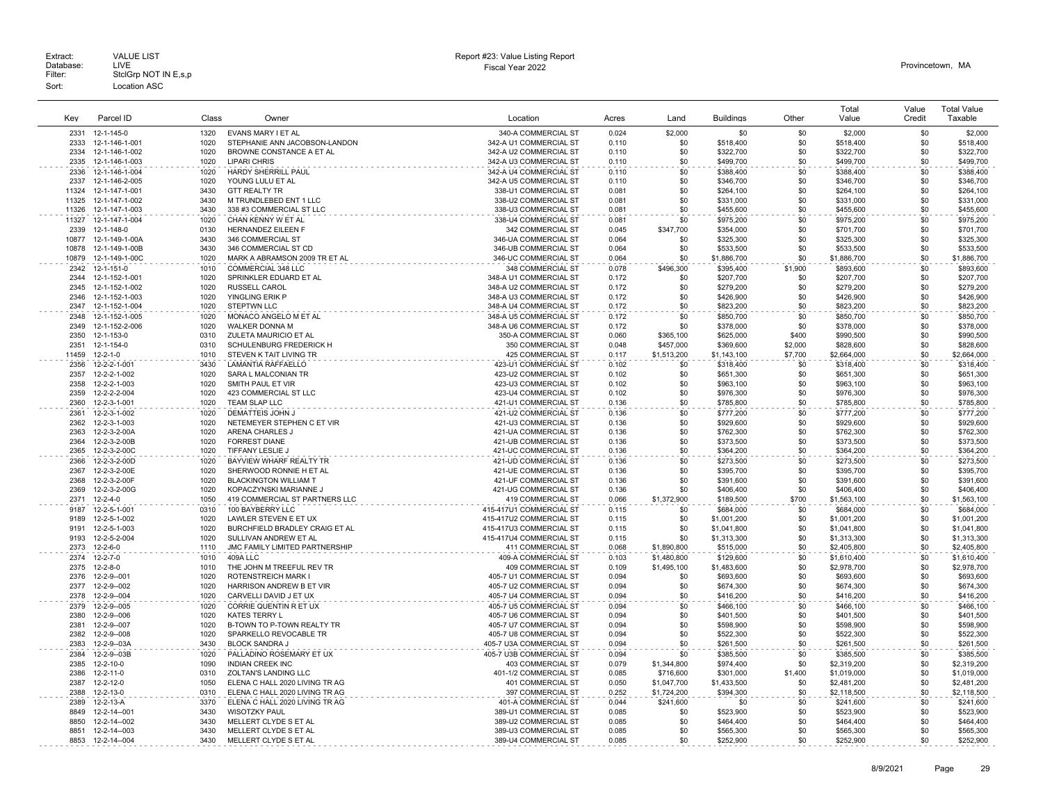Extract: VALUE LIST
Database: LIVE
Filter: StclGrp NOT IN E,s,p
Sort: Location ASC

Report #23: Value Listing Report
Fiscal Year 2022

Provincetown, MA

| Key | Parcel ID | Class | Owner | Location | Acres | Land | Buildings | Other | Total Value | Value Credit | Total Value Taxable |
|---|---|---|---|---|---|---|---|---|---|---|---|
| 2331 | 12-1-145-0 | 1320 | EVANS MARY I ET AL | 340-A COMMERCIAL ST | 0.024 | $2,000 | $0 | $0 | $2,000 | $0 | $2,000 |
| 2333 | 12-1-146-1-001 | 1020 | STEPHANIE ANN JACOBSON-LANDON | 342-A U1 COMMERCIAL ST | 0.110 | $0 | $518,400 | $0 | $518,400 | $0 | $518,400 |
| 2334 | 12-1-146-1-002 | 1020 | BROWNE CONSTANCE A ET AL | 342-A U2 COMMERCIAL ST | 0.110 | $0 | $322,700 | $0 | $322,700 | $0 | $322,700 |
| 2335 | 12-1-146-1-003 | 1020 | LIPARI CHRIS | 342-A U3 COMMERCIAL ST | 0.110 | $0 | $499,700 | $0 | $499,700 | $0 | $499,700 |
| 2336 | 12-1-146-1-004 | 1020 | HARDY SHERRILL PAUL | 342-A U4 COMMERCIAL ST | 0.110 | $0 | $388,400 | $0 | $388,400 | $0 | $388,400 |
| 2337 | 12-1-146-2-005 | 1020 | YOUNG LULU ET AL | 342-A U5 COMMERCIAL ST | 0.110 | $0 | $346,700 | $0 | $346,700 | $0 | $346,700 |
| 11324 | 12-1-147-1-001 | 3430 | GTT REALTY TR | 338-U1 COMMERCIAL ST | 0.081 | $0 | $264,100 | $0 | $264,100 | $0 | $264,100 |
| 11325 | 12-1-147-1-002 | 3430 | M TRUNDLEBED ENT 1 LLC | 338-U2 COMMERCIAL ST | 0.081 | $0 | $331,000 | $0 | $331,000 | $0 | $331,000 |
| 11326 | 12-1-147-1-003 | 3430 | 338 #3 COMMERCIAL ST LLC | 338-U3 COMMERCIAL ST | 0.081 | $0 | $455,600 | $0 | $455,600 | $0 | $455,600 |
| 11327 | 12-1-147-1-004 | 1020 | CHAN KENNY W ET AL | 338-U4 COMMERCIAL ST | 0.081 | $0 | $975,200 | $0 | $975,200 | $0 | $975,200 |
| 2339 | 12-1-148-0 | 0130 | HERNANDEZ EILEEN F | 342 COMMERCIAL ST | 0.045 | $347,700 | $354,000 | $0 | $701,700 | $0 | $701,700 |
| 10877 | 12-1-149-1-00A | 3430 | 346 COMMERCIAL ST | 346-UA COMMERCIAL ST | 0.064 | $0 | $325,300 | $0 | $325,300 | $0 | $325,300 |
| 10878 | 12-1-149-1-00B | 3430 | 346 COMMERCIAL ST CD | 346-UB COMMERCIAL ST | 0.064 | $0 | $533,500 | $0 | $533,500 | $0 | $533,500 |
| 10879 | 12-1-149-1-00C | 1020 | MARK A ABRAMSON 2009 TR ET AL | 346-UC COMMERCIAL ST | 0.064 | $0 | $1,886,700 | $0 | $1,886,700 | $0 | $1,886,700 |
| 2342 | 12-1-151-0 | 1010 | COMMERCIAL 348 LLC | 348 COMMERCIAL ST | 0.078 | $496,300 | $395,400 | $1,900 | $893,600 | $0 | $893,600 |
| 2344 | 12-1-152-1-001 | 1020 | SPRINKLER EDUARD ET AL | 348-A U1 COMMERCIAL ST | 0.172 | $0 | $207,700 | $0 | $207,700 | $0 | $207,700 |
| 2345 | 12-1-152-1-002 | 1020 | RUSSELL CAROL | 348-A U2 COMMERCIAL ST | 0.172 | $0 | $279,200 | $0 | $279,200 | $0 | $279,200 |
| 2346 | 12-1-152-1-003 | 1020 | YINGLING ERIK P | 348-A U3 COMMERCIAL ST | 0.172 | $0 | $426,900 | $0 | $426,900 | $0 | $426,900 |
| 2347 | 12-1-152-1-004 | 1020 | STEPTWN LLC | 348-A U4 COMMERCIAL ST | 0.172 | $0 | $823,200 | $0 | $823,200 | $0 | $823,200 |
| 2348 | 12-1-152-1-005 | 1020 | MONACO ANGELO M ET AL | 348-A U5 COMMERCIAL ST | 0.172 | $0 | $850,700 | $0 | $850,700 | $0 | $850,700 |
| 2349 | 12-1-152-2-006 | 1020 | WALKER DONNA M | 348-A U6 COMMERCIAL ST | 0.172 | $0 | $378,000 | $0 | $378,000 | $0 | $378,000 |
| 2350 | 12-1-153-0 | 0310 | ZULETA MAURICIO ET AL | 350-A COMMERCIAL ST | 0.060 | $365,100 | $625,000 | $400 | $990,500 | $0 | $990,500 |
| 2351 | 12-1-154-0 | 0310 | SCHULENBURG FREDERICK H | 350 COMMERCIAL ST | 0.048 | $457,000 | $369,600 | $2,000 | $828,600 | $0 | $828,600 |
| 11459 | 12-2-1-0 | 1010 | STEVEN K TAIT LIVING TR | 425 COMMERCIAL ST | 0.117 | $1,513,200 | $1,143,100 | $7,700 | $2,664,000 | $0 | $2,664,000 |
| 2356 | 12-2-2-1-001 | 3430 | LAMANTIA RAFFAELLO | 423-U1 COMMERCIAL ST | 0.102 | $0 | $318,400 | $0 | $318,400 | $0 | $318,400 |
| 2357 | 12-2-2-1-002 | 1020 | SARA L MALCONIAN TR | 423-U2 COMMERCIAL ST | 0.102 | $0 | $651,300 | $0 | $651,300 | $0 | $651,300 |
| 2358 | 12-2-2-1-003 | 1020 | SMITH PAUL ET VIR | 423-U3 COMMERCIAL ST | 0.102 | $0 | $963,100 | $0 | $963,100 | $0 | $963,100 |
| 2359 | 12-2-2-2-004 | 1020 | 423 COMMERCIAL ST LLC | 423-U4 COMMERCIAL ST | 0.102 | $0 | $976,300 | $0 | $976,300 | $0 | $976,300 |
| 2360 | 12-2-3-1-001 | 1020 | TEAM SLAP LLC | 421-U1 COMMERCIAL ST | 0.136 | $0 | $785,800 | $0 | $785,800 | $0 | $785,800 |
| 2361 | 12-2-3-1-002 | 1020 | DEMATTEIS JOHN J | 421-U2 COMMERCIAL ST | 0.136 | $0 | $777,200 | $0 | $777,200 | $0 | $777,200 |
| 2362 | 12-2-3-1-003 | 1020 | NETEMEYER STEPHEN C ET VIR | 421-U3 COMMERCIAL ST | 0.136 | $0 | $929,600 | $0 | $929,600 | $0 | $929,600 |
| 2363 | 12-2-3-2-00A | 1020 | ARENA CHARLES J | 421-UA COMMERCIAL ST | 0.136 | $0 | $762,300 | $0 | $762,300 | $0 | $762,300 |
| 2364 | 12-2-3-2-00B | 1020 | FORREST DIANE | 421-UB COMMERCIAL ST | 0.136 | $0 | $373,500 | $0 | $373,500 | $0 | $373,500 |
| 2365 | 12-2-3-2-00C | 1020 | TIFFANY LESLIE J | 421-UC COMMERCIAL ST | 0.136 | $0 | $364,200 | $0 | $364,200 | $0 | $364,200 |
| 2366 | 12-2-3-2-00D | 1020 | BAYVIEW WHARF REALTY TR | 421-UD COMMERCIAL ST | 0.136 | $0 | $273,500 | $0 | $273,500 | $0 | $273,500 |
| 2367 | 12-2-3-2-00E | 1020 | SHERWOOD RONNIE H ET AL | 421-UE COMMERCIAL ST | 0.136 | $0 | $395,700 | $0 | $395,700 | $0 | $395,700 |
| 2368 | 12-2-3-2-00F | 1020 | BLACKINGTON WILLIAM T | 421-UF COMMERCIAL ST | 0.136 | $0 | $391,600 | $0 | $391,600 | $0 | $391,600 |
| 2369 | 12-2-3-2-00G | 1020 | KOPACZYNSKI MARIANNE J | 421-UG COMMERCIAL ST | 0.136 | $0 | $406,400 | $0 | $406,400 | $0 | $406,400 |
| 2371 | 12-2-4-0 | 1050 | 419 COMMERCIAL ST PARTNERS LLC | 419 COMMERCIAL ST | 0.066 | $1,372,900 | $189,500 | $700 | $1,563,100 | $0 | $1,563,100 |
| 9187 | 12-2-5-1-001 | 0310 | 100 BAYBERRY LLC | 415-417U1 COMMERCIAL ST | 0.115 | $0 | $684,000 | $0 | $684,000 | $0 | $684,000 |
| 9189 | 12-2-5-1-002 | 1020 | LAWLER STEVEN E ET UX | 415-417U2 COMMERCIAL ST | 0.115 | $0 | $1,001,200 | $0 | $1,001,200 | $0 | $1,001,200 |
| 9191 | 12-2-5-1-003 | 1020 | BURCHFIELD BRADLEY CRAIG ET AL | 415-417U3 COMMERCIAL ST | 0.115 | $0 | $1,041,800 | $0 | $1,041,800 | $0 | $1,041,800 |
| 9193 | 12-2-5-2-004 | 1020 | SULLIVAN ANDREW ET AL | 415-417U4 COMMERCIAL ST | 0.115 | $0 | $1,313,300 | $0 | $1,313,300 | $0 | $1,313,300 |
| 2373 | 12-2-6-0 | 1110 | JMC FAMILY LIMITED PARTNERSHIP | 411 COMMERCIAL ST | 0.068 | $1,890,800 | $515,000 | $0 | $2,405,800 | $0 | $2,405,800 |
| 2374 | 12-2-7-0 | 1010 | 409A LLC | 409-A COMMERCIAL ST | 0.103 | $1,480,800 | $129,600 | $0 | $1,610,400 | $0 | $1,610,400 |
| 2375 | 12-2-8-0 | 1010 | THE JOHN M TREEFUL REV TR | 409 COMMERCIAL ST | 0.109 | $1,495,100 | $1,483,600 | $0 | $2,978,700 | $0 | $2,978,700 |
| 2376 | 12-2-9--001 | 1020 | ROTENSTREICH MARK I | 405-7 U1 COMMERCIAL ST | 0.094 | $0 | $693,600 | $0 | $693,600 | $0 | $693,600 |
| 2377 | 12-2-9--002 | 1020 | HARRISON ANDREW B ET VIR | 405-7 U2 COMMERCIAL ST | 0.094 | $0 | $674,300 | $0 | $674,300 | $0 | $674,300 |
| 2378 | 12-2-9--004 | 1020 | CARVELLI DAVID J ET UX | 405-7 U4 COMMERCIAL ST | 0.094 | $0 | $416,200 | $0 | $416,200 | $0 | $416,200 |
| 2379 | 12-2-9--005 | 1020 | CORRIE QUENTIN R ET UX | 405-7 U5 COMMERCIAL ST | 0.094 | $0 | $466,100 | $0 | $466,100 | $0 | $466,100 |
| 2380 | 12-2-9--006 | 1020 | KATES TERRY L | 405-7 U6 COMMERCIAL ST | 0.094 | $0 | $401,500 | $0 | $401,500 | $0 | $401,500 |
| 2381 | 12-2-9--007 | 1020 | B-TOWN TO P-TOWN REALTY TR | 405-7 U7 COMMERCIAL ST | 0.094 | $0 | $598,900 | $0 | $598,900 | $0 | $598,900 |
| 2382 | 12-2-9--008 | 1020 | SPARKELLO REVOCABLE TR | 405-7 U8 COMMERCIAL ST | 0.094 | $0 | $522,300 | $0 | $522,300 | $0 | $522,300 |
| 2383 | 12-2-9--03A | 3430 | BLOCK SANDRA J | 405-7 U3A COMMERCIAL ST | 0.094 | $0 | $261,500 | $0 | $261,500 | $0 | $261,500 |
| 2384 | 12-2-9--03B | 1020 | PALLADINO ROSEMARY ET UX | 405-7 U3B COMMERCIAL ST | 0.094 | $0 | $385,500 | $0 | $385,500 | $0 | $385,500 |
| 2385 | 12-2-10-0 | 1090 | INDIAN CREEK INC | 403 COMMERCIAL ST | 0.079 | $1,344,800 | $974,400 | $0 | $2,319,200 | $0 | $2,319,200 |
| 2386 | 12-2-11-0 | 0310 | ZOLTAN'S LANDING LLC | 401-1/2 COMMERCIAL ST | 0.085 | $716,600 | $301,000 | $1,400 | $1,019,000 | $0 | $1,019,000 |
| 2387 | 12-2-12-0 | 1050 | ELENA C HALL 2020 LIVING TR AG | 401 COMMERCIAL ST | 0.050 | $1,047,700 | $1,433,500 | $0 | $2,481,200 | $0 | $2,481,200 |
| 2388 | 12-2-13-0 | 0310 | ELENA C HALL 2020 LIVING TR AG | 397 COMMERCIAL ST | 0.252 | $1,724,200 | $394,300 | $0 | $2,118,500 | $0 | $2,118,500 |
| 2389 | 12-2-13-A | 3370 | ELENA C HALL 2020 LIVING TR AG | 401-A COMMERCIAL ST | 0.044 | $241,600 | $0 | $0 | $241,600 | $0 | $241,600 |
| 8849 | 12-2-14--001 | 3430 | WISOTZKY PAUL | 389-U1 COMMERCIAL ST | 0.085 | $0 | $523,900 | $0 | $523,900 | $0 | $523,900 |
| 8850 | 12-2-14--002 | 3430 | MELLERT CLYDE S ET AL | 389-U2 COMMERCIAL ST | 0.085 | $0 | $464,400 | $0 | $464,400 | $0 | $464,400 |
| 8851 | 12-2-14--003 | 3430 | MELLERT CLYDE S ET AL | 389-U3 COMMERCIAL ST | 0.085 | $0 | $565,300 | $0 | $565,300 | $0 | $565,300 |
| 8853 | 12-2-14--004 | 3430 | MELLERT CLYDE S ET AL | 389-U4 COMMERCIAL ST | 0.085 | $0 | $252,900 | $0 | $252,900 | $0 | $252,900 |

8/9/2021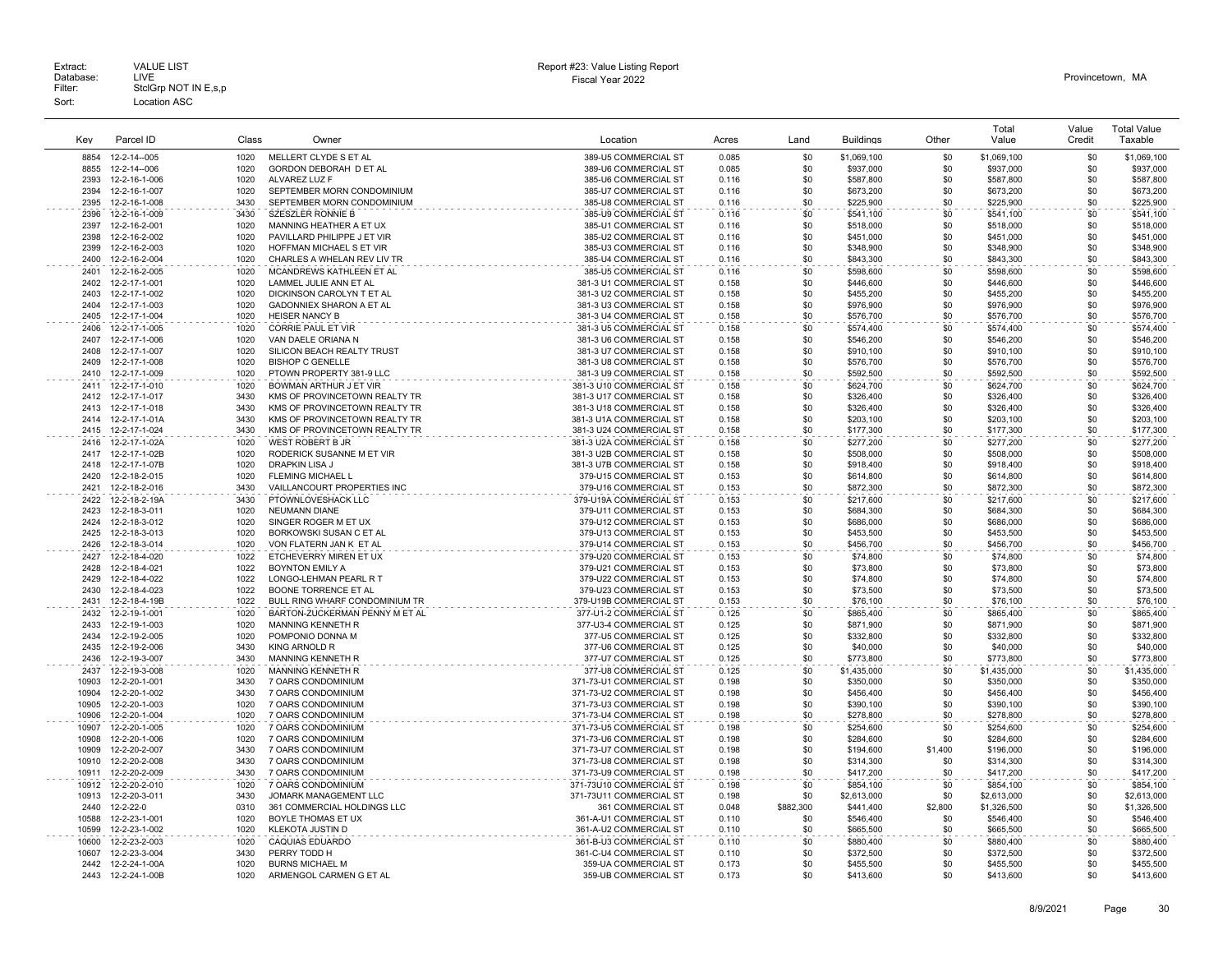Extract: VALUE LIST
Database: LIVE
Filter: StclGrp NOT IN E,s,p
Sort: Location ASC

Report #23: Value Listing Report
Fiscal Year 2022

Provincetown, MA

| Key | Parcel ID | Class | Owner | Location | Acres | Land | Buildings | Other | Total Value | Value Credit | Total Value Taxable |
|---|---|---|---|---|---|---|---|---|---|---|---|
| 8854 | 12-2-14--005 | 1020 | MELLERT CLYDE S ET AL | 389-U5 COMMERCIAL ST | 0.085 | $0 | $1,069,100 | $0 | $1,069,100 | $0 | $1,069,100 |
| 8855 | 12-2-14--006 | 1020 | GORDON DEBORAH D ET AL | 389-U6 COMMERCIAL ST | 0.085 | $0 | $937,000 | $0 | $937,000 | $0 | $937,000 |
| 2393 | 12-2-16-1-006 | 1020 | ALVAREZ LUZ F | 385-U6 COMMERCIAL ST | 0.116 | $0 | $587,800 | $0 | $587,800 | $0 | $587,800 |
| 2394 | 12-2-16-1-007 | 1020 | SEPTEMBER MORN CONDOMINIUM | 385-U7 COMMERCIAL ST | 0.116 | $0 | $673,200 | $0 | $673,200 | $0 | $673,200 |
| 2395 | 12-2-16-1-008 | 3430 | SEPTEMBER MORN CONDOMINIUM | 385-U8 COMMERCIAL ST | 0.116 | $0 | $225,900 | $0 | $225,900 | $0 | $225,900 |
| 2396 | 12-2-16-1-009 | 3430 | SZESZLER RONNIE B | 385-U9 COMMERCIAL ST | 0.116 | $0 | $541,100 | $0 | $541,100 | $0 | $541,100 |
| 2397 | 12-2-16-2-001 | 1020 | MANNING HEATHER A ET UX | 385-U1 COMMERCIAL ST | 0.116 | $0 | $518,000 | $0 | $518,000 | $0 | $518,000 |
| 2398 | 12-2-16-2-002 | 1020 | PAVILLARD PHILIPPE J ET VIR | 385-U2 COMMERCIAL ST | 0.116 | $0 | $451,000 | $0 | $451,000 | $0 | $451,000 |
| 2399 | 12-2-16-2-003 | 1020 | HOFFMAN MICHAEL S ET VIR | 385-U3 COMMERCIAL ST | 0.116 | $0 | $348,900 | $0 | $348,900 | $0 | $348,900 |
| 2400 | 12-2-16-2-004 | 1020 | CHARLES A WHELAN REV LIV TR | 385-U4 COMMERCIAL ST | 0.116 | $0 | $843,300 | $0 | $843,300 | $0 | $843,300 |
| 2401 | 12-2-16-2-005 | 1020 | MCANDREWS KATHLEEN ET AL | 385-U5 COMMERCIAL ST | 0.116 | $0 | $598,600 | $0 | $598,600 | $0 | $598,600 |
| 2402 | 12-2-17-1-001 | 1020 | LAMMEL JULIE ANN ET AL | 381-3 U1 COMMERCIAL ST | 0.158 | $0 | $446,600 | $0 | $446,600 | $0 | $446,600 |
| 2403 | 12-2-17-1-002 | 1020 | DICKINSON CAROLYN T ET AL | 381-3 U2 COMMERCIAL ST | 0.158 | $0 | $455,200 | $0 | $455,200 | $0 | $455,200 |
| 2404 | 12-2-17-1-003 | 1020 | GADONNIEX SHARON A ET AL | 381-3 U3 COMMERCIAL ST | 0.158 | $0 | $976,900 | $0 | $976,900 | $0 | $976,900 |
| 2405 | 12-2-17-1-004 | 1020 | HEISER NANCY B | 381-3 U4 COMMERCIAL ST | 0.158 | $0 | $576,700 | $0 | $576,700 | $0 | $576,700 |
| 2406 | 12-2-17-1-005 | 1020 | CORRIE PAUL ET VIR | 381-3 U5 COMMERCIAL ST | 0.158 | $0 | $574,400 | $0 | $574,400 | $0 | $574,400 |
| 2407 | 12-2-17-1-006 | 1020 | VAN DAELE ORIANA N | 381-3 U6 COMMERCIAL ST | 0.158 | $0 | $546,200 | $0 | $546,200 | $0 | $546,200 |
| 2408 | 12-2-17-1-007 | 1020 | SILICON BEACH REALTY TRUST | 381-3 U7 COMMERCIAL ST | 0.158 | $0 | $910,100 | $0 | $910,100 | $0 | $910,100 |
| 2409 | 12-2-17-1-008 | 1020 | BISHOP C GENELLE | 381-3 U8 COMMERCIAL ST | 0.158 | $0 | $576,700 | $0 | $576,700 | $0 | $576,700 |
| 2410 | 12-2-17-1-009 | 1020 | PTOWN PROPERTY 381-9 LLC | 381-3 U9 COMMERCIAL ST | 0.158 | $0 | $592,500 | $0 | $592,500 | $0 | $592,500 |
| 2411 | 12-2-17-1-010 | 1020 | BOWMAN ARTHUR J ET VIR | 381-3 U10 COMMERCIAL ST | 0.158 | $0 | $624,700 | $0 | $624,700 | $0 | $624,700 |
| 2412 | 12-2-17-1-017 | 3430 | KMS OF PROVINCETOWN REALTY TR | 381-3 U17 COMMERCIAL ST | 0.158 | $0 | $326,400 | $0 | $326,400 | $0 | $326,400 |
| 2413 | 12-2-17-1-018 | 3430 | KMS OF PROVINCETOWN REALTY TR | 381-3 U18 COMMERCIAL ST | 0.158 | $0 | $326,400 | $0 | $326,400 | $0 | $326,400 |
| 2414 | 12-2-17-1-01A | 3430 | KMS OF PROVINCETOWN REALTY TR | 381-3 U1A COMMERCIAL ST | 0.158 | $0 | $203,100 | $0 | $203,100 | $0 | $203,100 |
| 2415 | 12-2-17-1-024 | 3430 | KMS OF PROVINCETOWN REALTY TR | 381-3 U24 COMMERCIAL ST | 0.158 | $0 | $177,300 | $0 | $177,300 | $0 | $177,300 |
| 2416 | 12-2-17-1-02A | 1020 | WEST ROBERT B JR | 381-3 U2A COMMERCIAL ST | 0.158 | $0 | $277,200 | $0 | $277,200 | $0 | $277,200 |
| 2417 | 12-2-17-1-02B | 1020 | RODERICK SUSANNE M ET VIR | 381-3 U2B COMMERCIAL ST | 0.158 | $0 | $508,000 | $0 | $508,000 | $0 | $508,000 |
| 2418 | 12-2-17-1-07B | 1020 | DRAPKIN LISA J | 381-3 U7B COMMERCIAL ST | 0.158 | $0 | $918,400 | $0 | $918,400 | $0 | $918,400 |
| 2420 | 12-2-18-2-015 | 1020 | FLEMING MICHAEL L | 379-U15 COMMERCIAL ST | 0.153 | $0 | $614,800 | $0 | $614,800 | $0 | $614,800 |
| 2421 | 12-2-18-2-016 | 3430 | VAILLANCOURT PROPERTIES INC | 379-U16 COMMERCIAL ST | 0.153 | $0 | $872,300 | $0 | $872,300 | $0 | $872,300 |
| 2422 | 12-2-18-2-19A | 3430 | PTOWNLOVESHACK LLC | 379-U19A COMMERCIAL ST | 0.153 | $0 | $217,600 | $0 | $217,600 | $0 | $217,600 |
| 2423 | 12-2-18-3-011 | 1020 | NEUMANN DIANE | 379-U11 COMMERCIAL ST | 0.153 | $0 | $684,300 | $0 | $684,300 | $0 | $684,300 |
| 2424 | 12-2-18-3-012 | 1020 | SINGER ROGER M ET UX | 379-U12 COMMERCIAL ST | 0.153 | $0 | $686,000 | $0 | $686,000 | $0 | $686,000 |
| 2425 | 12-2-18-3-013 | 1020 | BORKOWSKI SUSAN C ET AL | 379-U13 COMMERCIAL ST | 0.153 | $0 | $453,500 | $0 | $453,500 | $0 | $453,500 |
| 2426 | 12-2-18-3-014 | 1020 | VON FLATERN JAN K ET AL | 379-U14 COMMERCIAL ST | 0.153 | $0 | $456,700 | $0 | $456,700 | $0 | $456,700 |
| 2427 | 12-2-18-4-020 | 1022 | ETCHEVERRY MIREN ET UX | 379-U20 COMMERCIAL ST | 0.153 | $0 | $74,800 | $0 | $74,800 | $0 | $74,800 |
| 2428 | 12-2-18-4-021 | 1022 | BOYNTON EMILY A | 379-U21 COMMERCIAL ST | 0.153 | $0 | $73,800 | $0 | $73,800 | $0 | $73,800 |
| 2429 | 12-2-18-4-022 | 1022 | LONGO-LEHMAN PEARL R T | 379-U22 COMMERCIAL ST | 0.153 | $0 | $74,800 | $0 | $74,800 | $0 | $74,800 |
| 2430 | 12-2-18-4-023 | 1022 | BOONE TORRENCE ET AL | 379-U23 COMMERCIAL ST | 0.153 | $0 | $73,500 | $0 | $73,500 | $0 | $73,500 |
| 2431 | 12-2-18-4-19B | 1022 | BULL RING WHARF CONDOMINIUM TR | 379-U19B COMMERCIAL ST | 0.153 | $0 | $76,100 | $0 | $76,100 | $0 | $76,100 |
| 2432 | 12-2-19-1-001 | 1020 | BARTON-ZUCKERMAN PENNY M ET AL | 377-U1-2 COMMERCIAL ST | 0.125 | $0 | $865,400 | $0 | $865,400 | $0 | $865,400 |
| 2433 | 12-2-19-1-003 | 1020 | MANNING KENNETH R | 377-U3-4 COMMERCIAL ST | 0.125 | $0 | $871,900 | $0 | $871,900 | $0 | $871,900 |
| 2434 | 12-2-19-2-005 | 1020 | POMPONIO DONNA M | 377-U5 COMMERCIAL ST | 0.125 | $0 | $332,800 | $0 | $332,800 | $0 | $332,800 |
| 2435 | 12-2-19-2-006 | 3430 | KING ARNOLD R | 377-U6 COMMERCIAL ST | 0.125 | $0 | $40,000 | $0 | $40,000 | $0 | $40,000 |
| 2436 | 12-2-19-3-007 | 3430 | MANNING KENNETH R | 377-U7 COMMERCIAL ST | 0.125 | $0 | $773,800 | $0 | $773,800 | $0 | $773,800 |
| 2437 | 12-2-19-3-008 | 1020 | MANNING KENNETH R | 377-U8 COMMERCIAL ST | 0.125 | $0 | $1,435,000 | $0 | $1,435,000 | $0 | $1,435,000 |
| 10903 | 12-2-20-1-001 | 3430 | 7 OARS CONDOMINIUM | 371-73-U1 COMMERCIAL ST | 0.198 | $0 | $350,000 | $0 | $350,000 | $0 | $350,000 |
| 10904 | 12-2-20-1-002 | 3430 | 7 OARS CONDOMINIUM | 371-73-U2 COMMERCIAL ST | 0.198 | $0 | $456,400 | $0 | $456,400 | $0 | $456,400 |
| 10905 | 12-2-20-1-003 | 1020 | 7 OARS CONDOMINIUM | 371-73-U3 COMMERCIAL ST | 0.198 | $0 | $390,100 | $0 | $390,100 | $0 | $390,100 |
| 10906 | 12-2-20-1-004 | 1020 | 7 OARS CONDOMINIUM | 371-73-U4 COMMERCIAL ST | 0.198 | $0 | $278,800 | $0 | $278,800 | $0 | $278,800 |
| 10907 | 12-2-20-1-005 | 1020 | 7 OARS CONDOMINIUM | 371-73-U5 COMMERCIAL ST | 0.198 | $0 | $254,600 | $0 | $254,600 | $0 | $254,600 |
| 10908 | 12-2-20-1-006 | 1020 | 7 OARS CONDOMINIUM | 371-73-U6 COMMERCIAL ST | 0.198 | $0 | $284,600 | $0 | $284,600 | $0 | $284,600 |
| 10909 | 12-2-20-2-007 | 3430 | 7 OARS CONDOMINIUM | 371-73-U7 COMMERCIAL ST | 0.198 | $0 | $194,600 | $1,400 | $196,000 | $0 | $196,000 |
| 10910 | 12-2-20-2-008 | 3430 | 7 OARS CONDOMINIUM | 371-73-U8 COMMERCIAL ST | 0.198 | $0 | $314,300 | $0 | $314,300 | $0 | $314,300 |
| 10911 | 12-2-20-2-009 | 3430 | 7 OARS CONDOMINIUM | 371-73-U9 COMMERCIAL ST | 0.198 | $0 | $417,200 | $0 | $417,200 | $0 | $417,200 |
| 10912 | 12-2-20-2-010 | 1020 | 7 OARS CONDOMINIUM | 371-73U10 COMMERCIAL ST | 0.198 | $0 | $854,100 | $0 | $854,100 | $0 | $854,100 |
| 10913 | 12-2-20-3-011 | 3430 | JOMARK MANAGEMENT LLC | 371-73U11 COMMERCIAL ST | 0.198 | $0 | $2,613,000 | $0 | $2,613,000 | $0 | $2,613,000 |
| 2440 | 12-2-22-0 | 0310 | 361 COMMERCIAL HOLDINGS LLC | 361 COMMERCIAL ST | 0.048 | $882,300 | $441,400 | $2,800 | $1,326,500 | $0 | $1,326,500 |
| 10588 | 12-2-23-1-001 | 1020 | BOYLE THOMAS ET UX | 361-A-U1 COMMERCIAL ST | 0.110 | $0 | $546,400 | $0 | $546,400 | $0 | $546,400 |
| 10599 | 12-2-23-1-002 | 1020 | KLEKOTA JUSTIN D | 361-A-U2 COMMERCIAL ST | 0.110 | $0 | $665,500 | $0 | $665,500 | $0 | $665,500 |
| 10600 | 12-2-23-2-003 | 1020 | CAQUIAS EDUARDO | 361-B-U3 COMMERCIAL ST | 0.110 | $0 | $880,400 | $0 | $880,400 | $0 | $880,400 |
| 10607 | 12-2-23-3-004 | 3430 | PERRY TODD H | 361-C-U4 COMMERCIAL ST | 0.110 | $0 | $372,500 | $0 | $372,500 | $0 | $372,500 |
| 2442 | 12-2-24-1-00A | 1020 | BURNS MICHAEL M | 359-UA COMMERCIAL ST | 0.173 | $0 | $455,500 | $0 | $455,500 | $0 | $455,500 |
| 2443 | 12-2-24-1-00B | 1020 | ARMENGOL CARMEN G ET AL | 359-UB COMMERCIAL ST | 0.173 | $0 | $413,600 | $0 | $413,600 | $0 | $413,600 |

8/9/2021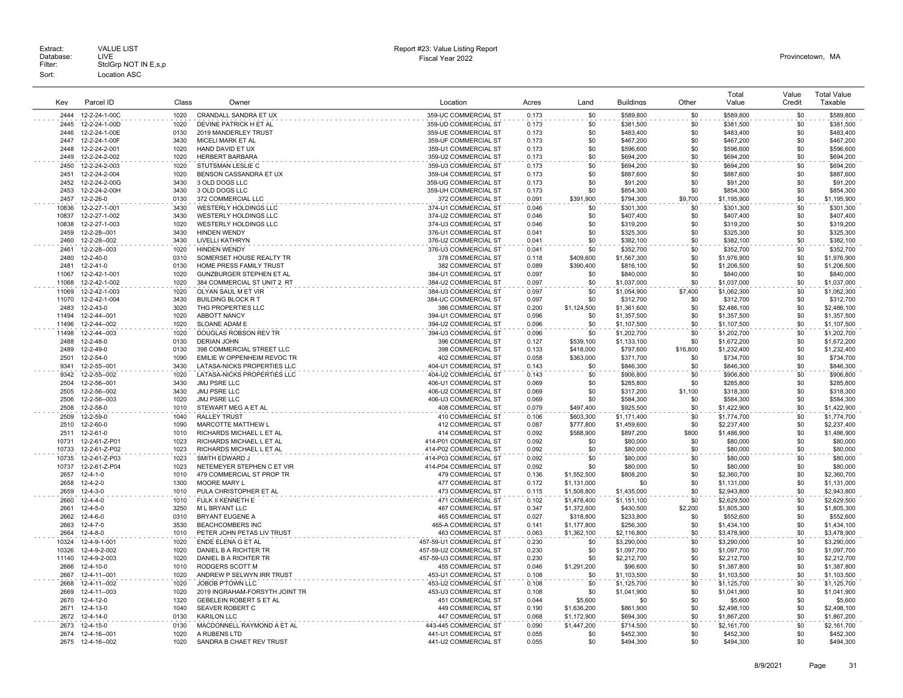Extract: VALUE LIST
Database: LIVE
Filter: StclGrp NOT IN E,s,p
Sort: Location ASC

Report #23: Value Listing Report
Fiscal Year 2022

Provincetown, MA

| Key | Parcel ID | Class | Owner | Location | Acres | Land | Buildings | Other | Total Value | Value Credit | Total Value Taxable |
|---|---|---|---|---|---|---|---|---|---|---|---|
| 2444 | 12-2-24-1-00C | 1020 | CRANDALL SANDRA ET UX | 359-UC COMMERCIAL ST | 0.173 | $0 | $589,800 | $0 | $589,800 | $0 | $589,800 |
| 2445 | 12-2-24-1-00D | 1020 | DEVINE PATRICK H ET AL | 359-UD COMMERCIAL ST | 0.173 | $0 | $381,500 | $0 | $381,500 | $0 | $381,500 |
| 2446 | 12-2-24-1-00E | 0130 | 2019 MANDERLEY TRUST | 359-UE COMMERCIAL ST | 0.173 | $0 | $483,400 | $0 | $483,400 | $0 | $483,400 |
| 2447 | 12-2-24-1-00F | 3430 | MICELI MARK ET AL | 359-UF COMMERCIAL ST | 0.173 | $0 | $467,200 | $0 | $467,200 | $0 | $467,200 |
| 2448 | 12-2-24-2-001 | 1020 | HAND DAVID ET UX | 359-U1 COMMERCIAL ST | 0.173 | $0 | $596,600 | $0 | $596,600 | $0 | $596,600 |
| 2449 | 12-2-24-2-002 | 1020 | HERBERT BARBARA | 359-U2 COMMERCIAL ST | 0.173 | $0 | $694,200 | $0 | $694,200 | $0 | $694,200 |
| 2450 | 12-2-24-2-003 | 1020 | STUTSMAN LESLIE C | 359-U3 COMMERCIAL ST | 0.173 | $0 | $694,200 | $0 | $694,200 | $0 | $694,200 |
| 2451 | 12-2-24-2-004 | 1020 | BENSON CASSANDRA ET UX | 359-U4 COMMERCIAL ST | 0.173 | $0 | $887,600 | $0 | $887,600 | $0 | $887,600 |
| 2452 | 12-2-24-2-00G | 3430 | 3 OLD DOGS LLC | 359-UG COMMERCIAL ST | 0.173 | $0 | $91,200 | $0 | $91,200 | $0 | $91,200 |
| 2453 | 12-2-24-2-00H | 3430 | 3 OLD DOGS LLC | 359-UH COMMERCIAL ST | 0.173 | $0 | $854,300 | $0 | $854,300 | $0 | $854,300 |
| 2457 | 12-2-26-0 | 0130 | 372 COMMERCIAL LLC | 372 COMMERCIAL ST | 0.091 | $391,900 | $794,300 | $9,700 | $1,195,900 | $0 | $1,195,900 |
| 10836 | 12-2-27-1-001 | 3430 | WESTERLY HOLDINGS LLC | 374-U1 COMMERCIAL ST | 0.046 | $0 | $301,300 | $0 | $301,300 | $0 | $301,300 |
| 10837 | 12-2-27-1-002 | 3430 | WESTERLY HOLDINGS LLC | 374-U2 COMMERCIAL ST | 0.046 | $0 | $407,400 | $0 | $407,400 | $0 | $407,400 |
| 10838 | 12-2-27-1-003 | 1020 | WESTERLY HOLDINGS LLC | 374-U3 COMMERCIAL ST | 0.046 | $0 | $319,200 | $0 | $319,200 | $0 | $319,200 |
| 2459 | 12-2-28--001 | 3430 | HINDEN WENDY | 376-U1 COMMERCIAL ST | 0.041 | $0 | $325,300 | $0 | $325,300 | $0 | $325,300 |
| 2460 | 12-2-28--002 | 3430 | LIVELLI KATHRYN | 376-U2 COMMERCIAL ST | 0.041 | $0 | $382,100 | $0 | $382,100 | $0 | $382,100 |
| 2461 | 12-2-28--003 | 1020 | HINDEN WENDY | 376-U3 COMMERCIAL ST | 0.041 | $0 | $352,700 | $0 | $352,700 | $0 | $352,700 |
| 2480 | 12-2-40-0 | 0310 | SOMERSET HOUSE REALTY TR | 378 COMMERCIAL ST | 0.118 | $409,600 | $1,567,300 | $0 | $1,976,900 | $0 | $1,976,900 |
| 2481 | 12-2-41-0 | 0130 | HOME PRESS FAMILY TRUST | 382 COMMERCIAL ST | 0.089 | $390,400 | $816,100 | $0 | $1,206,500 | $0 | $1,206,500 |
| 11067 | 12-2-42-1-001 | 1020 | GUNZBURGER STEPHEN ET AL | 384-U1 COMMERCIAL ST | 0.097 | $0 | $840,000 | $0 | $840,000 | $0 | $840,000 |
| 11068 | 12-2-42-1-002 | 1020 | 384 COMMERCIAL ST UNIT 2 RT | 384-U2 COMMERCIAL ST | 0.097 | $0 | $1,037,000 | $0 | $1,037,000 | $0 | $1,037,000 |
| 11069 | 12-2-42-1-003 | 1020 | OLYAN SAUL M ET VIR | 384-U3 COMMERCIAL ST | 0.097 | $0 | $1,054,900 | $7,400 | $1,062,300 | $0 | $1,062,300 |
| 11070 | 12-2-42-1-004 | 3430 | BUILDING BLOCK R T | 384-UC COMMERCIAL ST | 0.097 | $0 | $312,700 | $0 | $312,700 | $0 | $312,700 |
| 2483 | 12-2-43-0 | 3020 | THG PROPERTIES LLC | 386 COMMERCIAL ST | 0.200 | $1,124,500 | $1,361,600 | $0 | $2,486,100 | $0 | $2,486,100 |
| 11494 | 12-2-44--001 | 1020 | ABBOTT NANCY | 394-U1 COMMERCIAL ST | 0.096 | $0 | $1,357,500 | $0 | $1,357,500 | $0 | $1,357,500 |
| 11496 | 12-2-44--002 | 1020 | SLOANE ADAM E | 394-U2 COMMERCIAL ST | 0.096 | $0 | $1,107,500 | $0 | $1,107,500 | $0 | $1,107,500 |
| 11498 | 12-2-44--003 | 1020 | DOUGLAS ROBSON REV TR | 394-U3 COMMERCIAL ST | 0.096 | $0 | $1,202,700 | $0 | $1,202,700 | $0 | $1,202,700 |
| 2488 | 12-2-48-0 | 0130 | DERIAN JOHN | 396 COMMERCIAL ST | 0.127 | $539,100 | $1,133,100 | $0 | $1,672,200 | $0 | $1,672,200 |
| 2489 | 12-2-49-0 | 0130 | 398 COMMERCIAL STREET LLC | 398 COMMERCIAL ST | 0.133 | $418,000 | $797,600 | $16,800 | $1,232,400 | $0 | $1,232,400 |
| 2501 | 12-2-54-0 | 1090 | EMILIE W OPPENHEIM REVOC TR | 402 COMMERCIAL ST | 0.058 | $363,000 | $371,700 | $0 | $734,700 | $0 | $734,700 |
| 9341 | 12-2-55--001 | 3430 | LATASA-NICKS PROPERTIES LLC | 404-U1 COMMERCIAL ST | 0.143 | $0 | $846,300 | $0 | $846,300 | $0 | $846,300 |
| 9342 | 12-2-55--002 | 1020 | LATASA-NICKS PROPERTIES LLC | 404-U2 COMMERCIAL ST | 0.143 | $0 | $906,800 | $0 | $906,800 | $0 | $906,800 |
| 2504 | 12-2-56--001 | 3430 | JMJ PSRE LLC | 406-U1 COMMERCIAL ST | 0.069 | $0 | $285,800 | $0 | $285,800 | $0 | $285,800 |
| 2505 | 12-2-56--002 | 3430 | JMJ PSRE LLC | 406-U2 COMMERCIAL ST | 0.069 | $0 | $317,200 | $1,100 | $318,300 | $0 | $318,300 |
| 2506 | 12-2-56--003 | 1020 | JMJ PSRE LLC | 406-U3 COMMERCIAL ST | 0.069 | $0 | $584,300 | $0 | $584,300 | $0 | $584,300 |
| 2508 | 12-2-58-0 | 1010 | STEWART MEG A ET AL | 408 COMMERCIAL ST | 0.079 | $497,400 | $925,500 | $0 | $1,422,900 | $0 | $1,422,900 |
| 2509 | 12-2-59-0 | 1040 | RALLEY TRUST | 410 COMMERCIAL ST | 0.106 | $603,300 | $1,171,400 | $0 | $1,774,700 | $0 | $1,774,700 |
| 2510 | 12-2-60-0 | 1090 | MARCOTTE MATTHEW L | 412 COMMERCIAL ST | 0.087 | $777,800 | $1,459,600 | $0 | $2,237,400 | $0 | $2,237,400 |
| 2511 | 12-2-61-0 | 1010 | RICHARDS MICHAEL L ET AL | 414 COMMERCIAL ST | 0.092 | $588,900 | $897,200 | $800 | $1,486,900 | $0 | $1,486,900 |
| 10731 | 12-2-61-Z-P01 | 1023 | RICHARDS MICHAEL L ET AL | 414-P01 COMMERCIAL ST | 0.092 | $0 | $80,000 | $0 | $80,000 | $0 | $80,000 |
| 10733 | 12-2-61-Z-P02 | 1023 | RICHARDS MICHAEL L ET AL | 414-P02 COMMERCIAL ST | 0.092 | $0 | $80,000 | $0 | $80,000 | $0 | $80,000 |
| 10735 | 12-2-61-Z-P03 | 1023 | SMITH EDWARD J | 414-P03 COMMERCIAL ST | 0.092 | $0 | $80,000 | $0 | $80,000 | $0 | $80,000 |
| 10737 | 12-2-61-Z-P04 | 1023 | NETEMEYER STEPHEN C ET VIR | 414-P04 COMMERCIAL ST | 0.092 | $0 | $80,000 | $0 | $80,000 | $0 | $80,000 |
| 2657 | 12-4-1-0 | 1010 | 479 COMMERCIAL ST PROP TR | 479 COMMERCIAL ST | 0.136 | $1,552,500 | $808,200 | $0 | $2,360,700 | $0 | $2,360,700 |
| 2658 | 12-4-2-0 | 1300 | MOORE MARY L | 477 COMMERCIAL ST | 0.172 | $1,131,000 | $0 | $0 | $1,131,000 | $0 | $1,131,000 |
| 2659 | 12-4-3-0 | 1010 | PULA CHRISTOPHER ET AL | 473 COMMERCIAL ST | 0.115 | $1,508,800 | $1,435,000 | $0 | $2,943,800 | $0 | $2,943,800 |
| 2660 | 12-4-4-0 | 1010 | FULK II KENNETH E | 471 COMMERCIAL ST | 0.102 | $1,478,400 | $1,151,100 | $0 | $2,629,500 | $0 | $2,629,500 |
| 2661 | 12-4-5-0 | 3250 | M L BRYANT LLC | 467 COMMERCIAL ST | 0.347 | $1,372,600 | $430,500 | $2,200 | $1,805,300 | $0 | $1,805,300 |
| 2662 | 12-4-6-0 | 0310 | BRYANT EUGENE A | 465 COMMERCIAL ST | 0.027 | $318,800 | $233,800 | $0 | $552,600 | $0 | $552,600 |
| 2663 | 12-4-7-0 | 3530 | BEACHCOMBERS INC | 465-A COMMERCIAL ST | 0.141 | $1,177,800 | $256,300 | $0 | $1,434,100 | $0 | $1,434,100 |
| 2664 | 12-4-8-0 | 1010 | PETER JOHN PETAS LIV TRUST | 463 COMMERCIAL ST | 0.063 | $1,362,100 | $2,116,800 | $0 | $3,478,900 | $0 | $3,478,900 |
| 10324 | 12-4-9-1-001 | 1020 | ENDE ELENA G ET AL | 457-59-U1 COMMERCIAL ST | 0.230 | $0 | $3,290,000 | $0 | $3,290,000 | $0 | $3,290,000 |
| 10326 | 12-4-9-2-002 | 1020 | DANIEL B A RICHTER TR | 457-59-U2 COMMERCIAL ST | 0.230 | $0 | $1,097,700 | $0 | $1,097,700 | $0 | $1,097,700 |
| 11140 | 12-4-9-2-003 | 1020 | DANIEL B A RICHTER TR | 457-59-U3 COMMERCIAL ST | 0.230 | $0 | $2,212,700 | $0 | $2,212,700 | $0 | $2,212,700 |
| 2666 | 12-4-10-0 | 1010 | RODGERS SCOTT M | 455 COMMERCIAL ST | 0.046 | $1,291,200 | $96,600 | $0 | $1,387,800 | $0 | $1,387,800 |
| 2667 | 12-4-11--001 | 1020 | ANDREW P SELWYN IRR TRUST | 453-U1 COMMERCIAL ST | 0.108 | $0 | $1,103,500 | $0 | $1,103,500 | $0 | $1,103,500 |
| 2668 | 12-4-11--002 | 1020 | JOBOB P'TOWN LLC | 453-U2 COMMERCIAL ST | 0.108 | $0 | $1,125,700 | $0 | $1,125,700 | $0 | $1,125,700 |
| 2669 | 12-4-11--003 | 1020 | 2019 INGRAHAM-FORSYTH JOINT TR | 453-U3 COMMERCIAL ST | 0.108 | $0 | $1,041,900 | $0 | $1,041,900 | $0 | $1,041,900 |
| 2670 | 12-4-12-0 | 1320 | GEBELEIN ROBERT S ET AL | 451 COMMERCIAL ST | 0.044 | $5,600 | $0 | $0 | $5,600 | $0 | $5,600 |
| 2671 | 12-4-13-0 | 1040 | SEAVER ROBERT C | 449 COMMERCIAL ST | 0.190 | $1,636,200 | $861,900 | $0 | $2,498,100 | $0 | $2,498,100 |
| 2672 | 12-4-14-0 | 0130 | KARILON LLC | 447 COMMERCIAL ST | 0.068 | $1,172,900 | $694,300 | $0 | $1,867,200 | $0 | $1,867,200 |
| 2673 | 12-4-15-0 | 0130 | MACDONNELL RAYMOND A ET AL | 443-445 COMMERCIAL ST | 0.090 | $1,447,200 | $714,500 | $0 | $2,161,700 | $0 | $2,161,700 |
| 2674 | 12-4-16--001 | 1020 | A RUBENS LTD | 441-U1 COMMERCIAL ST | 0.055 | $0 | $452,300 | $0 | $452,300 | $0 | $452,300 |
| 2675 | 12-4-16--002 | 1020 | SANDRA B CHAET REV TRUST | 441-U2 COMMERCIAL ST | 0.055 | $0 | $494,300 | $0 | $494,300 | $0 | $494,300 |

8/9/2021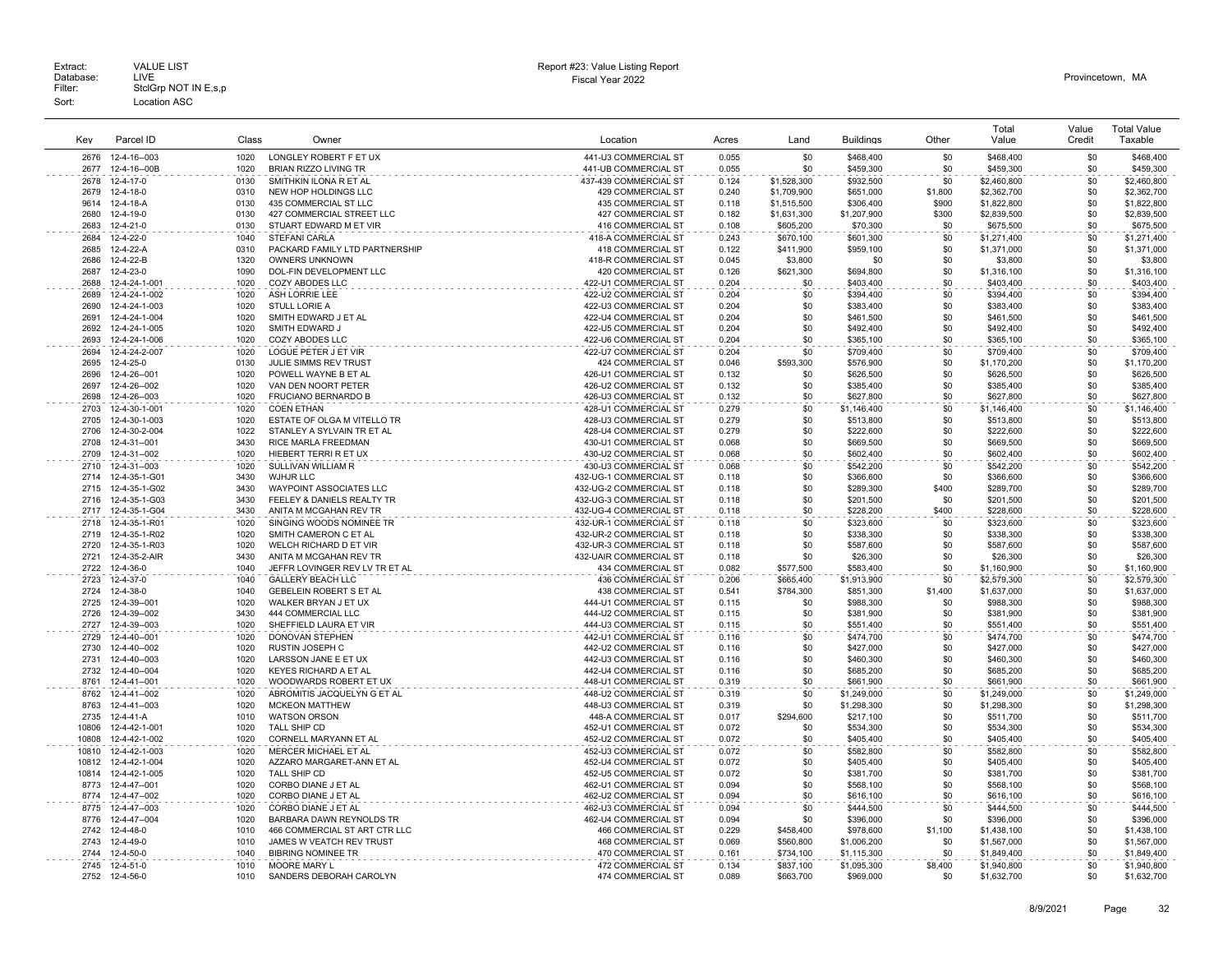Extract: VALUE LIST
Database: LIVE
Filter: StclGrp NOT IN E,s,p
Sort: Location ASC

Report #23: Value Listing Report
Fiscal Year 2022

Provincetown, MA

| Key | Parcel ID | Class | Owner | Location | Acres | Land | Buildings | Other | Total Value | Value Credit | Total Value Taxable |
|---|---|---|---|---|---|---|---|---|---|---|---|
| 2676 | 12-4-16--003 | 1020 | LONGLEY ROBERT F ET UX | 441-U3 COMMERCIAL ST | 0.055 | $0 | $468,400 | $0 | $468,400 | $0 | $468,400 |
| 2677 | 12-4-16--00B | 1020 | BRIAN RIZZO LIVING TR | 441-UB COMMERCIAL ST | 0.055 | $0 | $459,300 | $0 | $459,300 | $0 | $459,300 |
| 2678 | 12-4-17-0 | 0130 | SMITHKIN ILONA R ET AL | 437-439 COMMERCIAL ST | 0.124 | $1,528,300 | $932,500 | $0 | $2,460,800 | $0 | $2,460,800 |
| 2679 | 12-4-18-0 | 0310 | NEW HOP HOLDINGS LLC | 429 COMMERCIAL ST | 0.240 | $1,709,900 | $651,000 | $1,800 | $2,362,700 | $0 | $2,362,700 |
| 9614 | 12-4-18-A | 0130 | 435 COMMERCIAL ST LLC | 435 COMMERCIAL ST | 0.118 | $1,515,500 | $306,400 | $900 | $1,822,800 | $0 | $1,822,800 |
| 2680 | 12-4-19-0 | 0130 | 427 COMMERCIAL STREET LLC | 427 COMMERCIAL ST | 0.182 | $1,631,300 | $1,207,900 | $300 | $2,839,500 | $0 | $2,839,500 |
| 2683 | 12-4-21-0 | 0130 | STUART EDWARD M ET VIR | 416 COMMERCIAL ST | 0.108 | $605,200 | $70,300 | $0 | $675,500 | $0 | $675,500 |
| 2684 | 12-4-22-0 | 1040 | STEFANI CARLA | 418-A COMMERCIAL ST | 0.243 | $670,100 | $601,300 | $0 | $1,271,400 | $0 | $1,271,400 |
| 2685 | 12-4-22-A | 0310 | PACKARD FAMILY LTD PARTNERSHIP | 418 COMMERCIAL ST | 0.122 | $411,900 | $959,100 | $0 | $1,371,000 | $0 | $1,371,000 |
| 2686 | 12-4-22-B | 1320 | OWNERS UNKNOWN | 418-R COMMERCIAL ST | 0.045 | $3,800 | $0 | $0 | $3,800 | $0 | $3,800 |
| 2687 | 12-4-23-0 | 1090 | DOL-FIN DEVELOPMENT LLC | 420 COMMERCIAL ST | 0.126 | $621,300 | $694,800 | $0 | $1,316,100 | $0 | $1,316,100 |
| 2688 | 12-4-24-1-001 | 1020 | COZY ABODES LLC | 422-U1 COMMERCIAL ST | 0.204 | $0 | $403,400 | $0 | $403,400 | $0 | $403,400 |
| 2689 | 12-4-24-1-002 | 1020 | ASH LORRIE LEE | 422-U2 COMMERCIAL ST | 0.204 | $0 | $394,400 | $0 | $394,400 | $0 | $394,400 |
| 2690 | 12-4-24-1-003 | 1020 | STULL LORIE A | 422-U3 COMMERCIAL ST | 0.204 | $0 | $383,400 | $0 | $383,400 | $0 | $383,400 |
| 2691 | 12-4-24-1-004 | 1020 | SMITH EDWARD J ET AL | 422-U4 COMMERCIAL ST | 0.204 | $0 | $461,500 | $0 | $461,500 | $0 | $461,500 |
| 2692 | 12-4-24-1-005 | 1020 | SMITH EDWARD J | 422-U5 COMMERCIAL ST | 0.204 | $0 | $492,400 | $0 | $492,400 | $0 | $492,400 |
| 2693 | 12-4-24-1-006 | 1020 | COZY ABODES LLC | 422-U6 COMMERCIAL ST | 0.204 | $0 | $365,100 | $0 | $365,100 | $0 | $365,100 |
| 2694 | 12-4-24-2-007 | 1020 | LOGUE PETER J ET VIR | 422-U7 COMMERCIAL ST | 0.204 | $0 | $709,400 | $0 | $709,400 | $0 | $709,400 |
| 2695 | 12-4-25-0 | 0130 | JULIE SIMMS REV TRUST | 424 COMMERCIAL ST | 0.046 | $593,300 | $576,900 | $0 | $1,170,200 | $0 | $1,170,200 |
| 2696 | 12-4-26--001 | 1020 | POWELL WAYNE B ET AL | 426-U1 COMMERCIAL ST | 0.132 | $0 | $626,500 | $0 | $626,500 | $0 | $626,500 |
| 2697 | 12-4-26--002 | 1020 | VAN DEN NOORT PETER | 426-U2 COMMERCIAL ST | 0.132 | $0 | $385,400 | $0 | $385,400 | $0 | $385,400 |
| 2698 | 12-4-26--003 | 1020 | FRUCIANO BERNARDO B | 426-U3 COMMERCIAL ST | 0.132 | $0 | $627,800 | $0 | $627,800 | $0 | $627,800 |
| 2703 | 12-4-30-1-001 | 1020 | COEN ETHAN | 428-U1 COMMERCIAL ST | 0.279 | $0 | $1,146,400 | $0 | $1,146,400 | $0 | $1,146,400 |
| 2705 | 12-4-30-1-003 | 1020 | ESTATE OF OLGA M VITELLO TR | 428-U3 COMMERCIAL ST | 0.279 | $0 | $513,800 | $0 | $513,800 | $0 | $513,800 |
| 2706 | 12-4-30-2-004 | 1022 | STANLEY A SYLVAIN TR ET AL | 428-U4 COMMERCIAL ST | 0.279 | $0 | $222,600 | $0 | $222,600 | $0 | $222,600 |
| 2708 | 12-4-31--001 | 3430 | RICE MARLA FREEDMAN | 430-U1 COMMERCIAL ST | 0.068 | $0 | $669,500 | $0 | $669,500 | $0 | $669,500 |
| 2709 | 12-4-31--002 | 1020 | HIEBERT TERRI R ET UX | 430-U2 COMMERCIAL ST | 0.068 | $0 | $602,400 | $0 | $602,400 | $0 | $602,400 |
| 2710 | 12-4-31--003 | 1020 | SULLIVAN WILLIAM R | 430-U3 COMMERCIAL ST | 0.068 | $0 | $542,200 | $0 | $542,200 | $0 | $542,200 |
| 2714 | 12-4-35-1-G01 | 3430 | WJHJR LLC | 432-UG-1 COMMERCIAL ST | 0.118 | $0 | $366,600 | $0 | $366,600 | $0 | $366,600 |
| 2715 | 12-4-35-1-G02 | 3430 | WAYPOINT ASSOCIATES LLC | 432-UG-2 COMMERCIAL ST | 0.118 | $0 | $289,300 | $400 | $289,700 | $0 | $289,700 |
| 2716 | 12-4-35-1-G03 | 3430 | FEELEY & DANIELS REALTY TR | 432-UG-3 COMMERCIAL ST | 0.118 | $0 | $201,500 | $0 | $201,500 | $0 | $201,500 |
| 2717 | 12-4-35-1-G04 | 3430 | ANITA M MCGAHAN REV TR | 432-UG-4 COMMERCIAL ST | 0.118 | $0 | $228,200 | $400 | $228,600 | $0 | $228,600 |
| 2718 | 12-4-35-1-R01 | 1020 | SINGING WOODS NOMINEE TR | 432-UR-1 COMMERCIAL ST | 0.118 | $0 | $323,600 | $0 | $323,600 | $0 | $323,600 |
| 2719 | 12-4-35-1-R02 | 1020 | SMITH CAMERON C ET AL | 432-UR-2 COMMERCIAL ST | 0.118 | $0 | $338,300 | $0 | $338,300 | $0 | $338,300 |
| 2720 | 12-4-35-1-R03 | 1020 | WELCH RICHARD D ET VIR | 432-UR-3 COMMERCIAL ST | 0.118 | $0 | $587,600 | $0 | $587,600 | $0 | $587,600 |
| 2721 | 12-4-35-2-AIR | 3430 | ANITA M MCGAHAN REV TR | 432-UAIR COMMERCIAL ST | 0.118 | $0 | $26,300 | $0 | $26,300 | $0 | $26,300 |
| 2722 | 12-4-36-0 | 1040 | JEFFR LOVINGER REV LV TR ET AL | 434 COMMERCIAL ST | 0.082 | $577,500 | $583,400 | $0 | $1,160,900 | $0 | $1,160,900 |
| 2723 | 12-4-37-0 | 1040 | GALLERY BEACH LLC | 436 COMMERCIAL ST | 0.206 | $665,400 | $1,913,900 | $0 | $2,579,300 | $0 | $2,579,300 |
| 2724 | 12-4-38-0 | 1040 | GEBELEIN ROBERT S ET AL | 438 COMMERCIAL ST | 0.541 | $784,300 | $851,300 | $1,400 | $1,637,000 | $0 | $1,637,000 |
| 2725 | 12-4-39--001 | 1020 | WALKER BRYAN J ET UX | 444-U1 COMMERCIAL ST | 0.115 | $0 | $988,300 | $0 | $988,300 | $0 | $988,300 |
| 2726 | 12-4-39--002 | 3430 | 444 COMMERCIAL LLC | 444-U2 COMMERCIAL ST | 0.115 | $0 | $381,900 | $0 | $381,900 | $0 | $381,900 |
| 2727 | 12-4-39--003 | 1020 | SHEFFIELD LAURA ET VIR | 444-U3 COMMERCIAL ST | 0.115 | $0 | $551,400 | $0 | $551,400 | $0 | $551,400 |
| 2729 | 12-4-40--001 | 1020 | DONOVAN STEPHEN | 442-U1 COMMERCIAL ST | 0.116 | $0 | $474,700 | $0 | $474,700 | $0 | $474,700 |
| 2730 | 12-4-40--002 | 1020 | RUSTIN JOSEPH C | 442-U2 COMMERCIAL ST | 0.116 | $0 | $427,000 | $0 | $427,000 | $0 | $427,000 |
| 2731 | 12-4-40--003 | 1020 | LARSSON JANE E ET UX | 442-U3 COMMERCIAL ST | 0.116 | $0 | $460,300 | $0 | $460,300 | $0 | $460,300 |
| 2732 | 12-4-40--004 | 1020 | KEYES RICHARD A ET AL | 442-U4 COMMERCIAL ST | 0.116 | $0 | $685,200 | $0 | $685,200 | $0 | $685,200 |
| 8761 | 12-4-41--001 | 1020 | WOODWARDS ROBERT ET UX | 448-U1 COMMERCIAL ST | 0.319 | $0 | $661,900 | $0 | $661,900 | $0 | $661,900 |
| 8762 | 12-4-41--002 | 1020 | ABROMITIS JACQUELYN G ET AL | 448-U2 COMMERCIAL ST | 0.319 | $0 | $1,249,000 | $0 | $1,249,000 | $0 | $1,249,000 |
| 8763 | 12-4-41--003 | 1020 | MCKEON MATTHEW | 448-U3 COMMERCIAL ST | 0.319 | $0 | $1,298,300 | $0 | $1,298,300 | $0 | $1,298,300 |
| 2735 | 12-4-41-A | 1010 | WATSON ORSON | 448-A COMMERCIAL ST | 0.017 | $294,600 | $217,100 | $0 | $511,700 | $0 | $511,700 |
| 10806 | 12-4-42-1-001 | 1020 | TALL SHIP CD | 452-U1 COMMERCIAL ST | 0.072 | $0 | $534,300 | $0 | $534,300 | $0 | $534,300 |
| 10808 | 12-4-42-1-002 | 1020 | CORNELL MARYANN ET AL | 452-U2 COMMERCIAL ST | 0.072 | $0 | $405,400 | $0 | $405,400 | $0 | $405,400 |
| 10810 | 12-4-42-1-003 | 1020 | MERCER MICHAEL ET AL | 452-U3 COMMERCIAL ST | 0.072 | $0 | $582,800 | $0 | $582,800 | $0 | $582,800 |
| 10812 | 12-4-42-1-004 | 1020 | AZZARO MARGARET-ANN ET AL | 452-U4 COMMERCIAL ST | 0.072 | $0 | $405,400 | $0 | $405,400 | $0 | $405,400 |
| 10814 | 12-4-42-1-005 | 1020 | TALL SHIP CD | 452-U5 COMMERCIAL ST | 0.072 | $0 | $381,700 | $0 | $381,700 | $0 | $381,700 |
| 8773 | 12-4-47--001 | 1020 | CORBO DIANE J ET AL | 462-U1 COMMERCIAL ST | 0.094 | $0 | $568,100 | $0 | $568,100 | $0 | $568,100 |
| 8774 | 12-4-47--002 | 1020 | CORBO DIANE J ET AL | 462-U2 COMMERCIAL ST | 0.094 | $0 | $616,100 | $0 | $616,100 | $0 | $616,100 |
| 8775 | 12-4-47--003 | 1020 | CORBO DIANE J ET AL | 462-U3 COMMERCIAL ST | 0.094 | $0 | $444,500 | $0 | $444,500 | $0 | $444,500 |
| 8776 | 12-4-47--004 | 1020 | BARBARA DAWN REYNOLDS TR | 462-U4 COMMERCIAL ST | 0.094 | $0 | $396,000 | $0 | $396,000 | $0 | $396,000 |
| 2742 | 12-4-48-0 | 1010 | 466 COMMERCIAL ST ART CTR LLC | 466 COMMERCIAL ST | 0.229 | $458,400 | $978,600 | $1,100 | $1,438,100 | $0 | $1,438,100 |
| 2743 | 12-4-49-0 | 1010 | JAMES W VEATCH REV TRUST | 468 COMMERCIAL ST | 0.069 | $560,800 | $1,006,200 | $0 | $1,567,000 | $0 | $1,567,000 |
| 2744 | 12-4-50-0 | 1040 | BIBRING NOMINEE TR | 470 COMMERCIAL ST | 0.161 | $734,100 | $1,115,300 | $0 | $1,849,400 | $0 | $1,849,400 |
| 2745 | 12-4-51-0 | 1010 | MOORE MARY L | 472 COMMERCIAL ST | 0.134 | $837,100 | $1,095,300 | $8,400 | $1,940,800 | $0 | $1,940,800 |
| 2752 | 12-4-56-0 | 1010 | SANDERS DEBORAH CAROLYN | 474 COMMERCIAL ST | 0.089 | $663,700 | $969,000 | $0 | $1,632,700 | $0 | $1,632,700 |

8/9/2021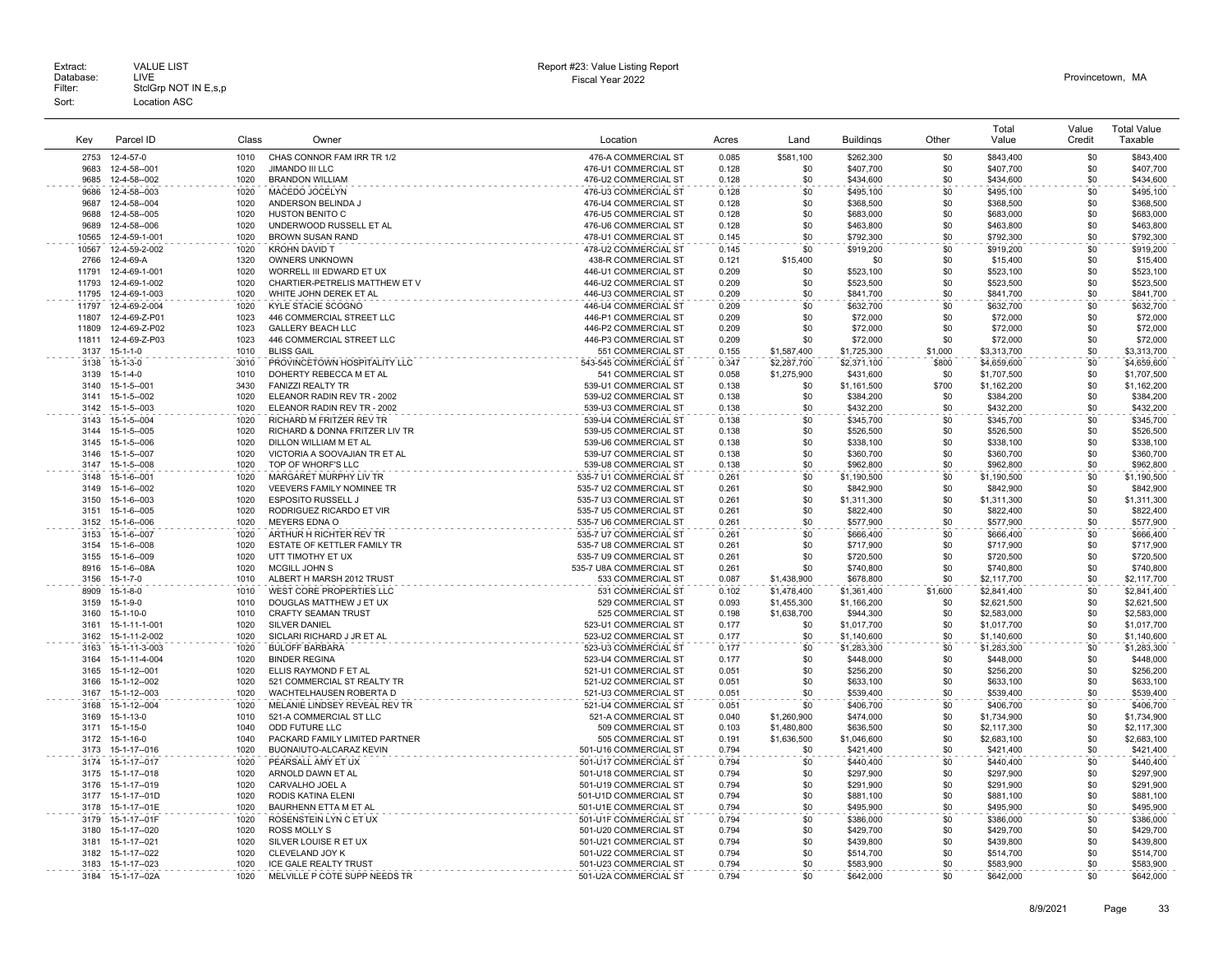Extract: VALUE LIST
Database: LIVE
Filter: StclGrp NOT IN E,s,p
Sort: Location ASC

Report #23: Value Listing Report
Fiscal Year 2022

Provincetown, MA

| Key | Parcel ID | Class | Owner | Location | Acres | Land | Buildings | Other | Total Value | Value Credit | Total Value Taxable |
|---|---|---|---|---|---|---|---|---|---|---|---|
| 2753 | 12-4-57-0 | 1010 | CHAS CONNOR FAM IRR TR 1/2 | 476-A COMMERCIAL ST | 0.085 | $581,100 | $262,300 | $0 | $843,400 | $0 | $843,400 |
| 9683 | 12-4-58--001 | 1020 | JIMANDO III LLC | 476-U1 COMMERCIAL ST | 0.128 | $0 | $407,700 | $0 | $407,700 | $0 | $407,700 |
| 9685 | 12-4-58--002 | 1020 | BRANDON WILLIAM | 476-U2 COMMERCIAL ST | 0.128 | $0 | $434,600 | $0 | $434,600 | $0 | $434,600 |
| 9686 | 12-4-58--003 | 1020 | MACEDO JOCELYN | 476-U3 COMMERCIAL ST | 0.128 | $0 | $495,100 | $0 | $495,100 | $0 | $495,100 |
| 9687 | 12-4-58--004 | 1020 | ANDERSON BELINDA J | 476-U4 COMMERCIAL ST | 0.128 | $0 | $368,500 | $0 | $368,500 | $0 | $368,500 |
| 9688 | 12-4-58--005 | 1020 | HUSTON BENITO C | 476-U5 COMMERCIAL ST | 0.128 | $0 | $683,000 | $0 | $683,000 | $0 | $683,000 |
| 9689 | 12-4-58--006 | 1020 | UNDERWOOD RUSSELL ET AL | 476-U6 COMMERCIAL ST | 0.128 | $0 | $463,800 | $0 | $463,800 | $0 | $463,800 |
| 10565 | 12-4-59-1-001 | 1020 | BROWN SUSAN RAND | 478-U1 COMMERCIAL ST | 0.145 | $0 | $792,300 | $0 | $792,300 | $0 | $792,300 |
| 10567 | 12-4-59-2-002 | 1020 | KROHN DAVID T | 478-U2 COMMERCIAL ST | 0.145 | $0 | $919,200 | $0 | $919,200 | $0 | $919,200 |
| 2766 | 12-4-69-A | 1320 | OWNERS UNKNOWN | 438-R COMMERCIAL ST | 0.121 | $15,400 | $0 | $0 | $15,400 | $0 | $15,400 |
| 11791 | 12-4-69-1-001 | 1020 | WORRELL III EDWARD ET UX | 446-U1 COMMERCIAL ST | 0.209 | $0 | $523,100 | $0 | $523,100 | $0 | $523,100 |
| 11793 | 12-4-69-1-002 | 1020 | CHARTIER-PETRELIS MATTHEW ET V | 446-U2 COMMERCIAL ST | 0.209 | $0 | $523,500 | $0 | $523,500 | $0 | $523,500 |
| 11795 | 12-4-69-1-003 | 1020 | WHITE JOHN DEREK ET AL | 446-U3 COMMERCIAL ST | 0.209 | $0 | $841,700 | $0 | $841,700 | $0 | $841,700 |
| 11797 | 12-4-69-2-004 | 1020 | KYLE STACIE SCOGNO | 446-U4 COMMERCIAL ST | 0.209 | $0 | $632,700 | $0 | $632,700 | $0 | $632,700 |
| 11807 | 12-4-69-Z-P01 | 1023 | 446 COMMERCIAL STREET LLC | 446-P1 COMMERCIAL ST | 0.209 | $0 | $72,000 | $0 | $72,000 | $0 | $72,000 |
| 11809 | 12-4-69-Z-P02 | 1023 | GALLERY BEACH LLC | 446-P2 COMMERCIAL ST | 0.209 | $0 | $72,000 | $0 | $72,000 | $0 | $72,000 |
| 11811 | 12-4-69-Z-P03 | 1023 | 446 COMMERCIAL STREET LLC | 446-P3 COMMERCIAL ST | 0.209 | $0 | $72,000 | $0 | $72,000 | $0 | $72,000 |
| 3137 | 15-1-1-0 | 1010 | BLISS GAIL | 551 COMMERCIAL ST | 0.155 | $1,587,400 | $1,725,300 | $1,000 | $3,313,700 | $0 | $3,313,700 |
| 3138 | 15-1-3-0 | 3010 | PROVINCETOWN HOSPITALITY LLC | 543-545 COMMERCIAL ST | 0.347 | $2,287,700 | $2,371,100 | $800 | $4,659,600 | $0 | $4,659,600 |
| 3139 | 15-1-4-0 | 1010 | DOHERTY REBECCA M ET AL | 541 COMMERCIAL ST | 0.058 | $1,275,900 | $431,600 | $0 | $1,707,500 | $0 | $1,707,500 |
| 3140 | 15-1-5--001 | 3430 | FANIZZI REALTY TR | 539-U1 COMMERCIAL ST | 0.138 | $0 | $1,161,500 | $700 | $1,162,200 | $0 | $1,162,200 |
| 3141 | 15-1-5--002 | 1020 | ELEANOR RADIN REV TR - 2002 | 539-U2 COMMERCIAL ST | 0.138 | $0 | $384,200 | $0 | $384,200 | $0 | $384,200 |
| 3142 | 15-1-5--003 | 1020 | ELEANOR RADIN REV TR - 2002 | 539-U3 COMMERCIAL ST | 0.138 | $0 | $432,200 | $0 | $432,200 | $0 | $432,200 |
| 3143 | 15-1-5--004 | 1020 | RICHARD M FRITZER REV TR | 539-U4 COMMERCIAL ST | 0.138 | $0 | $345,700 | $0 | $345,700 | $0 | $345,700 |
| 3144 | 15-1-5--005 | 1020 | RICHARD & DONNA FRITZER LIV TR | 539-U5 COMMERCIAL ST | 0.138 | $0 | $526,500 | $0 | $526,500 | $0 | $526,500 |
| 3145 | 15-1-5--006 | 1020 | DILLON WILLIAM M ET AL | 539-U6 COMMERCIAL ST | 0.138 | $0 | $338,100 | $0 | $338,100 | $0 | $338,100 |
| 3146 | 15-1-5--007 | 1020 | VICTORIA A SOOVAJIAN TR ET AL | 539-U7 COMMERCIAL ST | 0.138 | $0 | $360,700 | $0 | $360,700 | $0 | $360,700 |
| 3147 | 15-1-5--008 | 1020 | TOP OF WHORF'S LLC | 539-U8 COMMERCIAL ST | 0.138 | $0 | $962,800 | $0 | $962,800 | $0 | $962,800 |
| 3148 | 15-1-6--001 | 1020 | MARGARET MURPHY LIV TR | 535-7 U1 COMMERCIAL ST | 0.261 | $0 | $1,190,500 | $0 | $1,190,500 | $0 | $1,190,500 |
| 3149 | 15-1-6--002 | 1020 | VEEVERS FAMILY NOMINEE TR | 535-7 U2 COMMERCIAL ST | 0.261 | $0 | $842,900 | $0 | $842,900 | $0 | $842,900 |
| 3150 | 15-1-6--003 | 1020 | ESPOSITO RUSSELL J | 535-7 U3 COMMERCIAL ST | 0.261 | $0 | $1,311,300 | $0 | $1,311,300 | $0 | $1,311,300 |
| 3151 | 15-1-6--005 | 1020 | RODRIGUEZ RICARDO ET VIR | 535-7 U5 COMMERCIAL ST | 0.261 | $0 | $822,400 | $0 | $822,400 | $0 | $822,400 |
| 3152 | 15-1-6--006 | 1020 | MEYERS EDNA O | 535-7 U6 COMMERCIAL ST | 0.261 | $0 | $577,900 | $0 | $577,900 | $0 | $577,900 |
| 3153 | 15-1-6--007 | 1020 | ARTHUR H RICHTER REV TR | 535-7 U7 COMMERCIAL ST | 0.261 | $0 | $666,400 | $0 | $666,400 | $0 | $666,400 |
| 3154 | 15-1-6--008 | 1020 | ESTATE OF KETTLER FAMILY TR | 535-7 U8 COMMERCIAL ST | 0.261 | $0 | $717,900 | $0 | $717,900 | $0 | $717,900 |
| 3155 | 15-1-6--009 | 1020 | UTT TIMOTHY ET UX | 535-7 U9 COMMERCIAL ST | 0.261 | $0 | $720,500 | $0 | $720,500 | $0 | $720,500 |
| 8916 | 15-1-6--08A | 1020 | MCGILL JOHN S | 535-7 U8A COMMERCIAL ST | 0.261 | $0 | $740,800 | $0 | $740,800 | $0 | $740,800 |
| 3156 | 15-1-7-0 | 1010 | ALBERT H MARSH 2012 TRUST | 533 COMMERCIAL ST | 0.087 | $1,438,900 | $678,800 | $0 | $2,117,700 | $0 | $2,117,700 |
| 8909 | 15-1-8-0 | 1010 | WEST CORE PROPERTIES LLC | 531 COMMERCIAL ST | 0.102 | $1,478,400 | $1,361,400 | $1,600 | $2,841,400 | $0 | $2,841,400 |
| 3159 | 15-1-9-0 | 1010 | DOUGLAS MATTHEW J ET UX | 529 COMMERCIAL ST | 0.093 | $1,455,300 | $1,166,200 | $0 | $2,621,500 | $0 | $2,621,500 |
| 3160 | 15-1-10-0 | 1010 | CRAFTY SEAMAN TRUST | 525 COMMERCIAL ST | 0.198 | $1,638,700 | $944,300 | $0 | $2,583,000 | $0 | $2,583,000 |
| 3161 | 15-1-11-1-001 | 1020 | SILVER DANIEL | 523-U1 COMMERCIAL ST | 0.177 | $0 | $1,017,700 | $0 | $1,017,700 | $0 | $1,017,700 |
| 3162 | 15-1-11-2-002 | 1020 | SICLARI RICHARD J JR ET AL | 523-U2 COMMERCIAL ST | 0.177 | $0 | $1,140,600 | $0 | $1,140,600 | $0 | $1,140,600 |
| 3163 | 15-1-11-3-003 | 1020 | BULOFF BARBARA | 523-U3 COMMERCIAL ST | 0.177 | $0 | $1,283,300 | $0 | $1,283,300 | $0 | $1,283,300 |
| 3164 | 15-1-11-4-004 | 1020 | BINDER REGINA | 523-U4 COMMERCIAL ST | 0.177 | $0 | $448,000 | $0 | $448,000 | $0 | $448,000 |
| 3165 | 15-1-12--001 | 1020 | ELLIS RAYMOND F ET AL | 521-U1 COMMERCIAL ST | 0.051 | $0 | $256,200 | $0 | $256,200 | $0 | $256,200 |
| 3166 | 15-1-12--002 | 1020 | 521 COMMERCIAL ST REALTY TR | 521-U2 COMMERCIAL ST | 0.051 | $0 | $633,100 | $0 | $633,100 | $0 | $633,100 |
| 3167 | 15-1-12--003 | 1020 | WACHTELHAUSEN ROBERTA D | 521-U3 COMMERCIAL ST | 0.051 | $0 | $539,400 | $0 | $539,400 | $0 | $539,400 |
| 3168 | 15-1-12--004 | 1020 | MELANIE LINDSEY REVEAL REV TR | 521-U4 COMMERCIAL ST | 0.051 | $0 | $406,700 | $0 | $406,700 | $0 | $406,700 |
| 3169 | 15-1-13-0 | 1010 | 521-A COMMERCIAL ST LLC | 521-A COMMERCIAL ST | 0.040 | $1,260,900 | $474,000 | $0 | $1,734,900 | $0 | $1,734,900 |
| 3171 | 15-1-15-0 | 1040 | ODD FUTURE LLC | 509 COMMERCIAL ST | 0.103 | $1,480,800 | $636,500 | $0 | $2,117,300 | $0 | $2,117,300 |
| 3172 | 15-1-16-0 | 1040 | PACKARD FAMILY LIMITED PARTNER | 505 COMMERCIAL ST | 0.191 | $1,636,500 | $1,046,600 | $0 | $2,683,100 | $0 | $2,683,100 |
| 3173 | 15-1-17--016 | 1020 | BUONAIUTO-ALCARAZ KEVIN | 501-U16 COMMERCIAL ST | 0.794 | $0 | $421,400 | $0 | $421,400 | $0 | $421,400 |
| 3174 | 15-1-17--017 | 1020 | PEARSALL AMY ET UX | 501-U17 COMMERCIAL ST | 0.794 | $0 | $440,400 | $0 | $440,400 | $0 | $440,400 |
| 3175 | 15-1-17--018 | 1020 | ARNOLD DAWN ET AL | 501-U18 COMMERCIAL ST | 0.794 | $0 | $297,900 | $0 | $297,900 | $0 | $297,900 |
| 3176 | 15-1-17--019 | 1020 | CARVALHO JOEL A | 501-U19 COMMERCIAL ST | 0.794 | $0 | $291,900 | $0 | $291,900 | $0 | $291,900 |
| 3177 | 15-1-17--01D | 1020 | RODIS KATINA ELENI | 501-U1D COMMERCIAL ST | 0.794 | $0 | $881,100 | $0 | $881,100 | $0 | $881,100 |
| 3178 | 15-1-17--01E | 1020 | BAURHENN ETTA M ET AL | 501-U1E COMMERCIAL ST | 0.794 | $0 | $495,900 | $0 | $495,900 | $0 | $495,900 |
| 3179 | 15-1-17--01F | 1020 | ROSENSTEIN LYN C ET UX | 501-U1F COMMERCIAL ST | 0.794 | $0 | $386,000 | $0 | $386,000 | $0 | $386,000 |
| 3180 | 15-1-17--020 | 1020 | ROSS MOLLY S | 501-U20 COMMERCIAL ST | 0.794 | $0 | $429,700 | $0 | $429,700 | $0 | $429,700 |
| 3181 | 15-1-17--021 | 1020 | SILVER LOUISE R ET UX | 501-U21 COMMERCIAL ST | 0.794 | $0 | $439,800 | $0 | $439,800 | $0 | $439,800 |
| 3182 | 15-1-17--022 | 1020 | CLEVELAND JOY K | 501-U22 COMMERCIAL ST | 0.794 | $0 | $514,700 | $0 | $514,700 | $0 | $514,700 |
| 3183 | 15-1-17--023 | 1020 | ICE GALE REALTY TRUST | 501-U23 COMMERCIAL ST | 0.794 | $0 | $583,900 | $0 | $583,900 | $0 | $583,900 |
| 3184 | 15-1-17--02A | 1020 | MELVILLE P COTE SUPP NEEDS TR | 501-U2A COMMERCIAL ST | 0.794 | $0 | $642,000 | $0 | $642,000 | $0 | $642,000 |

8/9/2021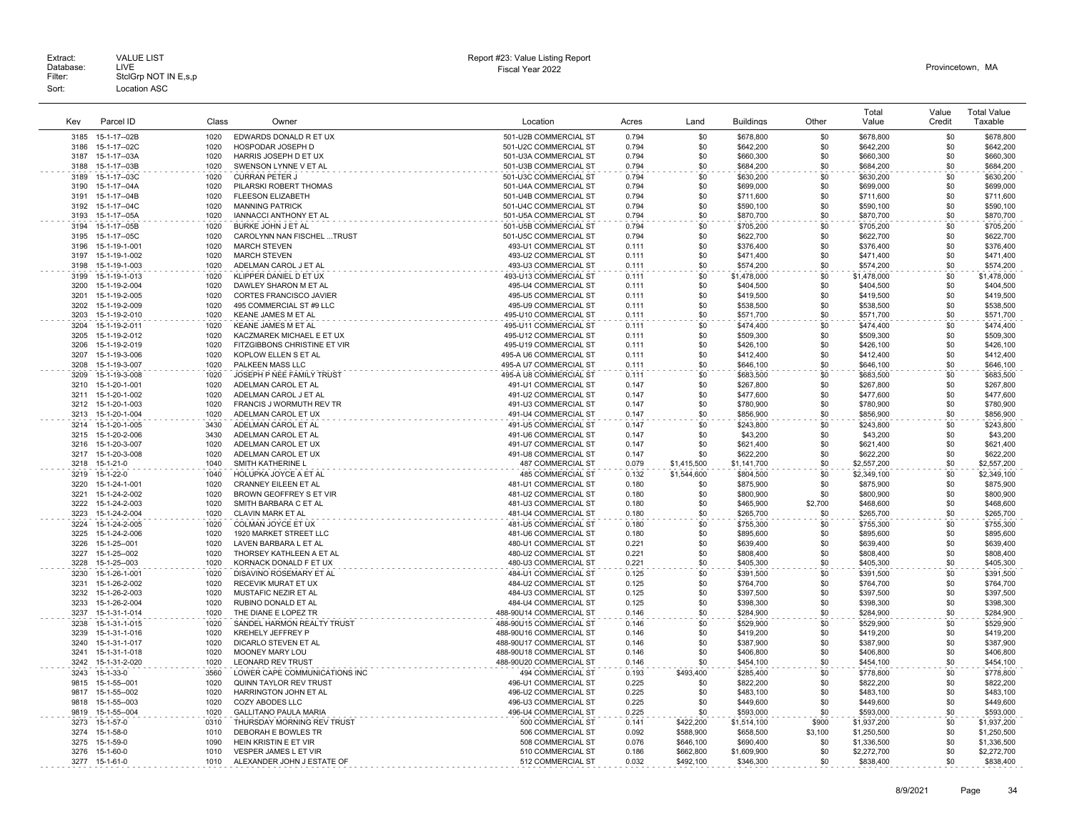Extract: VALUE LIST
Database: LIVE
Filter: StclGrp NOT IN E,s,p
Sort: Location ASC

Report #23: Value Listing Report
Fiscal Year 2022

Provincetown, MA

| Key | Parcel ID | Class | Owner | Location | Acres | Land | Buildings | Other | Total Value | Value Credit | Total Value Taxable |
|---|---|---|---|---|---|---|---|---|---|---|---|
| 3185 | 15-1-17--02B | 1020 | EDWARDS DONALD R ET UX | 501-U2B COMMERCIAL ST | 0.794 | $0 | $678,800 | $0 | $678,800 | $0 | $678,800 |
| 3186 | 15-1-17--02C | 1020 | HOSPODAR JOSEPH D | 501-U2C COMMERCIAL ST | 0.794 | $0 | $642,200 | $0 | $642,200 | $0 | $642,200 |
| 3187 | 15-1-17--03A | 1020 | HARRIS JOSEPH D ET UX | 501-U3A COMMERCIAL ST | 0.794 | $0 | $660,300 | $0 | $660,300 | $0 | $660,300 |
| 3188 | 15-1-17--03B | 1020 | SWENSON LYNNE V ET AL | 501-U3B COMMERCIAL ST | 0.794 | $0 | $684,200 | $0 | $684,200 | $0 | $684,200 |
| 3189 | 15-1-17--03C | 1020 | CURRAN PETER J | 501-U3C COMMERCIAL ST | 0.794 | $0 | $630,200 | $0 | $630,200 | $0 | $630,200 |
| 3190 | 15-1-17--04A | 1020 | PILARSKI ROBERT THOMAS | 501-U4A COMMERCIAL ST | 0.794 | $0 | $699,000 | $0 | $699,000 | $0 | $699,000 |
| 3191 | 15-1-17--04B | 1020 | FLEESON ELIZABETH | 501-U4B COMMERCIAL ST | 0.794 | $0 | $711,600 | $0 | $711,600 | $0 | $711,600 |
| 3192 | 15-1-17--04C | 1020 | MANNING PATRICK | 501-U4C COMMERCIAL ST | 0.794 | $0 | $590,100 | $0 | $590,100 | $0 | $590,100 |
| 3193 | 15-1-17--05A | 1020 | IANNACCI ANTHONY ET AL | 501-U5A COMMERCIAL ST | 0.794 | $0 | $870,700 | $0 | $870,700 | $0 | $870,700 |
| 3194 | 15-1-17--05B | 1020 | BURKE JOHN J ET AL | 501-U5B COMMERCIAL ST | 0.794 | $0 | $705,200 | $0 | $705,200 | $0 | $705,200 |
| 3195 | 15-1-17--05C | 1020 | CAROLYNN NAN FISCHEL ...TRUST | 501-U5C COMMERCIAL ST | 0.794 | $0 | $622,700 | $0 | $622,700 | $0 | $622,700 |
| 3196 | 15-1-19-1-001 | 1020 | MARCH STEVEN | 493-U1 COMMERCIAL ST | 0.111 | $0 | $376,400 | $0 | $376,400 | $0 | $376,400 |
| 3197 | 15-1-19-1-002 | 1020 | MARCH STEVEN | 493-U2 COMMERCIAL ST | 0.111 | $0 | $471,400 | $0 | $471,400 | $0 | $471,400 |
| 3198 | 15-1-19-1-003 | 1020 | ADELMAN CAROL J ET AL | 493-U3 COMMERCIAL ST | 0.111 | $0 | $574,200 | $0 | $574,200 | $0 | $574,200 |
| 3199 | 15-1-19-1-013 | 1020 | KLIPPER DANIEL D ET UX | 493-U13 COMMERCIAL ST | 0.111 | $0 | $1,478,000 | $0 | $1,478,000 | $0 | $1,478,000 |
| 3200 | 15-1-19-2-004 | 1020 | DAWLEY SHARON M ET AL | 495-U4 COMMERCIAL ST | 0.111 | $0 | $404,500 | $0 | $404,500 | $0 | $404,500 |
| 3201 | 15-1-19-2-005 | 1020 | CORTES FRANCISCO JAVIER | 495-U5 COMMERCIAL ST | 0.111 | $0 | $419,500 | $0 | $419,500 | $0 | $419,500 |
| 3202 | 15-1-19-2-009 | 1020 | 495 COMMERCIAL ST #9 LLC | 495-U9 COMMERCIAL ST | 0.111 | $0 | $538,500 | $0 | $538,500 | $0 | $538,500 |
| 3203 | 15-1-19-2-010 | 1020 | KEANE JAMES M ET AL | 495-U10 COMMERCIAL ST | 0.111 | $0 | $571,700 | $0 | $571,700 | $0 | $571,700 |
| 3204 | 15-1-19-2-011 | 1020 | KEANE JAMES M ET AL | 495-U11 COMMERCIAL ST | 0.111 | $0 | $474,400 | $0 | $474,400 | $0 | $474,400 |
| 3205 | 15-1-19-2-012 | 1020 | KACZMAREK MICHAEL E ET UX | 495-U12 COMMERCIAL ST | 0.111 | $0 | $509,300 | $0 | $509,300 | $0 | $509,300 |
| 3206 | 15-1-19-2-019 | 1020 | FITZGIBBONS CHRISTINE ET VIR | 495-U19 COMMERCIAL ST | 0.111 | $0 | $426,100 | $0 | $426,100 | $0 | $426,100 |
| 3207 | 15-1-19-3-006 | 1020 | KOPLOW ELLEN S ET AL | 495-A U6 COMMERCIAL ST | 0.111 | $0 | $412,400 | $0 | $412,400 | $0 | $412,400 |
| 3208 | 15-1-19-3-007 | 1020 | PALKEEN MASS LLC | 495-A U7 COMMERCIAL ST | 0.111 | $0 | $646,100 | $0 | $646,100 | $0 | $646,100 |
| 3209 | 15-1-19-3-008 | 1020 | JOSEPH P NEE FAMILY TRUST | 495-A U8 COMMERCIAL ST | 0.111 | $0 | $683,500 | $0 | $683,500 | $0 | $683,500 |
| 3210 | 15-1-20-1-001 | 1020 | ADELMAN CAROL ET AL | 491-U1 COMMERCIAL ST | 0.147 | $0 | $267,800 | $0 | $267,800 | $0 | $267,800 |
| 3211 | 15-1-20-1-002 | 1020 | ADELMAN CAROL J ET AL | 491-U2 COMMERCIAL ST | 0.147 | $0 | $477,600 | $0 | $477,600 | $0 | $477,600 |
| 3212 | 15-1-20-1-003 | 1020 | FRANCIS J WORMUTH REV TR | 491-U3 COMMERCIAL ST | 0.147 | $0 | $780,900 | $0 | $780,900 | $0 | $780,900 |
| 3213 | 15-1-20-1-004 | 1020 | ADELMAN CAROL ET UX | 491-U4 COMMERCIAL ST | 0.147 | $0 | $856,900 | $0 | $856,900 | $0 | $856,900 |
| 3214 | 15-1-20-1-005 | 3430 | ADELMAN CAROL ET AL | 491-U5 COMMERCIAL ST | 0.147 | $0 | $243,800 | $0 | $243,800 | $0 | $243,800 |
| 3215 | 15-1-20-2-006 | 3430 | ADELMAN CAROL ET AL | 491-U6 COMMERCIAL ST | 0.147 | $0 | $43,200 | $0 | $43,200 | $0 | $43,200 |
| 3216 | 15-1-20-3-007 | 1020 | ADELMAN CAROL ET UX | 491-U7 COMMERCIAL ST | 0.147 | $0 | $621,400 | $0 | $621,400 | $0 | $621,400 |
| 3217 | 15-1-20-3-008 | 1020 | ADELMAN CAROL ET UX | 491-U8 COMMERCIAL ST | 0.147 | $0 | $622,200 | $0 | $622,200 | $0 | $622,200 |
| 3218 | 15-1-21-0 | 1040 | SMITH KATHERINE L | 487 COMMERCIAL ST | 0.079 | $1,415,500 | $1,141,700 | $0 | $2,557,200 | $0 | $2,557,200 |
| 3219 | 15-1-22-0 | 1040 | HOLUPKA JOYCE A ET AL | 485 COMMERCIAL ST | 0.132 | $1,544,600 | $804,500 | $0 | $2,349,100 | $0 | $2,349,100 |
| 3220 | 15-1-24-1-001 | 1020 | CRANNEY EILEEN ET AL | 481-U1 COMMERCIAL ST | 0.180 | $0 | $875,900 | $0 | $875,900 | $0 | $875,900 |
| 3221 | 15-1-24-2-002 | 1020 | BROWN GEOFFREY S ET VIR | 481-U2 COMMERCIAL ST | 0.180 | $0 | $800,900 | $0 | $800,900 | $0 | $800,900 |
| 3222 | 15-1-24-2-003 | 1020 | SMITH BARBARA C ET AL | 481-U3 COMMERCIAL ST | 0.180 | $0 | $465,900 | $2,700 | $468,600 | $0 | $468,600 |
| 3223 | 15-1-24-2-004 | 1020 | CLAVIN MARK ET AL | 481-U4 COMMERCIAL ST | 0.180 | $0 | $265,700 | $0 | $265,700 | $0 | $265,700 |
| 3224 | 15-1-24-2-005 | 1020 | COLMAN JOYCE ET UX | 481-U5 COMMERCIAL ST | 0.180 | $0 | $755,300 | $0 | $755,300 | $0 | $755,300 |
| 3225 | 15-1-24-2-006 | 1020 | 1920 MARKET STREET LLC | 481-U6 COMMERCIAL ST | 0.180 | $0 | $895,600 | $0 | $895,600 | $0 | $895,600 |
| 3226 | 15-1-25--001 | 1020 | LAVEN BARBARA L ET AL | 480-U1 COMMERCIAL ST | 0.221 | $0 | $639,400 | $0 | $639,400 | $0 | $639,400 |
| 3227 | 15-1-25--002 | 1020 | THORSEY KATHLEEN A ET AL | 480-U2 COMMERCIAL ST | 0.221 | $0 | $808,400 | $0 | $808,400 | $0 | $808,400 |
| 3228 | 15-1-25--003 | 1020 | KORNACK DONALD F ET UX | 480-U3 COMMERCIAL ST | 0.221 | $0 | $405,300 | $0 | $405,300 | $0 | $405,300 |
| 3230 | 15-1-26-1-001 | 1020 | DISAVINO ROSEMARY ET AL | 484-U1 COMMERCIAL ST | 0.125 | $0 | $391,500 | $0 | $391,500 | $0 | $391,500 |
| 3231 | 15-1-26-2-002 | 1020 | RECEVIK MURAT ET UX | 484-U2 COMMERCIAL ST | 0.125 | $0 | $764,700 | $0 | $764,700 | $0 | $764,700 |
| 3232 | 15-1-26-2-003 | 1020 | MUSTAFIC NEZIR ET AL | 484-U3 COMMERCIAL ST | 0.125 | $0 | $397,500 | $0 | $397,500 | $0 | $397,500 |
| 3233 | 15-1-26-2-004 | 1020 | RUBINO DONALD ET AL | 484-U4 COMMERCIAL ST | 0.125 | $0 | $398,300 | $0 | $398,300 | $0 | $398,300 |
| 3237 | 15-1-31-1-014 | 1020 | THE DIANE E LOPEZ TR | 488-90U14 COMMERCIAL ST | 0.146 | $0 | $284,900 | $0 | $284,900 | $0 | $284,900 |
| 3238 | 15-1-31-1-015 | 1020 | SANDEL HARMON REALTY TRUST | 488-90U15 COMMERCIAL ST | 0.146 | $0 | $529,900 | $0 | $529,900 | $0 | $529,900 |
| 3239 | 15-1-31-1-016 | 1020 | KREHELY JEFFREY P | 488-90U16 COMMERCIAL ST | 0.146 | $0 | $419,200 | $0 | $419,200 | $0 | $419,200 |
| 3240 | 15-1-31-1-017 | 1020 | DICARLO STEVEN ET AL | 488-90U17 COMMERCIAL ST | 0.146 | $0 | $387,900 | $0 | $387,900 | $0 | $387,900 |
| 3241 | 15-1-31-1-018 | 1020 | MOONEY MARY LOU | 488-90U18 COMMERCIAL ST | 0.146 | $0 | $406,800 | $0 | $406,800 | $0 | $406,800 |
| 3242 | 15-1-31-2-020 | 1020 | LEONARD REV TRUST | 488-90U20 COMMERCIAL ST | 0.146 | $0 | $454,100 | $0 | $454,100 | $0 | $454,100 |
| 3243 | 15-1-33-0 | 3560 | LOWER CAPE COMMUNICATIONS INC | 494 COMMERCIAL ST | 0.193 | $493,400 | $285,400 | $0 | $778,800 | $0 | $778,800 |
| 9815 | 15-1-55--001 | 1020 | QUINN TAYLOR REV TRUST | 496-U1 COMMERCIAL ST | 0.225 | $0 | $822,200 | $0 | $822,200 | $0 | $822,200 |
| 9817 | 15-1-55--002 | 1020 | HARRINGTON JOHN ET AL | 496-U2 COMMERCIAL ST | 0.225 | $0 | $483,100 | $0 | $483,100 | $0 | $483,100 |
| 9818 | 15-1-55--003 | 1020 | COZY ABODES LLC | 496-U3 COMMERCIAL ST | 0.225 | $0 | $449,600 | $0 | $449,600 | $0 | $449,600 |
| 9819 | 15-1-55--004 | 1020 | GALLITANO PAULA MARIA | 496-U4 COMMERCIAL ST | 0.225 | $0 | $593,000 | $0 | $593,000 | $0 | $593,000 |
| 3273 | 15-1-57-0 | 0310 | THURSDAY MORNING REV TRUST | 500 COMMERCIAL ST | 0.141 | $422,200 | $1,514,100 | $900 | $1,937,200 | $0 | $1,937,200 |
| 3274 | 15-1-58-0 | 1010 | DEBORAH E BOWLES TR | 506 COMMERCIAL ST | 0.092 | $588,900 | $658,500 | $3,100 | $1,250,500 | $0 | $1,250,500 |
| 3275 | 15-1-59-0 | 1090 | HEIN KRISTIN E ET VIR | 508 COMMERCIAL ST | 0.076 | $646,100 | $690,400 | $0 | $1,336,500 | $0 | $1,336,500 |
| 3276 | 15-1-60-0 | 1010 | VESPER JAMES L ET VIR | 510 COMMERCIAL ST | 0.186 | $662,800 | $1,609,900 | $0 | $2,272,700 | $0 | $2,272,700 |
| 3277 | 15-1-61-0 | 1010 | ALEXANDER JOHN J ESTATE OF | 512 COMMERCIAL ST | 0.032 | $492,100 | $346,300 | $0 | $838,400 | $0 | $838,400 |

8/9/2021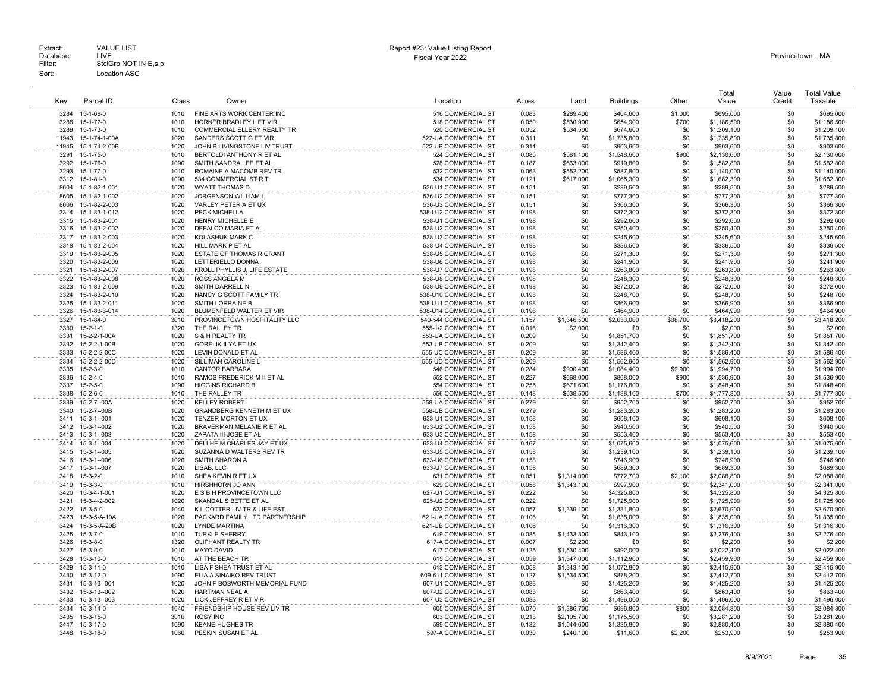Extract: VALUE LIST
Database: LIVE
Filter: StclGrp NOT IN E,s,p
Sort: Location ASC

Report #23: Value Listing Report
Fiscal Year 2022

Provincetown, MA

| Key | Parcel ID | Class | Owner | Location | Acres | Land | Buildings | Other | Total Value | Value Credit | Total Value Taxable |
|---|---|---|---|---|---|---|---|---|---|---|---|
| 3284 | 15-1-68-0 | 1010 | FINE ARTS WORK CENTER INC | 516 COMMERCIAL ST | 0.083 | $289,400 | $404,600 | $1,000 | $695,000 | $0 | $695,000 |
| 3288 | 15-1-72-0 | 1010 | HORNER BRADLEY L ET VIR | 518 COMMERCIAL ST | 0.050 | $530,900 | $654,900 | $700 | $1,186,500 | $0 | $1,186,500 |
| 3289 | 15-1-73-0 | 1010 | COMMERCIAL ELLERY REALTY TR | 520 COMMERCIAL ST | 0.052 | $534,500 | $674,600 | $0 | $1,209,100 | $0 | $1,209,100 |
| 11943 | 15-1-74-1-00A | 1020 | SANDERS SCOTT G ET VIR | 522-UA COMMERCIAL ST | 0.311 | $0 | $1,735,800 | $0 | $1,735,800 | $0 | $1,735,800 |
| 11945 | 15-1-74-2-00B | 1020 | JOHN B LIVINGSTONE LIV TRUST | 522-UB COMMERCIAL ST | 0.311 | $0 | $903,600 | $0 | $903,600 | $0 | $903,600 |
| 3291 | 15-1-75-0 | 1010 | BERTOLDI ANTHONY R ET AL | 524 COMMERCIAL ST | 0.085 | $581,100 | $1,548,600 | $900 | $2,130,600 | $0 | $2,130,600 |
| 3292 | 15-1-76-0 | 1090 | SMITH SANDRA LEE ET AL | 528 COMMERCIAL ST | 0.187 | $663,000 | $919,800 | $0 | $1,582,800 | $0 | $1,582,800 |
| 3293 | 15-1-77-0 | 1010 | ROMAINE A MACOMB REV TR | 532 COMMERCIAL ST | 0.063 | $552,200 | $587,800 | $0 | $1,140,000 | $0 | $1,140,000 |
| 3312 | 15-1-81-0 | 1090 | 534 COMMERCIAL ST R T | 534 COMMERCIAL ST | 0.121 | $617,000 | $1,065,300 | $0 | $1,682,300 | $0 | $1,682,300 |
| 8604 | 15-1-82-1-001 | 1020 | WYATT THOMAS D | 536-U1 COMMERCIAL ST | 0.151 | $0 | $289,500 | $0 | $289,500 | $0 | $289,500 |
| 8605 | 15-1-82-1-002 | 1020 | JORGENSON WILLIAM L | 536-U2 COMMERCIAL ST | 0.151 | $0 | $777,300 | $0 | $777,300 | $0 | $777,300 |
| 8606 | 15-1-82-2-003 | 1020 | VARLEY PETER A ET UX | 536-U3 COMMERCIAL ST | 0.151 | $0 | $366,300 | $0 | $366,300 | $0 | $366,300 |
| 3314 | 15-1-83-1-012 | 1020 | PECK MICHELLA | 538-U12 COMMERCIAL ST | 0.198 | $0 | $372,300 | $0 | $372,300 | $0 | $372,300 |
| 3315 | 15-1-83-2-001 | 1020 | HENRY MICHELLE E | 538-U1 COMMERCIAL ST | 0.198 | $0 | $292,600 | $0 | $292,600 | $0 | $292,600 |
| 3316 | 15-1-83-2-002 | 1020 | DEFALCO MARIA ET AL | 538-U2 COMMERCIAL ST | 0.198 | $0 | $250,400 | $0 | $250,400 | $0 | $250,400 |
| 3317 | 15-1-83-2-003 | 1020 | KOLASHUK MARK C | 538-U3 COMMERCIAL ST | 0.198 | $0 | $245,600 | $0 | $245,600 | $0 | $245,600 |
| 3318 | 15-1-83-2-004 | 1020 | HILL MARK P ET AL | 538-U4 COMMERCIAL ST | 0.198 | $0 | $336,500 | $0 | $336,500 | $0 | $336,500 |
| 3319 | 15-1-83-2-005 | 1020 | ESTATE OF THOMAS R GRANT | 538-U5 COMMERCIAL ST | 0.198 | $0 | $271,300 | $0 | $271,300 | $0 | $271,300 |
| 3320 | 15-1-83-2-006 | 1020 | LETTERIELLO DONNA | 538-U6 COMMERCIAL ST | 0.198 | $0 | $241,900 | $0 | $241,900 | $0 | $241,900 |
| 3321 | 15-1-83-2-007 | 1020 | KROLL PHYLLIS J, LIFE ESTATE | 538-U7 COMMERCIAL ST | 0.198 | $0 | $263,800 | $0 | $263,800 | $0 | $263,800 |
| 3322 | 15-1-83-2-008 | 1020 | ROSS ANGELA M | 538-U8 COMMERCIAL ST | 0.198 | $0 | $248,300 | $0 | $248,300 | $0 | $248,300 |
| 3323 | 15-1-83-2-009 | 1020 | SMITH DARRELL N | 538-U9 COMMERCIAL ST | 0.198 | $0 | $272,000 | $0 | $272,000 | $0 | $272,000 |
| 3324 | 15-1-83-2-010 | 1020 | NANCY G SCOTT FAMILY TR | 538-U10 COMMERCIAL ST | 0.198 | $0 | $248,700 | $0 | $248,700 | $0 | $248,700 |
| 3325 | 15-1-83-2-011 | 1020 | SMITH LORRAINE B | 538-U11 COMMERCIAL ST | 0.198 | $0 | $366,900 | $0 | $366,900 | $0 | $366,900 |
| 3326 | 15-1-83-3-014 | 1020 | BLUMENFELD WALTER ET VIR | 538-U14 COMMERCIAL ST | 0.198 | $0 | $464,900 | $0 | $464,900 | $0 | $464,900 |
| 3327 | 15-1-84-0 | 3010 | PROVINCETOWN HOSPITALITY LLC | 540-544 COMMERCIAL ST | 1.157 | $1,346,500 | $2,033,000 | $38,700 | $3,418,200 | $0 | $3,418,200 |
| 3330 | 15-2-1-0 | 1320 | THE RALLEY TR | 555-1/2 COMMERCIAL ST | 0.016 | $2,000 | $0 | $0 | $2,000 | $0 | $2,000 |
| 3331 | 15-2-2-1-00A | 1020 | S & H REALTY TR | 553-UA COMMERCIAL ST | 0.209 | $0 | $1,851,700 | $0 | $1,851,700 | $0 | $1,851,700 |
| 3332 | 15-2-2-1-00B | 1020 | GORELIK ILYA ET UX | 553-UB COMMERCIAL ST | 0.209 | $0 | $1,342,400 | $0 | $1,342,400 | $0 | $1,342,400 |
| 3333 | 15-2-2-2-00C | 1020 | LEVIN DONALD ET AL | 555-UC COMMERCIAL ST | 0.209 | $0 | $1,586,400 | $0 | $1,586,400 | $0 | $1,586,400 |
| 3334 | 15-2-2-2-00D | 1020 | SILLIMAN CAROLINE L | 555-UD COMMERCIAL ST | 0.209 | $0 | $1,562,900 | $0 | $1,562,900 | $0 | $1,562,900 |
| 3335 | 15-2-3-0 | 1010 | CANTOR BARBARA | 546 COMMERCIAL ST | 0.284 | $900,400 | $1,084,400 | $9,900 | $1,994,700 | $0 | $1,994,700 |
| 3336 | 15-2-4-0 | 1010 | RAMOS FREDERICK M II ET AL | 552 COMMERCIAL ST | 0.227 | $668,000 | $868,000 | $900 | $1,536,900 | $0 | $1,536,900 |
| 3337 | 15-2-5-0 | 1090 | HIGGINS RICHARD B | 554 COMMERCIAL ST | 0.255 | $671,600 | $1,176,800 | $0 | $1,848,400 | $0 | $1,848,400 |
| 3338 | 15-2-6-0 | 1010 | THE RALLEY TR | 556 COMMERCIAL ST | 0.148 | $638,500 | $1,138,100 | $700 | $1,777,300 | $0 | $1,777,300 |
| 3339 | 15-2-7--00A | 1020 | KELLEY ROBERT | 558-UA COMMERCIAL ST | 0.279 | $0 | $952,700 | $0 | $952,700 | $0 | $952,700 |
| 3340 | 15-2-7--00B | 1020 | GRANDBERG KENNETH M ET UX | 558-UB COMMERCIAL ST | 0.279 | $0 | $1,283,200 | $0 | $1,283,200 | $0 | $1,283,200 |
| 3411 | 15-3-1--001 | 1020 | TENZER MORTON ET UX | 633-U1 COMMERCIAL ST | 0.158 | $0 | $608,100 | $0 | $608,100 | $0 | $608,100 |
| 3412 | 15-3-1--002 | 1020 | BRAVERMAN MELANIE R ET AL | 633-U2 COMMERCIAL ST | 0.158 | $0 | $940,500 | $0 | $940,500 | $0 | $940,500 |
| 3413 | 15-3-1--003 | 1020 | ZAPATA III JOSE ET AL | 633-U3 COMMERCIAL ST | 0.158 | $0 | $553,400 | $0 | $553,400 | $0 | $553,400 |
| 3414 | 15-3-1--004 | 1020 | DELLHEIM CHARLES JAY ET UX | 633-U4 COMMERCIAL ST | 0.167 | $0 | $1,075,600 | $0 | $1,075,600 | $0 | $1,075,600 |
| 3415 | 15-3-1--005 | 1020 | SUZANNA D WALTERS REV TR | 633-U5 COMMERCIAL ST | 0.158 | $0 | $1,239,100 | $0 | $1,239,100 | $0 | $1,239,100 |
| 3416 | 15-3-1--006 | 1020 | SMITH SHARON A | 633-U6 COMMERCIAL ST | 0.158 | $0 | $746,900 | $0 | $746,900 | $0 | $746,900 |
| 3417 | 15-3-1--007 | 1020 | LISAB, LLC | 633-U7 COMMERCIAL ST | 0.158 | $0 | $689,300 | $0 | $689,300 | $0 | $689,300 |
| 3418 | 15-3-2-0 | 1010 | SHEA KEVIN R ET UX | 631 COMMERCIAL ST | 0.051 | $1,314,000 | $772,700 | $2,100 | $2,088,800 | $0 | $2,088,800 |
| 3419 | 15-3-3-0 | 1010 | HIRSHHORN JO ANN | 629 COMMERCIAL ST | 0.058 | $1,343,100 | $997,900 | $0 | $2,341,000 | $0 | $2,341,000 |
| 3420 | 15-3-4-1-001 | 1020 | E S B H PROVINCETOWN LLC | 627-U1 COMMERCIAL ST | 0.222 | $0 | $4,325,800 | $0 | $4,325,800 | $0 | $4,325,800 |
| 3421 | 15-3-4-2-002 | 1020 | SKANDALIS BETTE ET AL | 625-U2 COMMERCIAL ST | 0.222 | $0 | $1,725,900 | $0 | $1,725,900 | $0 | $1,725,900 |
| 3422 | 15-3-5-0 | 1040 | K L COTTER LIV TR & LIFE EST. | 623 COMMERCIAL ST | 0.057 | $1,339,100 | $1,331,800 | $0 | $2,670,900 | $0 | $2,670,900 |
| 3423 | 15-3-5-A-10A | 1020 | PACKARD FAMILY LTD PARTNERSHIP | 621-UA COMMERCIAL ST | 0.106 | $0 | $1,835,000 | $0 | $1,835,000 | $0 | $1,835,000 |
| 3424 | 15-3-5-A-20B | 1020 | LYNDE MARTINA | 621-UB COMMERCIAL ST | 0.106 | $0 | $1,316,300 | $0 | $1,316,300 | $0 | $1,316,300 |
| 3425 | 15-3-7-0 | 1010 | TURKLE SHERRY | 619 COMMERCIAL ST | 0.085 | $1,433,300 | $843,100 | $0 | $2,276,400 | $0 | $2,276,400 |
| 3426 | 15-3-8-0 | 1320 | OLIPHANT REALTY TR | 617-A COMMERCIAL ST | 0.007 | $2,200 | $0 | $0 | $2,200 | $0 | $2,200 |
| 3427 | 15-3-9-0 | 1010 | MAYO DAVID L | 617 COMMERCIAL ST | 0.125 | $1,530,400 | $492,000 | $0 | $2,022,400 | $0 | $2,022,400 |
| 3428 | 15-3-10-0 | 1010 | AT THE BEACH TR | 615 COMMERCIAL ST | 0.059 | $1,347,000 | $1,112,900 | $0 | $2,459,900 | $0 | $2,459,900 |
| 3429 | 15-3-11-0 | 1010 | LISA F SHEA TRUST ET AL | 613 COMMERCIAL ST | 0.058 | $1,343,100 | $1,072,800 | $0 | $2,415,900 | $0 | $2,415,900 |
| 3430 | 15-3-12-0 | 1090 | ELIA A SINAIKO REV TRUST | 609-611 COMMERCIAL ST | 0.127 | $1,534,500 | $878,200 | $0 | $2,412,700 | $0 | $2,412,700 |
| 3431 | 15-3-13--001 | 1020 | JOHN F BOSWORTH MEMORIAL FUND | 607-U1 COMMERCIAL ST | 0.083 | $0 | $1,425,200 | $0 | $1,425,200 | $0 | $1,425,200 |
| 3432 | 15-3-13--002 | 1020 | HARTMAN NEAL A | 607-U2 COMMERCIAL ST | 0.083 | $0 | $863,400 | $0 | $863,400 | $0 | $863,400 |
| 3433 | 15-3-13--003 | 1020 | LICK JEFFREY R ET VIR | 607-U3 COMMERCIAL ST | 0.083 | $0 | $1,496,000 | $0 | $1,496,000 | $0 | $1,496,000 |
| 3434 | 15-3-14-0 | 1040 | FRIENDSHIP HOUSE REV LIV TR | 605 COMMERCIAL ST | 0.070 | $1,386,700 | $696,800 | $800 | $2,084,300 | $0 | $2,084,300 |
| 3435 | 15-3-15-0 | 3010 | ROSY INC | 603 COMMERCIAL ST | 0.213 | $2,105,700 | $1,175,500 | $0 | $3,281,200 | $0 | $3,281,200 |
| 3447 | 15-3-17-0 | 1090 | KEANE-HUGHES TR | 599 COMMERCIAL ST | 0.132 | $1,544,600 | $1,335,800 | $0 | $2,880,400 | $0 | $2,880,400 |
| 3448 | 15-3-18-0 | 1060 | PESKIN SUSAN ET AL | 597-A COMMERCIAL ST | 0.030 | $240,100 | $11,600 | $2,200 | $253,900 | $0 | $253,900 |

8/9/2021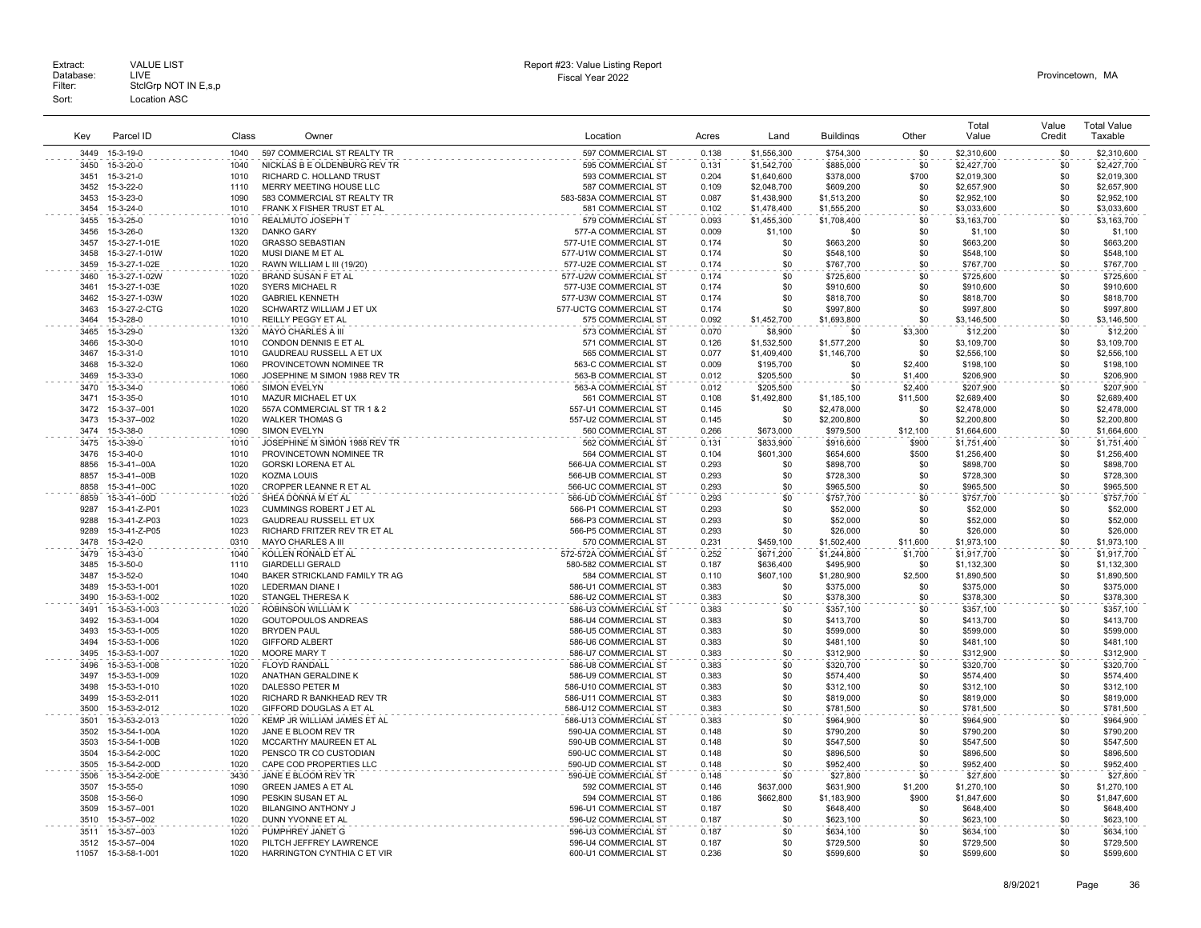Extract: VALUE LIST
Database: LIVE
Filter: StclGrp NOT IN E,s,p
Sort: Location ASC

Report #23: Value Listing Report
Fiscal Year 2022

Provincetown, MA

| Key | Parcel ID | Class | Owner | Location | Acres | Land | Buildings | Other | Total Value | Value Credit | Total Value Taxable |
|---|---|---|---|---|---|---|---|---|---|---|---|
| 3449 | 15-3-19-0 | 1040 | 597 COMMERCIAL ST REALTY TR | 597 COMMERCIAL ST | 0.138 | $1,556,300 | $754,300 | $0 | $2,310,600 | $0 | $2,310,600 |
| 3450 | 15-3-20-0 | 1040 | NICKLAS B E OLDENBURG REV TR | 595 COMMERCIAL ST | 0.131 | $1,542,700 | $885,000 | $0 | $2,427,700 | $0 | $2,427,700 |
| 3451 | 15-3-21-0 | 1010 | RICHARD C. HOLLAND TRUST | 593 COMMERCIAL ST | 0.204 | $1,640,600 | $378,000 | $700 | $2,019,300 | $0 | $2,019,300 |
| 3452 | 15-3-22-0 | 1110 | MERRY MEETING HOUSE LLC | 587 COMMERCIAL ST | 0.109 | $2,048,700 | $609,200 | $0 | $2,657,900 | $0 | $2,657,900 |
| 3453 | 15-3-23-0 | 1090 | 583 COMMERCIAL ST REALTY TR | 583-583A COMMERCIAL ST | 0.087 | $1,438,900 | $1,513,200 | $0 | $2,952,100 | $0 | $2,952,100 |
| 3454 | 15-3-24-0 | 1010 | FRANK X FISHER TRUST ET AL | 581 COMMERCIAL ST | 0.102 | $1,478,400 | $1,555,200 | $0 | $3,033,600 | $0 | $3,033,600 |
| 3455 | 15-3-25-0 | 1010 | REALMUTO JOSEPH T | 579 COMMERCIAL ST | 0.093 | $1,455,300 | $1,708,400 | $0 | $3,163,700 | $0 | $3,163,700 |
| 3456 | 15-3-26-0 | 1320 | DANKO GARY | 577-A COMMERCIAL ST | 0.009 | $1,100 | $0 | $0 | $1,100 | $0 | $1,100 |
| 3457 | 15-3-27-1-01E | 1020 | GRASSO SEBASTIAN | 577-U1E COMMERCIAL ST | 0.174 | $0 | $663,200 | $0 | $663,200 | $0 | $663,200 |
| 3458 | 15-3-27-1-01W | 1020 | MUSI DIANE M ET AL | 577-U1W COMMERCIAL ST | 0.174 | $0 | $548,100 | $0 | $548,100 | $0 | $548,100 |
| 3459 | 15-3-27-1-02E | 1020 | RAWN WILLIAM L III (19/20) | 577-U2E COMMERCIAL ST | 0.174 | $0 | $767,700 | $0 | $767,700 | $0 | $767,700 |
| 3460 | 15-3-27-1-02W | 1020 | BRAND SUSAN F ET AL | 577-U2W COMMERCIAL ST | 0.174 | $0 | $725,600 | $0 | $725,600 | $0 | $725,600 |
| 3461 | 15-3-27-1-03E | 1020 | SYERS MICHAEL R | 577-U3E COMMERCIAL ST | 0.174 | $0 | $910,600 | $0 | $910,600 | $0 | $910,600 |
| 3462 | 15-3-27-1-03W | 1020 | GABRIEL KENNETH | 577-U3W COMMERCIAL ST | 0.174 | $0 | $818,700 | $0 | $818,700 | $0 | $818,700 |
| 3463 | 15-3-27-2-CTG | 1020 | SCHWARTZ WILLIAM J ET UX | 577-UCTG COMMERCIAL ST | 0.174 | $0 | $997,800 | $0 | $997,800 | $0 | $997,800 |
| 3464 | 15-3-28-0 | 1010 | REILLY PEGGY ET AL | 575 COMMERCIAL ST | 0.092 | $1,452,700 | $1,693,800 | $0 | $3,146,500 | $0 | $3,146,500 |
| 3465 | 15-3-29-0 | 1320 | MAYO CHARLES A III | 573 COMMERCIAL ST | 0.070 | $8,900 | $0 | $3,300 | $12,200 | $0 | $12,200 |
| 3466 | 15-3-30-0 | 1010 | CONDON DENNIS E ET AL | 571 COMMERCIAL ST | 0.126 | $1,532,500 | $1,577,200 | $0 | $3,109,700 | $0 | $3,109,700 |
| 3467 | 15-3-31-0 | 1010 | GAUDREAU RUSSELL A ET UX | 565 COMMERCIAL ST | 0.077 | $1,409,400 | $1,146,700 | $0 | $2,556,100 | $0 | $2,556,100 |
| 3468 | 15-3-32-0 | 1060 | PROVINCETOWN NOMINEE TR | 563-C COMMERCIAL ST | 0.009 | $195,700 | $0 | $2,400 | $198,100 | $0 | $198,100 |
| 3469 | 15-3-33-0 | 1060 | JOSEPHINE M SIMON 1988 REV TR | 563-B COMMERCIAL ST | 0.012 | $205,500 | $0 | $1,400 | $206,900 | $0 | $206,900 |
| 3470 | 15-3-34-0 | 1060 | SIMON EVELYN | 563-A COMMERCIAL ST | 0.012 | $205,500 | $0 | $2,400 | $207,900 | $0 | $207,900 |
| 3471 | 15-3-35-0 | 1010 | MAZUR MICHAEL ET UX | 561 COMMERCIAL ST | 0.108 | $1,492,800 | $1,185,100 | $11,500 | $2,689,400 | $0 | $2,689,400 |
| 3472 | 15-3-37--001 | 1020 | 557A COMMERCIAL ST TR 1 & 2 | 557-U1 COMMERCIAL ST | 0.145 | $0 | $2,478,000 | $0 | $2,478,000 | $0 | $2,478,000 |
| 3473 | 15-3-37--002 | 1020 | WALKER THOMAS G | 557-U2 COMMERCIAL ST | 0.145 | $0 | $2,200,800 | $0 | $2,200,800 | $0 | $2,200,800 |
| 3474 | 15-3-38-0 | 1090 | SIMON EVELYN | 560 COMMERCIAL ST | 0.266 | $673,000 | $979,500 | $12,100 | $1,664,600 | $0 | $1,664,600 |
| 3475 | 15-3-39-0 | 1010 | JOSEPHINE M SIMON 1988 REV TR | 562 COMMERCIAL ST | 0.131 | $833,900 | $916,600 | $900 | $1,751,400 | $0 | $1,751,400 |
| 3476 | 15-3-40-0 | 1010 | PROVINCETOWN NOMINEE TR | 564 COMMERCIAL ST | 0.104 | $601,300 | $654,600 | $500 | $1,256,400 | $0 | $1,256,400 |
| 8856 | 15-3-41--00A | 1020 | GORSKI LORENA ET AL | 566-UA COMMERCIAL ST | 0.293 | $0 | $898,700 | $0 | $898,700 | $0 | $898,700 |
| 8857 | 15-3-41--00B | 1020 | KOZMA LOUIS | 566-UB COMMERCIAL ST | 0.293 | $0 | $728,300 | $0 | $728,300 | $0 | $728,300 |
| 8858 | 15-3-41--00C | 1020 | CROPPER LEANNE R ET AL | 566-UC COMMERCIAL ST | 0.293 | $0 | $965,500 | $0 | $965,500 | $0 | $965,500 |
| 8859 | 15-3-41--00D | 1020 | SHEA DONNA M ET AL | 566-UD COMMERCIAL ST | 0.293 | $0 | $757,700 | $0 | $757,700 | $0 | $757,700 |
| 9287 | 15-3-41-Z-P01 | 1023 | CUMMINGS ROBERT J ET AL | 566-P1 COMMERCIAL ST | 0.293 | $0 | $52,000 | $0 | $52,000 | $0 | $52,000 |
| 9288 | 15-3-41-Z-P03 | 1023 | GAUDREAU RUSSELL ET UX | 566-P3 COMMERCIAL ST | 0.293 | $0 | $52,000 | $0 | $52,000 | $0 | $52,000 |
| 9289 | 15-3-41-Z-P05 | 1023 | RICHARD FRITZER REV TR ET AL | 566-P5 COMMERCIAL ST | 0.293 | $0 | $26,000 | $0 | $26,000 | $0 | $26,000 |
| 3478 | 15-3-42-0 | 0310 | MAYO CHARLES A III | 570 COMMERCIAL ST | 0.231 | $459,100 | $1,502,400 | $11,600 | $1,973,100 | $0 | $1,973,100 |
| 3479 | 15-3-43-0 | 1040 | KOLLEN RONALD ET AL | 572-572A COMMERCIAL ST | 0.252 | $671,200 | $1,244,800 | $1,700 | $1,917,700 | $0 | $1,917,700 |
| 3485 | 15-3-50-0 | 1110 | GIARDELLI GERALD | 580-582 COMMERCIAL ST | 0.187 | $636,400 | $495,900 | $0 | $1,132,300 | $0 | $1,132,300 |
| 3487 | 15-3-52-0 | 1040 | BAKER STRICKLAND FAMILY TR AG | 584 COMMERCIAL ST | 0.110 | $607,100 | $1,280,900 | $2,500 | $1,890,500 | $0 | $1,890,500 |
| 3489 | 15-3-53-1-001 | 1020 | LEDERMAN DIANE I | 586-U1 COMMERCIAL ST | 0.383 | $0 | $375,000 | $0 | $375,000 | $0 | $375,000 |
| 3490 | 15-3-53-1-002 | 1020 | STANGEL THERESA K | 586-U2 COMMERCIAL ST | 0.383 | $0 | $378,300 | $0 | $378,300 | $0 | $378,300 |
| 3491 | 15-3-53-1-003 | 1020 | ROBINSON WILLIAM K | 586-U3 COMMERCIAL ST | 0.383 | $0 | $357,100 | $0 | $357,100 | $0 | $357,100 |
| 3492 | 15-3-53-1-004 | 1020 | GOUTOPOULOS ANDREAS | 586-U4 COMMERCIAL ST | 0.383 | $0 | $413,700 | $0 | $413,700 | $0 | $413,700 |
| 3493 | 15-3-53-1-005 | 1020 | BRYDEN PAUL | 586-U5 COMMERCIAL ST | 0.383 | $0 | $599,000 | $0 | $599,000 | $0 | $599,000 |
| 3494 | 15-3-53-1-006 | 1020 | GIFFORD ALBERT | 586-U6 COMMERCIAL ST | 0.383 | $0 | $481,100 | $0 | $481,100 | $0 | $481,100 |
| 3495 | 15-3-53-1-007 | 1020 | MOORE MARY T | 586-U7 COMMERCIAL ST | 0.383 | $0 | $312,900 | $0 | $312,900 | $0 | $312,900 |
| 3496 | 15-3-53-1-008 | 1020 | FLOYD RANDALL | 586-U8 COMMERCIAL ST | 0.383 | $0 | $320,700 | $0 | $320,700 | $0 | $320,700 |
| 3497 | 15-3-53-1-009 | 1020 | ANATHAN GERALDINE K | 586-U9 COMMERCIAL ST | 0.383 | $0 | $574,400 | $0 | $574,400 | $0 | $574,400 |
| 3498 | 15-3-53-1-010 | 1020 | DALESSO PETER M | 586-U10 COMMERCIAL ST | 0.383 | $0 | $312,100 | $0 | $312,100 | $0 | $312,100 |
| 3499 | 15-3-53-2-011 | 1020 | RICHARD R BANKHEAD REV TR | 586-U11 COMMERCIAL ST | 0.383 | $0 | $819,000 | $0 | $819,000 | $0 | $819,000 |
| 3500 | 15-3-53-2-012 | 1020 | GIFFORD DOUGLAS A ET AL | 586-U12 COMMERCIAL ST | 0.383 | $0 | $781,500 | $0 | $781,500 | $0 | $781,500 |
| 3501 | 15-3-53-2-013 | 1020 | KEMP JR WILLIAM JAMES ET AL | 586-U13 COMMERCIAL ST | 0.383 | $0 | $964,900 | $0 | $964,900 | $0 | $964,900 |
| 3502 | 15-3-54-1-00A | 1020 | JANE E BLOOM REV TR | 590-UA COMMERCIAL ST | 0.148 | $0 | $790,200 | $0 | $790,200 | $0 | $790,200 |
| 3503 | 15-3-54-1-00B | 1020 | MCCARTHY MAUREEN ET AL | 590-UB COMMERCIAL ST | 0.148 | $0 | $547,500 | $0 | $547,500 | $0 | $547,500 |
| 3504 | 15-3-54-2-00C | 1020 | PENSCO TR CO CUSTODIAN | 590-UC COMMERCIAL ST | 0.148 | $0 | $896,500 | $0 | $896,500 | $0 | $896,500 |
| 3505 | 15-3-54-2-00D | 1020 | CAPE COD PROPERTIES LLC | 590-UD COMMERCIAL ST | 0.148 | $0 | $952,400 | $0 | $952,400 | $0 | $952,400 |
| 3506 | 15-3-54-2-00E | 3430 | JANE E BLOOM REV TR | 590-UE COMMERCIAL ST | 0.148 | $0 | $27,800 | $0 | $27,800 | $0 | $27,800 |
| 3507 | 15-3-55-0 | 1090 | GREEN JAMES A ET AL | 592 COMMERCIAL ST | 0.146 | $637,000 | $631,900 | $1,200 | $1,270,100 | $0 | $1,270,100 |
| 3508 | 15-3-56-0 | 1090 | PESKIN SUSAN ET AL | 594 COMMERCIAL ST | 0.186 | $662,800 | $1,183,900 | $900 | $1,847,600 | $0 | $1,847,600 |
| 3509 | 15-3-57--001 | 1020 | BILANGINO ANTHONY J | 596-U1 COMMERCIAL ST | 0.187 | $0 | $648,400 | $0 | $648,400 | $0 | $648,400 |
| 3510 | 15-3-57--002 | 1020 | DUNN YVONNE ET AL | 596-U2 COMMERCIAL ST | 0.187 | $0 | $623,100 | $0 | $623,100 | $0 | $623,100 |
| 3511 | 15-3-57--003 | 1020 | PUMPHREY JANET G | 596-U3 COMMERCIAL ST | 0.187 | $0 | $634,100 | $0 | $634,100 | $0 | $634,100 |
| 3512 | 15-3-57--004 | 1020 | PILTCH JEFFREY LAWRENCE | 596-U4 COMMERCIAL ST | 0.187 | $0 | $729,500 | $0 | $729,500 | $0 | $729,500 |
| 11057 | 15-3-58-1-001 | 1020 | HARRINGTON CYNTHIA C ET VIR | 600-U1 COMMERCIAL ST | 0.236 | $0 | $599,600 | $0 | $599,600 | $0 | $599,600 |

8/9/2021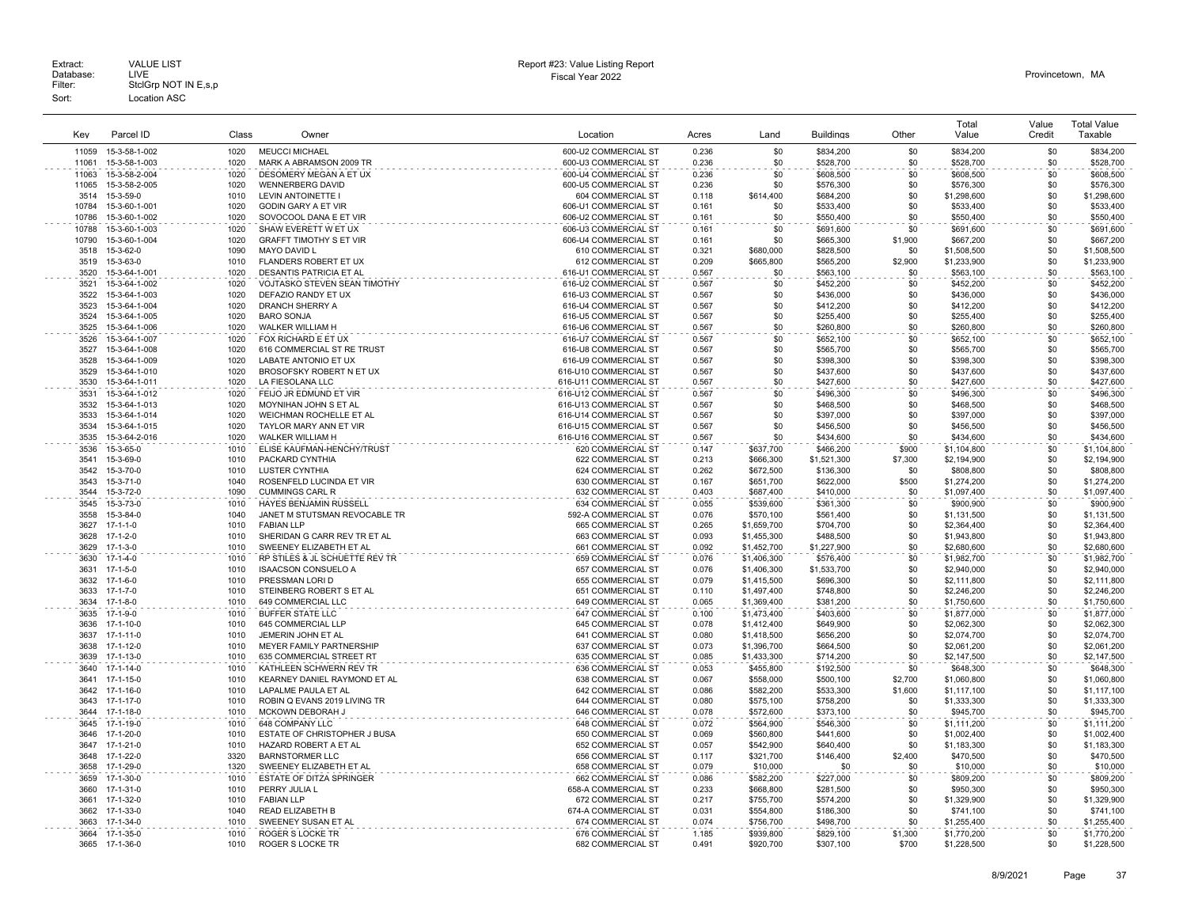Extract: VALUE LIST
Database: LIVE
Filter: StclGrp NOT IN E,s,p
Sort: Location ASC

Report #23: Value Listing Report
Fiscal Year 2022

Provincetown, MA

| Key | Parcel ID | Class | Owner | Location | Acres | Land | Buildings | Other | Total Value | Value Credit | Total Value Taxable |
|---|---|---|---|---|---|---|---|---|---|---|---|
| 11059 | 15-3-58-1-002 | 1020 | MEUCCI MICHAEL | 600-U2 COMMERCIAL ST | 0.236 | $0 | $834,200 | $0 | $834,200 | $0 | $834,200 |
| 11061 | 15-3-58-1-003 | 1020 | MARK A ABRAMSON 2009 TR | 600-U3 COMMERCIAL ST | 0.236 | $0 | $528,700 | $0 | $528,700 | $0 | $528,700 |
| 11063 | 15-3-58-2-004 | 1020 | DESOMERY MEGAN A ET UX | 600-U4 COMMERCIAL ST | 0.236 | $0 | $608,500 | $0 | $608,500 | $0 | $608,500 |
| 11065 | 15-3-58-2-005 | 1020 | WENNERBERG DAVID | 600-U5 COMMERCIAL ST | 0.236 | $0 | $576,300 | $0 | $576,300 | $0 | $576,300 |
| 3514 | 15-3-59-0 | 1010 | LEVIN ANTOINETTE I | 604 COMMERCIAL ST | 0.118 | $614,400 | $684,200 | $0 | $1,298,600 | $0 | $1,298,600 |
| 10784 | 15-3-60-1-001 | 1020 | GODIN GARY A ET VIR | 606-U1 COMMERCIAL ST | 0.161 | $0 | $533,400 | $0 | $533,400 | $0 | $533,400 |
| 10786 | 15-3-60-1-002 | 1020 | SOVOCOOL DANA E ET VIR | 606-U2 COMMERCIAL ST | 0.161 | $0 | $550,400 | $0 | $550,400 | $0 | $550,400 |
| 10788 | 15-3-60-1-003 | 1020 | SHAW EVERETT W ET UX | 606-U3 COMMERCIAL ST | 0.161 | $0 | $691,600 | $0 | $691,600 | $0 | $691,600 |
| 10790 | 15-3-60-1-004 | 1020 | GRAFFT TIMOTHY S ET VIR | 606-U4 COMMERCIAL ST | 0.161 | $0 | $665,300 | $1,900 | $667,200 | $0 | $667,200 |
| 3518 | 15-3-62-0 | 1090 | MAYO DAVID L | 610 COMMERCIAL ST | 0.321 | $680,000 | $828,500 | $0 | $1,508,500 | $0 | $1,508,500 |
| 3519 | 15-3-63-0 | 1010 | FLANDERS ROBERT ET UX | 612 COMMERCIAL ST | 0.209 | $665,800 | $565,200 | $2,900 | $1,233,900 | $0 | $1,233,900 |
| 3520 | 15-3-64-1-001 | 1020 | DESANTIS PATRICIA ET AL | 616-U1 COMMERCIAL ST | 0.567 | $0 | $563,100 | $0 | $563,100 | $0 | $563,100 |
| 3521 | 15-3-64-1-002 | 1020 | VOJTASKO STEVEN SEAN TIMOTHY | 616-U2 COMMERCIAL ST | 0.567 | $0 | $452,200 | $0 | $452,200 | $0 | $452,200 |
| 3522 | 15-3-64-1-003 | 1020 | DEFAZIO RANDY ET UX | 616-U3 COMMERCIAL ST | 0.567 | $0 | $436,000 | $0 | $436,000 | $0 | $436,000 |
| 3523 | 15-3-64-1-004 | 1020 | DRANCH SHERRY A | 616-U4 COMMERCIAL ST | 0.567 | $0 | $412,200 | $0 | $412,200 | $0 | $412,200 |
| 3524 | 15-3-64-1-005 | 1020 | BARO SONJA | 616-U5 COMMERCIAL ST | 0.567 | $0 | $255,400 | $0 | $255,400 | $0 | $255,400 |
| 3525 | 15-3-64-1-006 | 1020 | WALKER WILLIAM H | 616-U6 COMMERCIAL ST | 0.567 | $0 | $260,800 | $0 | $260,800 | $0 | $260,800 |
| 3526 | 15-3-64-1-007 | 1020 | FOX RICHARD E ET UX | 616-U7 COMMERCIAL ST | 0.567 | $0 | $652,100 | $0 | $652,100 | $0 | $652,100 |
| 3527 | 15-3-64-1-008 | 1020 | 616 COMMERCIAL ST RE TRUST | 616-U8 COMMERCIAL ST | 0.567 | $0 | $565,700 | $0 | $565,700 | $0 | $565,700 |
| 3528 | 15-3-64-1-009 | 1020 | LABATE ANTONIO ET UX | 616-U9 COMMERCIAL ST | 0.567 | $0 | $398,300 | $0 | $398,300 | $0 | $398,300 |
| 3529 | 15-3-64-1-010 | 1020 | BROSOFSKY ROBERT N ET UX | 616-U10 COMMERCIAL ST | 0.567 | $0 | $437,600 | $0 | $437,600 | $0 | $437,600 |
| 3530 | 15-3-64-1-011 | 1020 | LA FIESOLANA LLC | 616-U11 COMMERCIAL ST | 0.567 | $0 | $427,600 | $0 | $427,600 | $0 | $427,600 |
| 3531 | 15-3-64-1-012 | 1020 | FEIJO JR EDMUND ET VIR | 616-U12 COMMERCIAL ST | 0.567 | $0 | $496,300 | $0 | $496,300 | $0 | $496,300 |
| 3532 | 15-3-64-1-013 | 1020 | MOYNIHAN JOHN S ET AL | 616-U13 COMMERCIAL ST | 0.567 | $0 | $468,500 | $0 | $468,500 | $0 | $468,500 |
| 3533 | 15-3-64-1-014 | 1020 | WEICHMAN ROCHELLE ET AL | 616-U14 COMMERCIAL ST | 0.567 | $0 | $397,000 | $0 | $397,000 | $0 | $397,000 |
| 3534 | 15-3-64-1-015 | 1020 | TAYLOR MARY ANN ET VIR | 616-U15 COMMERCIAL ST | 0.567 | $0 | $456,500 | $0 | $456,500 | $0 | $456,500 |
| 3535 | 15-3-64-2-016 | 1020 | WALKER WILLIAM H | 616-U16 COMMERCIAL ST | 0.567 | $0 | $434,600 | $0 | $434,600 | $0 | $434,600 |
| 3536 | 15-3-65-0 | 1010 | ELISE KAUFMAN-HENCHY/TRUST | 620 COMMERCIAL ST | 0.147 | $637,700 | $466,200 | $900 | $1,104,800 | $0 | $1,104,800 |
| 3541 | 15-3-69-0 | 1010 | PACKARD CYNTHIA | 622 COMMERCIAL ST | 0.213 | $666,300 | $1,521,300 | $7,300 | $2,194,900 | $0 | $2,194,900 |
| 3542 | 15-3-70-0 | 1010 | LUSTER CYNTHIA | 624 COMMERCIAL ST | 0.262 | $672,500 | $136,300 | $0 | $808,800 | $0 | $808,800 |
| 3543 | 15-3-71-0 | 1040 | ROSENFELD LUCINDA ET VIR | 630 COMMERCIAL ST | 0.167 | $651,700 | $622,000 | $500 | $1,274,200 | $0 | $1,274,200 |
| 3544 | 15-3-72-0 | 1090 | CUMMINGS CARL R | 632 COMMERCIAL ST | 0.403 | $687,400 | $410,000 | $0 | $1,097,400 | $0 | $1,097,400 |
| 3545 | 15-3-73-0 | 1010 | HAYES BENJAMIN RUSSELL | 634 COMMERCIAL ST | 0.055 | $539,600 | $361,300 | $0 | $900,900 | $0 | $900,900 |
| 3558 | 15-3-84-0 | 1040 | JANET M STUTSMAN REVOCABLE TR | 592-A COMMERCIAL ST | 0.076 | $570,100 | $561,400 | $0 | $1,131,500 | $0 | $1,131,500 |
| 3627 | 17-1-1-0 | 1010 | FABIAN LLP | 665 COMMERCIAL ST | 0.265 | $1,659,700 | $704,700 | $0 | $2,364,400 | $0 | $2,364,400 |
| 3628 | 17-1-2-0 | 1010 | SHERIDAN G CARR REV TR ET AL | 663 COMMERCIAL ST | 0.093 | $1,455,300 | $488,500 | $0 | $1,943,800 | $0 | $1,943,800 |
| 3629 | 17-1-3-0 | 1010 | SWEENEY ELIZABETH ET AL | 661 COMMERCIAL ST | 0.092 | $1,452,700 | $1,227,900 | $0 | $2,680,600 | $0 | $2,680,600 |
| 3630 | 17-1-4-0 | 1010 | RP STILES & JL SCHUETTE REV TR | 659 COMMERCIAL ST | 0.076 | $1,406,300 | $576,400 | $0 | $1,982,700 | $0 | $1,982,700 |
| 3631 | 17-1-5-0 | 1010 | ISAACSON CONSUELO A | 657 COMMERCIAL ST | 0.076 | $1,406,300 | $1,533,700 | $0 | $2,940,000 | $0 | $2,940,000 |
| 3632 | 17-1-6-0 | 1010 | PRESSMAN LORI D | 655 COMMERCIAL ST | 0.079 | $1,415,500 | $696,300 | $0 | $2,111,800 | $0 | $2,111,800 |
| 3633 | 17-1-7-0 | 1010 | STEINBERG ROBERT S ET AL | 651 COMMERCIAL ST | 0.110 | $1,497,400 | $748,800 | $0 | $2,246,200 | $0 | $2,246,200 |
| 3634 | 17-1-8-0 | 1010 | 649 COMMERCIAL LLC | 649 COMMERCIAL ST | 0.065 | $1,369,400 | $381,200 | $0 | $1,750,600 | $0 | $1,750,600 |
| 3635 | 17-1-9-0 | 1010 | BUFFER STATE LLC | 647 COMMERCIAL ST | 0.100 | $1,473,400 | $403,600 | $0 | $1,877,000 | $0 | $1,877,000 |
| 3636 | 17-1-10-0 | 1010 | 645 COMMERCIAL LLP | 645 COMMERCIAL ST | 0.078 | $1,412,400 | $649,900 | $0 | $2,062,300 | $0 | $2,062,300 |
| 3637 | 17-1-11-0 | 1010 | JEMERIN JOHN ET AL | 641 COMMERCIAL ST | 0.080 | $1,418,500 | $656,200 | $0 | $2,074,700 | $0 | $2,074,700 |
| 3638 | 17-1-12-0 | 1010 | MEYER FAMILY PARTNERSHIP | 637 COMMERCIAL ST | 0.073 | $1,396,700 | $664,500 | $0 | $2,061,200 | $0 | $2,061,200 |
| 3639 | 17-1-13-0 | 1010 | 635 COMMERCIAL STREET RT | 635 COMMERCIAL ST | 0.085 | $1,433,300 | $714,200 | $0 | $2,147,500 | $0 | $2,147,500 |
| 3640 | 17-1-14-0 | 1010 | KATHLEEN SCHWERN REV TR | 636 COMMERCIAL ST | 0.053 | $455,800 | $192,500 | $0 | $648,300 | $0 | $648,300 |
| 3641 | 17-1-15-0 | 1010 | KEARNEY DANIEL RAYMOND ET AL | 638 COMMERCIAL ST | 0.067 | $558,000 | $500,100 | $2,700 | $1,060,800 | $0 | $1,060,800 |
| 3642 | 17-1-16-0 | 1010 | LAPALME PAULA ET AL | 642 COMMERCIAL ST | 0.086 | $582,200 | $533,300 | $1,600 | $1,117,100 | $0 | $1,117,100 |
| 3643 | 17-1-17-0 | 1010 | ROBIN Q EVANS 2019 LIVING TR | 644 COMMERCIAL ST | 0.080 | $575,100 | $758,200 | $0 | $1,333,300 | $0 | $1,333,300 |
| 3644 | 17-1-18-0 | 1010 | MCKOWN DEBORAH J | 646 COMMERCIAL ST | 0.078 | $572,600 | $373,100 | $0 | $945,700 | $0 | $945,700 |
| 3645 | 17-1-19-0 | 1010 | 648 COMPANY LLC | 648 COMMERCIAL ST | 0.072 | $564,900 | $546,300 | $0 | $1,111,200 | $0 | $1,111,200 |
| 3646 | 17-1-20-0 | 1010 | ESTATE OF CHRISTOPHER J BUSA | 650 COMMERCIAL ST | 0.069 | $560,800 | $441,600 | $0 | $1,002,400 | $0 | $1,002,400 |
| 3647 | 17-1-21-0 | 1010 | HAZARD ROBERT A ET AL | 652 COMMERCIAL ST | 0.057 | $542,900 | $640,400 | $0 | $1,183,300 | $0 | $1,183,300 |
| 3648 | 17-1-22-0 | 3320 | BARNSTORMER LLC | 656 COMMERCIAL ST | 0.117 | $321,700 | $146,400 | $2,400 | $470,500 | $0 | $470,500 |
| 3658 | 17-1-29-0 | 1320 | SWEENEY ELIZABETH ET AL | 658 COMMERCIAL ST | 0.079 | $10,000 | $0 | $0 | $10,000 | $0 | $10,000 |
| 3659 | 17-1-30-0 | 1010 | ESTATE OF DITZA SPRINGER | 662 COMMERCIAL ST | 0.086 | $582,200 | $227,000 | $0 | $809,200 | $0 | $809,200 |
| 3660 | 17-1-31-0 | 1010 | PERRY JULIA L | 658-A COMMERCIAL ST | 0.233 | $668,800 | $281,500 | $0 | $950,300 | $0 | $950,300 |
| 3661 | 17-1-32-0 | 1010 | FABIAN LLP | 672 COMMERCIAL ST | 0.217 | $755,700 | $574,200 | $0 | $1,329,900 | $0 | $1,329,900 |
| 3662 | 17-1-33-0 | 1040 | READ ELIZABETH B | 674-A COMMERCIAL ST | 0.031 | $554,800 | $186,300 | $0 | $741,100 | $0 | $741,100 |
| 3663 | 17-1-34-0 | 1010 | SWEENEY SUSAN ET AL | 674 COMMERCIAL ST | 0.074 | $756,700 | $498,700 | $0 | $1,255,400 | $0 | $1,255,400 |
| 3664 | 17-1-35-0 | 1010 | ROGER S LOCKE TR | 676 COMMERCIAL ST | 1.185 | $939,800 | $829,100 | $1,300 | $1,770,200 | $0 | $1,770,200 |
| 3665 | 17-1-36-0 | 1010 | ROGER S LOCKE TR | 682 COMMERCIAL ST | 0.491 | $920,700 | $307,100 | $700 | $1,228,500 | $0 | $1,228,500 |

8/9/2021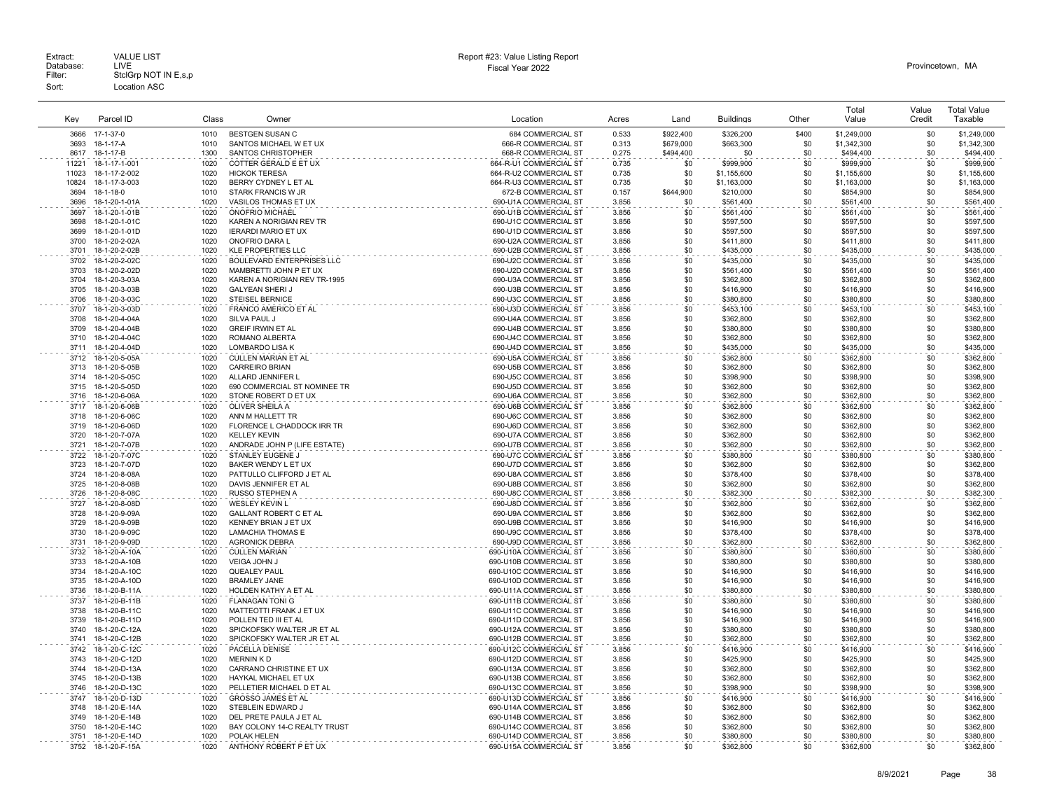Extract: VALUE LIST
Database: LIVE
Filter: StclGrp NOT IN E,s,p
Sort: Location ASC

Report #23: Value Listing Report
Fiscal Year 2022

Provincetown, MA

| Key | Parcel ID | Class | Owner | Location | Acres | Land | Buildings | Other | Total Value | Value Credit | Total Value Taxable |
|---|---|---|---|---|---|---|---|---|---|---|---|
| 3666 | 17-1-37-0 | 1010 | BESTGEN SUSAN C | 684 COMMERCIAL ST | 0.533 | $922,400 | $326,200 | $400 | $1,249,000 | $0 | $1,249,000 |
| 3693 | 18-1-17-A | 1010 | SANTOS MICHAEL W ET UX | 666-R COMMERCIAL ST | 0.313 | $679,000 | $663,300 | $0 | $1,342,300 | $0 | $1,342,300 |
| 8617 | 18-1-17-B | 1300 | SANTOS CHRISTOPHER | 668-R COMMERCIAL ST | 0.275 | $494,400 | $0 | $0 | $494,400 | $0 | $494,400 |
| 11221 | 18-1-17-1-001 | 1020 | COTTER GERALD E ET UX | 664-R-U1 COMMERCIAL ST | 0.735 | $0 | $999,900 | $0 | $999,900 | $0 | $999,900 |
| 11023 | 18-1-17-2-002 | 1020 | HICKOK TERESA | 664-R-U2 COMMERCIAL ST | 0.735 | $0 | $1,155,600 | $0 | $1,155,600 | $0 | $1,155,600 |
| 10824 | 18-1-17-3-003 | 1020 | BERRY CYDNEY L ET AL | 664-R-U3 COMMERCIAL ST | 0.735 | $0 | $1,163,000 | $0 | $1,163,000 | $0 | $1,163,000 |
| 3694 | 18-1-18-0 | 1010 | STARK FRANCIS W JR | 672-B COMMERCIAL ST | 0.157 | $644,900 | $210,000 | $0 | $854,900 | $0 | $854,900 |
| 3696 | 18-1-20-1-01A | 1020 | VASILOS THOMAS ET UX | 690-U1A COMMERCIAL ST | 3.856 | $0 | $561,400 | $0 | $561,400 | $0 | $561,400 |
| 3697 | 18-1-20-1-01B | 1020 | ONOFRIO MICHAEL | 690-U1B COMMERCIAL ST | 3.856 | $0 | $561,400 | $0 | $561,400 | $0 | $561,400 |
| 3698 | 18-1-20-1-01C | 1020 | KAREN A NORIGIAN REV TR | 690-U1C COMMERCIAL ST | 3.856 | $0 | $597,500 | $0 | $597,500 | $0 | $597,500 |
| 3699 | 18-1-20-1-01D | 1020 | IERARDI MARIO ET UX | 690-U1D COMMERCIAL ST | 3.856 | $0 | $597,500 | $0 | $597,500 | $0 | $597,500 |
| 3700 | 18-1-20-2-02A | 1020 | ONOFRIO DARA L | 690-U2A COMMERCIAL ST | 3.856 | $0 | $411,800 | $0 | $411,800 | $0 | $411,800 |
| 3701 | 18-1-20-2-02B | 1020 | KLE PROPERTIES LLC | 690-U2B COMMERCIAL ST | 3.856 | $0 | $435,000 | $0 | $435,000 | $0 | $435,000 |
| 3702 | 18-1-20-2-02C | 1020 | BOULEVARD ENTERPRISES LLC | 690-U2C COMMERCIAL ST | 3.856 | $0 | $435,000 | $0 | $435,000 | $0 | $435,000 |
| 3703 | 18-1-20-2-02D | 1020 | MAMBRETTI JOHN P ET UX | 690-U2D COMMERCIAL ST | 3.856 | $0 | $561,400 | $0 | $561,400 | $0 | $561,400 |
| 3704 | 18-1-20-3-03A | 1020 | KAREN A NORIGIAN REV TR-1995 | 690-U3A COMMERCIAL ST | 3.856 | $0 | $362,800 | $0 | $362,800 | $0 | $362,800 |
| 3705 | 18-1-20-3-03B | 1020 | GALYEAN SHERI J | 690-U3B COMMERCIAL ST | 3.856 | $0 | $416,900 | $0 | $416,900 | $0 | $416,900 |
| 3706 | 18-1-20-3-03C | 1020 | STEISEL BERNICE | 690-U3C COMMERCIAL ST | 3.856 | $0 | $380,800 | $0 | $380,800 | $0 | $380,800 |
| 3707 | 18-1-20-3-03D | 1020 | FRANCO AMERICO ET AL | 690-U3D COMMERCIAL ST | 3.856 | $0 | $453,100 | $0 | $453,100 | $0 | $453,100 |
| 3708 | 18-1-20-4-04A | 1020 | SILVA PAUL J | 690-U4A COMMERCIAL ST | 3.856 | $0 | $362,800 | $0 | $362,800 | $0 | $362,800 |
| 3709 | 18-1-20-4-04B | 1020 | GREIF IRWIN ET AL | 690-U4B COMMERCIAL ST | 3.856 | $0 | $380,800 | $0 | $380,800 | $0 | $380,800 |
| 3710 | 18-1-20-4-04C | 1020 | ROMANO ALBERTA | 690-U4C COMMERCIAL ST | 3.856 | $0 | $362,800 | $0 | $362,800 | $0 | $362,800 |
| 3711 | 18-1-20-4-04D | 1020 | LOMBARDO LISA K | 690-U4D COMMERCIAL ST | 3.856 | $0 | $435,000 | $0 | $435,000 | $0 | $435,000 |
| 3712 | 18-1-20-5-05A | 1020 | CULLEN MARIAN ET AL | 690-U5A COMMERCIAL ST | 3.856 | $0 | $362,800 | $0 | $362,800 | $0 | $362,800 |
| 3713 | 18-1-20-5-05B | 1020 | CARREIRO BRIAN | 690-U5B COMMERCIAL ST | 3.856 | $0 | $362,800 | $0 | $362,800 | $0 | $362,800 |
| 3714 | 18-1-20-5-05C | 1020 | ALLARD JENNIFER L | 690-U5C COMMERCIAL ST | 3.856 | $0 | $398,900 | $0 | $398,900 | $0 | $398,900 |
| 3715 | 18-1-20-5-05D | 1020 | 690 COMMERCIAL ST NOMINEE TR | 690-U5D COMMERCIAL ST | 3.856 | $0 | $362,800 | $0 | $362,800 | $0 | $362,800 |
| 3716 | 18-1-20-6-06A | 1020 | STONE ROBERT D ET UX | 690-U6A COMMERCIAL ST | 3.856 | $0 | $362,800 | $0 | $362,800 | $0 | $362,800 |
| 3717 | 18-1-20-6-06B | 1020 | OLIVER SHEILA A | 690-U6B COMMERCIAL ST | 3.856 | $0 | $362,800 | $0 | $362,800 | $0 | $362,800 |
| 3718 | 18-1-20-6-06C | 1020 | ANN M HALLETT TR | 690-U6C COMMERCIAL ST | 3.856 | $0 | $362,800 | $0 | $362,800 | $0 | $362,800 |
| 3719 | 18-1-20-6-06D | 1020 | FLORENCE L CHADDOCK IRR TR | 690-U6D COMMERCIAL ST | 3.856 | $0 | $362,800 | $0 | $362,800 | $0 | $362,800 |
| 3720 | 18-1-20-7-07A | 1020 | KELLEY KEVIN | 690-U7A COMMERCIAL ST | 3.856 | $0 | $362,800 | $0 | $362,800 | $0 | $362,800 |
| 3721 | 18-1-20-7-07B | 1020 | ANDRADE JOHN P (LIFE ESTATE) | 690-U7B COMMERCIAL ST | 3.856 | $0 | $362,800 | $0 | $362,800 | $0 | $362,800 |
| 3722 | 18-1-20-7-07C | 1020 | STANLEY EUGENE J | 690-U7C COMMERCIAL ST | 3.856 | $0 | $380,800 | $0 | $380,800 | $0 | $380,800 |
| 3723 | 18-1-20-7-07D | 1020 | BAKER WENDY L ET UX | 690-U7D COMMERCIAL ST | 3.856 | $0 | $362,800 | $0 | $362,800 | $0 | $362,800 |
| 3724 | 18-1-20-8-08A | 1020 | PATTULLO CLIFFORD J ET AL | 690-U8A COMMERCIAL ST | 3.856 | $0 | $378,400 | $0 | $378,400 | $0 | $378,400 |
| 3725 | 18-1-20-8-08B | 1020 | DAVIS JENNIFER ET AL | 690-U8B COMMERCIAL ST | 3.856 | $0 | $362,800 | $0 | $362,800 | $0 | $362,800 |
| 3726 | 18-1-20-8-08C | 1020 | RUSSO STEPHEN A | 690-U8C COMMERCIAL ST | 3.856 | $0 | $382,300 | $0 | $382,300 | $0 | $382,300 |
| 3727 | 18-1-20-8-08D | 1020 | WESLEY KEVIN L | 690-U8D COMMERCIAL ST | 3.856 | $0 | $362,800 | $0 | $362,800 | $0 | $362,800 |
| 3728 | 18-1-20-9-09A | 1020 | GALLANT ROBERT C ET AL | 690-U9A COMMERCIAL ST | 3.856 | $0 | $362,800 | $0 | $362,800 | $0 | $362,800 |
| 3729 | 18-1-20-9-09B | 1020 | KENNEY BRIAN J ET UX | 690-U9B COMMERCIAL ST | 3.856 | $0 | $416,900 | $0 | $416,900 | $0 | $416,900 |
| 3730 | 18-1-20-9-09C | 1020 | LAMACHIA THOMAS E | 690-U9C COMMERCIAL ST | 3.856 | $0 | $378,400 | $0 | $378,400 | $0 | $378,400 |
| 3731 | 18-1-20-9-09D | 1020 | AGRONICK DEBRA | 690-U9D COMMERCIAL ST | 3.856 | $0 | $362,800 | $0 | $362,800 | $0 | $362,800 |
| 3732 | 18-1-20-A-10A | 1020 | CULLEN MARIAN | 690-U10A COMMERCIAL ST | 3.856 | $0 | $380,800 | $0 | $380,800 | $0 | $380,800 |
| 3733 | 18-1-20-A-10B | 1020 | VEIGA JOHN J | 690-U10B COMMERCIAL ST | 3.856 | $0 | $380,800 | $0 | $380,800 | $0 | $380,800 |
| 3734 | 18-1-20-A-10C | 1020 | QUEALEY PAUL | 690-U10C COMMERCIAL ST | 3.856 | $0 | $416,900 | $0 | $416,900 | $0 | $416,900 |
| 3735 | 18-1-20-A-10D | 1020 | BRAMLEY JANE | 690-U10D COMMERCIAL ST | 3.856 | $0 | $416,900 | $0 | $416,900 | $0 | $416,900 |
| 3736 | 18-1-20-B-11A | 1020 | HOLDEN KATHY A ET AL | 690-U11A COMMERCIAL ST | 3.856 | $0 | $380,800 | $0 | $380,800 | $0 | $380,800 |
| 3737 | 18-1-20-B-11B | 1020 | FLANAGAN TONI G | 690-U11B COMMERCIAL ST | 3.856 | $0 | $380,800 | $0 | $380,800 | $0 | $380,800 |
| 3738 | 18-1-20-B-11C | 1020 | MATTEOTTI FRANK J ET UX | 690-U11C COMMERCIAL ST | 3.856 | $0 | $416,900 | $0 | $416,900 | $0 | $416,900 |
| 3739 | 18-1-20-B-11D | 1020 | POLLEN TED III ET AL | 690-U11D COMMERCIAL ST | 3.856 | $0 | $416,900 | $0 | $416,900 | $0 | $416,900 |
| 3740 | 18-1-20-C-12A | 1020 | SPICKOFSKY WALTER JR ET AL | 690-U12A COMMERCIAL ST | 3.856 | $0 | $380,800 | $0 | $380,800 | $0 | $380,800 |
| 3741 | 18-1-20-C-12B | 1020 | SPICKOFSKY WALTER JR ET AL | 690-U12B COMMERCIAL ST | 3.856 | $0 | $362,800 | $0 | $362,800 | $0 | $362,800 |
| 3742 | 18-1-20-C-12C | 1020 | PACELLA DENISE | 690-U12C COMMERCIAL ST | 3.856 | $0 | $416,900 | $0 | $416,900 | $0 | $416,900 |
| 3743 | 18-1-20-C-12D | 1020 | MERNIN K D | 690-U12D COMMERCIAL ST | 3.856 | $0 | $425,900 | $0 | $425,900 | $0 | $425,900 |
| 3744 | 18-1-20-D-13A | 1020 | CARRANO CHRISTINE ET UX | 690-U13A COMMERCIAL ST | 3.856 | $0 | $362,800 | $0 | $362,800 | $0 | $362,800 |
| 3745 | 18-1-20-D-13B | 1020 | HAYKAL MICHAEL ET UX | 690-U13B COMMERCIAL ST | 3.856 | $0 | $362,800 | $0 | $362,800 | $0 | $362,800 |
| 3746 | 18-1-20-D-13C | 1020 | PELLETIER MICHAEL D ET AL | 690-U13C COMMERCIAL ST | 3.856 | $0 | $398,900 | $0 | $398,900 | $0 | $398,900 |
| 3747 | 18-1-20-D-13D | 1020 | GROSSO JAMES ET AL | 690-U13D COMMERCIAL ST | 3.856 | $0 | $416,900 | $0 | $416,900 | $0 | $416,900 |
| 3748 | 18-1-20-E-14A | 1020 | STEBLEIN EDWARD J | 690-U14A COMMERCIAL ST | 3.856 | $0 | $362,800 | $0 | $362,800 | $0 | $362,800 |
| 3749 | 18-1-20-E-14B | 1020 | DEL PRETE PAULA J ET AL | 690-U14B COMMERCIAL ST | 3.856 | $0 | $362,800 | $0 | $362,800 | $0 | $362,800 |
| 3750 | 18-1-20-E-14C | 1020 | BAY COLONY 14-C REALTY TRUST | 690-U14C COMMERCIAL ST | 3.856 | $0 | $362,800 | $0 | $362,800 | $0 | $362,800 |
| 3751 | 18-1-20-E-14D | 1020 | POLAK HELEN | 690-U14D COMMERCIAL ST | 3.856 | $0 | $380,800 | $0 | $380,800 | $0 | $380,800 |
| 3752 | 18-1-20-F-15A | 1020 | ANTHONY ROBERT P ET UX | 690-U15A COMMERCIAL ST | 3.856 | $0 | $362,800 | $0 | $362,800 | $0 | $362,800 |

8/9/2021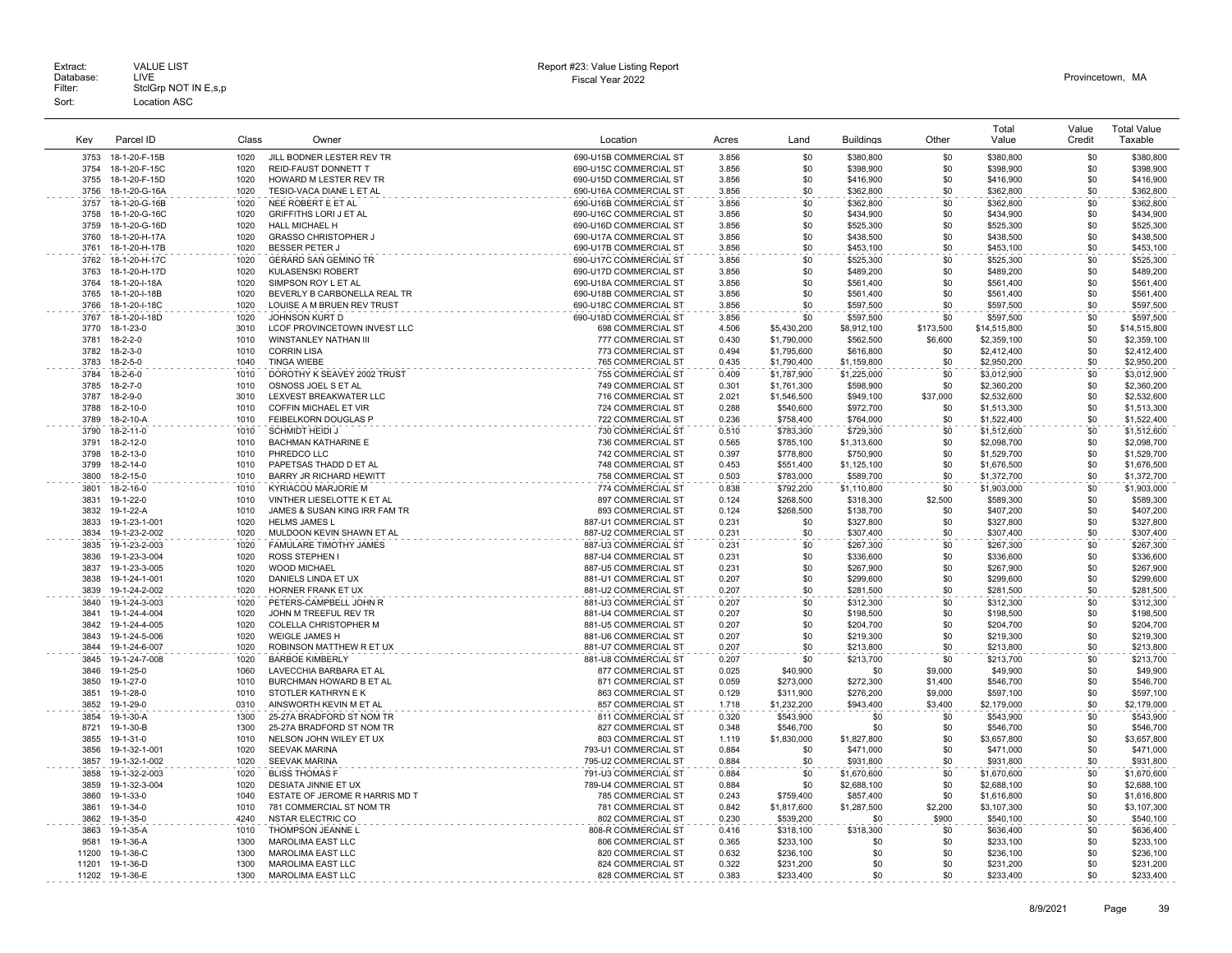Extract: VALUE LIST
Database: LIVE
Filter: StclGrp NOT IN E,s,p
Sort: Location ASC

Report #23: Value Listing Report
Fiscal Year 2022

Provincetown, MA

| Key | Parcel ID | Class | Owner | Location | Acres | Land | Buildings | Other | Total Value | Value Credit | Total Value Taxable |
|---|---|---|---|---|---|---|---|---|---|---|---|
| 3753 | 18-1-20-F-15B | 1020 | JILL BODNER LESTER REV TR | 690-U15B COMMERCIAL ST | 3.856 | $0 | $380,800 | $0 | $380,800 | $0 | $380,800 |
| 3754 | 18-1-20-F-15C | 1020 | REID-FAUST DONNETT T | 690-U15C COMMERCIAL ST | 3.856 | $0 | $398,900 | $0 | $398,900 | $0 | $398,900 |
| 3755 | 18-1-20-F-15D | 1020 | HOWARD M LESTER REV TR | 690-U15D COMMERCIAL ST | 3.856 | $0 | $416,900 | $0 | $416,900 | $0 | $416,900 |
| 3756 | 18-1-20-G-16A | 1020 | TESIO-VACA DIANE L ET AL | 690-U16A COMMERCIAL ST | 3.856 | $0 | $362,800 | $0 | $362,800 | $0 | $362,800 |
| 3757 | 18-1-20-G-16B | 1020 | NEE ROBERT E ET AL | 690-U16B COMMERCIAL ST | 3.856 | $0 | $362,800 | $0 | $362,800 | $0 | $362,800 |
| 3758 | 18-1-20-G-16C | 1020 | GRIFFITHS LORI J ET AL | 690-U16C COMMERCIAL ST | 3.856 | $0 | $434,900 | $0 | $434,900 | $0 | $434,900 |
| 3759 | 18-1-20-G-16D | 1020 | HALL MICHAEL H | 690-U16D COMMERCIAL ST | 3.856 | $0 | $525,300 | $0 | $525,300 | $0 | $525,300 |
| 3760 | 18-1-20-H-17A | 1020 | GRASSO CHRISTOPHER J | 690-U17A COMMERCIAL ST | 3.856 | $0 | $438,500 | $0 | $438,500 | $0 | $438,500 |
| 3761 | 18-1-20-H-17B | 1020 | BESSER PETER J | 690-U17B COMMERCIAL ST | 3.856 | $0 | $453,100 | $0 | $453,100 | $0 | $453,100 |
| 3762 | 18-1-20-H-17C | 1020 | GERARD SAN GEMINO TR | 690-U17C COMMERCIAL ST | 3.856 | $0 | $525,300 | $0 | $525,300 | $0 | $525,300 |
| 3763 | 18-1-20-H-17D | 1020 | KULASENSKI ROBERT | 690-U17D COMMERCIAL ST | 3.856 | $0 | $489,200 | $0 | $489,200 | $0 | $489,200 |
| 3764 | 18-1-20-I-18A | 1020 | SIMPSON ROY L ET AL | 690-U18A COMMERCIAL ST | 3.856 | $0 | $561,400 | $0 | $561,400 | $0 | $561,400 |
| 3765 | 18-1-20-I-18B | 1020 | BEVERLY B CARBONELLA REAL TR | 690-U18B COMMERCIAL ST | 3.856 | $0 | $561,400 | $0 | $561,400 | $0 | $561,400 |
| 3766 | 18-1-20-I-18C | 1020 | LOUISE A M BRUEN REV TRUST | 690-U18C COMMERCIAL ST | 3.856 | $0 | $597,500 | $0 | $597,500 | $0 | $597,500 |
| 3767 | 18-1-20-I-18D | 1020 | JOHNSON KURT D | 690-U18D COMMERCIAL ST | 3.856 | $0 | $597,500 | $0 | $597,500 | $0 | $597,500 |
| 3770 | 18-1-23-0 | 3010 | LCOF PROVINCETOWN INVEST LLC | 698 COMMERCIAL ST | 4.506 | $5,430,200 | $8,912,100 | $173,500 | $14,515,800 | $0 | $14,515,800 |
| 3781 | 18-2-2-0 | 1010 | WINSTANLEY NATHAN III | 777 COMMERCIAL ST | 0.430 | $1,790,000 | $562,500 | $6,600 | $2,359,100 | $0 | $2,359,100 |
| 3782 | 18-2-3-0 | 1010 | CORRIN LISA | 773 COMMERCIAL ST | 0.494 | $1,795,600 | $616,800 | $0 | $2,412,400 | $0 | $2,412,400 |
| 3783 | 18-2-5-0 | 1040 | TINGA WIEBE | 765 COMMERCIAL ST | 0.435 | $1,790,400 | $1,159,800 | $0 | $2,950,200 | $0 | $2,950,200 |
| 3784 | 18-2-6-0 | 1010 | DOROTHY K SEAVEY 2002 TRUST | 755 COMMERCIAL ST | 0.409 | $1,787,900 | $1,225,000 | $0 | $3,012,900 | $0 | $3,012,900 |
| 3785 | 18-2-7-0 | 1010 | OSNOSS JOEL S ET AL | 749 COMMERCIAL ST | 0.301 | $1,761,300 | $598,900 | $0 | $2,360,200 | $0 | $2,360,200 |
| 3787 | 18-2-9-0 | 3010 | LEXVEST BREAKWATER LLC | 716 COMMERCIAL ST | 2.021 | $1,546,500 | $949,100 | $37,000 | $2,532,600 | $0 | $2,532,600 |
| 3788 | 18-2-10-0 | 1010 | COFFIN MICHAEL ET VIR | 724 COMMERCIAL ST | 0.288 | $540,600 | $972,700 | $0 | $1,513,300 | $0 | $1,513,300 |
| 3789 | 18-2-10-A | 1010 | FEIBELKORN DOUGLAS P | 722 COMMERCIAL ST | 0.236 | $758,400 | $764,000 | $0 | $1,522,400 | $0 | $1,522,400 |
| 3790 | 18-2-11-0 | 1010 | SCHMIDT HEIDI J | 730 COMMERCIAL ST | 0.510 | $783,300 | $729,300 | $0 | $1,512,600 | $0 | $1,512,600 |
| 3791 | 18-2-12-0 | 1010 | BACHMAN KATHARINE E | 736 COMMERCIAL ST | 0.565 | $785,100 | $1,313,600 | $0 | $2,098,700 | $0 | $2,098,700 |
| 3798 | 18-2-13-0 | 1010 | PHREDCO LLC | 742 COMMERCIAL ST | 0.397 | $778,800 | $750,900 | $0 | $1,529,700 | $0 | $1,529,700 |
| 3799 | 18-2-14-0 | 1010 | PAPETSAS THADD D ET AL | 748 COMMERCIAL ST | 0.453 | $551,400 | $1,125,100 | $0 | $1,676,500 | $0 | $1,676,500 |
| 3800 | 18-2-15-0 | 1010 | BARRY JR RICHARD HEWITT | 758 COMMERCIAL ST | 0.503 | $783,000 | $589,700 | $0 | $1,372,700 | $0 | $1,372,700 |
| 3801 | 18-2-16-0 | 1010 | KYRIACOU MARJORIE M | 774 COMMERCIAL ST | 0.838 | $792,200 | $1,110,800 | $0 | $1,903,000 | $0 | $1,903,000 |
| 3831 | 19-1-22-0 | 1010 | VINTHER LIESELOTTE K ET AL | 897 COMMERCIAL ST | 0.124 | $268,500 | $318,300 | $2,500 | $589,300 | $0 | $589,300 |
| 3832 | 19-1-22-A | 1010 | JAMES & SUSAN KING IRR FAM TR | 893 COMMERCIAL ST | 0.124 | $268,500 | $138,700 | $0 | $407,200 | $0 | $407,200 |
| 3833 | 19-1-23-1-001 | 1020 | HELMS JAMES L | 887-U1 COMMERCIAL ST | 0.231 | $0 | $327,800 | $0 | $327,800 | $0 | $327,800 |
| 3834 | 19-1-23-2-002 | 1020 | MULDOON KEVIN SHAWN ET AL | 887-U2 COMMERCIAL ST | 0.231 | $0 | $307,400 | $0 | $307,400 | $0 | $307,400 |
| 3835 | 19-1-23-2-003 | 1020 | FAMULARE TIMOTHY JAMES | 887-U3 COMMERCIAL ST | 0.231 | $0 | $267,300 | $0 | $267,300 | $0 | $267,300 |
| 3836 | 19-1-23-3-004 | 1020 | ROSS STEPHEN I | 887-U4 COMMERCIAL ST | 0.231 | $0 | $336,600 | $0 | $336,600 | $0 | $336,600 |
| 3837 | 19-1-23-3-005 | 1020 | WOOD MICHAEL | 887-U5 COMMERCIAL ST | 0.231 | $0 | $267,900 | $0 | $267,900 | $0 | $267,900 |
| 3838 | 19-1-24-1-001 | 1020 | DANIELS LINDA ET UX | 881-U1 COMMERCIAL ST | 0.207 | $0 | $299,600 | $0 | $299,600 | $0 | $299,600 |
| 3839 | 19-1-24-2-002 | 1020 | HORNER FRANK ET UX | 881-U2 COMMERCIAL ST | 0.207 | $0 | $281,500 | $0 | $281,500 | $0 | $281,500 |
| 3840 | 19-1-24-3-003 | 1020 | PETERS-CAMPBELL JOHN R | 881-U3 COMMERCIAL ST | 0.207 | $0 | $312,300 | $0 | $312,300 | $0 | $312,300 |
| 3841 | 19-1-24-4-004 | 1020 | JOHN M TREEFUL REV TR | 881-U4 COMMERCIAL ST | 0.207 | $0 | $198,500 | $0 | $198,500 | $0 | $198,500 |
| 3842 | 19-1-24-4-005 | 1020 | COLELLA CHRISTOPHER M | 881-U5 COMMERCIAL ST | 0.207 | $0 | $204,700 | $0 | $204,700 | $0 | $204,700 |
| 3843 | 19-1-24-5-006 | 1020 | WEIGLE JAMES H | 881-U6 COMMERCIAL ST | 0.207 | $0 | $219,300 | $0 | $219,300 | $0 | $219,300 |
| 3844 | 19-1-24-6-007 | 1020 | ROBINSON MATTHEW R ET UX | 881-U7 COMMERCIAL ST | 0.207 | $0 | $213,800 | $0 | $213,800 | $0 | $213,800 |
| 3845 | 19-1-24-7-008 | 1020 | BARBOE KIMBERLY | 881-U8 COMMERCIAL ST | 0.207 | $0 | $213,700 | $0 | $213,700 | $0 | $213,700 |
| 3846 | 19-1-25-0 | 1060 | LAVECCHIA BARBARA ET AL | 877 COMMERCIAL ST | 0.025 | $40,900 | $0 | $9,000 | $49,900 | $0 | $49,900 |
| 3850 | 19-1-27-0 | 1010 | BURCHMAN HOWARD B ET AL | 871 COMMERCIAL ST | 0.059 | $273,000 | $272,300 | $1,400 | $546,700 | $0 | $546,700 |
| 3851 | 19-1-28-0 | 1010 | STOTLER KATHRYN E K | 863 COMMERCIAL ST | 0.129 | $311,900 | $276,200 | $9,000 | $597,100 | $0 | $597,100 |
| 3852 | 19-1-29-0 | 0310 | AINSWORTH KEVIN M ET AL | 857 COMMERCIAL ST | 1.718 | $1,232,200 | $943,400 | $3,400 | $2,179,000 | $0 | $2,179,000 |
| 3854 | 19-1-30-A | 1300 | 25-27A BRADFORD ST NOM TR | 811 COMMERCIAL ST | 0.320 | $543,900 | $0 | $0 | $543,900 | $0 | $543,900 |
| 8721 | 19-1-30-B | 1300 | 25-27A BRADFORD ST NOM TR | 827 COMMERCIAL ST | 0.348 | $546,700 | $0 | $0 | $546,700 | $0 | $546,700 |
| 3855 | 19-1-31-0 | 1010 | NELSON JOHN WILEY ET UX | 803 COMMERCIAL ST | 1.119 | $1,830,000 | $1,827,800 | $0 | $3,657,800 | $0 | $3,657,800 |
| 3856 | 19-1-32-1-001 | 1020 | SEEVAK MARINA | 793-U1 COMMERCIAL ST | 0.884 | $0 | $471,000 | $0 | $471,000 | $0 | $471,000 |
| 3857 | 19-1-32-1-002 | 1020 | SEEVAK MARINA | 795-U2 COMMERCIAL ST | 0.884 | $0 | $931,800 | $0 | $931,800 | $0 | $931,800 |
| 3858 | 19-1-32-2-003 | 1020 | BLISS THOMAS F | 791-U3 COMMERCIAL ST | 0.884 | $0 | $1,670,600 | $0 | $1,670,600 | $0 | $1,670,600 |
| 3859 | 19-1-32-3-004 | 1020 | DESIATA JINNIE ET UX | 789-U4 COMMERCIAL ST | 0.884 | $0 | $2,688,100 | $0 | $2,688,100 | $0 | $2,688,100 |
| 3860 | 19-1-33-0 | 1040 | ESTATE OF JEROME R HARRIS MD T | 785 COMMERCIAL ST | 0.243 | $759,400 | $857,400 | $0 | $1,616,800 | $0 | $1,616,800 |
| 3861 | 19-1-34-0 | 1010 | 781 COMMERCIAL ST NOM TR | 781 COMMERCIAL ST | 0.842 | $1,817,600 | $1,287,500 | $2,200 | $3,107,300 | $0 | $3,107,300 |
| 3862 | 19-1-35-0 | 4240 | NSTAR ELECTRIC CO | 802 COMMERCIAL ST | 0.230 | $539,200 | $0 | $900 | $540,100 | $0 | $540,100 |
| 3863 | 19-1-35-A | 1010 | THOMPSON JEANNE L | 808-R COMMERCIAL ST | 0.416 | $318,100 | $318,300 | $0 | $636,400 | $0 | $636,400 |
| 9581 | 19-1-36-A | 1300 | MAROLIMA EAST LLC | 806 COMMERCIAL ST | 0.365 | $233,100 | $0 | $0 | $233,100 | $0 | $233,100 |
| 11200 | 19-1-36-C | 1300 | MAROLIMA EAST LLC | 820 COMMERCIAL ST | 0.632 | $236,100 | $0 | $0 | $236,100 | $0 | $236,100 |
| 11201 | 19-1-36-D | 1300 | MAROLIMA EAST LLC | 824 COMMERCIAL ST | 0.322 | $231,200 | $0 | $0 | $231,200 | $0 | $231,200 |
| 11202 | 19-1-36-E | 1300 | MAROLIMA EAST LLC | 828 COMMERCIAL ST | 0.383 | $233,400 | $0 | $0 | $233,400 | $0 | $233,400 |

8/9/2021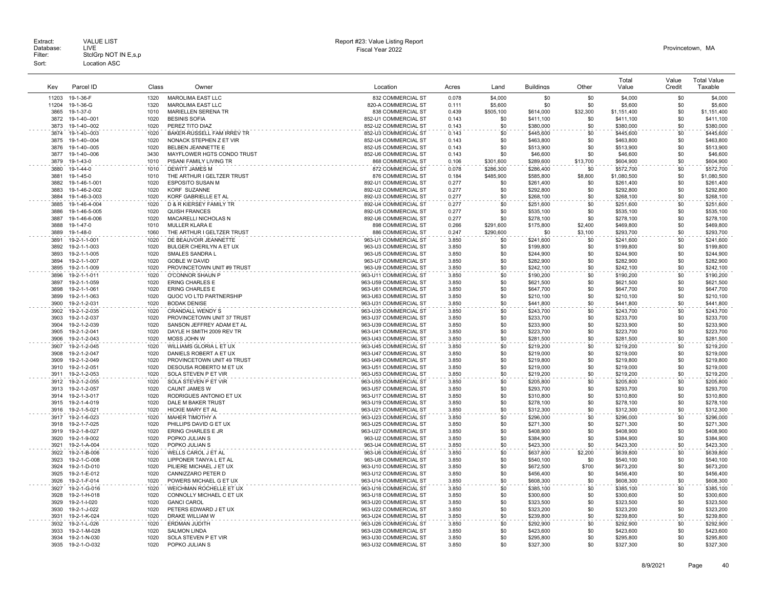Extract: VALUE LIST
Database: LIVE
Filter: StclGrp NOT IN E,s,p
Sort: Location ASC

Report #23: Value Listing Report
Fiscal Year 2022

Provincetown, MA

| Key | Parcel ID | Class | Owner | Location | Acres | Land | Buildings | Other | Total Value | Value Credit | Total Value Taxable |
|---|---|---|---|---|---|---|---|---|---|---|---|
| 11203 | 19-1-36-F | 1320 | MAROLIMA EAST LLC | 832 COMMERCIAL ST | 0.078 | $4,000 | $0 | $0 | $4,000 | $0 | $4,000 |
| 11204 | 19-1-36-G | 1320 | MAROLIMA EAST LLC | 820-A COMMERCIAL ST | 0.111 | $5,600 | $0 | $0 | $5,600 | $0 | $5,600 |
| 3865 | 19-1-37-0 | 1010 | MARIELLEN SERENA TR | 838 COMMERCIAL ST | 0.439 | $505,100 | $614,000 | $32,300 | $1,151,400 | $0 | $1,151,400 |
| 3872 | 19-1-40--001 | 1020 | BESINIS SOFIA | 852-U1 COMMERCIAL ST | 0.143 | $0 | $411,100 | $0 | $411,100 | $0 | $411,100 |
| 3873 | 19-1-40--002 | 1020 | PEREZ TITO DIAZ | 852-U2 COMMERCIAL ST | 0.143 | $0 | $380,000 | $0 | $380,000 | $0 | $380,000 |
| 3874 | 19-1-40--003 | 1020 | BAKER-RUSSELL FAM IRREV TR | 852-U3 COMMERCIAL ST | 0.143 | $0 | $445,600 | $0 | $445,600 | $0 | $445,600 |
| 3875 | 19-1-40--004 | 1020 | NONACK STEPHEN Z ET VIR | 852-U4 COMMERCIAL ST | 0.143 | $0 | $463,800 | $0 | $463,800 | $0 | $463,800 |
| 3876 | 19-1-40--005 | 1020 | BELBEN JEANNETTE E | 852-U5 COMMERCIAL ST | 0.143 | $0 | $513,900 | $0 | $513,900 | $0 | $513,900 |
| 3877 | 19-1-40--006 | 3430 | MAYFLOWER HGTS CONDO TRUST | 852-U6 COMMERCIAL ST | 0.143 | $0 | $46,600 | $0 | $46,600 | $0 | $46,600 |
| 3879 | 19-1-43-0 | 1010 | PISANI FAMILY LIVING TR | 868 COMMERCIAL ST | 0.106 | $301,600 | $289,600 | $13,700 | $604,900 | $0 | $604,900 |
| 3880 | 19-1-44-0 | 1010 | DEWITT JAMES M | 872 COMMERCIAL ST | 0.078 | $286,300 | $286,400 | $0 | $572,700 | $0 | $572,700 |
| 3881 | 19-1-45-0 | 1010 | THE ARTHUR I GELTZER TRUST | 876 COMMERCIAL ST | 0.184 | $485,900 | $585,800 | $8,800 | $1,080,500 | $0 | $1,080,500 |
| 3882 | 19-1-46-1-001 | 1020 | ESPOSITO SUSAN M | 892-U1 COMMERCIAL ST | 0.277 | $0 | $261,400 | $0 | $261,400 | $0 | $261,400 |
| 3883 | 19-1-46-2-002 | 1020 | KORF SUZANNE | 892-U2 COMMERCIAL ST | 0.277 | $0 | $292,800 | $0 | $292,800 | $0 | $292,800 |
| 3884 | 19-1-46-3-003 | 1020 | KORF GABRIELLE ET AL | 892-U3 COMMERCIAL ST | 0.277 | $0 | $268,100 | $0 | $268,100 | $0 | $268,100 |
| 3885 | 19-1-46-4-004 | 1020 | D & R KIERSEY FAMILY TR | 892-U4 COMMERCIAL ST | 0.277 | $0 | $251,600 | $0 | $251,600 | $0 | $251,600 |
| 3886 | 19-1-46-5-005 | 1020 | QUISH FRANCES | 892-U5 COMMERCIAL ST | 0.277 | $0 | $535,100 | $0 | $535,100 | $0 | $535,100 |
| 3887 | 19-1-46-6-006 | 1020 | MACARELLI NICHOLAS N | 892-U6 COMMERCIAL ST | 0.277 | $0 | $278,100 | $0 | $278,100 | $0 | $278,100 |
| 3888 | 19-1-47-0 | 1010 | MULLER KLARA E | 898 COMMERCIAL ST | 0.266 | $291,600 | $175,800 | $2,400 | $469,800 | $0 | $469,800 |
| 3889 | 19-1-48-0 | 1060 | THE ARTHUR I GELTZER TRUST | 886 COMMERCIAL ST | 0.247 | $290,600 | $0 | $3,100 | $293,700 | $0 | $293,700 |
| 3891 | 19-2-1-1-001 | 1020 | DE BEAUVOIR JEANNETTE | 963-U1 COMMERCIAL ST | 3.850 | $0 | $241,600 | $0 | $241,600 | $0 | $241,600 |
| 3892 | 19-2-1-1-003 | 1020 | BULGER CHERILYN A ET UX | 963-U3 COMMERCIAL ST | 3.850 | $0 | $199,800 | $0 | $199,800 | $0 | $199,800 |
| 3893 | 19-2-1-1-005 | 1020 | SMALES SANDRA L | 963-U5 COMMERCIAL ST | 3.850 | $0 | $244,900 | $0 | $244,900 | $0 | $244,900 |
| 3894 | 19-2-1-1-007 | 1020 | GOBLE W DAVID | 963-U7 COMMERCIAL ST | 3.850 | $0 | $282,900 | $0 | $282,900 | $0 | $282,900 |
| 3895 | 19-2-1-1-009 | 1020 | PROVINCETOWN UNIT #9 TRUST | 963-U9 COMMERCIAL ST | 3.850 | $0 | $242,100 | $0 | $242,100 | $0 | $242,100 |
| 3896 | 19-2-1-1-011 | 1020 | O'CONNOR SHAUN P | 963-U11 COMMERCIAL ST | 3.850 | $0 | $190,200 | $0 | $190,200 | $0 | $190,200 |
| 3897 | 19-2-1-1-059 | 1020 | ERING CHARLES E | 963-U59 COMMERCIAL ST | 3.850 | $0 | $621,500 | $0 | $621,500 | $0 | $621,500 |
| 3898 | 19-2-1-1-061 | 1020 | ERING CHARLES E | 963-U61 COMMERCIAL ST | 3.850 | $0 | $647,700 | $0 | $647,700 | $0 | $647,700 |
| 3899 | 19-2-1-1-063 | 1020 | QUOC VO LTD PARTNERSHIP | 963-U63 COMMERCIAL ST | 3.850 | $0 | $210,100 | $0 | $210,100 | $0 | $210,100 |
| 3900 | 19-2-1-2-031 | 1020 | BODAK DENISE | 963-U31 COMMERCIAL ST | 3.850 | $0 | $441,800 | $0 | $441,800 | $0 | $441,800 |
| 3902 | 19-2-1-2-035 | 1020 | CRANDALL WENDY S | 963-U35 COMMERCIAL ST | 3.850 | $0 | $243,700 | $0 | $243,700 | $0 | $243,700 |
| 3903 | 19-2-1-2-037 | 1020 | PROVINCETOWN UNIT 37 TRUST | 963-U37 COMMERCIAL ST | 3.850 | $0 | $233,700 | $0 | $233,700 | $0 | $233,700 |
| 3904 | 19-2-1-2-039 | 1020 | SANSON JEFFREY ADAM ET AL | 963-U39 COMMERCIAL ST | 3.850 | $0 | $233,900 | $0 | $233,900 | $0 | $233,900 |
| 3905 | 19-2-1-2-041 | 1020 | DAYLE H SMITH 2009 REV TR | 963-U41 COMMERCIAL ST | 3.850 | $0 | $223,700 | $0 | $223,700 | $0 | $223,700 |
| 3906 | 19-2-1-2-043 | 1020 | MOSS JOHN W | 963-U43 COMMERCIAL ST | 3.850 | $0 | $281,500 | $0 | $281,500 | $0 | $281,500 |
| 3907 | 19-2-1-2-045 | 1020 | WILLIAMS GLORIA L ET UX | 963-U45 COMMERCIAL ST | 3.850 | $0 | $219,200 | $0 | $219,200 | $0 | $219,200 |
| 3908 | 19-2-1-2-047 | 1020 | DANIELS ROBERT A ET UX | 963-U47 COMMERCIAL ST | 3.850 | $0 | $219,000 | $0 | $219,000 | $0 | $219,000 |
| 3909 | 19-2-1-2-049 | 1020 | PROVINCETOWN UNIT 49 TRUST | 963-U49 COMMERCIAL ST | 3.850 | $0 | $219,800 | $0 | $219,800 | $0 | $219,800 |
| 3910 | 19-2-1-2-051 | 1020 | DESOUSA ROBERTO M ET UX | 963-U51 COMMERCIAL ST | 3.850 | $0 | $219,000 | $0 | $219,000 | $0 | $219,000 |
| 3911 | 19-2-1-2-053 | 1020 | SOLA STEVEN P ET VIR | 963-U53 COMMERCIAL ST | 3.850 | $0 | $219,200 | $0 | $219,200 | $0 | $219,200 |
| 3912 | 19-2-1-2-055 | 1020 | SOLA STEVEN P ET VIR | 963-U55 COMMERCIAL ST | 3.850 | $0 | $205,800 | $0 | $205,800 | $0 | $205,800 |
| 3913 | 19-2-1-2-057 | 1020 | CAUNT JAMES W | 963-U57 COMMERCIAL ST | 3.850 | $0 | $293,700 | $0 | $293,700 | $0 | $293,700 |
| 3914 | 19-2-1-3-017 | 1020 | RODRIGUES ANTONIO ET UX | 963-U17 COMMERCIAL ST | 3.850 | $0 | $310,800 | $0 | $310,800 | $0 | $310,800 |
| 3915 | 19-2-1-4-019 | 1020 | DALE M BAKER TRUST | 963-U19 COMMERCIAL ST | 3.850 | $0 | $278,100 | $0 | $278,100 | $0 | $278,100 |
| 3916 | 19-2-1-5-021 | 1020 | HICKIE MARY ET AL | 963-U21 COMMERCIAL ST | 3.850 | $0 | $312,300 | $0 | $312,300 | $0 | $312,300 |
| 3917 | 19-2-1-6-023 | 1020 | MAHER TIMOTHY A | 963-U23 COMMERCIAL ST | 3.850 | $0 | $296,000 | $0 | $296,000 | $0 | $296,000 |
| 3918 | 19-2-1-7-025 | 1020 | PHILLIPS DAVID G ET UX | 963-U25 COMMERCIAL ST | 3.850 | $0 | $271,300 | $0 | $271,300 | $0 | $271,300 |
| 3919 | 19-2-1-8-027 | 1020 | ERING CHARLES E JR | 963-U27 COMMERCIAL ST | 3.850 | $0 | $408,900 | $0 | $408,900 | $0 | $408,900 |
| 3920 | 19-2-1-9-002 | 1020 | POPKO JULIAN S | 963-U2 COMMERCIAL ST | 3.850 | $0 | $384,900 | $0 | $384,900 | $0 | $384,900 |
| 3921 | 19-2-1-A-004 | 1020 | POPKO JULIAN S | 963-U4 COMMERCIAL ST | 3.850 | $0 | $423,300 | $0 | $423,300 | $0 | $423,300 |
| 3922 | 19-2-1-B-006 | 1020 | WELLS CAROL J ET AL | 963-U6 COMMERCIAL ST | 3.850 | $0 | $637,600 | $2,200 | $639,800 | $0 | $639,800 |
| 3923 | 19-2-1-C-008 | 1020 | LIPPONER TANYA L ET AL | 963-U8 COMMERCIAL ST | 3.850 | $0 | $540,100 | $0 | $540,100 | $0 | $540,100 |
| 3924 | 19-2-1-D-010 | 1020 | PILIERE MICHAEL J ET UX | 963-U10 COMMERCIAL ST | 3.850 | $0 | $672,500 | $700 | $673,200 | $0 | $673,200 |
| 3925 | 19-2-1-E-012 | 1020 | CANNIZZARO PETER D | 963-U12 COMMERCIAL ST | 3.850 | $0 | $456,400 | $0 | $456,400 | $0 | $456,400 |
| 3926 | 19-2-1-F-014 | 1020 | POWERS MICHAEL G ET UX | 963-U14 COMMERCIAL ST | 3.850 | $0 | $608,300 | $0 | $608,300 | $0 | $608,300 |
| 3927 | 19-2-1-G-016 | 1020 | WEICHMAN ROCHELLE ET UX | 963-U16 COMMERCIAL ST | 3.850 | $0 | $385,100 | $0 | $385,100 | $0 | $385,100 |
| 3928 | 19-2-1-H-018 | 1020 | CONNOLLY MICHAEL C ET UX | 963-U18 COMMERCIAL ST | 3.850 | $0 | $300,600 | $0 | $300,600 | $0 | $300,600 |
| 3929 | 19-2-1-I-020 | 1020 | GANCI CAROL | 963-U20 COMMERCIAL ST | 3.850 | $0 | $323,500 | $0 | $323,500 | $0 | $323,500 |
| 3930 | 19-2-1-J-022 | 1020 | PETERS EDWARD J ET UX | 963-U22 COMMERCIAL ST | 3.850 | $0 | $323,200 | $0 | $323,200 | $0 | $323,200 |
| 3931 | 19-2-1-K-024 | 1020 | DRAKE WILLIAM W | 963-U24 COMMERCIAL ST | 3.850 | $0 | $239,800 | $0 | $239,800 | $0 | $239,800 |
| 3932 | 19-2-1-L-026 | 1020 | ERDMAN JUDITH | 963-U26 COMMERCIAL ST | 3.850 | $0 | $292,900 | $0 | $292,900 | $0 | $292,900 |
| 3933 | 19-2-1-M-028 | 1020 | SALMON LINDA | 963-U28 COMMERCIAL ST | 3.850 | $0 | $423,600 | $0 | $423,600 | $0 | $423,600 |
| 3934 | 19-2-1-N-030 | 1020 | SOLA STEVEN P ET VIR | 963-U30 COMMERCIAL ST | 3.850 | $0 | $295,800 | $0 | $295,800 | $0 | $295,800 |
| 3935 | 19-2-1-O-032 | 1020 | POPKO JULIAN S | 963-U32 COMMERCIAL ST | 3.850 | $0 | $327,300 | $0 | $327,300 | $0 | $327,300 |

8/9/2021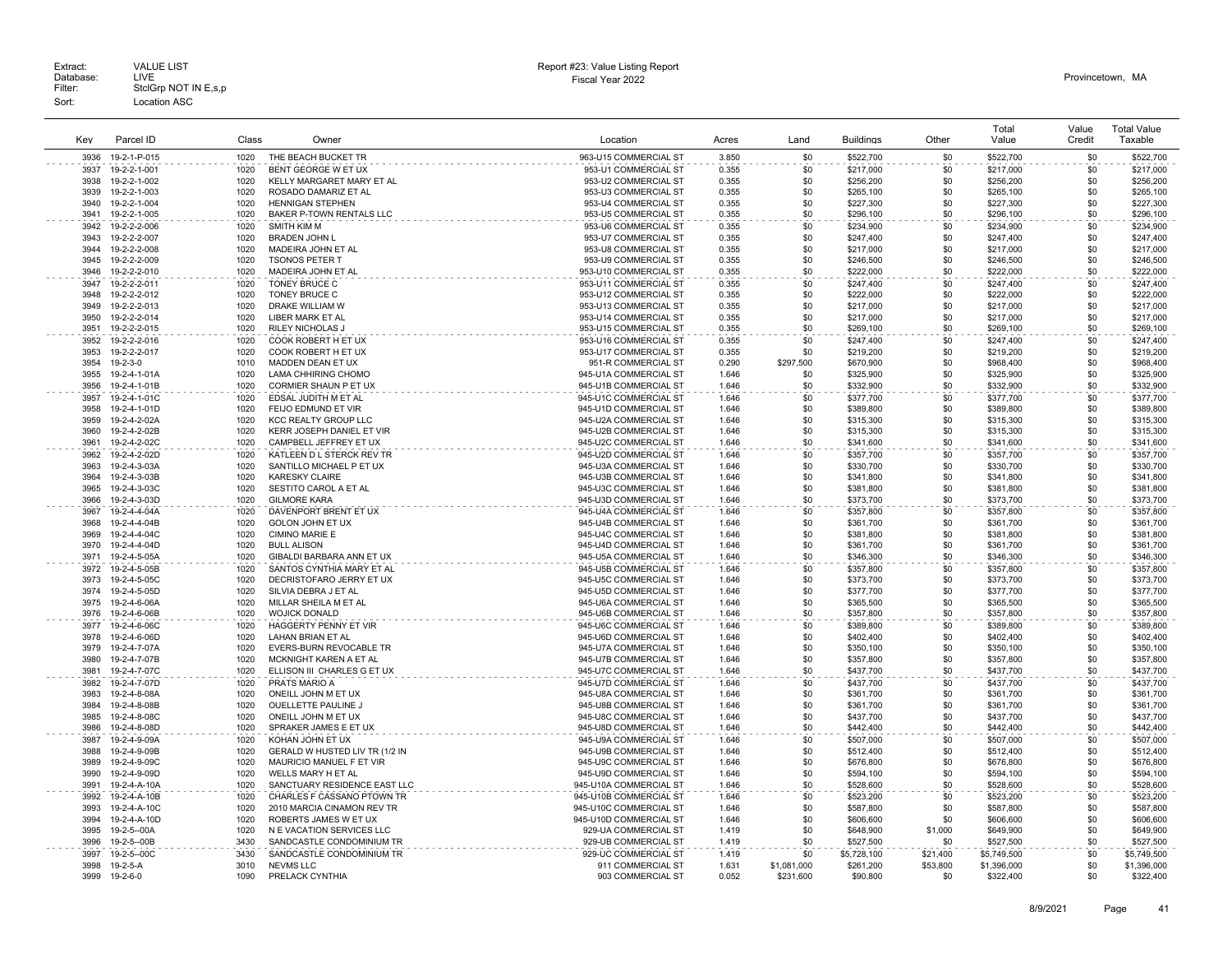Extract: VALUE LIST
Database: LIVE
Filter: StclGrp NOT IN E,s,p
Sort: Location ASC

Report #23: Value Listing Report
Fiscal Year 2022

Provincetown, MA

| Key | Parcel ID | Class | Owner | Location | Acres | Land | Buildings | Other | Total Value | Value Credit | Total Value Taxable |
|---|---|---|---|---|---|---|---|---|---|---|---|
| 3936 | 19-2-1-P-015 | 1020 | THE BEACH BUCKET TR | 963-U15 COMMERCIAL ST | 3.850 | $0 | $522,700 | $0 | $522,700 | $0 | $522,700 |
| 3937 | 19-2-2-1-001 | 1020 | BENT GEORGE W ET UX | 953-U1 COMMERCIAL ST | 0.355 | $0 | $217,000 | $0 | $217,000 | $0 | $217,000 |
| 3938 | 19-2-2-1-002 | 1020 | KELLY MARGARET MARY ET AL | 953-U2 COMMERCIAL ST | 0.355 | $0 | $256,200 | $0 | $256,200 | $0 | $256,200 |
| 3939 | 19-2-2-1-003 | 1020 | ROSADO DAMARIZ ET AL | 953-U3 COMMERCIAL ST | 0.355 | $0 | $265,100 | $0 | $265,100 | $0 | $265,100 |
| 3940 | 19-2-2-1-004 | 1020 | HENNIGAN STEPHEN | 953-U4 COMMERCIAL ST | 0.355 | $0 | $227,300 | $0 | $227,300 | $0 | $227,300 |
| 3941 | 19-2-2-1-005 | 1020 | BAKER P-TOWN RENTALS LLC | 953-U5 COMMERCIAL ST | 0.355 | $0 | $296,100 | $0 | $296,100 | $0 | $296,100 |
| 3942 | 19-2-2-2-006 | 1020 | SMITH KIM M | 953-U6 COMMERCIAL ST | 0.355 | $0 | $234,900 | $0 | $234,900 | $0 | $234,900 |
| 3943 | 19-2-2-2-007 | 1020 | BRADEN JOHN L | 953-U7 COMMERCIAL ST | 0.355 | $0 | $247,400 | $0 | $247,400 | $0 | $247,400 |
| 3944 | 19-2-2-2-008 | 1020 | MADEIRA JOHN ET AL | 953-U8 COMMERCIAL ST | 0.355 | $0 | $217,000 | $0 | $217,000 | $0 | $217,000 |
| 3945 | 19-2-2-2-009 | 1020 | TSONOS PETER T | 953-U9 COMMERCIAL ST | 0.355 | $0 | $246,500 | $0 | $246,500 | $0 | $246,500 |
| 3946 | 19-2-2-2-010 | 1020 | MADEIRA JOHN ET AL | 953-U10 COMMERCIAL ST | 0.355 | $0 | $222,000 | $0 | $222,000 | $0 | $222,000 |
| 3947 | 19-2-2-2-011 | 1020 | TONEY BRUCE C | 953-U11 COMMERCIAL ST | 0.355 | $0 | $247,400 | $0 | $247,400 | $0 | $247,400 |
| 3948 | 19-2-2-2-012 | 1020 | TONEY BRUCE C | 953-U12 COMMERCIAL ST | 0.355 | $0 | $222,000 | $0 | $222,000 | $0 | $222,000 |
| 3949 | 19-2-2-2-013 | 1020 | DRAKE WILLIAM W | 953-U13 COMMERCIAL ST | 0.355 | $0 | $217,000 | $0 | $217,000 | $0 | $217,000 |
| 3950 | 19-2-2-2-014 | 1020 | LIBER MARK ET AL | 953-U14 COMMERCIAL ST | 0.355 | $0 | $217,000 | $0 | $217,000 | $0 | $217,000 |
| 3951 | 19-2-2-2-015 | 1020 | RILEY NICHOLAS J | 953-U15 COMMERCIAL ST | 0.355 | $0 | $269,100 | $0 | $269,100 | $0 | $269,100 |
| 3952 | 19-2-2-2-016 | 1020 | COOK ROBERT H ET UX | 953-U16 COMMERCIAL ST | 0.355 | $0 | $247,400 | $0 | $247,400 | $0 | $247,400 |
| 3953 | 19-2-2-2-017 | 1020 | COOK ROBERT H ET UX | 953-U17 COMMERCIAL ST | 0.355 | $0 | $219,200 | $0 | $219,200 | $0 | $219,200 |
| 3954 | 19-2-3-0 | 1010 | MADDEN DEAN ET UX | 951-R COMMERCIAL ST | 0.290 | $297,500 | $670,900 | $0 | $968,400 | $0 | $968,400 |
| 3955 | 19-2-4-1-01A | 1020 | LAMA CHHIRING CHOMO | 945-U1A COMMERCIAL ST | 1.646 | $0 | $325,900 | $0 | $325,900 | $0 | $325,900 |
| 3956 | 19-2-4-1-01B | 1020 | CORMIER SHAUN P ET UX | 945-U1B COMMERCIAL ST | 1.646 | $0 | $332,900 | $0 | $332,900 | $0 | $332,900 |
| 3957 | 19-2-4-1-01C | 1020 | EDSAL JUDITH M ET AL | 945-U1C COMMERCIAL ST | 1.646 | $0 | $377,700 | $0 | $377,700 | $0 | $377,700 |
| 3958 | 19-2-4-1-01D | 1020 | FEIJO EDMUND ET VIR | 945-U1D COMMERCIAL ST | 1.646 | $0 | $389,800 | $0 | $389,800 | $0 | $389,800 |
| 3959 | 19-2-4-2-02A | 1020 | KCC REALTY GROUP LLC | 945-U2A COMMERCIAL ST | 1.646 | $0 | $315,300 | $0 | $315,300 | $0 | $315,300 |
| 3960 | 19-2-4-2-02B | 1020 | KERR JOSEPH DANIEL ET VIR | 945-U2B COMMERCIAL ST | 1.646 | $0 | $315,300 | $0 | $315,300 | $0 | $315,300 |
| 3961 | 19-2-4-2-02C | 1020 | CAMPBELL JEFFREY ET UX | 945-U2C COMMERCIAL ST | 1.646 | $0 | $341,600 | $0 | $341,600 | $0 | $341,600 |
| 3962 | 19-2-4-2-02D | 1020 | KATLEEN D L STERCK REV TR | 945-U2D COMMERCIAL ST | 1.646 | $0 | $357,700 | $0 | $357,700 | $0 | $357,700 |
| 3963 | 19-2-4-3-03A | 1020 | SANTILLO MICHAEL P ET UX | 945-U3A COMMERCIAL ST | 1.646 | $0 | $330,700 | $0 | $330,700 | $0 | $330,700 |
| 3964 | 19-2-4-3-03B | 1020 | KARESKY CLAIRE | 945-U3B COMMERCIAL ST | 1.646 | $0 | $341,800 | $0 | $341,800 | $0 | $341,800 |
| 3965 | 19-2-4-3-03C | 1020 | SESTITO CAROL A ET AL | 945-U3C COMMERCIAL ST | 1.646 | $0 | $381,800 | $0 | $381,800 | $0 | $381,800 |
| 3966 | 19-2-4-3-03D | 1020 | GILMORE KARA | 945-U3D COMMERCIAL ST | 1.646 | $0 | $373,700 | $0 | $373,700 | $0 | $373,700 |
| 3967 | 19-2-4-4-04A | 1020 | DAVENPORT BRENT ET UX | 945-U4A COMMERCIAL ST | 1.646 | $0 | $357,800 | $0 | $357,800 | $0 | $357,800 |
| 3968 | 19-2-4-4-04B | 1020 | GOLON JOHN ET UX | 945-U4B COMMERCIAL ST | 1.646 | $0 | $361,700 | $0 | $361,700 | $0 | $361,700 |
| 3969 | 19-2-4-4-04C | 1020 | CIMINO MARIE E | 945-U4C COMMERCIAL ST | 1.646 | $0 | $381,800 | $0 | $381,800 | $0 | $381,800 |
| 3970 | 19-2-4-4-04D | 1020 | BULL ALISON | 945-U4D COMMERCIAL ST | 1.646 | $0 | $361,700 | $0 | $361,700 | $0 | $361,700 |
| 3971 | 19-2-4-5-05A | 1020 | GIBALDI BARBARA ANN ET UX | 945-U5A COMMERCIAL ST | 1.646 | $0 | $346,300 | $0 | $346,300 | $0 | $346,300 |
| 3972 | 19-2-4-5-05B | 1020 | SANTOS CYNTHIA MARY ET AL | 945-U5B COMMERCIAL ST | 1.646 | $0 | $357,800 | $0 | $357,800 | $0 | $357,800 |
| 3973 | 19-2-4-5-05C | 1020 | DECRISTOFARO JERRY ET UX | 945-U5C COMMERCIAL ST | 1.646 | $0 | $373,700 | $0 | $373,700 | $0 | $373,700 |
| 3974 | 19-2-4-5-05D | 1020 | SILVIA DEBRA J ET AL | 945-U5D COMMERCIAL ST | 1.646 | $0 | $377,700 | $0 | $377,700 | $0 | $377,700 |
| 3975 | 19-2-4-6-06A | 1020 | MILLAR SHEILA M ET AL | 945-U6A COMMERCIAL ST | 1.646 | $0 | $365,500 | $0 | $365,500 | $0 | $365,500 |
| 3976 | 19-2-4-6-06B | 1020 | WOJICK DONALD | 945-U6B COMMERCIAL ST | 1.646 | $0 | $357,800 | $0 | $357,800 | $0 | $357,800 |
| 3977 | 19-2-4-6-06C | 1020 | HAGGERTY PENNY ET VIR | 945-U6C COMMERCIAL ST | 1.646 | $0 | $389,800 | $0 | $389,800 | $0 | $389,800 |
| 3978 | 19-2-4-6-06D | 1020 | LAHAN BRIAN ET AL | 945-U6D COMMERCIAL ST | 1.646 | $0 | $402,400 | $0 | $402,400 | $0 | $402,400 |
| 3979 | 19-2-4-7-07A | 1020 | EVERS-BURN REVOCABLE TR | 945-U7A COMMERCIAL ST | 1.646 | $0 | $350,100 | $0 | $350,100 | $0 | $350,100 |
| 3980 | 19-2-4-7-07B | 1020 | MCKNIGHT KAREN A ET AL | 945-U7B COMMERCIAL ST | 1.646 | $0 | $357,800 | $0 | $357,800 | $0 | $357,800 |
| 3981 | 19-2-4-7-07C | 1020 | ELLISON III CHARLES G ET UX | 945-U7C COMMERCIAL ST | 1.646 | $0 | $437,700 | $0 | $437,700 | $0 | $437,700 |
| 3982 | 19-2-4-7-07D | 1020 | PRATS MARIO A | 945-U7D COMMERCIAL ST | 1.646 | $0 | $437,700 | $0 | $437,700 | $0 | $437,700 |
| 3983 | 19-2-4-8-08A | 1020 | ONEILL JOHN M ET UX | 945-U8A COMMERCIAL ST | 1.646 | $0 | $361,700 | $0 | $361,700 | $0 | $361,700 |
| 3984 | 19-2-4-8-08B | 1020 | OUELLETTE PAULINE J | 945-U8B COMMERCIAL ST | 1.646 | $0 | $361,700 | $0 | $361,700 | $0 | $361,700 |
| 3985 | 19-2-4-8-08C | 1020 | ONEILL JOHN M ET UX | 945-U8C COMMERCIAL ST | 1.646 | $0 | $437,700 | $0 | $437,700 | $0 | $437,700 |
| 3986 | 19-2-4-8-08D | 1020 | SPRAKER JAMES E ET UX | 945-U8D COMMERCIAL ST | 1.646 | $0 | $442,400 | $0 | $442,400 | $0 | $442,400 |
| 3987 | 19-2-4-9-09A | 1020 | KOHAN JOHN ET UX | 945-U9A COMMERCIAL ST | 1.646 | $0 | $507,000 | $0 | $507,000 | $0 | $507,000 |
| 3988 | 19-2-4-9-09B | 1020 | GERALD W HUSTED LIV TR (1/2 IN | 945-U9B COMMERCIAL ST | 1.646 | $0 | $512,400 | $0 | $512,400 | $0 | $512,400 |
| 3989 | 19-2-4-9-09C | 1020 | MAURICIO MANUEL F ET VIR | 945-U9C COMMERCIAL ST | 1.646 | $0 | $676,800 | $0 | $676,800 | $0 | $676,800 |
| 3990 | 19-2-4-9-09D | 1020 | WELLS MARY H ET AL | 945-U9D COMMERCIAL ST | 1.646 | $0 | $594,100 | $0 | $594,100 | $0 | $594,100 |
| 3991 | 19-2-4-A-10A | 1020 | SANCTUARY RESIDENCE EAST LLC | 945-U10A COMMERCIAL ST | 1.646 | $0 | $528,600 | $0 | $528,600 | $0 | $528,600 |
| 3992 | 19-2-4-A-10B | 1020 | CHARLES F CASSANO PTOWN TR | 945-U10B COMMERCIAL ST | 1.646 | $0 | $523,200 | $0 | $523,200 | $0 | $523,200 |
| 3993 | 19-2-4-A-10C | 1020 | 2010 MARCIA CINAMON REV TR | 945-U10C COMMERCIAL ST | 1.646 | $0 | $587,800 | $0 | $587,800 | $0 | $587,800 |
| 3994 | 19-2-4-A-10D | 1020 | ROBERTS JAMES W ET UX | 945-U10D COMMERCIAL ST | 1.646 | $0 | $606,600 | $0 | $606,600 | $0 | $606,600 |
| 3995 | 19-2-5--00A | 1020 | N E VACATION SERVICES LLC | 929-UA COMMERCIAL ST | 1.419 | $0 | $648,900 | $1,000 | $649,900 | $0 | $649,900 |
| 3996 | 19-2-5--00B | 3430 | SANDCASTLE CONDOMINIUM TR | 929-UB COMMERCIAL ST | 1.419 | $0 | $527,500 | $0 | $527,500 | $0 | $527,500 |
| 3997 | 19-2-5--00C | 3430 | SANDCASTLE CONDOMINIUM TR | 929-UC COMMERCIAL ST | 1.419 | $0 | $5,728,100 | $21,400 | $5,749,500 | $0 | $5,749,500 |
| 3998 | 19-2-5-A | 3010 | NEVMS LLC | 911 COMMERCIAL ST | 1.631 | $1,081,000 | $261,200 | $53,800 | $1,396,000 | $0 | $1,396,000 |
| 3999 | 19-2-6-0 | 1090 | PRELACK CYNTHIA | 903 COMMERCIAL ST | 0.052 | $231,600 | $90,800 | $0 | $322,400 | $0 | $322,400 |

8/9/2021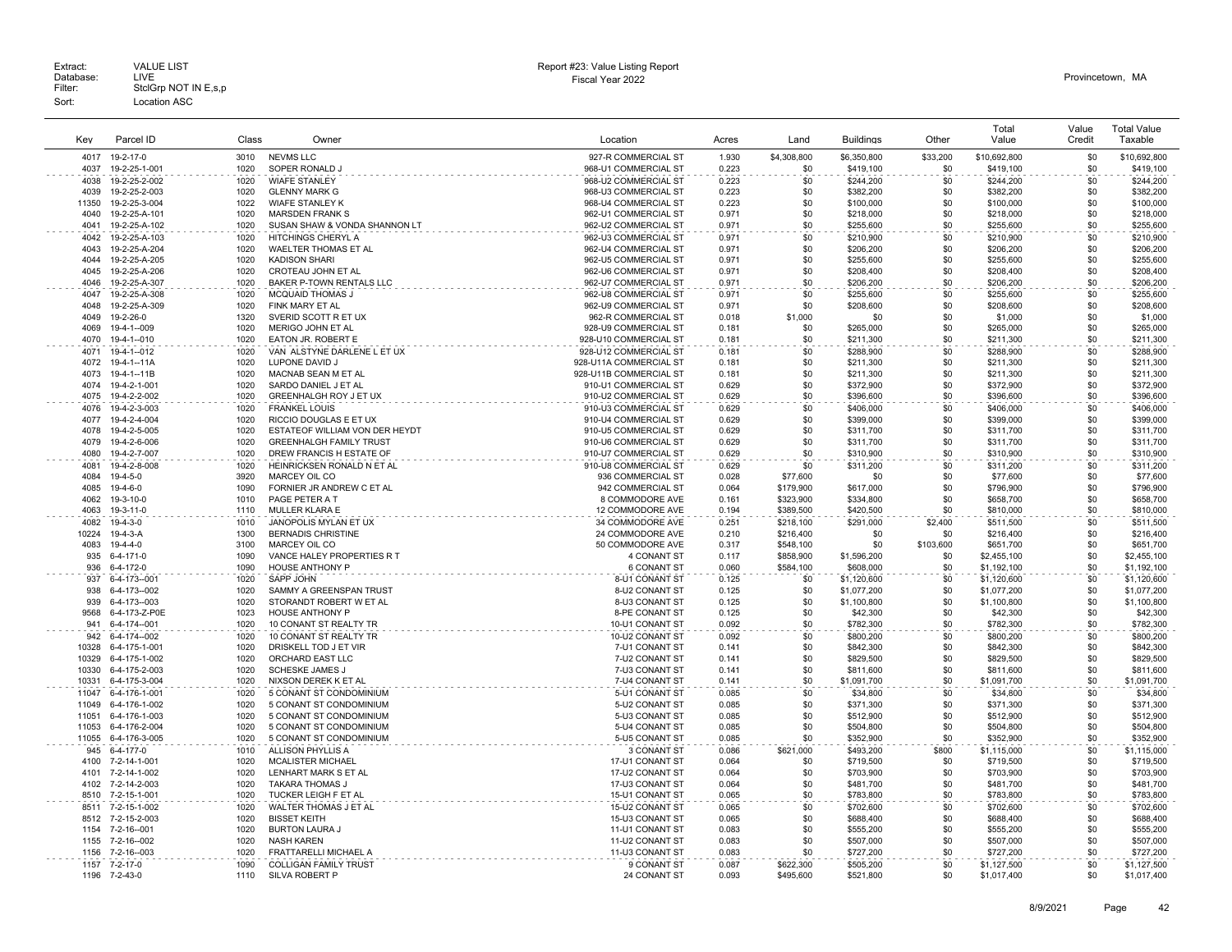Extract: VALUE LIST
Database: LIVE
Filter: StclGrp NOT IN E,s,p
Sort: Location ASC

Report #23: Value Listing Report
Fiscal Year 2022

Provincetown, MA

| Key | Parcel ID | Class | Owner | Location | Acres | Land | Buildings | Other | Total Value | Value Credit | Total Value Taxable |
|---|---|---|---|---|---|---|---|---|---|---|---|
| 4017 | 19-2-17-0 | 3010 | NEVMS LLC | 927-R COMMERCIAL ST | 1.930 | $4,308,800 | $6,350,800 | $33,200 | $10,692,800 | $0 | $10,692,800 |
| 4037 | 19-2-25-1-001 | 1020 | SOPER RONALD J | 968-U1 COMMERCIAL ST | 0.223 | $0 | $419,100 | $0 | $419,100 | $0 | $419,100 |
| 4038 | 19-2-25-2-002 | 1020 | WIAFE STANLEY | 968-U2 COMMERCIAL ST | 0.223 | $0 | $244,200 | $0 | $244,200 | $0 | $244,200 |
| 4039 | 19-2-25-2-003 | 1020 | GLENNY MARK G | 968-U3 COMMERCIAL ST | 0.223 | $0 | $382,200 | $0 | $382,200 | $0 | $382,200 |
| 11350 | 19-2-25-3-004 | 1022 | WIAFE STANLEY K | 968-U4 COMMERCIAL ST | 0.223 | $0 | $100,000 | $0 | $100,000 | $0 | $100,000 |
| 4040 | 19-2-25-A-101 | 1020 | MARSDEN FRANK S | 962-U1 COMMERCIAL ST | 0.971 | $0 | $218,000 | $0 | $218,000 | $0 | $218,000 |
| 4041 | 19-2-25-A-102 | 1020 | SUSAN SHAW & VONDA SHANNON LT | 962-U2 COMMERCIAL ST | 0.971 | $0 | $255,600 | $0 | $255,600 | $0 | $255,600 |
| 4042 | 19-2-25-A-103 | 1020 | HITCHINGS CHERYL A | 962-U3 COMMERCIAL ST | 0.971 | $0 | $210,900 | $0 | $210,900 | $0 | $210,900 |
| 4043 | 19-2-25-A-204 | 1020 | WAELTER THOMAS ET AL | 962-U4 COMMERCIAL ST | 0.971 | $0 | $206,200 | $0 | $206,200 | $0 | $206,200 |
| 4044 | 19-2-25-A-205 | 1020 | KADISON SHARI | 962-U5 COMMERCIAL ST | 0.971 | $0 | $255,600 | $0 | $255,600 | $0 | $255,600 |
| 4045 | 19-2-25-A-206 | 1020 | CROTEAU JOHN ET AL | 962-U6 COMMERCIAL ST | 0.971 | $0 | $208,400 | $0 | $208,400 | $0 | $208,400 |
| 4046 | 19-2-25-A-307 | 1020 | BAKER P-TOWN RENTALS LLC | 962-U7 COMMERCIAL ST | 0.971 | $0 | $206,200 | $0 | $206,200 | $0 | $206,200 |
| 4047 | 19-2-25-A-308 | 1020 | MCQUAID THOMAS J | 962-U8 COMMERCIAL ST | 0.971 | $0 | $255,600 | $0 | $255,600 | $0 | $255,600 |
| 4048 | 19-2-25-A-309 | 1020 | FINK MARY ET AL | 962-U9 COMMERCIAL ST | 0.971 | $0 | $208,600 | $0 | $208,600 | $0 | $208,600 |
| 4049 | 19-2-26-0 | 1320 | SVERID SCOTT R ET UX | 962-R COMMERCIAL ST | 0.018 | $1,000 | $0 | $0 | $1,000 | $0 | $1,000 |
| 4069 | 19-4-1--009 | 1020 | MERIGO JOHN ET AL | 928-U9 COMMERCIAL ST | 0.181 | $0 | $265,000 | $0 | $265,000 | $0 | $265,000 |
| 4070 | 19-4-1--010 | 1020 | EATON JR. ROBERT E | 928-U10 COMMERCIAL ST | 0.181 | $0 | $211,300 | $0 | $211,300 | $0 | $211,300 |
| 4071 | 19-4-1--012 | 1020 | VAN ALSTYNE DARLENE L ET UX | 928-U12 COMMERCIAL ST | 0.181 | $0 | $288,900 | $0 | $288,900 | $0 | $288,900 |
| 4072 | 19-4-1--11A | 1020 | LUPONE DAVID J | 928-U11A COMMERCIAL ST | 0.181 | $0 | $211,300 | $0 | $211,300 | $0 | $211,300 |
| 4073 | 19-4-1--11B | 1020 | MACNAB SEAN M ET AL | 928-U11B COMMERCIAL ST | 0.181 | $0 | $211,300 | $0 | $211,300 | $0 | $211,300 |
| 4074 | 19-4-2-1-001 | 1020 | SARDO DANIEL J ET AL | 910-U1 COMMERCIAL ST | 0.629 | $0 | $372,900 | $0 | $372,900 | $0 | $372,900 |
| 4075 | 19-4-2-2-002 | 1020 | GREENHALGH ROY J ET UX | 910-U2 COMMERCIAL ST | 0.629 | $0 | $396,600 | $0 | $396,600 | $0 | $396,600 |
| 4076 | 19-4-2-3-003 | 1020 | FRANKEL LOUIS | 910-U3 COMMERCIAL ST | 0.629 | $0 | $406,000 | $0 | $406,000 | $0 | $406,000 |
| 4077 | 19-4-2-4-004 | 1020 | RICCIO DOUGLAS E ET UX | 910-U4 COMMERCIAL ST | 0.629 | $0 | $399,000 | $0 | $399,000 | $0 | $399,000 |
| 4078 | 19-4-2-5-005 | 1020 | ESTATEOF WILLIAM VON DER HEYDT | 910-U5 COMMERCIAL ST | 0.629 | $0 | $311,700 | $0 | $311,700 | $0 | $311,700 |
| 4079 | 19-4-2-6-006 | 1020 | GREENHALGH FAMILY TRUST | 910-U6 COMMERCIAL ST | 0.629 | $0 | $311,700 | $0 | $311,700 | $0 | $311,700 |
| 4080 | 19-4-2-7-007 | 1020 | DREW FRANCIS H ESTATE OF | 910-U7 COMMERCIAL ST | 0.629 | $0 | $310,900 | $0 | $310,900 | $0 | $310,900 |
| 4081 | 19-4-2-8-008 | 1020 | HEINRICKSEN RONALD N ET AL | 910-U8 COMMERCIAL ST | 0.629 | $0 | $311,200 | $0 | $311,200 | $0 | $311,200 |
| 4084 | 19-4-5-0 | 3920 | MARCEY OIL CO | 936 COMMERCIAL ST | 0.028 | $77,600 | $0 | $0 | $77,600 | $0 | $77,600 |
| 4085 | 19-4-6-0 | 1090 | FORNIER JR ANDREW C ET AL | 942 COMMERCIAL ST | 0.064 | $179,900 | $617,000 | $0 | $796,900 | $0 | $796,900 |
| 4062 | 19-3-10-0 | 1010 | PAGE PETER A T | 8 COMMODORE AVE | 0.161 | $323,900 | $334,800 | $0 | $658,700 | $0 | $658,700 |
| 4063 | 19-3-11-0 | 1110 | MULLER KLARA E | 12 COMMODORE AVE | 0.194 | $389,500 | $420,500 | $0 | $810,000 | $0 | $810,000 |
| 4082 | 19-4-3-0 | 1010 | JANOPOLIS MYLAN ET UX | 34 COMMODORE AVE | 0.251 | $218,100 | $291,000 | $2,400 | $511,500 | $0 | $511,500 |
| 10224 | 19-4-3-A | 1300 | BERNADIS CHRISTINE | 24 COMMODORE AVE | 0.210 | $216,400 | $0 | $0 | $216,400 | $0 | $216,400 |
| 4083 | 19-4-4-0 | 3100 | MARCEY OIL CO | 50 COMMODORE AVE | 0.317 | $548,100 | $0 | $103,600 | $651,700 | $0 | $651,700 |
| 935 | 6-4-171-0 | 1090 | VANCE HALEY PROPERTIES R T | 4 CONANT ST | 0.117 | $858,900 | $1,596,200 | $0 | $2,455,100 | $0 | $2,455,100 |
| 936 | 6-4-172-0 | 1090 | HOUSE ANTHONY P | 6 CONANT ST | 0.060 | $584,100 | $608,000 | $0 | $1,192,100 | $0 | $1,192,100 |
| 937 | 6-4-173--001 | 1020 | SAPP JOHN | 8-U1 CONANT ST | 0.125 | $0 | $1,120,600 | $0 | $1,120,600 | $0 | $1,120,600 |
| 938 | 6-4-173--002 | 1020 | SAMMY A GREENSPAN TRUST | 8-U2 CONANT ST | 0.125 | $0 | $1,077,200 | $0 | $1,077,200 | $0 | $1,077,200 |
| 939 | 6-4-173--003 | 1020 | STORANDT ROBERT W ET AL | 8-U3 CONANT ST | 0.125 | $0 | $1,100,800 | $0 | $1,100,800 | $0 | $1,100,800 |
| 9568 | 6-4-173-Z-P0E | 1023 | HOUSE ANTHONY P | 8-PE CONANT ST | 0.125 | $0 | $42,300 | $0 | $42,300 | $0 | $42,300 |
| 941 | 6-4-174--001 | 1020 | 10 CONANT ST REALTY TR | 10-U1 CONANT ST | 0.092 | $0 | $782,300 | $0 | $782,300 | $0 | $782,300 |
| 942 | 6-4-174--002 | 1020 | 10 CONANT ST REALTY TR | 10-U2 CONANT ST | 0.092 | $0 | $800,200 | $0 | $800,200 | $0 | $800,200 |
| 10328 | 6-4-175-1-001 | 1020 | DRISKELL TOD J ET VIR | 7-U1 CONANT ST | 0.141 | $0 | $842,300 | $0 | $842,300 | $0 | $842,300 |
| 10329 | 6-4-175-1-002 | 1020 | ORCHARD EAST LLC | 7-U2 CONANT ST | 0.141 | $0 | $829,500 | $0 | $829,500 | $0 | $829,500 |
| 10330 | 6-4-175-2-003 | 1020 | SCHESKE JAMES J | 7-U3 CONANT ST | 0.141 | $0 | $811,600 | $0 | $811,600 | $0 | $811,600 |
| 10331 | 6-4-175-3-004 | 1020 | NIXSON DEREK K ET AL | 7-U4 CONANT ST | 0.141 | $0 | $1,091,700 | $0 | $1,091,700 | $0 | $1,091,700 |
| 11047 | 6-4-176-1-001 | 1020 | 5 CONANT ST CONDOMINIUM | 5-U1 CONANT ST | 0.085 | $0 | $34,800 | $0 | $34,800 | $0 | $34,800 |
| 11049 | 6-4-176-1-002 | 1020 | 5 CONANT ST CONDOMINIUM | 5-U2 CONANT ST | 0.085 | $0 | $371,300 | $0 | $371,300 | $0 | $371,300 |
| 11051 | 6-4-176-1-003 | 1020 | 5 CONANT ST CONDOMINIUM | 5-U3 CONANT ST | 0.085 | $0 | $512,900 | $0 | $512,900 | $0 | $512,900 |
| 11053 | 6-4-176-2-004 | 1020 | 5 CONANT ST CONDOMINIUM | 5-U4 CONANT ST | 0.085 | $0 | $504,800 | $0 | $504,800 | $0 | $504,800 |
| 11055 | 6-4-176-3-005 | 1020 | 5 CONANT ST CONDOMINIUM | 5-U5 CONANT ST | 0.085 | $0 | $352,900 | $0 | $352,900 | $0 | $352,900 |
| 945 | 6-4-177-0 | 1010 | ALLISON PHYLLIS A | 3 CONANT ST | 0.086 | $621,000 | $493,200 | $800 | $1,115,000 | $0 | $1,115,000 |
| 4100 | 7-2-14-1-001 | 1020 | MCALISTER MICHAEL | 17-U1 CONANT ST | 0.064 | $0 | $719,500 | $0 | $719,500 | $0 | $719,500 |
| 4101 | 7-2-14-1-002 | 1020 | LENHART MARK S ET AL | 17-U2 CONANT ST | 0.064 | $0 | $703,900 | $0 | $703,900 | $0 | $703,900 |
| 4102 | 7-2-14-2-003 | 1020 | TAKARA THOMAS J | 17-U3 CONANT ST | 0.064 | $0 | $481,700 | $0 | $481,700 | $0 | $481,700 |
| 8510 | 7-2-15-1-001 | 1020 | TUCKER LEIGH F ET AL | 15-U1 CONANT ST | 0.065 | $0 | $783,800 | $0 | $783,800 | $0 | $783,800 |
| 8511 | 7-2-15-1-002 | 1020 | WALTER THOMAS J ET AL | 15-U2 CONANT ST | 0.065 | $0 | $702,600 | $0 | $702,600 | $0 | $702,600 |
| 8512 | 7-2-15-2-003 | 1020 | BISSET KEITH | 15-U3 CONANT ST | 0.065 | $0 | $688,400 | $0 | $688,400 | $0 | $688,400 |
| 1154 | 7-2-16--001 | 1020 | BURTON LAURA J | 11-U1 CONANT ST | 0.083 | $0 | $555,200 | $0 | $555,200 | $0 | $555,200 |
| 1155 | 7-2-16--002 | 1020 | NASH KAREN | 11-U2 CONANT ST | 0.083 | $0 | $507,000 | $0 | $507,000 | $0 | $507,000 |
| 1156 | 7-2-16--003 | 1020 | FRATTARELLI MICHAEL A | 11-U3 CONANT ST | 0.083 | $0 | $727,200 | $0 | $727,200 | $0 | $727,200 |
| 1157 | 7-2-17-0 | 1090 | COLLIGAN FAMILY TRUST | 9 CONANT ST | 0.087 | $622,300 | $505,200 | $0 | $1,127,500 | $0 | $1,127,500 |
| 1196 | 7-2-43-0 | 1110 | SILVA ROBERT P | 24 CONANT ST | 0.093 | $495,600 | $521,800 | $0 | $1,017,400 | $0 | $1,017,400 |

8/9/2021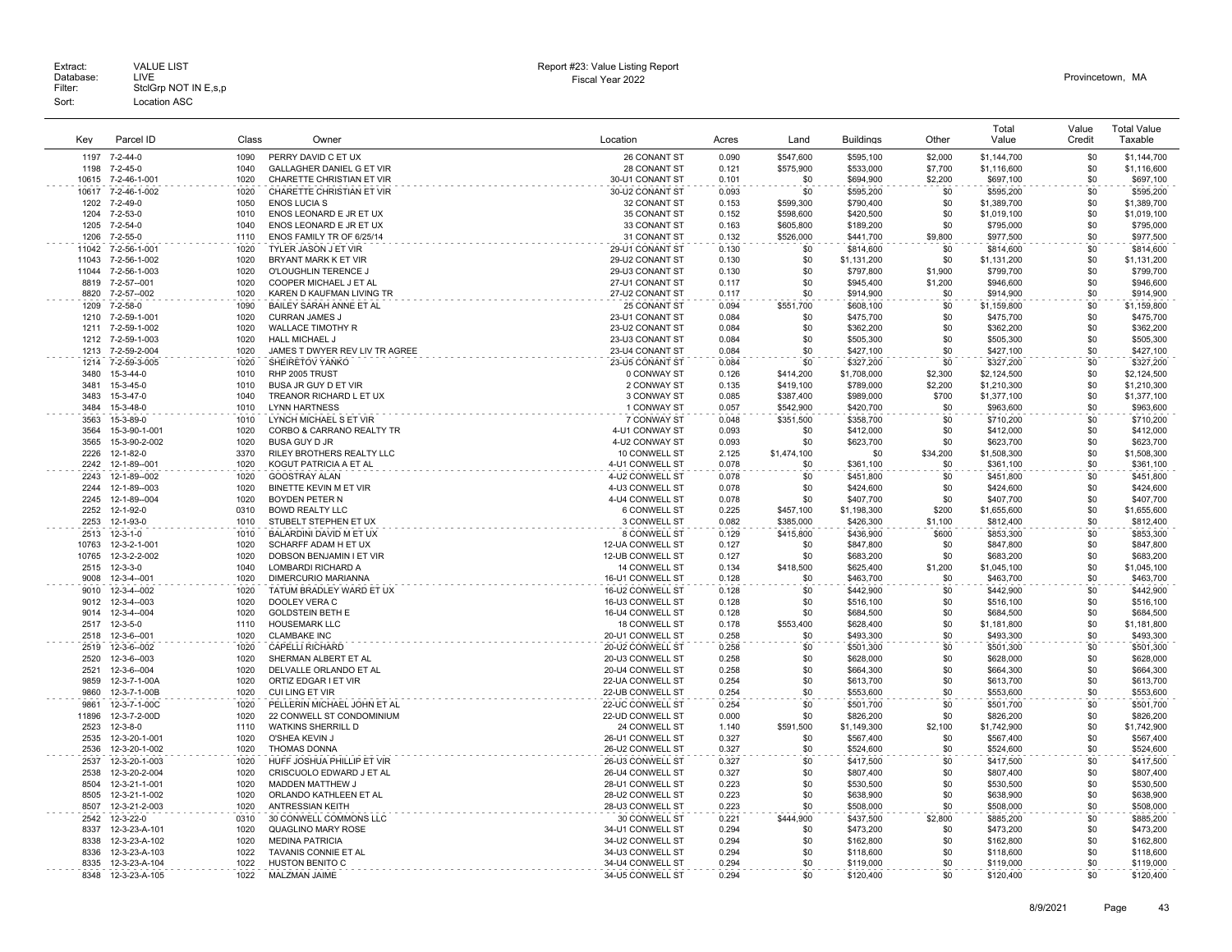Extract: VALUE LIST
Database: LIVE
Filter: StclGrp NOT IN E,s,p
Sort: Location ASC

Report #23: Value Listing Report
Fiscal Year 2022

Provincetown, MA

| Key | Parcel ID | Class | Owner | Location | Acres | Land | Buildings | Other | Total Value | Value Credit | Total Value Taxable |
|---|---|---|---|---|---|---|---|---|---|---|---|
| 1197 | 7-2-44-0 | 1090 | PERRY DAVID C ET UX | 26 CONANT ST | 0.090 | $547,600 | $595,100 | $2,000 | $1,144,700 | $0 | $1,144,700 |
| 1198 | 7-2-45-0 | 1040 | GALLAGHER DANIEL G ET VIR | 28 CONANT ST | 0.121 | $575,900 | $533,000 | $7,700 | $1,116,600 | $0 | $1,116,600 |
| 10615 | 7-2-46-1-001 | 1020 | CHARETTE CHRISTIAN ET VIR | 30-U1 CONANT ST | 0.101 | $0 | $694,900 | $2,200 | $697,100 | $0 | $697,100 |
| 10617 | 7-2-46-1-002 | 1020 | CHARETTE CHRISTIAN ET VIR | 30-U2 CONANT ST | 0.093 | $0 | $595,200 | $0 | $595,200 | $0 | $595,200 |
| 1202 | 7-2-49-0 | 1050 | ENOS LUCIA S | 32 CONANT ST | 0.153 | $599,300 | $790,400 | $0 | $1,389,700 | $0 | $1,389,700 |
| 1204 | 7-2-53-0 | 1010 | ENOS LEONARD E JR ET UX | 35 CONANT ST | 0.152 | $598,600 | $420,500 | $0 | $1,019,100 | $0 | $1,019,100 |
| 1205 | 7-2-54-0 | 1040 | ENOS LEONARD E JR ET UX | 33 CONANT ST | 0.163 | $605,800 | $189,200 | $0 | $795,000 | $0 | $795,000 |
| 1206 | 7-2-55-0 | 1110 | ENOS FAMILY TR OF 6/25/14 | 31 CONANT ST | 0.132 | $526,000 | $441,700 | $9,800 | $977,500 | $0 | $977,500 |
| 11042 | 7-2-56-1-001 | 1020 | TYLER JASON J ET VIR | 29-U1 CONANT ST | 0.130 | $0 | $814,600 | $0 | $814,600 | $0 | $814,600 |
| 11043 | 7-2-56-1-002 | 1020 | BRYANT MARK K ET VIR | 29-U2 CONANT ST | 0.130 | $0 | $1,131,200 | $0 | $1,131,200 | $0 | $1,131,200 |
| 11044 | 7-2-56-1-003 | 1020 | O'LOUGHLIN TERENCE J | 29-U3 CONANT ST | 0.130 | $0 | $797,800 | $1,900 | $799,700 | $0 | $799,700 |
| 8819 | 7-2-57--001 | 1020 | COOPER MICHAEL J ET AL | 27-U1 CONANT ST | 0.117 | $0 | $945,400 | $1,200 | $946,600 | $0 | $946,600 |
| 8820 | 7-2-57--002 | 1020 | KAREN D KAUFMAN LIVING TR | 27-U2 CONANT ST | 0.117 | $0 | $914,900 | $0 | $914,900 | $0 | $914,900 |
| 1209 | 7-2-58-0 | 1090 | BAILEY SARAH ANNE ET AL | 25 CONANT ST | 0.094 | $551,700 | $608,100 | $0 | $1,159,800 | $0 | $1,159,800 |
| 1210 | 7-2-59-1-001 | 1020 | CURRAN JAMES J | 23-U1 CONANT ST | 0.084 | $0 | $475,700 | $0 | $475,700 | $0 | $475,700 |
| 1211 | 7-2-59-1-002 | 1020 | WALLACE TIMOTHY R | 23-U2 CONANT ST | 0.084 | $0 | $362,200 | $0 | $362,200 | $0 | $362,200 |
| 1212 | 7-2-59-1-003 | 1020 | HALL MICHAEL J | 23-U3 CONANT ST | 0.084 | $0 | $505,300 | $0 | $505,300 | $0 | $505,300 |
| 1213 | 7-2-59-2-004 | 1020 | JAMES T DWYER REV LIV TR AGREE | 23-U4 CONANT ST | 0.084 | $0 | $427,100 | $0 | $427,100 | $0 | $427,100 |
| 1214 | 7-2-59-3-005 | 1020 | SHEIRETOV YANKO | 23-U5 CONANT ST | 0.084 | $0 | $327,200 | $0 | $327,200 | $0 | $327,200 |
| 3480 | 15-3-44-0 | 1010 | RHP 2005 TRUST | 0 CONWAY ST | 0.126 | $414,200 | $1,708,000 | $2,300 | $2,124,500 | $0 | $2,124,500 |
| 3481 | 15-3-45-0 | 1010 | BUSA JR GUY D ET VIR | 2 CONWAY ST | 0.135 | $419,100 | $789,000 | $2,200 | $1,210,300 | $0 | $1,210,300 |
| 3483 | 15-3-47-0 | 1040 | TREANOR RICHARD L ET UX | 3 CONWAY ST | 0.085 | $387,400 | $989,000 | $700 | $1,377,100 | $0 | $1,377,100 |
| 3484 | 15-3-48-0 | 1010 | LYNN HARTNESS | 1 CONWAY ST | 0.057 | $542,900 | $420,700 | $0 | $963,600 | $0 | $963,600 |
| 3563 | 15-3-89-0 | 1010 | LYNCH MICHAEL S ET VIR | 7 CONWAY ST | 0.048 | $351,500 | $358,700 | $0 | $710,200 | $0 | $710,200 |
| 3564 | 15-3-90-1-001 | 1020 | CORBO & CARRANO REALTY TR | 4-U1 CONWAY ST | 0.093 | $0 | $412,000 | $0 | $412,000 | $0 | $412,000 |
| 3565 | 15-3-90-2-002 | 1020 | BUSA GUY D JR | 4-U2 CONWAY ST | 0.093 | $0 | $623,700 | $0 | $623,700 | $0 | $623,700 |
| 2226 | 12-1-82-0 | 3370 | RILEY BROTHERS REALTY LLC | 10 CONWELL ST | 2.125 | $1,474,100 | $0 | $34,200 | $1,508,300 | $0 | $1,508,300 |
| 2242 | 12-1-89--001 | 1020 | KOGUT PATRICIA A ET AL | 4-U1 CONWELL ST | 0.078 | $0 | $361,100 | $0 | $361,100 | $0 | $361,100 |
| 2243 | 12-1-89--002 | 1020 | GOOSTRAY ALAN | 4-U2 CONWELL ST | 0.078 | $0 | $451,800 | $0 | $451,800 | $0 | $451,800 |
| 2244 | 12-1-89--003 | 1020 | BINETTE KEVIN M ET VIR | 4-U3 CONWELL ST | 0.078 | $0 | $424,600 | $0 | $424,600 | $0 | $424,600 |
| 2245 | 12-1-89--004 | 1020 | BOYDEN PETER N | 4-U4 CONWELL ST | 0.078 | $0 | $407,700 | $0 | $407,700 | $0 | $407,700 |
| 2252 | 12-1-92-0 | 0310 | BOWD REALTY LLC | 6 CONWELL ST | 0.225 | $457,100 | $1,198,300 | $200 | $1,655,600 | $0 | $1,655,600 |
| 2253 | 12-1-93-0 | 1010 | STUBELT STEPHEN ET UX | 3 CONWELL ST | 0.082 | $385,000 | $426,300 | $1,100 | $812,400 | $0 | $812,400 |
| 2513 | 12-3-1-0 | 1010 | BALARDINI DAVID M ET UX | 8 CONWELL ST | 0.129 | $415,800 | $436,900 | $600 | $853,300 | $0 | $853,300 |
| 10763 | 12-3-2-1-001 | 1020 | SCHARFF ADAM H ET UX | 12-UA CONWELL ST | 0.127 | $0 | $847,800 | $0 | $847,800 | $0 | $847,800 |
| 10765 | 12-3-2-2-002 | 1020 | DOBSON BENJAMIN I ET VIR | 12-UB CONWELL ST | 0.127 | $0 | $683,200 | $0 | $683,200 | $0 | $683,200 |
| 2515 | 12-3-3-0 | 1040 | LOMBARDI RICHARD A | 14 CONWELL ST | 0.134 | $418,500 | $625,400 | $1,200 | $1,045,100 | $0 | $1,045,100 |
| 9008 | 12-3-4--001 | 1020 | DIMERCURIO MARIANNA | 16-U1 CONWELL ST | 0.128 | $0 | $463,700 | $0 | $463,700 | $0 | $463,700 |
| 9010 | 12-3-4--002 | 1020 | TATUM BRADLEY WARD ET UX | 16-U2 CONWELL ST | 0.128 | $0 | $442,900 | $0 | $442,900 | $0 | $442,900 |
| 9012 | 12-3-4--003 | 1020 | DOOLEY VERA C | 16-U3 CONWELL ST | 0.128 | $0 | $516,100 | $0 | $516,100 | $0 | $516,100 |
| 9014 | 12-3-4--004 | 1020 | GOLDSTEIN BETH E | 16-U4 CONWELL ST | 0.128 | $0 | $684,500 | $0 | $684,500 | $0 | $684,500 |
| 2517 | 12-3-5-0 | 1110 | HOUSEMARK LLC | 18 CONWELL ST | 0.178 | $553,400 | $628,400 | $0 | $1,181,800 | $0 | $1,181,800 |
| 2518 | 12-3-6--001 | 1020 | CLAMBAKE INC | 20-U1 CONWELL ST | 0.258 | $0 | $493,300 | $0 | $493,300 | $0 | $493,300 |
| 2519 | 12-3-6--002 | 1020 | CAPELLI RICHARD | 20-U2 CONWELL ST | 0.258 | $0 | $501,300 | $0 | $501,300 | $0 | $501,300 |
| 2520 | 12-3-6--003 | 1020 | SHERMAN ALBERT ET AL | 20-U3 CONWELL ST | 0.258 | $0 | $628,000 | $0 | $628,000 | $0 | $628,000 |
| 2521 | 12-3-6--004 | 1020 | DELVALLE ORLANDO ET AL | 20-U4 CONWELL ST | 0.258 | $0 | $664,300 | $0 | $664,300 | $0 | $664,300 |
| 9859 | 12-3-7-1-00A | 1020 | ORTIZ EDGAR I ET VIR | 22-UA CONWELL ST | 0.254 | $0 | $613,700 | $0 | $613,700 | $0 | $613,700 |
| 9860 | 12-3-7-1-00B | 1020 | CUI LING ET VIR | 22-UB CONWELL ST | 0.254 | $0 | $553,600 | $0 | $553,600 | $0 | $553,600 |
| 9861 | 12-3-7-1-00C | 1020 | PELLERIN MICHAEL JOHN ET AL | 22-UC CONWELL ST | 0.254 | $0 | $501,700 | $0 | $501,700 | $0 | $501,700 |
| 11896 | 12-3-7-2-00D | 1020 | 22 CONWELL ST CONDOMINIUM | 22-UD CONWELL ST | 0.000 | $0 | $826,200 | $0 | $826,200 | $0 | $826,200 |
| 2523 | 12-3-8-0 | 1110 | WATKINS SHERRILL D | 24 CONWELL ST | 1.140 | $591,500 | $1,149,300 | $2,100 | $1,742,900 | $0 | $1,742,900 |
| 2535 | 12-3-20-1-001 | 1020 | O'SHEA KEVIN J | 26-U1 CONWELL ST | 0.327 | $0 | $567,400 | $0 | $567,400 | $0 | $567,400 |
| 2536 | 12-3-20-1-002 | 1020 | THOMAS DONNA | 26-U2 CONWELL ST | 0.327 | $0 | $524,600 | $0 | $524,600 | $0 | $524,600 |
| 2537 | 12-3-20-1-003 | 1020 | HUFF JOSHUA PHILLIP ET VIR | 26-U3 CONWELL ST | 0.327 | $0 | $417,500 | $0 | $417,500 | $0 | $417,500 |
| 2538 | 12-3-20-2-004 | 1020 | CRISCUOLO EDWARD J ET AL | 26-U4 CONWELL ST | 0.327 | $0 | $807,400 | $0 | $807,400 | $0 | $807,400 |
| 8504 | 12-3-21-1-001 | 1020 | MADDEN MATTHEW J | 28-U1 CONWELL ST | 0.223 | $0 | $530,500 | $0 | $530,500 | $0 | $530,500 |
| 8505 | 12-3-21-1-002 | 1020 | ORLANDO KATHLEEN ET AL | 28-U2 CONWELL ST | 0.223 | $0 | $638,900 | $0 | $638,900 | $0 | $638,900 |
| 8507 | 12-3-21-2-003 | 1020 | ANTRESSIAN KEITH | 28-U3 CONWELL ST | 0.223 | $0 | $508,000 | $0 | $508,000 | $0 | $508,000 |
| 2542 | 12-3-22-0 | 0310 | 30 CONWELL COMMONS LLC | 30 CONWELL ST | 0.221 | $444,900 | $437,500 | $2,800 | $885,200 | $0 | $885,200 |
| 8337 | 12-3-23-A-101 | 1020 | QUAGLINO MARY ROSE | 34-U1 CONWELL ST | 0.294 | $0 | $473,200 | $0 | $473,200 | $0 | $473,200 |
| 8338 | 12-3-23-A-102 | 1020 | MEDINA PATRICIA | 34-U2 CONWELL ST | 0.294 | $0 | $162,800 | $0 | $162,800 | $0 | $162,800 |
| 8336 | 12-3-23-A-103 | 1022 | TAVANIS CONNIE ET AL | 34-U3 CONWELL ST | 0.294 | $0 | $118,600 | $0 | $118,600 | $0 | $118,600 |
| 8335 | 12-3-23-A-104 | 1022 | HUSTON BENITO C | 34-U4 CONWELL ST | 0.294 | $0 | $119,000 | $0 | $119,000 | $0 | $119,000 |
| 8348 | 12-3-23-A-105 | 1022 | MALZMAN JAIME | 34-U5 CONWELL ST | 0.294 | $0 | $120,400 | $0 | $120,400 | $0 | $120,400 |

8/9/2021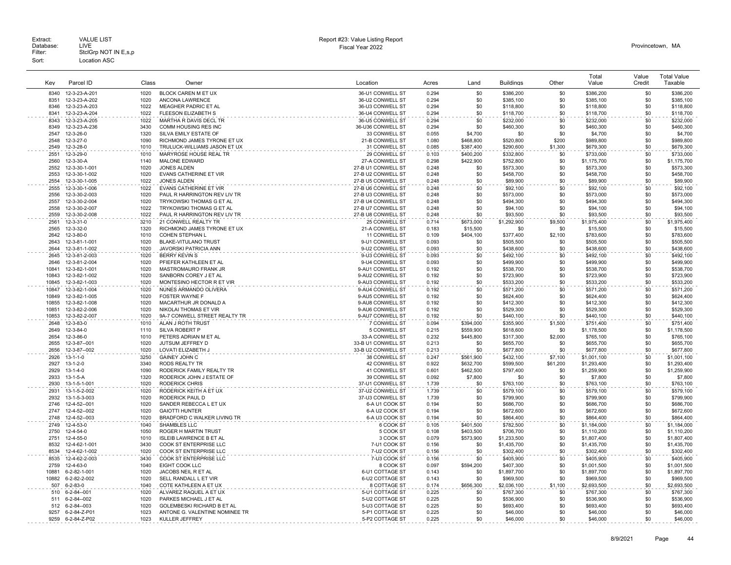Extract: VALUE LIST
Database: LIVE
Filter: StclGrp NOT IN E,s,p
Sort: Location ASC

Report #23: Value Listing Report
Fiscal Year 2022

Provincetown, MA

| Key | Parcel ID | Class | Owner | Location | Acres | Land | Buildings | Other | Total Value | Value Credit | Total Value Taxable |
|---|---|---|---|---|---|---|---|---|---|---|---|
| 8340 | 12-3-23-A-201 | 1020 | BLOCK CAREN M ET UX | 36-U1 CONWELL ST | 0.294 | $0 | $386,200 | $0 | $386,200 | $0 | $386,200 |
| 8351 | 12-3-23-A-202 | 1020 | ANCONA LAWRENCE | 36-U2 CONWELL ST | 0.294 | $0 | $385,100 | $0 | $385,100 | $0 | $385,100 |
| 8346 | 12-3-23-A-203 | 1022 | MEAGHER PADRIC ET AL | 36-U3 CONWELL ST | 0.294 | $0 | $118,800 | $0 | $118,800 | $0 | $118,800 |
| 8341 | 12-3-23-A-204 | 1022 | FLEESON ELIZABETH S | 36-U4 CONWELL ST | 0.294 | $0 | $118,700 | $0 | $118,700 | $0 | $118,700 |
| 8343 | 12-3-23-A-205 | 1022 | MARTHA R DAVIS DECL TR | 36-U5 CONWELL ST | 0.294 | $0 | $232,000 | $0 | $232,000 | $0 | $232,000 |
| 8349 | 12-3-23-A-236 | 3430 | COMM HOUSING RES INC | 36-U36 CONWELL ST | 0.294 | $0 | $460,300 | $0 | $460,300 | $0 | $460,300 |
| 2547 | 12-3-26-0 | 1320 | SILVA EMILY ESTATE OF | 33 CONWELL ST | 0.055 | $4,700 | $0 | $0 | $4,700 | $0 | $4,700 |
| 2548 | 12-3-27-0 | 1090 | RICHMOND JAMES TYRONE ET UX | 21-B CONWELL ST | 1.080 | $468,800 | $520,800 | $200 | $989,800 | $0 | $989,800 |
| 2549 | 12-3-28-0 | 1010 | TRULUCK-WILLIAMS JASON ET UX | 31 CONWELL ST | 0.085 | $387,400 | $290,600 | $1,300 | $679,300 | $0 | $679,300 |
| 2551 | 12-3-29-0 | 1010 | MARYROSE HOUSE REAL TR | 29 CONWELL ST | 0.103 | $400,200 | $332,800 | $0 | $733,000 | $0 | $733,000 |
| 2560 | 12-3-30-A | 1140 | MALONE EDWARD | 27-A CONWELL ST | 0.298 | $422,900 | $752,800 | $0 | $1,175,700 | $0 | $1,175,700 |
| 2552 | 12-3-30-1-001 | 1020 | JONES ALDEN | 27-B U1 CONWELL ST | 0.248 | $0 | $573,300 | $0 | $573,300 | $0 | $573,300 |
| 2553 | 12-3-30-1-002 | 1020 | EVANS CATHERINE ET VIR | 27-B U2 CONWELL ST | 0.248 | $0 | $458,700 | $0 | $458,700 | $0 | $458,700 |
| 2554 | 12-3-30-1-005 | 1022 | JONES ALDEN | 27-B U5 CONWELL ST | 0.248 | $0 | $89,900 | $0 | $89,900 | $0 | $89,900 |
| 2555 | 12-3-30-1-006 | 1022 | EVANS CATHERINE ET VIR | 27-B U6 CONWELL ST | 0.248 | $0 | $92,100 | $0 | $92,100 | $0 | $92,100 |
| 2556 | 12-3-30-2-003 | 1020 | PAUL R HARRINGTON REV LIV TR | 27-B U3 CONWELL ST | 0.248 | $0 | $573,000 | $0 | $573,000 | $0 | $573,000 |
| 2557 | 12-3-30-2-004 | 1020 | TRYKOWSKI THOMAS G ET AL | 27-B U4 CONWELL ST | 0.248 | $0 | $494,300 | $0 | $494,300 | $0 | $494,300 |
| 2558 | 12-3-30-2-007 | 1022 | TRYKOWSKI THOMAS G ET AL | 27-B U7 CONWELL ST | 0.248 | $0 | $94,100 | $0 | $94,100 | $0 | $94,100 |
| 2559 | 12-3-30-2-008 | 1022 | PAUL R HARRINGTON REV LIV TR | 27-B U8 CONWELL ST | 0.248 | $0 | $93,500 | $0 | $93,500 | $0 | $93,500 |
| 2561 | 12-3-31-0 | 3210 | 21 CONWELL REALTY TR | 25 CONWELL ST | 0.714 | $673,000 | $1,292,900 | $9,500 | $1,975,400 | $0 | $1,975,400 |
| 2565 | 12-3-32-0 | 1320 | RICHMOND JAMES TYRONE ET UX | 21-A CONWELL ST | 0.183 | $15,500 | $0 | $0 | $15,500 | $0 | $15,500 |
| 2642 | 12-3-80-0 | 1010 | COHEN STEPHAN L | 11 CONWELL ST | 0.109 | $404,100 | $377,400 | $2,100 | $783,600 | $0 | $783,600 |
| 2643 | 12-3-81-1-001 | 1020 | BLAKE-VITULANO TRUST | 9-U1 CONWELL ST | 0.093 | $0 | $505,500 | $0 | $505,500 | $0 | $505,500 |
| 2644 | 12-3-81-1-002 | 1020 | JAVORSKI PATRICIA ANN | 9-U2 CONWELL ST | 0.093 | $0 | $438,600 | $0 | $438,600 | $0 | $438,600 |
| 2645 | 12-3-81-2-003 | 1020 | BERRY KEVIN S | 9-U3 CONWELL ST | 0.093 | $0 | $492,100 | $0 | $492,100 | $0 | $492,100 |
| 2646 | 12-3-81-2-004 | 1020 | PFIEFER KATHLEEN ET AL | 9-U4 CONWELL ST | 0.093 | $0 | $499,900 | $0 | $499,900 | $0 | $499,900 |
| 10841 | 12-3-82-1-001 | 1020 | MASTROMAURO FRANK JR | 9-AU1 CONWELL ST | 0.192 | $0 | $538,700 | $0 | $538,700 | $0 | $538,700 |
| 10843 | 12-3-82-1-002 | 1020 | SANBORN COREY J ET AL | 9-AU2 CONWELL ST | 0.192 | $0 | $723,900 | $0 | $723,900 | $0 | $723,900 |
| 10845 | 12-3-82-1-003 | 1020 | MONTESINO HECTOR R ET VIR | 9-AU3 CONWELL ST | 0.192 | $0 | $533,200 | $0 | $533,200 | $0 | $533,200 |
| 10847 | 12-3-82-1-004 | 1020 | NUNES ARMANDO OLIVERA | 9-AU4 CONWELL ST | 0.192 | $0 | $571,200 | $0 | $571,200 | $0 | $571,200 |
| 10849 | 12-3-82-1-005 | 1020 | FOSTER WAYNE F | 9-AU5 CONWELL ST | 0.192 | $0 | $624,400 | $0 | $624,400 | $0 | $624,400 |
| 10855 | 12-3-82-1-008 | 1020 | MACARTHUR JR DONALD A | 9-AU8 CONWELL ST | 0.192 | $0 | $412,300 | $0 | $412,300 | $0 | $412,300 |
| 10851 | 12-3-82-2-006 | 1020 | NIKOLAI THOMAS ET VIR | 9-AU6 CONWELL ST | 0.192 | $0 | $529,300 | $0 | $529,300 | $0 | $529,300 |
| 10853 | 12-3-82-2-007 | 1020 | 9A-7 CONWELL STREET REALTY TR | 9-AU7 CONWELL ST | 0.192 | $0 | $440,100 | $0 | $440,100 | $0 | $440,100 |
| 2648 | 12-3-83-0 | 1010 | ALAN J ROTH TRUST | 7 CONWELL ST | 0.094 | $394,000 | $355,900 | $1,500 | $751,400 | $0 | $751,400 |
| 2649 | 12-3-84-0 | 1110 | SILVA ROBERT P | 5 CONWELL ST | 0.215 | $559,900 | $618,600 | $0 | $1,178,500 | $0 | $1,178,500 |
| 2654 | 12-3-86-0 | 1010 | PETERS ADRIAN M ET AL | 33-A CONWELL ST | 0.232 | $445,800 | $317,300 | $2,000 | $765,100 | $0 | $765,100 |
| 2655 | 12-3-87--001 | 1020 | JUTSUM JEFFREY D | 33-B U1 CONWELL ST | 0.213 | $0 | $655,700 | $0 | $655,700 | $0 | $655,700 |
| 2656 | 12-3-87--002 | 1020 | LOVATI ELIZABETH J | 33-B U2 CONWELL ST | 0.213 | $0 | $677,800 | $0 | $677,800 | $0 | $677,800 |
| 2926 | 13-1-1-0 | 3250 | GAINEY JOHN C | 38 CONWELL ST | 0.247 | $561,900 | $432,100 | $7,100 | $1,001,100 | $0 | $1,001,100 |
| 2927 | 13-1-2-0 | 3340 | RODS REALTY TR | 42 CONWELL ST | 0.922 | $632,700 | $599,500 | $61,200 | $1,293,400 | $0 | $1,293,400 |
| 2929 | 13-1-4-0 | 1090 | RODERICK FAMILY REALTY TR | 41 CONWELL ST | 0.601 | $462,500 | $797,400 | $0 | $1,259,900 | $0 | $1,259,900 |
| 2933 | 13-1-5-A | 1320 | RODERICK JOHN J ESTATE OF | 39 CONWELL ST | 0.092 | $7,800 | $0 | $0 | $7,800 | $0 | $7,800 |
| 2930 | 13-1-5-1-001 | 1020 | RODERICK CHRIS | 37-U1 CONWELL ST | 1.739 | $0 | $763,100 | $0 | $763,100 | $0 | $763,100 |
| 2931 | 13-1-5-2-002 | 1020 | RODERICK KEITH A ET UX | 37-U2 CONWELL ST | 1.739 | $0 | $579,100 | $0 | $579,100 | $0 | $579,100 |
| 2932 | 13-1-5-3-003 | 1020 | RODERICK PAUL D | 37-U3 CONWELL ST | 1.739 | $0 | $799,900 | $0 | $799,900 | $0 | $799,900 |
| 2746 | 12-4-52--001 | 1020 | SANDER REBECCA L ET UX | 6-A U1 COOK ST | 0.194 | $0 | $686,700 | $0 | $686,700 | $0 | $686,700 |
| 2747 | 12-4-52--002 | 1020 | GAIOTTI HUNTER | 6-A U2 COOK ST | 0.194 | $0 | $672,600 | $0 | $672,600 | $0 | $672,600 |
| 2748 | 12-4-52--003 | 1020 | BRADFORD C WALKER LIVING TR | 6-A U3 COOK ST | 0.194 | $0 | $864,400 | $0 | $864,400 | $0 | $864,400 |
| 2749 | 12-4-53-0 | 1040 | SHAMBLES LLC | 6 COOK ST | 0.105 | $401,500 | $782,500 | $0 | $1,184,000 | $0 | $1,184,000 |
| 2750 | 12-4-54-0 | 1050 | ROGER H MARTIN TRUST | 5 COOK ST | 0.108 | $403,500 | $706,700 | $0 | $1,110,200 | $0 | $1,110,200 |
| 2751 | 12-4-55-0 | 1010 | ISLEIB LAWRENCE B ET AL | 3 COOK ST | 0.079 | $573,900 | $1,233,500 | $0 | $1,807,400 | $0 | $1,807,400 |
| 8532 | 12-4-62-1-001 | 3430 | COOK ST ENTERPRISE LLC | 7-U1 COOK ST | 0.156 | $0 | $1,435,700 | $0 | $1,435,700 | $0 | $1,435,700 |
| 8534 | 12-4-62-1-002 | 1020 | COOK ST ENTERPRISE LLC | 7-U2 COOK ST | 0.156 | $0 | $302,400 | $0 | $302,400 | $0 | $302,400 |
| 8535 | 12-4-62-2-003 | 3430 | COOK ST ENTERPRISE LLC | 7-U3 COOK ST | 0.156 | $0 | $405,900 | $0 | $405,900 | $0 | $405,900 |
| 2759 | 12-4-63-0 | 1040 | EIGHT COOK LLC | 8 COOK ST | 0.097 | $594,200 | $407,300 | $0 | $1,001,500 | $0 | $1,001,500 |
| 10881 | 6-2-82-1-001 | 1020 | JACOBS NEIL R ET AL | 6-U1 COTTAGE ST | 0.143 | $0 | $1,897,700 | $0 | $1,897,700 | $0 | $1,897,700 |
| 10882 | 6-2-82-2-002 | 1020 | SELL RANDALL L ET VIR | 6-U2 COTTAGE ST | 0.143 | $0 | $969,500 | $0 | $969,500 | $0 | $969,500 |
| 507 | 6-2-83-0 | 1040 | COTE KATHLEEN A ET UX | 8 COTTAGE ST | 0.174 | $656,300 | $2,036,100 | $1,100 | $2,693,500 | $0 | $2,693,500 |
| 510 | 6-2-84--001 | 1020 | ALVAREZ RAQUEL A ET UX | 5-U1 COTTAGE ST | 0.225 | $0 | $767,300 | $0 | $767,300 | $0 | $767,300 |
| 511 | 6-2-84--002 | 1020 | PARKES MICHAEL J ET AL | 5-U2 COTTAGE ST | 0.225 | $0 | $536,900 | $0 | $536,900 | $0 | $536,900 |
| 512 | 6-2-84--003 | 1020 | GOLEMBESKI RICHARD B ET AL | 5-U3 COTTAGE ST | 0.225 | $0 | $693,400 | $0 | $693,400 | $0 | $693,400 |
| 9257 | 6-2-84-Z-P01 | 1023 | ANTONE G. VALENTINE NOMINEE TR | 5-P1 COTTAGE ST | 0.225 | $0 | $46,000 | $0 | $46,000 | $0 | $46,000 |
| 9259 | 6-2-84-Z-P02 | 1023 | KULLER JEFFREY | 5-P2 COTTAGE ST | 0.225 | $0 | $46,000 | $0 | $46,000 | $0 | $46,000 |

8/9/2021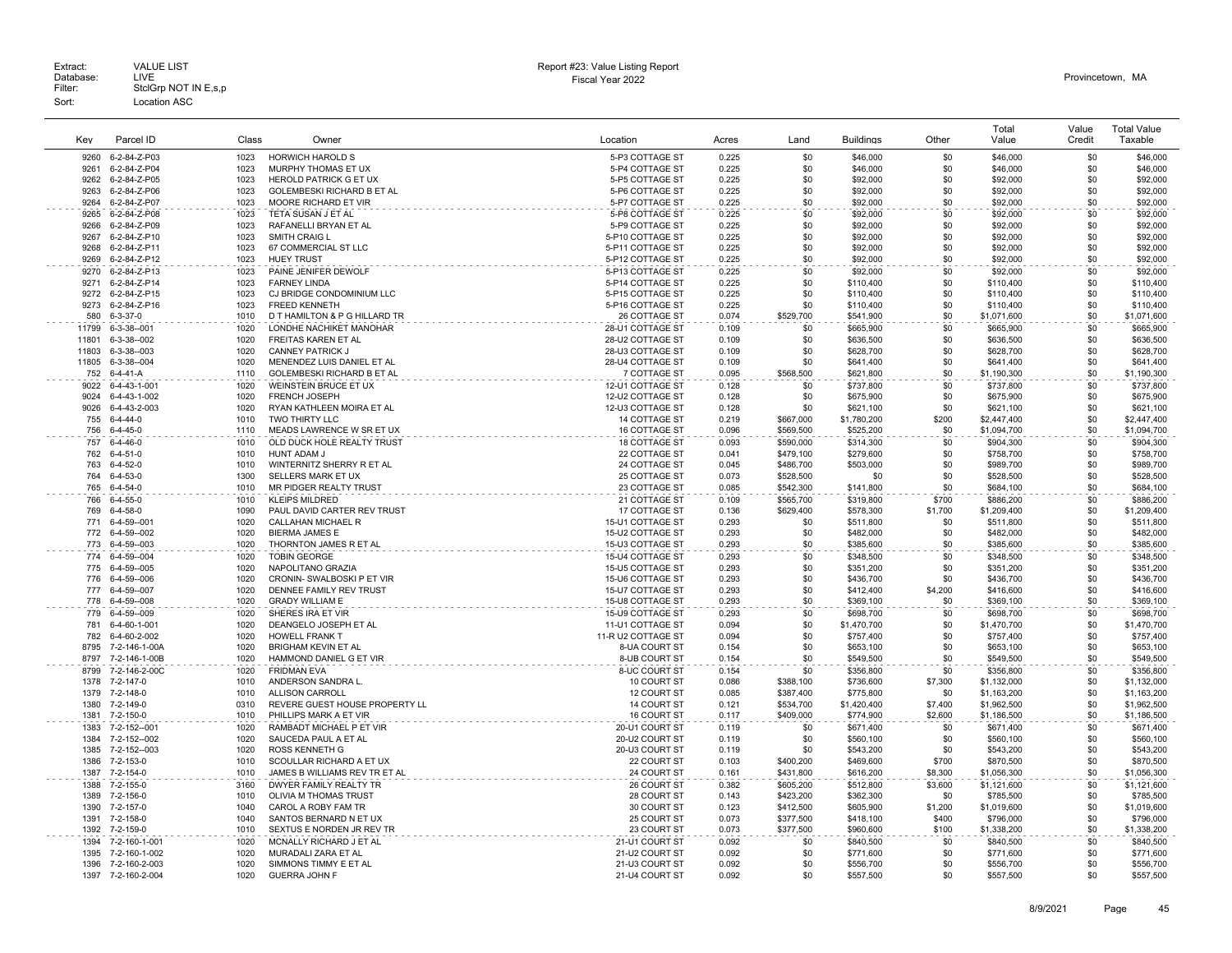Extract: VALUE LIST
Database: LIVE
Filter: StclGrp NOT IN E,s,p
Sort: Location ASC

Report #23: Value Listing Report
Fiscal Year 2022

Provincetown, MA

| Key | Parcel ID | Class | Owner | Location | Acres | Land | Buildings | Other | Total Value | Value Credit | Total Value Taxable |
|---|---|---|---|---|---|---|---|---|---|---|---|
| 9260 | 6-2-84-Z-P03 | 1023 | HORWICH HAROLD S | 5-P3 COTTAGE ST | 0.225 | $0 | $46,000 | $0 | $46,000 | $0 | $46,000 |
| 9261 | 6-2-84-Z-P04 | 1023 | MURPHY THOMAS ET UX | 5-P4 COTTAGE ST | 0.225 | $0 | $46,000 | $0 | $46,000 | $0 | $46,000 |
| 9262 | 6-2-84-Z-P05 | 1023 | HEROLD PATRICK G ET UX | 5-P5 COTTAGE ST | 0.225 | $0 | $92,000 | $0 | $92,000 | $0 | $92,000 |
| 9263 | 6-2-84-Z-P06 | 1023 | GOLEMBESKI RICHARD B ET AL | 5-P6 COTTAGE ST | 0.225 | $0 | $92,000 | $0 | $92,000 | $0 | $92,000 |
| 9264 | 6-2-84-Z-P07 | 1023 | MOORE RICHARD ET VIR | 5-P7 COTTAGE ST | 0.225 | $0 | $92,000 | $0 | $92,000 | $0 | $92,000 |
| 9265 | 6-2-84-Z-P08 | 1023 | TETA SUSAN J ET AL | 5-P8 COTTAGE ST | 0.225 | $0 | $92,000 | $0 | $92,000 | $0 | $92,000 |
| 9266 | 6-2-84-Z-P09 | 1023 | RAFANELLI BRYAN ET AL | 5-P9 COTTAGE ST | 0.225 | $0 | $92,000 | $0 | $92,000 | $0 | $92,000 |
| 9267 | 6-2-84-Z-P10 | 1023 | SMITH CRAIG L | 5-P10 COTTAGE ST | 0.225 | $0 | $92,000 | $0 | $92,000 | $0 | $92,000 |
| 9268 | 6-2-84-Z-P11 | 1023 | 67 COMMERCIAL ST LLC | 5-P11 COTTAGE ST | 0.225 | $0 | $92,000 | $0 | $92,000 | $0 | $92,000 |
| 9269 | 6-2-84-Z-P12 | 1023 | HUEY TRUST | 5-P12 COTTAGE ST | 0.225 | $0 | $92,000 | $0 | $92,000 | $0 | $92,000 |
| 9270 | 6-2-84-Z-P13 | 1023 | PAINE JENIFER DEWOLF | 5-P13 COTTAGE ST | 0.225 | $0 | $92,000 | $0 | $92,000 | $0 | $92,000 |
| 9271 | 6-2-84-Z-P14 | 1023 | FARNEY LINDA | 5-P14 COTTAGE ST | 0.225 | $0 | $110,400 | $0 | $110,400 | $0 | $110,400 |
| 9272 | 6-2-84-Z-P15 | 1023 | CJ BRIDGE CONDOMINIUM LLC | 5-P15 COTTAGE ST | 0.225 | $0 | $110,400 | $0 | $110,400 | $0 | $110,400 |
| 9273 | 6-2-84-Z-P16 | 1023 | FREED KENNETH | 5-P16 COTTAGE ST | 0.225 | $0 | $110,400 | $0 | $110,400 | $0 | $110,400 |
| 580 | 6-3-37-0 | 1010 | D T HAMILTON & P G HILLARD TR | 26 COTTAGE ST | 0.074 | $529,700 | $541,900 | $0 | $1,071,600 | $0 | $1,071,600 |
| 11799 | 6-3-38--001 | 1020 | LONDHE NACHIKET MANOHAR | 28-U1 COTTAGE ST | 0.109 | $0 | $665,900 | $0 | $665,900 | $0 | $665,900 |
| 11801 | 6-3-38--002 | 1020 | FREITAS KAREN ET AL | 28-U2 COTTAGE ST | 0.109 | $0 | $636,500 | $0 | $636,500 | $0 | $636,500 |
| 11803 | 6-3-38--003 | 1020 | CANNEY PATRICK J | 28-U3 COTTAGE ST | 0.109 | $0 | $628,700 | $0 | $628,700 | $0 | $628,700 |
| 11805 | 6-3-38--004 | 1020 | MENENDEZ LUIS DANIEL ET AL | 28-U4 COTTAGE ST | 0.109 | $0 | $641,400 | $0 | $641,400 | $0 | $641,400 |
| 752 | 6-4-41-A | 1110 | GOLEMBESKI RICHARD B ET AL | 7 COTTAGE ST | 0.095 | $568,500 | $621,800 | $0 | $1,190,300 | $0 | $1,190,300 |
| 9022 | 6-4-43-1-001 | 1020 | WEINSTEIN BRUCE ET UX | 12-U1 COTTAGE ST | 0.128 | $0 | $737,800 | $0 | $737,800 | $0 | $737,800 |
| 9024 | 6-4-43-1-002 | 1020 | FRENCH JOSEPH | 12-U2 COTTAGE ST | 0.128 | $0 | $675,900 | $0 | $675,900 | $0 | $675,900 |
| 9026 | 6-4-43-2-003 | 1020 | RYAN KATHLEEN MOIRA ET AL | 12-U3 COTTAGE ST | 0.128 | $0 | $621,100 | $0 | $621,100 | $0 | $621,100 |
| 755 | 6-4-44-0 | 1010 | TWO THIRTY LLC | 14 COTTAGE ST | 0.219 | $667,000 | $1,780,200 | $200 | $2,447,400 | $0 | $2,447,400 |
| 756 | 6-4-45-0 | 1110 | MEADS LAWRENCE W SR ET UX | 16 COTTAGE ST | 0.096 | $569,500 | $525,200 | $0 | $1,094,700 | $0 | $1,094,700 |
| 757 | 6-4-46-0 | 1010 | OLD DUCK HOLE REALTY TRUST | 18 COTTAGE ST | 0.093 | $590,000 | $314,300 | $0 | $904,300 | $0 | $904,300 |
| 762 | 6-4-51-0 | 1010 | HUNT ADAM J | 22 COTTAGE ST | 0.041 | $479,100 | $279,600 | $0 | $758,700 | $0 | $758,700 |
| 763 | 6-4-52-0 | 1010 | WINTERNITZ SHERRY R ET AL | 24 COTTAGE ST | 0.045 | $486,700 | $503,000 | $0 | $989,700 | $0 | $989,700 |
| 764 | 6-4-53-0 | 1300 | SELLERS MARK ET UX | 25 COTTAGE ST | 0.073 | $528,500 | $0 | $0 | $528,500 | $0 | $528,500 |
| 765 | 6-4-54-0 | 1010 | MR PIDGER REALTY TRUST | 23 COTTAGE ST | 0.085 | $542,300 | $141,800 | $0 | $684,100 | $0 | $684,100 |
| 766 | 6-4-55-0 | 1010 | KLEIPS MILDRED | 21 COTTAGE ST | 0.109 | $565,700 | $319,800 | $700 | $886,200 | $0 | $886,200 |
| 769 | 6-4-58-0 | 1090 | PAUL DAVID CARTER REV TRUST | 17 COTTAGE ST | 0.136 | $629,400 | $578,300 | $1,700 | $1,209,400 | $0 | $1,209,400 |
| 771 | 6-4-59--001 | 1020 | CALLAHAN MICHAEL R | 15-U1 COTTAGE ST | 0.293 | $0 | $511,800 | $0 | $511,800 | $0 | $511,800 |
| 772 | 6-4-59--002 | 1020 | BIERMA JAMES E | 15-U2 COTTAGE ST | 0.293 | $0 | $482,000 | $0 | $482,000 | $0 | $482,000 |
| 773 | 6-4-59--003 | 1020 | THORNTON JAMES R ET AL | 15-U3 COTTAGE ST | 0.293 | $0 | $385,600 | $0 | $385,600 | $0 | $385,600 |
| 774 | 6-4-59--004 | 1020 | TOBIN GEORGE | 15-U4 COTTAGE ST | 0.293 | $0 | $348,500 | $0 | $348,500 | $0 | $348,500 |
| 775 | 6-4-59--005 | 1020 | NAPOLITANO GRAZIA | 15-U5 COTTAGE ST | 0.293 | $0 | $351,200 | $0 | $351,200 | $0 | $351,200 |
| 776 | 6-4-59--006 | 1020 | CRONIN- SWALBOSKI P ET VIR | 15-U6 COTTAGE ST | 0.293 | $0 | $436,700 | $0 | $436,700 | $0 | $436,700 |
| 777 | 6-4-59--007 | 1020 | DENNEE FAMILY REV TRUST | 15-U7 COTTAGE ST | 0.293 | $0 | $412,400 | $4,200 | $416,600 | $0 | $416,600 |
| 778 | 6-4-59--008 | 1020 | GRADY WILLIAM E | 15-U8 COTTAGE ST | 0.293 | $0 | $369,100 | $0 | $369,100 | $0 | $369,100 |
| 779 | 6-4-59--009 | 1020 | SHERES IRA ET VIR | 15-U9 COTTAGE ST | 0.293 | $0 | $698,700 | $0 | $698,700 | $0 | $698,700 |
| 781 | 6-4-60-1-001 | 1020 | DEANGELO JOSEPH ET AL | 11-U1 COTTAGE ST | 0.094 | $0 | $1,470,700 | $0 | $1,470,700 | $0 | $1,470,700 |
| 782 | 6-4-60-2-002 | 1020 | HOWELL FRANK T | 11-R U2 COTTAGE ST | 0.094 | $0 | $757,400 | $0 | $757,400 | $0 | $757,400 |
| 8795 | 7-2-146-1-00A | 1020 | BRIGHAM KEVIN ET AL | 8-UA COURT ST | 0.154 | $0 | $653,100 | $0 | $653,100 | $0 | $653,100 |
| 8797 | 7-2-146-1-00B | 1020 | HAMMOND DANIEL G ET VIR | 8-UB COURT ST | 0.154 | $0 | $549,500 | $0 | $549,500 | $0 | $549,500 |
| 8799 | 7-2-146-2-00C | 1020 | FRIDMAN EVA | 8-UC COURT ST | 0.154 | $0 | $356,800 | $0 | $356,800 | $0 | $356,800 |
| 1378 | 7-2-147-0 | 1010 | ANDERSON SANDRA L. | 10 COURT ST | 0.086 | $388,100 | $736,600 | $7,300 | $1,132,000 | $0 | $1,132,000 |
| 1379 | 7-2-148-0 | 1010 | ALLISON CARROLL | 12 COURT ST | 0.085 | $387,400 | $775,800 | $0 | $1,163,200 | $0 | $1,163,200 |
| 1380 | 7-2-149-0 | 0310 | REVERE GUEST HOUSE PROPERTY LL | 14 COURT ST | 0.121 | $534,700 | $1,420,400 | $7,400 | $1,962,500 | $0 | $1,962,500 |
| 1381 | 7-2-150-0 | 1010 | PHILLIPS MARK A ET VIR | 16 COURT ST | 0.117 | $409,000 | $774,900 | $2,600 | $1,186,500 | $0 | $1,186,500 |
| 1383 | 7-2-152--001 | 1020 | RAMBADT MICHAEL P ET VIR | 20-U1 COURT ST | 0.119 | $0 | $671,400 | $0 | $671,400 | $0 | $671,400 |
| 1384 | 7-2-152--002 | 1020 | SAUCEDA PAUL A ET AL | 20-U2 COURT ST | 0.119 | $0 | $560,100 | $0 | $560,100 | $0 | $560,100 |
| 1385 | 7-2-152--003 | 1020 | ROSS KENNETH G | 20-U3 COURT ST | 0.119 | $0 | $543,200 | $0 | $543,200 | $0 | $543,200 |
| 1386 | 7-2-153-0 | 1010 | SCOULLAR RICHARD A ET UX | 22 COURT ST | 0.103 | $400,200 | $469,600 | $700 | $870,500 | $0 | $870,500 |
| 1387 | 7-2-154-0 | 1010 | JAMES B WILLIAMS REV TR ET AL | 24 COURT ST | 0.161 | $431,800 | $616,200 | $8,300 | $1,056,300 | $0 | $1,056,300 |
| 1388 | 7-2-155-0 | 3160 | DWYER FAMILY REALTY TR | 26 COURT ST | 0.382 | $605,200 | $512,800 | $3,600 | $1,121,600 | $0 | $1,121,600 |
| 1389 | 7-2-156-0 | 1010 | OLIVIA M THOMAS TRUST | 28 COURT ST | 0.143 | $423,200 | $362,300 | $0 | $785,500 | $0 | $785,500 |
| 1390 | 7-2-157-0 | 1040 | CAROL A ROBY FAM TR | 30 COURT ST | 0.123 | $412,500 | $605,900 | $1,200 | $1,019,600 | $0 | $1,019,600 |
| 1391 | 7-2-158-0 | 1040 | SANTOS BERNARD N ET UX | 25 COURT ST | 0.073 | $377,500 | $418,100 | $400 | $796,000 | $0 | $796,000 |
| 1392 | 7-2-159-0 | 1010 | SEXTUS E NORDEN JR REV TR | 23 COURT ST | 0.073 | $377,500 | $960,600 | $100 | $1,338,200 | $0 | $1,338,200 |
| 1394 | 7-2-160-1-001 | 1020 | MCNALLY RICHARD J ET AL | 21-U1 COURT ST | 0.092 | $0 | $840,500 | $0 | $840,500 | $0 | $840,500 |
| 1395 | 7-2-160-1-002 | 1020 | MURADALI ZARA ET AL | 21-U2 COURT ST | 0.092 | $0 | $771,600 | $0 | $771,600 | $0 | $771,600 |
| 1396 | 7-2-160-2-003 | 1020 | SIMMONS TIMMY E ET AL | 21-U3 COURT ST | 0.092 | $0 | $556,700 | $0 | $556,700 | $0 | $556,700 |
| 1397 | 7-2-160-2-004 | 1020 | GUERRA JOHN F | 21-U4 COURT ST | 0.092 | $0 | $557,500 | $0 | $557,500 | $0 | $557,500 |

8/9/2021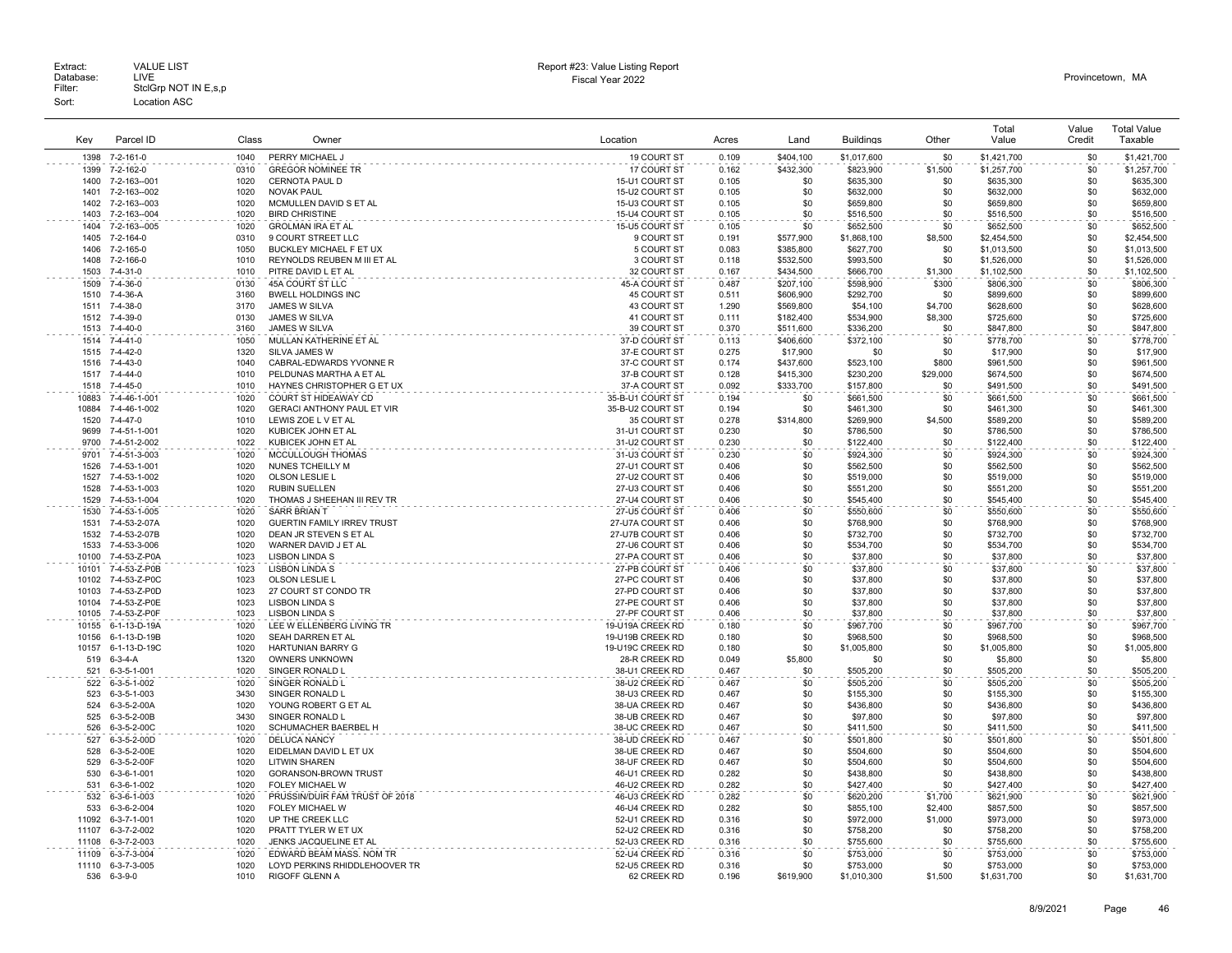Extract: VALUE LIST
Database: LIVE
Filter: StclGrp NOT IN E,s,p
Sort: Location ASC

Report #23: Value Listing Report
Fiscal Year 2022

Provincetown, MA

| Key | Parcel ID | Class | Owner | Location | Acres | Land | Buildings | Other | Total Value | Value Credit | Total Value Taxable |
|---|---|---|---|---|---|---|---|---|---|---|---|
| 1398 | 7-2-161-0 | 1040 | PERRY MICHAEL J | 19 COURT ST | 0.109 | $404,100 | $1,017,600 | $0 | $1,421,700 | $0 | $1,421,700 |
| 1399 | 7-2-162-0 | 0310 | GREGOR NOMINEE TR | 17 COURT ST | 0.162 | $432,300 | $823,900 | $1,500 | $1,257,700 | $0 | $1,257,700 |
| 1400 | 7-2-163--001 | 1020 | CERNOTA PAUL D | 15-U1 COURT ST | 0.105 | $0 | $635,300 | $0 | $635,300 | $0 | $635,300 |
| 1401 | 7-2-163--002 | 1020 | NOVAK PAUL | 15-U2 COURT ST | 0.105 | $0 | $632,000 | $0 | $632,000 | $0 | $632,000 |
| 1402 | 7-2-163--003 | 1020 | MCMULLEN DAVID S ET AL | 15-U3 COURT ST | 0.105 | $0 | $659,800 | $0 | $659,800 | $0 | $659,800 |
| 1403 | 7-2-163--004 | 1020 | BIRD CHRISTINE | 15-U4 COURT ST | 0.105 | $0 | $516,500 | $0 | $516,500 | $0 | $516,500 |
| 1404 | 7-2-163--005 | 1020 | GROLMAN IRA ET AL | 15-U5 COURT ST | 0.105 | $0 | $652,500 | $0 | $652,500 | $0 | $652,500 |
| 1405 | 7-2-164-0 | 0310 | 9 COURT STREET LLC | 9 COURT ST | 0.191 | $577,900 | $1,868,100 | $8,500 | $2,454,500 | $0 | $2,454,500 |
| 1406 | 7-2-165-0 | 1050 | BUCKLEY MICHAEL F ET UX | 5 COURT ST | 0.083 | $385,800 | $627,700 | $0 | $1,013,500 | $0 | $1,013,500 |
| 1408 | 7-2-166-0 | 1010 | REYNOLDS REUBEN M III ET AL | 3 COURT ST | 0.118 | $532,500 | $993,500 | $0 | $1,526,000 | $0 | $1,526,000 |
| 1503 | 7-4-31-0 | 1010 | PITRE DAVID L ET AL | 32 COURT ST | 0.167 | $434,500 | $666,700 | $1,300 | $1,102,500 | $0 | $1,102,500 |
| 1509 | 7-4-36-0 | 0130 | 45A COURT ST LLC | 45-A COURT ST | 0.487 | $207,100 | $598,900 | $300 | $806,300 | $0 | $806,300 |
| 1510 | 7-4-36-A | 3160 | BWELL HOLDINGS INC | 45 COURT ST | 0.511 | $606,900 | $292,700 | $0 | $899,600 | $0 | $899,600 |
| 1511 | 7-4-38-0 | 3170 | JAMES W SILVA | 43 COURT ST | 1.290 | $569,800 | $54,100 | $4,700 | $628,600 | $0 | $628,600 |
| 1512 | 7-4-39-0 | 0130 | JAMES W SILVA | 41 COURT ST | 0.111 | $182,400 | $534,900 | $8,300 | $725,600 | $0 | $725,600 |
| 1513 | 7-4-40-0 | 3160 | JAMES W SILVA | 39 COURT ST | 0.370 | $511,600 | $336,200 | $0 | $847,800 | $0 | $847,800 |
| 1514 | 7-4-41-0 | 1050 | MULLAN KATHERINE ET AL | 37-D COURT ST | 0.113 | $406,600 | $372,100 | $0 | $778,700 | $0 | $778,700 |
| 1515 | 7-4-42-0 | 1320 | SILVA JAMES W | 37-E COURT ST | 0.275 | $17,900 | $0 | $0 | $17,900 | $0 | $17,900 |
| 1516 | 7-4-43-0 | 1040 | CABRAL-EDWARDS YVONNE R | 37-C COURT ST | 0.174 | $437,600 | $523,100 | $800 | $961,500 | $0 | $961,500 |
| 1517 | 7-4-44-0 | 1010 | PELDUNAS MARTHA A ET AL | 37-B COURT ST | 0.128 | $415,300 | $230,200 | $29,000 | $674,500 | $0 | $674,500 |
| 1518 | 7-4-45-0 | 1010 | HAYNES CHRISTOPHER G ET UX | 37-A COURT ST | 0.092 | $333,700 | $157,800 | $0 | $491,500 | $0 | $491,500 |
| 10883 | 7-4-46-1-001 | 1020 | COURT ST HIDEAWAY CD | 35-B-U1 COURT ST | 0.194 | $0 | $661,500 | $0 | $661,500 | $0 | $661,500 |
| 10884 | 7-4-46-1-002 | 1020 | GERACI ANTHONY PAUL ET VIR | 35-B-U2 COURT ST | 0.194 | $0 | $461,300 | $0 | $461,300 | $0 | $461,300 |
| 1520 | 7-4-47-0 | 1010 | LEWIS ZOE L V ET AL | 35 COURT ST | 0.278 | $314,800 | $269,900 | $4,500 | $589,200 | $0 | $589,200 |
| 9699 | 7-4-51-1-001 | 1020 | KUBICEK JOHN ET AL | 31-U1 COURT ST | 0.230 | $0 | $786,500 | $0 | $786,500 | $0 | $786,500 |
| 9700 | 7-4-51-2-002 | 1022 | KUBICEK JOHN ET AL | 31-U2 COURT ST | 0.230 | $0 | $122,400 | $0 | $122,400 | $0 | $122,400 |
| 9701 | 7-4-51-3-003 | 1020 | MCCULLOUGH THOMAS | 31-U3 COURT ST | 0.230 | $0 | $924,300 | $0 | $924,300 | $0 | $924,300 |
| 1526 | 7-4-53-1-001 | 1020 | NUNES TCHEILLY M | 27-U1 COURT ST | 0.406 | $0 | $562,500 | $0 | $562,500 | $0 | $562,500 |
| 1527 | 7-4-53-1-002 | 1020 | OLSON LESLIE L | 27-U2 COURT ST | 0.406 | $0 | $519,000 | $0 | $519,000 | $0 | $519,000 |
| 1528 | 7-4-53-1-003 | 1020 | RUBIN SUELLEN | 27-U3 COURT ST | 0.406 | $0 | $551,200 | $0 | $551,200 | $0 | $551,200 |
| 1529 | 7-4-53-1-004 | 1020 | THOMAS J SHEEHAN III REV TR | 27-U4 COURT ST | 0.406 | $0 | $545,400 | $0 | $545,400 | $0 | $545,400 |
| 1530 | 7-4-53-1-005 | 1020 | SARR BRIAN T | 27-U5 COURT ST | 0.406 | $0 | $550,600 | $0 | $550,600 | $0 | $550,600 |
| 1531 | 7-4-53-2-07A | 1020 | GUERTIN FAMILY IRREV TRUST | 27-U7A COURT ST | 0.406 | $0 | $768,900 | $0 | $768,900 | $0 | $768,900 |
| 1532 | 7-4-53-2-07B | 1020 | DEAN JR STEVEN S ET AL | 27-U7B COURT ST | 0.406 | $0 | $732,700 | $0 | $732,700 | $0 | $732,700 |
| 1533 | 7-4-53-3-006 | 1020 | WARNER DAVID J ET AL | 27-U6 COURT ST | 0.406 | $0 | $534,700 | $0 | $534,700 | $0 | $534,700 |
| 10100 | 7-4-53-Z-P0A | 1023 | LISBON LINDA S | 27-PA COURT ST | 0.406 | $0 | $37,800 | $0 | $37,800 | $0 | $37,800 |
| 10101 | 7-4-53-Z-P0B | 1023 | LISBON LINDA S | 27-PB COURT ST | 0.406 | $0 | $37,800 | $0 | $37,800 | $0 | $37,800 |
| 10102 | 7-4-53-Z-P0C | 1023 | OLSON LESLIE L | 27-PC COURT ST | 0.406 | $0 | $37,800 | $0 | $37,800 | $0 | $37,800 |
| 10103 | 7-4-53-Z-P0D | 1023 | 27 COURT ST CONDO TR | 27-PD COURT ST | 0.406 | $0 | $37,800 | $0 | $37,800 | $0 | $37,800 |
| 10104 | 7-4-53-Z-P0E | 1023 | LISBON LINDA S | 27-PE COURT ST | 0.406 | $0 | $37,800 | $0 | $37,800 | $0 | $37,800 |
| 10105 | 7-4-53-Z-P0F | 1023 | LISBON LINDA S | 27-PF COURT ST | 0.406 | $0 | $37,800 | $0 | $37,800 | $0 | $37,800 |
| 10155 | 6-1-13-D-19A | 1020 | LEE W ELLENBERG LIVING TR | 19-U19A CREEK RD | 0.180 | $0 | $967,700 | $0 | $967,700 | $0 | $967,700 |
| 10156 | 6-1-13-D-19B | 1020 | SEAH DARREN ET AL | 19-U19B CREEK RD | 0.180 | $0 | $968,500 | $0 | $968,500 | $0 | $968,500 |
| 10157 | 6-1-13-D-19C | 1020 | HARTUNIAN BARRY G | 19-U19C CREEK RD | 0.180 | $0 | $1,005,800 | $0 | $1,005,800 | $0 | $1,005,800 |
| 519 | 6-3-4-A | 1320 | OWNERS UNKNOWN | 28-R CREEK RD | 0.049 | $5,800 | $0 | $0 | $5,800 | $0 | $5,800 |
| 521 | 6-3-5-1-001 | 1020 | SINGER RONALD L | 38-U1 CREEK RD | 0.467 | $0 | $505,200 | $0 | $505,200 | $0 | $505,200 |
| 522 | 6-3-5-1-002 | 1020 | SINGER RONALD L | 38-U2 CREEK RD | 0.467 | $0 | $505,200 | $0 | $505,200 | $0 | $505,200 |
| 523 | 6-3-5-1-003 | 3430 | SINGER RONALD L | 38-U3 CREEK RD | 0.467 | $0 | $155,300 | $0 | $155,300 | $0 | $155,300 |
| 524 | 6-3-5-2-00A | 1020 | YOUNG ROBERT G ET AL | 38-UA CREEK RD | 0.467 | $0 | $436,800 | $0 | $436,800 | $0 | $436,800 |
| 525 | 6-3-5-2-00B | 3430 | SINGER RONALD L | 38-UB CREEK RD | 0.467 | $0 | $97,800 | $0 | $97,800 | $0 | $97,800 |
| 526 | 6-3-5-2-00C | 1020 | SCHUMACHER BAERBEL H | 38-UC CREEK RD | 0.467 | $0 | $411,500 | $0 | $411,500 | $0 | $411,500 |
| 527 | 6-3-5-2-00D | 1020 | DELUCA NANCY | 38-UD CREEK RD | 0.467 | $0 | $501,800 | $0 | $501,800 | $0 | $501,800 |
| 528 | 6-3-5-2-00E | 1020 | EIDELMAN DAVID L ET UX | 38-UE CREEK RD | 0.467 | $0 | $504,600 | $0 | $504,600 | $0 | $504,600 |
| 529 | 6-3-5-2-00F | 1020 | LITWIN SHAREN | 38-UF CREEK RD | 0.467 | $0 | $504,600 | $0 | $504,600 | $0 | $504,600 |
| 530 | 6-3-6-1-001 | 1020 | GORANSON-BROWN TRUST | 46-U1 CREEK RD | 0.282 | $0 | $438,800 | $0 | $438,800 | $0 | $438,800 |
| 531 | 6-3-6-1-002 | 1020 | FOLEY MICHAEL W | 46-U2 CREEK RD | 0.282 | $0 | $427,400 | $0 | $427,400 | $0 | $427,400 |
| 532 | 6-3-6-1-003 | 1020 | PRUSSIN/DUIR FAM TRUST OF 2018 | 46-U3 CREEK RD | 0.282 | $0 | $620,200 | $1,700 | $621,900 | $0 | $621,900 |
| 533 | 6-3-6-2-004 | 1020 | FOLEY MICHAEL W | 46-U4 CREEK RD | 0.282 | $0 | $855,100 | $2,400 | $857,500 | $0 | $857,500 |
| 11092 | 6-3-7-1-001 | 1020 | UP THE CREEK LLC | 52-U1 CREEK RD | 0.316 | $0 | $972,000 | $1,000 | $973,000 | $0 | $973,000 |
| 11107 | 6-3-7-2-002 | 1020 | PRATT TYLER W ET UX | 52-U2 CREEK RD | 0.316 | $0 | $758,200 | $0 | $758,200 | $0 | $758,200 |
| 11108 | 6-3-7-2-003 | 1020 | JENKS JACQUELINE ET AL | 52-U3 CREEK RD | 0.316 | $0 | $755,600 | $0 | $755,600 | $0 | $755,600 |
| 11109 | 6-3-7-3-004 | 1020 | EDWARD BEAM MASS. NOM TR | 52-U4 CREEK RD | 0.316 | $0 | $753,000 | $0 | $753,000 | $0 | $753,000 |
| 11110 | 6-3-7-3-005 | 1020 | LOYD PERKINS RHIDDLEHOOVER TR | 52-U5 CREEK RD | 0.316 | $0 | $753,000 | $0 | $753,000 | $0 | $753,000 |
| 536 | 6-3-9-0 | 1010 | RIGOFF GLENN A | 62 CREEK RD | 0.196 | $619,900 | $1,010,300 | $1,500 | $1,631,700 | $0 | $1,631,700 |

8/9/2021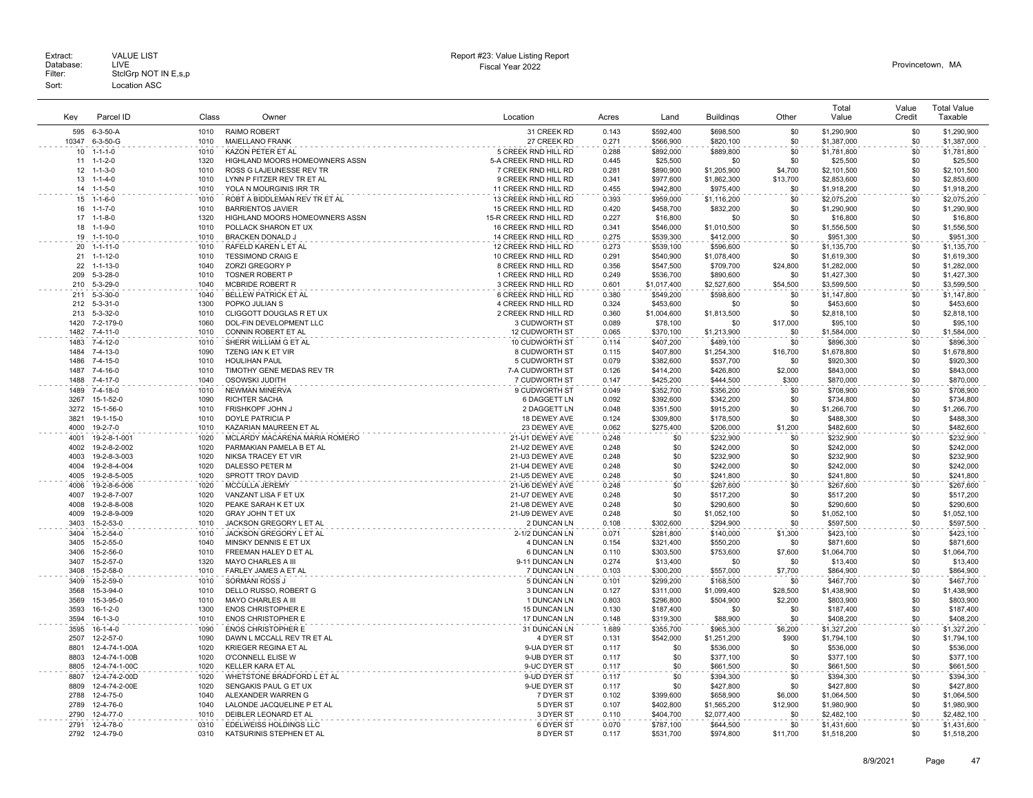Extract: VALUE LIST
Database: LIVE
Filter: StclGrp NOT IN E,s,p
Sort: Location ASC

Report #23: Value Listing Report
Fiscal Year 2022

Provincetown, MA

| Key | Parcel ID | Class | Owner | Location | Acres | Land | Buildings | Other | Total Value | Value Credit | Total Value Taxable |
|---|---|---|---|---|---|---|---|---|---|---|---|
| 595 | 6-3-50-A | 1010 | RAIMO ROBERT | 31 CREEK RD | 0.143 | $592,400 | $698,500 | $0 | $1,290,900 | $0 | $1,290,900 |
| 10347 | 6-3-50-G | 1010 | MAIELLANO FRANK | 27 CREEK RD | 0.271 | $566,900 | $820,100 | $0 | $1,387,000 | $0 | $1,387,000 |
| 10 | 1-1-1-0 | 1010 | KAZON PETER ET AL | 5 CREEK RND HILL RD | 0.288 | $892,000 | $889,800 | $0 | $1,781,800 | $0 | $1,781,800 |
| 11 | 1-1-2-0 | 1320 | HIGHLAND MOORS HOMEOWNERS ASSN | 5-A CREEK RND HILL RD | 0.445 | $25,500 | $0 | $0 | $25,500 | $0 | $25,500 |
| 12 | 1-1-3-0 | 1010 | ROSS G LAJEUNESSE REV TR | 7 CREEK RND HILL RD | 0.281 | $890,900 | $1,205,900 | $4,700 | $2,101,500 | $0 | $2,101,500 |
| 13 | 1-1-4-0 | 1010 | LYNN P FITZER REV TR ET AL | 9 CREEK RND HILL RD | 0.341 | $977,600 | $1,862,300 | $13,700 | $2,853,600 | $0 | $2,853,600 |
| 14 | 1-1-5-0 | 1010 | YOLA N MOURGINIS IRR TR | 11 CREEK RND HILL RD | 0.455 | $942,800 | $975,400 | $0 | $1,918,200 | $0 | $1,918,200 |
| 15 | 1-1-6-0 | 1010 | ROBT A BIDDLEMAN REV TR ET AL | 13 CREEK RND HILL RD | 0.393 | $959,000 | $1,116,200 | $0 | $2,075,200 | $0 | $2,075,200 |
| 16 | 1-1-7-0 | 1010 | BARRIENTOS JAVIER | 15 CREEK RND HILL RD | 0.420 | $458,700 | $832,200 | $0 | $1,290,900 | $0 | $1,290,900 |
| 17 | 1-1-8-0 | 1320 | HIGHLAND MOORS HOMEOWNERS ASSN | 15-R CREEK RND HILL RD | 0.227 | $16,800 | $0 | $0 | $16,800 | $0 | $16,800 |
| 18 | 1-1-9-0 | 1010 | POLLACK SHARON ET UX | 16 CREEK RND HILL RD | 0.341 | $546,000 | $1,010,500 | $0 | $1,556,500 | $0 | $1,556,500 |
| 19 | 1-1-10-0 | 1010 | BRACKEN DONALD J | 14 CREEK RND HILL RD | 0.275 | $539,300 | $412,000 | $0 | $951,300 | $0 | $951,300 |
| 20 | 1-1-11-0 | 1010 | RAFELD KAREN L ET AL | 12 CREEK RND HILL RD | 0.273 | $539,100 | $596,600 | $0 | $1,135,700 | $0 | $1,135,700 |
| 21 | 1-1-12-0 | 1010 | TESSIMOND CRAIG E | 10 CREEK RND HILL RD | 0.291 | $540,900 | $1,078,400 | $0 | $1,619,300 | $0 | $1,619,300 |
| 22 | 1-1-13-0 | 1040 | ZORZI GREGORY P | 8 CREEK RND HILL RD | 0.356 | $547,500 | $709,700 | $24,800 | $1,282,000 | $0 | $1,282,000 |
| 209 | 5-3-28-0 | 1010 | TOSNER ROBERT P | 1 CREEK RND HILL RD | 0.249 | $536,700 | $890,600 | $0 | $1,427,300 | $0 | $1,427,300 |
| 210 | 5-3-29-0 | 1040 | MCBRIDE ROBERT R | 3 CREEK RND HILL RD | 0.601 | $1,017,400 | $2,527,600 | $54,500 | $3,599,500 | $0 | $3,599,500 |
| 211 | 5-3-30-0 | 1040 | BELLEW PATRICK ET AL | 6 CREEK RND HILL RD | 0.380 | $549,200 | $598,600 | $0 | $1,147,800 | $0 | $1,147,800 |
| 212 | 5-3-31-0 | 1300 | POPKO JULIAN S | 4 CREEK RND HILL RD | 0.324 | $453,600 | $0 | $0 | $453,600 | $0 | $453,600 |
| 213 | 5-3-32-0 | 1010 | CLIGGOTT DOUGLAS R ET UX | 2 CREEK RND HILL RD | 0.360 | $1,004,600 | $1,813,500 | $0 | $2,818,100 | $0 | $2,818,100 |
| 1420 | 7-2-179-0 | 1060 | DOL-FIN DEVELOPMENT LLC | 3 CUDWORTH ST | 0.089 | $78,100 | $0 | $17,000 | $95,100 | $0 | $95,100 |
| 1482 | 7-4-11-0 | 1010 | CONNIN ROBERT ET AL | 12 CUDWORTH ST | 0.065 | $370,100 | $1,213,900 | $0 | $1,584,000 | $0 | $1,584,000 |
| 1483 | 7-4-12-0 | 1010 | SHERR WILLIAM G ET AL | 10 CUDWORTH ST | 0.114 | $407,200 | $489,100 | $0 | $896,300 | $0 | $896,300 |
| 1484 | 7-4-13-0 | 1090 | TZENG IAN K ET VIR | 8 CUDWORTH ST | 0.115 | $407,800 | $1,254,300 | $16,700 | $1,678,800 | $0 | $1,678,800 |
| 1486 | 7-4-15-0 | 1010 | HOULIHAN PAUL | 5 CUDWORTH ST | 0.079 | $382,600 | $537,700 | $0 | $920,300 | $0 | $920,300 |
| 1487 | 7-4-16-0 | 1010 | TIMOTHY GENE MEDAS REV TR | 7-A CUDWORTH ST | 0.126 | $414,200 | $426,800 | $2,000 | $843,000 | $0 | $843,000 |
| 1488 | 7-4-17-0 | 1040 | OSOWSKI JUDITH | 7 CUDWORTH ST | 0.147 | $425,200 | $444,500 | $300 | $870,000 | $0 | $870,000 |
| 1489 | 7-4-18-0 | 1010 | NEWMAN MINERVA | 9 CUDWORTH ST | 0.049 | $352,700 | $356,200 | $0 | $708,900 | $0 | $708,900 |
| 3267 | 15-1-52-0 | 1090 | RICHTER SACHA | 6 DAGGETT LN | 0.092 | $392,600 | $342,200 | $0 | $734,800 | $0 | $734,800 |
| 3272 | 15-1-56-0 | 1010 | FRISHKOPF JOHN J | 2 DAGGETT LN | 0.048 | $351,500 | $915,200 | $0 | $1,266,700 | $0 | $1,266,700 |
| 3821 | 19-1-15-0 | 1010 | DOYLE PATRICIA P | 18 DEWEY AVE | 0.124 | $309,800 | $178,500 | $0 | $488,300 | $0 | $488,300 |
| 4000 | 19-2-7-0 | 1010 | KAZARIAN MAUREEN ET AL | 23 DEWEY AVE | 0.062 | $275,400 | $206,000 | $1,200 | $482,600 | $0 | $482,600 |
| 4001 | 19-2-8-1-001 | 1020 | MCLARDY MACARENA MARIA ROMERO | 21-U1 DEWEY AVE | 0.248 | $0 | $232,900 | $0 | $232,900 | $0 | $232,900 |
| 4002 | 19-2-8-2-002 | 1020 | PARMAKIAN PAMELA B ET AL | 21-U2 DEWEY AVE | 0.248 | $0 | $242,000 | $0 | $242,000 | $0 | $242,000 |
| 4003 | 19-2-8-3-003 | 1020 | NIKSA TRACEY ET VIR | 21-U3 DEWEY AVE | 0.248 | $0 | $232,900 | $0 | $232,900 | $0 | $232,900 |
| 4004 | 19-2-8-4-004 | 1020 | DALESSO PETER M | 21-U4 DEWEY AVE | 0.248 | $0 | $242,000 | $0 | $242,000 | $0 | $242,000 |
| 4005 | 19-2-8-5-005 | 1020 | SPROTT TROY DAVID | 21-U5 DEWEY AVE | 0.248 | $0 | $241,800 | $0 | $241,800 | $0 | $241,800 |
| 4006 | 19-2-8-6-006 | 1020 | MCCULLA JEREMY | 21-U6 DEWEY AVE | 0.248 | $0 | $267,600 | $0 | $267,600 | $0 | $267,600 |
| 4007 | 19-2-8-7-007 | 1020 | VANZANT LISA F ET UX | 21-U7 DEWEY AVE | 0.248 | $0 | $517,200 | $0 | $517,200 | $0 | $517,200 |
| 4008 | 19-2-8-8-008 | 1020 | PEAKE SARAH K ET UX | 21-U8 DEWEY AVE | 0.248 | $0 | $290,600 | $0 | $290,600 | $0 | $290,600 |
| 4009 | 19-2-8-9-009 | 1020 | GRAY JOHN T ET UX | 21-U9 DEWEY AVE | 0.248 | $0 | $1,052,100 | $0 | $1,052,100 | $0 | $1,052,100 |
| 3403 | 15-2-53-0 | 1010 | JACKSON GREGORY L ET AL | 2 DUNCAN LN | 0.108 | $302,600 | $294,900 | $0 | $597,500 | $0 | $597,500 |
| 3404 | 15-2-54-0 | 1010 | JACKSON GREGORY L ET AL | 2-1/2 DUNCAN LN | 0.071 | $281,800 | $140,000 | $1,300 | $423,100 | $0 | $423,100 |
| 3405 | 15-2-55-0 | 1040 | MINSKY DENNIS E ET UX | 4 DUNCAN LN | 0.154 | $321,400 | $550,200 | $0 | $871,600 | $0 | $871,600 |
| 3406 | 15-2-56-0 | 1010 | FREEMAN HALEY D ET AL | 6 DUNCAN LN | 0.110 | $303,500 | $753,600 | $7,600 | $1,064,700 | $0 | $1,064,700 |
| 3407 | 15-2-57-0 | 1320 | MAYO CHARLES A III | 9-11 DUNCAN LN | 0.274 | $13,400 | $0 | $0 | $13,400 | $0 | $13,400 |
| 3408 | 15-2-58-0 | 1010 | FARLEY JAMES A ET AL | 7 DUNCAN LN | 0.103 | $300,200 | $557,000 | $7,700 | $864,900 | $0 | $864,900 |
| 3409 | 15-2-59-0 | 1010 | SORMANI ROSS J | 5 DUNCAN LN | 0.101 | $299,200 | $168,500 | $0 | $467,700 | $0 | $467,700 |
| 3568 | 15-3-94-0 | 1010 | DELLO RUSSO, ROBERT G | 3 DUNCAN LN | 0.127 | $311,000 | $1,099,400 | $28,500 | $1,438,900 | $0 | $1,438,900 |
| 3569 | 15-3-95-0 | 1010 | MAYO CHARLES A III | 1 DUNCAN LN | 0.803 | $296,800 | $504,900 | $2,200 | $803,900 | $0 | $803,900 |
| 3593 | 16-1-2-0 | 1300 | ENOS CHRISTOPHER E | 15 DUNCAN LN | 0.130 | $187,400 | $0 | $0 | $187,400 | $0 | $187,400 |
| 3594 | 16-1-3-0 | 1010 | ENOS CHRISTOPHER E | 17 DUNCAN LN | 0.148 | $319,300 | $88,900 | $0 | $408,200 | $0 | $408,200 |
| 3595 | 16-1-4-0 | 1090 | ENOS CHRISTOPHER E | 31 DUNCAN LN | 1.689 | $355,700 | $965,300 | $6,200 | $1,327,200 | $0 | $1,327,200 |
| 2507 | 12-2-57-0 | 1090 | DAWN L MCCALL REV TR ET AL | 4 DYER ST | 0.131 | $542,000 | $1,251,200 | $900 | $1,794,100 | $0 | $1,794,100 |
| 8801 | 12-4-74-1-00A | 1020 | KRIEGER REGINA ET AL | 9-UA DYER ST | 0.117 | $0 | $536,000 | $0 | $536,000 | $0 | $536,000 |
| 8803 | 12-4-74-1-00B | 1020 | O'CONNELL ELISE W | 9-UB DYER ST | 0.117 | $0 | $377,100 | $0 | $377,100 | $0 | $377,100 |
| 8805 | 12-4-74-1-00C | 1020 | KELLER KARA ET AL | 9-UC DYER ST | 0.117 | $0 | $661,500 | $0 | $661,500 | $0 | $661,500 |
| 8807 | 12-4-74-2-00D | 1020 | WHETSTONE BRADFORD L ET AL | 9-UD DYER ST | 0.117 | $0 | $394,300 | $0 | $394,300 | $0 | $394,300 |
| 8809 | 12-4-74-2-00E | 1020 | SENGAKIS PAUL G ET UX | 9-UE DYER ST | 0.117 | $0 | $427,800 | $0 | $427,800 | $0 | $427,800 |
| 2788 | 12-4-75-0 | 1040 | ALEXANDER WARREN G | 7 DYER ST | 0.102 | $399,600 | $658,900 | $6,000 | $1,064,500 | $0 | $1,064,500 |
| 2789 | 12-4-76-0 | 1040 | LALONDE JACQUELINE P ET AL | 5 DYER ST | 0.107 | $402,800 | $1,565,200 | $12,900 | $1,980,900 | $0 | $1,980,900 |
| 2790 | 12-4-77-0 | 1010 | DEIBLER LEONARD ET AL | 3 DYER ST | 0.110 | $404,700 | $2,077,400 | $0 | $2,482,100 | $0 | $2,482,100 |
| 2791 | 12-4-78-0 | 0310 | EDELWEISS HOLDINGS LLC | 6 DYER ST | 0.070 | $787,100 | $644,500 | $0 | $1,431,600 | $0 | $1,431,600 |
| 2792 | 12-4-79-0 | 0310 | KATSURINIS STEPHEN ET AL | 8 DYER ST | 0.117 | $531,700 | $974,800 | $11,700 | $1,518,200 | $0 | $1,518,200 |

8/9/2021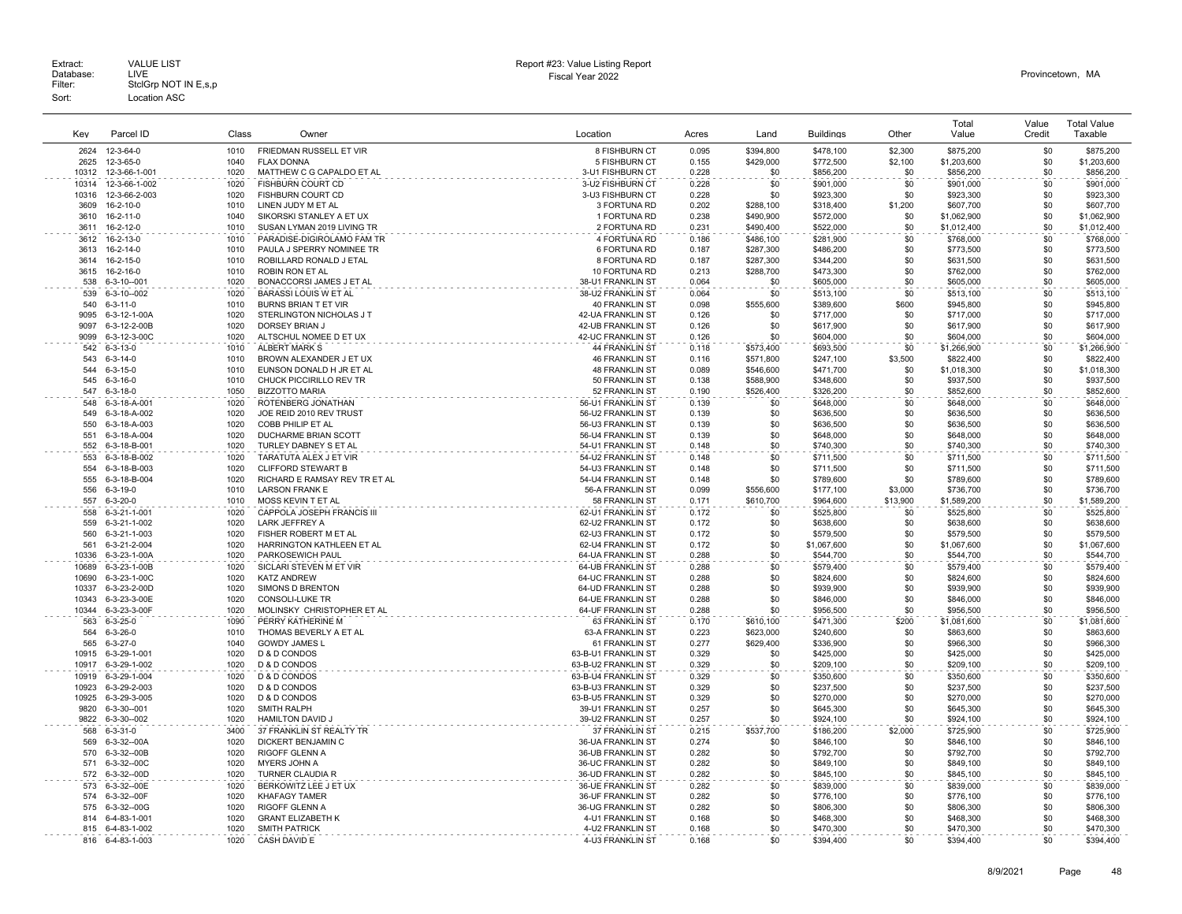Extract: VALUE LIST
Database: LIVE
Filter: StclGrp NOT IN E,s,p
Sort: Location ASC

Report #23: Value Listing Report
Fiscal Year 2022

Provincetown, MA

| Key | Parcel ID | Class | Owner | Location | Acres | Land | Buildings | Other | Total Value | Value Credit | Total Value Taxable |
|---|---|---|---|---|---|---|---|---|---|---|---|
| 2624 | 12-3-64-0 | 1010 | FRIEDMAN RUSSELL ET VIR | 8 FISHBURN CT | 0.095 | $394,800 | $478,100 | $2,300 | $875,200 | $0 | $875,200 |
| 2625 | 12-3-65-0 | 1040 | FLAX DONNA | 5 FISHBURN CT | 0.155 | $429,000 | $772,500 | $2,100 | $1,203,600 | $0 | $1,203,600 |
| 10312 | 12-3-66-1-001 | 1020 | MATTHEW C G CAPALDO ET AL | 3-U1 FISHBURN CT | 0.228 | $0 | $856,200 | $0 | $856,200 | $0 | $856,200 |
| 10314 | 12-3-66-1-002 | 1020 | FISHBURN COURT CD | 3-U2 FISHBURN CT | 0.228 | $0 | $901,000 | $0 | $901,000 | $0 | $901,000 |
| 10316 | 12-3-66-2-003 | 1020 | FISHBURN COURT CD | 3-U3 FISHBURN CT | 0.228 | $0 | $923,300 | $0 | $923,300 | $0 | $923,300 |
| 3609 | 16-2-10-0 | 1010 | LINEN JUDY M ET AL | 3 FORTUNA RD | 0.202 | $288,100 | $318,400 | $1,200 | $607,700 | $0 | $607,700 |
| 3610 | 16-2-11-0 | 1040 | SIKORSKI STANLEY A ET UX | 1 FORTUNA RD | 0.238 | $490,900 | $572,000 | $0 | $1,062,900 | $0 | $1,062,900 |
| 3611 | 16-2-12-0 | 1010 | SUSAN LYMAN 2019 LIVING TR | 2 FORTUNA RD | 0.231 | $490,400 | $522,000 | $0 | $1,012,400 | $0 | $1,012,400 |
| 3612 | 16-2-13-0 | 1010 | PARADISE-DIGIROLAMO FAM TR | 4 FORTUNA RD | 0.186 | $486,100 | $281,900 | $0 | $768,000 | $0 | $768,000 |
| 3613 | 16-2-14-0 | 1010 | PAULA J SPERRY NOMINEE TR | 6 FORTUNA RD | 0.187 | $287,300 | $486,200 | $0 | $773,500 | $0 | $773,500 |
| 3614 | 16-2-15-0 | 1010 | ROBILLARD RONALD J ETAL | 8 FORTUNA RD | 0.187 | $287,300 | $344,200 | $0 | $631,500 | $0 | $631,500 |
| 3615 | 16-2-16-0 | 1010 | ROBIN RON ET AL | 10 FORTUNA RD | 0.213 | $288,700 | $473,300 | $0 | $762,000 | $0 | $762,000 |
| 538 | 6-3-10--001 | 1020 | BONACCORSI JAMES J ET AL | 38-U1 FRANKLIN ST | 0.064 | $0 | $605,000 | $0 | $605,000 | $0 | $605,000 |
| 539 | 6-3-10--002 | 1020 | BARASSI LOUIS W ET AL | 38-U2 FRANKLIN ST | 0.064 | $0 | $513,100 | $0 | $513,100 | $0 | $513,100 |
| 540 | 6-3-11-0 | 1010 | BURNS BRIAN T ET VIR | 40 FRANKLIN ST | 0.098 | $555,600 | $389,600 | $600 | $945,800 | $0 | $945,800 |
| 9095 | 6-3-12-1-00A | 1020 | STERLINGTON NICHOLAS J T | 42-UA FRANKLIN ST | 0.126 | $0 | $717,000 | $0 | $717,000 | $0 | $717,000 |
| 9097 | 6-3-12-2-00B | 1020 | DORSEY BRIAN J | 42-UB FRANKLIN ST | 0.126 | $0 | $617,900 | $0 | $617,900 | $0 | $617,900 |
| 9099 | 6-3-12-3-00C | 1020 | ALTSCHUL NOMEE D ET UX | 42-UC FRANKLIN ST | 0.126 | $0 | $604,000 | $0 | $604,000 | $0 | $604,000 |
| 542 | 6-3-13-0 | 1010 | ALBERT MARK S | 44 FRANKLIN ST | 0.118 | $573,400 | $693,500 | $0 | $1,266,900 | $0 | $1,266,900 |
| 543 | 6-3-14-0 | 1010 | BROWN ALEXANDER J ET UX | 46 FRANKLIN ST | 0.116 | $571,800 | $247,100 | $3,500 | $822,400 | $0 | $822,400 |
| 544 | 6-3-15-0 | 1010 | EUNSON DONALD H JR ET AL | 48 FRANKLIN ST | 0.089 | $546,600 | $471,700 | $0 | $1,018,300 | $0 | $1,018,300 |
| 545 | 6-3-16-0 | 1010 | CHUCK PICCIRILLO REV TR | 50 FRANKLIN ST | 0.138 | $588,900 | $348,600 | $0 | $937,500 | $0 | $937,500 |
| 547 | 6-3-18-0 | 1050 | BIZZOTTO MARIA | 52 FRANKLIN ST | 0.190 | $526,400 | $326,200 | $0 | $852,600 | $0 | $852,600 |
| 548 | 6-3-18-A-001 | 1020 | ROTENBERG JONATHAN | 56-U1 FRANKLIN ST | 0.139 | $0 | $648,000 | $0 | $648,000 | $0 | $648,000 |
| 549 | 6-3-18-A-002 | 1020 | JOE REID 2010 REV TRUST | 56-U2 FRANKLIN ST | 0.139 | $0 | $636,500 | $0 | $636,500 | $0 | $636,500 |
| 550 | 6-3-18-A-003 | 1020 | COBB PHILIP ET AL | 56-U3 FRANKLIN ST | 0.139 | $0 | $636,500 | $0 | $636,500 | $0 | $636,500 |
| 551 | 6-3-18-A-004 | 1020 | DUCHARME BRIAN SCOTT | 56-U4 FRANKLIN ST | 0.139 | $0 | $648,000 | $0 | $648,000 | $0 | $648,000 |
| 552 | 6-3-18-B-001 | 1020 | TURLEY DABNEY S ET AL | 54-U1 FRANKLIN ST | 0.148 | $0 | $740,300 | $0 | $740,300 | $0 | $740,300 |
| 553 | 6-3-18-B-002 | 1020 | TARATUTA ALEX J ET VIR | 54-U2 FRANKLIN ST | 0.148 | $0 | $711,500 | $0 | $711,500 | $0 | $711,500 |
| 554 | 6-3-18-B-003 | 1020 | CLIFFORD STEWART B | 54-U3 FRANKLIN ST | 0.148 | $0 | $711,500 | $0 | $711,500 | $0 | $711,500 |
| 555 | 6-3-18-B-004 | 1020 | RICHARD E RAMSAY REV TR ET AL | 54-U4 FRANKLIN ST | 0.148 | $0 | $789,600 | $0 | $789,600 | $0 | $789,600 |
| 556 | 6-3-19-0 | 1010 | LARSON FRANK E | 56-A FRANKLIN ST | 0.099 | $556,600 | $177,100 | $3,000 | $736,700 | $0 | $736,700 |
| 557 | 6-3-20-0 | 1010 | MOSS KEVIN T ET AL | 58 FRANKLIN ST | 0.171 | $610,700 | $964,600 | $13,900 | $1,589,200 | $0 | $1,589,200 |
| 558 | 6-3-21-1-001 | 1020 | CAPPOLA JOSEPH FRANCIS III | 62-U1 FRANKLIN ST | 0.172 | $0 | $525,800 | $0 | $525,800 | $0 | $525,800 |
| 559 | 6-3-21-1-002 | 1020 | LARK JEFFREY A | 62-U2 FRANKLIN ST | 0.172 | $0 | $638,600 | $0 | $638,600 | $0 | $638,600 |
| 560 | 6-3-21-1-003 | 1020 | FISHER ROBERT M ET AL | 62-U3 FRANKLIN ST | 0.172 | $0 | $579,500 | $0 | $579,500 | $0 | $579,500 |
| 561 | 6-3-21-2-004 | 1020 | HARRINGTON KATHLEEN ET AL | 62-U4 FRANKLIN ST | 0.172 | $0 | $1,067,600 | $0 | $1,067,600 | $0 | $1,067,600 |
| 10336 | 6-3-23-1-00A | 1020 | PARKOSEWICH PAUL | 64-UA FRANKLIN ST | 0.288 | $0 | $544,700 | $0 | $544,700 | $0 | $544,700 |
| 10689 | 6-3-23-1-00B | 1020 | SICLARI STEVEN M ET VIR | 64-UB FRANKLIN ST | 0.288 | $0 | $579,400 | $0 | $579,400 | $0 | $579,400 |
| 10690 | 6-3-23-1-00C | 1020 | KATZ ANDREW | 64-UC FRANKLIN ST | 0.288 | $0 | $824,600 | $0 | $824,600 | $0 | $824,600 |
| 10337 | 6-3-23-2-00D | 1020 | SIMONS D BRENTON | 64-UD FRANKLIN ST | 0.288 | $0 | $939,900 | $0 | $939,900 | $0 | $939,900 |
| 10343 | 6-3-23-3-00E | 1020 | CONSOLI-LUKE TR | 64-UE FRANKLIN ST | 0.288 | $0 | $846,000 | $0 | $846,000 | $0 | $846,000 |
| 10344 | 6-3-23-3-00F | 1020 | MOLINSKY CHRISTOPHER ET AL | 64-UF FRANKLIN ST | 0.288 | $0 | $956,500 | $0 | $956,500 | $0 | $956,500 |
| 563 | 6-3-25-0 | 1090 | PERRY KATHERINE M | 63 FRANKLIN ST | 0.170 | $610,100 | $471,300 | $200 | $1,081,600 | $0 | $1,081,600 |
| 564 | 6-3-26-0 | 1010 | THOMAS BEVERLY A ET AL | 63-A FRANKLIN ST | 0.223 | $623,000 | $240,600 | $0 | $863,600 | $0 | $863,600 |
| 565 | 6-3-27-0 | 1040 | GOWDY JAMES L | 61 FRANKLIN ST | 0.277 | $629,400 | $336,900 | $0 | $966,300 | $0 | $966,300 |
| 10915 | 6-3-29-1-001 | 1020 | D & D CONDOS | 63-B-U1 FRANKLIN ST | 0.329 | $0 | $425,000 | $0 | $425,000 | $0 | $425,000 |
| 10917 | 6-3-29-1-002 | 1020 | D & D CONDOS | 63-B-U2 FRANKLIN ST | 0.329 | $0 | $209,100 | $0 | $209,100 | $0 | $209,100 |
| 10919 | 6-3-29-1-004 | 1020 | D & D CONDOS | 63-B-U4 FRANKLIN ST | 0.329 | $0 | $350,600 | $0 | $350,600 | $0 | $350,600 |
| 10923 | 6-3-29-2-003 | 1020 | D & D CONDOS | 63-B-U3 FRANKLIN ST | 0.329 | $0 | $237,500 | $0 | $237,500 | $0 | $237,500 |
| 10925 | 6-3-29-3-005 | 1020 | D & D CONDOS | 63-B-U5 FRANKLIN ST | 0.329 | $0 | $270,000 | $0 | $270,000 | $0 | $270,000 |
| 9820 | 6-3-30--001 | 1020 | SMITH RALPH | 39-U1 FRANKLIN ST | 0.257 | $0 | $645,300 | $0 | $645,300 | $0 | $645,300 |
| 9822 | 6-3-30--002 | 1020 | HAMILTON DAVID J | 39-U2 FRANKLIN ST | 0.257 | $0 | $924,100 | $0 | $924,100 | $0 | $924,100 |
| 568 | 6-3-31-0 | 3400 | 37 FRANKLIN ST REALTY TR | 37 FRANKLIN ST | 0.215 | $537,700 | $186,200 | $2,000 | $725,900 | $0 | $725,900 |
| 569 | 6-3-32--00A | 1020 | DICKERT BENJAMIN C | 36-UA FRANKLIN ST | 0.274 | $0 | $846,100 | $0 | $846,100 | $0 | $846,100 |
| 570 | 6-3-32--00B | 1020 | RIGOFF GLENN A | 36-UB FRANKLIN ST | 0.282 | $0 | $792,700 | $0 | $792,700 | $0 | $792,700 |
| 571 | 6-3-32--00C | 1020 | MYERS JOHN A | 36-UC FRANKLIN ST | 0.282 | $0 | $849,100 | $0 | $849,100 | $0 | $849,100 |
| 572 | 6-3-32--00D | 1020 | TURNER CLAUDIA R | 36-UD FRANKLIN ST | 0.282 | $0 | $845,100 | $0 | $845,100 | $0 | $845,100 |
| 573 | 6-3-32--00E | 1020 | BERKOWITZ LEE J ET UX | 36-UE FRANKLIN ST | 0.282 | $0 | $839,000 | $0 | $839,000 | $0 | $839,000 |
| 574 | 6-3-32--00F | 1020 | KHAFAGY TAMER | 36-UF FRANKLIN ST | 0.282 | $0 | $776,100 | $0 | $776,100 | $0 | $776,100 |
| 575 | 6-3-32--00G | 1020 | RIGOFF GLENN A | 36-UG FRANKLIN ST | 0.282 | $0 | $806,300 | $0 | $806,300 | $0 | $806,300 |
| 814 | 6-4-83-1-001 | 1020 | GRANT ELIZABETH K | 4-U1 FRANKLIN ST | 0.168 | $0 | $468,300 | $0 | $468,300 | $0 | $468,300 |
| 815 | 6-4-83-1-002 | 1020 | SMITH PATRICK | 4-U2 FRANKLIN ST | 0.168 | $0 | $470,300 | $0 | $470,300 | $0 | $470,300 |
| 816 | 6-4-83-1-003 | 1020 | CASH DAVID E | 4-U3 FRANKLIN ST | 0.168 | $0 | $394,400 | $0 | $394,400 | $0 | $394,400 |

8/9/2021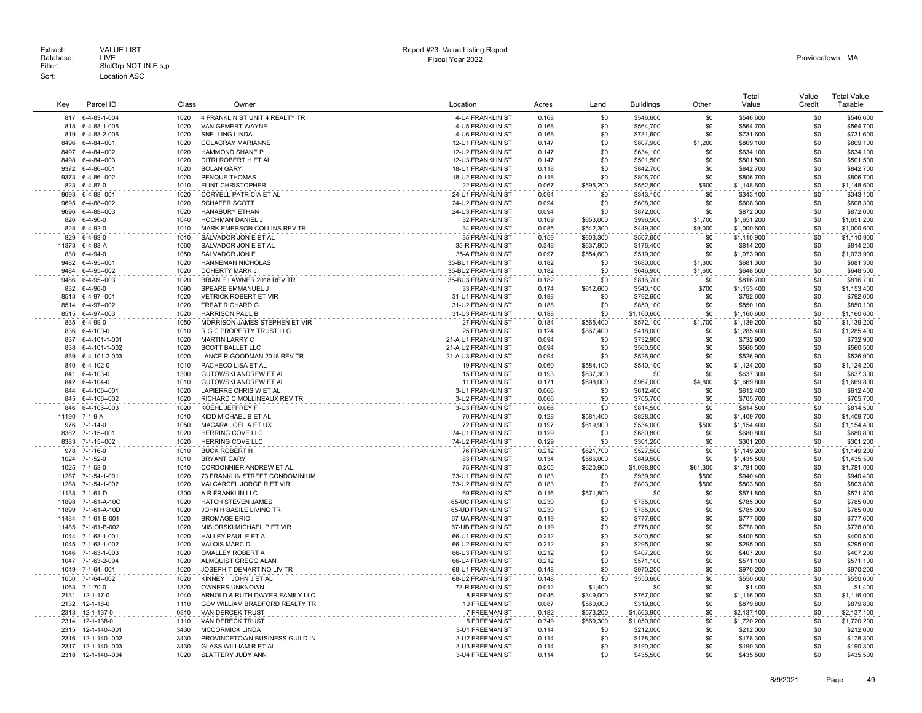Extract: VALUE LIST
Database: LIVE
Filter: StclGrp NOT IN E,s,p
Sort: Location ASC

Report #23: Value Listing Report
Fiscal Year 2022

Provincetown, MA

| Key | Parcel ID | Class | Owner | Location | Acres | Land | Buildings | Other | Total Value | Value Credit | Total Value Taxable |
|---|---|---|---|---|---|---|---|---|---|---|---|
| 817 | 6-4-83-1-004 | 1020 | 4 FRANKLIN ST UNIT 4 REALTY TR | 4-U4 FRANKLIN ST | 0.168 | $0 | $546,600 | $0 | $546,600 | $0 | $546,600 |
| 818 | 6-4-83-1-005 | 1020 | VAN GEMERT WAYNE | 4-U5 FRANKLIN ST | 0.168 | $0 | $564,700 | $0 | $564,700 | $0 | $564,700 |
| 819 | 6-4-83-2-006 | 1020 | SNELLING LINDA | 4-U6 FRANKLIN ST | 0.168 | $0 | $731,600 | $0 | $731,600 | $0 | $731,600 |
| 8496 | 6-4-84--001 | 1020 | COLACRAY MARIANNE | 12-U1 FRANKLIN ST | 0.147 | $0 | $807,900 | $1,200 | $809,100 | $0 | $809,100 |
| 8497 | 6-4-84--002 | 1020 | HAMMOND SHANE P | 12-U2 FRANKLIN ST | 0.147 | $0 | $634,100 | $0 | $634,100 | $0 | $634,100 |
| 8498 | 6-4-84--003 | 1020 | DITRI ROBERT H ET AL | 12-U3 FRANKLIN ST | 0.147 | $0 | $501,500 | $0 | $501,500 | $0 | $501,500 |
| 9372 | 6-4-86--001 | 1020 | BOLAN GARY | 18-U1 FRANKLIN ST | 0.118 | $0 | $842,700 | $0 | $842,700 | $0 | $842,700 |
| 9373 | 6-4-86--002 | 1020 | PENQUE THOMAS | 18-U2 FRANKLIN ST | 0.118 | $0 | $806,700 | $0 | $806,700 | $0 | $806,700 |
| 823 | 6-4-87-0 | 1010 | FLINT CHRISTOPHER | 22 FRANKLIN ST | 0.067 | $595,200 | $552,800 | $600 | $1,148,600 | $0 | $1,148,600 |
| 9693 | 6-4-88--001 | 1020 | CORYELL PATRICIA ET AL | 24-U1 FRANKLIN ST | 0.094 | $0 | $343,100 | $0 | $343,100 | $0 | $343,100 |
| 9695 | 6-4-88--002 | 1020 | SCHAFER SCOTT | 24-U2 FRANKLIN ST | 0.094 | $0 | $608,300 | $0 | $608,300 | $0 | $608,300 |
| 9696 | 6-4-88--003 | 1020 | HANABURY ETHAN | 24-U3 FRANKLIN ST | 0.094 | $0 | $872,000 | $0 | $872,000 | $0 | $872,000 |
| 826 | 6-4-90-0 | 1040 | HOCHMAN DANIEL J | 32 FRANKLIN ST | 0.169 | $653,000 | $996,500 | $1,700 | $1,651,200 | $0 | $1,651,200 |
| 828 | 6-4-92-0 | 1010 | MARK EMERSON COLLINS REV TR | 34 FRANKLIN ST | 0.085 | $542,300 | $449,300 | $9,000 | $1,000,600 | $0 | $1,000,600 |
| 829 | 6-4-93-0 | 1010 | SALVADOR JON E ET AL | 35 FRANKLIN ST | 0.159 | $603,300 | $507,600 | $0 | $1,110,900 | $0 | $1,110,900 |
| 11373 | 6-4-93-A | 1060 | SALVADOR JON E ET AL | 35-R FRANKLIN ST | 0.348 | $637,800 | $176,400 | $0 | $814,200 | $0 | $814,200 |
| 830 | 6-4-94-0 | 1050 | SALVADOR JON E | 35-A FRANKLIN ST | 0.097 | $554,600 | $519,300 | $0 | $1,073,900 | $0 | $1,073,900 |
| 9482 | 6-4-95--001 | 1020 | HANNEMAN NICHOLAS | 35-BU1 FRANKLIN ST | 0.182 | $0 | $680,000 | $1,300 | $681,300 | $0 | $681,300 |
| 9484 | 6-4-95--002 | 1020 | DOHERTY MARK J | 35-BU2 FRANKLIN ST | 0.182 | $0 | $646,900 | $1,600 | $648,500 | $0 | $648,500 |
| 9486 | 6-4-95--003 | 1020 | BRIAN E LAWNER 2018 REV TR | 35-BU3 FRANKLIN ST | 0.182 | $0 | $816,700 | $0 | $816,700 | $0 | $816,700 |
| 832 | 6-4-96-0 | 1090 | SPEARE EMMANUEL J | 33 FRANKLIN ST | 0.174 | $612,600 | $540,100 | $700 | $1,153,400 | $0 | $1,153,400 |
| 8513 | 6-4-97--001 | 1020 | VETRICK ROBERT ET VIR | 31-U1 FRANKLIN ST | 0.188 | $0 | $792,600 | $0 | $792,600 | $0 | $792,600 |
| 8514 | 6-4-97--002 | 1020 | TREAT RICHARD G | 31-U2 FRANKLIN ST | 0.188 | $0 | $850,100 | $0 | $850,100 | $0 | $850,100 |
| 8515 | 6-4-97--003 | 1020 | HARRISON PAUL B | 31-U3 FRANKLIN ST | 0.188 | $0 | $1,160,600 | $0 | $1,160,600 | $0 | $1,160,600 |
| 835 | 6-4-99-0 | 1050 | MORRISON JAMES STEPHEN ET VIR | 27 FRANKLIN ST | 0.184 | $565,400 | $572,100 | $1,700 | $1,139,200 | $0 | $1,139,200 |
| 836 | 6-4-100-0 | 1010 | R G C PROPERTY TRUST LLC | 25 FRANKLIN ST | 0.124 | $867,400 | $418,000 | $0 | $1,285,400 | $0 | $1,285,400 |
| 837 | 6-4-101-1-001 | 1020 | MARTIN LARRY C | 21-A U1 FRANKLIN ST | 0.094 | $0 | $732,900 | $0 | $732,900 | $0 | $732,900 |
| 838 | 6-4-101-1-002 | 1020 | SCOTT BALLET LLC | 21-A U2 FRANKLIN ST | 0.094 | $0 | $560,500 | $0 | $560,500 | $0 | $560,500 |
| 839 | 6-4-101-2-003 | 1020 | LANCE R GOODMAN 2018 REV TR | 21-A U3 FRANKLIN ST | 0.094 | $0 | $526,900 | $0 | $526,900 | $0 | $526,900 |
| 840 | 6-4-102-0 | 1010 | PACHECO LISA ET AL | 19 FRANKLIN ST | 0.060 | $584,100 | $540,100 | $0 | $1,124,200 | $0 | $1,124,200 |
| 841 | 6-4-103-0 | 1300 | GUTOWSKI ANDREW ET AL | 15 FRANKLIN ST | 0.193 | $637,300 | $0 | $0 | $637,300 | $0 | $637,300 |
| 842 | 6-4-104-0 | 1010 | GUTOWSKI ANDREW ET AL | 11 FRANKLIN ST | 0.171 | $698,000 | $967,000 | $4,800 | $1,669,800 | $0 | $1,669,800 |
| 844 | 6-4-106--001 | 1020 | LAPIERRE CHRIS W ET AL | 3-U1 FRANKLIN ST | 0.066 | $0 | $612,400 | $0 | $612,400 | $0 | $612,400 |
| 845 | 6-4-106--002 | 1020 | RICHARD C MOLLINEAUX REV TR | 3-U2 FRANKLIN ST | 0.066 | $0 | $705,700 | $0 | $705,700 | $0 | $705,700 |
| 846 | 6-4-106--003 | 1020 | KOEHL JEFFREY F | 3-U3 FRANKLIN ST | 0.066 | $0 | $814,500 | $0 | $814,500 | $0 | $814,500 |
| 11190 | 7-1-9-A | 1010 | KIDD MICHAEL B ET AL | 70 FRANKLIN ST | 0.128 | $581,400 | $828,300 | $0 | $1,409,700 | $0 | $1,409,700 |
| 976 | 7-1-14-0 | 1050 | MACARA JOEL A ET UX | 72 FRANKLIN ST | 0.197 | $619,900 | $534,000 | $500 | $1,154,400 | $0 | $1,154,400 |
| 8382 | 7-1-15--001 | 1020 | HERRING COVE LLC | 74-U1 FRANKLIN ST | 0.129 | $0 | $680,800 | $0 | $680,800 | $0 | $680,800 |
| 8383 | 7-1-15--002 | 1020 | HERRING COVE LLC | 74-U2 FRANKLIN ST | 0.129 | $0 | $301,200 | $0 | $301,200 | $0 | $301,200 |
| 978 | 7-1-16-0 | 1010 | BUCK ROBERT H | 76 FRANKLIN ST | 0.212 | $621,700 | $527,500 | $0 | $1,149,200 | $0 | $1,149,200 |
| 1024 | 7-1-52-0 | 1010 | BRYANT CARY | 83 FRANKLIN ST | 0.134 | $586,000 | $849,500 | $0 | $1,435,500 | $0 | $1,435,500 |
| 1025 | 7-1-53-0 | 1010 | CORDONNIER ANDREW ET AL | 75 FRANKLIN ST | 0.205 | $620,900 | $1,098,800 | $61,300 | $1,781,000 | $0 | $1,781,000 |
| 11287 | 7-1-54-1-001 | 1020 | 73 FRANKLIN STREET CONDOMINIUM | 73-U1 FRANKLIN ST | 0.183 | $0 | $939,900 | $500 | $940,400 | $0 | $940,400 |
| 11288 | 7-1-54-1-002 | 1020 | VALCARCEL JORGE R ET VIR | 73-U2 FRANKLIN ST | 0.183 | $0 | $803,300 | $500 | $803,800 | $0 | $803,800 |
| 11138 | 7-1-61-D | 1300 | A R FRANKLIN LLC | 69 FRANKLIN ST | 0.116 | $571,800 | $0 | $0 | $571,800 | $0 | $571,800 |
| 11898 | 7-1-61-A-10C | 1020 | HATCH STEVEN JAMES | 65-UC FRANKLIN ST | 0.230 | $0 | $785,000 | $0 | $785,000 | $0 | $785,000 |
| 11899 | 7-1-61-A-10D | 1020 | JOHN H BASILE LIVING TR | 65-UD FRANKLIN ST | 0.230 | $0 | $785,000 | $0 | $785,000 | $0 | $785,000 |
| 11484 | 7-1-61-B-001 | 1020 | BROMAGE ERIC | 67-UA FRANKLIN ST | 0.119 | $0 | $777,600 | $0 | $777,600 | $0 | $777,600 |
| 11485 | 7-1-61-B-002 | 1020 | MISIORSKI MICHAEL P ET VIR | 67-UB FRANKLIN ST | 0.119 | $0 | $778,000 | $0 | $778,000 | $0 | $778,000 |
| 1044 | 7-1-63-1-001 | 1020 | HALLEY PAUL E ET AL | 66-U1 FRANKLIN ST | 0.212 | $0 | $400,500 | $0 | $400,500 | $0 | $400,500 |
| 1045 | 7-1-63-1-002 | 1020 | VALOIS MARC D | 66-U2 FRANKLIN ST | 0.212 | $0 | $295,000 | $0 | $295,000 | $0 | $295,000 |
| 1046 | 7-1-63-1-003 | 1020 | OMALLEY ROBERT A | 66-U3 FRANKLIN ST | 0.212 | $0 | $407,200 | $0 | $407,200 | $0 | $407,200 |
| 1047 | 7-1-63-2-004 | 1020 | ALMQUIST GREGG ALAN | 66-U4 FRANKLIN ST | 0.212 | $0 | $571,100 | $0 | $571,100 | $0 | $571,100 |
| 1049 | 7-1-64--001 | 1020 | JOSEPH T DEMARTINO LIV TR | 68-U1 FRANKLIN ST | 0.148 | $0 | $970,200 | $0 | $970,200 | $0 | $970,200 |
| 1050 | 7-1-64--002 | 1020 | KINNEY II JOHN J ET AL | 68-U2 FRANKLIN ST | 0.148 | $0 | $550,600 | $0 | $550,600 | $0 | $550,600 |
| 1063 | 7-1-70-0 | 1320 | OWNERS UNKNOWN | 73-R FRANKLIN ST | 0.012 | $1,400 | $0 | $0 | $1,400 | $0 | $1,400 |
| 2131 | 12-1-17-0 | 1040 | ARNOLD & RUTH DWYER FAMILY LLC | 8 FREEMAN ST | 0.046 | $349,000 | $767,000 | $0 | $1,116,000 | $0 | $1,116,000 |
| 2132 | 12-1-18-0 | 1110 | GOV WILLIAM BRADFORD REALTY TR | 10 FREEMAN ST | 0.087 | $560,000 | $319,800 | $0 | $879,800 | $0 | $879,800 |
| 2313 | 12-1-137-0 | 0310 | VAN DERCEK TRUST | 7 FREEMAN ST | 0.182 | $573,200 | $1,563,900 | $0 | $2,137,100 | $0 | $2,137,100 |
| 2314 | 12-1-138-0 | 1110 | VAN DERECK TRUST | 5 FREEMAN ST | 0.749 | $669,300 | $1,050,900 | $0 | $1,720,200 | $0 | $1,720,200 |
| 2315 | 12-1-140--001 | 3430 | MCCORMICK LINDA | 3-U1 FREEMAN ST | 0.114 | $0 | $212,000 | $0 | $212,000 | $0 | $212,000 |
| 2316 | 12-1-140--002 | 3430 | PROVINCETOWN BUSINESS GUILD IN | 3-U2 FREEMAN ST | 0.114 | $0 | $178,300 | $0 | $178,300 | $0 | $178,300 |
| 2317 | 12-1-140--003 | 3430 | GLASS WILLIAM R ET AL | 3-U3 FREEMAN ST | 0.114 | $0 | $190,300 | $0 | $190,300 | $0 | $190,300 |
| 2318 | 12-1-140--004 | 1020 | SLATTERY JUDY ANN | 3-U4 FREEMAN ST | 0.114 | $0 | $435,500 | $0 | $435,500 | $0 | $435,500 |

8/9/2021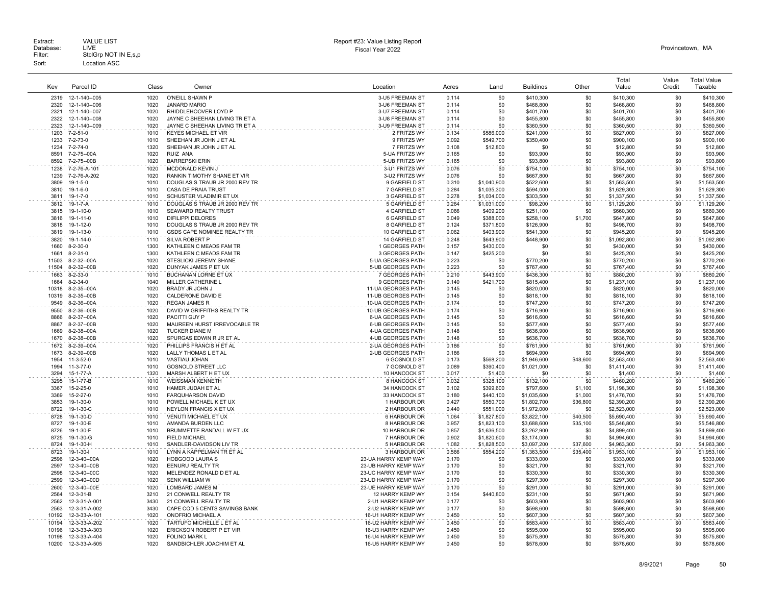Extract: VALUE LIST
Database: LIVE
Filter: StclGrp NOT IN E,s,p
Sort: Location ASC

Report #23: Value Listing Report
Fiscal Year 2022

Provincetown, MA

| Key | Parcel ID | Class | Owner | Location | Acres | Land | Buildings | Other | Total Value | Value Credit | Total Value Taxable |
|---|---|---|---|---|---|---|---|---|---|---|---|
| 2319 | 12-1-140--005 | 1020 | O'NEILL SHAWN P | 3-U5 FREEMAN ST | 0.114 | $0 | $410,300 | $0 | $410,300 | $0 | $410,300 |
| 2320 | 12-1-140--006 | 1020 | JANARD MARIO | 3-U6 FREEMAN ST | 0.114 | $0 | $468,800 | $0 | $468,800 | $0 | $468,800 |
| 2321 | 12-1-140--007 | 1020 | RHIDDLEHOOVER LOYD P | 3-U7 FREEMAN ST | 0.114 | $0 | $401,700 | $0 | $401,700 | $0 | $401,700 |
| 2322 | 12-1-140--008 | 1020 | JAYNE C SHEEHAN LIVING TR ET A | 3-U8 FREEMAN ST | 0.114 | $0 | $455,800 | $0 | $455,800 | $0 | $455,800 |
| 2323 | 12-1-140--009 | 1020 | JAYNE C SHEEHAN LIVING TR ET A | 3-U9 FREEMAN ST | 0.114 | $0 | $360,500 | $0 | $360,500 | $0 | $360,500 |
| 1203 | 7-2-51-0 | 1010 | KEYES MICHAEL ET VIR | 2 FRITZS WY | 0.134 | $586,000 | $241,000 | $0 | $827,000 | $0 | $827,000 |
| 1233 | 7-2-73-0 | 1010 | SHEEHAN JR JOHN J ET AL | 9 FRITZS WY | 0.092 | $549,700 | $350,400 | $0 | $900,100 | $0 | $900,100 |
| 1234 | 7-2-74-0 | 1320 | SHEEHAN JR JOHN J ET AL | 7 FRITZS WY | 0.108 | $12,800 | $0 | $0 | $12,800 | $0 | $12,800 |
| 8591 | 7-2-75--00A | 1020 | RUIZ ANA | 5-UA FRITZS WY | 0.165 | $0 | $93,900 | $0 | $93,900 | $0 | $93,900 |
| 8592 | 7-2-75--00B | 1020 | BARREPSKI ERIN | 5-UB FRITZS WY | 0.165 | $0 | $93,800 | $0 | $93,800 | $0 | $93,800 |
| 1238 | 7-2-76-A-101 | 1020 | MCDONALD KEVIN J | 3-U1 FRITZS WY | 0.076 | $0 | $754,100 | $0 | $754,100 | $0 | $754,100 |
| 1239 | 7-2-76-A-202 | 1020 | RANKIN TIMOTHY SHANE ET VIR | 3-U2 FRITZS WY | 0.076 | $0 | $667,800 | $0 | $667,800 | $0 | $667,800 |
| 3809 | 19-1-5-0 | 1010 | DOUGLAS S TRAUB JR 2000 REV TR | 9 GARFIELD ST | 0.310 | $1,040,900 | $522,600 | $0 | $1,563,500 | $0 | $1,563,500 |
| 3810 | 19-1-6-0 | 1010 | CASA DE PRAIA TRUST | 7 GARFIELD ST | 0.284 | $1,035,300 | $594,000 | $0 | $1,629,300 | $0 | $1,629,300 |
| 3811 | 19-1-7-0 | 1010 | SCHUSTER VLADIMIR ET UX | 3 GARFIELD ST | 0.278 | $1,034,000 | $303,500 | $0 | $1,337,500 | $0 | $1,337,500 |
| 3812 | 19-1-7-A | 1010 | DOUGLAS S TRAUB JR 2000 REV TR | 5 GARFIELD ST | 0.264 | $1,031,000 | $98,200 | $0 | $1,129,200 | $0 | $1,129,200 |
| 3815 | 19-1-10-0 | 1010 | SEAWARD REALTY TRUST | 4 GARFIELD ST | 0.066 | $409,200 | $251,100 | $0 | $660,300 | $0 | $660,300 |
| 3816 | 19-1-11-0 | 1010 | DIFILIPPI DELORES | 6 GARFIELD ST | 0.049 | $388,000 | $258,100 | $1,700 | $647,800 | $0 | $647,800 |
| 3818 | 19-1-12-0 | 1010 | DOUGLAS S TRAUB JR 2000 REV TR | 8 GARFIELD ST | 0.124 | $371,800 | $126,900 | $0 | $498,700 | $0 | $498,700 |
| 3819 | 19-1-13-0 | 1010 | GSDS CAPE NOMINEE REALTY TR | 10 GARFIELD ST | 0.062 | $403,900 | $541,300 | $0 | $945,200 | $0 | $945,200 |
| 3820 | 19-1-14-0 | 1110 | SILVA ROBERT P | 14 GARFIELD ST | 0.248 | $643,900 | $448,900 | $0 | $1,092,800 | $0 | $1,092,800 |
| 1660 | 8-2-30-0 | 1300 | KATHLEEN C MEADS FAM TR | 1 GEORGES PATH | 0.157 | $430,000 | $0 | $0 | $430,000 | $0 | $430,000 |
| 1661 | 8-2-31-0 | 1300 | KATHLEEN C MEADS FAM TR | 3 GEORGES PATH | 0.147 | $425,200 | $0 | $0 | $425,200 | $0 | $425,200 |
| 11503 | 8-2-32--00A | 1020 | STESLICKI JEREMY SHANE | 5-UA GEORGES PATH | 0.223 | $0 | $770,200 | $0 | $770,200 | $0 | $770,200 |
| 11504 | 8-2-32--00B | 1020 | DUNYAK JAMES P ET UX | 5-UB GEORGES PATH | 0.223 | $0 | $767,400 | $0 | $767,400 | $0 | $767,400 |
| 1663 | 8-2-33-0 | 1010 | BUCHANAN LORNE ET UX | 7 GEORGES PATH | 0.210 | $443,900 | $436,300 | $0 | $880,200 | $0 | $880,200 |
| 1664 | 8-2-34-0 | 1040 | MILLER CATHERINE L | 9 GEORGES PATH | 0.140 | $421,700 | $815,400 | $0 | $1,237,100 | $0 | $1,237,100 |
| 10318 | 8-2-35--00A | 1020 | BRADY JR JOHN J | 11-UA GEORGES PATH | 0.145 | $0 | $820,000 | $0 | $820,000 | $0 | $820,000 |
| 10319 | 8-2-35--00B | 1020 | CALDERONE DAVID E | 11-UB GEORGES PATH | 0.145 | $0 | $818,100 | $0 | $818,100 | $0 | $818,100 |
| 9549 | 8-2-36--00A | 1020 | REGAN JAMES R | 10-UA GEORGES PATH | 0.174 | $0 | $747,200 | $0 | $747,200 | $0 | $747,200 |
| 9550 | 8-2-36--00B | 1020 | DAVID W GRIFFITHS REALTY TR | 10-UB GEORGES PATH | 0.174 | $0 | $716,900 | $0 | $716,900 | $0 | $716,900 |
| 8866 | 8-2-37--00A | 1020 | PACITTI GUY P | 6-UA GEORGES PATH | 0.145 | $0 | $616,600 | $0 | $616,600 | $0 | $616,600 |
| 8867 | 8-2-37--00B | 1020 | MAUREEN HURST IRREVOCABLE TR | 6-UB GEORGES PATH | 0.145 | $0 | $577,400 | $0 | $577,400 | $0 | $577,400 |
| 1669 | 8-2-38--00A | 1020 | TUCKER DIANE M | 4-UA GEORGES PATH | 0.148 | $0 | $636,900 | $0 | $636,900 | $0 | $636,900 |
| 1670 | 8-2-38--00B | 1020 | SPURGAS EDWIN R JR ET AL | 4-UB GEORGES PATH | 0.148 | $0 | $636,700 | $0 | $636,700 | $0 | $636,700 |
| 1672 | 8-2-39--00A | 1020 | PHILLIPS FRANCIS H ET AL | 2-UA GEORGES PATH | 0.186 | $0 | $761,900 | $0 | $761,900 | $0 | $761,900 |
| 1673 | 8-2-39--00B | 1020 | LALLY THOMAS L ET AL | 2-UB GEORGES PATH | 0.186 | $0 | $694,900 | $0 | $694,900 | $0 | $694,900 |
| 1954 | 11-3-52-0 | 1010 | VASTIAU JOHAN | 6 GOSNOLD ST | 0.173 | $568,200 | $1,946,600 | $48,600 | $2,563,400 | $0 | $2,563,400 |
| 1994 | 11-3-77-0 | 1010 | GOSNOLD STREET LLC | 7 GOSNOLD ST | 0.089 | $390,400 | $1,021,000 | $0 | $1,411,400 | $0 | $1,411,400 |
| 3294 | 15-1-77-A | 1320 | MARSH ALBERT H ET UX | 10 HANCOCK ST | 0.017 | $1,400 | $0 | $0 | $1,400 | $0 | $1,400 |
| 3295 | 15-1-77-B | 1010 | WEISSMAN KENNETH | 8 HANCOCK ST | 0.032 | $328,100 | $132,100 | $0 | $460,200 | $0 | $460,200 |
| 3367 | 15-2-25-0 | 1010 | HAMER JUDAH ET AL | 34 HANCOCK ST | 0.102 | $399,600 | $797,600 | $1,100 | $1,198,300 | $0 | $1,198,300 |
| 3369 | 15-2-27-0 | 1010 | FARQUHARSON DAVID | 33 HANCOCK ST | 0.180 | $440,100 | $1,035,600 | $1,000 | $1,476,700 | $0 | $1,476,700 |
| 3853 | 19-1-30-0 | 1010 | POWELL MICHAEL K ET UX | 1 HARBOUR DR | 0.427 | $550,700 | $1,802,700 | $36,800 | $2,390,200 | $0 | $2,390,200 |
| 8722 | 19-1-30-C | 1010 | NEYLON FRANCIS X ET UX | 2 HARBOUR DR | 0.440 | $551,000 | $1,972,000 | $0 | $2,523,000 | $0 | $2,523,000 |
| 8728 | 19-1-30-D | 1010 | VENUTI MICHAEL ET UX | 6 HARBOUR DR | 1.064 | $1,827,800 | $3,822,100 | $40,500 | $5,690,400 | $0 | $5,690,400 |
| 8727 | 19-1-30-E | 1010 | AMANDA BURDEN LLC | 8 HARBOUR DR | 0.957 | $1,823,100 | $3,688,600 | $35,100 | $5,546,800 | $0 | $5,546,800 |
| 8726 | 19-1-30-F | 1010 | BRUMMETTE RANDALL W ET UX | 10 HARBOUR DR | 0.857 | $1,636,500 | $3,262,900 | $0 | $4,899,400 | $0 | $4,899,400 |
| 8725 | 19-1-30-G | 1010 | FIELD MICHAEL | 7 HARBOUR DR | 0.902 | $1,820,600 | $3,174,000 | $0 | $4,994,600 | $0 | $4,994,600 |
| 8724 | 19-1-30-H | 1010 | SANDLER-DAVIDSON LIV TR | 5 HARBOUR DR | 1.082 | $1,828,500 | $3,097,200 | $37,600 | $4,963,300 | $0 | $4,963,300 |
| 8723 | 19-1-30-I | 1010 | LYNN A KAPPELMAN TR ET AL | 3 HARBOUR DR | 0.566 | $554,200 | $1,363,500 | $35,400 | $1,953,100 | $0 | $1,953,100 |
| 2596 | 12-3-40--00A | 1020 | HOBGOOD LAURA S | 23-UA HARRY KEMP WAY | 0.170 | $0 | $333,000 | $0 | $333,000 | $0 | $333,000 |
| 2597 | 12-3-40--00B | 1020 | EENURU REALTY TR | 23-UB HARRY KEMP WAY | 0.170 | $0 | $321,700 | $0 | $321,700 | $0 | $321,700 |
| 2598 | 12-3-40--00C | 1020 | MELENDEZ RONALD D ET AL | 23-UC HARRY KEMP WAY | 0.170 | $0 | $330,300 | $0 | $330,300 | $0 | $330,300 |
| 2599 | 12-3-40--00D | 1020 | SENK WILLIAM W | 23-UD HARRY KEMP WAY | 0.170 | $0 | $297,300 | $0 | $297,300 | $0 | $297,300 |
| 2600 | 12-3-40--00E | 1020 | LOMBARD JAMES M | 23-UE HARRY KEMP WAY | 0.170 | $0 | $291,000 | $0 | $291,000 | $0 | $291,000 |
| 2564 | 12-3-31-B | 3210 | 21 CONWELL REALTY TR | 12 HARRY KEMP WY | 0.154 | $440,800 | $231,100 | $0 | $671,900 | $0 | $671,900 |
| 2562 | 12-3-31-A-001 | 3430 | 21 CONWELL REALTY TR | 2-U1 HARRY KEMP WY | 0.177 | $0 | $603,900 | $0 | $603,900 | $0 | $603,900 |
| 2563 | 12-3-31-A-002 | 3430 | CAPE COD 5 CENTS SAVINGS BANK | 2-U2 HARRY KEMP WY | 0.177 | $0 | $598,600 | $0 | $598,600 | $0 | $598,600 |
| 10192 | 12-3-33-A-101 | 1020 | ONOFRIO MICHAEL A | 16-U1 HARRY KEMP WY | 0.450 | $0 | $607,300 | $0 | $607,300 | $0 | $607,300 |
| 10194 | 12-3-33-A-202 | 1020 | TARTUFO MICHELLE L ET AL | 16-U2 HARRY KEMP WY | 0.450 | $0 | $583,400 | $0 | $583,400 | $0 | $583,400 |
| 10196 | 12-3-33-A-303 | 1020 | ERICKSON ROBERT P ET VIR | 16-U3 HARRY KEMP WY | 0.450 | $0 | $595,000 | $0 | $595,000 | $0 | $595,000 |
| 10198 | 12-3-33-A-404 | 1020 | FOLINO MARK L | 16-U4 HARRY KEMP WY | 0.450 | $0 | $575,800 | $0 | $575,800 | $0 | $575,800 |
| 10200 | 12-3-33-A-505 | 1020 | SANDBICHLER JOACHIM ET AL | 16-U5 HARRY KEMP WY | 0.450 | $0 | $578,600 | $0 | $578,600 | $0 | $578,600 |

8/9/2021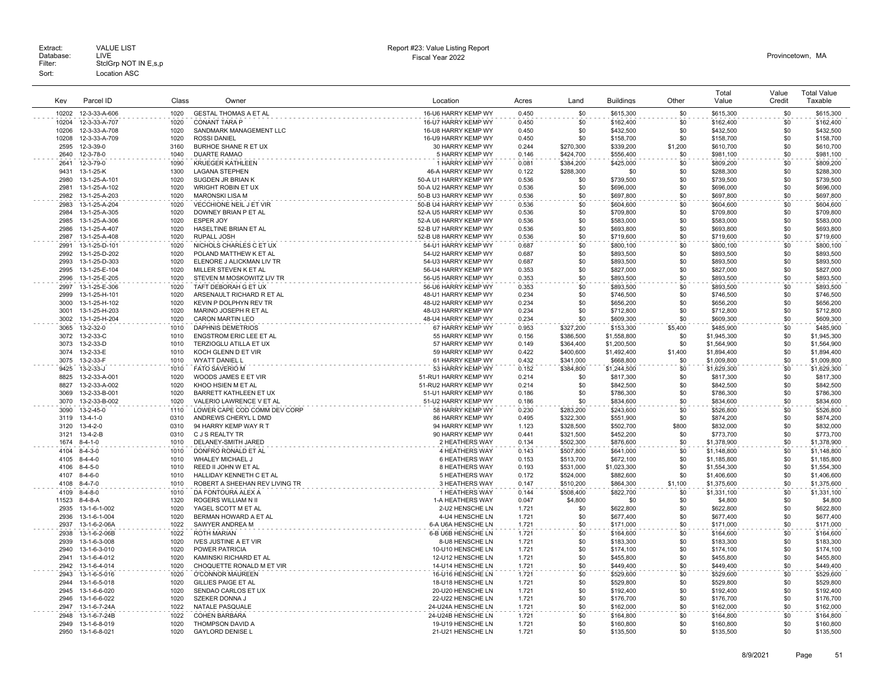Extract: VALUE LIST
Database: LIVE
Filter: StclGrp NOT IN E,s,p
Sort: Location ASC

Report #23: Value Listing Report
Fiscal Year 2022

Provincetown, MA

| Key | Parcel ID | Class | Owner | Location | Acres | Land | Buildings | Other | Total Value | Value Credit | Total Value Taxable |
|---|---|---|---|---|---|---|---|---|---|---|---|
| 10202 | 12-3-33-A-606 | 1020 | GESTAL THOMAS A ET AL | 16-U6 HARRY KEMP WY | 0.450 | $0 | $615,300 | $0 | $615,300 | $0 | $615,300 |
| 10204 | 12-3-33-A-707 | 1020 | CONANT TARA P | 16-U7 HARRY KEMP WY | 0.450 | $0 | $162,400 | $0 | $162,400 | $0 | $162,400 |
| 10206 | 12-3-33-A-708 | 1020 | SANDMARK MANAGEMENT LLC | 16-U8 HARRY KEMP WY | 0.450 | $0 | $432,500 | $0 | $432,500 | $0 | $432,500 |
| 10208 | 12-3-33-A-709 | 1020 | ROSSI DANIEL | 16-U9 HARRY KEMP WY | 0.450 | $0 | $158,700 | $0 | $158,700 | $0 | $158,700 |
| 2595 | 12-3-39-0 | 3160 | BURHOE SHANE R ET UX | 30 HARRY KEMP WY | 0.244 | $270,300 | $339,200 | $1,200 | $610,700 | $0 | $610,700 |
| 2640 | 12-3-78-0 | 1040 | DUARTE RAMAO | 5 HARRY KEMP WY | 0.146 | $424,700 | $556,400 | $0 | $981,100 | $0 | $981,100 |
| 2641 | 12-3-79-0 | 1090 | KRUEGER KATHLEEN | 1 HARRY KEMP WY | 0.081 | $384,200 | $425,000 | $0 | $809,200 | $0 | $809,200 |
| 9431 | 13-1-25-K | 1300 | LAGANA STEPHEN | 46-A HARRY KEMP WY | 0.122 | $288,300 | $0 | $0 | $288,300 | $0 | $288,300 |
| 2980 | 13-1-25-A-101 | 1020 | SUGDEN JR BRIAN K | 50-A U1 HARRY KEMP WY | 0.536 | $0 | $739,500 | $0 | $739,500 | $0 | $739,500 |
| 2981 | 13-1-25-A-102 | 1020 | WRIGHT ROBIN ET UX | 50-A U2 HARRY KEMP WY | 0.536 | $0 | $696,000 | $0 | $696,000 | $0 | $696,000 |
| 2982 | 13-1-25-A-203 | 1020 | MARONSKI LISA M | 50-B U3 HARRY KEMP WY | 0.536 | $0 | $697,800 | $0 | $697,800 | $0 | $697,800 |
| 2983 | 13-1-25-A-204 | 1020 | VECCHIONE NEIL J ET VIR | 50-B U4 HARRY KEMP WY | 0.536 | $0 | $604,600 | $0 | $604,600 | $0 | $604,600 |
| 2984 | 13-1-25-A-305 | 1020 | DOWNEY BRIAN P ET AL | 52-A U5 HARRY KEMP WY | 0.536 | $0 | $709,800 | $0 | $709,800 | $0 | $709,800 |
| 2985 | 13-1-25-A-306 | 1020 | ESPER JOY | 52-A U6 HARRY KEMP WY | 0.536 | $0 | $583,000 | $0 | $583,000 | $0 | $583,000 |
| 2986 | 13-1-25-A-407 | 1020 | HASELTINE BRIAN ET AL | 52-B U7 HARRY KEMP WY | 0.536 | $0 | $693,800 | $0 | $693,800 | $0 | $693,800 |
| 2987 | 13-1-25-A-408 | 1020 | RUPALL JOSH | 52-B U8 HARRY KEMP WY | 0.536 | $0 | $719,600 | $0 | $719,600 | $0 | $719,600 |
| 2991 | 13-1-25-D-101 | 1020 | NICHOLS CHARLES C ET UX | 54-U1 HARRY KEMP WY | 0.687 | $0 | $800,100 | $0 | $800,100 | $0 | $800,100 |
| 2992 | 13-1-25-D-202 | 1020 | POLAND MATTHEW K ET AL | 54-U2 HARRY KEMP WY | 0.687 | $0 | $893,500 | $0 | $893,500 | $0 | $893,500 |
| 2993 | 13-1-25-D-303 | 1020 | ELENORE J ALICKMAN LIV TR | 54-U3 HARRY KEMP WY | 0.687 | $0 | $893,500 | $0 | $893,500 | $0 | $893,500 |
| 2995 | 13-1-25-E-104 | 1020 | MILLER STEVEN K ET AL | 56-U4 HARRY KEMP WY | 0.353 | $0 | $827,000 | $0 | $827,000 | $0 | $827,000 |
| 2996 | 13-1-25-E-205 | 1020 | STEVEN M MOSKOWITZ LIV TR | 56-U5 HARRY KEMP WY | 0.353 | $0 | $893,500 | $0 | $893,500 | $0 | $893,500 |
| 2997 | 13-1-25-E-306 | 1020 | TAFT DEBORAH G ET UX | 56-U6 HARRY KEMP WY | 0.353 | $0 | $893,500 | $0 | $893,500 | $0 | $893,500 |
| 2999 | 13-1-25-H-101 | 1020 | ARSENAULT RICHARD R ET AL | 48-U1 HARRY KEMP WY | 0.234 | $0 | $746,500 | $0 | $746,500 | $0 | $746,500 |
| 3000 | 13-1-25-H-102 | 1020 | KEVIN P DOLPHYN REV TR | 48-U2 HARRY KEMP WY | 0.234 | $0 | $656,200 | $0 | $656,200 | $0 | $656,200 |
| 3001 | 13-1-25-H-203 | 1020 | MARINO JOSEPH R ET AL | 48-U3 HARRY KEMP WY | 0.234 | $0 | $712,800 | $0 | $712,800 | $0 | $712,800 |
| 3002 | 13-1-25-H-204 | 1020 | CARON MARTIN LEO | 48-U4 HARRY KEMP WY | 0.234 | $0 | $609,300 | $0 | $609,300 | $0 | $609,300 |
| 3065 | 13-2-32-0 | 1010 | DAPHNIS DEMETRIOS | 67 HARRY KEMP WY | 0.953 | $327,200 | $153,300 | $5,400 | $485,900 | $0 | $485,900 |
| 3072 | 13-2-33-C | 1010 | ENGSTROM ERIC LEE ET AL | 55 HARRY KEMP WY | 0.156 | $386,500 | $1,558,800 | $0 | $1,945,300 | $0 | $1,945,300 |
| 3073 | 13-2-33-D | 1010 | TERZIOGLU ATILLA ET UX | 57 HARRY KEMP WY | 0.149 | $364,400 | $1,200,500 | $0 | $1,564,900 | $0 | $1,564,900 |
| 3074 | 13-2-33-E | 1010 | KOCH GLENN D ET VIR | 59 HARRY KEMP WY | 0.422 | $400,600 | $1,492,400 | $1,400 | $1,894,400 | $0 | $1,894,400 |
| 3075 | 13-2-33-F | 1010 | WYATT DANIEL L | 61 HARRY KEMP WY | 0.432 | $341,000 | $668,800 | $0 | $1,009,800 | $0 | $1,009,800 |
| 9425 | 13-2-33-J | 1010 | FATO SAVERIO M | 53 HARRY KEMP WY | 0.152 | $384,800 | $1,244,500 | $0 | $1,629,300 | $0 | $1,629,300 |
| 8825 | 13-2-33-A-001 | 1020 | WOODS JAMES E ET VIR | 51-RU1 HARRY KEMP WY | 0.214 | $0 | $817,300 | $0 | $817,300 | $0 | $817,300 |
| 8827 | 13-2-33-A-002 | 1020 | KHOO HSIEN M ET AL | 51-RU2 HARRY KEMP WY | 0.214 | $0 | $842,500 | $0 | $842,500 | $0 | $842,500 |
| 3069 | 13-2-33-B-001 | 1020 | BARRETT KATHLEEN ET UX | 51-U1 HARRY KEMP WY | 0.186 | $0 | $786,300 | $0 | $786,300 | $0 | $786,300 |
| 3070 | 13-2-33-B-002 | 1020 | VALERIO LAWRENCE V ET AL | 51-U2 HARRY KEMP WY | 0.186 | $0 | $834,600 | $0 | $834,600 | $0 | $834,600 |
| 3090 | 13-2-45-0 | 1110 | LOWER CAPE COD COMM DEV CORP | 58 HARRY KEMP WY | 0.230 | $283,200 | $243,600 | $0 | $526,800 | $0 | $526,800 |
| 3119 | 13-4-1-0 | 0310 | ANDREWS CHERYL L DMD | 86 HARRY KEMP WY | 0.495 | $322,300 | $551,900 | $0 | $874,200 | $0 | $874,200 |
| 3120 | 13-4-2-0 | 0310 | 94 HARRY KEMP WAY R T | 94 HARRY KEMP WY | 1.123 | $328,500 | $502,700 | $800 | $832,000 | $0 | $832,000 |
| 3121 | 13-4-2-B | 0310 | C J S REALTY TR | 90 HARRY KEMP WY | 0.441 | $321,500 | $452,200 | $0 | $773,700 | $0 | $773,700 |
| 1674 | 8-4-1-0 | 1010 | DELANEY-SMITH JARED | 2 HEATHERS WAY | 0.134 | $502,300 | $876,600 | $0 | $1,378,900 | $0 | $1,378,900 |
| 4104 | 8-4-3-0 | 1010 | DONFRO RONALD ET AL | 4 HEATHERS WAY | 0.143 | $507,800 | $641,000 | $0 | $1,148,800 | $0 | $1,148,800 |
| 4105 | 8-4-4-0 | 1010 | WHALEY MICHAEL J | 6 HEATHERS WAY | 0.153 | $513,700 | $672,100 | $0 | $1,185,800 | $0 | $1,185,800 |
| 4106 | 8-4-5-0 | 1010 | REED II JOHN W ET AL | 8 HEATHERS WAY | 0.193 | $531,000 | $1,023,300 | $0 | $1,554,300 | $0 | $1,554,300 |
| 4107 | 8-4-6-0 | 1010 | HALLIDAY KENNETH C ET AL | 5 HEATHERS WAY | 0.172 | $524,000 | $882,600 | $0 | $1,406,600 | $0 | $1,406,600 |
| 4108 | 8-4-7-0 | 1010 | ROBERT A SHEEHAN REV LIVING TR | 3 HEATHERS WAY | 0.147 | $510,200 | $864,300 | $1,100 | $1,375,600 | $0 | $1,375,600 |
| 4109 | 8-4-8-0 | 1010 | DA FONTOURA ALEX A | 1 HEATHERS WAY | 0.144 | $508,400 | $822,700 | $0 | $1,331,100 | $0 | $1,331,100 |
| 11523 | 8-4-8-A | 1320 | ROGERS WILLIAM N II | 1-A HEATHERS WAY | 0.047 | $4,800 | $0 | $0 | $4,800 | $0 | $4,800 |
| 2935 | 13-1-6-1-002 | 1020 | YAGEL SCOTT M ET AL | 2-U2 HENSCHE LN | 1.721 | $0 | $622,800 | $0 | $622,800 | $0 | $622,800 |
| 2936 | 13-1-6-1-004 | 1020 | BERMAN HOWARD A ET AL | 4-U4 HENSCHE LN | 1.721 | $0 | $677,400 | $0 | $677,400 | $0 | $677,400 |
| 2937 | 13-1-6-2-06A | 1022 | SAWYER ANDREA M | 6-A U6A HENSCHE LN | 1.721 | $0 | $171,000 | $0 | $171,000 | $0 | $171,000 |
| 2938 | 13-1-6-2-06B | 1022 | ROTH MARIAN | 6-B U6B HENSCHE LN | 1.721 | $0 | $164,600 | $0 | $164,600 | $0 | $164,600 |
| 2939 | 13-1-6-3-008 | 1020 | IVES JUSTINE A ET VIR | 8-U8 HENSCHE LN | 1.721 | $0 | $183,300 | $0 | $183,300 | $0 | $183,300 |
| 2940 | 13-1-6-3-010 | 1020 | POWER PATRICIA | 10-U10 HENSCHE LN | 1.721 | $0 | $174,100 | $0 | $174,100 | $0 | $174,100 |
| 2941 | 13-1-6-4-012 | 1020 | KAMINSKI RICHARD ET AL | 12-U12 HENSCHE LN | 1.721 | $0 | $455,800 | $0 | $455,800 | $0 | $455,800 |
| 2942 | 13-1-6-4-014 | 1020 | CHOQUETTE RONALD M ET VIR | 14-U14 HENSCHE LN | 1.721 | $0 | $449,400 | $0 | $449,400 | $0 | $449,400 |
| 2943 | 13-1-6-5-016 | 1020 | O'CONNOR MAUREEN | 16-U16 HENSCHE LN | 1.721 | $0 | $529,600 | $0 | $529,600 | $0 | $529,600 |
| 2944 | 13-1-6-5-018 | 1020 | GILLIES PAIGE ET AL | 18-U18 HENSCHE LN | 1.721 | $0 | $529,800 | $0 | $529,800 | $0 | $529,800 |
| 2945 | 13-1-6-6-020 | 1020 | SENDAO CARLOS ET UX | 20-U20 HENSCHE LN | 1.721 | $0 | $192,400 | $0 | $192,400 | $0 | $192,400 |
| 2946 | 13-1-6-6-022 | 1020 | SZEKER DONNA J | 22-U22 HENSCHE LN | 1.721 | $0 | $176,700 | $0 | $176,700 | $0 | $176,700 |
| 2947 | 13-1-6-7-24A | 1022 | NATALE PASQUALE | 24-U24A HENSCHE LN | 1.721 | $0 | $162,000 | $0 | $162,000 | $0 | $162,000 |
| 2948 | 13-1-6-7-24B | 1022 | COHEN BARBARA | 24-U24B HENSCHE LN | 1.721 | $0 | $164,800 | $0 | $164,800 | $0 | $164,800 |
| 2949 | 13-1-6-8-019 | 1020 | THOMPSON DAVID A | 19-U19 HENSCHE LN | 1.721 | $0 | $160,800 | $0 | $160,800 | $0 | $160,800 |
| 2950 | 13-1-6-8-021 | 1020 | GAYLORD DENISE L | 21-U21 HENSCHE LN | 1.721 | $0 | $135,500 | $0 | $135,500 | $0 | $135,500 |

8/9/2021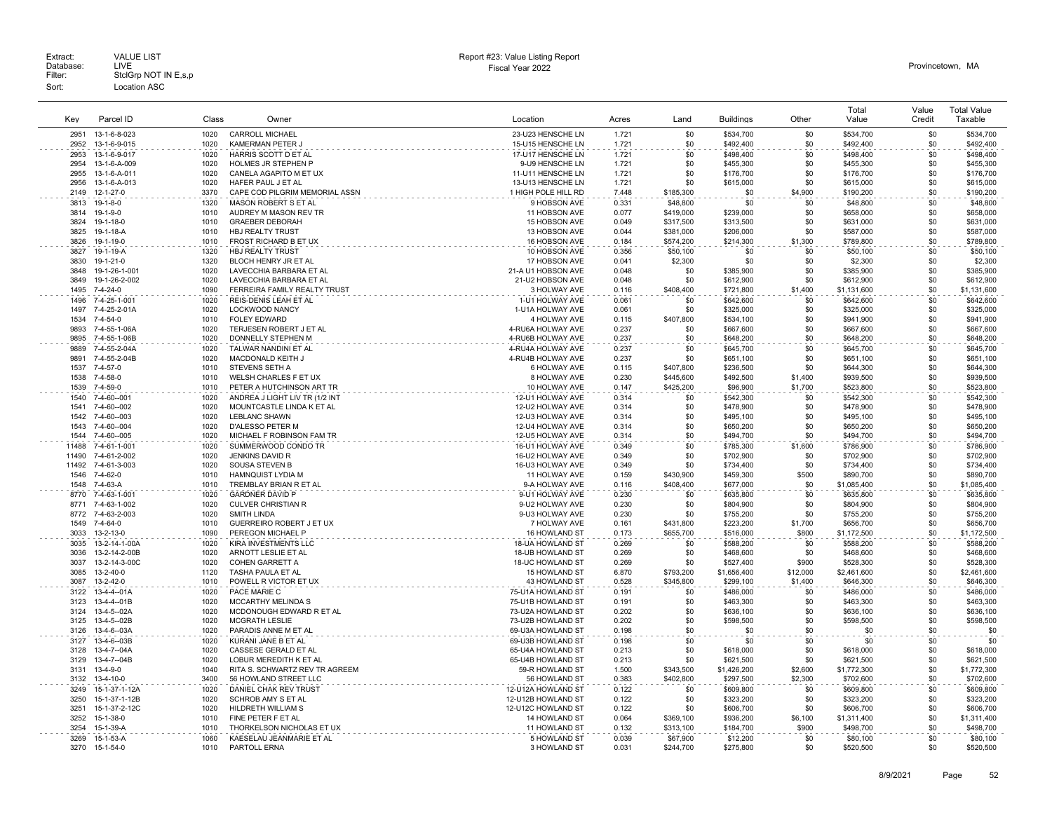Extract: VALUE LIST
Database: LIVE
Filter: StclGrp NOT IN E,s,p
Sort: Location ASC

Report #23: Value Listing Report
Fiscal Year 2022

Provincetown, MA

| Key | Parcel ID | Class | Owner | Location | Acres | Land | Buildings | Other | Total Value | Value Credit | Total Value Taxable |
|---|---|---|---|---|---|---|---|---|---|---|---|
| 2951 | 13-1-6-8-023 | 1020 | CARROLL MICHAEL | 23-U23 HENSCHE LN | 1.721 | $0 | $534,700 | $0 | $534,700 | $0 | $534,700 |
| 2952 | 13-1-6-9-015 | 1020 | KAMERMAN PETER J | 15-U15 HENSCHE LN | 1.721 | $0 | $492,400 | $0 | $492,400 | $0 | $492,400 |
| 2953 | 13-1-6-9-017 | 1020 | HARRIS SCOTT D ET AL | 17-U17 HENSCHE LN | 1.721 | $0 | $498,400 | $0 | $498,400 | $0 | $498,400 |
| 2954 | 13-1-6-A-009 | 1020 | HOLMES JR STEPHEN P | 9-U9 HENSCHE LN | 1.721 | $0 | $455,300 | $0 | $455,300 | $0 | $455,300 |
| 2955 | 13-1-6-A-011 | 1020 | CANELA AGAPITO M ET UX | 11-U11 HENSCHE LN | 1.721 | $0 | $176,700 | $0 | $176,700 | $0 | $176,700 |
| 2956 | 13-1-6-A-013 | 1020 | HAFER PAUL J ET AL | 13-U13 HENSCHE LN | 1.721 | $0 | $615,000 | $0 | $615,000 | $0 | $615,000 |
| 2149 | 12-1-27-0 | 3370 | CAPE COD PILGRIM MEMORIAL ASSN | 1 HIGH POLE HILL RD | 7.448 | $185,300 | $0 | $4,900 | $190,200 | $0 | $190,200 |
| 3813 | 19-1-8-0 | 1320 | MASON ROBERT S ET AL | 9 HOBSON AVE | 0.331 | $48,800 | $0 | $0 | $48,800 | $0 | $48,800 |
| 3814 | 19-1-9-0 | 1010 | AUDREY M MASON REV TR | 11 HOBSON AVE | 0.077 | $419,000 | $239,000 | $0 | $658,000 | $0 | $658,000 |
| 3824 | 19-1-18-0 | 1010 | GRAEBER DEBORAH | 15 HOBSON AVE | 0.049 | $317,500 | $313,500 | $0 | $631,000 | $0 | $631,000 |
| 3825 | 19-1-18-A | 1010 | HBJ REALTY TRUST | 13 HOBSON AVE | 0.044 | $381,000 | $206,000 | $0 | $587,000 | $0 | $587,000 |
| 3826 | 19-1-19-0 | 1010 | FROST RICHARD B ET UX | 16 HOBSON AVE | 0.184 | $574,200 | $214,300 | $1,300 | $789,800 | $0 | $789,800 |
| 3827 | 19-1-19-A | 1320 | HBJ REALTY TRUST | 10 HOBSON AVE | 0.356 | $50,100 | $0 | $0 | $50,100 | $0 | $50,100 |
| 3830 | 19-1-21-0 | 1320 | BLOCH HENRY JR ET AL | 17 HOBSON AVE | 0.041 | $2,300 | $0 | $0 | $2,300 | $0 | $2,300 |
| 3848 | 19-1-26-1-001 | 1020 | LAVECCHIA BARBARA ET AL | 21-A U1 HOBSON AVE | 0.048 | $0 | $385,900 | $0 | $385,900 | $0 | $385,900 |
| 3849 | 19-1-26-2-002 | 1020 | LAVECCHIA BARBARA ET AL | 21-U2 HOBSON AVE | 0.048 | $0 | $612,900 | $0 | $612,900 | $0 | $612,900 |
| 1495 | 7-4-24-0 | 1090 | FERREIRA FAMILY REALTY TRUST | 3 HOLWAY AVE | 0.116 | $408,400 | $721,800 | $1,400 | $1,131,600 | $0 | $1,131,600 |
| 1496 | 7-4-25-1-001 | 1020 | REIS-DENIS LEAH ET AL | 1-U1 HOLWAY AVE | 0.061 | $0 | $642,600 | $0 | $642,600 | $0 | $642,600 |
| 1497 | 7-4-25-2-01A | 1020 | LOCKWOOD NANCY | 1-U1A HOLWAY AVE | 0.061 | $0 | $325,000 | $0 | $325,000 | $0 | $325,000 |
| 1534 | 7-4-54-0 | 1010 | FOLEY EDWARD | 4 HOLWAY AVE | 0.115 | $407,800 | $534,100 | $0 | $941,900 | $0 | $941,900 |
| 9893 | 7-4-55-1-06A | 1020 | TERJESEN ROBERT J ET AL | 4-RU6A HOLWAY AVE | 0.237 | $0 | $667,600 | $0 | $667,600 | $0 | $667,600 |
| 9895 | 7-4-55-1-06B | 1020 | DONNELLY STEPHEN M | 4-RU6B HOLWAY AVE | 0.237 | $0 | $648,200 | $0 | $648,200 | $0 | $648,200 |
| 9889 | 7-4-55-2-04A | 1020 | TALWAR NANDINI ET AL | 4-RU4A HOLWAY AVE | 0.237 | $0 | $645,700 | $0 | $645,700 | $0 | $645,700 |
| 9891 | 7-4-55-2-04B | 1020 | MACDONALD KEITH J | 4-RU4B HOLWAY AVE | 0.237 | $0 | $651,100 | $0 | $651,100 | $0 | $651,100 |
| 1537 | 7-4-57-0 | 1010 | STEVENS SETH A | 6 HOLWAY AVE | 0.115 | $407,800 | $236,500 | $0 | $644,300 | $0 | $644,300 |
| 1538 | 7-4-58-0 | 1010 | WELSH CHARLES F ET UX | 8 HOLWAY AVE | 0.230 | $445,600 | $492,500 | $1,400 | $939,500 | $0 | $939,500 |
| 1539 | 7-4-59-0 | 1010 | PETER A HUTCHINSON ART TR | 10 HOLWAY AVE | 0.147 | $425,200 | $96,900 | $1,700 | $523,800 | $0 | $523,800 |
| 1540 | 7-4-60--001 | 1020 | ANDREA J LIGHT LIV TR (1/2 INT | 12-U1 HOLWAY AVE | 0.314 | $0 | $542,300 | $0 | $542,300 | $0 | $542,300 |
| 1541 | 7-4-60--002 | 1020 | MOUNTCASTLE LINDA K ET AL | 12-U2 HOLWAY AVE | 0.314 | $0 | $478,900 | $0 | $478,900 | $0 | $478,900 |
| 1542 | 7-4-60--003 | 1020 | LEBLANC SHAWN | 12-U3 HOLWAY AVE | 0.314 | $0 | $495,100 | $0 | $495,100 | $0 | $495,100 |
| 1543 | 7-4-60--004 | 1020 | D'ALESSO PETER M | 12-U4 HOLWAY AVE | 0.314 | $0 | $650,200 | $0 | $650,200 | $0 | $650,200 |
| 1544 | 7-4-60--005 | 1020 | MICHAEL F ROBINSON FAM TR | 12-U5 HOLWAY AVE | 0.314 | $0 | $494,700 | $0 | $494,700 | $0 | $494,700 |
| 11488 | 7-4-61-1-001 | 1020 | SUMMERWOOD CONDO TR | 16-U1 HOLWAY AVE | 0.349 | $0 | $785,300 | $1,600 | $786,900 | $0 | $786,900 |
| 11490 | 7-4-61-2-002 | 1020 | JENKINS DAVID R | 16-U2 HOLWAY AVE | 0.349 | $0 | $702,900 | $0 | $702,900 | $0 | $702,900 |
| 11492 | 7-4-61-3-003 | 1020 | SOUSA STEVEN B | 16-U3 HOLWAY AVE | 0.349 | $0 | $734,400 | $0 | $734,400 | $0 | $734,400 |
| 1546 | 7-4-62-0 | 1010 | HAMNQUIST LYDIA M | 11 HOLWAY AVE | 0.159 | $430,900 | $459,300 | $500 | $890,700 | $0 | $890,700 |
| 1548 | 7-4-63-A | 1010 | TREMBLAY BRIAN R ET AL | 9-A HOLWAY AVE | 0.116 | $408,400 | $677,000 | $0 | $1,085,400 | $0 | $1,085,400 |
| 8770 | 7-4-63-1-001 | 1020 | GARDNER DAVID P | 9-U1 HOLWAY AVE | 0.230 | $0 | $635,800 | $0 | $635,800 | $0 | $635,800 |
| 8771 | 7-4-63-1-002 | 1020 | CULVER CHRISTIAN R | 9-U2 HOLWAY AVE | 0.230 | $0 | $804,900 | $0 | $804,900 | $0 | $804,900 |
| 8772 | 7-4-63-2-003 | 1020 | SMITH LINDA | 9-U3 HOLWAY AVE | 0.230 | $0 | $755,200 | $0 | $755,200 | $0 | $755,200 |
| 1549 | 7-4-64-0 | 1010 | GUERREIRO ROBERT J ET UX | 7 HOLWAY AVE | 0.161 | $431,800 | $223,200 | $1,700 | $656,700 | $0 | $656,700 |
| 3033 | 13-2-13-0 | 1090 | PEREGON MICHAEL P | 16 HOWLAND ST | 0.173 | $655,700 | $516,000 | $800 | $1,172,500 | $0 | $1,172,500 |
| 3035 | 13-2-14-1-00A | 1020 | KIRA INVESTMENTS LLC | 18-UA HOWLAND ST | 0.269 | $0 | $588,200 | $0 | $588,200 | $0 | $588,200 |
| 3036 | 13-2-14-2-00B | 1020 | ARNOTT LESLIE ET AL | 18-UB HOWLAND ST | 0.269 | $0 | $468,600 | $0 | $468,600 | $0 | $468,600 |
| 3037 | 13-2-14-3-00C | 1020 | COHEN GARRETT A | 18-UC HOWLAND ST | 0.269 | $0 | $527,400 | $900 | $528,300 | $0 | $528,300 |
| 3085 | 13-2-40-0 | 1120 | TASHA PAULA ET AL | 15 HOWLAND ST | 6.870 | $793,200 | $1,656,400 | $12,000 | $2,461,600 | $0 | $2,461,600 |
| 3087 | 13-2-42-0 | 1010 | POWELL R VICTOR ET UX | 43 HOWLAND ST | 0.528 | $345,800 | $299,100 | $1,400 | $646,300 | $0 | $646,300 |
| 3122 | 13-4-4--01A | 1020 | PACE MARIE C | 75-U1A HOWLAND ST | 0.191 | $0 | $486,000 | $0 | $486,000 | $0 | $486,000 |
| 3123 | 13-4-4--01B | 1020 | MCCARTHY MELINDA S | 75-U1B HOWLAND ST | 0.191 | $0 | $463,300 | $0 | $463,300 | $0 | $463,300 |
| 3124 | 13-4-5--02A | 1020 | MCDONOUGH EDWARD R ET AL | 73-U2A HOWLAND ST | 0.202 | $0 | $636,100 | $0 | $636,100 | $0 | $636,100 |
| 3125 | 13-4-5--02B | 1020 | MCGRATH LESLIE | 73-U2B HOWLAND ST | 0.202 | $0 | $598,500 | $0 | $598,500 | $0 | $598,500 |
| 3126 | 13-4-6--03A | 1020 | PARADIS ANNE M ET AL | 69-U3A HOWLAND ST | 0.198 | $0 | $0 | $0 | $0 | $0 | $0 |
| 3127 | 13-4-6--03B | 1020 | KURANI JANE B ET AL | 69-U3B HOWLAND ST | 0.198 | $0 | $0 | $0 | $0 | $0 | $0 |
| 3128 | 13-4-7--04A | 1020 | CASSESE GERALD ET AL | 65-U4A HOWLAND ST | 0.213 | $0 | $618,000 | $0 | $618,000 | $0 | $618,000 |
| 3129 | 13-4-7--04B | 1020 | LOBUR MEREDITH K ET AL | 65-U4B HOWLAND ST | 0.213 | $0 | $621,500 | $0 | $621,500 | $0 | $621,500 |
| 3131 | 13-4-9-0 | 1040 | RITA S. SCHWARTZ REV TR AGREEM | 59-R HOWLAND ST | 1.500 | $343,500 | $1,426,200 | $2,600 | $1,772,300 | $0 | $1,772,300 |
| 3132 | 13-4-10-0 | 3400 | 56 HOWLAND STREET LLC | 56 HOWLAND ST | 0.383 | $402,800 | $297,500 | $2,300 | $702,600 | $0 | $702,600 |
| 3249 | 15-1-37-1-12A | 1020 | DANIEL CHAK REV TRUST | 12-U12A HOWLAND ST | 0.122 | $0 | $609,800 | $0 | $609,800 | $0 | $609,800 |
| 3250 | 15-1-37-1-12B | 1020 | SCHROB AMY S ET AL | 12-U12B HOWLAND ST | 0.122 | $0 | $323,200 | $0 | $323,200 | $0 | $323,200 |
| 3251 | 15-1-37-2-12C | 1020 | HILDRETH WILLIAM S | 12-U12C HOWLAND ST | 0.122 | $0 | $606,700 | $0 | $606,700 | $0 | $606,700 |
| 3252 | 15-1-38-0 | 1010 | FINE PETER F ET AL | 14 HOWLAND ST | 0.064 | $369,100 | $936,200 | $6,100 | $1,311,400 | $0 | $1,311,400 |
| 3254 | 15-1-39-A | 1010 | THORKELSON NICHOLAS ET UX | 11 HOWLAND ST | 0.132 | $313,100 | $184,700 | $900 | $498,700 | $0 | $498,700 |
| 3269 | 15-1-53-A | 1060 | KAESELAU JEANMARIE ET AL | 5 HOWLAND ST | 0.039 | $67,900 | $12,200 | $0 | $80,100 | $0 | $80,100 |
| 3270 | 15-1-54-0 | 1010 | PARTOLL ERNA | 3 HOWLAND ST | 0.031 | $244,700 | $275,800 | $0 | $520,500 | $0 | $520,500 |

8/9/2021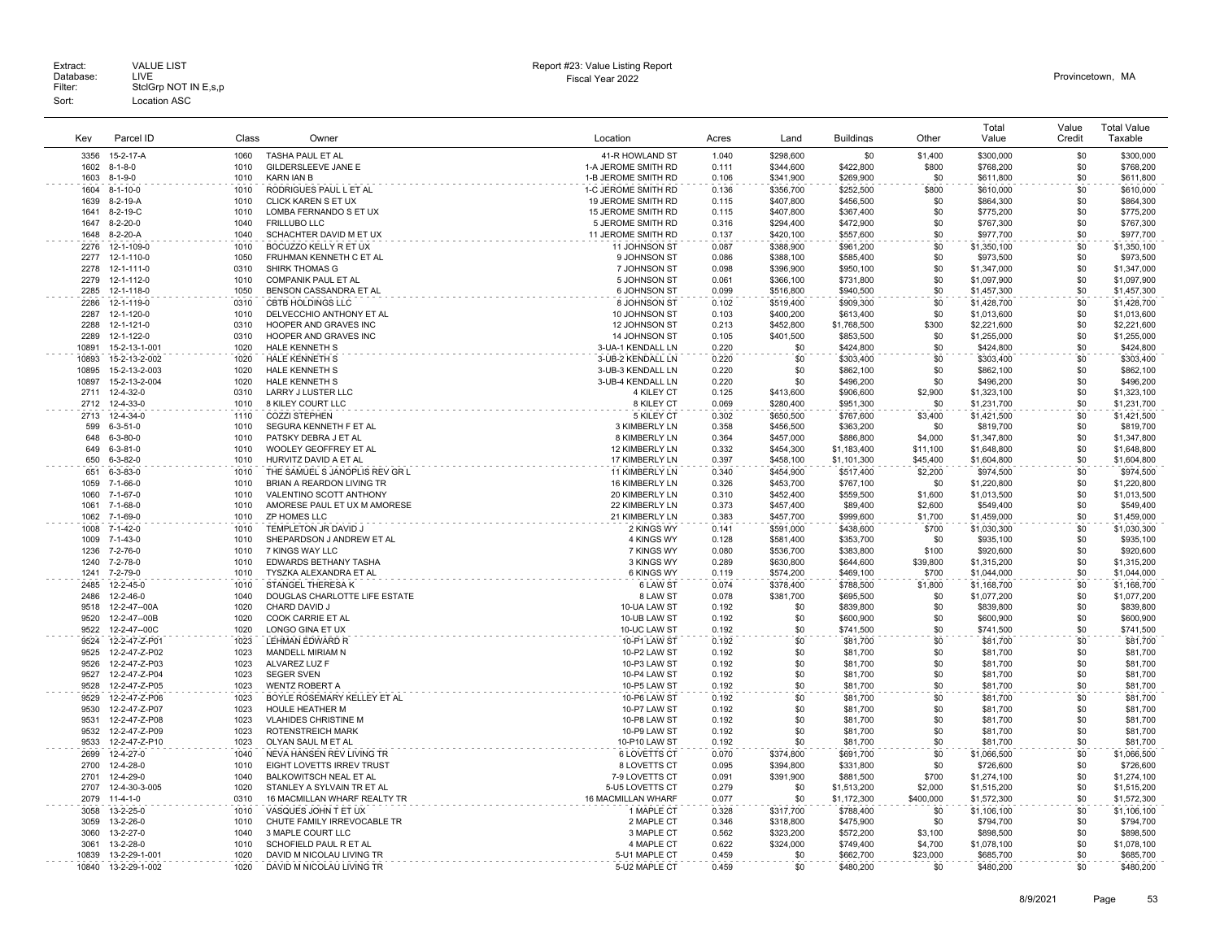Extract: VALUE LIST
Database: LIVE
Filter: StclGrp NOT IN E,s,p
Sort: Location ASC

Report #23: Value Listing Report
Fiscal Year 2022

Provincetown, MA

| Key | Parcel ID | Class | Owner | Location | Acres | Land | Buildings | Other | Total Value | Value Credit | Total Value Taxable |
|---|---|---|---|---|---|---|---|---|---|---|---|
| 3356 | 15-2-17-A | 1060 | TASHA PAUL ET AL | 41-R HOWLAND ST | 1.040 | $298,600 | $0 | $1,400 | $300,000 | $0 | $300,000 |
| 1602 | 8-1-8-0 | 1010 | GILDERSLEEVE JANE E | 1-A JEROME SMITH RD | 0.111 | $344,600 | $422,800 | $800 | $768,200 | $0 | $768,200 |
| 1603 | 8-1-9-0 | 1010 | KARN IAN B | 1-B JEROME SMITH RD | 0.106 | $341,900 | $269,900 | $0 | $611,800 | $0 | $611,800 |
| 1604 | 8-1-10-0 | 1010 | RODRIGUES PAUL L ET AL | 1-C JEROME SMITH RD | 0.136 | $356,700 | $252,500 | $800 | $610,000 | $0 | $610,000 |
| 1639 | 8-2-19-A | 1010 | CLICK KAREN S ET UX | 19 JEROME SMITH RD | 0.115 | $407,800 | $456,500 | $0 | $864,300 | $0 | $864,300 |
| 1641 | 8-2-19-C | 1010 | LOMBA FERNANDO S ET UX | 15 JEROME SMITH RD | 0.115 | $407,800 | $367,400 | $0 | $775,200 | $0 | $775,200 |
| 1647 | 8-2-20-0 | 1040 | FRILLUBO LLC | 5 JEROME SMITH RD | 0.316 | $294,400 | $472,900 | $0 | $767,300 | $0 | $767,300 |
| 1648 | 8-2-20-A | 1040 | SCHACHTER DAVID M ET UX | 11 JEROME SMITH RD | 0.137 | $420,100 | $557,600 | $0 | $977,700 | $0 | $977,700 |
| 2276 | 12-1-109-0 | 1010 | BOCUZZO KELLY R ET UX | 11 JOHNSON ST | 0.087 | $388,900 | $961,200 | $0 | $1,350,100 | $0 | $1,350,100 |
| 2277 | 12-1-110-0 | 1050 | FRUHMAN KENNETH C ET AL | 9 JOHNSON ST | 0.086 | $388,100 | $585,400 | $0 | $973,500 | $0 | $973,500 |
| 2278 | 12-1-111-0 | 0310 | SHIRK THOMAS G | 7 JOHNSON ST | 0.098 | $396,900 | $950,100 | $0 | $1,347,000 | $0 | $1,347,000 |
| 2279 | 12-1-112-0 | 1010 | COMPANIK PAUL ET AL | 5 JOHNSON ST | 0.061 | $366,100 | $731,800 | $0 | $1,097,900 | $0 | $1,097,900 |
| 2285 | 12-1-118-0 | 1050 | BENSON CASSANDRA ET AL | 6 JOHNSON ST | 0.099 | $516,800 | $940,500 | $0 | $1,457,300 | $0 | $1,457,300 |
| 2286 | 12-1-119-0 | 0310 | CBTB HOLDINGS LLC | 8 JOHNSON ST | 0.102 | $519,400 | $909,300 | $0 | $1,428,700 | $0 | $1,428,700 |
| 2287 | 12-1-120-0 | 1010 | DELVECCHIO ANTHONY ET AL | 10 JOHNSON ST | 0.103 | $400,200 | $613,400 | $0 | $1,013,600 | $0 | $1,013,600 |
| 2288 | 12-1-121-0 | 0310 | HOOPER AND GRAVES INC | 12 JOHNSON ST | 0.213 | $452,800 | $1,768,500 | $300 | $2,221,600 | $0 | $2,221,600 |
| 2289 | 12-1-122-0 | 0310 | HOOPER AND GRAVES INC | 14 JOHNSON ST | 0.105 | $401,500 | $853,500 | $0 | $1,255,000 | $0 | $1,255,000 |
| 10891 | 15-2-13-1-001 | 1020 | HALE KENNETH S | 3-UA-1 KENDALL LN | 0.220 | $0 | $424,800 | $0 | $424,800 | $0 | $424,800 |
| 10893 | 15-2-13-2-002 | 1020 | HALE KENNETH S | 3-UB-2 KENDALL LN | 0.220 | $0 | $303,400 | $0 | $303,400 | $0 | $303,400 |
| 10895 | 15-2-13-2-003 | 1020 | HALE KENNETH S | 3-UB-3 KENDALL LN | 0.220 | $0 | $862,100 | $0 | $862,100 | $0 | $862,100 |
| 10897 | 15-2-13-2-004 | 1020 | HALE KENNETH S | 3-UB-4 KENDALL LN | 0.220 | $0 | $496,200 | $0 | $496,200 | $0 | $496,200 |
| 2711 | 12-4-32-0 | 0310 | LARRY J LUSTER LLC | 4 KILEY CT | 0.125 | $413,600 | $906,600 | $2,900 | $1,323,100 | $0 | $1,323,100 |
| 2712 | 12-4-33-0 | 1010 | 8 KILEY COURT LLC | 8 KILEY CT | 0.069 | $280,400 | $951,300 | $0 | $1,231,700 | $0 | $1,231,700 |
| 2713 | 12-4-34-0 | 1110 | COZZI STEPHEN | 5 KILEY CT | 0.302 | $650,500 | $767,600 | $3,400 | $1,421,500 | $0 | $1,421,500 |
| 599 | 6-3-51-0 | 1010 | SEGURA KENNETH F ET AL | 3 KIMBERLY LN | 0.358 | $456,500 | $363,200 | $0 | $819,700 | $0 | $819,700 |
| 648 | 6-3-80-0 | 1010 | PATSKY DEBRA J ET AL | 8 KIMBERLY LN | 0.364 | $457,000 | $886,800 | $4,000 | $1,347,800 | $0 | $1,347,800 |
| 649 | 6-3-81-0 | 1010 | WOOLEY GEOFFREY ET AL | 12 KIMBERLY LN | 0.332 | $454,300 | $1,183,400 | $11,100 | $1,648,800 | $0 | $1,648,800 |
| 650 | 6-3-82-0 | 1010 | HURVITZ DAVID A ET AL | 17 KIMBERLY LN | 0.397 | $458,100 | $1,101,300 | $45,400 | $1,604,800 | $0 | $1,604,800 |
| 651 | 6-3-83-0 | 1010 | THE SAMUEL S JANOPLIS REV GR L | 11 KIMBERLY LN | 0.340 | $454,900 | $517,400 | $2,200 | $974,500 | $0 | $974,500 |
| 1059 | 7-1-66-0 | 1010 | BRIAN A REARDON LIVING TR | 16 KIMBERLY LN | 0.326 | $453,700 | $767,100 | $0 | $1,220,800 | $0 | $1,220,800 |
| 1060 | 7-1-67-0 | 1010 | VALENTINO SCOTT ANTHONY | 20 KIMBERLY LN | 0.310 | $452,400 | $559,500 | $1,600 | $1,013,500 | $0 | $1,013,500 |
| 1061 | 7-1-68-0 | 1010 | AMORESE PAUL ET UX M AMORESE | 22 KIMBERLY LN | 0.373 | $457,400 | $89,400 | $2,600 | $549,400 | $0 | $549,400 |
| 1062 | 7-1-69-0 | 1010 | ZP HOMES LLC | 21 KIMBERLY LN | 0.383 | $457,700 | $999,600 | $1,700 | $1,459,000 | $0 | $1,459,000 |
| 1008 | 7-1-42-0 | 1010 | TEMPLETON JR DAVID J | 2 KINGS WY | 0.141 | $591,000 | $438,600 | $700 | $1,030,300 | $0 | $1,030,300 |
| 1009 | 7-1-43-0 | 1010 | SHEPARDSON J ANDREW ET AL | 4 KINGS WY | 0.128 | $581,400 | $353,700 | $0 | $935,100 | $0 | $935,100 |
| 1236 | 7-2-76-0 | 1010 | 7 KINGS WAY LLC | 7 KINGS WY | 0.080 | $536,700 | $383,800 | $100 | $920,600 | $0 | $920,600 |
| 1240 | 7-2-78-0 | 1010 | EDWARDS BETHANY TASHA | 3 KINGS WY | 0.289 | $630,800 | $644,600 | $39,800 | $1,315,200 | $0 | $1,315,200 |
| 1241 | 7-2-79-0 | 1010 | TYSZKA ALEXANDRA ET AL | 6 KINGS WY | 0.119 | $574,200 | $469,100 | $700 | $1,044,000 | $0 | $1,044,000 |
| 2485 | 12-2-45-0 | 1010 | STANGEL THERESA K | 6 LAW ST | 0.074 | $378,400 | $788,500 | $1,800 | $1,168,700 | $0 | $1,168,700 |
| 2486 | 12-2-46-0 | 1040 | DOUGLAS CHARLOTTE LIFE ESTATE | 8 LAW ST | 0.078 | $381,700 | $695,500 | $0 | $1,077,200 | $0 | $1,077,200 |
| 9518 | 12-2-47--00A | 1020 | CHARD DAVID J | 10-UA LAW ST | 0.192 | $0 | $839,800 | $0 | $839,800 | $0 | $839,800 |
| 9520 | 12-2-47--00B | 1020 | COOK CARRIE ET AL | 10-UB LAW ST | 0.192 | $0 | $600,900 | $0 | $600,900 | $0 | $600,900 |
| 9522 | 12-2-47--00C | 1020 | LONGO GINA ET UX | 10-UC LAW ST | 0.192 | $0 | $741,500 | $0 | $741,500 | $0 | $741,500 |
| 9524 | 12-2-47-Z-P01 | 1023 | LEHMAN EDWARD R | 10-P1 LAW ST | 0.192 | $0 | $81,700 | $0 | $81,700 | $0 | $81,700 |
| 9525 | 12-2-47-Z-P02 | 1023 | MANDELL MIRIAM N | 10-P2 LAW ST | 0.192 | $0 | $81,700 | $0 | $81,700 | $0 | $81,700 |
| 9526 | 12-2-47-Z-P03 | 1023 | ALVAREZ LUZ F | 10-P3 LAW ST | 0.192 | $0 | $81,700 | $0 | $81,700 | $0 | $81,700 |
| 9527 | 12-2-47-Z-P04 | 1023 | SEGER SVEN | 10-P4 LAW ST | 0.192 | $0 | $81,700 | $0 | $81,700 | $0 | $81,700 |
| 9528 | 12-2-47-Z-P05 | 1023 | WENTZ ROBERT A | 10-P5 LAW ST | 0.192 | $0 | $81,700 | $0 | $81,700 | $0 | $81,700 |
| 9529 | 12-2-47-Z-P06 | 1023 | BOYLE ROSEMARY KELLEY ET AL | 10-P6 LAW ST | 0.192 | $0 | $81,700 | $0 | $81,700 | $0 | $81,700 |
| 9530 | 12-2-47-Z-P07 | 1023 | HOULE HEATHER M | 10-P7 LAW ST | 0.192 | $0 | $81,700 | $0 | $81,700 | $0 | $81,700 |
| 9531 | 12-2-47-Z-P08 | 1023 | VLAHIDES CHRISTINE M | 10-P8 LAW ST | 0.192 | $0 | $81,700 | $0 | $81,700 | $0 | $81,700 |
| 9532 | 12-2-47-Z-P09 | 1023 | ROTENSTREICH MARK | 10-P9 LAW ST | 0.192 | $0 | $81,700 | $0 | $81,700 | $0 | $81,700 |
| 9533 | 12-2-47-Z-P10 | 1023 | OLYAN SAUL M ET AL | 10-P10 LAW ST | 0.192 | $0 | $81,700 | $0 | $81,700 | $0 | $81,700 |
| 2699 | 12-4-27-0 | 1040 | NEVA HANSEN REV LIVING TR | 6 LOVETTS CT | 0.070 | $374,800 | $691,700 | $0 | $1,066,500 | $0 | $1,066,500 |
| 2700 | 12-4-28-0 | 1010 | EIGHT LOVETTS IRREV TRUST | 8 LOVETTS CT | 0.095 | $394,800 | $331,800 | $0 | $726,600 | $0 | $726,600 |
| 2701 | 12-4-29-0 | 1040 | BALKOWITSCH NEAL ET AL | 7-9 LOVETTS CT | 0.091 | $391,900 | $881,500 | $700 | $1,274,100 | $0 | $1,274,100 |
| 2707 | 12-4-30-3-005 | 1020 | STANLEY A SYLVAIN TR ET AL | 5-U5 LOVETTS CT | 0.279 | $0 | $1,513,200 | $2,000 | $1,515,200 | $0 | $1,515,200 |
| 2079 | 11-4-1-0 | 0310 | 16 MACMILLAN WHARF REALTY TR | 16 MACMILLAN WHARF | 0.077 | $0 | $1,172,300 | $400,000 | $1,572,300 | $0 | $1,572,300 |
| 3058 | 13-2-25-0 | 1010 | VASQUES JOHN T ET UX | 1 MAPLE CT | 0.328 | $317,700 | $788,400 | $0 | $1,106,100 | $0 | $1,106,100 |
| 3059 | 13-2-26-0 | 1010 | CHUTE FAMILY IRREVOCABLE TR | 2 MAPLE CT | 0.346 | $318,800 | $475,900 | $0 | $794,700 | $0 | $794,700 |
| 3060 | 13-2-27-0 | 1040 | 3 MAPLE COURT LLC | 3 MAPLE CT | 0.562 | $323,200 | $572,200 | $3,100 | $898,500 | $0 | $898,500 |
| 3061 | 13-2-28-0 | 1010 | SCHOFIELD PAUL R ET AL | 4 MAPLE CT | 0.622 | $324,000 | $749,400 | $4,700 | $1,078,100 | $0 | $1,078,100 |
| 10839 | 13-2-29-1-001 | 1020 | DAVID M NICOLAU LIVING TR | 5-U1 MAPLE CT | 0.459 | $0 | $662,700 | $23,000 | $685,700 | $0 | $685,700 |
| 10840 | 13-2-29-1-002 | 1020 | DAVID M NICOLAU LIVING TR | 5-U2 MAPLE CT | 0.459 | $0 | $480,200 | $0 | $480,200 | $0 | $480,200 |

8/9/2021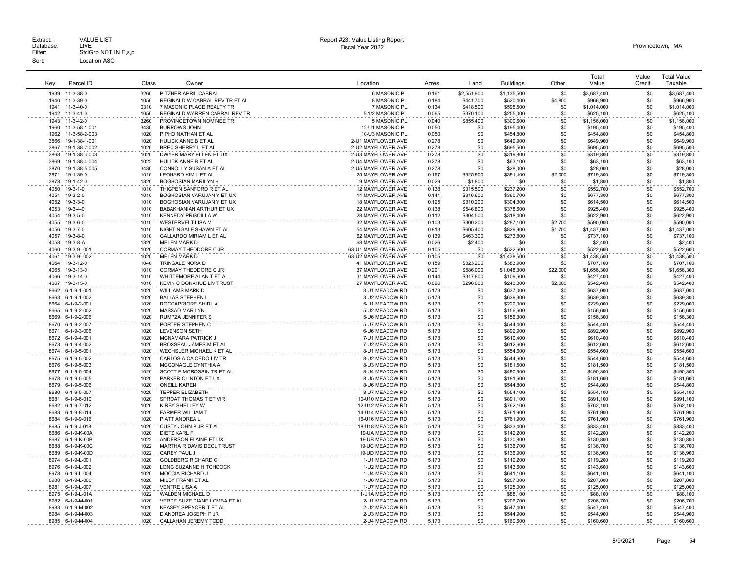Extract: VALUE LIST
Database: LIVE
Filter: StclGrp NOT IN E,s,p
Sort: Location ASC

Report #23: Value Listing Report
Fiscal Year 2022

Provincetown, MA

| Key | Parcel ID | Class | Owner | Location | Acres | Land | Buildings | Other | Total Value | Value Credit | Total Value Taxable |
|---|---|---|---|---|---|---|---|---|---|---|---|
| 1939 | 11-3-38-0 | 3260 | PITZNER APRIL CABRAL | 6 MASONIC PL | 0.161 | $2,551,900 | $1,135,500 | $0 | $3,687,400 | $0 | $3,687,400 |
| 1940 | 11-3-39-0 | 1050 | REGINALD W CABRAL REV TR ET AL | 8 MASONIC PL | 0.184 | $441,700 | $520,400 | $4,800 | $966,900 | $0 | $966,900 |
| 1941 | 11-3-40-0 | 0310 | 7 MASONIC PLACE REALTY TR | 7 MASONIC PL | 0.134 | $418,500 | $595,500 | $0 | $1,014,000 | $0 | $1,014,000 |
| 1942 | 11-3-41-0 | 1050 | REGINALD WARREN CABRAL REV TR | 5-1/2 MASONIC PL | 0.065 | $370,100 | $255,000 | $0 | $625,100 | $0 | $625,100 |
| 1943 | 11-3-42-0 | 3260 | PROVINCETOWN NOMINEE TR | 5 MASONIC PL | 0.040 | $855,400 | $300,600 | $0 | $1,156,000 | $0 | $1,156,000 |
| 1960 | 11-3-58-1-001 | 3430 | BURROWS JOHN | 12-U1 MASONIC PL | 0.050 | $0 | $195,400 | $0 | $195,400 | $0 | $195,400 |
| 1962 | 11-3-58-2-003 | 1020 | PIPHO NATHAN ET AL | 10-U3 MASONIC PL | 0.050 | $0 | $454,800 | $0 | $454,800 | $0 | $454,800 |
| 3866 | 19-1-38-1-001 | 1020 | HULICK ANNE B ET AL | 2-U1 MAYFLOWER AVE | 0.278 | $0 | $649,900 | $0 | $649,900 | $0 | $649,900 |
| 3867 | 19-1-38-2-002 | 1020 | BREC SHERRY L ET AL | 2-U2 MAYFLOWER AVE | 0.278 | $0 | $695,500 | $0 | $695,500 | $0 | $695,500 |
| 3868 | 19-1-38-3-003 | 1020 | DWYER MARY ELLEN ET UX | 2-U3 MAYFLOWER AVE | 0.278 | $0 | $319,800 | $0 | $319,800 | $0 | $319,800 |
| 3869 | 19-1-38-4-004 | 1022 | HULICK ANNE B ET AL | 2-U4 MAYFLOWER AVE | 0.278 | $0 | $63,100 | $0 | $63,100 | $0 | $63,100 |
| 3870 | 19-1-38-5-005 | 3430 | CONNOLLY SUSAN A ET AL | 2-U5 MAYFLOWER AVE | 0.278 | $0 | $28,000 | $0 | $28,000 | $0 | $28,000 |
| 3871 | 19-1-39-0 | 1010 | LEONARD KIM L ET AL | 25 MAYFLOWER AVE | 0.167 | $325,900 | $391,400 | $2,000 | $719,300 | $0 | $719,300 |
| 3878 | 19-1-42-0 | 1320 | BOGHOSIAN MARILYN H | 9 MAYFLOWER AVE | 0.029 | $1,800 | $0 | $0 | $1,800 | $0 | $1,800 |
| 4050 | 19-3-1-0 | 1010 | THIGPEN SANFORD R ET AL | 12 MAYFLOWER AVE | 0.138 | $315,500 | $237,200 | $0 | $552,700 | $0 | $552,700 |
| 4051 | 19-3-2-0 | 1010 | BOGHOSIAN VARUJAN Y ET UX | 14 MAYFLOWER AVE | 0.141 | $316,600 | $360,700 | $0 | $677,300 | $0 | $677,300 |
| 4052 | 19-3-3-0 | 1010 | BOGHOSIAN VARUJAN Y ET UX | 18 MAYFLOWER AVE | 0.125 | $310,200 | $304,300 | $0 | $614,500 | $0 | $614,500 |
| 4053 | 19-3-4-0 | 1010 | BABAKHANIAN ARTHUR ET UX | 22 MAYFLOWER AVE | 0.138 | $546,800 | $378,600 | $0 | $925,400 | $0 | $925,400 |
| 4054 | 19-3-5-0 | 1010 | KENNEDY PRISCILLA W | 28 MAYFLOWER AVE | 0.112 | $304,500 | $318,400 | $0 | $622,900 | $0 | $622,900 |
| 4055 | 19-3-6-0 | 1010 | WESTERVELT LISA M | 32 MAYFLOWER AVE | 0.103 | $300,200 | $287,100 | $2,700 | $590,000 | $0 | $590,000 |
| 4056 | 19-3-7-0 | 1010 | NIGHTINGALE SHAWN ET AL | 54 MAYFLOWER AVE | 0.813 | $605,400 | $829,900 | $1,700 | $1,437,000 | $0 | $1,437,000 |
| 4057 | 19-3-8-0 | 1010 | GALLARDO MIRIAM L ET AL | 62 MAYFLOWER AVE | 0.139 | $463,300 | $273,800 | $0 | $737,100 | $0 | $737,100 |
| 4058 | 19-3-8-A | 1320 | MELEN MARK D | 68 MAYFLOWER AVE | 0.026 | $2,400 | $0 | $0 | $2,400 | $0 | $2,400 |
| 4060 | 19-3-9--001 | 1020 | CORMAY THEODORE C JR | 63-U1 MAYFLOWER AVE | 0.105 | $0 | $522,600 | $0 | $522,600 | $0 | $522,600 |
| 4061 | 19-3-9--002 | 1020 | MELEN MARK D | 63-U2 MAYFLOWER AVE | 0.105 | $0 | $1,438,500 | $0 | $1,438,500 | $0 | $1,438,500 |
| 4064 | 19-3-12-0 | 1040 | TRINGALE NORA D | 41 MAYFLOWER AVE | 0.159 | $323,200 | $383,900 | $0 | $707,100 | $0 | $707,100 |
| 4065 | 19-3-13-0 | 1010 | CORMAY THEODORE C JR | 37 MAYFLOWER AVE | 0.291 | $586,000 | $1,048,300 | $22,000 | $1,656,300 | $0 | $1,656,300 |
| 4066 | 19-3-14-0 | 1010 | WHITTEMORE ALAN T ET AL | 31 MAYFLOWER AVE | 0.144 | $317,800 | $109,600 | $0 | $427,400 | $0 | $427,400 |
| 4067 | 19-3-15-0 | 1010 | KEVIN C DONAHUE LIV TRUST | 27 MAYFLOWER AVE | 0.096 | $296,600 | $243,800 | $2,000 | $542,400 | $0 | $542,400 |
| 8662 | 6-1-9-1-001 | 1020 | WILLIAMS MARK D | 3-U1 MEADOW RD | 5.173 | $0 | $637,000 | $0 | $637,000 | $0 | $637,000 |
| 8663 | 6-1-9-1-002 | 1020 | BALLAS STEPHEN L | 3-U2 MEADOW RD | 5.173 | $0 | $639,300 | $0 | $639,300 | $0 | $639,300 |
| 8664 | 6-1-9-2-001 | 1020 | ROCCAPRIORE SHIRL A | 5-U1 MEADOW RD | 5.173 | $0 | $229,000 | $0 | $229,000 | $0 | $229,000 |
| 8665 | 6-1-9-2-002 | 1020 | MASSAD MARILYN | 5-U2 MEADOW RD | 5.173 | $0 | $156,600 | $0 | $156,600 | $0 | $156,600 |
| 8669 | 6-1-9-2-006 | 1020 | RUMPZA JENNIFER S | 5-U6 MEADOW RD | 5.173 | $0 | $156,300 | $0 | $156,300 | $0 | $156,300 |
| 8670 | 6-1-9-2-007 | 1020 | PORTER STEPHEN C | 5-U7 MEADOW RD | 5.173 | $0 | $544,400 | $0 | $544,400 | $0 | $544,400 |
| 8671 | 6-1-9-3-006 | 1020 | LEVENSON SETH | 6-U6 MEADOW RD | 5.173 | $0 | $892,900 | $0 | $892,900 | $0 | $892,900 |
| 8672 | 6-1-9-4-001 | 1020 | MCNAMARA PATRICK J | 7-U1 MEADOW RD | 5.173 | $0 | $610,400 | $0 | $610,400 | $0 | $610,400 |
| 8673 | 6-1-9-4-002 | 1020 | BROSSEAU JAMES M ET AL | 7-U2 MEADOW RD | 5.173 | $0 | $612,600 | $0 | $612,600 | $0 | $612,600 |
| 8674 | 6-1-9-5-001 | 1020 | WECHSLER MICHAEL K ET AL | 8-U1 MEADOW RD | 5.173 | $0 | $554,600 | $0 | $554,600 | $0 | $554,600 |
| 8675 | 6-1-9-5-002 | 1020 | CARLOS A CAICEDO LIV TR | 8-U2 MEADOW RD | 5.173 | $0 | $544,600 | $0 | $544,600 | $0 | $544,600 |
| 8676 | 6-1-9-5-003 | 1020 | MCGONAGLE CYNTHIA A | 8-U3 MEADOW RD | 5.173 | $0 | $181,500 | $0 | $181,500 | $0 | $181,500 |
| 8677 | 6-1-9-5-004 | 1020 | SCOTT F MCROSSIN TR ET AL | 8-U4 MEADOW RD | 5.173 | $0 | $490,300 | $0 | $490,300 | $0 | $490,300 |
| 8678 | 6-1-9-5-005 | 1020 | PARKER CLINTON ET UX | 8-U5 MEADOW RD | 5.173 | $0 | $181,600 | $0 | $181,600 | $0 | $181,600 |
| 8679 | 6-1-9-5-006 | 1020 | ONEILL KAREN | 8-U6 MEADOW RD | 5.173 | $0 | $544,800 | $0 | $544,800 | $0 | $544,800 |
| 8680 | 6-1-9-5-007 | 1020 | TEPPER ELIZABETH | 8-U7 MEADOW RD | 5.173 | $0 | $554,100 | $0 | $554,100 | $0 | $554,100 |
| 8681 | 6-1-9-6-010 | 1020 | SPROAT THOMAS T ET VIR | 10-U10 MEADOW RD | 5.173 | $0 | $891,100 | $0 | $891,100 | $0 | $891,100 |
| 8682 | 6-1-9-7-012 | 1020 | KIRBY SHELLEY W | 12-U12 MEADOW RD | 5.173 | $0 | $762,100 | $0 | $762,100 | $0 | $762,100 |
| 8683 | 6-1-9-8-014 | 1020 | FARMER WILLIAM T | 14-U14 MEADOW RD | 5.173 | $0 | $761,900 | $0 | $761,900 | $0 | $761,900 |
| 8684 | 6-1-9-9-016 | 1020 | PIATT ANDREA L | 16-U16 MEADOW RD | 5.173 | $0 | $761,900 | $0 | $761,900 | $0 | $761,900 |
| 8685 | 6-1-9-J-018 | 1020 | CUSTY JOHN P JR ET AL | 18-U18 MEADOW RD | 5.173 | $0 | $833,400 | $0 | $833,400 | $0 | $833,400 |
| 8686 | 6-1-9-K-00A | 1020 | DIETZ KARL F | 19-UA MEADOW RD | 5.173 | $0 | $142,200 | $0 | $142,200 | $0 | $142,200 |
| 8687 | 6-1-9-K-00B | 1022 | ANDERSON ELAINE ET UX | 19-UB MEADOW RD | 5.173 | $0 | $130,800 | $0 | $130,800 | $0 | $130,800 |
| 8688 | 6-1-9-K-00C | 1022 | MARTHA R DAVIS DECL TRUST | 19-UC MEADOW RD | 5.173 | $0 | $136,700 | $0 | $136,700 | $0 | $136,700 |
| 8689 | 6-1-9-K-00D | 1022 | CAREY PAUL J | 19-UD MEADOW RD | 5.173 | $0 | $136,900 | $0 | $136,900 | $0 | $136,900 |
| 8974 | 6-1-9-L-001 | 1020 | GOLDBERG RICHARD C | 1-U1 MEADOW RD | 5.173 | $0 | $119,200 | $0 | $119,200 | $0 | $119,200 |
| 8976 | 6-1-9-L-002 | 1020 | LONG SUZANNE HITCHCOCK | 1-U2 MEADOW RD | 5.173 | $0 | $143,600 | $0 | $143,600 | $0 | $143,600 |
| 8978 | 6-1-9-L-004 | 1020 | MOCCIA RICHARD J | 1-U4 MEADOW RD | 5.173 | $0 | $641,100 | $0 | $641,100 | $0 | $641,100 |
| 8980 | 6-1-9-L-006 | 1020 | MILBY FRANK ET AL | 1-U6 MEADOW RD | 5.173 | $0 | $207,800 | $0 | $207,800 | $0 | $207,800 |
| 8981 | 6-1-9-L-007 | 1020 | VENTRE LISA A | 1-U7 MEADOW RD | 5.173 | $0 | $125,000 | $0 | $125,000 | $0 | $125,000 |
| 8975 | 6-1-9-L-01A | 1022 | WALDEN MICHAEL D | 1-U1A MEADOW RD | 5.173 | $0 | $88,100 | $0 | $88,100 | $0 | $88,100 |
| 8982 | 6-1-9-M-001 | 1020 | VERDE SUZE DIANE LOMBA ET AL | 2-U1 MEADOW RD | 5.173 | $0 | $206,700 | $0 | $206,700 | $0 | $206,700 |
| 8983 | 6-1-9-M-002 | 1020 | KEASEY SPENCER T ET AL | 2-U2 MEADOW RD | 5.173 | $0 | $547,400 | $0 | $547,400 | $0 | $547,400 |
| 8984 | 6-1-9-M-003 | 1020 | D'ANDREA JOSEPH P JR | 2-U3 MEADOW RD | 5.173 | $0 | $544,900 | $0 | $544,900 | $0 | $544,900 |
| 8985 | 6-1-9-M-004 | 1020 | CALLAHAN JEREMY TODD | 2-U4 MEADOW RD | 5.173 | $0 | $160,600 | $0 | $160,600 | $0 | $160,600 |

8/9/2021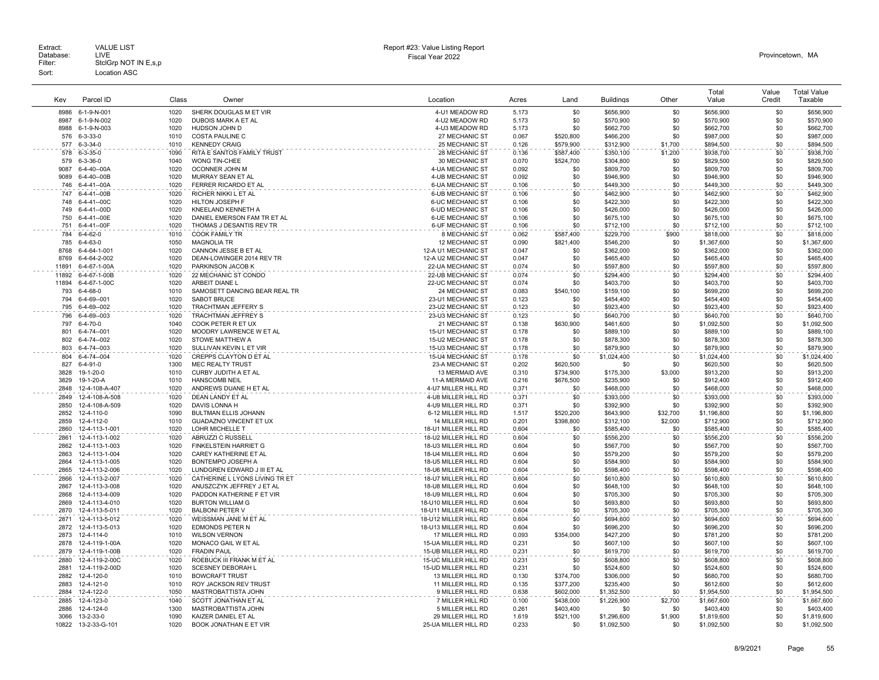Extract: VALUE LIST
Database: LIVE
Filter: StclGrp NOT IN E,s,p
Sort: Location ASC

Report #23: Value Listing Report
Fiscal Year 2022

Provincetown, MA

| Key | Parcel ID | Class | Owner | Location | Acres | Land | Buildings | Other | Total Value | Value Credit | Total Value Taxable |
|---|---|---|---|---|---|---|---|---|---|---|---|
| 8986 | 6-1-9-N-001 | 1020 | SHERK DOUGLAS M ET VIR | 4-U1 MEADOW RD | 5.173 | $0 | $656,900 | $0 | $656,900 | $0 | $656,900 |
| 8987 | 6-1-9-N-002 | 1020 | DUBOIS MARK A ET AL | 4-U2 MEADOW RD | 5.173 | $0 | $570,900 | $0 | $570,900 | $0 | $570,900 |
| 8988 | 6-1-9-N-003 | 1020 | HUDSON JOHN D | 4-U3 MEADOW RD | 5.173 | $0 | $662,700 | $0 | $662,700 | $0 | $662,700 |
| 576 | 6-3-33-0 | 1010 | COSTA PAULINE C | 27 MECHANIC ST | 0.067 | $520,800 | $466,200 | $0 | $987,000 | $0 | $987,000 |
| 577 | 6-3-34-0 | 1010 | KENNEDY CRAIG | 25 MECHANIC ST | 0.126 | $579,900 | $312,900 | $1,700 | $894,500 | $0 | $894,500 |
| 578 | 6-3-35-0 | 1090 | RITA E SANTOS FAMILY TRUST | 28 MECHANIC ST | 0.136 | $587,400 | $350,100 | $1,200 | $938,700 | $0 | $938,700 |
| 579 | 6-3-36-0 | 1040 | WONG TIN-CHEE | 30 MECHANIC ST | 0.070 | $524,700 | $304,800 | $0 | $829,500 | $0 | $829,500 |
| 9087 | 6-4-40--00A | 1020 | OCONNER JOHN M | 4-UA MECHANIC ST | 0.092 | $0 | $809,700 | $0 | $809,700 | $0 | $809,700 |
| 9089 | 6-4-40--00B | 1020 | MURRAY SEAN ET AL | 4-UB MECHANIC ST | 0.092 | $0 | $946,900 | $0 | $946,900 | $0 | $946,900 |
| 746 | 6-4-41--00A | 1020 | FERRER RICARDO ET AL | 6-UA MECHANIC ST | 0.106 | $0 | $449,300 | $0 | $449,300 | $0 | $449,300 |
| 747 | 6-4-41--00B | 1020 | RICHER NIKKI L ET AL | 6-UB MECHANIC ST | 0.106 | $0 | $462,900 | $0 | $462,900 | $0 | $462,900 |
| 748 | 6-4-41--00C | 1020 | HILTON JOSEPH F | 6-UC MECHANIC ST | 0.106 | $0 | $422,300 | $0 | $422,300 | $0 | $422,300 |
| 749 | 6-4-41--00D | 1020 | KNEELAND KENNETH A | 6-UD MECHANIC ST | 0.106 | $0 | $426,000 | $0 | $426,000 | $0 | $426,000 |
| 750 | 6-4-41--00E | 1020 | DANIEL EMERSON FAM TR ET AL | 6-UE MECHANIC ST | 0.106 | $0 | $675,100 | $0 | $675,100 | $0 | $675,100 |
| 751 | 6-4-41--00F | 1020 | THOMAS J DESANTIS REV TR | 6-UF MECHANIC ST | 0.106 | $0 | $712,100 | $0 | $712,100 | $0 | $712,100 |
| 784 | 6-4-62-0 | 1010 | COOK FAMILY TR | 8 MECHANIC ST | 0.062 | $587,400 | $229,700 | $900 | $818,000 | $0 | $818,000 |
| 785 | 6-4-63-0 | 1050 | MAGNOLIA TR | 12 MECHANIC ST | 0.090 | $821,400 | $546,200 | $0 | $1,367,600 | $0 | $1,367,600 |
| 8768 | 6-4-64-1-001 | 1020 | CANNON JESSE B ET AL | 12-A U1 MECHANIC ST | 0.047 | $0 | $362,000 | $0 | $362,000 | $0 | $362,000 |
| 8769 | 6-4-64-2-002 | 1020 | DEAN-LOWINGER 2014 REV TR | 12-A U2 MECHANIC ST | 0.047 | $0 | $465,400 | $0 | $465,400 | $0 | $465,400 |
| 11891 | 6-4-67-1-00A | 1020 | PARKINSON JACOB K | 22-UA MECHANIC ST | 0.074 | $0 | $597,800 | $0 | $597,800 | $0 | $597,800 |
| 11892 | 6-4-67-1-00B | 1020 | 22 MECHANIC ST CONDO | 22-UB MECHANIC ST | 0.074 | $0 | $294,400 | $0 | $294,400 | $0 | $294,400 |
| 11894 | 6-4-67-1-00C | 1020 | ARBEIT DIANE L | 22-UC MECHANIC ST | 0.074 | $0 | $403,700 | $0 | $403,700 | $0 | $403,700 |
| 793 | 6-4-68-0 | 1010 | SAMOSETT DANCING BEAR REAL TR | 24 MECHANIC ST | 0.083 | $540,100 | $159,100 | $0 | $699,200 | $0 | $699,200 |
| 794 | 6-4-69--001 | 1020 | SABOT BRUCE | 23-U1 MECHANIC ST | 0.123 | $0 | $454,400 | $0 | $454,400 | $0 | $454,400 |
| 795 | 6-4-69--002 | 1020 | TRACHTMAN JEFFERY S | 23-U2 MECHANIC ST | 0.123 | $0 | $923,400 | $0 | $923,400 | $0 | $923,400 |
| 796 | 6-4-69--003 | 1020 | TRACHTMAN JEFFREY S | 23-U3 MECHANIC ST | 0.123 | $0 | $640,700 | $0 | $640,700 | $0 | $640,700 |
| 797 | 6-4-70-0 | 1040 | COOK PETER R ET UX | 21 MECHANIC ST | 0.138 | $630,900 | $461,600 | $0 | $1,092,500 | $0 | $1,092,500 |
| 801 | 6-4-74--001 | 1020 | MOODRY LAWRENCE W ET AL | 15-U1 MECHANIC ST | 0.178 | $0 | $889,100 | $0 | $889,100 | $0 | $889,100 |
| 802 | 6-4-74--002 | 1020 | STOWE MATTHEW A | 15-U2 MECHANIC ST | 0.178 | $0 | $878,300 | $0 | $878,300 | $0 | $878,300 |
| 803 | 6-4-74--003 | 1020 | SULLIVAN KEVIN L ET VIR | 15-U3 MECHANIC ST | 0.178 | $0 | $879,900 | $0 | $879,900 | $0 | $879,900 |
| 804 | 6-4-74--004 | 1020 | CREPPS CLAYTON D ET AL | 15-U4 MECHANIC ST | 0.178 | $0 | $1,024,400 | $0 | $1,024,400 | $0 | $1,024,400 |
| 827 | 6-4-91-0 | 1300 | MEC REALTY TRUST | 23-A MECHANIC ST | 0.202 | $620,500 | $0 | $0 | $620,500 | $0 | $620,500 |
| 3828 | 19-1-20-0 | 1010 | CURBY JUDITH A ET AL | 13 MERMAID AVE | 0.310 | $734,900 | $175,300 | $3,000 | $913,200 | $0 | $913,200 |
| 3829 | 19-1-20-A | 1010 | HANSCOMB NEIL | 11-A MERMAID AVE | 0.216 | $676,500 | $235,900 | $0 | $912,400 | $0 | $912,400 |
| 2848 | 12-4-108-A-407 | 1020 | ANDREWS DUANE H ET AL | 4-U7 MILLER HILL RD | 0.371 | $0 | $468,000 | $0 | $468,000 | $0 | $468,000 |
| 2849 | 12-4-108-A-508 | 1020 | DEAN LANDY ET AL | 4-U8 MILLER HILL RD | 0.371 | $0 | $393,000 | $0 | $393,000 | $0 | $393,000 |
| 2850 | 12-4-108-A-509 | 1020 | DAVIS LONNA H | 4-U9 MILLER HILL RD | 0.371 | $0 | $392,900 | $0 | $392,900 | $0 | $392,900 |
| 2852 | 12-4-110-0 | 1090 | BULTMAN ELLIS JOHANN | 6-12 MILLER HILL RD | 1.517 | $520,200 | $643,900 | $32,700 | $1,196,800 | $0 | $1,196,800 |
| 2859 | 12-4-112-0 | 1010 | GUADAZNO VINCENT ET UX | 14 MILLER HILL RD | 0.201 | $398,800 | $312,100 | $2,000 | $712,900 | $0 | $712,900 |
| 2860 | 12-4-113-1-001 | 1020 | LOHR MICHELLE T | 18-U1 MILLER HILL RD | 0.604 | $0 | $585,400 | $0 | $585,400 | $0 | $585,400 |
| 2861 | 12-4-113-1-002 | 1020 | ABRUZZI C RUSSELL | 18-U2 MILLER HILL RD | 0.604 | $0 | $556,200 | $0 | $556,200 | $0 | $556,200 |
| 2862 | 12-4-113-1-003 | 1020 | FINKELSTEIN HARRIET G | 18-U3 MILLER HILL RD | 0.604 | $0 | $567,700 | $0 | $567,700 | $0 | $567,700 |
| 2863 | 12-4-113-1-004 | 1020 | CAREY KATHERINE ET AL | 18-U4 MILLER HILL RD | 0.604 | $0 | $579,200 | $0 | $579,200 | $0 | $579,200 |
| 2864 | 12-4-113-1-005 | 1020 | BONTEMPO JOSEPH A | 18-U5 MILLER HILL RD | 0.604 | $0 | $584,900 | $0 | $584,900 | $0 | $584,900 |
| 2865 | 12-4-113-2-006 | 1020 | LUNDGREN EDWARD J III ET AL | 18-U6 MILLER HILL RD | 0.604 | $0 | $598,400 | $0 | $598,400 | $0 | $598,400 |
| 2866 | 12-4-113-2-007 | 1020 | CATHERINE L LYONS LIVING TR ET | 18-U7 MILLER HILL RD | 0.604 | $0 | $610,800 | $0 | $610,800 | $0 | $610,800 |
| 2867 | 12-4-113-3-008 | 1020 | ANUSZCZYK JEFFREY J ET AL | 18-U8 MILLER HILL RD | 0.604 | $0 | $648,100 | $0 | $648,100 | $0 | $648,100 |
| 2868 | 12-4-113-4-009 | 1020 | PADDON KATHERINE F ET VIR | 18-U9 MILLER HILL RD | 0.604 | $0 | $705,300 | $0 | $705,300 | $0 | $705,300 |
| 2869 | 12-4-113-4-010 | 1020 | BURTON WILLIAM G | 18-U10 MILLER HILL RD | 0.604 | $0 | $693,800 | $0 | $693,800 | $0 | $693,800 |
| 2870 | 12-4-113-5-011 | 1020 | BALBONI PETER V | 18-U11 MILLER HILL RD | 0.604 | $0 | $705,300 | $0 | $705,300 | $0 | $705,300 |
| 2871 | 12-4-113-5-012 | 1020 | WEISSMAN JANE M ET AL | 18-U12 MILLER HILL RD | 0.604 | $0 | $694,600 | $0 | $694,600 | $0 | $694,600 |
| 2872 | 12-4-113-5-013 | 1020 | EDMONDS PETER N | 18-U13 MILLER HILL RD | 0.604 | $0 | $696,200 | $0 | $696,200 | $0 | $696,200 |
| 2873 | 12-4-114-0 | 1010 | WILSON VERNON | 17 MILLER HILL RD | 0.093 | $354,000 | $427,200 | $0 | $781,200 | $0 | $781,200 |
| 2878 | 12-4-119-1-00A | 1020 | MONACO GAIL W ET AL | 15-UA MILLER HILL RD | 0.231 | $0 | $607,100 | $0 | $607,100 | $0 | $607,100 |
| 2879 | 12-4-119-1-00B | 1020 | FRADIN PAUL | 15-UB MILLER HILL RD | 0.231 | $0 | $619,700 | $0 | $619,700 | $0 | $619,700 |
| 2880 | 12-4-119-2-00C | 1020 | ROEBUCK III FRANK M ET AL | 15-UC MILLER HILL RD | 0.231 | $0 | $608,800 | $0 | $608,800 | $0 | $608,800 |
| 2881 | 12-4-119-2-00D | 1020 | SCESNEY DEBORAH L | 15-UD MILLER HILL RD | 0.231 | $0 | $524,600 | $0 | $524,600 | $0 | $524,600 |
| 2882 | 12-4-120-0 | 1010 | BOWCRAFT TRUST | 13 MILLER HILL RD | 0.130 | $374,700 | $306,000 | $0 | $680,700 | $0 | $680,700 |
| 2883 | 12-4-121-0 | 1010 | ROY JACKSON REV TRUST | 11 MILLER HILL RD | 0.135 | $377,200 | $235,400 | $0 | $612,600 | $0 | $612,600 |
| 2884 | 12-4-122-0 | 1050 | MASTROBATTISTA JOHN | 9 MILLER HILL RD | 0.638 | $602,000 | $1,352,500 | $0 | $1,954,500 | $0 | $1,954,500 |
| 2885 | 12-4-123-0 | 1040 | SCOTT JONATHAN ET AL | 7 MILLER HILL RD | 0.100 | $438,000 | $1,226,900 | $2,700 | $1,667,600 | $0 | $1,667,600 |
| 2886 | 12-4-124-0 | 1300 | MASTROBATTISTA JOHN | 5 MILLER HILL RD | 0.261 | $403,400 | $0 | $0 | $403,400 | $0 | $403,400 |
| 3066 | 13-2-33-0 | 1090 | KAIZER DANIEL ET AL | 29 MILLER HILL RD | 1.619 | $521,100 | $1,296,600 | $1,900 | $1,819,600 | $0 | $1,819,600 |
| 10822 | 13-2-33-G-101 | 1020 | BOOK JONATHAN E ET VIR | 25-UA MILLER HILL RD | 0.233 | $0 | $1,092,500 | $0 | $1,092,500 | $0 | $1,092,500 |

8/9/2021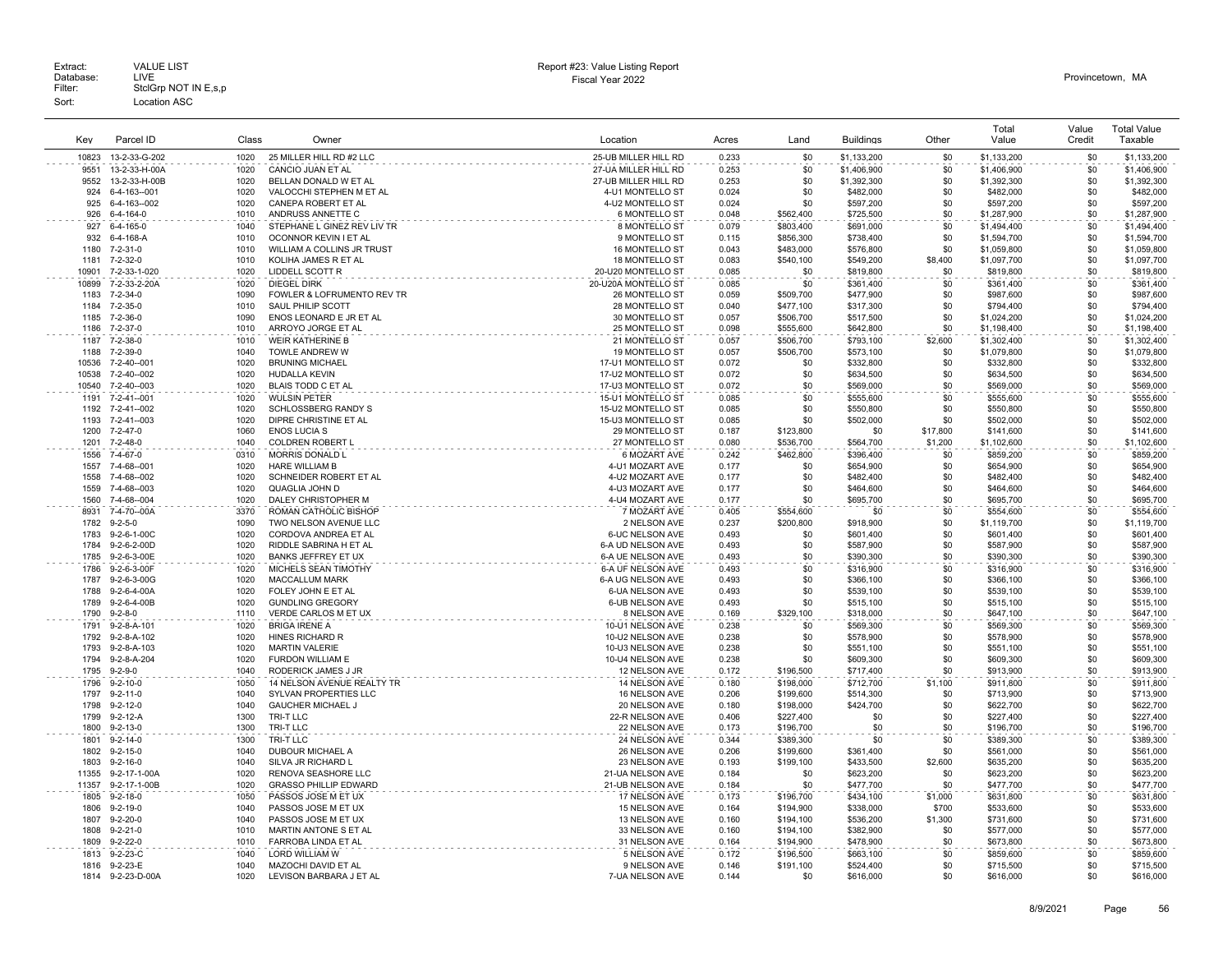Extract: VALUE LIST
Database: LIVE
Filter: StclGrp NOT IN E,s,p
Sort: Location ASC

Report #23: Value Listing Report
Fiscal Year 2022

Provincetown, MA

| Key | Parcel ID | Class | Owner | Location | Acres | Land | Buildings | Other | Total Value | Value Credit | Total Value Taxable |
|---|---|---|---|---|---|---|---|---|---|---|---|
| 10823 | 13-2-33-G-202 | 1020 | 25 MILLER HILL RD #2 LLC | 25-UB MILLER HILL RD | 0.233 | $0 | $1,133,200 | $0 | $1,133,200 | $0 | $1,133,200 |
| 9551 | 13-2-33-H-00A | 1020 | CANCIO JUAN ET AL | 27-UA MILLER HILL RD | 0.253 | $0 | $1,406,900 | $0 | $1,406,900 | $0 | $1,406,900 |
| 9552 | 13-2-33-H-00B | 1020 | BELLAN DONALD W ET AL | 27-UB MILLER HILL RD | 0.253 | $0 | $1,392,300 | $0 | $1,392,300 | $0 | $1,392,300 |
| 924 | 6-4-163--001 | 1020 | VALOCCHI STEPHEN M ET AL | 4-U1 MONTELLO ST | 0.024 | $0 | $482,000 | $0 | $482,000 | $0 | $482,000 |
| 925 | 6-4-163--002 | 1020 | CANEPA ROBERT ET AL | 4-U2 MONTELLO ST | 0.024 | $0 | $597,200 | $0 | $597,200 | $0 | $597,200 |
| 926 | 6-4-164-0 | 1010 | ANDRUSS ANNETTE C | 6 MONTELLO ST | 0.048 | $562,400 | $725,500 | $0 | $1,287,900 | $0 | $1,287,900 |
| 927 | 6-4-165-0 | 1040 | STEPHANE L GINEZ REV LIV TR | 8 MONTELLO ST | 0.079 | $803,400 | $691,000 | $0 | $1,494,400 | $0 | $1,494,400 |
| 932 | 6-4-168-A | 1010 | OCONNOR KEVIN I ET AL | 9 MONTELLO ST | 0.115 | $856,300 | $738,400 | $0 | $1,594,700 | $0 | $1,594,700 |
| 1180 | 7-2-31-0 | 1010 | WILLIAM A COLLINS JR TRUST | 16 MONTELLO ST | 0.043 | $483,000 | $576,800 | $0 | $1,059,800 | $0 | $1,059,800 |
| 1181 | 7-2-32-0 | 1010 | KOLIHA JAMES R ET AL | 18 MONTELLO ST | 0.083 | $540,100 | $549,200 | $8,400 | $1,097,700 | $0 | $1,097,700 |
| 10901 | 7-2-33-1-020 | 1020 | LIDDELL SCOTT R | 20-U20 MONTELLO ST | 0.085 | $0 | $819,800 | $0 | $819,800 | $0 | $819,800 |
| 10899 | 7-2-33-2-20A | 1020 | DIEGEL DIRK | 20-U20A MONTELLO ST | 0.085 | $0 | $361,400 | $0 | $361,400 | $0 | $361,400 |
| 1183 | 7-2-34-0 | 1090 | FOWLER & LOFRUMENTO REV TR | 26 MONTELLO ST | 0.059 | $509,700 | $477,900 | $0 | $987,600 | $0 | $987,600 |
| 1184 | 7-2-35-0 | 1010 | SAUL PHILIP SCOTT | 28 MONTELLO ST | 0.040 | $477,100 | $317,300 | $0 | $794,400 | $0 | $794,400 |
| 1185 | 7-2-36-0 | 1090 | ENOS LEONARD E JR ET AL | 30 MONTELLO ST | 0.057 | $506,700 | $517,500 | $0 | $1,024,200 | $0 | $1,024,200 |
| 1186 | 7-2-37-0 | 1010 | ARROYO JORGE ET AL | 25 MONTELLO ST | 0.098 | $555,600 | $642,800 | $0 | $1,198,400 | $0 | $1,198,400 |
| 1187 | 7-2-38-0 | 1010 | WEIR KATHERINE B | 21 MONTELLO ST | 0.057 | $506,700 | $793,100 | $2,600 | $1,302,400 | $0 | $1,302,400 |
| 1188 | 7-2-39-0 | 1040 | TOWLE ANDREW W | 19 MONTELLO ST | 0.057 | $506,700 | $573,100 | $0 | $1,079,800 | $0 | $1,079,800 |
| 10536 | 7-2-40--001 | 1020 | BRUNING MICHAEL | 17-U1 MONTELLO ST | 0.072 | $0 | $332,800 | $0 | $332,800 | $0 | $332,800 |
| 10538 | 7-2-40--002 | 1020 | HUDALLA KEVIN | 17-U2 MONTELLO ST | 0.072 | $0 | $634,500 | $0 | $634,500 | $0 | $634,500 |
| 10540 | 7-2-40--003 | 1020 | BLAIS TODD C ET AL | 17-U3 MONTELLO ST | 0.072 | $0 | $569,000 | $0 | $569,000 | $0 | $569,000 |
| 1191 | 7-2-41--001 | 1020 | WULSIN PETER | 15-U1 MONTELLO ST | 0.085 | $0 | $555,600 | $0 | $555,600 | $0 | $555,600 |
| 1192 | 7-2-41--002 | 1020 | SCHLOSSBERG RANDY S | 15-U2 MONTELLO ST | 0.085 | $0 | $550,800 | $0 | $550,800 | $0 | $550,800 |
| 1193 | 7-2-41--003 | 1020 | DIPRE CHRISTINE ET AL | 15-U3 MONTELLO ST | 0.085 | $0 | $502,000 | $0 | $502,000 | $0 | $502,000 |
| 1200 | 7-2-47-0 | 1060 | ENOS LUCIA S | 29 MONTELLO ST | 0.187 | $123,800 | $0 | $17,800 | $141,600 | $0 | $141,600 |
| 1201 | 7-2-48-0 | 1040 | COLDREN ROBERT L | 27 MONTELLO ST | 0.080 | $536,700 | $564,700 | $1,200 | $1,102,600 | $0 | $1,102,600 |
| 1556 | 7-4-67-0 | 0310 | MORRIS DONALD L | 6 MOZART AVE | 0.242 | $462,800 | $396,400 | $0 | $859,200 | $0 | $859,200 |
| 1557 | 7-4-68--001 | 1020 | HARE WILLIAM B | 4-U1 MOZART AVE | 0.177 | $0 | $654,900 | $0 | $654,900 | $0 | $654,900 |
| 1558 | 7-4-68--002 | 1020 | SCHNEIDER ROBERT ET AL | 4-U2 MOZART AVE | 0.177 | $0 | $482,400 | $0 | $482,400 | $0 | $482,400 |
| 1559 | 7-4-68--003 | 1020 | QUAGLIA JOHN D | 4-U3 MOZART AVE | 0.177 | $0 | $464,600 | $0 | $464,600 | $0 | $464,600 |
| 1560 | 7-4-68--004 | 1020 | DALEY CHRISTOPHER M | 4-U4 MOZART AVE | 0.177 | $0 | $695,700 | $0 | $695,700 | $0 | $695,700 |
| 8931 | 7-4-70--00A | 3370 | ROMAN CATHOLIC BISHOP | 7 MOZART AVE | 0.405 | $554,600 | $0 | $0 | $554,600 | $0 | $554,600 |
| 1782 | 9-2-5-0 | 1090 | TWO NELSON AVENUE LLC | 2 NELSON AVE | 0.237 | $200,800 | $918,900 | $0 | $1,119,700 | $0 | $1,119,700 |
| 1783 | 9-2-6-1-00C | 1020 | CORDOVA ANDREA ET AL | 6-UC NELSON AVE | 0.493 | $0 | $601,400 | $0 | $601,400 | $0 | $601,400 |
| 1784 | 9-2-6-2-00D | 1020 | RIDDLE SABRINA H ET AL | 6-A UD NELSON AVE | 0.493 | $0 | $587,900 | $0 | $587,900 | $0 | $587,900 |
| 1785 | 9-2-6-3-00E | 1020 | BANKS JEFFREY ET UX | 6-A UE NELSON AVE | 0.493 | $0 | $390,300 | $0 | $390,300 | $0 | $390,300 |
| 1786 | 9-2-6-3-00F | 1020 | MICHELS SEAN TIMOTHY | 6-A UF NELSON AVE | 0.493 | $0 | $316,900 | $0 | $316,900 | $0 | $316,900 |
| 1787 | 9-2-6-3-00G | 1020 | MACCALLUM MARK | 6-A UG NELSON AVE | 0.493 | $0 | $366,100 | $0 | $366,100 | $0 | $366,100 |
| 1788 | 9-2-6-4-00A | 1020 | FOLEY JOHN E ET AL | 6-UA NELSON AVE | 0.493 | $0 | $539,100 | $0 | $539,100 | $0 | $539,100 |
| 1789 | 9-2-6-4-00B | 1020 | GUNDLING GREGORY | 6-UB NELSON AVE | 0.493 | $0 | $515,100 | $0 | $515,100 | $0 | $515,100 |
| 1790 | 9-2-8-0 | 1110 | VERDE CARLOS M ET UX | 8 NELSON AVE | 0.169 | $329,100 | $318,000 | $0 | $647,100 | $0 | $647,100 |
| 1791 | 9-2-8-A-101 | 1020 | BRIGA IRENE A | 10-U1 NELSON AVE | 0.238 | $0 | $569,300 | $0 | $569,300 | $0 | $569,300 |
| 1792 | 9-2-8-A-102 | 1020 | HINES RICHARD R | 10-U2 NELSON AVE | 0.238 | $0 | $578,900 | $0 | $578,900 | $0 | $578,900 |
| 1793 | 9-2-8-A-103 | 1020 | MARTIN VALERIE | 10-U3 NELSON AVE | 0.238 | $0 | $551,100 | $0 | $551,100 | $0 | $551,100 |
| 1794 | 9-2-8-A-204 | 1020 | FURDON WILLIAM E | 10-U4 NELSON AVE | 0.238 | $0 | $609,300 | $0 | $609,300 | $0 | $609,300 |
| 1795 | 9-2-9-0 | 1040 | RODERICK JAMES J JR | 12 NELSON AVE | 0.172 | $196,500 | $717,400 | $0 | $913,900 | $0 | $913,900 |
| 1796 | 9-2-10-0 | 1050 | 14 NELSON AVENUE REALTY TR | 14 NELSON AVE | 0.180 | $198,000 | $712,700 | $1,100 | $911,800 | $0 | $911,800 |
| 1797 | 9-2-11-0 | 1040 | SYLVAN PROPERTIES LLC | 16 NELSON AVE | 0.206 | $199,600 | $514,300 | $0 | $713,900 | $0 | $713,900 |
| 1798 | 9-2-12-0 | 1040 | GAUCHER MICHAEL J | 20 NELSON AVE | 0.180 | $198,000 | $424,700 | $0 | $622,700 | $0 | $622,700 |
| 1799 | 9-2-12-A | 1300 | TRI-T LLC | 22-R NELSON AVE | 0.406 | $227,400 | $0 | $0 | $227,400 | $0 | $227,400 |
| 1800 | 9-2-13-0 | 1300 | TRI-T LLC | 22 NELSON AVE | 0.173 | $196,700 | $0 | $0 | $196,700 | $0 | $196,700 |
| 1801 | 9-2-14-0 | 1300 | TRI-T LLC | 24 NELSON AVE | 0.344 | $389,300 | $0 | $0 | $389,300 | $0 | $389,300 |
| 1802 | 9-2-15-0 | 1040 | DUBOUR MICHAEL A | 26 NELSON AVE | 0.206 | $199,600 | $361,400 | $0 | $561,000 | $0 | $561,000 |
| 1803 | 9-2-16-0 | 1040 | SILVA JR RICHARD L | 23 NELSON AVE | 0.193 | $199,100 | $433,500 | $2,600 | $635,200 | $0 | $635,200 |
| 11355 | 9-2-17-1-00A | 1020 | RENOVA SEASHORE LLC | 21-UA NELSON AVE | 0.184 | $0 | $623,200 | $0 | $623,200 | $0 | $623,200 |
| 11357 | 9-2-17-1-00B | 1020 | GRASSO PHILLIP EDWARD | 21-UB NELSON AVE | 0.184 | $0 | $477,700 | $0 | $477,700 | $0 | $477,700 |
| 1805 | 9-2-18-0 | 1050 | PASSOS JOSE M ET UX | 17 NELSON AVE | 0.173 | $196,700 | $434,100 | $1,000 | $631,800 | $0 | $631,800 |
| 1806 | 9-2-19-0 | 1040 | PASSOS JOSE M ET UX | 15 NELSON AVE | 0.164 | $194,900 | $338,000 | $700 | $533,600 | $0 | $533,600 |
| 1807 | 9-2-20-0 | 1040 | PASSOS JOSE M ET UX | 13 NELSON AVE | 0.160 | $194,100 | $536,200 | $1,300 | $731,600 | $0 | $731,600 |
| 1808 | 9-2-21-0 | 1010 | MARTIN ANTONE S ET AL | 33 NELSON AVE | 0.160 | $194,100 | $382,900 | $0 | $577,000 | $0 | $577,000 |
| 1809 | 9-2-22-0 | 1010 | FARROBA LINDA ET AL | 31 NELSON AVE | 0.164 | $194,900 | $478,900 | $0 | $673,800 | $0 | $673,800 |
| 1813 | 9-2-23-C | 1040 | LORD WILLIAM W | 5 NELSON AVE | 0.172 | $196,500 | $663,100 | $0 | $859,600 | $0 | $859,600 |
| 1816 | 9-2-23-E | 1040 | MAZOCHI DAVID ET AL | 9 NELSON AVE | 0.146 | $191,100 | $524,400 | $0 | $715,500 | $0 | $715,500 |
| 1814 | 9-2-23-D-00A | 1020 | LEVISON BARBARA J ET AL | 7-UA NELSON AVE | 0.144 | $0 | $616,000 | $0 | $616,000 | $0 | $616,000 |

8/9/2021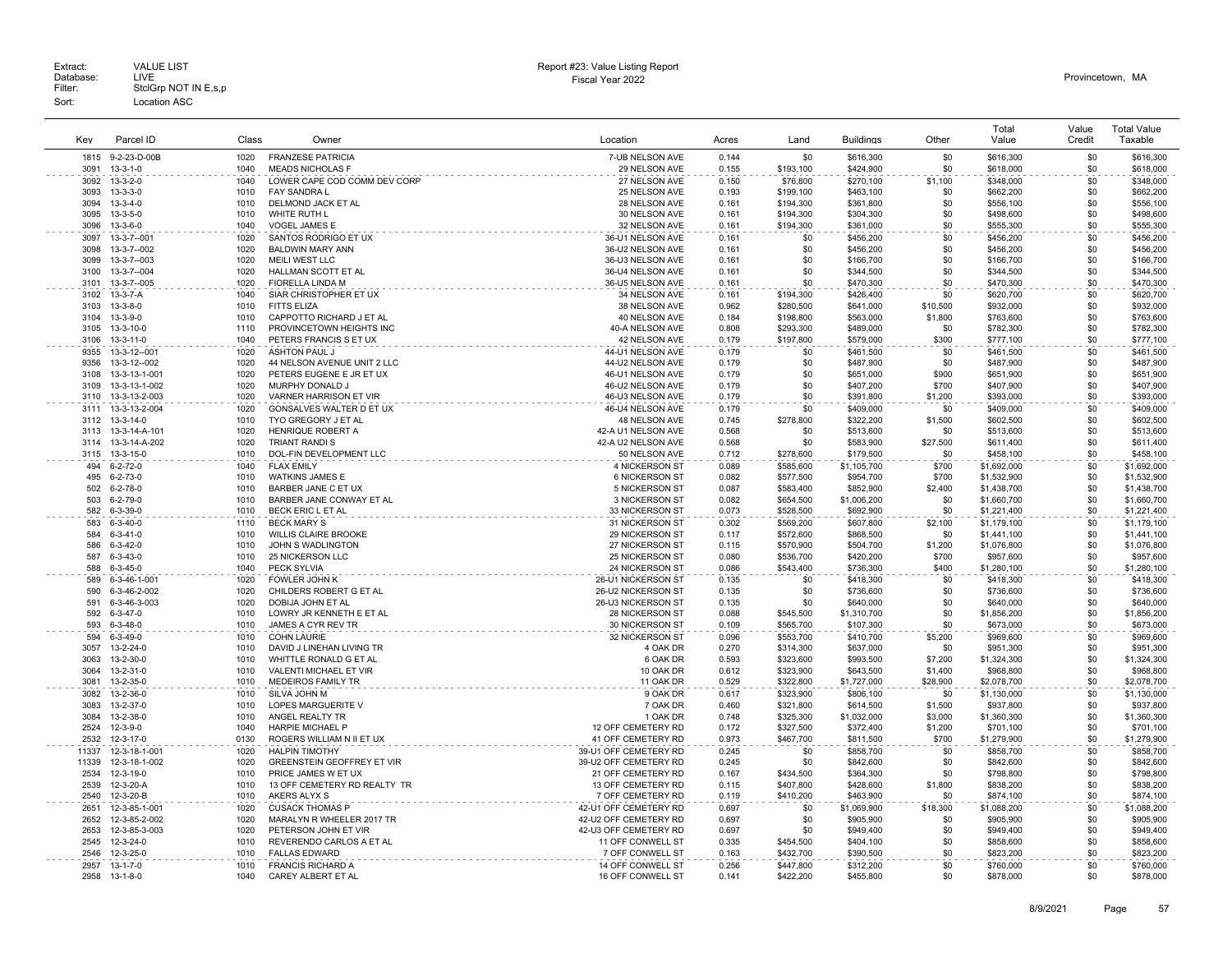Extract: VALUE LIST
Database: LIVE
Filter: StclGrp NOT IN E,s,p
Sort: Location ASC

Report #23: Value Listing Report
Fiscal Year 2022

Provincetown, MA

| Key | Parcel ID | Class | Owner | Location | Acres | Land | Buildings | Other | Total Value | Value Credit | Total Value Taxable |
|---|---|---|---|---|---|---|---|---|---|---|---|
| 1815 | 9-2-23-D-00B | 1020 | FRANZESE PATRICIA | 7-UB NELSON AVE | 0.144 | $0 | $616,300 | $0 | $616,300 | $0 | $616,300 |
| 3091 | 13-3-1-0 | 1040 | MEADS NICHOLAS F | 29 NELSON AVE | 0.155 | $193,100 | $424,900 | $0 | $618,000 | $0 | $618,000 |
| 3092 | 13-3-2-0 | 1040 | LOWER CAPE COD COMM DEV CORP | 27 NELSON AVE | 0.150 | $76,800 | $270,100 | $1,100 | $348,000 | $0 | $348,000 |
| 3093 | 13-3-3-0 | 1010 | FAY SANDRA L | 25 NELSON AVE | 0.193 | $199,100 | $463,100 | $0 | $662,200 | $0 | $662,200 |
| 3094 | 13-3-4-0 | 1010 | DELMOND JACK ET AL | 28 NELSON AVE | 0.161 | $194,300 | $361,800 | $0 | $556,100 | $0 | $556,100 |
| 3095 | 13-3-5-0 | 1010 | WHITE RUTH L | 30 NELSON AVE | 0.161 | $194,300 | $304,300 | $0 | $498,600 | $0 | $498,600 |
| 3096 | 13-3-6-0 | 1040 | VOGEL JAMES E | 32 NELSON AVE | 0.161 | $194,300 | $361,000 | $0 | $555,300 | $0 | $555,300 |
| 3097 | 13-3-7--001 | 1020 | SANTOS RODRIGO ET UX | 36-U1 NELSON AVE | 0.161 | $0 | $456,200 | $0 | $456,200 | $0 | $456,200 |
| 3098 | 13-3-7--002 | 1020 | BALDWIN MARY ANN | 36-U2 NELSON AVE | 0.161 | $0 | $456,200 | $0 | $456,200 | $0 | $456,200 |
| 3099 | 13-3-7--003 | 1020 | MEILI WEST LLC | 36-U3 NELSON AVE | 0.161 | $0 | $166,700 | $0 | $166,700 | $0 | $166,700 |
| 3100 | 13-3-7--004 | 1020 | HALLMAN SCOTT ET AL | 36-U4 NELSON AVE | 0.161 | $0 | $344,500 | $0 | $344,500 | $0 | $344,500 |
| 3101 | 13-3-7--005 | 1020 | FIORELLA LINDA M | 36-U5 NELSON AVE | 0.161 | $0 | $470,300 | $0 | $470,300 | $0 | $470,300 |
| 3102 | 13-3-7-A | 1040 | SIAR CHRISTOPHER ET UX | 34 NELSON AVE | 0.161 | $194,300 | $426,400 | $0 | $620,700 | $0 | $620,700 |
| 3103 | 13-3-8-0 | 1010 | FITTS ELIZA | 38 NELSON AVE | 0.962 | $280,500 | $641,000 | $10,500 | $932,000 | $0 | $932,000 |
| 3104 | 13-3-9-0 | 1010 | CAPPOTTO RICHARD J ET AL | 40 NELSON AVE | 0.184 | $198,800 | $563,000 | $1,800 | $763,600 | $0 | $763,600 |
| 3105 | 13-3-10-0 | 1110 | PROVINCETOWN HEIGHTS INC | 40-A NELSON AVE | 0.808 | $293,300 | $489,000 | $0 | $782,300 | $0 | $782,300 |
| 3106 | 13-3-11-0 | 1040 | PETERS FRANCIS S ET UX | 42 NELSON AVE | 0.179 | $197,800 | $579,000 | $300 | $777,100 | $0 | $777,100 |
| 9355 | 13-3-12--001 | 1020 | ASHTON PAUL J | 44-U1 NELSON AVE | 0.179 | $0 | $461,500 | $0 | $461,500 | $0 | $461,500 |
| 9356 | 13-3-12--002 | 1020 | 44 NELSON AVENUE UNIT 2 LLC | 44-U2 NELSON AVE | 0.179 | $0 | $487,900 | $0 | $487,900 | $0 | $487,900 |
| 3108 | 13-3-13-1-001 | 1020 | PETERS EUGENE E JR ET UX | 46-U1 NELSON AVE | 0.179 | $0 | $651,000 | $900 | $651,900 | $0 | $651,900 |
| 3109 | 13-3-13-1-002 | 1020 | MURPHY DONALD J | 46-U2 NELSON AVE | 0.179 | $0 | $407,200 | $700 | $407,900 | $0 | $407,900 |
| 3110 | 13-3-13-2-003 | 1020 | VARNER HARRISON ET VIR | 46-U3 NELSON AVE | 0.179 | $0 | $391,800 | $1,200 | $393,000 | $0 | $393,000 |
| 3111 | 13-3-13-2-004 | 1020 | GONSALVES WALTER D ET UX | 46-U4 NELSON AVE | 0.179 | $0 | $409,000 | $0 | $409,000 | $0 | $409,000 |
| 3112 | 13-3-14-0 | 1010 | TYO GREGORY J ET AL | 48 NELSON AVE | 0.745 | $278,800 | $322,200 | $1,500 | $602,500 | $0 | $602,500 |
| 3113 | 13-3-14-A-101 | 1020 | HENRIQUE ROBERT A | 42-A U1 NELSON AVE | 0.568 | $0 | $513,600 | $0 | $513,600 | $0 | $513,600 |
| 3114 | 13-3-14-A-202 | 1020 | TRIANT RANDI S | 42-A U2 NELSON AVE | 0.568 | $0 | $583,900 | $27,500 | $611,400 | $0 | $611,400 |
| 3115 | 13-3-15-0 | 1010 | DOL-FIN DEVELOPMENT LLC | 50 NELSON AVE | 0.712 | $278,600 | $179,500 | $0 | $458,100 | $0 | $458,100 |
| 494 | 6-2-72-0 | 1040 | FLAX EMILY | 4 NICKERSON ST | 0.089 | $585,600 | $1,105,700 | $700 | $1,692,000 | $0 | $1,692,000 |
| 495 | 6-2-73-0 | 1010 | WATKINS JAMES E | 6 NICKERSON ST | 0.082 | $577,500 | $954,700 | $700 | $1,532,900 | $0 | $1,532,900 |
| 502 | 6-2-78-0 | 1010 | BARBER JANE C ET UX | 5 NICKERSON ST | 0.087 | $583,400 | $852,900 | $2,400 | $1,438,700 | $0 | $1,438,700 |
| 503 | 6-2-79-0 | 1010 | BARBER JANE CONWAY ET AL | 3 NICKERSON ST | 0.082 | $654,500 | $1,006,200 | $0 | $1,660,700 | $0 | $1,660,700 |
| 582 | 6-3-39-0 | 1010 | BECK ERIC L ET AL | 33 NICKERSON ST | 0.073 | $528,500 | $692,900 | $0 | $1,221,400 | $0 | $1,221,400 |
| 583 | 6-3-40-0 | 1110 | BECK MARY S | 31 NICKERSON ST | 0.302 | $569,200 | $607,800 | $2,100 | $1,179,100 | $0 | $1,179,100 |
| 584 | 6-3-41-0 | 1010 | WILLIS CLAIRE BROOKE | 29 NICKERSON ST | 0.117 | $572,600 | $868,500 | $0 | $1,441,100 | $0 | $1,441,100 |
| 586 | 6-3-42-0 | 1010 | JOHN S WADLINGTON | 27 NICKERSON ST | 0.115 | $570,900 | $504,700 | $1,200 | $1,076,800 | $0 | $1,076,800 |
| 587 | 6-3-43-0 | 1010 | 25 NICKERSON LLC | 25 NICKERSON ST | 0.080 | $536,700 | $420,200 | $700 | $957,600 | $0 | $957,600 |
| 588 | 6-3-45-0 | 1040 | PECK SYLVIA | 24 NICKERSON ST | 0.086 | $543,400 | $736,300 | $400 | $1,280,100 | $0 | $1,280,100 |
| 589 | 6-3-46-1-001 | 1020 | FOWLER JOHN K | 26-U1 NICKERSON ST | 0.135 | $0 | $418,300 | $0 | $418,300 | $0 | $418,300 |
| 590 | 6-3-46-2-002 | 1020 | CHILDERS ROBERT G ET AL | 26-U2 NICKERSON ST | 0.135 | $0 | $736,600 | $0 | $736,600 | $0 | $736,600 |
| 591 | 6-3-46-3-003 | 1020 | DOBIJA JOHN ET AL | 26-U3 NICKERSON ST | 0.135 | $0 | $640,000 | $0 | $640,000 | $0 | $640,000 |
| 592 | 6-3-47-0 | 1010 | LOWRY JR KENNETH E ET AL | 28 NICKERSON ST | 0.088 | $545,500 | $1,310,700 | $0 | $1,856,200 | $0 | $1,856,200 |
| 593 | 6-3-48-0 | 1010 | JAMES A CYR REV TR | 30 NICKERSON ST | 0.109 | $565,700 | $107,300 | $0 | $673,000 | $0 | $673,000 |
| 594 | 6-3-49-0 | 1010 | COHN LAURIE | 32 NICKERSON ST | 0.096 | $553,700 | $410,700 | $5,200 | $969,600 | $0 | $969,600 |
| 3057 | 13-2-24-0 | 1010 | DAVID J LINEHAN LIVING TR | 4 OAK DR | 0.270 | $314,300 | $637,000 | $0 | $951,300 | $0 | $951,300 |
| 3063 | 13-2-30-0 | 1010 | WHITTLE RONALD G ET AL | 6 OAK DR | 0.593 | $323,600 | $993,500 | $7,200 | $1,324,300 | $0 | $1,324,300 |
| 3064 | 13-2-31-0 | 1010 | VALENTI MICHAEL ET VIR | 10 OAK DR | 0.612 | $323,900 | $643,500 | $1,400 | $968,800 | $0 | $968,800 |
| 3081 | 13-2-35-0 | 1010 | MEDEIROS FAMILY TR | 11 OAK DR | 0.529 | $322,800 | $1,727,000 | $28,900 | $2,078,700 | $0 | $2,078,700 |
| 3082 | 13-2-36-0 | 1010 | SILVA JOHN M | 9 OAK DR | 0.617 | $323,900 | $806,100 | $0 | $1,130,000 | $0 | $1,130,000 |
| 3083 | 13-2-37-0 | 1010 | LOPES MARGUERITE V | 7 OAK DR | 0.460 | $321,800 | $614,500 | $1,500 | $937,800 | $0 | $937,800 |
| 3084 | 13-2-38-0 | 1010 | ANGEL REALTY TR | 1 OAK DR | 0.748 | $325,300 | $1,032,000 | $3,000 | $1,360,300 | $0 | $1,360,300 |
| 2524 | 12-3-9-0 | 1040 | HARPIE MICHAEL P | 12 OFF CEMETERY RD | 0.172 | $327,500 | $372,400 | $1,200 | $701,100 | $0 | $701,100 |
| 2532 | 12-3-17-0 | 0130 | ROGERS WILLIAM N II ET UX | 41 OFF CEMETERY RD | 0.973 | $467,700 | $811,500 | $700 | $1,279,900 | $0 | $1,279,900 |
| 11337 | 12-3-18-1-001 | 1020 | HALPIN TIMOTHY | 39-U1 OFF CEMETERY RD | 0.245 | $0 | $858,700 | $0 | $858,700 | $0 | $858,700 |
| 11339 | 12-3-18-1-002 | 1020 | GREENSTEIN GEOFFREY ET VIR | 39-U2 OFF CEMETERY RD | 0.245 | $0 | $842,600 | $0 | $842,600 | $0 | $842,600 |
| 2534 | 12-3-19-0 | 1010 | PRICE JAMES W ET UX | 21 OFF CEMETERY RD | 0.167 | $434,500 | $364,300 | $0 | $798,800 | $0 | $798,800 |
| 2539 | 12-3-20-A | 1010 | 13 OFF CEMETERY RD REALTY TR | 13 OFF CEMETERY RD | 0.115 | $407,800 | $428,600 | $1,800 | $838,200 | $0 | $838,200 |
| 2540 | 12-3-20-B | 1010 | AKERS ALYX S | 7 OFF CEMETERY RD | 0.119 | $410,200 | $463,900 | $0 | $874,100 | $0 | $874,100 |
| 2651 | 12-3-85-1-001 | 1020 | CUSACK THOMAS P | 42-U1 OFF CEMETERY RD | 0.697 | $0 | $1,069,900 | $18,300 | $1,088,200 | $0 | $1,088,200 |
| 2652 | 12-3-85-2-002 | 1020 | MARALYN R WHEELER 2017 TR | 42-U2 OFF CEMETERY RD | 0.697 | $0 | $905,900 | $0 | $905,900 | $0 | $905,900 |
| 2653 | 12-3-85-3-003 | 1020 | PETERSON JOHN ET VIR | 42-U3 OFF CEMETERY RD | 0.697 | $0 | $949,400 | $0 | $949,400 | $0 | $949,400 |
| 2545 | 12-3-24-0 | 1010 | REVERENDO CARLOS A ET AL | 11 OFF CONWELL ST | 0.335 | $454,500 | $404,100 | $0 | $858,600 | $0 | $858,600 |
| 2546 | 12-3-25-0 | 1010 | FALLAS EDWARD | 7 OFF CONWELL ST | 0.163 | $432,700 | $390,500 | $0 | $823,200 | $0 | $823,200 |
| 2957 | 13-1-7-0 | 1010 | FRANCIS RICHARD A | 14 OFF CONWELL ST | 0.256 | $447,800 | $312,200 | $0 | $760,000 | $0 | $760,000 |
| 2958 | 13-1-8-0 | 1040 | CAREY ALBERT ET AL | 16 OFF CONWELL ST | 0.141 | $422,200 | $455,800 | $0 | $878,000 | $0 | $878,000 |

8/9/2021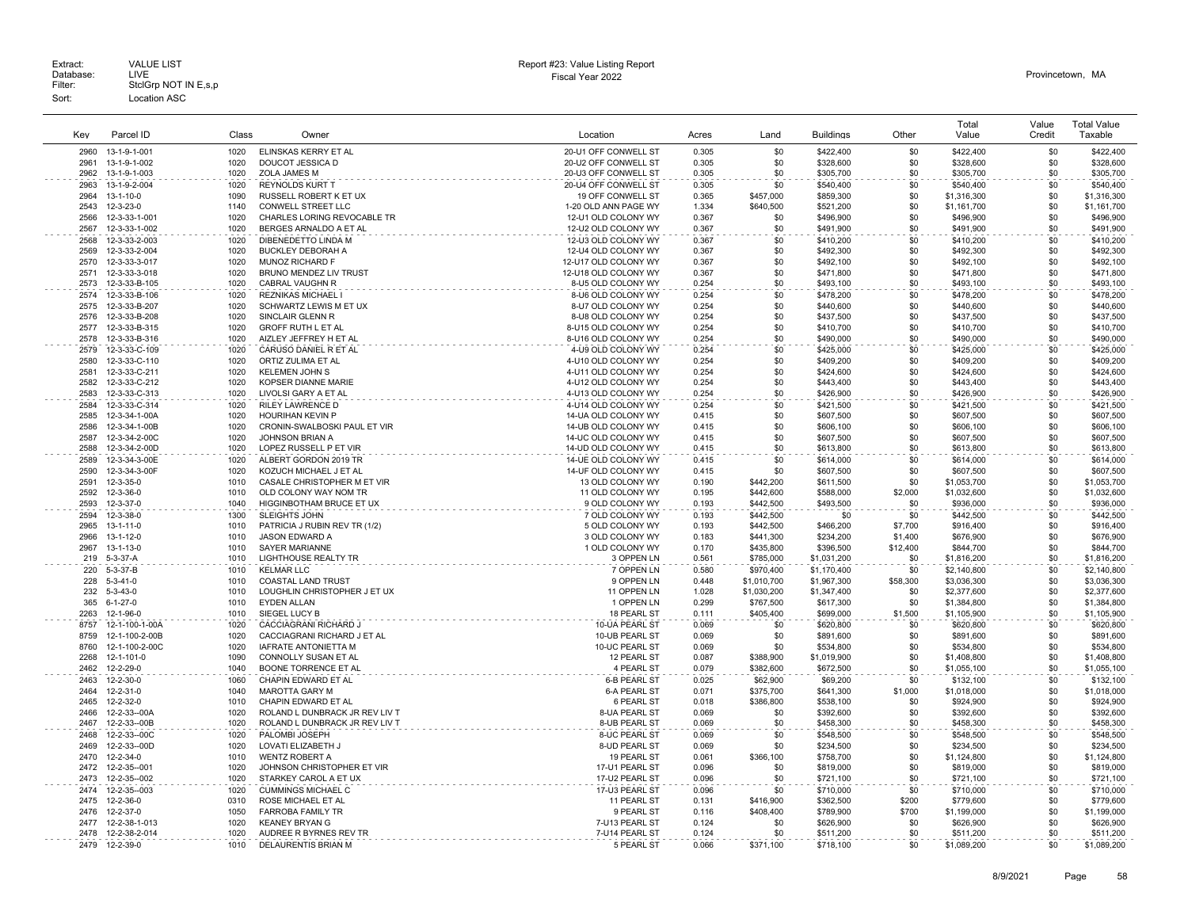| Key | Parcel ID | Class | Owner | Location | Acres | Land | Buildings | Other | Total Value | Value Credit | Total Value Taxable |
|---|---|---|---|---|---|---|---|---|---|---|---|
| 2960 | 13-1-9-1-001 | 1020 | ELINSKAS KERRY ET AL | 20-U1 OFF CONWELL ST | 0.305 | $0 | $422,400 | $0 | $422,400 | $0 | $422,400 |
| 2961 | 13-1-9-1-002 | 1020 | DOUCOT JESSICA D | 20-U2 OFF CONWELL ST | 0.305 | $0 | $328,600 | $0 | $328,600 | $0 | $328,600 |
| 2962 | 13-1-9-1-003 | 1020 | ZOLA JAMES M | 20-U3 OFF CONWELL ST | 0.305 | $0 | $305,700 | $0 | $305,700 | $0 | $305,700 |
| 2963 | 13-1-9-2-004 | 1020 | REYNOLDS KURT T | 20-U4 OFF CONWELL ST | 0.305 | $0 | $540,400 | $0 | $540,400 | $0 | $540,400 |
| 2964 | 13-1-10-0 | 1090 | RUSSELL ROBERT K ET UX | 19 OFF CONWELL ST | 0.365 | $457,000 | $859,300 | $0 | $1,316,300 | $0 | $1,316,300 |
| 2543 | 12-3-23-0 | 1140 | CONWELL STREET LLC | 1-20 OLD ANN PAGE WY | 1.334 | $640,500 | $521,200 | $0 | $1,161,700 | $0 | $1,161,700 |
| 2566 | 12-3-33-1-001 | 1020 | CHARLES LORING REVOCABLE TR | 12-U1 OLD COLONY WY | 0.367 | $0 | $496,900 | $0 | $496,900 | $0 | $496,900 |
| 2567 | 12-3-33-1-002 | 1020 | BERGES ARNALDO A ET AL | 12-U2 OLD COLONY WY | 0.367 | $0 | $491,900 | $0 | $491,900 | $0 | $491,900 |
| 2568 | 12-3-33-2-003 | 1020 | DIBENEDETTO LINDA M | 12-U3 OLD COLONY WY | 0.367 | $0 | $410,200 | $0 | $410,200 | $0 | $410,200 |
| 2569 | 12-3-33-2-004 | 1020 | BUCKLEY DEBORAH A | 12-U4 OLD COLONY WY | 0.367 | $0 | $492,300 | $0 | $492,300 | $0 | $492,300 |
| 2570 | 12-3-33-3-017 | 1020 | MUNOZ RICHARD F | 12-U17 OLD COLONY WY | 0.367 | $0 | $492,100 | $0 | $492,100 | $0 | $492,100 |
| 2571 | 12-3-33-3-018 | 1020 | BRUNO MENDEZ LIV TRUST | 12-U18 OLD COLONY WY | 0.367 | $0 | $471,800 | $0 | $471,800 | $0 | $471,800 |
| 2573 | 12-3-33-B-105 | 1020 | CABRAL VAUGHN R | 8-U5 OLD COLONY WY | 0.254 | $0 | $493,100 | $0 | $493,100 | $0 | $493,100 |
| 2574 | 12-3-33-B-106 | 1020 | REZNIKAS MICHAEL I | 8-U6 OLD COLONY WY | 0.254 | $0 | $478,200 | $0 | $478,200 | $0 | $478,200 |
| 2575 | 12-3-33-B-207 | 1020 | SCHWARTZ LEWIS M ET UX | 8-U7 OLD COLONY WY | 0.254 | $0 | $440,600 | $0 | $440,600 | $0 | $440,600 |
| 2576 | 12-3-33-B-208 | 1020 | SINCLAIR GLENN R | 8-U8 OLD COLONY WY | 0.254 | $0 | $437,500 | $0 | $437,500 | $0 | $437,500 |
| 2577 | 12-3-33-B-315 | 1020 | GROFF RUTH L ET AL | 8-U15 OLD COLONY WY | 0.254 | $0 | $410,700 | $0 | $410,700 | $0 | $410,700 |
| 2578 | 12-3-33-B-316 | 1020 | AIZLEY JEFFREY H ET AL | 8-U16 OLD COLONY WY | 0.254 | $0 | $490,000 | $0 | $490,000 | $0 | $490,000 |
| 2579 | 12-3-33-C-109 | 1020 | CARUSO DANIEL R ET AL | 4-U9 OLD COLONY WY | 0.254 | $0 | $425,000 | $0 | $425,000 | $0 | $425,000 |
| 2580 | 12-3-33-C-110 | 1020 | ORTIZ ZULIMA ET AL | 4-U10 OLD COLONY WY | 0.254 | $0 | $409,200 | $0 | $409,200 | $0 | $409,200 |
| 2581 | 12-3-33-C-211 | 1020 | KELEMEN JOHN S | 4-U11 OLD COLONY WY | 0.254 | $0 | $424,600 | $0 | $424,600 | $0 | $424,600 |
| 2582 | 12-3-33-C-212 | 1020 | KOPSER DIANNE MARIE | 4-U12 OLD COLONY WY | 0.254 | $0 | $443,400 | $0 | $443,400 | $0 | $443,400 |
| 2583 | 12-3-33-C-313 | 1020 | LIVOLSI GARY A ET AL | 4-U13 OLD COLONY WY | 0.254 | $0 | $426,900 | $0 | $426,900 | $0 | $426,900 |
| 2584 | 12-3-33-C-314 | 1020 | RILEY LAWRENCE D | 4-U14 OLD COLONY WY | 0.254 | $0 | $421,500 | $0 | $421,500 | $0 | $421,500 |
| 2585 | 12-3-34-1-00A | 1020 | HOURIHAN KEVIN P | 14-UA OLD COLONY WY | 0.415 | $0 | $607,500 | $0 | $607,500 | $0 | $607,500 |
| 2586 | 12-3-34-1-00B | 1020 | CRONIN-SWALBOSKI PAUL ET VIR | 14-UB OLD COLONY WY | 0.415 | $0 | $606,100 | $0 | $606,100 | $0 | $606,100 |
| 2587 | 12-3-34-2-00C | 1020 | JOHNSON BRIAN A | 14-UC OLD COLONY WY | 0.415 | $0 | $607,500 | $0 | $607,500 | $0 | $607,500 |
| 2588 | 12-3-34-2-00D | 1020 | LOPEZ RUSSELL P ET VIR | 14-UD OLD COLONY WY | 0.415 | $0 | $613,800 | $0 | $613,800 | $0 | $613,800 |
| 2589 | 12-3-34-3-00E | 1020 | ALBERT GORDON 2019 TR | 14-UE OLD COLONY WY | 0.415 | $0 | $614,000 | $0 | $614,000 | $0 | $614,000 |
| 2590 | 12-3-34-3-00F | 1020 | KOZUCH MICHAEL J ET AL | 14-UF OLD COLONY WY | 0.415 | $0 | $607,500 | $0 | $607,500 | $0 | $607,500 |
| 2591 | 12-3-35-0 | 1010 | CASALE CHRISTOPHER M ET VIR | 13 OLD COLONY WY | 0.190 | $442,200 | $611,500 | $0 | $1,053,700 | $0 | $1,053,700 |
| 2592 | 12-3-36-0 | 1010 | OLD COLONY WAY NOM TR | 11 OLD COLONY WY | 0.195 | $442,600 | $588,000 | $2,000 | $1,032,600 | $0 | $1,032,600 |
| 2593 | 12-3-37-0 | 1040 | HIGGINBOTHAM BRUCE ET UX | 9 OLD COLONY WY | 0.193 | $442,500 | $493,500 | $0 | $936,000 | $0 | $936,000 |
| 2594 | 12-3-38-0 | 1300 | SLEIGHTS JOHN | 7 OLD COLONY WY | 0.193 | $442,500 | $0 | $0 | $442,500 | $0 | $442,500 |
| 2965 | 13-1-11-0 | 1010 | PATRICIA J RUBIN REV TR (1/2) | 5 OLD COLONY WY | 0.193 | $442,500 | $466,200 | $7,700 | $916,400 | $0 | $916,400 |
| 2966 | 13-1-12-0 | 1010 | JASON EDWARD A | 3 OLD COLONY WY | 0.183 | $441,300 | $234,200 | $1,400 | $676,900 | $0 | $676,900 |
| 2967 | 13-1-13-0 | 1010 | SAYER MARIANNE | 1 OLD COLONY WY | 0.170 | $435,800 | $396,500 | $12,400 | $844,700 | $0 | $844,700 |
| 219 | 5-3-37-A | 1010 | LIGHTHOUSE REALTY TR | 3 OPPEN LN | 0.561 | $785,000 | $1,031,200 | $0 | $1,816,200 | $0 | $1,816,200 |
| 220 | 5-3-37-B | 1010 | KELMAR LLC | 7 OPPEN LN | 0.580 | $970,400 | $1,170,400 | $0 | $2,140,800 | $0 | $2,140,800 |
| 228 | 5-3-41-0 | 1010 | COASTAL LAND TRUST | 9 OPPEN LN | 0.448 | $1,010,700 | $1,967,300 | $58,300 | $3,036,300 | $0 | $3,036,300 |
| 232 | 5-3-43-0 | 1010 | LOUGHLIN CHRISTOPHER J ET UX | 11 OPPEN LN | 1.028 | $1,030,200 | $1,347,400 | $0 | $2,377,600 | $0 | $2,377,600 |
| 365 | 6-1-27-0 | 1010 | EYDEN ALLAN | 1 OPPEN LN | 0.299 | $767,500 | $617,300 | $0 | $1,384,800 | $0 | $1,384,800 |
| 2263 | 12-1-96-0 | 1010 | SIEGEL LUCY B | 18 PEARL ST | 0.111 | $405,400 | $699,000 | $1,500 | $1,105,900 | $0 | $1,105,900 |
| 8757 | 12-1-100-1-00A | 1020 | CACCIAGRANI RICHARD J | 10-UA PEARL ST | 0.069 | $0 | $620,800 | $0 | $620,800 | $0 | $620,800 |
| 8759 | 12-1-100-2-00B | 1020 | CACCIAGRANI RICHARD J ET AL | 10-UB PEARL ST | 0.069 | $0 | $891,600 | $0 | $891,600 | $0 | $891,600 |
| 8760 | 12-1-100-2-00C | 1020 | IAFRATE ANTONIETTA M | 10-UC PEARL ST | 0.069 | $0 | $534,800 | $0 | $534,800 | $0 | $534,800 |
| 2268 | 12-1-101-0 | 1090 | CONNOLLY SUSAN ET AL | 12 PEARL ST | 0.087 | $388,900 | $1,019,900 | $0 | $1,408,800 | $0 | $1,408,800 |
| 2462 | 12-2-29-0 | 1040 | BOONE TORRENCE ET AL | 4 PEARL ST | 0.079 | $382,600 | $672,500 | $0 | $1,055,100 | $0 | $1,055,100 |
| 2463 | 12-2-30-0 | 1060 | CHAPIN EDWARD ET AL | 6-B PEARL ST | 0.025 | $62,900 | $69,200 | $0 | $132,100 | $0 | $132,100 |
| 2464 | 12-2-31-0 | 1040 | MAROTTA GARY M | 6-A PEARL ST | 0.071 | $375,700 | $641,300 | $1,000 | $1,018,000 | $0 | $1,018,000 |
| 2465 | 12-2-32-0 | 1010 | CHAPIN EDWARD ET AL | 6 PEARL ST | 0.018 | $386,800 | $538,100 | $0 | $924,900 | $0 | $924,900 |
| 2466 | 12-2-33--00A | 1020 | ROLAND L DUNBRACK JR REV LIV T | 8-UA PEARL ST | 0.069 | $0 | $392,600 | $0 | $392,600 | $0 | $392,600 |
| 2467 | 12-2-33--00B | 1020 | ROLAND L DUNBRACK JR REV LIV T | 8-UB PEARL ST | 0.069 | $0 | $458,300 | $0 | $458,300 | $0 | $458,300 |
| 2468 | 12-2-33--00C | 1020 | PALOMBI JOSEPH | 8-UC PEARL ST | 0.069 | $0 | $548,500 | $0 | $548,500 | $0 | $548,500 |
| 2469 | 12-2-33--00D | 1020 | LOVATI ELIZABETH J | 8-UD PEARL ST | 0.069 | $0 | $234,500 | $0 | $234,500 | $0 | $234,500 |
| 2470 | 12-2-34-0 | 1010 | WENTZ ROBERT A | 19 PEARL ST | 0.061 | $366,100 | $758,700 | $0 | $1,124,800 | $0 | $1,124,800 |
| 2472 | 12-2-35--001 | 1020 | JOHNSON CHRISTOPHER ET VIR | 17-U1 PEARL ST | 0.096 | $0 | $819,000 | $0 | $819,000 | $0 | $819,000 |
| 2473 | 12-2-35--002 | 1020 | STARKEY CAROL A ET UX | 17-U2 PEARL ST | 0.096 | $0 | $721,100 | $0 | $721,100 | $0 | $721,100 |
| 2474 | 12-2-35--003 | 1020 | CUMMINGS MICHAEL C | 17-U3 PEARL ST | 0.096 | $0 | $710,000 | $0 | $710,000 | $0 | $710,000 |
| 2475 | 12-2-36-0 | 0310 | ROSE MICHAEL ET AL | 11 PEARL ST | 0.131 | $416,900 | $362,500 | $200 | $779,600 | $0 | $779,600 |
| 2476 | 12-2-37-0 | 1050 | FARROBA FAMILY TR | 9 PEARL ST | 0.116 | $408,400 | $789,900 | $700 | $1,199,000 | $0 | $1,199,000 |
| 2477 | 12-2-38-1-013 | 1020 | KEANEY BRYAN G | 7-U13 PEARL ST | 0.124 | $0 | $626,900 | $0 | $626,900 | $0 | $626,900 |
| 2478 | 12-2-38-2-014 | 1020 | AUDREE R BYRNES REV TR | 7-U14 PEARL ST | 0.124 | $0 | $511,200 | $0 | $511,200 | $0 | $511,200 |
| 2479 | 12-2-39-0 | 1010 | DELAURENTIS BRIAN M | 5 PEARL ST | 0.066 | $371,100 | $718,100 | $0 | $1,089,200 | $0 | $1,089,200 |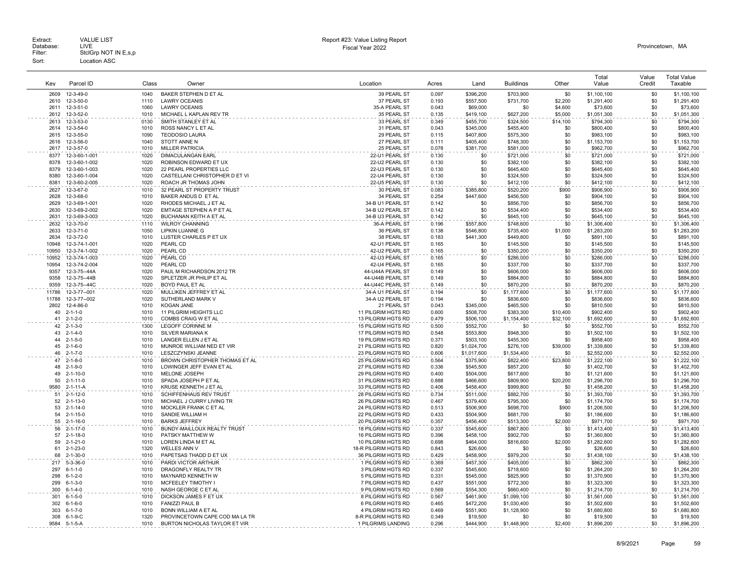| Key | Parcel ID | Class | Owner | Location | Acres | Land | Buildings | Other | Total Value | Value Credit | Total Value Taxable |
|---|---|---|---|---|---|---|---|---|---|---|---|
| 2609 | 12-3-49-0 | 1040 | BAKER STEPHEN D ET AL | 39 PEARL ST | 0.097 | $396,200 | $703,900 | $0 | $1,100,100 | $0 | $1,100,100 |
| 2610 | 12-3-50-0 | 1110 | LAWRY OCEANIS | 37 PEARL ST | 0.193 | $557,500 | $731,700 | $2,200 | $1,291,400 | $0 | $1,291,400 |
| 2611 | 12-3-51-0 | 1060 | LAWRY OCEANIS | 35-A PEARL ST | 0.043 | $69,000 | $0 | $4,600 | $73,600 | $0 | $73,600 |
| 2612 | 12-3-52-0 | 1010 | MICHAEL L KAPLAN REV TR | 35 PEARL ST | 0.135 | $419,100 | $627,200 | $5,000 | $1,051,300 | $0 | $1,051,300 |
| 2613 | 12-3-53-0 | 0130 | SMITH STANLEY ET AL | 33 PEARL ST | 0.349 | $455,700 | $324,500 | $14,100 | $794,300 | $0 | $794,300 |
| 2614 | 12-3-54-0 | 1010 | ROSS NANCY L ET AL | 31 PEARL ST | 0.043 | $345,000 | $455,400 | $0 | $800,400 | $0 | $800,400 |
| 2615 | 12-3-55-0 | 1090 | TEODOSIO LAURA | 29 PEARL ST | 0.115 | $407,800 | $575,300 | $0 | $983,100 | $0 | $983,100 |
| 2616 | 12-3-56-0 | 1040 | STOTT ANNE N | 27 PEARL ST | 0.111 | $405,400 | $748,300 | $0 | $1,153,700 | $0 | $1,153,700 |
| 2617 | 12-3-57-0 | 1010 | MILLER PATRICIA | 25 PEARL ST | 0.078 | $381,700 | $581,000 | $0 | $962,700 | $0 | $962,700 |
| 8377 | 12-3-60-1-001 | 1020 | DIMACULANGAN EARL | 22-U1 PEARL ST | 0.130 | $0 | $721,000 | $0 | $721,000 | $0 | $721,000 |
| 8378 | 12-3-60-1-002 | 1020 | ROBINSON EDWARD ET UX | 22-U2 PEARL ST | 0.130 | $0 | $382,100 | $0 | $382,100 | $0 | $382,100 |
| 8379 | 12-3-60-1-003 | 1020 | 22 PEARL PROPERTIES LLC | 22-U3 PEARL ST | 0.130 | $0 | $645,400 | $0 | $645,400 | $0 | $645,400 |
| 8380 | 12-3-60-1-004 | 1020 | CASTELLANI CHRISTOPHER D ET VI | 22-U4 PEARL ST | 0.130 | $0 | $324,500 | $0 | $324,500 | $0 | $324,500 |
| 8381 | 12-3-60-2-005 | 1020 | ROACH JR THOMAS JOHN | 22-U5 PEARL ST | 0.130 | $0 | $412,100 | $0 | $412,100 | $0 | $412,100 |
| 2627 | 12-3-67-0 | 1010 | 32 PEARL ST PROPERTY TRUST | 30 PEARL ST | 0.083 | $385,800 | $520,200 | $900 | $906,900 | $0 | $906,900 |
| 2628 | 12-3-68-0 | 1010 | BAKER ANDUS D ET AL | 34 PEARL ST | 0.254 | $447,600 | $456,500 | $0 | $904,100 | $0 | $904,100 |
| 2629 | 12-3-69-1-001 | 1020 | RHODES MICHAEL J ET AL | 34-B U1 PEARL ST | 0.142 | $0 | $856,700 | $0 | $856,700 | $0 | $856,700 |
| 2630 | 12-3-69-2-002 | 1020 | EMTAGE STEPHEN A P ET AL | 34-B U2 PEARL ST | 0.142 | $0 | $534,400 | $0 | $534,400 | $0 | $534,400 |
| 2631 | 12-3-69-3-003 | 1020 | BUCHANAN KEITH A ET AL | 34-B U3 PEARL ST | 0.142 | $0 | $645,100 | $0 | $645,100 | $0 | $645,100 |
| 2632 | 12-3-70-0 | 1110 | WILROY CHANNING | 36-A PEARL ST | 0.196 | $557,800 | $748,600 | $0 | $1,306,400 | $0 | $1,306,400 |
| 2633 | 12-3-71-0 | 1050 | LIPKIN LUANNE G | 36 PEARL ST | 0.138 | $546,800 | $735,400 | $1,000 | $1,283,200 | $0 | $1,283,200 |
| 2634 | 12-3-72-0 | 1010 | LUSTER CHARLES P ET UX | 38 PEARL ST | 0.183 | $441,300 | $449,800 | $0 | $891,100 | $0 | $891,100 |
| 10948 | 12-3-74-1-001 | 1020 | PEARL CD | 42-U1 PEARL ST | 0.165 | $0 | $145,500 | $0 | $145,500 | $0 | $145,500 |
| 10950 | 12-3-74-1-002 | 1020 | PEARL CD | 42-U2 PEARL ST | 0.165 | $0 | $350,200 | $0 | $350,200 | $0 | $350,200 |
| 10952 | 12-3-74-1-003 | 1020 | PEARL CD | 42-U3 PEARL ST | 0.165 | $0 | $286,000 | $0 | $286,000 | $0 | $286,000 |
| 10954 | 12-3-74-2-004 | 1020 | PEARL CD | 42-U4 PEARL ST | 0.165 | $0 | $337,700 | $0 | $337,700 | $0 | $337,700 |
| 9357 | 12-3-75--44A | 1020 | PAUL M RICHARDSON 2012 TR | 44-U44A PEARL ST | 0.149 | $0 | $606,000 | $0 | $606,000 | $0 | $606,000 |
| 9358 | 12-3-75--44B | 1020 | SPLETZER JR PHILIP ET AL | 44-U44B PEARL ST | 0.149 | $0 | $884,800 | $0 | $884,800 | $0 | $884,800 |
| 9359 | 12-3-75--44C | 1020 | BOYD PAUL ET AL | 44-U44C PEARL ST | 0.149 | $0 | $870,200 | $0 | $870,200 | $0 | $870,200 |
| 11786 | 12-3-77--001 | 1020 | MULLIKEN JEFFREY ET AL | 34-A U1 PEARL ST | 0.194 | $0 | $1,177,600 | $0 | $1,177,600 | $0 | $1,177,600 |
| 11788 | 12-3-77--002 | 1020 | SUTHERLAND MARK V | 34-A U2 PEARL ST | 0.194 | $0 | $836,600 | $0 | $836,600 | $0 | $836,600 |
| 2802 | 12-4-86-0 | 1010 | KOGAN JANE | 21 PEARL ST | 0.043 | $345,000 | $465,500 | $0 | $810,500 | $0 | $810,500 |
| 40 | 2-1-1-0 | 1010 | 11 PILGRIM HEIGHTS LLC | 11 PILGRIM HGTS RD | 0.600 | $508,700 | $383,300 | $10,400 | $902,400 | $0 | $902,400 |
| 41 | 2-1-2-0 | 1010 | COMBS CRAIG W ET AL | 13 PILGRIM HGTS RD | 0.479 | $506,100 | $1,154,400 | $32,100 | $1,692,600 | $0 | $1,692,600 |
| 42 | 2-1-3-0 | 1300 | LEGOFF CORINNE M | 15 PILGRIM HGTS RD | 0.500 | $552,700 | $0 | $0 | $552,700 | $0 | $552,700 |
| 43 | 2-1-4-0 | 1010 | SILVER MARIANA K | 17 PILGRIM HGTS RD | 0.548 | $553,800 | $948,300 | $0 | $1,502,100 | $0 | $1,502,100 |
| 44 | 2-1-5-0 | 1010 | LANGER ELLEN J ET AL | 19 PILGRIM HGTS RD | 0.371 | $503,100 | $455,300 | $0 | $958,400 | $0 | $958,400 |
| 45 | 2-1-6-0 | 1010 | MUNROE WILLIAM NED ET VIR | 21 PILGRIM HGTS RD | 0.820 | $1,024,700 | $276,100 | $39,000 | $1,339,800 | $0 | $1,339,800 |
| 46 | 2-1-7-0 | 1010 | LESZCZYNSKI JEANNE | 23 PILGRIM HGTS RD | 0.606 | $1,017,600 | $1,534,400 | $0 | $2,552,000 | $0 | $2,552,000 |
| 47 | 2-1-8-0 | 1010 | BROWN CHRISTOPHER THOMAS ET AL | 25 PILGRIM HGTS RD | 0.564 | $375,900 | $822,400 | $23,800 | $1,222,100 | $0 | $1,222,100 |
| 48 | 2-1-9-0 | 1010 | LOWINGER JEFF EVAN ET AL | 27 PILGRIM HGTS RD | 0.336 | $545,500 | $857,200 | $0 | $1,402,700 | $0 | $1,402,700 |
| 49 | 2-1-10-0 | 1010 | MELONE JOSEPH | 29 PILGRIM HGTS RD | 0.400 | $504,000 | $617,600 | $0 | $1,121,600 | $0 | $1,121,600 |
| 50 | 2-1-11-0 | 1010 | SPADA JOSEPH P ET AL | 31 PILGRIM HGTS RD | 0.888 | $466,600 | $809,900 | $20,200 | $1,296,700 | $0 | $1,296,700 |
| 9580 | 2-1-11-A | 1010 | KRUSE KENNETH J ET AL | 33 PILGRIM HGTS RD | 0.406 | $458,400 | $999,800 | $0 | $1,458,200 | $0 | $1,458,200 |
| 51 | 2-1-12-0 | 1010 | SCHIFFENHAUS REV TRUST | 28 PILGRIM HGTS RD | 0.734 | $511,000 | $882,700 | $0 | $1,393,700 | $0 | $1,393,700 |
| 52 | 2-1-13-0 | 1010 | MICHAEL J CURRY LIVING TR | 26 PILGRIM HGTS RD | 0.467 | $379,400 | $795,300 | $0 | $1,174,700 | $0 | $1,174,700 |
| 53 | 2-1-14-0 | 1010 | MOCKLER FRANK C ET AL | 24 PILGRIM HGTS RD | 0.513 | $506,900 | $698,700 | $900 | $1,206,500 | $0 | $1,206,500 |
| 54 | 2-1-15-0 | 1010 | SANDIE WILLIAM H | 22 PILGRIM HGTS RD | 0.433 | $504,900 | $681,700 | $0 | $1,186,600 | $0 | $1,186,600 |
| 55 | 2-1-16-0 | 1010 | BARKS JEFFREY | 20 PILGRIM HGTS RD | 0.357 | $456,400 | $513,300 | $2,000 | $971,700 | $0 | $971,700 |
| 56 | 2-1-17-0 | 1010 | BUNDY-MAILLOUX REALTY TRUST | 18 PILGRIM HGTS RD | 0.337 | $545,600 | $867,800 | $0 | $1,413,400 | $0 | $1,413,400 |
| 57 | 2-1-18-0 | 1010 | PATSKY MATTHEW W | 16 PILGRIM HGTS RD | 0.396 | $458,100 | $902,700 | $0 | $1,360,800 | $0 | $1,360,800 |
| 59 | 2-1-21-0 | 1010 | LOREN LINDA M ET AL | 10 PILGRIM HGTS RD | 0.698 | $464,000 | $816,600 | $2,000 | $1,282,600 | $0 | $1,282,600 |
| 61 | 2-1-23-0 | 1320 | WELLES ANN V | 18-R PILGRIM HGTS RD | 0.843 | $26,600 | $0 | $0 | $26,600 | $0 | $26,600 |
| 68 | 2-1-30-0 | 1010 | PAPETSAS THADD D ET UX | 36 PILGRIM HGTS RD | 0.429 | $458,900 | $979,200 | $0 | $1,438,100 | $0 | $1,438,100 |
| 217 | 5-3-36-0 | 1010 | PARDI VICTOR ARTHUR | 1 PILGRIM HGTS RD | 0.369 | $457,300 | $405,000 | $0 | $862,300 | $0 | $862,300 |
| 297 | 6-1-1-0 | 1010 | DRAGONFLY REALTY TR | 3 PILGRIM HGTS RD | 0.337 | $545,600 | $718,600 | $0 | $1,264,200 | $0 | $1,264,200 |
| 298 | 6-1-2-0 | 1010 | MAYNARD KENNETH W | 5 PILGRIM HGTS RD | 0.331 | $545,000 | $825,900 | $0 | $1,370,900 | $0 | $1,370,900 |
| 299 | 6-1-3-0 | 1010 | MCFEELEY TIMOTHY I | 7 PILGRIM HGTS RD | 0.437 | $551,000 | $772,300 | $0 | $1,323,300 | $0 | $1,323,300 |
| 300 | 6-1-4-0 | 1010 | NASH GEORGE C ET AL | 9 PILGRIM HGTS RD | 0.569 | $554,300 | $660,400 | $0 | $1,214,700 | $0 | $1,214,700 |
| 301 | 6-1-5-0 | 1010 | DICKSON JAMES F ET UX | 8 PILGRIM HGTS RD | 0.567 | $461,900 | $1,099,100 | $0 | $1,561,000 | $0 | $1,561,000 |
| 302 | 6-1-6-0 | 1010 | FANIZZI PAUL B | 6 PILGRIM HGTS RD | 0.465 | $472,200 | $1,030,400 | $0 | $1,502,600 | $0 | $1,502,600 |
| 303 | 6-1-7-0 | 1010 | BONN WILLIAM A ET AL | 4 PILGRIM HGTS RD | 0.469 | $551,900 | $1,128,900 | $0 | $1,680,800 | $0 | $1,680,800 |
| 308 | 6-1-9-C | 1320 | PROVINCETOWN CAPE COD MA LA TR | 8-R PILGRIM HGTS RD | 0.349 | $19,500 | $0 | $0 | $19,500 | $0 | $19,500 |
| 9584 | 5-1-5-A | 1010 | BURTON NICHOLAS TAYLOR ET VIR | 1 PILGRIMS LANDING | 0.296 | $444,900 | $1,448,900 | $2,400 | $1,896,200 | $0 | $1,896,200 |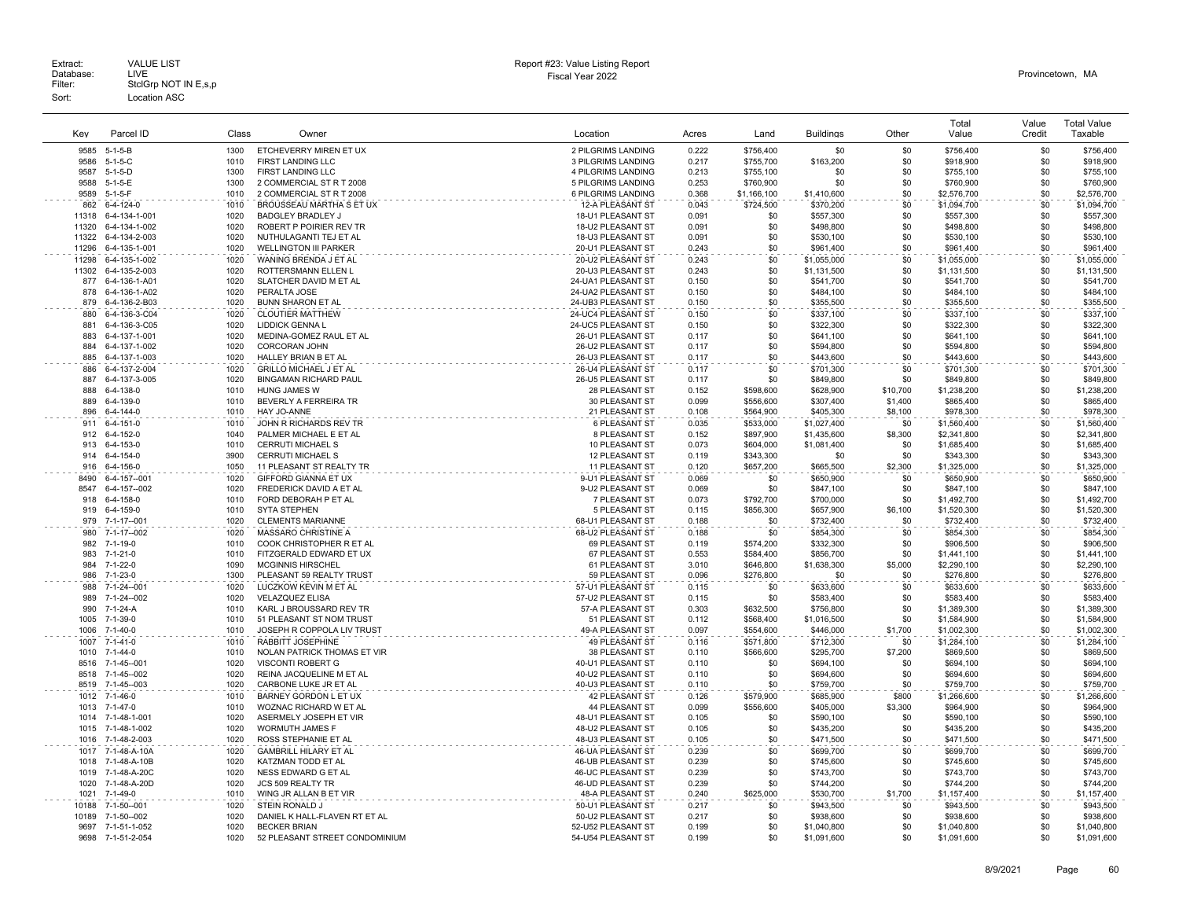Extract: VALUE LIST
Database: LIVE
Filter: StclGrp NOT IN E,s,p
Sort: Location ASC

Report #23: Value Listing Report
Fiscal Year 2022

Provincetown, MA

| Key | Parcel ID | Class | Owner | Location | Acres | Land | Buildings | Other | Total Value | Value Credit | Total Value Taxable |
|---|---|---|---|---|---|---|---|---|---|---|---|
| 9585 | 5-1-5-B | 1300 | ETCHEVERRY MIREN ET UX | 2 PILGRIMS LANDING | 0.222 | $756,400 | $0 | $0 | $756,400 | $0 | $756,400 |
| 9586 | 5-1-5-C | 1010 | FIRST LANDING LLC | 3 PILGRIMS LANDING | 0.217 | $755,700 | $163,200 | $0 | $918,900 | $0 | $918,900 |
| 9587 | 5-1-5-D | 1300 | FIRST LANDING LLC | 4 PILGRIMS LANDING | 0.213 | $755,100 | $0 | $0 | $755,100 | $0 | $755,100 |
| 9588 | 5-1-5-E | 1300 | 2 COMMERCIAL ST R T 2008 | 5 PILGRIMS LANDING | 0.253 | $760,900 | $0 | $0 | $760,900 | $0 | $760,900 |
| 9589 | 5-1-5-F | 1010 | 2 COMMERCIAL ST R T 2008 | 6 PILGRIMS LANDING | 0.368 | $1,166,100 | $1,410,600 | $0 | $2,576,700 | $0 | $2,576,700 |
| 862 | 6-4-124-0 | 1010 | BROUSSEAU MARTHA S ET UX | 12-A PLEASANT ST | 0.043 | $724,500 | $370,200 | $0 | $1,094,700 | $0 | $1,094,700 |
| 11318 | 6-4-134-1-001 | 1020 | BADGLEY BRADLEY J | 18-U1 PLEASANT ST | 0.091 | $0 | $557,300 | $0 | $557,300 | $0 | $557,300 |
| 11320 | 6-4-134-1-002 | 1020 | ROBERT P POIRIER REV TR | 18-U2 PLEASANT ST | 0.091 | $0 | $498,800 | $0 | $498,800 | $0 | $498,800 |
| 11322 | 6-4-134-2-003 | 1020 | NUTHULAGANTI TEJ ET AL | 18-U3 PLEASANT ST | 0.091 | $0 | $530,100 | $0 | $530,100 | $0 | $530,100 |
| 11296 | 6-4-135-1-001 | 1020 | WELLINGTON III PARKER | 20-U1 PLEASANT ST | 0.243 | $0 | $961,400 | $0 | $961,400 | $0 | $961,400 |
| 11298 | 6-4-135-1-002 | 1020 | WANING BRENDA J ET AL | 20-U2 PLEASANT ST | 0.243 | $0 | $1,055,000 | $0 | $1,055,000 | $0 | $1,055,000 |
| 11302 | 6-4-135-2-003 | 1020 | ROTTERSMANN ELLEN L | 20-U3 PLEASANT ST | 0.243 | $0 | $1,131,500 | $0 | $1,131,500 | $0 | $1,131,500 |
| 877 | 6-4-136-1-A01 | 1020 | SLATCHER DAVID M ET AL | 24-UA1 PLEASANT ST | 0.150 | $0 | $541,700 | $0 | $541,700 | $0 | $541,700 |
| 878 | 6-4-136-1-A02 | 1020 | PERALTA JOSE | 24-UA2 PLEASANT ST | 0.150 | $0 | $484,100 | $0 | $484,100 | $0 | $484,100 |
| 879 | 6-4-136-2-B03 | 1020 | BUNN SHARON ET AL | 24-UB3 PLEASANT ST | 0.150 | $0 | $355,500 | $0 | $355,500 | $0 | $355,500 |
| 880 | 6-4-136-3-C04 | 1020 | CLOUTIER MATTHEW | 24-UC4 PLEASANT ST | 0.150 | $0 | $337,100 | $0 | $337,100 | $0 | $337,100 |
| 881 | 6-4-136-3-C05 | 1020 | LIDDICK GENNA L | 24-UC5 PLEASANT ST | 0.150 | $0 | $322,300 | $0 | $322,300 | $0 | $322,300 |
| 883 | 6-4-137-1-001 | 1020 | MEDINA-GOMEZ RAUL ET AL | 26-U1 PLEASANT ST | 0.117 | $0 | $641,100 | $0 | $641,100 | $0 | $641,100 |
| 884 | 6-4-137-1-002 | 1020 | CORCORAN JOHN | 26-U2 PLEASANT ST | 0.117 | $0 | $594,800 | $0 | $594,800 | $0 | $594,800 |
| 885 | 6-4-137-1-003 | 1020 | HALLEY BRIAN B ET AL | 26-U3 PLEASANT ST | 0.117 | $0 | $443,600 | $0 | $443,600 | $0 | $443,600 |
| 886 | 6-4-137-2-004 | 1020 | GRILLO MICHAEL J ET AL | 26-U4 PLEASANT ST | 0.117 | $0 | $701,300 | $0 | $701,300 | $0 | $701,300 |
| 887 | 6-4-137-3-005 | 1020 | BINGAMAN RICHARD PAUL | 26-U5 PLEASANT ST | 0.117 | $0 | $849,800 | $0 | $849,800 | $0 | $849,800 |
| 888 | 6-4-138-0 | 1010 | HUNG JAMES W | 28 PLEASANT ST | 0.152 | $598,600 | $628,900 | $10,700 | $1,238,200 | $0 | $1,238,200 |
| 889 | 6-4-139-0 | 1010 | BEVERLY A FERREIRA TR | 30 PLEASANT ST | 0.099 | $556,600 | $307,400 | $1,400 | $865,400 | $0 | $865,400 |
| 896 | 6-4-144-0 | 1010 | HAY JO-ANNE | 21 PLEASANT ST | 0.108 | $564,900 | $405,300 | $8,100 | $978,300 | $0 | $978,300 |
| 911 | 6-4-151-0 | 1010 | JOHN R RICHARDS REV TR | 6 PLEASANT ST | 0.035 | $533,000 | $1,027,400 | $0 | $1,560,400 | $0 | $1,560,400 |
| 912 | 6-4-152-0 | 1040 | PALMER MICHAEL E ET AL | 8 PLEASANT ST | 0.152 | $897,900 | $1,435,600 | $8,300 | $2,341,800 | $0 | $2,341,800 |
| 913 | 6-4-153-0 | 1010 | CERRUTI MICHAEL S | 10 PLEASANT ST | 0.073 | $604,000 | $1,081,400 | $0 | $1,685,400 | $0 | $1,685,400 |
| 914 | 6-4-154-0 | 3900 | CERRUTI MICHAEL S | 12 PLEASANT ST | 0.119 | $343,300 | $0 | $0 | $343,300 | $0 | $343,300 |
| 916 | 6-4-156-0 | 1050 | 11 PLEASANT ST REALTY TR | 11 PLEASANT ST | 0.120 | $657,200 | $665,500 | $2,300 | $1,325,000 | $0 | $1,325,000 |
| 8490 | 6-4-157--001 | 1020 | GIFFORD GIANNA ET UX | 9-U1 PLEASANT ST | 0.069 | $0 | $650,900 | $0 | $650,900 | $0 | $650,900 |
| 8547 | 6-4-157--002 | 1020 | FREDERICK DAVID A ET AL | 9-U2 PLEASANT ST | 0.069 | $0 | $847,100 | $0 | $847,100 | $0 | $847,100 |
| 918 | 6-4-158-0 | 1010 | FORD DEBORAH P ET AL | 7 PLEASANT ST | 0.073 | $792,700 | $700,000 | $0 | $1,492,700 | $0 | $1,492,700 |
| 919 | 6-4-159-0 | 1010 | SYTA STEPHEN | 5 PLEASANT ST | 0.115 | $856,300 | $657,900 | $6,100 | $1,520,300 | $0 | $1,520,300 |
| 979 | 7-1-17--001 | 1020 | CLEMENTS MARIANNE | 68-U1 PLEASANT ST | 0.188 | $0 | $732,400 | $0 | $732,400 | $0 | $732,400 |
| 980 | 7-1-17--002 | 1020 | MASSARO CHRISTINE A | 68-U2 PLEASANT ST | 0.188 | $0 | $854,300 | $0 | $854,300 | $0 | $854,300 |
| 982 | 7-1-19-0 | 1010 | COOK CHRISTOPHER R ET AL | 69 PLEASANT ST | 0.119 | $574,200 | $332,300 | $0 | $906,500 | $0 | $906,500 |
| 983 | 7-1-21-0 | 1010 | FITZGERALD EDWARD ET UX | 67 PLEASANT ST | 0.553 | $584,400 | $856,700 | $0 | $1,441,100 | $0 | $1,441,100 |
| 984 | 7-1-22-0 | 1090 | MCGINNIS HIRSCHEL | 61 PLEASANT ST | 3.010 | $646,800 | $1,638,300 | $5,000 | $2,290,100 | $0 | $2,290,100 |
| 986 | 7-1-23-0 | 1300 | PLEASANT 59 REALTY TRUST | 59 PLEASANT ST | 0.096 | $276,800 | $0 | $0 | $276,800 | $0 | $276,800 |
| 988 | 7-1-24--001 | 1020 | LUCZKOW KEVIN M ET AL | 57-U1 PLEASANT ST | 0.115 | $0 | $633,600 | $0 | $633,600 | $0 | $633,600 |
| 989 | 7-1-24--002 | 1020 | VELAZQUEZ ELISA | 57-U2 PLEASANT ST | 0.115 | $0 | $583,400 | $0 | $583,400 | $0 | $583,400 |
| 990 | 7-1-24-A | 1010 | KARL J BROUSSARD REV TR | 57-A PLEASANT ST | 0.303 | $632,500 | $756,800 | $0 | $1,389,300 | $0 | $1,389,300 |
| 1005 | 7-1-39-0 | 1010 | 51 PLEASANT ST NOM TRUST | 51 PLEASANT ST | 0.112 | $568,400 | $1,016,500 | $0 | $1,584,900 | $0 | $1,584,900 |
| 1006 | 7-1-40-0 | 1010 | JOSEPH R COPPOLA LIV TRUST | 49-A PLEASANT ST | 0.097 | $554,600 | $446,000 | $1,700 | $1,002,300 | $0 | $1,002,300 |
| 1007 | 7-1-41-0 | 1010 | RABBITT JOSEPHINE | 49 PLEASANT ST | 0.116 | $571,800 | $712,300 | $0 | $1,284,100 | $0 | $1,284,100 |
| 1010 | 7-1-44-0 | 1010 | NOLAN PATRICK THOMAS ET VIR | 38 PLEASANT ST | 0.110 | $566,600 | $295,700 | $7,200 | $869,500 | $0 | $869,500 |
| 8516 | 7-1-45--001 | 1020 | VISCONTI ROBERT G | 40-U1 PLEASANT ST | 0.110 | $0 | $694,100 | $0 | $694,100 | $0 | $694,100 |
| 8518 | 7-1-45--002 | 1020 | REINA JACQUELINE M ET AL | 40-U2 PLEASANT ST | 0.110 | $0 | $694,600 | $0 | $694,600 | $0 | $694,600 |
| 8519 | 7-1-45--003 | 1020 | CARBONE LUKE JR ET AL | 40-U3 PLEASANT ST | 0.110 | $0 | $759,700 | $0 | $759,700 | $0 | $759,700 |
| 1012 | 7-1-46-0 | 1010 | BARNEY GORDON L ET UX | 42 PLEASANT ST | 0.126 | $579,900 | $685,900 | $800 | $1,266,600 | $0 | $1,266,600 |
| 1013 | 7-1-47-0 | 1010 | WOZNAC RICHARD W ET AL | 44 PLEASANT ST | 0.099 | $556,600 | $405,000 | $3,300 | $964,900 | $0 | $964,900 |
| 1014 | 7-1-48-1-001 | 1020 | ASERMELY JOSEPH ET VIR | 48-U1 PLEASANT ST | 0.105 | $0 | $590,100 | $0 | $590,100 | $0 | $590,100 |
| 1015 | 7-1-48-1-002 | 1020 | WORMUTH JAMES F | 48-U2 PLEASANT ST | 0.105 | $0 | $435,200 | $0 | $435,200 | $0 | $435,200 |
| 1016 | 7-1-48-2-003 | 1020 | ROSS STEPHANIE ET AL | 48-U3 PLEASANT ST | 0.105 | $0 | $471,500 | $0 | $471,500 | $0 | $471,500 |
| 1017 | 7-1-48-A-10A | 1020 | GAMBRILL HILARY ET AL | 46-UA PLEASANT ST | 0.239 | $0 | $699,700 | $0 | $699,700 | $0 | $699,700 |
| 1018 | 7-1-48-A-10B | 1020 | KATZMAN TODD ET AL | 46-UB PLEASANT ST | 0.239 | $0 | $745,600 | $0 | $745,600 | $0 | $745,600 |
| 1019 | 7-1-48-A-20C | 1020 | NESS EDWARD G ET AL | 46-UC PLEASANT ST | 0.239 | $0 | $743,700 | $0 | $743,700 | $0 | $743,700 |
| 1020 | 7-1-48-A-20D | 1020 | JCS 509 REALTY TR | 46-UD PLEASANT ST | 0.239 | $0 | $744,200 | $0 | $744,200 | $0 | $744,200 |
| 1021 | 7-1-49-0 | 1010 | WING JR ALLAN B ET VIR | 48-A PLEASANT ST | 0.240 | $625,000 | $530,700 | $1,700 | $1,157,400 | $0 | $1,157,400 |
| 10188 | 7-1-50--001 | 1020 | STEIN RONALD J | 50-U1 PLEASANT ST | 0.217 | $0 | $943,500 | $0 | $943,500 | $0 | $943,500 |
| 10189 | 7-1-50--002 | 1020 | DANIEL K HALL-FLAVEN RT ET AL | 50-U2 PLEASANT ST | 0.217 | $0 | $938,600 | $0 | $938,600 | $0 | $938,600 |
| 9697 | 7-1-51-1-052 | 1020 | BECKER BRIAN | 52-U52 PLEASANT ST | 0.199 | $0 | $1,040,800 | $0 | $1,040,800 | $0 | $1,040,800 |
| 9698 | 7-1-51-2-054 | 1020 | 52 PLEASANT STREET CONDOMINIUM | 54-U54 PLEASANT ST | 0.199 | $0 | $1,091,600 | $0 | $1,091,600 | $0 | $1,091,600 |

8/9/2021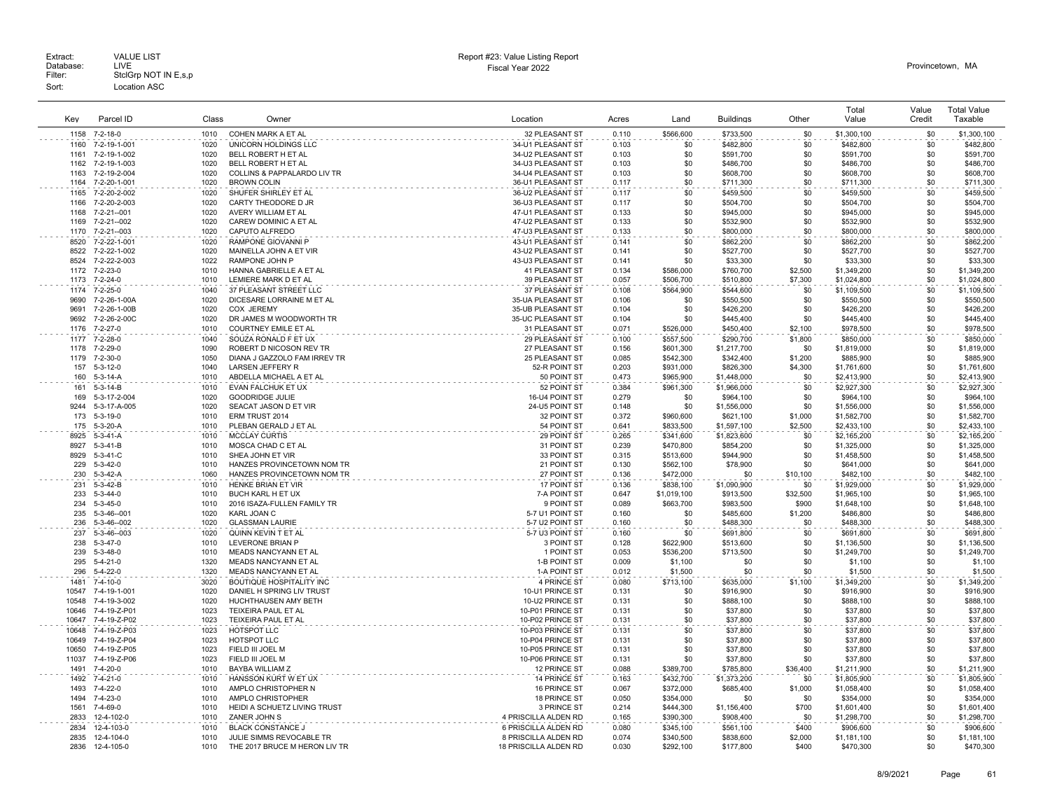Extract: VALUE LIST
Database: LIVE
Filter: StclGrp NOT IN E,s,p
Sort: Location ASC

Report #23: Value Listing Report
Fiscal Year 2022

Provincetown, MA

| Key | Parcel ID | Class | Owner | Location | Acres | Land | Buildings | Other | Total Value | Value Credit | Total Value Taxable |
|---|---|---|---|---|---|---|---|---|---|---|---|
| 1158 | 7-2-18-0 | 1010 | COHEN MARK A ET AL | 32 PLEASANT ST | 0.110 | $566,600 | $733,500 | $0 | $1,300,100 | $0 | $1,300,100 |
| 1160 | 7-2-19-1-001 | 1020 | UNICORN HOLDINGS LLC | 34-U1 PLEASANT ST | 0.103 | $0 | $482,800 | $0 | $482,800 | $0 | $482,800 |
| 1161 | 7-2-19-1-002 | 1020 | BELL ROBERT H ET AL | 34-U2 PLEASANT ST | 0.103 | $0 | $591,700 | $0 | $591,700 | $0 | $591,700 |
| 1162 | 7-2-19-1-003 | 1020 | BELL ROBERT H ET AL | 34-U3 PLEASANT ST | 0.103 | $0 | $486,700 | $0 | $486,700 | $0 | $486,700 |
| 1163 | 7-2-19-2-004 | 1020 | COLLINS & PAPPALARDO LIV TR | 34-U4 PLEASANT ST | 0.103 | $0 | $608,700 | $0 | $608,700 | $0 | $608,700 |
| 1164 | 7-2-20-1-001 | 1020 | BROWN COLIN | 36-U1 PLEASANT ST | 0.117 | $0 | $711,300 | $0 | $711,300 | $0 | $711,300 |
| 1165 | 7-2-20-2-002 | 1020 | SHUFER SHIRLEY ET AL | 36-U2 PLEASANT ST | 0.117 | $0 | $459,500 | $0 | $459,500 | $0 | $459,500 |
| 1166 | 7-2-20-2-003 | 1020 | CARTY THEODORE D JR | 36-U3 PLEASANT ST | 0.117 | $0 | $504,700 | $0 | $504,700 | $0 | $504,700 |
| 1168 | 7-2-21--001 | 1020 | AVERY WILLIAM ET AL | 47-U1 PLEASANT ST | 0.133 | $0 | $945,000 | $0 | $945,000 | $0 | $945,000 |
| 1169 | 7-2-21--002 | 1020 | CAREW DOMINIC A ET AL | 47-U2 PLEASANT ST | 0.133 | $0 | $532,900 | $0 | $532,900 | $0 | $532,900 |
| 1170 | 7-2-21--003 | 1020 | CAPUTO ALFREDO | 47-U3 PLEASANT ST | 0.133 | $0 | $800,000 | $0 | $800,000 | $0 | $800,000 |
| 8520 | 7-2-22-1-001 | 1020 | RAMPONE GIOVANNI P | 43-U1 PLEASANT ST | 0.141 | $0 | $862,200 | $0 | $862,200 | $0 | $862,200 |
| 8522 | 7-2-22-1-002 | 1020 | MAINELLA JOHN A ET VIR | 43-U2 PLEASANT ST | 0.141 | $0 | $527,700 | $0 | $527,700 | $0 | $527,700 |
| 8524 | 7-2-22-2-003 | 1022 | RAMPONE JOHN P | 43-U3 PLEASANT ST | 0.141 | $0 | $33,300 | $0 | $33,300 | $0 | $33,300 |
| 1172 | 7-2-23-0 | 1010 | HANNA GABRIELLE A ET AL | 41 PLEASANT ST | 0.134 | $586,000 | $760,700 | $2,500 | $1,349,200 | $0 | $1,349,200 |
| 1173 | 7-2-24-0 | 1010 | LEMIERE MARK D ET AL | 39 PLEASANT ST | 0.057 | $506,700 | $510,800 | $7,300 | $1,024,800 | $0 | $1,024,800 |
| 1174 | 7-2-25-0 | 1040 | 37 PLEASANT STREET LLC | 37 PLEASANT ST | 0.108 | $564,900 | $544,600 | $0 | $1,109,500 | $0 | $1,109,500 |
| 9690 | 7-2-26-1-00A | 1020 | DICESARE LORRAINE M ET AL | 35-UA PLEASANT ST | 0.106 | $0 | $550,500 | $0 | $550,500 | $0 | $550,500 |
| 9691 | 7-2-26-1-00B | 1020 | COX JEREMY | 35-UB PLEASANT ST | 0.104 | $0 | $426,200 | $0 | $426,200 | $0 | $426,200 |
| 9692 | 7-2-26-2-00C | 1020 | DR JAMES M WOODWORTH TR | 35-UC PLEASANT ST | 0.104 | $0 | $445,400 | $0 | $445,400 | $0 | $445,400 |
| 1176 | 7-2-27-0 | 1010 | COURTNEY EMILE ET AL | 31 PLEASANT ST | 0.071 | $526,000 | $450,400 | $2,100 | $978,500 | $0 | $978,500 |
| 1177 | 7-2-28-0 | 1040 | SOUZA RONALD F ET UX | 29 PLEASANT ST | 0.100 | $557,500 | $290,700 | $1,800 | $850,000 | $0 | $850,000 |
| 1178 | 7-2-29-0 | 1090 | ROBERT D NICOSON REV TR | 27 PLEASANT ST | 0.156 | $601,300 | $1,217,700 | $0 | $1,819,000 | $0 | $1,819,000 |
| 1179 | 7-2-30-0 | 1050 | DIANA J GAZZOLO FAM IRREV TR | 25 PLEASANT ST | 0.085 | $542,300 | $342,400 | $1,200 | $885,900 | $0 | $885,900 |
| 157 | 5-3-12-0 | 1040 | LARSEN JEFFERY R | 52-R POINT ST | 0.203 | $931,000 | $826,300 | $4,300 | $1,761,600 | $0 | $1,761,600 |
| 160 | 5-3-14-A | 1010 | ABDELLA MICHAEL A ET AL | 50 POINT ST | 0.473 | $965,900 | $1,448,000 | $0 | $2,413,900 | $0 | $2,413,900 |
| 161 | 5-3-14-B | 1010 | EVAN FALCHUK ET UX | 52 POINT ST | 0.384 | $961,300 | $1,966,000 | $0 | $2,927,300 | $0 | $2,927,300 |
| 169 | 5-3-17-2-004 | 1020 | GOODRIDGE JULIE | 16-U4 POINT ST | 0.279 | $0 | $964,100 | $0 | $964,100 | $0 | $964,100 |
| 9244 | 5-3-17-A-005 | 1020 | SEACAT JASON D ET VIR | 24-U5 POINT ST | 0.148 | $0 | $1,556,000 | $0 | $1,556,000 | $0 | $1,556,000 |
| 173 | 5-3-19-0 | 1010 | ERM TRUST 2014 | 32 POINT ST | 0.372 | $960,600 | $621,100 | $1,000 | $1,582,700 | $0 | $1,582,700 |
| 175 | 5-3-20-A | 1010 | PLEBAN GERALD J ET AL | 54 POINT ST | 0.641 | $833,500 | $1,597,100 | $2,500 | $2,433,100 | $0 | $2,433,100 |
| 8925 | 5-3-41-A | 1010 | MCCLAY CURTIS | 29 POINT ST | 0.265 | $341,600 | $1,823,600 | $0 | $2,165,200 | $0 | $2,165,200 |
| 8927 | 5-3-41-B | 1010 | MOSCA CHAD C ET AL | 31 POINT ST | 0.239 | $470,800 | $854,200 | $0 | $1,325,000 | $0 | $1,325,000 |
| 8929 | 5-3-41-C | 1010 | SHEA JOHN ET VIR | 33 POINT ST | 0.315 | $513,600 | $944,900 | $0 | $1,458,500 | $0 | $1,458,500 |
| 229 | 5-3-42-0 | 1010 | HANZES PROVINCETOWN NOM TR | 21 POINT ST | 0.130 | $562,100 | $78,900 | $0 | $641,000 | $0 | $641,000 |
| 230 | 5-3-42-A | 1060 | HANZES PROVINCETOWN NOM TR | 27 POINT ST | 0.136 | $472,000 | $0 | $10,100 | $482,100 | $0 | $482,100 |
| 231 | 5-3-42-B | 1010 | HENKE BRIAN ET VIR | 17 POINT ST | 0.136 | $838,100 | $1,090,900 | $0 | $1,929,000 | $0 | $1,929,000 |
| 233 | 5-3-44-0 | 1010 | BUCH KARL H ET UX | 7-A POINT ST | 0.647 | $1,019,100 | $913,500 | $32,500 | $1,965,100 | $0 | $1,965,100 |
| 234 | 5-3-45-0 | 1010 | 2016 ISAZA-FULLEN FAMILY TR | 9 POINT ST | 0.089 | $663,700 | $983,500 | $900 | $1,648,100 | $0 | $1,648,100 |
| 235 | 5-3-46--001 | 1020 | KARL JOAN C | 5-7 U1 POINT ST | 0.160 | $0 | $485,600 | $1,200 | $486,800 | $0 | $486,800 |
| 236 | 5-3-46--002 | 1020 | GLASSMAN LAURIE | 5-7 U2 POINT ST | 0.160 | $0 | $488,300 | $0 | $488,300 | $0 | $488,300 |
| 237 | 5-3-46--003 | 1020 | QUINN KEVIN T ET AL | 5-7 U3 POINT ST | 0.160 | $0 | $691,800 | $0 | $691,800 | $0 | $691,800 |
| 238 | 5-3-47-0 | 1010 | LEVERONE BRIAN P | 3 POINT ST | 0.128 | $622,900 | $513,600 | $0 | $1,136,500 | $0 | $1,136,500 |
| 239 | 5-3-48-0 | 1010 | MEADS NANCYANN ET AL | 1 POINT ST | 0.053 | $536,200 | $713,500 | $0 | $1,249,700 | $0 | $1,249,700 |
| 295 | 5-4-21-0 | 1320 | MEADS NANCYANN ET AL | 1-B POINT ST | 0.009 | $1,100 | $0 | $0 | $1,100 | $0 | $1,100 |
| 296 | 5-4-22-0 | 1320 | MEADS NANCYANN ET AL | 1-A POINT ST | 0.012 | $1,500 | $0 | $0 | $1,500 | $0 | $1,500 |
| 1481 | 7-4-10-0 | 3020 | BOUTIQUE HOSPITALITY INC | 4 PRINCE ST | 0.080 | $713,100 | $635,000 | $1,100 | $1,349,200 | $0 | $1,349,200 |
| 10547 | 7-4-19-1-001 | 1020 | DANIEL H SPRING LIV TRUST | 10-U1 PRINCE ST | 0.131 | $0 | $916,900 | $0 | $916,900 | $0 | $916,900 |
| 10548 | 7-4-19-3-002 | 1020 | HUCHTHAUSEN AMY BETH | 10-U2 PRINCE ST | 0.131 | $0 | $888,100 | $0 | $888,100 | $0 | $888,100 |
| 10646 | 7-4-19-Z-P01 | 1023 | TEIXEIRA PAUL ET AL | 10-P01 PRINCE ST | 0.131 | $0 | $37,800 | $0 | $37,800 | $0 | $37,800 |
| 10647 | 7-4-19-Z-P02 | 1023 | TEIXEIRA PAUL ET AL | 10-P02 PRINCE ST | 0.131 | $0 | $37,800 | $0 | $37,800 | $0 | $37,800 |
| 10648 | 7-4-19-Z-P03 | 1023 | HOTSPOT LLC | 10-P03 PRINCE ST | 0.131 | $0 | $37,800 | $0 | $37,800 | $0 | $37,800 |
| 10649 | 7-4-19-Z-P04 | 1023 | HOTSPOT LLC | 10-P04 PRINCE ST | 0.131 | $0 | $37,800 | $0 | $37,800 | $0 | $37,800 |
| 10650 | 7-4-19-Z-P05 | 1023 | FIELD III JOEL M | 10-P05 PRINCE ST | 0.131 | $0 | $37,800 | $0 | $37,800 | $0 | $37,800 |
| 11037 | 7-4-19-Z-P06 | 1023 | FIELD III JOEL M | 10-P06 PRINCE ST | 0.131 | $0 | $37,800 | $0 | $37,800 | $0 | $37,800 |
| 1491 | 7-4-20-0 | 1010 | BAYBA WILLIAM Z | 12 PRINCE ST | 0.088 | $389,700 | $785,800 | $36,400 | $1,211,900 | $0 | $1,211,900 |
| 1492 | 7-4-21-0 | 1010 | HANSSON KURT W ET UX | 14 PRINCE ST | 0.163 | $432,700 | $1,373,200 | $0 | $1,805,900 | $0 | $1,805,900 |
| 1493 | 7-4-22-0 | 1010 | AMPLO CHRISTOPHER N | 16 PRINCE ST | 0.067 | $372,000 | $685,400 | $1,000 | $1,058,400 | $0 | $1,058,400 |
| 1494 | 7-4-23-0 | 1010 | AMPLO CHRISTOPHER | 18 PRINCE ST | 0.050 | $354,000 | $0 | $0 | $354,000 | $0 | $354,000 |
| 1561 | 7-4-69-0 | 1010 | HEIDI A SCHUETZ LIVING TRUST | 3 PRINCE ST | 0.214 | $444,300 | $1,156,400 | $700 | $1,601,400 | $0 | $1,601,400 |
| 2833 | 12-4-102-0 | 1010 | ZANER JOHN S | 4 PRISCILLA ALDEN RD | 0.165 | $390,300 | $908,400 | $0 | $1,298,700 | $0 | $1,298,700 |
| 2834 | 12-4-103-0 | 1010 | BLACK CONSTANCE J | 6 PRISCILLA ALDEN RD | 0.080 | $345,100 | $561,100 | $400 | $906,600 | $0 | $906,600 |
| 2835 | 12-4-104-0 | 1010 | JULIE SIMMS REVOCABLE TR | 8 PRISCILLA ALDEN RD | 0.074 | $340,500 | $838,600 | $2,000 | $1,181,100 | $0 | $1,181,100 |
| 2836 | 12-4-105-0 | 1010 | THE 2017 BRUCE M HERON LIV TR | 18 PRISCILLA ALDEN RD | 0.030 | $292,100 | $177,800 | $400 | $470,300 | $0 | $470,300 |

8/9/2021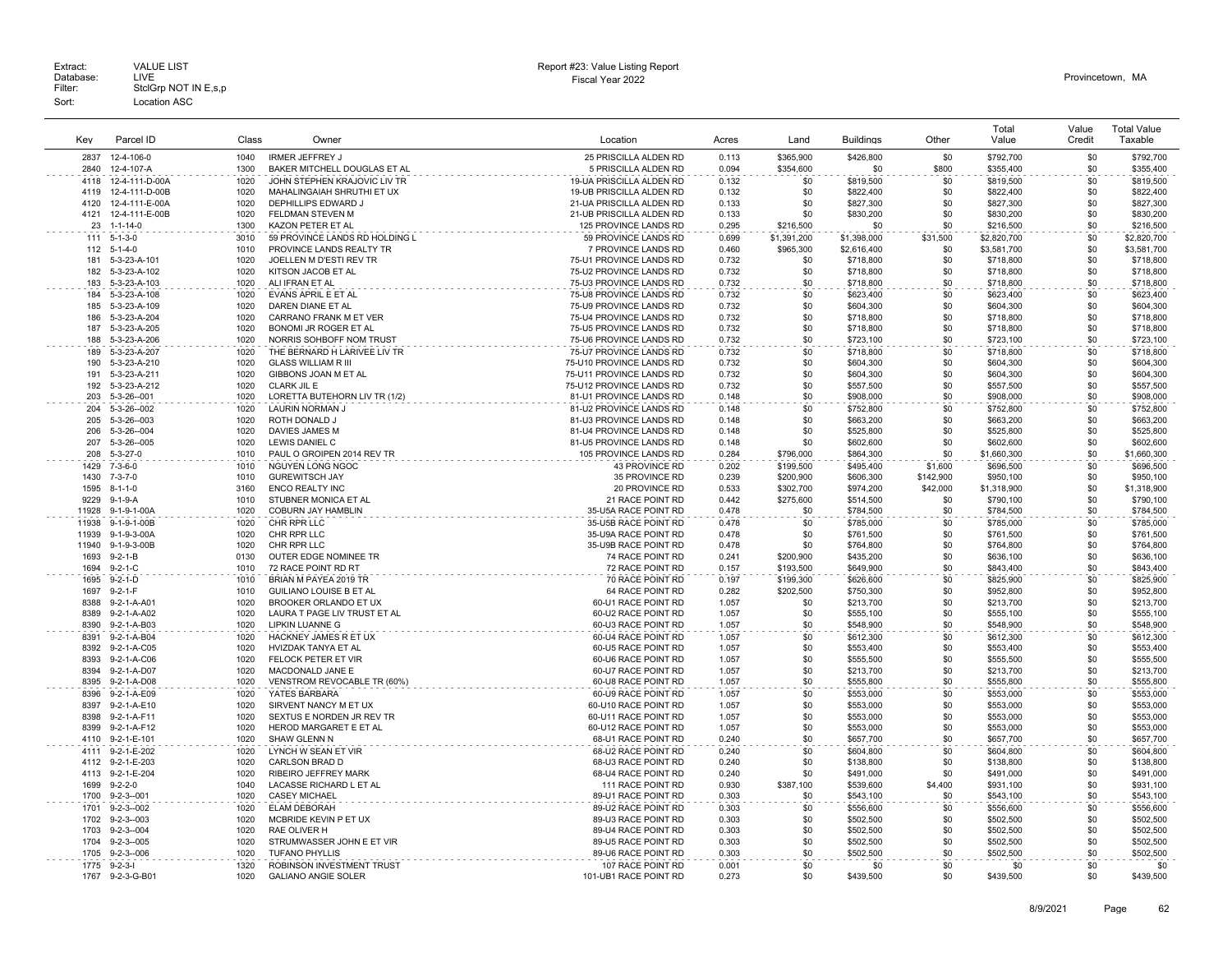Extract: VALUE LIST
Database: LIVE
Filter: StclGrp NOT IN E,s,p
Sort: Location ASC

Report #23: Value Listing Report
Fiscal Year 2022

Provincetown, MA

| Key | Parcel ID | Class | Owner | Location | Acres | Land | Buildings | Other | Total Value | Value Credit | Total Value Taxable |
|---|---|---|---|---|---|---|---|---|---|---|---|
| 2837 | 12-4-106-0 | 1040 | IRMER JEFFREY J | 25 PRISCILLA ALDEN RD | 0.113 | $365,900 | $426,800 | $0 | $792,700 | $0 | $792,700 |
| 2840 | 12-4-107-A | 1300 | BAKER MITCHELL DOUGLAS ET AL | 5 PRISCILLA ALDEN RD | 0.094 | $354,600 | $0 | $800 | $355,400 | $0 | $355,400 |
| 4118 | 12-4-111-D-00A | 1020 | JOHN STEPHEN KRAJOVIC LIV TR | 19-UA PRISCILLA ALDEN RD | 0.132 | $0 | $819,500 | $0 | $819,500 | $0 | $819,500 |
| 4119 | 12-4-111-D-00B | 1020 | MAHALINGAIAH SHRUTHI ET UX | 19-UB PRISCILLA ALDEN RD | 0.132 | $0 | $822,400 | $0 | $822,400 | $0 | $822,400 |
| 4120 | 12-4-111-E-00A | 1020 | DEPHILLIPS EDWARD J | 21-UA PRISCILLA ALDEN RD | 0.133 | $0 | $827,300 | $0 | $827,300 | $0 | $827,300 |
| 4121 | 12-4-111-E-00B | 1020 | FELDMAN STEVEN M | 21-UB PRISCILLA ALDEN RD | 0.133 | $0 | $830,200 | $0 | $830,200 | $0 | $830,200 |
| 23 | 1-1-14-0 | 1300 | KAZON PETER ET AL | 125 PROVINCE LANDS RD | 0.295 | $216,500 | $0 | $0 | $216,500 | $0 | $216,500 |
| 111 | 5-1-3-0 | 3010 | 59 PROVINCE LANDS RD HOLDING L | 59 PROVINCE LANDS RD | 0.699 | $1,391,200 | $1,398,000 | $31,500 | $2,820,700 | $0 | $2,820,700 |
| 112 | 5-1-4-0 | 1010 | PROVINCE LANDS REALTY TR | 7 PROVINCE LANDS RD | 0.460 | $965,300 | $2,616,400 | $0 | $3,581,700 | $0 | $3,581,700 |
| 181 | 5-3-23-A-101 | 1020 | JOELLEN M D'ESTI REV TR | 75-U1 PROVINCE LANDS RD | 0.732 | $0 | $718,800 | $0 | $718,800 | $0 | $718,800 |
| 182 | 5-3-23-A-102 | 1020 | KITSON JACOB ET AL | 75-U2 PROVINCE LANDS RD | 0.732 | $0 | $718,800 | $0 | $718,800 | $0 | $718,800 |
| 183 | 5-3-23-A-103 | 1020 | ALI IFRAN ET AL | 75-U3 PROVINCE LANDS RD | 0.732 | $0 | $718,800 | $0 | $718,800 | $0 | $718,800 |
| 184 | 5-3-23-A-108 | 1020 | EVANS APRIL E ET AL | 75-U8 PROVINCE LANDS RD | 0.732 | $0 | $623,400 | $0 | $623,400 | $0 | $623,400 |
| 185 | 5-3-23-A-109 | 1020 | DAREN DIANE ET AL | 75-U9 PROVINCE LANDS RD | 0.732 | $0 | $604,300 | $0 | $604,300 | $0 | $604,300 |
| 186 | 5-3-23-A-204 | 1020 | CARRANO FRANK M ET VER | 75-U4 PROVINCE LANDS RD | 0.732 | $0 | $718,800 | $0 | $718,800 | $0 | $718,800 |
| 187 | 5-3-23-A-205 | 1020 | BONOMI JR ROGER ET AL | 75-U5 PROVINCE LANDS RD | 0.732 | $0 | $718,800 | $0 | $718,800 | $0 | $718,800 |
| 188 | 5-3-23-A-206 | 1020 | NORRIS SOHBOFF NOM TRUST | 75-U6 PROVINCE LANDS RD | 0.732 | $0 | $723,100 | $0 | $723,100 | $0 | $723,100 |
| 189 | 5-3-23-A-207 | 1020 | THE BERNARD H LARIVEE LIV TR | 75-U7 PROVINCE LANDS RD | 0.732 | $0 | $718,800 | $0 | $718,800 | $0 | $718,800 |
| 190 | 5-3-23-A-210 | 1020 | GLASS WILLIAM R III | 75-U10 PROVINCE LANDS RD | 0.732 | $0 | $604,300 | $0 | $604,300 | $0 | $604,300 |
| 191 | 5-3-23-A-211 | 1020 | GIBBONS JOAN M ET AL | 75-U11 PROVINCE LANDS RD | 0.732 | $0 | $604,300 | $0 | $604,300 | $0 | $604,300 |
| 192 | 5-3-23-A-212 | 1020 | CLARK JIL E | 75-U12 PROVINCE LANDS RD | 0.732 | $0 | $557,500 | $0 | $557,500 | $0 | $557,500 |
| 203 | 5-3-26--001 | 1020 | LORETTA BUTEHORN LIV TR (1/2) | 81-U1 PROVINCE LANDS RD | 0.148 | $0 | $908,000 | $0 | $908,000 | $0 | $908,000 |
| 204 | 5-3-26--002 | 1020 | LAURIN NORMAN J | 81-U2 PROVINCE LANDS RD | 0.148 | $0 | $752,800 | $0 | $752,800 | $0 | $752,800 |
| 205 | 5-3-26--003 | 1020 | ROTH DONALD J | 81-U3 PROVINCE LANDS RD | 0.148 | $0 | $663,200 | $0 | $663,200 | $0 | $663,200 |
| 206 | 5-3-26--004 | 1020 | DAVIES JAMES M | 81-U4 PROVINCE LANDS RD | 0.148 | $0 | $525,800 | $0 | $525,800 | $0 | $525,800 |
| 207 | 5-3-26--005 | 1020 | LEWIS DANIEL C | 81-U5 PROVINCE LANDS RD | 0.148 | $0 | $602,600 | $0 | $602,600 | $0 | $602,600 |
| 208 | 5-3-27-0 | 1010 | PAUL O GROIPEN 2014 REV TR | 105 PROVINCE LANDS RD | 0.284 | $796,000 | $864,300 | $0 | $1,660,300 | $0 | $1,660,300 |
| 1429 | 7-3-6-0 | 1010 | NGUYEN LONG NGOC | 43 PROVINCE RD | 0.202 | $199,500 | $495,400 | $1,600 | $696,500 | $0 | $696,500 |
| 1430 | 7-3-7-0 | 1010 | GUREWITSCH JAY | 35 PROVINCE RD | 0.239 | $200,900 | $606,300 | $142,900 | $950,100 | $0 | $950,100 |
| 1595 | 8-1-1-0 | 3160 | ENCO REALTY INC | 20 PROVINCE RD | 0.533 | $302,700 | $974,200 | $42,000 | $1,318,900 | $0 | $1,318,900 |
| 9229 | 9-1-9-A | 1010 | STUBNER MONICA ET AL | 21 RACE POINT RD | 0.442 | $275,600 | $514,500 | $0 | $790,100 | $0 | $790,100 |
| 11928 | 9-1-9-1-00A | 1020 | COBURN JAY HAMBLIN | 35-U5A RACE POINT RD | 0.478 | $0 | $784,500 | $0 | $784,500 | $0 | $784,500 |
| 11938 | 9-1-9-1-00B | 1020 | CHR RPR LLC | 35-U5B RACE POINT RD | 0.478 | $0 | $785,000 | $0 | $785,000 | $0 | $785,000 |
| 11939 | 9-1-9-3-00A | 1020 | CHR RPR LLC | 35-U9A RACE POINT RD | 0.478 | $0 | $761,500 | $0 | $761,500 | $0 | $761,500 |
| 11940 | 9-1-9-3-00B | 1020 | CHR RPR LLC | 35-U9B RACE POINT RD | 0.478 | $0 | $764,800 | $0 | $764,800 | $0 | $764,800 |
| 1693 | 9-2-1-B | 0130 | OUTER EDGE NOMINEE TR | 74 RACE POINT RD | 0.241 | $200,900 | $435,200 | $0 | $636,100 | $0 | $636,100 |
| 1694 | 9-2-1-C | 1010 | 72 RACE POINT RD RT | 72 RACE POINT RD | 0.157 | $193,500 | $649,900 | $0 | $843,400 | $0 | $843,400 |
| 1695 | 9-2-1-D | 1010 | BRIAN M PAYEA 2019 TR | 70 RACE POINT RD | 0.197 | $199,300 | $626,600 | $0 | $825,900 | $0 | $825,900 |
| 1697 | 9-2-1-F | 1010 | GUILIANO LOUISE B ET AL | 64 RACE POINT RD | 0.282 | $202,500 | $750,300 | $0 | $952,800 | $0 | $952,800 |
| 8388 | 9-2-1-A-A01 | 1020 | BROOKER ORLANDO ET UX | 60-U1 RACE POINT RD | 1.057 | $0 | $213,700 | $0 | $213,700 | $0 | $213,700 |
| 8389 | 9-2-1-A-A02 | 1020 | LAURA T PAGE LIV TRUST ET AL | 60-U2 RACE POINT RD | 1.057 | $0 | $555,100 | $0 | $555,100 | $0 | $555,100 |
| 8390 | 9-2-1-A-B03 | 1020 | LIPKIN LUANNE G | 60-U3 RACE POINT RD | 1.057 | $0 | $548,900 | $0 | $548,900 | $0 | $548,900 |
| 8391 | 9-2-1-A-B04 | 1020 | HACKNEY JAMES R ET UX | 60-U4 RACE POINT RD | 1.057 | $0 | $612,300 | $0 | $612,300 | $0 | $612,300 |
| 8392 | 9-2-1-A-C05 | 1020 | HVIZDAK TANYA ET AL | 60-U5 RACE POINT RD | 1.057 | $0 | $553,400 | $0 | $553,400 | $0 | $553,400 |
| 8393 | 9-2-1-A-C06 | 1020 | FELOCK PETER ET VIR | 60-U6 RACE POINT RD | 1.057 | $0 | $555,500 | $0 | $555,500 | $0 | $555,500 |
| 8394 | 9-2-1-A-D07 | 1020 | MACDONALD JANE E | 60-U7 RACE POINT RD | 1.057 | $0 | $213,700 | $0 | $213,700 | $0 | $213,700 |
| 8395 | 9-2-1-A-D08 | 1020 | VENSTROM REVOCABLE TR (60%) | 60-U8 RACE POINT RD | 1.057 | $0 | $555,800 | $0 | $555,800 | $0 | $555,800 |
| 8396 | 9-2-1-A-E09 | 1020 | YATES BARBARA | 60-U9 RACE POINT RD | 1.057 | $0 | $553,000 | $0 | $553,000 | $0 | $553,000 |
| 8397 | 9-2-1-A-E10 | 1020 | SIRVENT NANCY M ET UX | 60-U10 RACE POINT RD | 1.057 | $0 | $553,000 | $0 | $553,000 | $0 | $553,000 |
| 8398 | 9-2-1-A-F11 | 1020 | SEXTUS E NORDEN JR REV TR | 60-U11 RACE POINT RD | 1.057 | $0 | $553,000 | $0 | $553,000 | $0 | $553,000 |
| 8399 | 9-2-1-A-F12 | 1020 | HEROD MARGARET E ET AL | 60-U12 RACE POINT RD | 1.057 | $0 | $553,000 | $0 | $553,000 | $0 | $553,000 |
| 4110 | 9-2-1-E-101 | 1020 | SHAW GLENN N | 68-U1 RACE POINT RD | 0.240 | $0 | $657,700 | $0 | $657,700 | $0 | $657,700 |
| 4111 | 9-2-1-E-202 | 1020 | LYNCH W SEAN ET VIR | 68-U2 RACE POINT RD | 0.240 | $0 | $604,800 | $0 | $604,800 | $0 | $604,800 |
| 4112 | 9-2-1-E-203 | 1020 | CARLSON BRAD D | 68-U3 RACE POINT RD | 0.240 | $0 | $138,800 | $0 | $138,800 | $0 | $138,800 |
| 4113 | 9-2-1-E-204 | 1020 | RIBEIRO JEFFREY MARK | 68-U4 RACE POINT RD | 0.240 | $0 | $491,000 | $0 | $491,000 | $0 | $491,000 |
| 1699 | 9-2-2-0 | 1040 | LACASSE RICHARD L ET AL | 111 RACE POINT RD | 0.930 | $387,100 | $539,600 | $4,400 | $931,100 | $0 | $931,100 |
| 1700 | 9-2-3--001 | 1020 | CASEY MICHAEL | 89-U1 RACE POINT RD | 0.303 | $0 | $543,100 | $0 | $543,100 | $0 | $543,100 |
| 1701 | 9-2-3--002 | 1020 | ELAM DEBORAH | 89-U2 RACE POINT RD | 0.303 | $0 | $556,600 | $0 | $556,600 | $0 | $556,600 |
| 1702 | 9-2-3--003 | 1020 | MCBRIDE KEVIN P ET UX | 89-U3 RACE POINT RD | 0.303 | $0 | $502,500 | $0 | $502,500 | $0 | $502,500 |
| 1703 | 9-2-3--004 | 1020 | RAE OLIVER H | 89-U4 RACE POINT RD | 0.303 | $0 | $502,500 | $0 | $502,500 | $0 | $502,500 |
| 1704 | 9-2-3--005 | 1020 | STRUMWASSER JOHN E ET VIR | 89-U5 RACE POINT RD | 0.303 | $0 | $502,500 | $0 | $502,500 | $0 | $502,500 |
| 1705 | 9-2-3--006 | 1020 | TUFANO PHYLLIS | 89-U6 RACE POINT RD | 0.303 | $0 | $502,500 | $0 | $502,500 | $0 | $502,500 |
| 1775 | 9-2-3-I | 1320 | ROBINSON INVESTMENT TRUST | 107 RACE POINT RD | 0.001 | $0 | $0 | $0 | $0 | $0 | $0 |
| 1767 | 9-2-3-G-B01 | 1020 | GALIANO ANGIE SOLER | 101-UB1 RACE POINT RD | 0.273 | $0 | $439,500 | $0 | $439,500 | $0 | $439,500 |

8/9/2021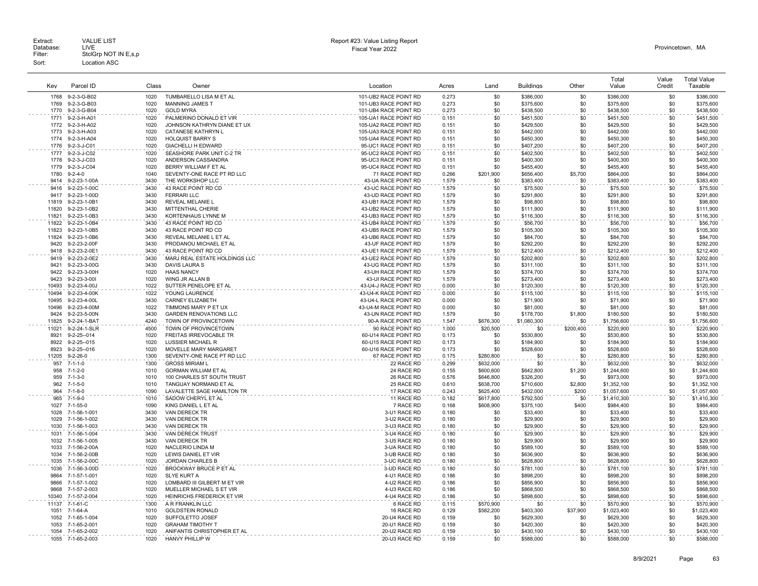Extract: VALUE LIST
Database: LIVE
Filter: StclGrp NOT IN E,s,p
Sort: Location ASC

Report #23: Value Listing Report
Fiscal Year 2022

Provincetown, MA

| Key | Parcel ID | Class | Owner | Location | Acres | Land | Buildings | Other | Total Value | Value Credit | Total Value Taxable |
|---|---|---|---|---|---|---|---|---|---|---|---|
| 1768 | 9-2-3-G-B02 | 1020 | TUMBARELLO LISA M ET AL | 101-UB2 RACE POINT RD | 0.273 | $0 | $386,000 | $0 | $386,000 | $0 | $386,000 |
| 1769 | 9-2-3-G-B03 | 1020 | MANNING JAMES T | 101-UB3 RACE POINT RD | 0.273 | $0 | $375,600 | $0 | $375,600 | $0 | $375,600 |
| 1770 | 9-2-3-G-B04 | 1020 | GOLD MYRA | 101-UB4 RACE POINT RD | 0.273 | $0 | $438,500 | $0 | $438,500 | $0 | $438,500 |
| 1771 | 9-2-3-H-A01 | 1020 | PALMERINO DONALD ET VIR | 105-UA1 RACE POINT RD | 0.151 | $0 | $451,500 | $0 | $451,500 | $0 | $451,500 |
| 1772 | 9-2-3-H-A02 | 1020 | JOHNSON KATHRYN DIANE ET UX | 105-UA2 RACE POINT RD | 0.151 | $0 | $429,500 | $0 | $429,500 | $0 | $429,500 |
| 1773 | 9-2-3-H-A03 | 1020 | CATANESE KATHRYN L | 105-UA3 RACE POINT RD | 0.151 | $0 | $442,000 | $0 | $442,000 | $0 | $442,000 |
| 1774 | 9-2-3-H-A04 | 1020 | HOLQUIST BARRY S | 105-UA4 RACE POINT RD | 0.151 | $0 | $450,300 | $0 | $450,300 | $0 | $450,300 |
| 1776 | 9-2-3-J-C01 | 1020 | GIACHELLI H EDWARD | 95-UC1 RACE POINT RD | 0.151 | $0 | $407,200 | $0 | $407,200 | $0 | $407,200 |
| 1777 | 9-2-3-J-C02 | 1020 | SEASHORE PARK UNIT C-2 TR | 95-UC2 RACE POINT RD | 0.151 | $0 | $402,500 | $0 | $402,500 | $0 | $402,500 |
| 1778 | 9-2-3-J-C03 | 1020 | ANDERSON CASSANDRA | 95-UC3 RACE POINT RD | 0.151 | $0 | $400,300 | $0 | $400,300 | $0 | $400,300 |
| 1779 | 9-2-3-J-C04 | 1020 | BERRY WILLIAM F ET AL | 95-UC4 RACE POINT RD | 0.151 | $0 | $455,400 | $0 | $455,400 | $0 | $455,400 |
| 1780 | 9-2-4-0 | 1040 | SEVENTY-ONE RACE PT RD LLC | 71 RACE POINT RD | 0.266 | $201,900 | $656,400 | $5,700 | $864,000 | $0 | $864,000 |
| 9414 | 9-2-23-1-00A | 3430 | THE WORKSHOP LLC | 43-UA RACE POINT RD | 1.579 | $0 | $383,400 | $0 | $383,400 | $0 | $383,400 |
| 9416 | 9-2-23-1-00C | 3430 | 43 RACE POINT RD CD | 43-UC RACE POINT RD | 1.579 | $0 | $75,500 | $0 | $75,500 | $0 | $75,500 |
| 9417 | 9-2-23-1-00D | 3430 | FERRARI LLC | 43-UD RACE POINT RD | 1.579 | $0 | $291,800 | $0 | $291,800 | $0 | $291,800 |
| 11819 | 9-2-23-1-0B1 | 3430 | REVEAL MELANIE L | 43-UB1 RACE POINT RD | 1.579 | $0 | $98,800 | $0 | $98,800 | $0 | $98,800 |
| 11820 | 9-2-23-1-0B2 | 3430 | MITTENTHAL CHERIE | 43-UB2 RACE POINT RD | 1.579 | $0 | $111,900 | $0 | $111,900 | $0 | $111,900 |
| 11821 | 9-2-23-1-0B3 | 3430 | KORTENHAUS LYNNE M | 43-UB3 RACE POINT RD | 1.579 | $0 | $116,300 | $0 | $116,300 | $0 | $116,300 |
| 11822 | 9-2-23-1-0B4 | 3430 | 43 RACE POINT RD CD | 43-UB4 RACE POINT RD | 1.579 | $0 | $56,700 | $0 | $56,700 | $0 | $56,700 |
| 11823 | 9-2-23-1-0B5 | 3430 | REVEAL MELANIE L | 43-UB5 RACE POINT RD | 1.579 | $0 | $105,300 | $0 | $105,300 | $0 | $105,300 |
| 11824 | 9-2-23-1-0B6 | 3430 | REVEAL MELANIE L ET AL | 43-UB6 RACE POINT RD | 1.579 | $0 | $84,700 | $0 | $84,700 | $0 | $84,700 |
| 9420 | 9-2-23-2-00F | 3430 | PRODANOU MICHAEL ET AL | 43-UF RACE POINT RD | 1.579 | $0 | $292,200 | $0 | $292,200 | $0 | $292,200 |
| 9418 | 9-2-23-2-0E1 | 3430 | 43 RACE POINT RD CD | 43-UE1 RACE POINT RD | 1.579 | $0 | $212,400 | $0 | $212,400 | $0 | $212,400 |
| 9419 | 9-2-23-2-0E2 | 3430 | MARJ REAL ESTATE HOLDINGS LLC | 43-UE2 RACE POINT RD | 1.579 | $0 | $202,800 | $0 | $202,800 | $0 | $202,800 |
| 9421 | 9-2-23-3-00G | 3430 | DAVIS LAURA S | 43-UG RACE POINT RD | 1.579 | $0 | $311,100 | $0 | $311,100 | $0 | $311,100 |
| 9422 | 9-2-23-3-00H | 1020 | HAAS NANCY | 43-UH RACE POINT RD | 1.579 | $0 | $374,700 | $0 | $374,700 | $0 | $374,700 |
| 9423 | 9-2-23-3-00I | 1020 | WING JR ALLAN B | 43-UI RACE POINT RD | 1.579 | $0 | $273,400 | $0 | $273,400 | $0 | $273,400 |
| 10493 | 9-2-23-4-00J | 1022 | SUTTER PENELOPE ET AL | 43-U4-J RACE POINT RD | 0.000 | $0 | $120,300 | $0 | $120,300 | $0 | $120,300 |
| 10494 | 9-2-23-4-00K | 1022 | YOUNG LAURENCE | 43-U4-K RACE POINT RD | 0.000 | $0 | $115,100 | $0 | $115,100 | $0 | $115,100 |
| 10495 | 9-2-23-4-00L | 3430 | CARNEY ELIZABETH | 43-U4-L RACE POINT RD | 0.000 | $0 | $71,900 | $0 | $71,900 | $0 | $71,900 |
| 10496 | 9-2-23-4-00M | 1022 | TIMMONS MARY P ET UX | 43-U4-M RACE POINT RD | 0.000 | $0 | $81,000 | $0 | $81,000 | $0 | $81,000 |
| 9424 | 9-2-23-5-00N | 3430 | GARDEN RENOVATIONS LLC | 43-UN RACE POINT RD | 1.579 | $0 | $178,700 | $1,800 | $180,500 | $0 | $180,500 |
| 11825 | 9-2-24-1-BAT | 4240 | TOWN OF PROVINCETOWN | 90-A RACE POINT RD | 1.547 | $676,300 | $1,080,300 | $0 | $1,756,600 | $0 | $1,756,600 |
| 11021 | 9-2-24-1-SLR | 4500 | TOWN OF PROVINCETOWN | 90 RACE POINT RD | 1.000 | $20,500 | $0 | $200,400 | $220,900 | $0 | $220,900 |
| 8921 | 9-2-25--014 | 1020 | FREITAS IRREVOCABLE TR | 60-U14 RACE POINT RD | 0.173 | $0 | $530,800 | $0 | $530,800 | $0 | $530,800 |
| 8922 | 9-2-25--015 | 1020 | LUSSIER MICHAEL R | 60-U15 RACE POINT RD | 0.173 | $0 | $184,900 | $0 | $184,900 | $0 | $184,900 |
| 8923 | 9-2-25--016 | 1020 | MOVELLE MARY MARGARET | 60-U16 RACE POINT RD | 0.173 | $0 | $528,600 | $0 | $528,600 | $0 | $528,600 |
| 11205 | 9-2-26-0 | 1300 | SEVENTY-ONE RACE PT RD LLC | 67 RACE POINT RD | 0.175 | $280,800 | $0 | $0 | $280,800 | $0 | $280,800 |
| 957 | 7-1-1-0 | 1300 | GROSS MIRIAM L | 22 RACE RD | 0.299 | $632,000 | $0 | $0 | $632,000 | $0 | $632,000 |
| 958 | 7-1-2-0 | 1010 | GORMAN WILLIAM ET AL | 24 RACE RD | 0.155 | $600,600 | $642,800 | $1,200 | $1,244,600 | $0 | $1,244,600 |
| 959 | 7-1-3-0 | 1010 | 100 CHARLES ST SOUTH TRUST | 26 RACE RD | 0.576 | $646,800 | $326,200 | $0 | $973,000 | $0 | $973,000 |
| 962 | 7-1-5-0 | 1010 | TANGUAY NORMAND ET AL | 25 RACE RD | 0.610 | $638,700 | $710,600 | $2,800 | $1,352,100 | $0 | $1,352,100 |
| 964 | 7-1-8-0 | 1090 | LAVALETTE SAGE HAMILTON TR | 17 RACE RD | 0.243 | $625,400 | $432,000 | $200 | $1,057,600 | $0 | $1,057,600 |
| 965 | 7-1-9-0 | 1010 | SADOW CHERYL ET AL | 11 RACE RD | 0.182 | $617,800 | $792,500 | $0 | $1,410,300 | $0 | $1,410,300 |
| 1027 | 7-1-55-0 | 1090 | KING DANIEL L ET AL | 7 RACE RD | 0.168 | $608,900 | $375,100 | $400 | $984,400 | $0 | $984,400 |
| 1028 | 7-1-56-1-001 | 3430 | VAN DERECK TR | 3-U1 RACE RD | 0.180 | $0 | $33,400 | $0 | $33,400 | $0 | $33,400 |
| 1029 | 7-1-56-1-002 | 3430 | VAN DERECK TR | 3-U2 RACE RD | 0.180 | $0 | $29,900 | $0 | $29,900 | $0 | $29,900 |
| 1030 | 7-1-56-1-003 | 3430 | VAN DERECK TR | 3-U3 RACE RD | 0.180 | $0 | $29,900 | $0 | $29,900 | $0 | $29,900 |
| 1031 | 7-1-56-1-004 | 3430 | VAN DERECK TRUST | 3-U4 RACE RD | 0.180 | $0 | $29,900 | $0 | $29,900 | $0 | $29,900 |
| 1032 | 7-1-56-1-005 | 3430 | VAN DERECK TR | 3-U5 RACE RD | 0.180 | $0 | $29,900 | $0 | $29,900 | $0 | $29,900 |
| 1033 | 7-1-56-2-00A | 1020 | NACLERIO LINDA M | 3-UA RACE RD | 0.180 | $0 | $589,100 | $0 | $589,100 | $0 | $589,100 |
| 1034 | 7-1-56-2-00B | 1020 | LEWIS DANIEL ET VIR | 3-UB RACE RD | 0.180 | $0 | $636,900 | $0 | $636,900 | $0 | $636,900 |
| 1035 | 7-1-56-2-00C | 1020 | JORDAN CHARLES B | 3-UC RACE RD | 0.180 | $0 | $628,800 | $0 | $628,800 | $0 | $628,800 |
| 1036 | 7-1-56-3-00D | 1020 | BROCKWAY BRUCE P ET AL | 3-UD RACE RD | 0.180 | $0 | $781,100 | $0 | $781,100 | $0 | $781,100 |
| 9864 | 7-1-57-1-001 | 1020 | SLYE KURT A | 4-U1 RACE RD | 0.186 | $0 | $898,200 | $0 | $898,200 | $0 | $898,200 |
| 9866 | 7-1-57-1-002 | 1020 | LOMBARD III GILBERT M ET VIR | 4-U2 RACE RD | 0.186 | $0 | $856,900 | $0 | $856,900 | $0 | $856,900 |
| 9868 | 7-1-57-2-003 | 1020 | MUELLER MICHAEL S ET VIR | 4-U3 RACE RD | 0.186 | $0 | $868,500 | $0 | $868,500 | $0 | $868,500 |
| 10340 | 7-1-57-2-004 | 1020 | HEINRICHS FREDERICK ET VIR | 4-U4 RACE RD | 0.186 | $0 | $898,600 | $0 | $898,600 | $0 | $898,600 |
| 11137 | 7-1-61-C | 1300 | A R FRANKLIN LLC | 6 RACE RD | 0.115 | $570,900 | $0 | $0 | $570,900 | $0 | $570,900 |
| 1051 | 7-1-64-A | 1010 | GOLDSTEIN RONALD | 16 RACE RD | 0.129 | $582,200 | $403,300 | $37,900 | $1,023,400 | $0 | $1,023,400 |
| 1052 | 7-1-65-1-004 | 1020 | SUFFOLETTO JOSEF | 20-U4 RACE RD | 0.159 | $0 | $629,300 | $0 | $629,300 | $0 | $629,300 |
| 1053 | 7-1-65-2-001 | 1020 | GRAHAM TIMOTHY T | 20-U1 RACE RD | 0.159 | $0 | $420,300 | $0 | $420,300 | $0 | $420,300 |
| 1054 | 7-1-65-2-002 | 1020 | ANIFANTIS CHRISTOPHER ET AL | 20-U2 RACE RD | 0.159 | $0 | $430,100 | $0 | $430,100 | $0 | $430,100 |
| 1055 | 7-1-65-2-003 | 1020 | HANVY PHILLIP W | 20-U3 RACE RD | 0.159 | $0 | $588,000 | $0 | $588,000 | $0 | $588,000 |

8/9/2021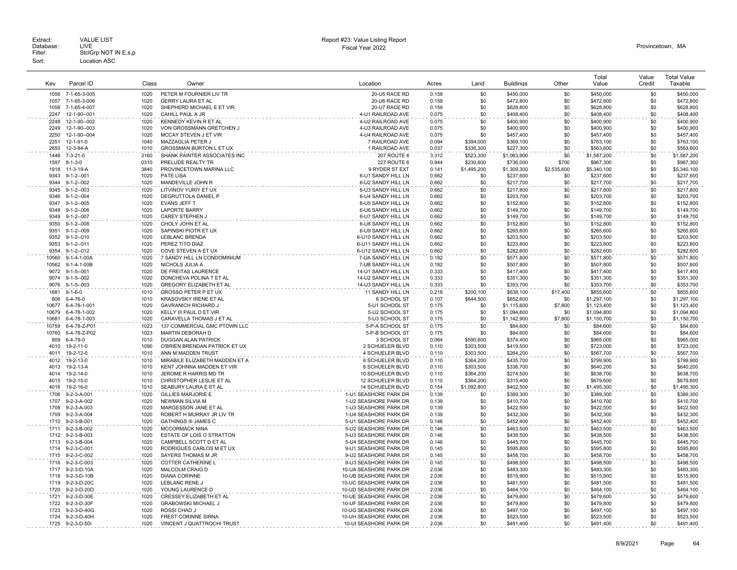Extract: VALUE LIST
Database: LIVE
Filter: StclGrp NOT IN E,s,p
Sort: Location ASC

Report #23: Value Listing Report
Fiscal Year 2022

Provincetown, MA

| Key | Parcel ID | Class | Owner | Location | Acres | Land | Buildings | Other | Total Value | Value Credit | Total Value Taxable |
|---|---|---|---|---|---|---|---|---|---|---|---|
| 1056 | 7-1-65-3-005 | 1020 | PETER M FOURNIER LIV TR | 20-U5 RACE RD | 0.159 | $0 | $450,000 | $0 | $450,000 | $0 | $450,000 |
| 1057 | 7-1-65-3-006 | 1020 | GERRY LAURA ET AL | 20-U6 RACE RD | 0.159 | $0 | $472,800 | $0 | $472,800 | $0 | $472,800 |
| 1058 | 7-1-65-4-007 | 1020 | SHEPHERD MICHAEL E ET VIR | 20-U7 RACE RD | 0.159 | $0 | $628,800 | $0 | $628,800 | $0 | $628,800 |
| 2247 | 12-1-90--001 | 1020 | CAHILL PAUL A JR | 4-U1 RAILROAD AVE | 0.075 | $0 | $408,400 | $0 | $408,400 | $0 | $408,400 |
| 2248 | 12-1-90--002 | 1020 | KENNEDY KEVIN R ET AL | 4-U2 RAILROAD AVE | 0.075 | $0 | $400,900 | $0 | $400,900 | $0 | $400,900 |
| 2249 | 12-1-90--003 | 1020 | VON GROSSMANN GRETCHEN J | 4-U3 RAILROAD AVE | 0.075 | $0 | $400,900 | $0 | $400,900 | $0 | $400,900 |
| 2250 | 12-1-90--004 | 1020 | MCCAY STEVEN J ET VIR | 4-U4 RAILROAD AVE | 0.075 | $0 | $457,400 | $0 | $457,400 | $0 | $457,400 |
| 2251 | 12-1-91-0 | 1040 | MAZZAGLIA PETER J | 7 RAILROAD AVE | 0.094 | $394,000 | $369,100 | $0 | $763,100 | $0 | $763,100 |
| 2650 | 12-3-84-A | 1010 | GROSSMAN BURTON L ET UX | 1 RAILROAD AVE | 0.037 | $336,300 | $227,300 | $0 | $563,600 | $0 | $563,600 |
| 1446 | 7-3-21-0 | 3160 | SHANK PAINTER ASSOCIATES INC | 207 ROUTE 6 | 3.312 | $523,300 | $1,063,900 | $0 | $1,587,200 | $0 | $1,587,200 |
| 1597 | 8-1-3-0 | 0310 | PRELUDE REALTY TR | 227 ROUTE 6 | 0.944 | $230,600 | $736,000 | $700 | $967,300 | $0 | $967,300 |
| 1918 | 11-3-19-A | 3840 | PROVINCETOWN MARINA LLC | 9 RYDER ST EXT | 0.141 | $1,495,200 | $1,309,300 | $2,535,600 | $5,340,100 | $0 | $5,340,100 |
| 9343 | 9-1-2--001 | 1020 | PATE LISA | 6-U1 SANDY HILL LN | 0.662 | $0 | $237,600 | $0 | $237,600 | $0 | $237,600 |
| 9344 | 9-1-2--002 | 1020 | MANDEVILLE JOHN R | 6-U2 SANDY HILL LN | 0.662 | $0 | $217,700 | $0 | $217,700 | $0 | $217,700 |
| 9345 | 9-1-2--003 | 1020 | LITVINOV YURIY ET UX | 6-U3 SANDY HILL LN | 0.662 | $0 | $217,800 | $0 | $217,800 | $0 | $217,800 |
| 9346 | 9-1-2--004 | 1020 | DEGRUTTOLA DANIEL P | 6-U4 SANDY HILL LN | 0.662 | $0 | $203,700 | $0 | $203,700 | $0 | $203,700 |
| 9347 | 9-1-2--005 | 1020 | EVANS JEFF T | 6-U5 SANDY HILL LN | 0.662 | $0 | $152,800 | $0 | $152,800 | $0 | $152,800 |
| 9348 | 9-1-2--006 | 1020 | LAPORTE BARRY | 6-U6 SANDY HILL LN | 0.662 | $0 | $149,700 | $0 | $149,700 | $0 | $149,700 |
| 9349 | 9-1-2--007 | 1020 | CAREY STEPHEN J | 6-U7 SANDY HILL LN | 0.662 | $0 | $149,700 | $0 | $149,700 | $0 | $149,700 |
| 9350 | 9-1-2--008 | 1020 | CHOLY JOHN ET AL | 6-U8 SANDY HILL LN | 0.662 | $0 | $152,800 | $0 | $152,800 | $0 | $152,800 |
| 9351 | 9-1-2--009 | 1020 | SAPINSKI PIOTR ET UX | 6-U9 SANDY HILL LN | 0.662 | $0 | $265,600 | $0 | $265,600 | $0 | $265,600 |
| 9352 | 9-1-2--010 | 1020 | LEBLANC BRENDA | 6-U10 SANDY HILL LN | 0.662 | $0 | $203,500 | $0 | $203,500 | $0 | $203,500 |
| 9353 | 9-1-2--011 | 1020 | PEREZ TITO DIAZ | 6-U11 SANDY HILL LN | 0.662 | $0 | $223,800 | $0 | $223,800 | $0 | $223,800 |
| 9354 | 9-1-2--012 | 1020 | COVE STEVEN A ET UX | 6-U12 SANDY HILL LN | 0.662 | $0 | $282,600 | $0 | $282,600 | $0 | $282,600 |
| 10560 | 9-1-4-1-00A | 1020 | 7 SANDY HILL LN CONDOMINIUM | 7-UA SANDY HILL LN | 0.182 | $0 | $571,800 | $0 | $571,800 | $0 | $571,800 |
| 10562 | 9-1-4-1-00B | 1020 | NICHOLS JULIA A | 7-UB SANDY HILL LN | 0.182 | $0 | $507,800 | $0 | $507,800 | $0 | $507,800 |
| 9072 | 9-1-5--001 | 1020 | DE FREITAS LAURENCE | 14-U1 SANDY HILL LN | 0.333 | $0 | $417,400 | $0 | $417,400 | $0 | $417,400 |
| 9074 | 9-1-5--002 | 1020 | DONCHEVA POLINA T ET AL | 14-U2 SANDY HILL LN | 0.333 | $0 | $351,300 | $0 | $351,300 | $0 | $351,300 |
| 9076 | 9-1-5--003 | 1020 | GREGORY ELIZABETH ET AL | 14-U3 SANDY HILL LN | 0.333 | $0 | $353,700 | $0 | $353,700 | $0 | $353,700 |
| 1681 | 9-1-6-0 | 1010 | GROSSO PETER P ET UX | 11 SANDY HILL LN | 0.218 | $200,100 | $638,100 | $17,400 | $855,600 | $0 | $855,600 |
| 806 | 6-4-76-0 | 1010 | KRASOVSKY IRENE ET AL | 6 SCHOOL ST | 0.107 | $644,500 | $652,600 | $0 | $1,297,100 | $0 | $1,297,100 |
| 10677 | 6-4-78-1-001 | 1020 | GAVRANICH RICHARD J | 5-U1 SCHOOL ST | 0.175 | $0 | $1,115,600 | $7,800 | $1,123,400 | $0 | $1,123,400 |
| 10679 | 6-4-78-1-002 | 1020 | KELLY III PAUL D ET VIR | 5-U2 SCHOOL ST | 0.175 | $0 | $1,094,800 | $0 | $1,094,800 | $0 | $1,094,800 |
| 10681 | 6-4-78-1-003 | 1020 | CARAVELLA THOMAS J ET AL | 5-U3 SCHOOL ST | 0.175 | $0 | $1,142,900 | $7,800 | $1,150,700 | $0 | $1,150,700 |
| 10759 | 6-4-78-Z-P01 | 1023 | 137 COMMERCIAL GMC PTOWN LLC | 5-P-A SCHOOL ST | 0.175 | $0 | $84,600 | $0 | $84,600 | $0 | $84,600 |
| 10760 | 6-4-78-Z-P02 | 1023 | MARTIN DEBORAH D | 5-P-B SCHOOL ST | 0.175 | $0 | $84,600 | $0 | $84,600 | $0 | $84,600 |
| 809 | 6-4-79-0 | 1010 | DUGGAN ALAN PATRICK | 3 SCHOOL ST | 0.064 | $590,600 | $374,400 | $0 | $965,000 | $0 | $965,000 |
| 4010 | 19-2-11-0 | 1090 | O'BRIEN BRENDAN PATRICK ET UX | 2 SCHUELER BLVD | 0.110 | $303,500 | $419,500 | $0 | $723,000 | $0 | $723,000 |
| 4011 | 19-2-12-0 | 1010 | ANN M MADDEN TRUST | 4 SCHUELER BLVD | 0.110 | $303,500 | $264,200 | $0 | $567,700 | $0 | $567,700 |
| 4012 | 19-2-13-0 | 1010 | MIRABILE ELIZABETH MADDEN ET A | 6 SCHUELER BLVD | 0.110 | $364,200 | $435,700 | $0 | $799,900 | $0 | $799,900 |
| 4013 | 19-2-13-A | 1010 | KENT JOHNNA MADDEN ET VIR | 8 SCHUELER BLVD | 0.110 | $303,500 | $336,700 | $0 | $640,200 | $0 | $640,200 |
| 4014 | 19-2-14-0 | 1010 | JEROME R HARRIS MD TR | 10 SCHUELER BLVD | 0.110 | $364,200 | $274,500 | $0 | $638,700 | $0 | $638,700 |
| 4015 | 19-2-15-0 | 1010 | CHRISTOPHER LESLIE ET AL | 12 SCHUELER BLVD | 0.110 | $364,200 | $315,400 | $0 | $679,600 | $0 | $679,600 |
| 4016 | 19-2-16-0 | 1010 | SEABURY LAURA E ET AL | 14 SCHUELER BLVD | 0.154 | $1,092,800 | $402,500 | $0 | $1,495,300 | $0 | $1,495,300 |
| 1706 | 9-2-3-A-001 | 1020 | GILLIES MARJORIE E | 1-U1 SEASHORE PARK DR | 0.139 | $0 | $389,300 | $0 | $389,300 | $0 | $389,300 |
| 1707 | 9-2-3-A-002 | 1020 | NEWMAN SILVIA M | 1-U2 SEASHORE PARK DR | 0.139 | $0 | $410,700 | $0 | $410,700 | $0 | $410,700 |
| 1708 | 9-2-3-A-003 | 1020 | MARGESSON JANE ET AL | 1-U3 SEASHORE PARK DR | 0.139 | $0 | $422,500 | $0 | $422,500 | $0 | $422,500 |
| 1709 | 9-2-3-A-004 | 1020 | ROBERT H MURRAY JR LIV TR | 1-U4 SEASHORE PARK DR | 0.139 | $0 | $432,300 | $0 | $432,300 | $0 | $432,300 |
| 1710 | 9-2-3-B-001 | 1020 | GATHINGS III JAMES C | 5-U1 SEASHORE PARK DR | 0.146 | $0 | $452,400 | $0 | $452,400 | $0 | $452,400 |
| 1711 | 9-2-3-B-002 | 1020 | MCCORMACK NINA | 5-U2 SEASHORE PARK DR | 0.146 | $0 | $463,500 | $0 | $463,500 | $0 | $463,500 |
| 1712 | 9-2-3-B-003 | 1020 | ESTATE OF LOIS O STRATTON | 5-U3 SEASHORE PARK DR | 0.146 | $0 | $438,500 | $0 | $438,500 | $0 | $438,500 |
| 1713 | 9-2-3-B-004 | 1020 | CAMPBELL SCOTT D ET AL | 5-U4 SEASHORE PARK DR | 0.146 | $0 | $445,700 | $0 | $445,700 | $0 | $445,700 |
| 1714 | 9-2-3-C-001 | 1020 | RODRIGUES CARLOS M ET UX | 9-U1 SEASHORE PARK DR | 0.145 | $0 | $595,800 | $0 | $595,800 | $0 | $595,800 |
| 1715 | 9-2-3-C-002 | 1020 | SAYERS THOMAS M JR | 9-U2 SEASHORE PARK DR | 0.145 | $0 | $458,700 | $0 | $458,700 | $0 | $458,700 |
| 1716 | 9-2-3-C-003 | 1020 | COTTER CATHERINE L | 9-U3 SEASHORE PARK DR | 0.145 | $0 | $498,500 | $0 | $498,500 | $0 | $498,500 |
| 1717 | 9-2-3-D-10A | 1020 | MALCOLM CRAIG D | 10-UA SEASHORE PARK DR | 2.036 | $0 | $483,300 | $0 | $483,300 | $0 | $483,300 |
| 1718 | 9-2-3-D-10B | 1020 | DIANA CORINNE | 10-UB SEASHORE PARK DR | 2.036 | $0 | $515,900 | $0 | $515,900 | $0 | $515,900 |
| 1719 | 9-2-3-D-20C | 1020 | LEBLANC RENE J | 10-UC SEASHORE PARK DR | 2.036 | $0 | $481,500 | $0 | $481,500 | $0 | $481,500 |
| 1720 | 9-2-3-D-20D | 1020 | YOUNG LAURENCE D | 10-UD SEASHORE PARK DR | 2.036 | $0 | $464,100 | $0 | $464,100 | $0 | $464,100 |
| 1721 | 9-2-3-D-30E | 1020 | CRESSEY ELIZABETH ET AL | 10-UE SEASHORE PARK DR | 2.036 | $0 | $479,600 | $0 | $479,600 | $0 | $479,600 |
| 1722 | 9-2-3-D-30F | 1020 | GRABOWSKI MICHAEL J | 10-UF SEASHORE PARK DR | 2.036 | $0 | $479,800 | $0 | $479,800 | $0 | $479,800 |
| 1723 | 9-2-3-D-40G | 1020 | ROSSI CHAD J | 10-UG SEASHORE PARK DR | 2.036 | $0 | $497,100 | $0 | $497,100 | $0 | $497,100 |
| 1724 | 9-2-3-D-40H | 1020 | FREST CORINNE SIRNA | 10-UH SEASHORE PARK DR | 2.036 | $0 | $523,500 | $0 | $523,500 | $0 | $523,500 |
| 1725 | 9-2-3-D-50I | 1020 | VINCENT J QUATTROCHI TRUST | 10-UI SEASHORE PARK DR | 2.036 | $0 | $491,400 | $0 | $491,400 | $0 | $491,400 |

8/9/2021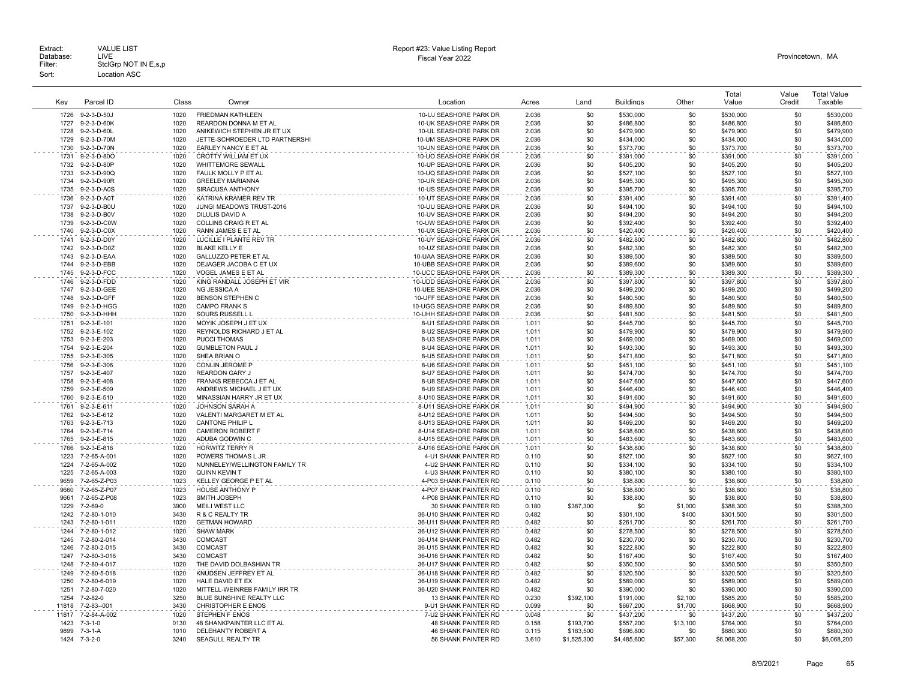Extract: VALUE LIST
Database: LIVE
Filter: StclGrp NOT IN E,s,p
Sort: Location ASC

Report #23: Value Listing Report
Fiscal Year 2022

Provincetown, MA

| Key | Parcel ID | Class | Owner | Location | Acres | Land | Buildings | Other | Total Value | Value Credit | Total Value Taxable |
|---|---|---|---|---|---|---|---|---|---|---|---|
| 1726 | 9-2-3-D-50J | 1020 | FRIEDMAN KATHLEEN | 10-UJ SEASHORE PARK DR | 2.036 | $0 | $530,000 | $0 | $530,000 | $0 | $530,000 |
| 1727 | 9-2-3-D-60K | 1020 | REARDON DONNA M ET AL | 10-UK SEASHORE PARK DR | 2.036 | $0 | $486,800 | $0 | $486,800 | $0 | $486,800 |
| 1728 | 9-2-3-D-60L | 1020 | ANIKEWICH STEPHEN JR ET UX | 10-UL SEASHORE PARK DR | 2.036 | $0 | $479,900 | $0 | $479,900 | $0 | $479,900 |
| 1729 | 9-2-3-D-70M | 1020 | JETTE-SCHROEDER LTD PARTNERSHI | 10-UM SEASHORE PARK DR | 2.036 | $0 | $434,000 | $0 | $434,000 | $0 | $434,000 |
| 1730 | 9-2-3-D-70N | 1020 | EARLEY NANCY E ET AL | 10-UN SEASHORE PARK DR | 2.036 | $0 | $373,700 | $0 | $373,700 | $0 | $373,700 |
| 1731 | 9-2-3-D-80O | 1020 | CROTTY WILLIAM ET UX | 10-UO SEASHORE PARK DR | 2.036 | $0 | $391,000 | $0 | $391,000 | $0 | $391,000 |
| 1732 | 9-2-3-D-80P | 1020 | WHITTEMORE SEWALL | 10-UP SEASHORE PARK DR | 2.036 | $0 | $405,200 | $0 | $405,200 | $0 | $405,200 |
| 1733 | 9-2-3-D-90Q | 1020 | FAULK MOLLY P ET AL | 10-UQ SEASHORE PARK DR | 2.036 | $0 | $527,100 | $0 | $527,100 | $0 | $527,100 |
| 1734 | 9-2-3-D-90R | 1020 | GREELEY MARIANNA | 10-UR SEASHORE PARK DR | 2.036 | $0 | $495,300 | $0 | $495,300 | $0 | $495,300 |
| 1735 | 9-2-3-D-A0S | 1020 | SIRACUSA ANTHONY | 10-US SEASHORE PARK DR | 2.036 | $0 | $395,700 | $0 | $395,700 | $0 | $395,700 |
| 1736 | 9-2-3-D-A0T | 1020 | KATRINA KRAMER REV TR | 10-UT SEASHORE PARK DR | 2.036 | $0 | $391,400 | $0 | $391,400 | $0 | $391,400 |
| 1737 | 9-2-3-D-B0U | 1020 | JUNGI MEADOWS TRUST-2016 | 10-UU SEASHORE PARK DR | 2.036 | $0 | $494,100 | $0 | $494,100 | $0 | $494,100 |
| 1738 | 9-2-3-D-B0V | 1020 | DILULIS DAVID A | 10-UV SEASHORE PARK DR | 2.036 | $0 | $494,200 | $0 | $494,200 | $0 | $494,200 |
| 1739 | 9-2-3-D-C0W | 1020 | COLLINS CRAIG R ET AL | 10-UW SEASHORE PARK DR | 2.036 | $0 | $392,400 | $0 | $392,400 | $0 | $392,400 |
| 1740 | 9-2-3-D-C0X | 1020 | RANN JAMES E ET AL | 10-UX SEASHORE PARK DR | 2.036 | $0 | $420,400 | $0 | $420,400 | $0 | $420,400 |
| 1741 | 9-2-3-D-D0Y | 1020 | LUCILLE I PLANTE REV TR | 10-UY SEASHORE PARK DR | 2.036 | $0 | $482,800 | $0 | $482,800 | $0 | $482,800 |
| 1742 | 9-2-3-D-D0Z | 1020 | BLAKE KELLY E | 10-UZ SEASHORE PARK DR | 2.036 | $0 | $482,300 | $0 | $482,300 | $0 | $482,300 |
| 1743 | 9-2-3-D-EAA | 1020 | GALLUZZO PETER ET AL | 10-UAA SEASHORE PARK DR | 2.036 | $0 | $389,500 | $0 | $389,500 | $0 | $389,500 |
| 1744 | 9-2-3-D-EBB | 1020 | DEJAGER JACOBA C ET UX | 10-UBB SEASHORE PARK DR | 2.036 | $0 | $389,600 | $0 | $389,600 | $0 | $389,600 |
| 1745 | 9-2-3-D-FCC | 1020 | VOGEL JAMES E ET AL | 10-UCC SEASHORE PARK DR | 2.036 | $0 | $389,300 | $0 | $389,300 | $0 | $389,300 |
| 1746 | 9-2-3-D-FDD | 1020 | KING RANDALL JOSEPH ET VIR | 10-UDD SEASHORE PARK DR | 2.036 | $0 | $397,800 | $0 | $397,800 | $0 | $397,800 |
| 1747 | 9-2-3-D-GEE | 1020 | NG JESSICA A | 10-UEE SEASHORE PARK DR | 2.036 | $0 | $499,200 | $0 | $499,200 | $0 | $499,200 |
| 1748 | 9-2-3-D-GFF | 1020 | BENSON STEPHEN C | 10-UFF SEASHORE PARK DR | 2.036 | $0 | $480,500 | $0 | $480,500 | $0 | $480,500 |
| 1749 | 9-2-3-D-HGG | 1020 | CAMPO FRANK S | 10-UGG SEASHORE PARK DR | 2.036 | $0 | $489,800 | $0 | $489,800 | $0 | $489,800 |
| 1750 | 9-2-3-D-HHH | 1020 | SOURS RUSSELL L | 10-UHH SEASHORE PARK DR | 2.036 | $0 | $481,500 | $0 | $481,500 | $0 | $481,500 |
| 1751 | 9-2-3-E-101 | 1020 | MOYIK JOSEPH J ET UX | 8-U1 SEASHORE PARK DR | 1.011 | $0 | $445,700 | $0 | $445,700 | $0 | $445,700 |
| 1752 | 9-2-3-E-102 | 1020 | REYNOLDS RICHARD J ET AL | 8-U2 SEASHORE PARK DR | 1.011 | $0 | $479,900 | $0 | $479,900 | $0 | $479,900 |
| 1753 | 9-2-3-E-203 | 1020 | PUCCI THOMAS | 8-U3 SEASHORE PARK DR | 1.011 | $0 | $469,000 | $0 | $469,000 | $0 | $469,000 |
| 1754 | 9-2-3-E-204 | 1020 | GUMBLETON PAUL J | 8-U4 SEASHORE PARK DR | 1.011 | $0 | $493,300 | $0 | $493,300 | $0 | $493,300 |
| 1755 | 9-2-3-E-305 | 1020 | SHEA BRIAN O | 8-U5 SEASHORE PARK DR | 1.011 | $0 | $471,800 | $0 | $471,800 | $0 | $471,800 |
| 1756 | 9-2-3-E-306 | 1020 | CONLIN JEROME P | 8-U6 SEASHORE PARK DR | 1.011 | $0 | $451,100 | $0 | $451,100 | $0 | $451,100 |
| 1757 | 9-2-3-E-407 | 1020 | REARDON GARY J | 8-U7 SEASHORE PARK DR | 1.011 | $0 | $474,700 | $0 | $474,700 | $0 | $474,700 |
| 1758 | 9-2-3-E-408 | 1020 | FRANKS REBECCA J ET AL | 8-U8 SEASHORE PARK DR | 1.011 | $0 | $447,600 | $0 | $447,600 | $0 | $447,600 |
| 1759 | 9-2-3-E-509 | 1020 | ANDREWS MICHAEL J ET UX | 8-U9 SEASHORE PARK DR | 1.011 | $0 | $446,400 | $0 | $446,400 | $0 | $446,400 |
| 1760 | 9-2-3-E-510 | 1020 | MINASSIAN HARRY JR ET UX | 8-U10 SEASHORE PARK DR | 1.011 | $0 | $491,600 | $0 | $491,600 | $0 | $491,600 |
| 1761 | 9-2-3-E-611 | 1020 | JOHNSON SARAH A | 8-U11 SEASHORE PARK DR | 1.011 | $0 | $494,900 | $0 | $494,900 | $0 | $494,900 |
| 1762 | 9-2-3-E-612 | 1020 | VALENTI MARGARET M ET AL | 8-U12 SEASHORE PARK DR | 1.011 | $0 | $494,500 | $0 | $494,500 | $0 | $494,500 |
| 1763 | 9-2-3-E-713 | 1020 | CANTONE PHILIP L | 8-U13 SEASHORE PARK DR | 1.011 | $0 | $469,200 | $0 | $469,200 | $0 | $469,200 |
| 1764 | 9-2-3-E-714 | 1020 | CAMERON ROBERT F | 8-U14 SEASHORE PARK DR | 1.011 | $0 | $438,600 | $0 | $438,600 | $0 | $438,600 |
| 1765 | 9-2-3-E-815 | 1020 | ADUBA GODWIN C | 8-U15 SEASHORE PARK DR | 1.011 | $0 | $483,600 | $0 | $483,600 | $0 | $483,600 |
| 1766 | 9-2-3-E-816 | 1020 | HORWITZ TERRY R | 8-U16 SEASHORE PARK DR | 1.011 | $0 | $438,800 | $0 | $438,800 | $0 | $438,800 |
| 1223 | 7-2-65-A-001 | 1020 | POWERS THOMAS L JR | 4-U1 SHANK PAINTER RD | 0.110 | $0 | $627,100 | $0 | $627,100 | $0 | $627,100 |
| 1224 | 7-2-65-A-002 | 1020 | NUNNELEY/WELLINGTON FAMILY TR | 4-U2 SHANK PAINTER RD | 0.110 | $0 | $334,100 | $0 | $334,100 | $0 | $334,100 |
| 1225 | 7-2-65-A-003 | 1020 | QUINN KEVIN T | 4-U3 SHANK PAINTER RD | 0.110 | $0 | $380,100 | $0 | $380,100 | $0 | $380,100 |
| 9659 | 7-2-65-Z-P03 | 1023 | KELLEY GEORGE P ET AL | 4-P03 SHANK PAINTER RD | 0.110 | $0 | $38,800 | $0 | $38,800 | $0 | $38,800 |
| 9660 | 7-2-65-Z-P07 | 1023 | HOUSE ANTHONY P | 4-P07 SHANK PAINTER RD | 0.110 | $0 | $38,800 | $0 | $38,800 | $0 | $38,800 |
| 9661 | 7-2-65-Z-P08 | 1023 | SMITH JOSEPH | 4-P08 SHANK PAINTER RD | 0.110 | $0 | $38,800 | $0 | $38,800 | $0 | $38,800 |
| 1229 | 7-2-69-0 | 3900 | MEILI WEST LLC | 30 SHANK PAINTER RD | 0.180 | $387,300 | $0 | $1,000 | $388,300 | $0 | $388,300 |
| 1242 | 7-2-80-1-010 | 3430 | R & C REALTY TR | 36-U10 SHANK PAINTER RD | 0.482 | $0 | $301,100 | $400 | $301,500 | $0 | $301,500 |
| 1243 | 7-2-80-1-011 | 1020 | GETMAN HOWARD | 36-U11 SHANK PAINTER RD | 0.482 | $0 | $261,700 | $0 | $261,700 | $0 | $261,700 |
| 1244 | 7-2-80-1-012 | 1020 | SHAW MARK | 36-U12 SHANK PAINTER RD | 0.482 | $0 | $278,500 | $0 | $278,500 | $0 | $278,500 |
| 1245 | 7-2-80-2-014 | 3430 | COMCAST | 36-U14 SHANK PAINTER RD | 0.482 | $0 | $230,700 | $0 | $230,700 | $0 | $230,700 |
| 1246 | 7-2-80-2-015 | 3430 | COMCAST | 36-U15 SHANK PAINTER RD | 0.482 | $0 | $222,800 | $0 | $222,800 | $0 | $222,800 |
| 1247 | 7-2-80-3-016 | 3430 | COMCAST | 36-U16 SHANK PAINTER RD | 0.482 | $0 | $167,400 | $0 | $167,400 | $0 | $167,400 |
| 1248 | 7-2-80-4-017 | 1020 | THE DAVID DOLBASHIAN TR | 36-U17 SHANK PAINTER RD | 0.482 | $0 | $350,500 | $0 | $350,500 | $0 | $350,500 |
| 1249 | 7-2-80-5-018 | 1020 | KNUDSEN JEFFREY ET AL | 36-U18 SHANK PAINTER RD | 0.482 | $0 | $320,500 | $0 | $320,500 | $0 | $320,500 |
| 1250 | 7-2-80-6-019 | 1020 | HALE DAVID ET EX | 36-U19 SHANK PAINTER RD | 0.482 | $0 | $589,000 | $0 | $589,000 | $0 | $589,000 |
| 1251 | 7-2-80-7-020 | 1020 | MITTELL-WEINREB FAMILY IRR TR | 36-U20 SHANK PAINTER RD | 0.482 | $0 | $390,000 | $0 | $390,000 | $0 | $390,000 |
| 1254 | 7-2-82-0 | 3250 | BLUE SUNSHINE REALTY LLC | 13 SHANK PAINTER RD | 0.230 | $392,100 | $191,000 | $2,100 | $585,200 | $0 | $585,200 |
| 11818 | 7-2-83--001 | 3430 | CHRISTOPHER E ENOS | 9-U1 SHANK PAINTER RD | 0.099 | $0 | $667,200 | $1,700 | $668,900 | $0 | $668,900 |
| 11817 | 7-2-84-A-002 | 1020 | STEPHEN F ENOS | 7-U2 SHANK PAINTER RD | 0.048 | $0 | $437,200 | $0 | $437,200 | $0 | $437,200 |
| 1423 | 7-3-1-0 | 0130 | 48 SHANKPAINTER LLC ET AL | 48 SHANK PAINTER RD | 0.158 | $193,700 | $557,200 | $13,100 | $764,000 | $0 | $764,000 |
| 9899 | 7-3-1-A | 1010 | DELEHANTY ROBERT A | 46 SHANK PAINTER RD | 0.115 | $183,500 | $696,800 | $0 | $880,300 | $0 | $880,300 |
| 1424 | 7-3-2-0 | 3240 | SEAGULL REALTY TR | 56 SHANK PAINTER RD | 3.610 | $1,525,300 | $4,485,600 | $57,300 | $6,068,200 | $0 | $6,068,200 |

8/9/2021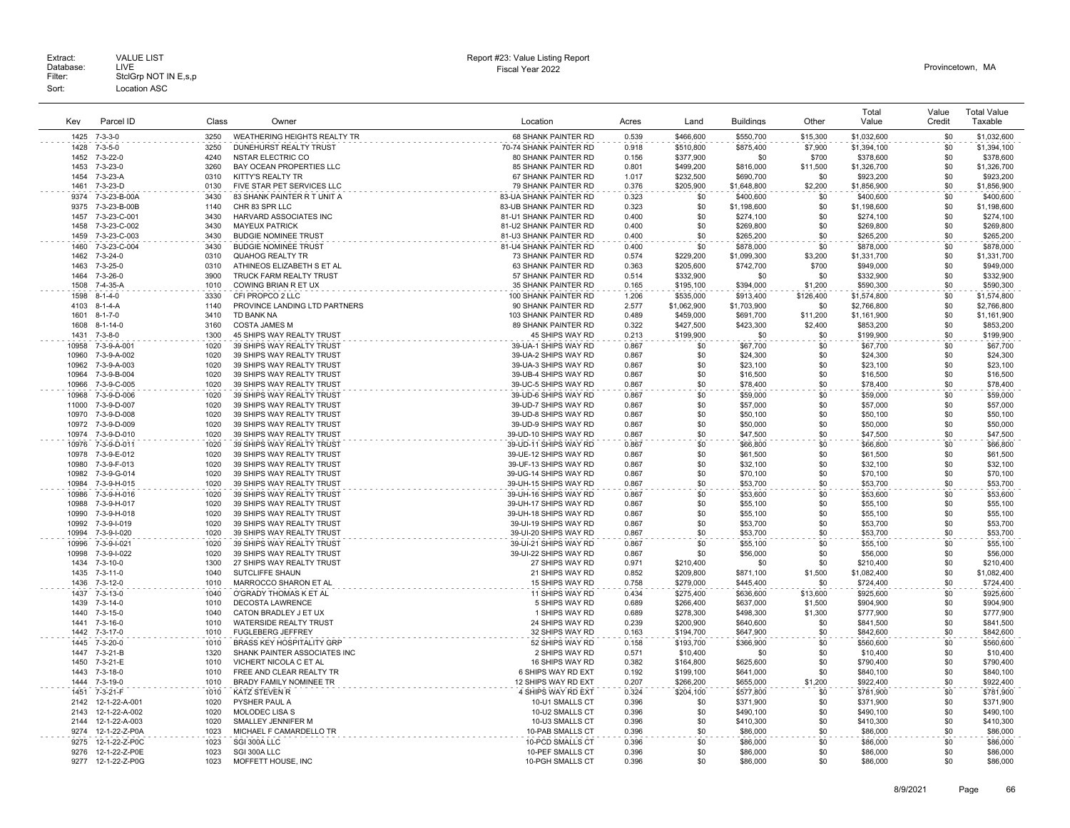Extract: VALUE LIST
Database: LIVE
Filter: StclGrp NOT IN E,s,p
Sort: Location ASC

Report #23: Value Listing Report
Fiscal Year 2022

Provincetown, MA

| Key | Parcel ID | Class | Owner | Location | Acres | Land | Buildings | Other | Total Value | Value Credit | Total Value Taxable |
|---|---|---|---|---|---|---|---|---|---|---|---|
| 1425 | 7-3-3-0 | 3250 | WEATHERING HEIGHTS REALTY TR | 68 SHANK PAINTER RD | 0.539 | $466,600 | $550,700 | $15,300 | $1,032,600 | $0 | $1,032,600 |
| 1428 | 7-3-5-0 | 3250 | DUNEHURST REALTY TRUST | 70-74 SHANK PAINTER RD | 0.918 | $510,800 | $875,400 | $7,900 | $1,394,100 | $0 | $1,394,100 |
| 1452 | 7-3-22-0 | 4240 | NSTAR ELECTRIC CO | 80 SHANK PAINTER RD | 0.156 | $377,900 | $0 | $700 | $378,600 | $0 | $378,600 |
| 1453 | 7-3-23-0 | 3260 | BAY OCEAN PROPERTIES LLC | 85 SHANK PAINTER RD | 0.801 | $499,200 | $816,000 | $11,500 | $1,326,700 | $0 | $1,326,700 |
| 1454 | 7-3-23-A | 0310 | KITTY'S REALTY TR | 67 SHANK PAINTER RD | 1.017 | $232,500 | $690,700 | $0 | $923,200 | $0 | $923,200 |
| 1461 | 7-3-23-D | 0130 | FIVE STAR PET SERVICES LLC | 79 SHANK PAINTER RD | 0.376 | $205,900 | $1,648,800 | $2,200 | $1,856,900 | $0 | $1,856,900 |
| 9374 | 7-3-23-B-00A | 3430 | 83 SHANK PAINTER R T UNIT A | 83-UA SHANK PAINTER RD | 0.323 | $0 | $400,600 | $0 | $400,600 | $0 | $400,600 |
| 9375 | 7-3-23-B-00B | 1140 | CHR 83 SPR LLC | 83-UB SHANK PAINTER RD | 0.323 | $0 | $1,198,600 | $0 | $1,198,600 | $0 | $1,198,600 |
| 1457 | 7-3-23-C-001 | 3430 | HARVARD ASSOCIATES INC | 81-U1 SHANK PAINTER RD | 0.400 | $0 | $274,100 | $0 | $274,100 | $0 | $274,100 |
| 1458 | 7-3-23-C-002 | 3430 | MAYEUX PATRICK | 81-U2 SHANK PAINTER RD | 0.400 | $0 | $269,800 | $0 | $269,800 | $0 | $269,800 |
| 1459 | 7-3-23-C-003 | 3430 | BUDGIE NOMINEE TRUST | 81-U3 SHANK PAINTER RD | 0.400 | $0 | $265,200 | $0 | $265,200 | $0 | $265,200 |
| 1460 | 7-3-23-C-004 | 3430 | BUDGIE NOMINEE TRUST | 81-U4 SHANK PAINTER RD | 0.400 | $0 | $878,000 | $0 | $878,000 | $0 | $878,000 |
| 1462 | 7-3-24-0 | 0310 | QUAHOG REALTY TR | 73 SHANK PAINTER RD | 0.574 | $229,200 | $1,099,300 | $3,200 | $1,331,700 | $0 | $1,331,700 |
| 1463 | 7-3-25-0 | 0310 | ATHINEOS ELIZABETH S ET AL | 63 SHANK PAINTER RD | 0.363 | $205,600 | $742,700 | $700 | $949,000 | $0 | $949,000 |
| 1464 | 7-3-26-0 | 3900 | TRUCK FARM REALTY TRUST | 57 SHANK PAINTER RD | 0.514 | $332,900 | $0 | $0 | $332,900 | $0 | $332,900 |
| 1508 | 7-4-35-A | 1010 | COWING BRIAN R ET UX | 35 SHANK PAINTER RD | 0.165 | $195,100 | $394,000 | $1,200 | $590,300 | $0 | $590,300 |
| 1598 | 8-1-4-0 | 3330 | CFI PROPCO 2 LLC | 100 SHANK PAINTER RD | 1.206 | $535,000 | $913,400 | $126,400 | $1,574,800 | $0 | $1,574,800 |
| 4103 | 8-1-4-A | 1140 | PROVINCE LANDING LTD PARTNERS | 90 SHANK PAINTER RD | 2.577 | $1,062,900 | $1,703,900 | $0 | $2,766,800 | $0 | $2,766,800 |
| 1601 | 8-1-7-0 | 3410 | TD BANK NA | 103 SHANK PAINTER RD | 0.489 | $459,000 | $691,700 | $11,200 | $1,161,900 | $0 | $1,161,900 |
| 1608 | 8-1-14-0 | 3160 | COSTA JAMES M | 89 SHANK PAINTER RD | 0.322 | $427,500 | $423,300 | $2,400 | $853,200 | $0 | $853,200 |
| 1431 | 7-3-8-0 | 1300 | 45 SHIPS WAY REALTY TRUST | 45 SHIPS WAY RD | 0.213 | $199,900 | $0 | $0 | $199,900 | $0 | $199,900 |
| 10958 | 7-3-9-A-001 | 1020 | 39 SHIPS WAY REALTY TRUST | 39-UA-1 SHIPS WAY RD | 0.867 | $0 | $67,700 | $0 | $67,700 | $0 | $67,700 |
| 10960 | 7-3-9-A-002 | 1020 | 39 SHIPS WAY REALTY TRUST | 39-UA-2 SHIPS WAY RD | 0.867 | $0 | $24,300 | $0 | $24,300 | $0 | $24,300 |
| 10962 | 7-3-9-A-003 | 1020 | 39 SHIPS WAY REALTY TRUST | 39-UA-3 SHIPS WAY RD | 0.867 | $0 | $23,100 | $0 | $23,100 | $0 | $23,100 |
| 10964 | 7-3-9-B-004 | 1020 | 39 SHIPS WAY REALTY TRUST | 39-UB-4 SHIPS WAY RD | 0.867 | $0 | $16,500 | $0 | $16,500 | $0 | $16,500 |
| 10966 | 7-3-9-C-005 | 1020 | 39 SHIPS WAY REALTY TRUST | 39-UC-5 SHIPS WAY RD | 0.867 | $0 | $78,400 | $0 | $78,400 | $0 | $78,400 |
| 10968 | 7-3-9-D-006 | 1020 | 39 SHIPS WAY REALTY TRUST | 39-UD-6 SHIPS WAY RD | 0.867 | $0 | $59,000 | $0 | $59,000 | $0 | $59,000 |
| 11000 | 7-3-9-D-007 | 1020 | 39 SHIPS WAY REALTY TRUST | 39-UD-7 SHIPS WAY RD | 0.867 | $0 | $57,000 | $0 | $57,000 | $0 | $57,000 |
| 10970 | 7-3-9-D-008 | 1020 | 39 SHIPS WAY REALTY TRUST | 39-UD-8 SHIPS WAY RD | 0.867 | $0 | $50,100 | $0 | $50,100 | $0 | $50,100 |
| 10972 | 7-3-9-D-009 | 1020 | 39 SHIPS WAY REALTY TRUST | 39-UD-9 SHIPS WAY RD | 0.867 | $0 | $50,000 | $0 | $50,000 | $0 | $50,000 |
| 10974 | 7-3-9-D-010 | 1020 | 39 SHIPS WAY REALTY TRUST | 39-UD-10 SHIPS WAY RD | 0.867 | $0 | $47,500 | $0 | $47,500 | $0 | $47,500 |
| 10976 | 7-3-9-D-011 | 1020 | 39 SHIPS WAY REALTY TRUST | 39-UD-11 SHIPS WAY RD | 0.867 | $0 | $66,800 | $0 | $66,800 | $0 | $66,800 |
| 10978 | 7-3-9-E-012 | 1020 | 39 SHIPS WAY REALTY TRUST | 39-UE-12 SHIPS WAY RD | 0.867 | $0 | $61,500 | $0 | $61,500 | $0 | $61,500 |
| 10980 | 7-3-9-F-013 | 1020 | 39 SHIPS WAY REALTY TRUST | 39-UF-13 SHIPS WAY RD | 0.867 | $0 | $32,100 | $0 | $32,100 | $0 | $32,100 |
| 10982 | 7-3-9-G-014 | 1020 | 39 SHIPS WAY REALTY TRUST | 39-UG-14 SHIPS WAY RD | 0.867 | $0 | $70,100 | $0 | $70,100 | $0 | $70,100 |
| 10984 | 7-3-9-H-015 | 1020 | 39 SHIPS WAY REALTY TRUST | 39-UH-15 SHIPS WAY RD | 0.867 | $0 | $53,700 | $0 | $53,700 | $0 | $53,700 |
| 10986 | 7-3-9-H-016 | 1020 | 39 SHIPS WAY REALTY TRUST | 39-UH-16 SHIPS WAY RD | 0.867 | $0 | $53,600 | $0 | $53,600 | $0 | $53,600 |
| 10988 | 7-3-9-H-017 | 1020 | 39 SHIPS WAY REALTY TRUST | 39-UH-17 SHIPS WAY RD | 0.867 | $0 | $55,100 | $0 | $55,100 | $0 | $55,100 |
| 10990 | 7-3-9-H-018 | 1020 | 39 SHIPS WAY REALTY TRUST | 39-UH-18 SHIPS WAY RD | 0.867 | $0 | $55,100 | $0 | $55,100 | $0 | $55,100 |
| 10992 | 7-3-9-I-019 | 1020 | 39 SHIPS WAY REALTY TRUST | 39-UI-19 SHIPS WAY RD | 0.867 | $0 | $53,700 | $0 | $53,700 | $0 | $53,700 |
| 10994 | 7-3-9-I-020 | 1020 | 39 SHIPS WAY REALTY TRUST | 39-UI-20 SHIPS WAY RD | 0.867 | $0 | $53,700 | $0 | $53,700 | $0 | $53,700 |
| 10996 | 7-3-9-I-021 | 1020 | 39 SHIPS WAY REALTY TRUST | 39-UI-21 SHIPS WAY RD | 0.867 | $0 | $55,100 | $0 | $55,100 | $0 | $55,100 |
| 10998 | 7-3-9-I-022 | 1020 | 39 SHIPS WAY REALTY TRUST | 39-UI-22 SHIPS WAY RD | 0.867 | $0 | $56,000 | $0 | $56,000 | $0 | $56,000 |
| 1434 | 7-3-10-0 | 1300 | 27 SHIPS WAY REALTY TRUST | 27 SHIPS WAY RD | 0.971 | $210,400 | $0 | $0 | $210,400 | $0 | $210,400 |
| 1435 | 7-3-11-0 | 1040 | SUTCLIFFE SHAUN | 21 SHIPS WAY RD | 0.852 | $209,800 | $871,100 | $1,500 | $1,082,400 | $0 | $1,082,400 |
| 1436 | 7-3-12-0 | 1010 | MARROCCO SHARON ET AL | 15 SHIPS WAY RD | 0.758 | $279,000 | $445,400 | $0 | $724,400 | $0 | $724,400 |
| 1437 | 7-3-13-0 | 1040 | O'GRADY THOMAS K ET AL | 11 SHIPS WAY RD | 0.434 | $275,400 | $636,600 | $13,600 | $925,600 | $0 | $925,600 |
| 1439 | 7-3-14-0 | 1010 | DECOSTA LAWRENCE | 5 SHIPS WAY RD | 0.689 | $266,400 | $637,000 | $1,500 | $904,900 | $0 | $904,900 |
| 1440 | 7-3-15-0 | 1040 | CATON BRADLEY J ET UX | 1 SHIPS WAY RD | 0.689 | $278,300 | $498,300 | $1,300 | $777,900 | $0 | $777,900 |
| 1441 | 7-3-16-0 | 1010 | WATERSIDE REALTY TRUST | 24 SHIPS WAY RD | 0.239 | $200,900 | $640,600 | $0 | $841,500 | $0 | $841,500 |
| 1442 | 7-3-17-0 | 1010 | FUGLEBERG JEFFREY | 32 SHIPS WAY RD | 0.163 | $194,700 | $647,900 | $0 | $842,600 | $0 | $842,600 |
| 1445 | 7-3-20-0 | 1010 | BRASS KEY HOSPITALITY GRP | 52 SHIPS WAY RD | 0.158 | $193,700 | $366,900 | $0 | $560,600 | $0 | $560,600 |
| 1447 | 7-3-21-B | 1320 | SHANK PAINTER ASSOCIATES INC | 2 SHIPS WAY RD | 0.571 | $10,400 | $0 | $0 | $10,400 | $0 | $10,400 |
| 1450 | 7-3-21-E | 1010 | VICHERT NICOLA C ET AL | 16 SHIPS WAY RD | 0.382 | $164,800 | $625,600 | $0 | $790,400 | $0 | $790,400 |
| 1443 | 7-3-18-0 | 1010 | FREE AND CLEAR REALTY TR | 6 SHIPS WAY RD EXT | 0.192 | $199,100 | $641,000 | $0 | $840,100 | $0 | $840,100 |
| 1444 | 7-3-19-0 | 1010 | BRADY FAMILY NOMINEE TR | 12 SHIPS WAY RD EXT | 0.207 | $266,200 | $655,000 | $1,200 | $922,400 | $0 | $922,400 |
| 1451 | 7-3-21-F | 1010 | KATZ STEVEN R | 4 SHIPS WAY RD EXT | 0.324 | $204,100 | $577,800 | $0 | $781,900 | $0 | $781,900 |
| 2142 | 12-1-22-A-001 | 1020 | PYSHER PAUL A | 10-U1 SMALLS CT | 0.396 | $0 | $371,900 | $0 | $371,900 | $0 | $371,900 |
| 2143 | 12-1-22-A-002 | 1020 | MOLODEC LISA S | 10-U2 SMALLS CT | 0.396 | $0 | $490,100 | $0 | $490,100 | $0 | $490,100 |
| 2144 | 12-1-22-A-003 | 1020 | SMALLEY JENNIFER M | 10-U3 SMALLS CT | 0.396 | $0 | $410,300 | $0 | $410,300 | $0 | $410,300 |
| 9274 | 12-1-22-Z-P0A | 1023 | MICHAEL F CAMARDELLO TR | 10-PAB SMALLS CT | 0.396 | $0 | $86,000 | $0 | $86,000 | $0 | $86,000 |
| 9275 | 12-1-22-Z-P0C | 1023 | SGI 300A LLC | 10-PCD SMALLS CT | 0.396 | $0 | $86,000 | $0 | $86,000 | $0 | $86,000 |
| 9276 | 12-1-22-Z-P0E | 1023 | SGI 300A LLC | 10-PEF SMALLS CT | 0.396 | $0 | $86,000 | $0 | $86,000 | $0 | $86,000 |
| 9277 | 12-1-22-Z-P0G | 1023 | MOFFETT HOUSE, INC | 10-PGH SMALLS CT | 0.396 | $0 | $86,000 | $0 | $86,000 | $0 | $86,000 |

8/9/2021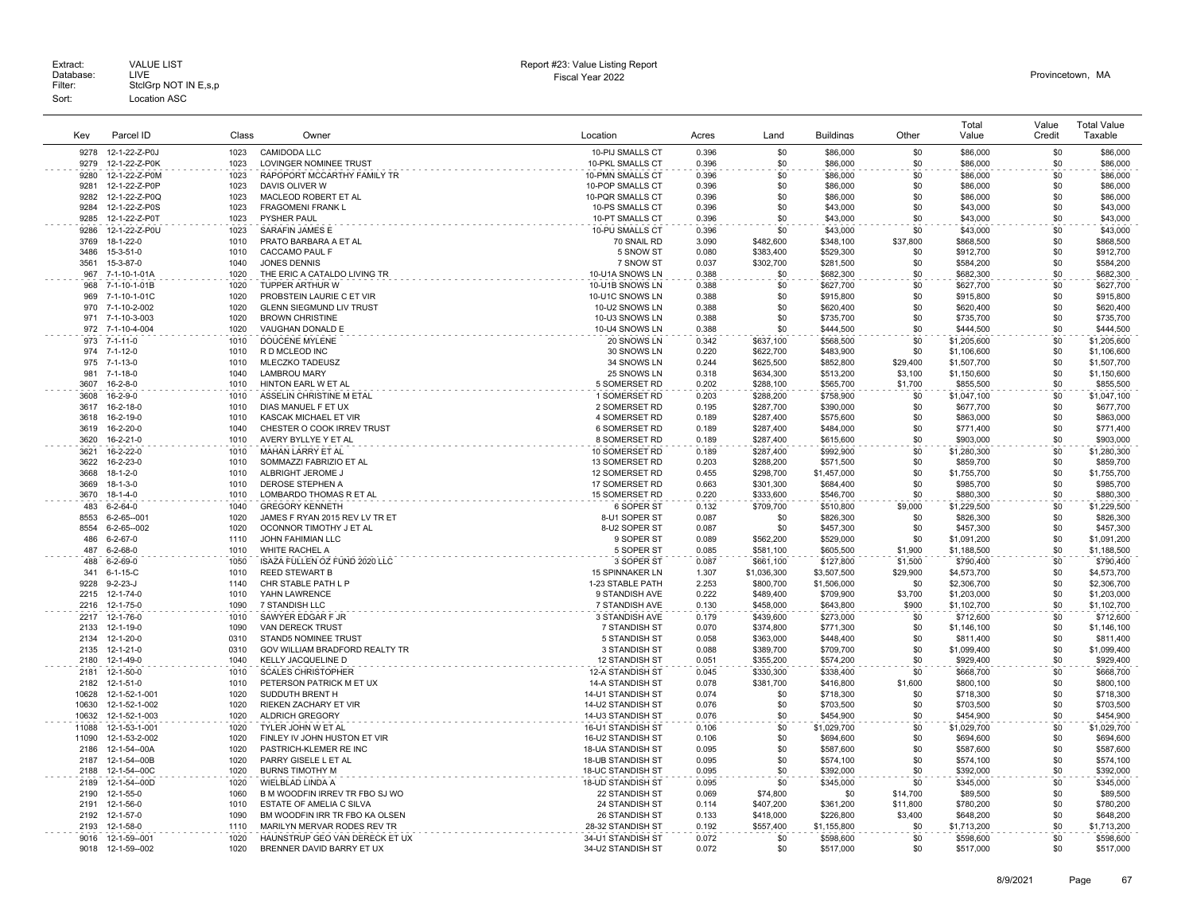Extract: VALUE LIST
Database: LIVE
Filter: StclGrp NOT IN E,s,p
Sort: Location ASC

Report #23: Value Listing Report
Fiscal Year 2022

Provincetown, MA

| Key | Parcel ID | Class | Owner | Location | Acres | Land | Buildings | Other | Total Value | Value Credit | Total Value Taxable |
|---|---|---|---|---|---|---|---|---|---|---|---|
| 9278 | 12-1-22-Z-P0J | 1023 | CAMIDODA LLC | 10-PIJ SMALLS CT | 0.396 | $0 | $86,000 | $0 | $86,000 | $0 | $86,000 |
| 9279 | 12-1-22-Z-P0K | 1023 | LOVINGER NOMINEE TRUST | 10-PKL SMALLS CT | 0.396 | $0 | $86,000 | $0 | $86,000 | $0 | $86,000 |
| 9280 | 12-1-22-Z-P0M | 1023 | RAPOPORT MCCARTHY FAMILY TR | 10-PMN SMALLS CT | 0.396 | $0 | $86,000 | $0 | $86,000 | $0 | $86,000 |
| 9281 | 12-1-22-Z-P0P | 1023 | DAVIS OLIVER W | 10-POP SMALLS CT | 0.396 | $0 | $86,000 | $0 | $86,000 | $0 | $86,000 |
| 9282 | 12-1-22-Z-P0Q | 1023 | MACLEOD ROBERT ET AL | 10-PQR SMALLS CT | 0.396 | $0 | $86,000 | $0 | $86,000 | $0 | $86,000 |
| 9284 | 12-1-22-Z-P0S | 1023 | FRAGOMENI FRANK L | 10-PS SMALLS CT | 0.396 | $0 | $43,000 | $0 | $43,000 | $0 | $43,000 |
| 9285 | 12-1-22-Z-P0T | 1023 | PYSHER PAUL | 10-PT SMALLS CT | 0.396 | $0 | $43,000 | $0 | $43,000 | $0 | $43,000 |
| 9286 | 12-1-22-Z-P0U | 1023 | SARAFIN JAMES E | 10-PU SMALLS CT | 0.396 | $0 | $43,000 | $0 | $43,000 | $0 | $43,000 |
| 3769 | 18-1-22-0 | 1010 | PRATO BARBARA A ET AL | 70 SNAIL RD | 3.090 | $482,600 | $348,100 | $37,800 | $868,500 | $0 | $868,500 |
| 3486 | 15-3-51-0 | 1010 | CACCAMO PAUL F | 5 SNOW ST | 0.080 | $383,400 | $529,300 | $0 | $912,700 | $0 | $912,700 |
| 3561 | 15-3-87-0 | 1040 | JONES DENNIS | 7 SNOW ST | 0.037 | $302,700 | $281,500 | $0 | $584,200 | $0 | $584,200 |
| 967 | 7-1-10-1-01A | 1020 | THE ERIC A CATALDO LIVING TR | 10-U1A SNOWS LN | 0.388 | $0 | $682,300 | $0 | $682,300 | $0 | $682,300 |
| 968 | 7-1-10-1-01B | 1020 | TUPPER ARTHUR W | 10-U1B SNOWS LN | 0.388 | $0 | $627,700 | $0 | $627,700 | $0 | $627,700 |
| 969 | 7-1-10-1-01C | 1020 | PROBSTEIN LAURIE C ET VIR | 10-U1C SNOWS LN | 0.388 | $0 | $915,800 | $0 | $915,800 | $0 | $915,800 |
| 970 | 7-1-10-2-002 | 1020 | GLENN SIEGMUND LIV TRUST | 10-U2 SNOWS LN | 0.388 | $0 | $620,400 | $0 | $620,400 | $0 | $620,400 |
| 971 | 7-1-10-3-003 | 1020 | BROWN CHRISTINE | 10-U3 SNOWS LN | 0.388 | $0 | $735,700 | $0 | $735,700 | $0 | $735,700 |
| 972 | 7-1-10-4-004 | 1020 | VAUGHAN DONALD E | 10-U4 SNOWS LN | 0.388 | $0 | $444,500 | $0 | $444,500 | $0 | $444,500 |
| 973 | 7-1-11-0 | 1010 | DOUCENE MYLENE | 20 SNOWS LN | 0.342 | $637,100 | $568,500 | $0 | $1,205,600 | $0 | $1,205,600 |
| 974 | 7-1-12-0 | 1010 | R D MCLEOD INC | 30 SNOWS LN | 0.220 | $622,700 | $483,900 | $0 | $1,106,600 | $0 | $1,106,600 |
| 975 | 7-1-13-0 | 1010 | MLECZKO TADEUSZ | 34 SNOWS LN | 0.244 | $625,500 | $852,800 | $29,400 | $1,507,700 | $0 | $1,507,700 |
| 981 | 7-1-18-0 | 1040 | LAMBROU MARY | 25 SNOWS LN | 0.318 | $634,300 | $513,200 | $3,100 | $1,150,600 | $0 | $1,150,600 |
| 3607 | 16-2-8-0 | 1010 | HINTON EARL W ET AL | 5 SOMERSET RD | 0.202 | $288,100 | $565,700 | $1,700 | $855,500 | $0 | $855,500 |
| 3608 | 16-2-9-0 | 1010 | ASSELIN CHRISTINE M ETAL | 1 SOMERSET RD | 0.203 | $288,200 | $758,900 | $0 | $1,047,100 | $0 | $1,047,100 |
| 3617 | 16-2-18-0 | 1010 | DIAS MANUEL F ET UX | 2 SOMERSET RD | 0.195 | $287,700 | $390,000 | $0 | $677,700 | $0 | $677,700 |
| 3618 | 16-2-19-0 | 1010 | KASCAK MICHAEL ET VIR | 4 SOMERSET RD | 0.189 | $287,400 | $575,600 | $0 | $863,000 | $0 | $863,000 |
| 3619 | 16-2-20-0 | 1040 | CHESTER O COOK IRREV TRUST | 6 SOMERSET RD | 0.189 | $287,400 | $484,000 | $0 | $771,400 | $0 | $771,400 |
| 3620 | 16-2-21-0 | 1010 | AVERY BYLLYE Y ET AL | 8 SOMERSET RD | 0.189 | $287,400 | $615,600 | $0 | $903,000 | $0 | $903,000 |
| 3621 | 16-2-22-0 | 1010 | MAHAN LARRY ET AL | 10 SOMERSET RD | 0.189 | $287,400 | $992,900 | $0 | $1,280,300 | $0 | $1,280,300 |
| 3622 | 16-2-23-0 | 1010 | SOMMAZZI FABRIZIO ET AL | 13 SOMERSET RD | 0.203 | $288,200 | $571,500 | $0 | $859,700 | $0 | $859,700 |
| 3668 | 18-1-2-0 | 1010 | ALBRIGHT JEROME J | 12 SOMERSET RD | 0.455 | $298,700 | $1,457,000 | $0 | $1,755,700 | $0 | $1,755,700 |
| 3669 | 18-1-3-0 | 1010 | DEROSE STEPHEN A | 17 SOMERSET RD | 0.663 | $301,300 | $684,400 | $0 | $985,700 | $0 | $985,700 |
| 3670 | 18-1-4-0 | 1010 | LOMBARDO THOMAS R ET AL | 15 SOMERSET RD | 0.220 | $333,600 | $546,700 | $0 | $880,300 | $0 | $880,300 |
| 483 | 6-2-64-0 | 1040 | GREGORY KENNETH | 6 SOPER ST | 0.132 | $709,700 | $510,800 | $9,000 | $1,229,500 | $0 | $1,229,500 |
| 8553 | 6-2-65--001 | 1020 | JAMES F RYAN 2015 REV LV TR ET | 8-U1 SOPER ST | 0.087 | $0 | $826,300 | $0 | $826,300 | $0 | $826,300 |
| 8554 | 6-2-65--002 | 1020 | OCONNOR TIMOTHY J ET AL | 8-U2 SOPER ST | 0.087 | $0 | $457,300 | $0 | $457,300 | $0 | $457,300 |
| 486 | 6-2-67-0 | 1110 | JOHN FAHIMIAN LLC | 9 SOPER ST | 0.089 | $562,200 | $529,000 | $0 | $1,091,200 | $0 | $1,091,200 |
| 487 | 6-2-68-0 | 1010 | WHITE RACHEL A | 5 SOPER ST | 0.085 | $581,100 | $605,500 | $1,900 | $1,188,500 | $0 | $1,188,500 |
| 488 | 6-2-69-0 | 1050 | ISAZA FULLEN OZ FUND 2020 LLC | 3 SOPER ST | 0.087 | $661,100 | $127,800 | $1,500 | $790,400 | $0 | $790,400 |
| 341 | 6-1-15-C | 1010 | REED STEWART B | 15 SPINNAKER LN | 1.307 | $1,036,300 | $3,507,500 | $29,900 | $4,573,700 | $0 | $4,573,700 |
| 9228 | 9-2-23-J | 1140 | CHR STABLE PATH L P | 1-23 STABLE PATH | 2.253 | $800,700 | $1,506,000 | $0 | $2,306,700 | $0 | $2,306,700 |
| 2215 | 12-1-74-0 | 1010 | YAHN LAWRENCE | 9 STANDISH AVE | 0.222 | $489,400 | $709,900 | $3,700 | $1,203,000 | $0 | $1,203,000 |
| 2216 | 12-1-75-0 | 1090 | 7 STANDISH LLC | 7 STANDISH AVE | 0.130 | $458,000 | $643,800 | $900 | $1,102,700 | $0 | $1,102,700 |
| 2217 | 12-1-76-0 | 1010 | SAWYER EDGAR F JR | 3 STANDISH AVE | 0.179 | $439,600 | $273,000 | $0 | $712,600 | $0 | $712,600 |
| 2133 | 12-1-19-0 | 1090 | VAN DERECK TRUST | 7 STANDISH ST | 0.070 | $374,800 | $771,300 | $0 | $1,146,100 | $0 | $1,146,100 |
| 2134 | 12-1-20-0 | 0310 | STAND5 NOMINEE TRUST | 5 STANDISH ST | 0.058 | $363,000 | $448,400 | $0 | $811,400 | $0 | $811,400 |
| 2135 | 12-1-21-0 | 0310 | GOV WILLIAM BRADFORD REALTY TR | 3 STANDISH ST | 0.088 | $389,700 | $709,700 | $0 | $1,099,400 | $0 | $1,099,400 |
| 2180 | 12-1-49-0 | 1040 | KELLY JACQUELINE D | 12 STANDISH ST | 0.051 | $355,200 | $574,200 | $0 | $929,400 | $0 | $929,400 |
| 2181 | 12-1-50-0 | 1010 | SCALES CHRISTOPHER | 12-A STANDISH ST | 0.045 | $330,300 | $338,400 | $0 | $668,700 | $0 | $668,700 |
| 2182 | 12-1-51-0 | 1010 | PETERSON PATRICK M ET UX | 14-A STANDISH ST | 0.078 | $381,700 | $416,800 | $1,600 | $800,100 | $0 | $800,100 |
| 10628 | 12-1-52-1-001 | 1020 | SUDDUTH BRENT H | 14-U1 STANDISH ST | 0.074 | $0 | $718,300 | $0 | $718,300 | $0 | $718,300 |
| 10630 | 12-1-52-1-002 | 1020 | RIEKEN ZACHARY ET VIR | 14-U2 STANDISH ST | 0.076 | $0 | $703,500 | $0 | $703,500 | $0 | $703,500 |
| 10632 | 12-1-52-1-003 | 1020 | ALDRICH GREGORY | 14-U3 STANDISH ST | 0.076 | $0 | $454,900 | $0 | $454,900 | $0 | $454,900 |
| 11088 | 12-1-53-1-001 | 1020 | TYLER JOHN W ET AL | 16-U1 STANDISH ST | 0.106 | $0 | $1,029,700 | $0 | $1,029,700 | $0 | $1,029,700 |
| 11090 | 12-1-53-2-002 | 1020 | FINLEY IV JOHN HUSTON ET VIR | 16-U2 STANDISH ST | 0.106 | $0 | $694,600 | $0 | $694,600 | $0 | $694,600 |
| 2186 | 12-1-54--00A | 1020 | PASTRICH-KLEMER RE INC | 18-UA STANDISH ST | 0.095 | $0 | $587,600 | $0 | $587,600 | $0 | $587,600 |
| 2187 | 12-1-54--00B | 1020 | PARRY GISELE L ET AL | 18-UB STANDISH ST | 0.095 | $0 | $574,100 | $0 | $574,100 | $0 | $574,100 |
| 2188 | 12-1-54--00C | 1020 | BURNS TIMOTHY M | 18-UC STANDISH ST | 0.095 | $0 | $392,000 | $0 | $392,000 | $0 | $392,000 |
| 2189 | 12-1-54--00D | 1020 | WIELBLAD LINDA A | 18-UD STANDISH ST | 0.095 | $0 | $345,000 | $0 | $345,000 | $0 | $345,000 |
| 2190 | 12-1-55-0 | 1060 | B M WOODFIN IRREV TR FBO SJ WO | 22 STANDISH ST | 0.069 | $74,800 | $0 | $14,700 | $89,500 | $0 | $89,500 |
| 2191 | 12-1-56-0 | 1010 | ESTATE OF AMELIA C SILVA | 24 STANDISH ST | 0.114 | $407,200 | $361,200 | $11,800 | $780,200 | $0 | $780,200 |
| 2192 | 12-1-57-0 | 1090 | BM WOODFIN IRR TR FBO KA OLSEN | 26 STANDISH ST | 0.133 | $418,000 | $226,800 | $3,400 | $648,200 | $0 | $648,200 |
| 2193 | 12-1-58-0 | 1110 | MARILYN MERVAR RODES REV TR | 28-32 STANDISH ST | 0.192 | $557,400 | $1,155,800 | $0 | $1,713,200 | $0 | $1,713,200 |
| 9016 | 12-1-59--001 | 1020 | HAUNSTRUP GEO VAN DERECK ET UX | 34-U1 STANDISH ST | 0.072 | $0 | $598,600 | $0 | $598,600 | $0 | $598,600 |
| 9018 | 12-1-59--002 | 1020 | BRENNER DAVID BARRY ET UX | 34-U2 STANDISH ST | 0.072 | $0 | $517,000 | $0 | $517,000 | $0 | $517,000 |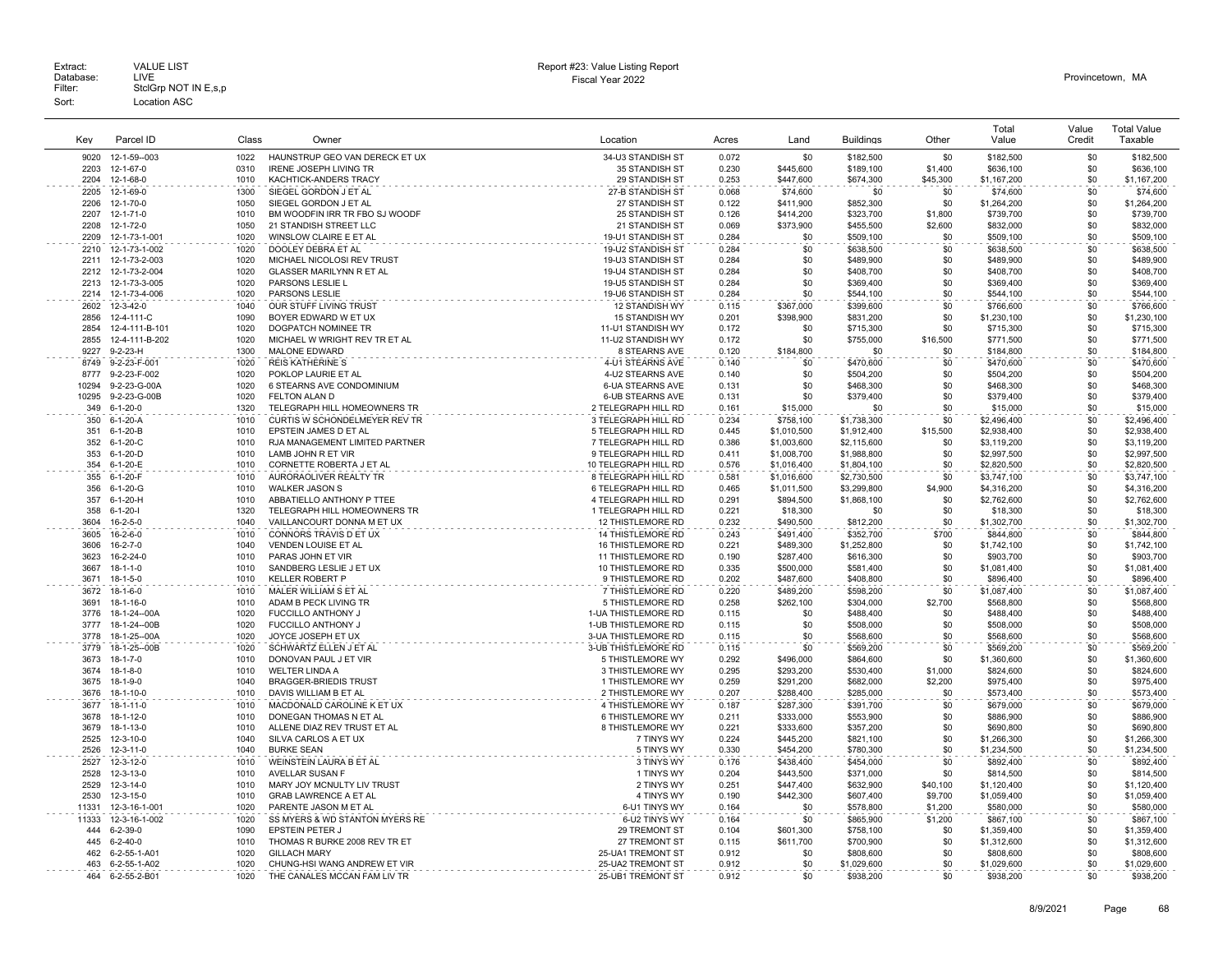Extract: VALUE LIST
Database: LIVE
Filter: StclGrp NOT IN E,s,p
Sort: Location ASC

Report #23: Value Listing Report
Fiscal Year 2022

Provincetown, MA

| Key | Parcel ID | Class | Owner | Location | Acres | Land | Buildings | Other | Total Value | Value Credit | Total Value Taxable |
|---|---|---|---|---|---|---|---|---|---|---|---|
| 9020 | 12-1-59--003 | 1022 | HAUNSTRUP GEO VAN DERECK ET UX | 34-U3 STANDISH ST | 0.072 | $0 | $182,500 | $0 | $182,500 | $0 | $182,500 |
| 2203 | 12-1-67-0 | 0310 | IRENE JOSEPH LIVING TR | 35 STANDISH ST | 0.230 | $445,600 | $189,100 | $1,400 | $636,100 | $0 | $636,100 |
| 2204 | 12-1-68-0 | 1010 | KACHTICK-ANDERS TRACY | 29 STANDISH ST | 0.253 | $447,600 | $674,300 | $45,300 | $1,167,200 | $0 | $1,167,200 |
| 2205 | 12-1-69-0 | 1300 | SIEGEL GORDON J ET AL | 27-B STANDISH ST | 0.068 | $74,600 | $0 | $0 | $74,600 | $0 | $74,600 |
| 2206 | 12-1-70-0 | 1050 | SIEGEL GORDON J ET AL | 27 STANDISH ST | 0.122 | $411,900 | $852,300 | $0 | $1,264,200 | $0 | $1,264,200 |
| 2207 | 12-1-71-0 | 1010 | BM WOODFIN IRR TR FBO SJ WOODF | 25 STANDISH ST | 0.126 | $414,200 | $323,700 | $1,800 | $739,700 | $0 | $739,700 |
| 2208 | 12-1-72-0 | 1050 | 21 STANDISH STREET LLC | 21 STANDISH ST | 0.069 | $373,900 | $455,500 | $2,600 | $832,000 | $0 | $832,000 |
| 2209 | 12-1-73-1-001 | 1020 | WINSLOW CLAIRE E ET AL | 19-U1 STANDISH ST | 0.284 | $0 | $509,100 | $0 | $509,100 | $0 | $509,100 |
| 2210 | 12-1-73-1-002 | 1020 | DOOLEY DEBRA ET AL | 19-U2 STANDISH ST | 0.284 | $0 | $638,500 | $0 | $638,500 | $0 | $638,500 |
| 2211 | 12-1-73-2-003 | 1020 | MICHAEL NICOLOSI REV TRUST | 19-U3 STANDISH ST | 0.284 | $0 | $489,900 | $0 | $489,900 | $0 | $489,900 |
| 2212 | 12-1-73-2-004 | 1020 | GLASSER MARILYNN R ET AL | 19-U4 STANDISH ST | 0.284 | $0 | $408,700 | $0 | $408,700 | $0 | $408,700 |
| 2213 | 12-1-73-3-005 | 1020 | PARSONS LESLIE L | 19-U5 STANDISH ST | 0.284 | $0 | $369,400 | $0 | $369,400 | $0 | $369,400 |
| 2214 | 12-1-73-4-006 | 1020 | PARSONS LESLIE | 19-U6 STANDISH ST | 0.284 | $0 | $544,100 | $0 | $544,100 | $0 | $544,100 |
| 2602 | 12-3-42-0 | 1040 | OUR STUFF LIVING TRUST | 12 STANDISH WY | 0.115 | $367,000 | $399,600 | $0 | $766,600 | $0 | $766,600 |
| 2856 | 12-4-111-C | 1090 | BOYER EDWARD W ET UX | 15 STANDISH WY | 0.201 | $398,900 | $831,200 | $0 | $1,230,100 | $0 | $1,230,100 |
| 2854 | 12-4-111-B-101 | 1020 | DOGPATCH NOMINEE TR | 11-U1 STANDISH WY | 0.172 | $0 | $715,300 | $0 | $715,300 | $0 | $715,300 |
| 2855 | 12-4-111-B-202 | 1020 | MICHAEL W WRIGHT REV TR ET AL | 11-U2 STANDISH WY | 0.172 | $0 | $755,000 | $16,500 | $771,500 | $0 | $771,500 |
| 9227 | 9-2-23-H | 1300 | MALONE EDWARD | 8 STEARNS AVE | 0.120 | $184,800 | $0 | $0 | $184,800 | $0 | $184,800 |
| 8749 | 9-2-23-F-001 | 1020 | REIS KATHERINE S | 4-U1 STEARNS AVE | 0.140 | $0 | $470,600 | $0 | $470,600 | $0 | $470,600 |
| 8777 | 9-2-23-F-002 | 1020 | POKLOP LAURIE ET AL | 4-U2 STEARNS AVE | 0.140 | $0 | $504,200 | $0 | $504,200 | $0 | $504,200 |
| 10294 | 9-2-23-G-00A | 1020 | 6 STEARNS AVE CONDOMINIUM | 6-UA STEARNS AVE | 0.131 | $0 | $468,300 | $0 | $468,300 | $0 | $468,300 |
| 10295 | 9-2-23-G-00B | 1020 | FELTON ALAN D | 6-UB STEARNS AVE | 0.131 | $0 | $379,400 | $0 | $379,400 | $0 | $379,400 |
| 349 | 6-1-20-0 | 1320 | TELEGRAPH HILL HOMEOWNERS TR | 2 TELEGRAPH HILL RD | 0.161 | $15,000 | $0 | $0 | $15,000 | $0 | $15,000 |
| 350 | 6-1-20-A | 1010 | CURTIS W SCHONDELMEYER REV TR | 3 TELEGRAPH HILL RD | 0.234 | $758,100 | $1,738,300 | $0 | $2,496,400 | $0 | $2,496,400 |
| 351 | 6-1-20-B | 1010 | EPSTEIN JAMES D ET AL | 5 TELEGRAPH HILL RD | 0.445 | $1,010,500 | $1,912,400 | $15,500 | $2,938,400 | $0 | $2,938,400 |
| 352 | 6-1-20-C | 1010 | RJA MANAGEMENT LIMITED PARTNER | 7 TELEGRAPH HILL RD | 0.386 | $1,003,600 | $2,115,600 | $0 | $3,119,200 | $0 | $3,119,200 |
| 353 | 6-1-20-D | 1010 | LAMB JOHN R ET VIR | 9 TELEGRAPH HILL RD | 0.411 | $1,008,700 | $1,988,800 | $0 | $2,997,500 | $0 | $2,997,500 |
| 354 | 6-1-20-E | 1010 | CORNETTE ROBERTA J ET AL | 10 TELEGRAPH HILL RD | 0.576 | $1,016,400 | $1,804,100 | $0 | $2,820,500 | $0 | $2,820,500 |
| 355 | 6-1-20-F | 1010 | AURORAOLIVER REALTY TR | 8 TELEGRAPH HILL RD | 0.581 | $1,016,600 | $2,730,500 | $0 | $3,747,100 | $0 | $3,747,100 |
| 356 | 6-1-20-G | 1010 | WALKER JASON S | 6 TELEGRAPH HILL RD | 0.465 | $1,011,500 | $3,299,800 | $4,900 | $4,316,200 | $0 | $4,316,200 |
| 357 | 6-1-20-H | 1010 | ABBATIELLO ANTHONY P TTEE | 4 TELEGRAPH HILL RD | 0.291 | $894,500 | $1,868,100 | $0 | $2,762,600 | $0 | $2,762,600 |
| 358 | 6-1-20-I | 1320 | TELEGRAPH HILL HOMEOWNERS TR | 1 TELEGRAPH HILL RD | 0.221 | $18,300 | $0 | $0 | $18,300 | $0 | $18,300 |
| 3604 | 16-2-5-0 | 1040 | VAILLANCOURT DONNA M ET UX | 12 THISTLEMORE RD | 0.232 | $490,500 | $812,200 | $0 | $1,302,700 | $0 | $1,302,700 |
| 3605 | 16-2-6-0 | 1010 | CONNORS TRAVIS D ET UX | 14 THISTLEMORE RD | 0.243 | $491,400 | $352,700 | $700 | $844,800 | $0 | $844,800 |
| 3606 | 16-2-7-0 | 1040 | VENDEN LOUISE ET AL | 16 THISTLEMORE RD | 0.221 | $489,300 | $1,252,800 | $0 | $1,742,100 | $0 | $1,742,100 |
| 3623 | 16-2-24-0 | 1010 | PARAS JOHN ET VIR | 11 THISTLEMORE RD | 0.190 | $287,400 | $616,300 | $0 | $903,700 | $0 | $903,700 |
| 3667 | 18-1-1-0 | 1010 | SANDBERG LESLIE J ET UX | 10 THISTLEMORE RD | 0.335 | $500,000 | $581,400 | $0 | $1,081,400 | $0 | $1,081,400 |
| 3671 | 18-1-5-0 | 1010 | KELLER ROBERT P | 9 THISTLEMORE RD | 0.202 | $487,600 | $408,800 | $0 | $896,400 | $0 | $896,400 |
| 3672 | 18-1-6-0 | 1010 | MALER WILLIAM S ET AL | 7 THISTLEMORE RD | 0.220 | $489,200 | $598,200 | $0 | $1,087,400 | $0 | $1,087,400 |
| 3691 | 18-1-16-0 | 1010 | ADAM B PECK LIVING TR | 5 THISTLEMORE RD | 0.258 | $262,100 | $304,000 | $2,700 | $568,800 | $0 | $568,800 |
| 3776 | 18-1-24--00A | 1020 | FUCCILLO ANTHONY J | 1-UA THISTLEMORE RD | 0.115 | $0 | $488,400 | $0 | $488,400 | $0 | $488,400 |
| 3777 | 18-1-24--00B | 1020 | FUCCILLO ANTHONY J | 1-UB THISTLEMORE RD | 0.115 | $0 | $508,000 | $0 | $508,000 | $0 | $508,000 |
| 3778 | 18-1-25--00A | 1020 | JOYCE JOSEPH ET UX | 3-UA THISTLEMORE RD | 0.115 | $0 | $568,600 | $0 | $568,600 | $0 | $568,600 |
| 3779 | 18-1-25--00B | 1020 | SCHWARTZ ELLEN J ET AL | 3-UB THISTLEMORE RD | 0.115 | $0 | $569,200 | $0 | $569,200 | $0 | $569,200 |
| 3673 | 18-1-7-0 | 1010 | DONOVAN PAUL J ET VIR | 5 THISTLEMORE WY | 0.292 | $496,000 | $864,600 | $0 | $1,360,600 | $0 | $1,360,600 |
| 3674 | 18-1-8-0 | 1010 | WELTER LINDA A | 3 THISTLEMORE WY | 0.295 | $293,200 | $530,400 | $1,000 | $824,600 | $0 | $824,600 |
| 3675 | 18-1-9-0 | 1040 | BRAGGER-BRIEDIS TRUST | 1 THISTLEMORE WY | 0.259 | $291,200 | $682,000 | $2,200 | $975,400 | $0 | $975,400 |
| 3676 | 18-1-10-0 | 1010 | DAVIS WILLIAM B ET AL | 2 THISTLEMORE WY | 0.207 | $288,400 | $285,000 | $0 | $573,400 | $0 | $573,400 |
| 3677 | 18-1-11-0 | 1010 | MACDONALD CAROLINE K ET UX | 4 THISTLEMORE WY | 0.187 | $287,300 | $391,700 | $0 | $679,000 | $0 | $679,000 |
| 3678 | 18-1-12-0 | 1010 | DONEGAN THOMAS N ET AL | 6 THISTLEMORE WY | 0.211 | $333,000 | $553,900 | $0 | $886,900 | $0 | $886,900 |
| 3679 | 18-1-13-0 | 1010 | ALLENE DIAZ REV TRUST ET AL | 8 THISTLEMORE WY | 0.221 | $333,600 | $357,200 | $0 | $690,800 | $0 | $690,800 |
| 2525 | 12-3-10-0 | 1040 | SILVA CARLOS A ET UX | 7 TINYS WY | 0.224 | $445,200 | $821,100 | $0 | $1,266,300 | $0 | $1,266,300 |
| 2526 | 12-3-11-0 | 1040 | BURKE SEAN | 5 TINYS WY | 0.330 | $454,200 | $780,300 | $0 | $1,234,500 | $0 | $1,234,500 |
| 2527 | 12-3-12-0 | 1010 | WEINSTEIN LAURA B ET AL | 3 TINYS WY | 0.176 | $438,400 | $454,000 | $0 | $892,400 | $0 | $892,400 |
| 2528 | 12-3-13-0 | 1010 | AVELLAR SUSAN F | 1 TINYS WY | 0.204 | $443,500 | $371,000 | $0 | $814,500 | $0 | $814,500 |
| 2529 | 12-3-14-0 | 1010 | MARY JOY MCNULTY LIV TRUST | 2 TINYS WY | 0.251 | $447,400 | $632,900 | $40,100 | $1,120,400 | $0 | $1,120,400 |
| 2530 | 12-3-15-0 | 1010 | GRAB LAWRENCE A ET AL | 4 TINYS WY | 0.190 | $442,300 | $607,400 | $9,700 | $1,059,400 | $0 | $1,059,400 |
| 11331 | 12-3-16-1-001 | 1020 | PARENTE JASON M ET AL | 6-U1 TINYS WY | 0.164 | $0 | $578,800 | $1,200 | $580,000 | $0 | $580,000 |
| 11333 | 12-3-16-1-002 | 1020 | SS MYERS & WD STANTON MYERS RE | 6-U2 TINYS WY | 0.164 | $0 | $865,900 | $1,200 | $867,100 | $0 | $867,100 |
| 444 | 6-2-39-0 | 1090 | EPSTEIN PETER J | 29 TREMONT ST | 0.104 | $601,300 | $758,100 | $0 | $1,359,400 | $0 | $1,359,400 |
| 445 | 6-2-40-0 | 1010 | THOMAS R BURKE 2008 REV TR ET | 27 TREMONT ST | 0.115 | $611,700 | $700,900 | $0 | $1,312,600 | $0 | $1,312,600 |
| 462 | 6-2-55-1-A01 | 1020 | GILLACH MARY | 25-UA1 TREMONT ST | 0.912 | $0 | $808,600 | $0 | $808,600 | $0 | $808,600 |
| 463 | 6-2-55-1-A02 | 1020 | CHUNG-HSI WANG ANDREW ET VIR | 25-UA2 TREMONT ST | 0.912 | $0 | $1,029,600 | $0 | $1,029,600 | $0 | $1,029,600 |
| 464 | 6-2-55-2-B01 | 1020 | THE CANALES MCCAN FAM LIV TR | 25-UB1 TREMONT ST | 0.912 | $0 | $938,200 | $0 | $938,200 | $0 | $938,200 |

8/9/2021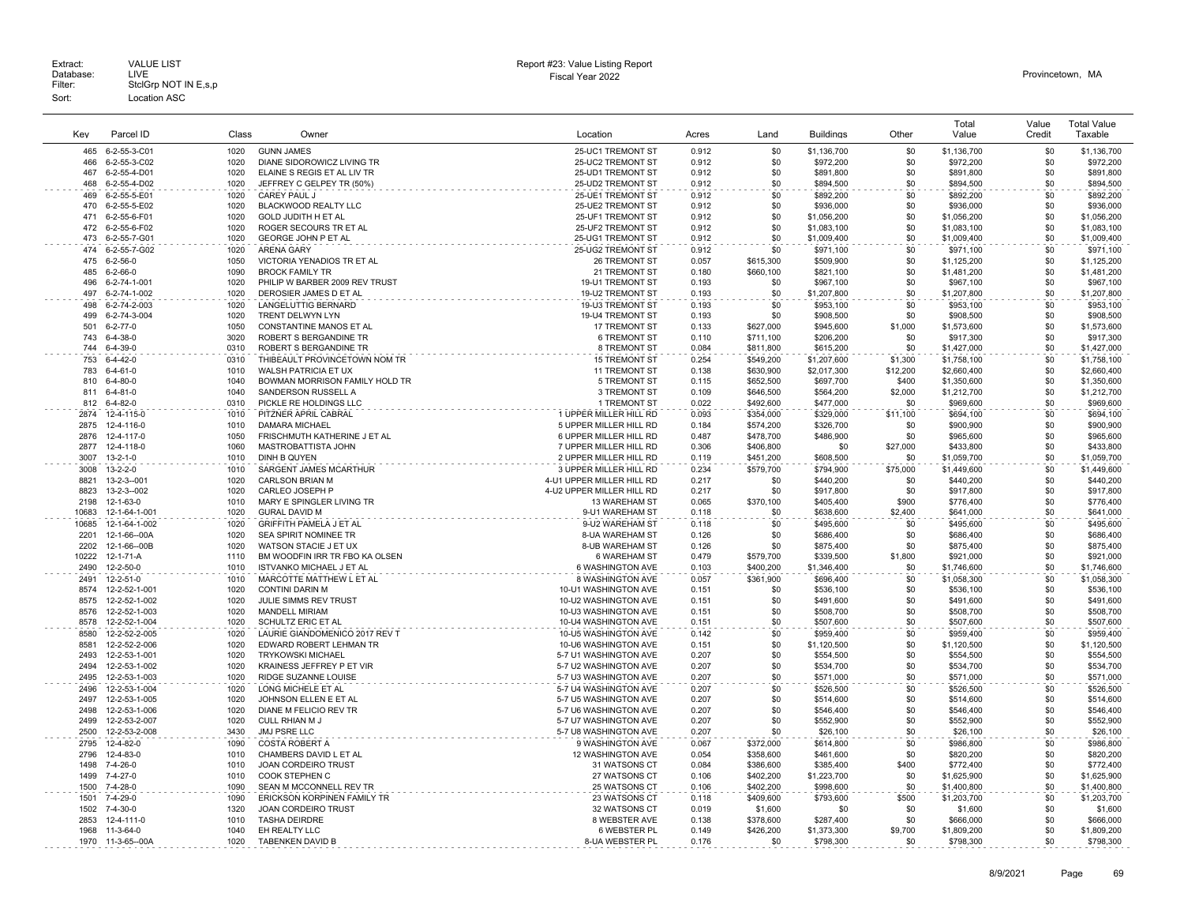Extract: VALUE LIST
Database: LIVE
Filter: StclGrp NOT IN E,s,p
Sort: Location ASC

Report #23: Value Listing Report
Fiscal Year 2022

Provincetown, MA

| Key | Parcel ID | Class | Owner | Location | Acres | Land | Buildings | Other | Total Value | Value Credit | Total Value Taxable |
|---|---|---|---|---|---|---|---|---|---|---|---|
| 465 | 6-2-55-3-C01 | 1020 | GUNN JAMES | 25-UC1 TREMONT ST | 0.912 | $0 | $1,136,700 | $0 | $1,136,700 | $0 | $1,136,700 |
| 466 | 6-2-55-3-C02 | 1020 | DIANE SIDOROWICZ LIVING TR | 25-UC2 TREMONT ST | 0.912 | $0 | $972,200 | $0 | $972,200 | $0 | $972,200 |
| 467 | 6-2-55-4-D01 | 1020 | ELAINE S REGIS ET AL LIV TR | 25-UD1 TREMONT ST | 0.912 | $0 | $891,800 | $0 | $891,800 | $0 | $891,800 |
| 468 | 6-2-55-4-D02 | 1020 | JEFFREY C GELPEY TR (50%) | 25-UD2 TREMONT ST | 0.912 | $0 | $894,500 | $0 | $894,500 | $0 | $894,500 |
| 469 | 6-2-55-5-E01 | 1020 | CAREY PAUL J | 25-UE1 TREMONT ST | 0.912 | $0 | $892,200 | $0 | $892,200 | $0 | $892,200 |
| 470 | 6-2-55-5-E02 | 1020 | BLACKWOOD REALTY LLC | 25-UE2 TREMONT ST | 0.912 | $0 | $936,000 | $0 | $936,000 | $0 | $936,000 |
| 471 | 6-2-55-6-F01 | 1020 | GOLD JUDITH H ET AL | 25-UF1 TREMONT ST | 0.912 | $0 | $1,056,200 | $0 | $1,056,200 | $0 | $1,056,200 |
| 472 | 6-2-55-6-F02 | 1020 | ROGER SECOURS TR ET AL | 25-UF2 TREMONT ST | 0.912 | $0 | $1,083,100 | $0 | $1,083,100 | $0 | $1,083,100 |
| 473 | 6-2-55-7-G01 | 1020 | GEORGE JOHN P ET AL | 25-UG1 TREMONT ST | 0.912 | $0 | $1,009,400 | $0 | $1,009,400 | $0 | $1,009,400 |
| 474 | 6-2-55-7-G02 | 1020 | ARENA GARY | 25-UG2 TREMONT ST | 0.912 | $0 | $971,100 | $0 | $971,100 | $0 | $971,100 |
| 475 | 6-2-56-0 | 1050 | VICTORIA YENADIOS TR ET AL | 26 TREMONT ST | 0.057 | $615,300 | $509,900 | $0 | $1,125,200 | $0 | $1,125,200 |
| 485 | 6-2-66-0 | 1090 | BROCK FAMILY TR | 21 TREMONT ST | 0.180 | $660,100 | $821,100 | $0 | $1,481,200 | $0 | $1,481,200 |
| 496 | 6-2-74-1-001 | 1020 | PHILIP W BARBER 2009 REV TRUST | 19-U1 TREMONT ST | 0.193 | $0 | $967,100 | $0 | $967,100 | $0 | $967,100 |
| 497 | 6-2-74-1-002 | 1020 | DEROSIER JAMES D ET AL | 19-U2 TREMONT ST | 0.193 | $0 | $1,207,800 | $0 | $1,207,800 | $0 | $1,207,800 |
| 498 | 6-2-74-2-003 | 1020 | LANGELUTTIG BERNARD | 19-U3 TREMONT ST | 0.193 | $0 | $953,100 | $0 | $953,100 | $0 | $953,100 |
| 499 | 6-2-74-3-004 | 1020 | TRENT DELWYN LYN | 19-U4 TREMONT ST | 0.193 | $0 | $908,500 | $0 | $908,500 | $0 | $908,500 |
| 501 | 6-2-77-0 | 1050 | CONSTANTINE MANOS ET AL | 17 TREMONT ST | 0.133 | $627,000 | $945,600 | $1,000 | $1,573,600 | $0 | $1,573,600 |
| 743 | 6-4-38-0 | 3020 | ROBERT S BERGANDINE TR | 6 TREMONT ST | 0.110 | $711,100 | $206,200 | $0 | $917,300 | $0 | $917,300 |
| 744 | 6-4-39-0 | 0310 | ROBERT S BERGANDINE TR | 8 TREMONT ST | 0.084 | $811,800 | $615,200 | $0 | $1,427,000 | $0 | $1,427,000 |
| 753 | 6-4-42-0 | 0310 | THIBEAULT PROVINCETOWN NOM TR | 15 TREMONT ST | 0.254 | $549,200 | $1,207,600 | $1,300 | $1,758,100 | $0 | $1,758,100 |
| 783 | 6-4-61-0 | 1010 | WALSH PATRICIA ET UX | 11 TREMONT ST | 0.138 | $630,900 | $2,017,300 | $12,200 | $2,660,400 | $0 | $2,660,400 |
| 810 | 6-4-80-0 | 1040 | BOWMAN MORRISON FAMILY HOLD TR | 5 TREMONT ST | 0.115 | $652,500 | $697,700 | $400 | $1,350,600 | $0 | $1,350,600 |
| 811 | 6-4-81-0 | 1040 | SANDERSON RUSSELL A | 3 TREMONT ST | 0.109 | $646,500 | $564,200 | $2,000 | $1,212,700 | $0 | $1,212,700 |
| 812 | 6-4-82-0 | 0310 | PICKLE RE HOLDINGS LLC | 1 TREMONT ST | 0.022 | $492,600 | $477,000 | $0 | $969,600 | $0 | $969,600 |
| 2874 | 12-4-115-0 | 1010 | PITZNER APRIL CABRAL | 1 UPPER MILLER HILL RD | 0.093 | $354,000 | $329,000 | $11,100 | $694,100 | $0 | $694,100 |
| 2875 | 12-4-116-0 | 1010 | DAMARA MICHAEL | 5 UPPER MILLER HILL RD | 0.184 | $574,200 | $326,700 | $0 | $900,900 | $0 | $900,900 |
| 2876 | 12-4-117-0 | 1050 | FRISCHMUTH KATHERINE J ET AL | 6 UPPER MILLER HILL RD | 0.487 | $478,700 | $486,900 | $0 | $965,600 | $0 | $965,600 |
| 2877 | 12-4-118-0 | 1060 | MASTROBATTISTA JOHN | 7 UPPER MILLER HILL RD | 0.306 | $406,800 | $0 | $27,000 | $433,800 | $0 | $433,800 |
| 3007 | 13-2-1-0 | 1010 | DINH B QUYEN | 2 UPPER MILLER HILL RD | 0.119 | $451,200 | $608,500 | $0 | $1,059,700 | $0 | $1,059,700 |
| 3008 | 13-2-2-0 | 1010 | SARGENT JAMES MCARTHUR | 3 UPPER MILLER HILL RD | 0.234 | $579,700 | $794,900 | $75,000 | $1,449,600 | $0 | $1,449,600 |
| 8821 | 13-2-3--001 | 1020 | CARLSON BRIAN M | 4-U1 UPPER MILLER HILL RD | 0.217 | $0 | $440,200 | $0 | $440,200 | $0 | $440,200 |
| 8823 | 13-2-3--002 | 1020 | CARLEO JOSEPH P | 4-U2 UPPER MILLER HILL RD | 0.217 | $0 | $917,800 | $0 | $917,800 | $0 | $917,800 |
| 2198 | 12-1-63-0 | 1010 | MARY E SPINGLER LIVING TR | 13 WAREHAM ST | 0.065 | $370,100 | $405,400 | $900 | $776,400 | $0 | $776,400 |
| 10683 | 12-1-64-1-001 | 1020 | GURAL DAVID M | 9-U1 WAREHAM ST | 0.118 | $0 | $638,600 | $2,400 | $641,000 | $0 | $641,000 |
| 10685 | 12-1-64-1-002 | 1020 | GRIFFITH PAMELA J ET AL | 9-U2 WAREHAM ST | 0.118 | $0 | $495,600 | $0 | $495,600 | $0 | $495,600 |
| 2201 | 12-1-66--00A | 1020 | SEA SPIRIT NOMINEE TR | 8-UA WAREHAM ST | 0.126 | $0 | $686,400 | $0 | $686,400 | $0 | $686,400 |
| 2202 | 12-1-66--00B | 1020 | WATSON STACIE J ET UX | 8-UB WAREHAM ST | 0.126 | $0 | $875,400 | $0 | $875,400 | $0 | $875,400 |
| 10222 | 12-1-71-A | 1110 | BM WOODFIN IRR TR FBO KA OLSEN | 6 WAREHAM ST | 0.479 | $579,700 | $339,500 | $1,800 | $921,000 | $0 | $921,000 |
| 2490 | 12-2-50-0 | 1010 | ISTVANKO MICHAEL J ET AL | 6 WASHINGTON AVE | 0.103 | $400,200 | $1,346,400 | $0 | $1,746,600 | $0 | $1,746,600 |
| 2491 | 12-2-51-0 | 1010 | MARCOTTE MATTHEW L ET AL | 8 WASHINGTON AVE | 0.057 | $361,900 | $696,400 | $0 | $1,058,300 | $0 | $1,058,300 |
| 8574 | 12-2-52-1-001 | 1020 | CONTINI DARIN M | 10-U1 WASHINGTON AVE | 0.151 | $0 | $536,100 | $0 | $536,100 | $0 | $536,100 |
| 8575 | 12-2-52-1-002 | 1020 | JULIE SIMMS REV TRUST | 10-U2 WASHINGTON AVE | 0.151 | $0 | $491,600 | $0 | $491,600 | $0 | $491,600 |
| 8576 | 12-2-52-1-003 | 1020 | MANDELL MIRIAM | 10-U3 WASHINGTON AVE | 0.151 | $0 | $508,700 | $0 | $508,700 | $0 | $508,700 |
| 8578 | 12-2-52-1-004 | 1020 | SCHULTZ ERIC ET AL | 10-U4 WASHINGTON AVE | 0.151 | $0 | $507,600 | $0 | $507,600 | $0 | $507,600 |
| 8580 | 12-2-52-2-005 | 1020 | LAURIE GIANDOMENICO 2017 REV T | 10-U5 WASHINGTON AVE | 0.142 | $0 | $959,400 | $0 | $959,400 | $0 | $959,400 |
| 8581 | 12-2-52-2-006 | 1020 | EDWARD ROBERT LEHMAN TR | 10-U6 WASHINGTON AVE | 0.151 | $0 | $1,120,500 | $0 | $1,120,500 | $0 | $1,120,500 |
| 2493 | 12-2-53-1-001 | 1020 | TRYKOWSKI MICHAEL | 5-7 U1 WASHINGTON AVE | 0.207 | $0 | $554,500 | $0 | $554,500 | $0 | $554,500 |
| 2494 | 12-2-53-1-002 | 1020 | KRAINESS JEFFREY P ET VIR | 5-7 U2 WASHINGTON AVE | 0.207 | $0 | $534,700 | $0 | $534,700 | $0 | $534,700 |
| 2495 | 12-2-53-1-003 | 1020 | RIDGE SUZANNE LOUISE | 5-7 U3 WASHINGTON AVE | 0.207 | $0 | $571,000 | $0 | $571,000 | $0 | $571,000 |
| 2496 | 12-2-53-1-004 | 1020 | LONG MICHELE ET AL | 5-7 U4 WASHINGTON AVE | 0.207 | $0 | $526,500 | $0 | $526,500 | $0 | $526,500 |
| 2497 | 12-2-53-1-005 | 1020 | JOHNSON ELLEN E ET AL | 5-7 U5 WASHINGTON AVE | 0.207 | $0 | $514,600 | $0 | $514,600 | $0 | $514,600 |
| 2498 | 12-2-53-1-006 | 1020 | DIANE M FELICIO REV TR | 5-7 U6 WASHINGTON AVE | 0.207 | $0 | $546,400 | $0 | $546,400 | $0 | $546,400 |
| 2499 | 12-2-53-2-007 | 1020 | CULL RHIAN M J | 5-7 U7 WASHINGTON AVE | 0.207 | $0 | $552,900 | $0 | $552,900 | $0 | $552,900 |
| 2500 | 12-2-53-2-008 | 3430 | JMJ PSRE LLC | 5-7 U8 WASHINGTON AVE | 0.207 | $0 | $26,100 | $0 | $26,100 | $0 | $26,100 |
| 2795 | 12-4-82-0 | 1090 | COSTA ROBERT A | 9 WASHINGTON AVE | 0.067 | $372,000 | $614,800 | $0 | $986,800 | $0 | $986,800 |
| 2796 | 12-4-83-0 | 1010 | CHAMBERS DAVID L ET AL | 12 WASHINGTON AVE | 0.054 | $358,600 | $461,600 | $0 | $820,200 | $0 | $820,200 |
| 1498 | 7-4-26-0 | 1010 | JOAN CORDEIRO TRUST | 31 WATSONS CT | 0.084 | $386,600 | $385,400 | $400 | $772,400 | $0 | $772,400 |
| 1499 | 7-4-27-0 | 1010 | COOK STEPHEN C | 27 WATSONS CT | 0.106 | $402,200 | $1,223,700 | $0 | $1,625,900 | $0 | $1,625,900 |
| 1500 | 7-4-28-0 | 1090 | SEAN M MCCONNELL REV TR | 25 WATSONS CT | 0.106 | $402,200 | $998,600 | $0 | $1,400,800 | $0 | $1,400,800 |
| 1501 | 7-4-29-0 | 1090 | ERICKSON KORPINEN FAMILY TR | 23 WATSONS CT | 0.118 | $409,600 | $793,600 | $500 | $1,203,700 | $0 | $1,203,700 |
| 1502 | 7-4-30-0 | 1320 | JOAN CORDEIRO TRUST | 32 WATSONS CT | 0.019 | $1,600 | $0 | $0 | $1,600 | $0 | $1,600 |
| 2853 | 12-4-111-0 | 1010 | TASHA DEIRDRE | 8 WEBSTER AVE | 0.138 | $378,600 | $287,400 | $0 | $666,000 | $0 | $666,000 |
| 1968 | 11-3-64-0 | 1040 | EH REALTY LLC | 6 WEBSTER PL | 0.149 | $426,200 | $1,373,300 | $9,700 | $1,809,200 | $0 | $1,809,200 |
| 1970 | 11-3-65--00A | 1020 | TABENKEN DAVID B | 8-UA WEBSTER PL | 0.176 | $0 | $798,300 | $0 | $798,300 | $0 | $798,300 |

8/9/2021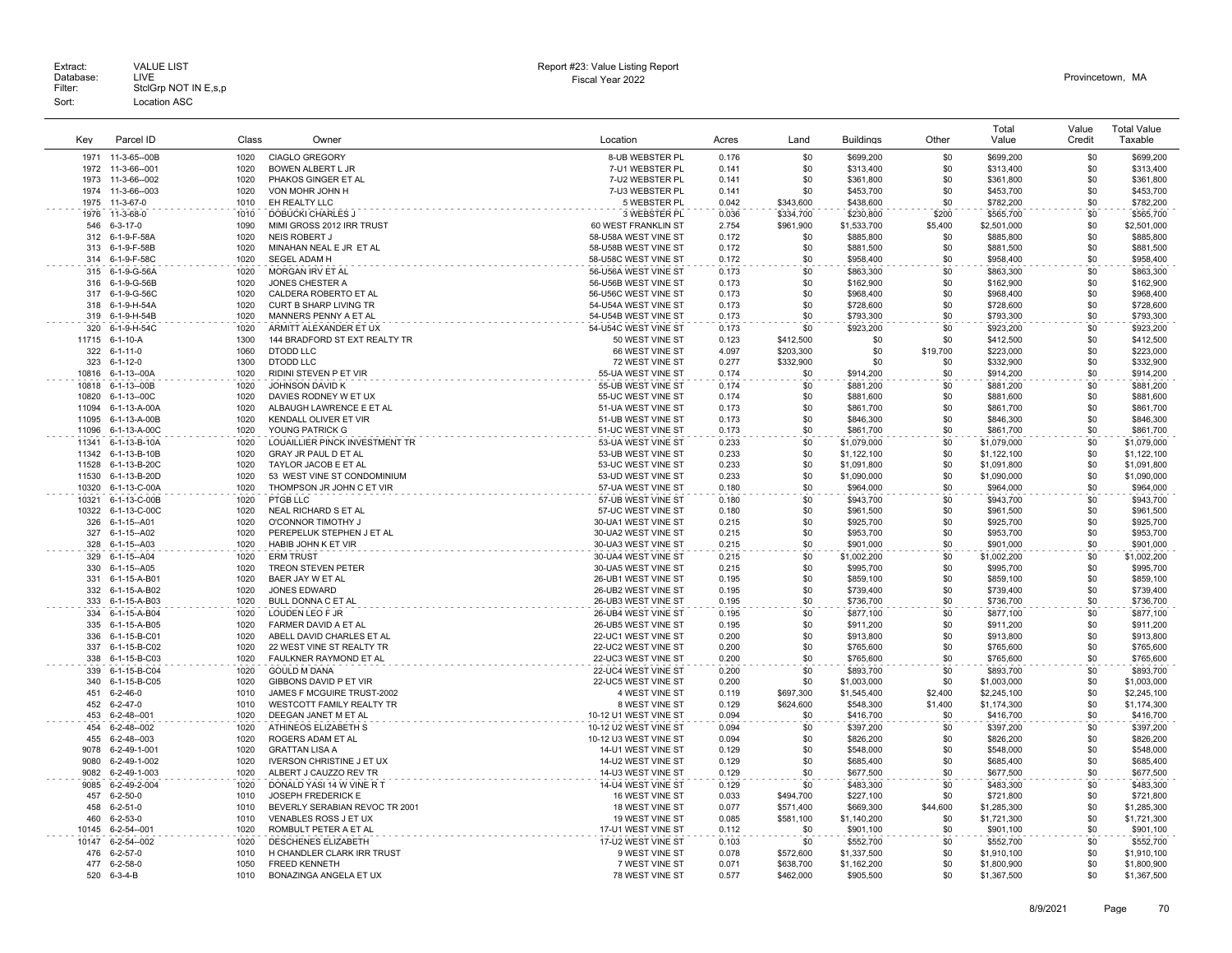Extract: VALUE LIST
Database: LIVE
Filter: StclGrp NOT IN E,s,p
Sort: Location ASC

Report #23: Value Listing Report
Fiscal Year 2022

Provincetown, MA

| Key | Parcel ID | Class | Owner | Location | Acres | Land | Buildings | Other | Total Value | Value Credit | Total Value Taxable |
|---|---|---|---|---|---|---|---|---|---|---|---|
| 1971 | 11-3-65--00B | 1020 | CIAGLO GREGORY | 8-UB WEBSTER PL | 0.176 | $0 | $699,200 | $0 | $699,200 | $0 | $699,200 |
| 1972 | 11-3-66--001 | 1020 | BOWEN ALBERT L JR | 7-U1 WEBSTER PL | 0.141 | $0 | $313,400 | $0 | $313,400 | $0 | $313,400 |
| 1973 | 11-3-66--002 | 1020 | PHAKOS GINGER ET AL | 7-U2 WEBSTER PL | 0.141 | $0 | $361,800 | $0 | $361,800 | $0 | $361,800 |
| 1974 | 11-3-66--003 | 1020 | VON MOHR JOHN H | 7-U3 WEBSTER PL | 0.141 | $0 | $453,700 | $0 | $453,700 | $0 | $453,700 |
| 1975 | 11-3-67-0 | 1010 | EH REALTY LLC | 5 WEBSTER PL | 0.042 | $343,600 | $438,600 | $0 | $782,200 | $0 | $782,200 |
| 1976 | 11-3-68-0 | 1010 | DOBUCKI CHARLES J | 3 WEBSTER PL | 0.036 | $334,700 | $230,800 | $200 | $565,700 | $0 | $565,700 |
| 546 | 6-3-17-0 | 1090 | MIMI GROSS 2012 IRR TRUST | 60 WEST FRANKLIN ST | 2.754 | $961,900 | $1,533,700 | $5,400 | $2,501,000 | $0 | $2,501,000 |
| 312 | 6-1-9-F-58A | 1020 | NEIS ROBERT J | 58-U58A WEST VINE ST | 0.172 | $0 | $885,800 | $0 | $885,800 | $0 | $885,800 |
| 313 | 6-1-9-F-58B | 1020 | MINAHAN NEAL E JR ET AL | 58-U58B WEST VINE ST | 0.172 | $0 | $881,500 | $0 | $881,500 | $0 | $881,500 |
| 314 | 6-1-9-F-58C | 1020 | SEGEL ADAM H | 58-U58C WEST VINE ST | 0.172 | $0 | $958,400 | $0 | $958,400 | $0 | $958,400 |
| 315 | 6-1-9-G-56A | 1020 | MORGAN IRV ET AL | 56-U56A WEST VINE ST | 0.173 | $0 | $863,300 | $0 | $863,300 | $0 | $863,300 |
| 316 | 6-1-9-G-56B | 1020 | JONES CHESTER A | 56-U56B WEST VINE ST | 0.173 | $0 | $162,900 | $0 | $162,900 | $0 | $162,900 |
| 317 | 6-1-9-G-56C | 1020 | CALDERA ROBERTO ET AL | 56-U56C WEST VINE ST | 0.173 | $0 | $968,400 | $0 | $968,400 | $0 | $968,400 |
| 318 | 6-1-9-H-54A | 1020 | CURT B SHARP LIVING TR | 54-U54A WEST VINE ST | 0.173 | $0 | $728,600 | $0 | $728,600 | $0 | $728,600 |
| 319 | 6-1-9-H-54B | 1020 | MANNERS PENNY A ET AL | 54-U54B WEST VINE ST | 0.173 | $0 | $793,300 | $0 | $793,300 | $0 | $793,300 |
| 320 | 6-1-9-H-54C | 1020 | ARMITT ALEXANDER ET UX | 54-U54C WEST VINE ST | 0.173 | $0 | $923,200 | $0 | $923,200 | $0 | $923,200 |
| 11715 | 6-1-10-A | 1300 | 144 BRADFORD ST EXT REALTY TR | 50 WEST VINE ST | 0.123 | $412,500 | $0 | $0 | $412,500 | $0 | $412,500 |
| 322 | 6-1-11-0 | 1060 | DTODD LLC | 66 WEST VINE ST | 4.097 | $203,300 | $0 | $19,700 | $223,000 | $0 | $223,000 |
| 323 | 6-1-12-0 | 1300 | DTODD LLC | 72 WEST VINE ST | 0.277 | $332,900 | $0 | $0 | $332,900 | $0 | $332,900 |
| 10816 | 6-1-13--00A | 1020 | RIDINI STEVEN P ET VIR | 55-UA WEST VINE ST | 0.174 | $0 | $914,200 | $0 | $914,200 | $0 | $914,200 |
| 10818 | 6-1-13--00B | 1020 | JOHNSON DAVID K | 55-UB WEST VINE ST | 0.174 | $0 | $881,200 | $0 | $881,200 | $0 | $881,200 |
| 10820 | 6-1-13--00C | 1020 | DAVIES RODNEY W ET UX | 55-UC WEST VINE ST | 0.174 | $0 | $881,600 | $0 | $881,600 | $0 | $881,600 |
| 11094 | 6-1-13-A-00A | 1020 | ALBAUGH LAWRENCE E ET AL | 51-UA WEST VINE ST | 0.173 | $0 | $861,700 | $0 | $861,700 | $0 | $861,700 |
| 11095 | 6-1-13-A-00B | 1020 | KENDALL OLIVER ET VIR | 51-UB WEST VINE ST | 0.173 | $0 | $846,300 | $0 | $846,300 | $0 | $846,300 |
| 11096 | 6-1-13-A-00C | 1020 | YOUNG PATRICK G | 51-UC WEST VINE ST | 0.173 | $0 | $861,700 | $0 | $861,700 | $0 | $861,700 |
| 11341 | 6-1-13-B-10A | 1020 | LOUAILLIER PINCK INVESTMENT TR | 53-UA WEST VINE ST | 0.233 | $0 | $1,079,000 | $0 | $1,079,000 | $0 | $1,079,000 |
| 11342 | 6-1-13-B-10B | 1020 | GRAY JR PAUL D ET AL | 53-UB WEST VINE ST | 0.233 | $0 | $1,122,100 | $0 | $1,122,100 | $0 | $1,122,100 |
| 11528 | 6-1-13-B-20C | 1020 | TAYLOR JACOB E ET AL | 53-UC WEST VINE ST | 0.233 | $0 | $1,091,800 | $0 | $1,091,800 | $0 | $1,091,800 |
| 11530 | 6-1-13-B-20D | 1020 | 53 WEST VINE ST CONDOMINIUM | 53-UD WEST VINE ST | 0.233 | $0 | $1,090,000 | $0 | $1,090,000 | $0 | $1,090,000 |
| 10320 | 6-1-13-C-00A | 1020 | THOMPSON JR JOHN C ET VIR | 57-UA WEST VINE ST | 0.180 | $0 | $964,000 | $0 | $964,000 | $0 | $964,000 |
| 10321 | 6-1-13-C-00B | 1020 | PTGB LLC | 57-UB WEST VINE ST | 0.180 | $0 | $943,700 | $0 | $943,700 | $0 | $943,700 |
| 10322 | 6-1-13-C-00C | 1020 | NEAL RICHARD S ET AL | 57-UC WEST VINE ST | 0.180 | $0 | $961,500 | $0 | $961,500 | $0 | $961,500 |
| 326 | 6-1-15--A01 | 1020 | O'CONNOR TIMOTHY J | 30-UA1 WEST VINE ST | 0.215 | $0 | $925,700 | $0 | $925,700 | $0 | $925,700 |
| 327 | 6-1-15--A02 | 1020 | PEREPELUK STEPHEN J ET AL | 30-UA2 WEST VINE ST | 0.215 | $0 | $953,700 | $0 | $953,700 | $0 | $953,700 |
| 328 | 6-1-15--A03 | 1020 | HABIB JOHN K ET VIR | 30-UA3 WEST VINE ST | 0.215 | $0 | $901,000 | $0 | $901,000 | $0 | $901,000 |
| 329 | 6-1-15--A04 | 1020 | ERM TRUST | 30-UA4 WEST VINE ST | 0.215 | $0 | $1,002,200 | $0 | $1,002,200 | $0 | $1,002,200 |
| 330 | 6-1-15--A05 | 1020 | TREON STEVEN PETER | 30-UA5 WEST VINE ST | 0.215 | $0 | $995,700 | $0 | $995,700 | $0 | $995,700 |
| 331 | 6-1-15-A-B01 | 1020 | BAER JAY W ET AL | 26-UB1 WEST VINE ST | 0.195 | $0 | $859,100 | $0 | $859,100 | $0 | $859,100 |
| 332 | 6-1-15-A-B02 | 1020 | JONES EDWARD | 26-UB2 WEST VINE ST | 0.195 | $0 | $739,400 | $0 | $739,400 | $0 | $739,400 |
| 333 | 6-1-15-A-B03 | 1020 | BULL DONNA C ET AL | 26-UB3 WEST VINE ST | 0.195 | $0 | $736,700 | $0 | $736,700 | $0 | $736,700 |
| 334 | 6-1-15-A-B04 | 1020 | LOUDEN LEO F JR | 26-UB4 WEST VINE ST | 0.195 | $0 | $877,100 | $0 | $877,100 | $0 | $877,100 |
| 335 | 6-1-15-A-B05 | 1020 | FARMER DAVID A ET AL | 26-UB5 WEST VINE ST | 0.195 | $0 | $911,200 | $0 | $911,200 | $0 | $911,200 |
| 336 | 6-1-15-B-C01 | 1020 | ABELL DAVID CHARLES ET AL | 22-UC1 WEST VINE ST | 0.200 | $0 | $913,800 | $0 | $913,800 | $0 | $913,800 |
| 337 | 6-1-15-B-C02 | 1020 | 22 WEST VINE ST REALTY TR | 22-UC2 WEST VINE ST | 0.200 | $0 | $765,600 | $0 | $765,600 | $0 | $765,600 |
| 338 | 6-1-15-B-C03 | 1020 | FAULKNER RAYMOND ET AL | 22-UC3 WEST VINE ST | 0.200 | $0 | $765,600 | $0 | $765,600 | $0 | $765,600 |
| 339 | 6-1-15-B-C04 | 1020 | GOULD M DANA | 22-UC4 WEST VINE ST | 0.200 | $0 | $893,700 | $0 | $893,700 | $0 | $893,700 |
| 340 | 6-1-15-B-C05 | 1020 | GIBBONS DAVID P ET VIR | 22-UC5 WEST VINE ST | 0.200 | $0 | $1,003,000 | $0 | $1,003,000 | $0 | $1,003,000 |
| 451 | 6-2-46-0 | 1010 | JAMES F MCGUIRE TRUST-2002 | 4 WEST VINE ST | 0.119 | $697,300 | $1,545,400 | $2,400 | $2,245,100 | $0 | $2,245,100 |
| 452 | 6-2-47-0 | 1010 | WESTCOTT FAMILY REALTY TR | 8 WEST VINE ST | 0.129 | $624,600 | $548,300 | $1,400 | $1,174,300 | $0 | $1,174,300 |
| 453 | 6-2-48--001 | 1020 | DEEGAN JANET M ET AL | 10-12 U1 WEST VINE ST | 0.094 | $0 | $416,700 | $0 | $416,700 | $0 | $416,700 |
| 454 | 6-2-48--002 | 1020 | ATHINEOS ELIZABETH S | 10-12 U2 WEST VINE ST | 0.094 | $0 | $397,200 | $0 | $397,200 | $0 | $397,200 |
| 455 | 6-2-48--003 | 1020 | ROGERS ADAM ET AL | 10-12 U3 WEST VINE ST | 0.094 | $0 | $826,200 | $0 | $826,200 | $0 | $826,200 |
| 9078 | 6-2-49-1-001 | 1020 | GRATTAN LISA A | 14-U1 WEST VINE ST | 0.129 | $0 | $548,000 | $0 | $548,000 | $0 | $548,000 |
| 9080 | 6-2-49-1-002 | 1020 | IVERSON CHRISTINE J ET UX | 14-U2 WEST VINE ST | 0.129 | $0 | $685,400 | $0 | $685,400 | $0 | $685,400 |
| 9082 | 6-2-49-1-003 | 1020 | ALBERT J CAUZZO REV TR | 14-U3 WEST VINE ST | 0.129 | $0 | $677,500 | $0 | $677,500 | $0 | $677,500 |
| 9085 | 6-2-49-2-004 | 1020 | DONALD YASI 14 W VINE R T | 14-U4 WEST VINE ST | 0.129 | $0 | $483,300 | $0 | $483,300 | $0 | $483,300 |
| 457 | 6-2-50-0 | 1010 | JOSEPH FREDERICK E | 16 WEST VINE ST | 0.033 | $494,700 | $227,100 | $0 | $721,800 | $0 | $721,800 |
| 458 | 6-2-51-0 | 1010 | BEVERLY SERABIAN REVOC TR 2001 | 18 WEST VINE ST | 0.077 | $571,400 | $669,300 | $44,600 | $1,285,300 | $0 | $1,285,300 |
| 460 | 6-2-53-0 | 1010 | VENABLES ROSS J ET UX | 19 WEST VINE ST | 0.085 | $581,100 | $1,140,200 | $0 | $1,721,300 | $0 | $1,721,300 |
| 10145 | 6-2-54--001 | 1020 | ROMBULT PETER A ET AL | 17-U1 WEST VINE ST | 0.112 | $0 | $901,100 | $0 | $901,100 | $0 | $901,100 |
| 10147 | 6-2-54--002 | 1020 | DESCHENES ELIZABETH | 17-U2 WEST VINE ST | 0.103 | $0 | $552,700 | $0 | $552,700 | $0 | $552,700 |
| 476 | 6-2-57-0 | 1010 | H CHANDLER CLARK IRR TRUST | 9 WEST VINE ST | 0.078 | $572,600 | $1,337,500 | $0 | $1,910,100 | $0 | $1,910,100 |
| 477 | 6-2-58-0 | 1050 | FREED KENNETH | 7 WEST VINE ST | 0.071 | $638,700 | $1,162,200 | $0 | $1,800,900 | $0 | $1,800,900 |
| 520 | 6-3-4-B | 1010 | BONAZINGA ANGELA ET UX | 78 WEST VINE ST | 0.577 | $462,000 | $905,500 | $0 | $1,367,500 | $0 | $1,367,500 |

8/9/2021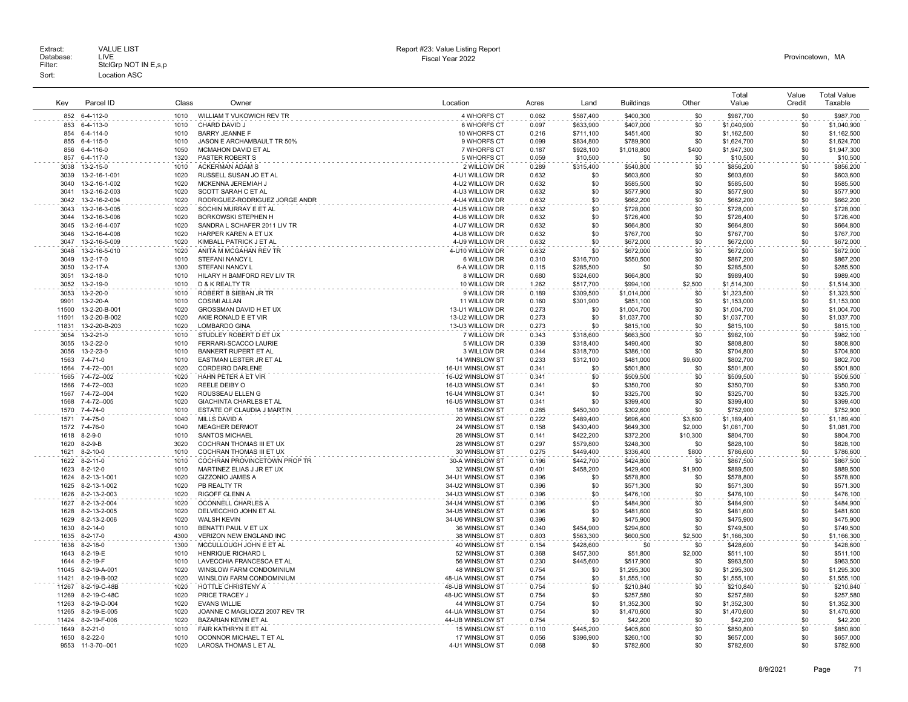Extract: VALUE LIST
Database: LIVE
Filter: StclGrp NOT IN E,s,p
Sort: Location ASC

Report #23: Value Listing Report
Fiscal Year 2022

Provincetown, MA

| Key | Parcel ID | Class | Owner | Location | Acres | Land | Buildings | Other | Total Value | Value Credit | Total Value Taxable |
|---|---|---|---|---|---|---|---|---|---|---|---|
| 852 | 6-4-112-0 | 1010 | WILLIAM T VUKOWICH REV TR | 4 WHORFS CT | 0.062 | $587,400 | $400,300 | $0 | $987,700 | $0 | $987,700 |
| 853 | 6-4-113-0 | 1010 | CHARD DAVID J | 6 WHORFS CT | 0.097 | $633,900 | $407,000 | $0 | $1,040,900 | $0 | $1,040,900 |
| 854 | 6-4-114-0 | 1010 | BARRY JEANNE F | 10 WHORFS CT | 0.216 | $711,100 | $451,400 | $0 | $1,162,500 | $0 | $1,162,500 |
| 855 | 6-4-115-0 | 1010 | JASON E ARCHAMBAULT TR 50% | 9 WHORFS CT | 0.099 | $834,800 | $789,900 | $0 | $1,624,700 | $0 | $1,624,700 |
| 856 | 6-4-116-0 | 1050 | MCMAHON DAVID ET AL | 7 WHORFS CT | 0.187 | $928,100 | $1,018,800 | $400 | $1,947,300 | $0 | $1,947,300 |
| 857 | 6-4-117-0 | 1320 | PASTER ROBERT S | 5 WHORFS CT | 0.059 | $10,500 | $0 | $0 | $10,500 | $0 | $10,500 |
| 3038 | 13-2-15-0 | 1010 | ACKERMAN ADAM S | 2 WILLOW DR | 0.289 | $315,400 | $540,800 | $0 | $856,200 | $0 | $856,200 |
| 3039 | 13-2-16-1-001 | 1020 | RUSSELL SUSAN JO ET AL | 4-U1 WILLOW DR | 0.632 | $0 | $603,600 | $0 | $603,600 | $0 | $603,600 |
| 3040 | 13-2-16-1-002 | 1020 | MCKENNA JEREMIAH J | 4-U2 WILLOW DR | 0.632 | $0 | $585,500 | $0 | $585,500 | $0 | $585,500 |
| 3041 | 13-2-16-2-003 | 1020 | SCOTT SARAH C ET AL | 4-U3 WILLOW DR | 0.632 | $0 | $577,900 | $0 | $577,900 | $0 | $577,900 |
| 3042 | 13-2-16-2-004 | 1020 | RODRIGUEZ-RODRIGUEZ JORGE ANDR | 4-U4 WILLOW DR | 0.632 | $0 | $662,200 | $0 | $662,200 | $0 | $662,200 |
| 3043 | 13-2-16-3-005 | 1020 | SOCHIN MURRAY E ET AL | 4-U5 WILLOW DR | 0.632 | $0 | $728,000 | $0 | $728,000 | $0 | $728,000 |
| 3044 | 13-2-16-3-006 | 1020 | BORKOWSKI STEPHEN H | 4-U6 WILLOW DR | 0.632 | $0 | $726,400 | $0 | $726,400 | $0 | $726,400 |
| 3045 | 13-2-16-4-007 | 1020 | SANDRA L SCHAFER 2011 LIV TR | 4-U7 WILLOW DR | 0.632 | $0 | $664,800 | $0 | $664,800 | $0 | $664,800 |
| 3046 | 13-2-16-4-008 | 1020 | HARPER KAREN A ET UX | 4-U8 WILLOW DR | 0.632 | $0 | $767,700 | $0 | $767,700 | $0 | $767,700 |
| 3047 | 13-2-16-5-009 | 1020 | KIMBALL PATRICK J ET AL | 4-U9 WILLOW DR | 0.632 | $0 | $672,000 | $0 | $672,000 | $0 | $672,000 |
| 3048 | 13-2-16-5-010 | 1020 | ANITA M MCGAHAN REV TR | 4-U10 WILLOW DR | 0.632 | $0 | $672,000 | $0 | $672,000 | $0 | $672,000 |
| 3049 | 13-2-17-0 | 1010 | STEFANI NANCY L | 6 WILLOW DR | 0.310 | $316,700 | $550,500 | $0 | $867,200 | $0 | $867,200 |
| 3050 | 13-2-17-A | 1300 | STEFANI NANCY L | 6-A WILLOW DR | 0.115 | $285,500 | $0 | $0 | $285,500 | $0 | $285,500 |
| 3051 | 13-2-18-0 | 1010 | HILARY H BAMFORD REV LIV TR | 8 WILLOW DR | 0.680 | $324,600 | $664,800 | $0 | $989,400 | $0 | $989,400 |
| 3052 | 13-2-19-0 | 1010 | D & K REALTY TR | 10 WILLOW DR | 1.262 | $517,700 | $994,100 | $2,500 | $1,514,300 | $0 | $1,514,300 |
| 3053 | 13-2-20-0 | 1010 | ROBERT B SIEBAN JR TR | 9 WILLOW DR | 0.189 | $309,500 | $1,014,000 | $0 | $1,323,500 | $0 | $1,323,500 |
| 9901 | 13-2-20-A | 1010 | COSIMI ALLAN | 11 WILLOW DR | 0.160 | $301,900 | $851,100 | $0 | $1,153,000 | $0 | $1,153,000 |
| 11500 | 13-2-20-B-001 | 1020 | GROSSMAN DAVID H ET UX | 13-U1 WILLOW DR | 0.273 | $0 | $1,004,700 | $0 | $1,004,700 | $0 | $1,004,700 |
| 11501 | 13-2-20-B-002 | 1020 | AKIE RONALD E ET VIR | 13-U2 WILLOW DR | 0.273 | $0 | $1,037,700 | $0 | $1,037,700 | $0 | $1,037,700 |
| 11831 | 13-2-20-B-203 | 1020 | LOMBARDO GINA | 13-U3 WILLOW DR | 0.273 | $0 | $815,100 | $0 | $815,100 | $0 | $815,100 |
| 3054 | 13-2-21-0 | 1010 | STUDLEY ROBERT D ET UX | 7 WILLOW DR | 0.343 | $318,600 | $663,500 | $0 | $982,100 | $0 | $982,100 |
| 3055 | 13-2-22-0 | 1010 | FERRARI-SCACCO LAURIE | 5 WILLOW DR | 0.339 | $318,400 | $490,400 | $0 | $808,800 | $0 | $808,800 |
| 3056 | 13-2-23-0 | 1010 | BANKERT RUPERT ET AL | 3 WILLOW DR | 0.344 | $318,700 | $386,100 | $0 | $704,800 | $0 | $704,800 |
| 1563 | 7-4-71-0 | 1010 | EASTMAN LESTER JR ET AL | 14 WINSLOW ST | 0.233 | $312,100 | $481,000 | $9,600 | $802,700 | $0 | $802,700 |
| 1564 | 7-4-72--001 | 1020 | CORDEIRO DARLENE | 16-U1 WINSLOW ST | 0.341 | $0 | $501,800 | $0 | $501,800 | $0 | $501,800 |
| 1565 | 7-4-72--002 | 1020 | HAHN PETER A ET VIR | 16-U2 WINSLOW ST | 0.341 | $0 | $509,500 | $0 | $509,500 | $0 | $509,500 |
| 1566 | 7-4-72--003 | 1020 | REELE DEIBY O | 16-U3 WINSLOW ST | 0.341 | $0 | $350,700 | $0 | $350,700 | $0 | $350,700 |
| 1567 | 7-4-72--004 | 1020 | ROUSSEAU ELLEN G | 16-U4 WINSLOW ST | 0.341 | $0 | $325,700 | $0 | $325,700 | $0 | $325,700 |
| 1568 | 7-4-72--005 | 1020 | GIACHINTA CHARLES ET AL | 16-U5 WINSLOW ST | 0.341 | $0 | $399,400 | $0 | $399,400 | $0 | $399,400 |
| 1570 | 7-4-74-0 | 1010 | ESTATE OF CLAUDIA J MARTIN | 18 WINSLOW ST | 0.285 | $450,300 | $302,600 | $0 | $752,900 | $0 | $752,900 |
| 1571 | 7-4-75-0 | 1040 | MILLS DAVID A | 20 WINSLOW ST | 0.222 | $489,400 | $696,400 | $3,600 | $1,189,400 | $0 | $1,189,400 |
| 1572 | 7-4-76-0 | 1040 | MEAGHER DERMOT | 24 WINSLOW ST | 0.158 | $430,400 | $649,300 | $2,000 | $1,081,700 | $0 | $1,081,700 |
| 1618 | 8-2-9-0 | 1010 | SANTOS MICHAEL | 26 WINSLOW ST | 0.141 | $422,200 | $372,200 | $10,300 | $804,700 | $0 | $804,700 |
| 1620 | 8-2-9-B | 3020 | COCHRAN THOMAS III ET UX | 28 WINSLOW ST | 0.297 | $579,800 | $248,300 | $0 | $828,100 | $0 | $828,100 |
| 1621 | 8-2-10-0 | 1010 | COCHRAN THOMAS III ET UX | 30 WINSLOW ST | 0.275 | $449,400 | $336,400 | $800 | $786,600 | $0 | $786,600 |
| 1622 | 8-2-11-0 | 1010 | COCHRAN PROVINCETOWN PROP TR | 30-A WINSLOW ST | 0.196 | $442,700 | $424,800 | $0 | $867,500 | $0 | $867,500 |
| 1623 | 8-2-12-0 | 1010 | MARTINEZ ELIAS J JR ET UX | 32 WINSLOW ST | 0.401 | $458,200 | $429,400 | $1,900 | $889,500 | $0 | $889,500 |
| 1624 | 8-2-13-1-001 | 1020 | GIZZONIO JAMES A | 34-U1 WINSLOW ST | 0.396 | $0 | $578,800 | $0 | $578,800 | $0 | $578,800 |
| 1625 | 8-2-13-1-002 | 1020 | PB REALTY TR | 34-U2 WINSLOW ST | 0.396 | $0 | $571,300 | $0 | $571,300 | $0 | $571,300 |
| 1626 | 8-2-13-2-003 | 1020 | RIGOFF GLENN A | 34-U3 WINSLOW ST | 0.396 | $0 | $476,100 | $0 | $476,100 | $0 | $476,100 |
| 1627 | 8-2-13-2-004 | 1020 | OCONNELL CHARLES A | 34-U4 WINSLOW ST | 0.396 | $0 | $484,900 | $0 | $484,900 | $0 | $484,900 |
| 1628 | 8-2-13-2-005 | 1020 | DELVECCHIO JOHN ET AL | 34-U5 WINSLOW ST | 0.396 | $0 | $481,600 | $0 | $481,600 | $0 | $481,600 |
| 1629 | 8-2-13-2-006 | 1020 | WALSH KEVIN | 34-U6 WINSLOW ST | 0.396 | $0 | $475,900 | $0 | $475,900 | $0 | $475,900 |
| 1630 | 8-2-14-0 | 1010 | BENATTI PAUL V ET UX | 36 WINSLOW ST | 0.340 | $454,900 | $294,600 | $0 | $749,500 | $0 | $749,500 |
| 1635 | 8-2-17-0 | 4300 | VERIZON NEW ENGLAND INC | 38 WINSLOW ST | 0.803 | $563,300 | $600,500 | $2,500 | $1,166,300 | $0 | $1,166,300 |
| 1636 | 8-2-18-0 | 1300 | MCCULLOUGH JOHN E ET AL | 40 WINSLOW ST | 0.154 | $428,600 | $0 | $0 | $428,600 | $0 | $428,600 |
| 1643 | 8-2-19-E | 1010 | HENRIQUE RICHARD L | 52 WINSLOW ST | 0.368 | $457,300 | $51,800 | $2,000 | $511,100 | $0 | $511,100 |
| 1644 | 8-2-19-F | 1010 | LAVECCHIA FRANCESCA ET AL | 56 WINSLOW ST | 0.230 | $445,600 | $517,900 | $0 | $963,500 | $0 | $963,500 |
| 11045 | 8-2-19-A-001 | 1020 | WINSLOW FARM CONDOMINIUM | 48 WINSLOW ST | 0.754 | $0 | $1,295,300 | $0 | $1,295,300 | $0 | $1,295,300 |
| 11421 | 8-2-19-B-002 | 1020 | WINSLOW FARM CONDOMINIUM | 48-UA WINSLOW ST | 0.754 | $0 | $1,555,100 | $0 | $1,555,100 | $0 | $1,555,100 |
| 11267 | 8-2-19-C-48B | 1020 | HOTTLE CHRISTENY A | 48-UB WINSLOW ST | 0.754 | $0 | $210,840 | $0 | $210,840 | $0 | $210,840 |
| 11269 | 8-2-19-C-48C | 1020 | PRICE TRACEY J | 48-UC WINSLOW ST | 0.754 | $0 | $257,580 | $0 | $257,580 | $0 | $257,580 |
| 11263 | 8-2-19-D-004 | 1020 | EVANS WILLIE | 44 WINSLOW ST | 0.754 | $0 | $1,352,300 | $0 | $1,352,300 | $0 | $1,352,300 |
| 11265 | 8-2-19-E-005 | 1020 | JOANNE C MAGLIOZZI 2007 REV TR | 44-UA WINSLOW ST | 0.754 | $0 | $1,470,600 | $0 | $1,470,600 | $0 | $1,470,600 |
| 11424 | 8-2-19-F-006 | 1020 | BAZARIAN KEVIN ET AL | 44-UB WINSLOW ST | 0.754 | $0 | $42,200 | $0 | $42,200 | $0 | $42,200 |
| 1649 | 8-2-21-0 | 1010 | FAIR KATHRYN E ET AL | 15 WINSLOW ST | 0.110 | $445,200 | $405,600 | $0 | $850,800 | $0 | $850,800 |
| 1650 | 8-2-22-0 | 1010 | OCONNOR MICHAEL T ET AL | 17 WINSLOW ST | 0.056 | $396,900 | $260,100 | $0 | $657,000 | $0 | $657,000 |
| 9553 | 11-3-70--001 | 1020 | LAROSA THOMAS L ET AL | 4-U1 WINSLOW ST | 0.068 | $0 | $782,600 | $0 | $782,600 | $0 | $782,600 |

8/9/2021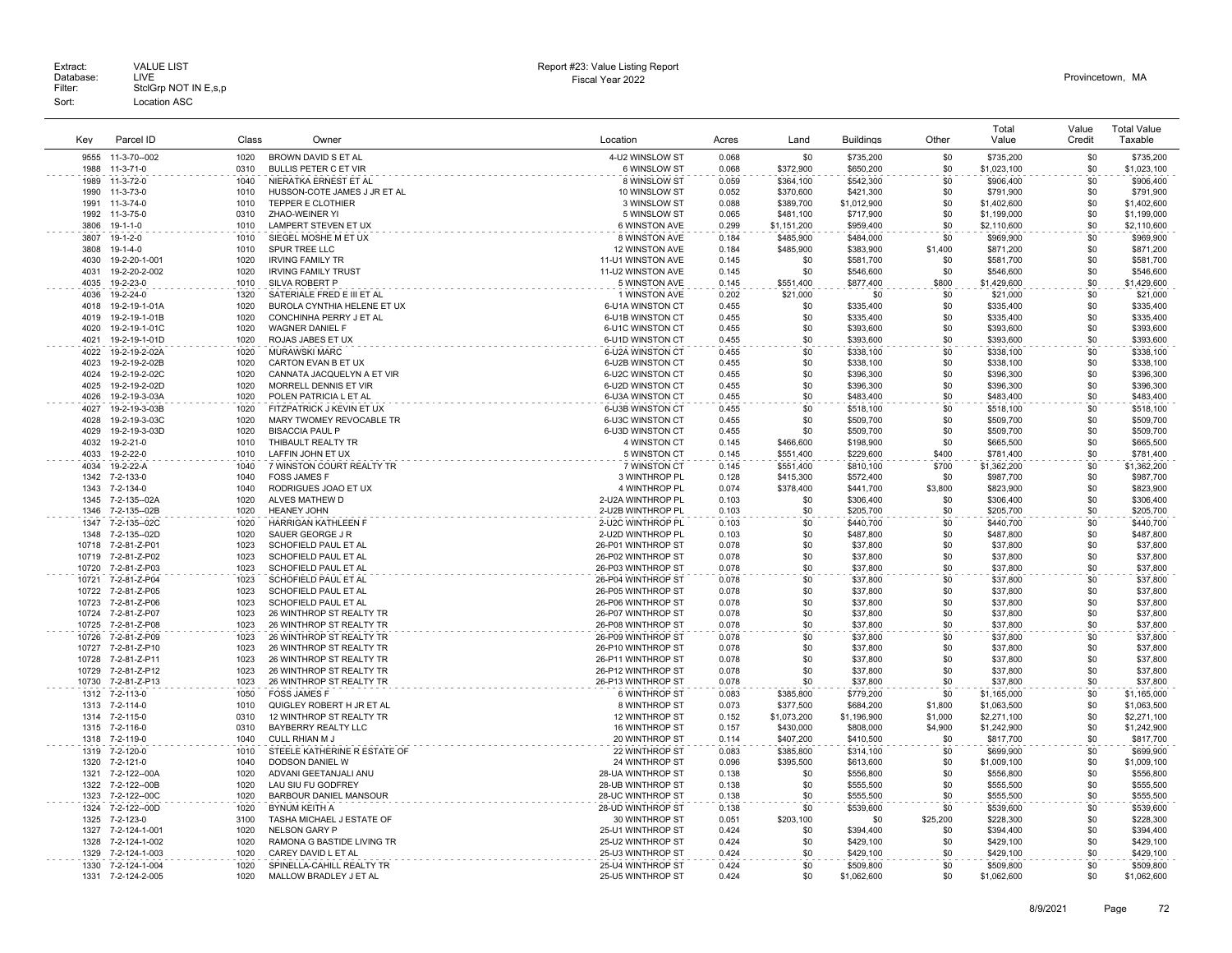| Key | Parcel ID | Class | Owner | Location | Acres | Land | Buildings | Other | Total Value | Value Credit | Total Value Taxable |
|---|---|---|---|---|---|---|---|---|---|---|---|
| 9555 | 11-3-70--002 | 1020 | BROWN DAVID S ET AL | 4-U2 WINSLOW ST | 0.068 | $0 | $735,200 | $0 | $735,200 | $0 | $735,200 |
| 1988 | 11-3-71-0 | 0310 | BULLIS PETER C ET VIR | 6 WINSLOW ST | 0.068 | $372,900 | $650,200 | $0 | $1,023,100 | $0 | $1,023,100 |
| 1989 | 11-3-72-0 | 1040 | NIERATKA ERNEST ET AL | 8 WINSLOW ST | 0.059 | $364,100 | $542,300 | $0 | $906,400 | $0 | $906,400 |
| 1990 | 11-3-73-0 | 1010 | HUSSON-COTE JAMES J JR ET AL | 10 WINSLOW ST | 0.052 | $370,600 | $421,300 | $0 | $791,900 | $0 | $791,900 |
| 1991 | 11-3-74-0 | 1010 | TEPPER E CLOTHIER | 3 WINSLOW ST | 0.088 | $389,700 | $1,012,900 | $0 | $1,402,600 | $0 | $1,402,600 |
| 1992 | 11-3-75-0 | 0310 | ZHAO-WEINER YI | 5 WINSLOW ST | 0.065 | $481,100 | $717,900 | $0 | $1,199,000 | $0 | $1,199,000 |
| 3806 | 19-1-1-0 | 1010 | LAMPERT STEVEN ET UX | 6 WINSTON AVE | 0.299 | $1,151,200 | $959,400 | $0 | $2,110,600 | $0 | $2,110,600 |
| 3807 | 19-1-2-0 | 1010 | SIEGEL MOSHE M ET UX | 8 WINSTON AVE | 0.184 | $485,900 | $484,000 | $0 | $969,900 | $0 | $969,900 |
| 3808 | 19-1-4-0 | 1010 | SPUR TREE LLC | 12 WINSTON AVE | 0.184 | $485,900 | $383,900 | $1,400 | $871,200 | $0 | $871,200 |
| 4030 | 19-2-20-1-001 | 1020 | IRVING FAMILY TR | 11-U1 WINSTON AVE | 0.145 | $0 | $581,700 | $0 | $581,700 | $0 | $581,700 |
| 4031 | 19-2-20-2-002 | 1020 | IRVING FAMILY TRUST | 11-U2 WINSTON AVE | 0.145 | $0 | $546,600 | $0 | $546,600 | $0 | $546,600 |
| 4035 | 19-2-23-0 | 1010 | SILVA ROBERT P | 5 WINSTON AVE | 0.145 | $551,400 | $877,400 | $800 | $1,429,600 | $0 | $1,429,600 |
| 4036 | 19-2-24-0 | 1320 | SATERIALE FRED E III ET AL | 1 WINSTON AVE | 0.202 | $21,000 | $0 | $0 | $21,000 | $0 | $21,000 |
| 4018 | 19-2-19-1-01A | 1020 | BUROLA CYNTHIA HELENE ET UX | 6-U1A WINSTON CT | 0.455 | $0 | $335,400 | $0 | $335,400 | $0 | $335,400 |
| 4019 | 19-2-19-1-01B | 1020 | CONCHINHA PERRY J ET AL | 6-U1B WINSTON CT | 0.455 | $0 | $335,400 | $0 | $335,400 | $0 | $335,400 |
| 4020 | 19-2-19-1-01C | 1020 | WAGNER DANIEL F | 6-U1C WINSTON CT | 0.455 | $0 | $393,600 | $0 | $393,600 | $0 | $393,600 |
| 4021 | 19-2-19-1-01D | 1020 | ROJAS JABES ET UX | 6-U1D WINSTON CT | 0.455 | $0 | $393,600 | $0 | $393,600 | $0 | $393,600 |
| 4022 | 19-2-19-2-02A | 1020 | MURAWSKI MARC | 6-U2A WINSTON CT | 0.455 | $0 | $338,100 | $0 | $338,100 | $0 | $338,100 |
| 4023 | 19-2-19-2-02B | 1020 | CARTON EVAN B ET UX | 6-U2B WINSTON CT | 0.455 | $0 | $338,100 | $0 | $338,100 | $0 | $338,100 |
| 4024 | 19-2-19-2-02C | 1020 | CANNATA JACQUELYN A ET VIR | 6-U2C WINSTON CT | 0.455 | $0 | $396,300 | $0 | $396,300 | $0 | $396,300 |
| 4025 | 19-2-19-2-02D | 1020 | MORRELL DENNIS ET VIR | 6-U2D WINSTON CT | 0.455 | $0 | $396,300 | $0 | $396,300 | $0 | $396,300 |
| 4026 | 19-2-19-3-03A | 1020 | POLEN PATRICIA L ET AL | 6-U3A WINSTON CT | 0.455 | $0 | $483,400 | $0 | $483,400 | $0 | $483,400 |
| 4027 | 19-2-19-3-03B | 1020 | FITZPATRICK J KEVIN ET UX | 6-U3B WINSTON CT | 0.455 | $0 | $518,100 | $0 | $518,100 | $0 | $518,100 |
| 4028 | 19-2-19-3-03C | 1020 | MARY TWOMEY REVOCABLE TR | 6-U3C WINSTON CT | 0.455 | $0 | $509,700 | $0 | $509,700 | $0 | $509,700 |
| 4029 | 19-2-19-3-03D | 1020 | BISACCIA PAUL P | 6-U3D WINSTON CT | 0.455 | $0 | $509,700 | $0 | $509,700 | $0 | $509,700 |
| 4032 | 19-2-21-0 | 1010 | THIBAULT REALTY TR | 4 WINSTON CT | 0.145 | $466,600 | $198,900 | $0 | $665,500 | $0 | $665,500 |
| 4033 | 19-2-22-0 | 1010 | LAFFIN JOHN ET UX | 5 WINSTON CT | 0.145 | $551,400 | $229,600 | $400 | $781,400 | $0 | $781,400 |
| 4034 | 19-2-22-A | 1040 | 7 WINSTON COURT REALTY TR | 7 WINSTON CT | 0.145 | $551,400 | $810,100 | $700 | $1,362,200 | $0 | $1,362,200 |
| 1342 | 7-2-133-0 | 1040 | FOSS JAMES F | 3 WINTHROP PL | 0.128 | $415,300 | $572,400 | $0 | $987,700 | $0 | $987,700 |
| 1343 | 7-2-134-0 | 1040 | RODRIGUES JOAO ET UX | 4 WINTHROP PL | 0.074 | $378,400 | $441,700 | $3,800 | $823,900 | $0 | $823,900 |
| 1345 | 7-2-135--02A | 1020 | ALVES MATHEW D | 2-U2A WINTHROP PL | 0.103 | $0 | $306,400 | $0 | $306,400 | $0 | $306,400 |
| 1346 | 7-2-135--02B | 1020 | HEANEY JOHN | 2-U2B WINTHROP PL | 0.103 | $0 | $205,700 | $0 | $205,700 | $0 | $205,700 |
| 1347 | 7-2-135--02C | 1020 | HARRIGAN KATHLEEN F | 2-U2C WINTHROP PL | 0.103 | $0 | $440,700 | $0 | $440,700 | $0 | $440,700 |
| 1348 | 7-2-135--02D | 1020 | SAUER GEORGE J R | 2-U2D WINTHROP PL | 0.103 | $0 | $487,800 | $0 | $487,800 | $0 | $487,800 |
| 10718 | 7-2-81-Z-P01 | 1023 | SCHOFIELD PAUL ET AL | 26-P01 WINTHROP ST | 0.078 | $0 | $37,800 | $0 | $37,800 | $0 | $37,800 |
| 10719 | 7-2-81-Z-P02 | 1023 | SCHOFIELD PAUL ET AL | 26-P02 WINTHROP ST | 0.078 | $0 | $37,800 | $0 | $37,800 | $0 | $37,800 |
| 10720 | 7-2-81-Z-P03 | 1023 | SCHOFIELD PAUL ET AL | 26-P03 WINTHROP ST | 0.078 | $0 | $37,800 | $0 | $37,800 | $0 | $37,800 |
| 10721 | 7-2-81-Z-P04 | 1023 | SCHOFIELD PAUL ET AL | 26-P04 WINTHROP ST | 0.078 | $0 | $37,800 | $0 | $37,800 | $0 | $37,800 |
| 10722 | 7-2-81-Z-P05 | 1023 | SCHOFIELD PAUL ET AL | 26-P05 WINTHROP ST | 0.078 | $0 | $37,800 | $0 | $37,800 | $0 | $37,800 |
| 10723 | 7-2-81-Z-P06 | 1023 | SCHOFIELD PAUL ET AL | 26-P06 WINTHROP ST | 0.078 | $0 | $37,800 | $0 | $37,800 | $0 | $37,800 |
| 10724 | 7-2-81-Z-P07 | 1023 | 26 WINTHROP ST REALTY TR | 26-P07 WINTHROP ST | 0.078 | $0 | $37,800 | $0 | $37,800 | $0 | $37,800 |
| 10725 | 7-2-81-Z-P08 | 1023 | 26 WINTHROP ST REALTY TR | 26-P08 WINTHROP ST | 0.078 | $0 | $37,800 | $0 | $37,800 | $0 | $37,800 |
| 10726 | 7-2-81-Z-P09 | 1023 | 26 WINTHROP ST REALTY TR | 26-P09 WINTHROP ST | 0.078 | $0 | $37,800 | $0 | $37,800 | $0 | $37,800 |
| 10727 | 7-2-81-Z-P10 | 1023 | 26 WINTHROP ST REALTY TR | 26-P10 WINTHROP ST | 0.078 | $0 | $37,800 | $0 | $37,800 | $0 | $37,800 |
| 10728 | 7-2-81-Z-P11 | 1023 | 26 WINTHROP ST REALTY TR | 26-P11 WINTHROP ST | 0.078 | $0 | $37,800 | $0 | $37,800 | $0 | $37,800 |
| 10729 | 7-2-81-Z-P12 | 1023 | 26 WINTHROP ST REALTY TR | 26-P12 WINTHROP ST | 0.078 | $0 | $37,800 | $0 | $37,800 | $0 | $37,800 |
| 10730 | 7-2-81-Z-P13 | 1023 | 26 WINTHROP ST REALTY TR | 26-P13 WINTHROP ST | 0.078 | $0 | $37,800 | $0 | $37,800 | $0 | $37,800 |
| 1312 | 7-2-113-0 | 1050 | FOSS JAMES F | 6 WINTHROP ST | 0.083 | $385,800 | $779,200 | $0 | $1,165,000 | $0 | $1,165,000 |
| 1313 | 7-2-114-0 | 1010 | QUIGLEY ROBERT H JR ET AL | 8 WINTHROP ST | 0.073 | $377,500 | $684,200 | $1,800 | $1,063,500 | $0 | $1,063,500 |
| 1314 | 7-2-115-0 | 0310 | 12 WINTHROP ST REALTY TR | 12 WINTHROP ST | 0.152 | $1,073,200 | $1,196,900 | $1,000 | $2,271,100 | $0 | $2,271,100 |
| 1315 | 7-2-116-0 | 0310 | BAYBERRY REALTY LLC | 16 WINTHROP ST | 0.157 | $430,000 | $808,000 | $4,900 | $1,242,900 | $0 | $1,242,900 |
| 1318 | 7-2-119-0 | 1040 | CULL RHIAN M J | 20 WINTHROP ST | 0.114 | $407,200 | $410,500 | $0 | $817,700 | $0 | $817,700 |
| 1319 | 7-2-120-0 | 1010 | STEELE KATHERINE R ESTATE OF | 22 WINTHROP ST | 0.083 | $385,800 | $314,100 | $0 | $699,900 | $0 | $699,900 |
| 1320 | 7-2-121-0 | 1040 | DODSON DANIEL W | 24 WINTHROP ST | 0.096 | $395,500 | $613,600 | $0 | $1,009,100 | $0 | $1,009,100 |
| 1321 | 7-2-122--00A | 1020 | ADVANI GEETANJALI ANU | 28-UA WINTHROP ST | 0.138 | $0 | $556,800 | $0 | $556,800 | $0 | $556,800 |
| 1322 | 7-2-122--00B | 1020 | LAU SIU FU GODFREY | 28-UB WINTHROP ST | 0.138 | $0 | $555,500 | $0 | $555,500 | $0 | $555,500 |
| 1323 | 7-2-122--00C | 1020 | BARBOUR DANIEL MANSOUR | 28-UC WINTHROP ST | 0.138 | $0 | $555,500 | $0 | $555,500 | $0 | $555,500 |
| 1324 | 7-2-122--00D | 1020 | BYNUM KEITH A | 28-UD WINTHROP ST | 0.138 | $0 | $539,600 | $0 | $539,600 | $0 | $539,600 |
| 1325 | 7-2-123-0 | 3100 | TASHA MICHAEL J ESTATE OF | 30 WINTHROP ST | 0.051 | $203,100 | $0 | $25,200 | $228,300 | $0 | $228,300 |
| 1327 | 7-2-124-1-001 | 1020 | NELSON GARY P | 25-U1 WINTHROP ST | 0.424 | $0 | $394,400 | $0 | $394,400 | $0 | $394,400 |
| 1328 | 7-2-124-1-002 | 1020 | RAMONA G BASTIDE LIVING TR | 25-U2 WINTHROP ST | 0.424 | $0 | $429,100 | $0 | $429,100 | $0 | $429,100 |
| 1329 | 7-2-124-1-003 | 1020 | CAREY DAVID L ET AL | 25-U3 WINTHROP ST | 0.424 | $0 | $429,100 | $0 | $429,100 | $0 | $429,100 |
| 1330 | 7-2-124-1-004 | 1020 | SPINELLA-CAHILL REALTY TR | 25-U4 WINTHROP ST | 0.424 | $0 | $509,800 | $0 | $509,800 | $0 | $509,800 |
| 1331 | 7-2-124-2-005 | 1020 | MALLOW BRADLEY J ET AL | 25-U5 WINTHROP ST | 0.424 | $0 | $1,062,600 | $0 | $1,062,600 | $0 | $1,062,600 |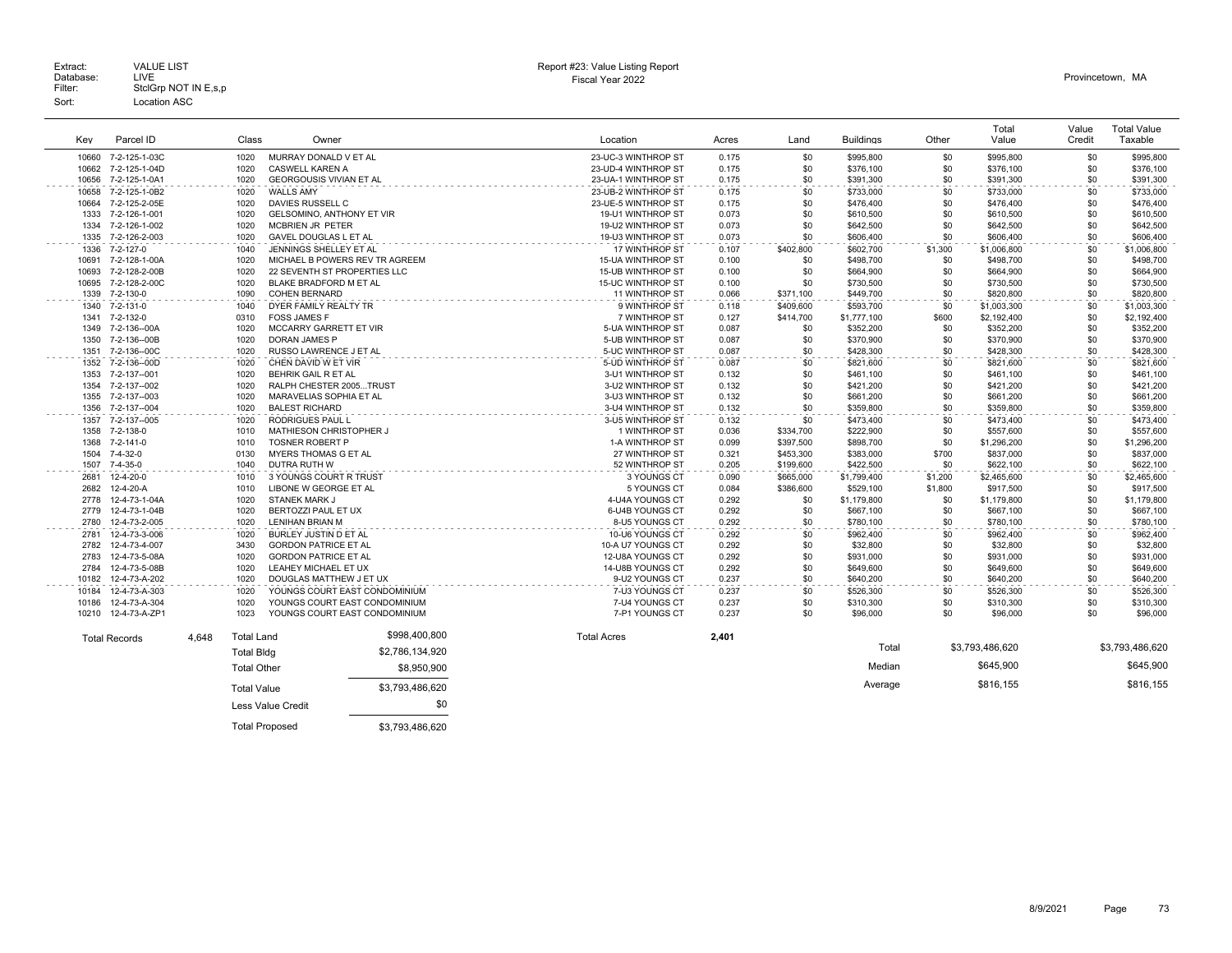Extract: VALUE LIST
Database: LIVE
Filter: StclGrp NOT IN E,s,p
Sort: Location ASC

Report #23: Value Listing Report
Fiscal Year 2022

Provincetown, MA

| Key | Parcel ID | Class | Owner | Location | Acres | Land | Buildings | Other | Total Value | Value Credit | Total Value Taxable |
|---|---|---|---|---|---|---|---|---|---|---|---|
| 10660 | 7-2-125-1-03C | 1020 | MURRAY DONALD V ET AL | 23-UC-3 WINTHROP ST | 0.175 | $0 | $995,800 | $0 | $995,800 | $0 | $995,800 |
| 10662 | 7-2-125-1-04D | 1020 | CASWELL KAREN A | 23-UD-4 WINTHROP ST | 0.175 | $0 | $376,100 | $0 | $376,100 | $0 | $376,100 |
| 10656 | 7-2-125-1-0A1 | 1020 | GEORGOUSIS VIVIAN ET AL | 23-UA-1 WINTHROP ST | 0.175 | $0 | $391,300 | $0 | $391,300 | $0 | $391,300 |
| 10658 | 7-2-125-1-0B2 | 1020 | WALLS AMY | 23-UB-2 WINTHROP ST | 0.175 | $0 | $733,000 | $0 | $733,000 | $0 | $733,000 |
| 10664 | 7-2-125-2-05E | 1020 | DAVIES RUSSELL C | 23-UE-5 WINTHROP ST | 0.175 | $0 | $476,400 | $0 | $476,400 | $0 | $476,400 |
| 1333 | 7-2-126-1-001 | 1020 | GELSOMINO, ANTHONY ET VIR | 19-U1 WINTHROP ST | 0.073 | $0 | $610,500 | $0 | $610,500 | $0 | $610,500 |
| 1334 | 7-2-126-1-002 | 1020 | MCBRIEN JR PETER | 19-U2 WINTHROP ST | 0.073 | $0 | $642,500 | $0 | $642,500 | $0 | $642,500 |
| 1335 | 7-2-126-2-003 | 1020 | GAVEL DOUGLAS L ET AL | 19-U3 WINTHROP ST | 0.073 | $0 | $606,400 | $0 | $606,400 | $0 | $606,400 |
| 1336 | 7-2-127-0 | 1040 | JENNINGS SHELLEY ET AL | 17 WINTHROP ST | 0.107 | $402,800 | $602,700 | $1,300 | $1,006,800 | $0 | $1,006,800 |
| 10691 | 7-2-128-1-00A | 1020 | MICHAEL B POWERS REV TR AGREEM | 15-UA WINTHROP ST | 0.100 | $0 | $498,700 | $0 | $498,700 | $0 | $498,700 |
| 10693 | 7-2-128-2-00B | 1020 | 22 SEVENTH ST PROPERTIES LLC | 15-UB WINTHROP ST | 0.100 | $0 | $664,900 | $0 | $664,900 | $0 | $664,900 |
| 10695 | 7-2-128-2-00C | 1020 | BLAKE BRADFORD M ET AL | 15-UC WINTHROP ST | 0.100 | $0 | $730,500 | $0 | $730,500 | $0 | $730,500 |
| 1339 | 7-2-130-0 | 1090 | COHEN BERNARD | 11 WINTHROP ST | 0.066 | $371,100 | $449,700 | $0 | $820,800 | $0 | $820,800 |
| 1340 | 7-2-131-0 | 1040 | DYER FAMILY REALTY TR | 9 WINTHROP ST | 0.118 | $409,600 | $593,700 | $0 | $1,003,300 | $0 | $1,003,300 |
| 1341 | 7-2-132-0 | 0310 | FOSS JAMES F | 7 WINTHROP ST | 0.127 | $414,700 | $1,777,100 | $600 | $2,192,400 | $0 | $2,192,400 |
| 1349 | 7-2-136--00A | 1020 | MCCARRY GARRETT ET VIR | 5-UA WINTHROP ST | 0.087 | $0 | $352,200 | $0 | $352,200 | $0 | $352,200 |
| 1350 | 7-2-136--00B | 1020 | DORAN JAMES P | 5-UB WINTHROP ST | 0.087 | $0 | $370,900 | $0 | $370,900 | $0 | $370,900 |
| 1351 | 7-2-136--00C | 1020 | RUSSO LAWRENCE J ET AL | 5-UC WINTHROP ST | 0.087 | $0 | $428,300 | $0 | $428,300 | $0 | $428,300 |
| 1352 | 7-2-136--00D | 1020 | CHEN DAVID W ET VIR | 5-UD WINTHROP ST | 0.087 | $0 | $821,600 | $0 | $821,600 | $0 | $821,600 |
| 1353 | 7-2-137--001 | 1020 | BEHRIK GAIL R ET AL | 3-U1 WINTHROP ST | 0.132 | $0 | $461,100 | $0 | $461,100 | $0 | $461,100 |
| 1354 | 7-2-137--002 | 1020 | RALPH CHESTER 2005...TRUST | 3-U2 WINTHROP ST | 0.132 | $0 | $421,200 | $0 | $421,200 | $0 | $421,200 |
| 1355 | 7-2-137--003 | 1020 | MARAVELIAS SOPHIA ET AL | 3-U3 WINTHROP ST | 0.132 | $0 | $661,200 | $0 | $661,200 | $0 | $661,200 |
| 1356 | 7-2-137--004 | 1020 | BALEST RICHARD | 3-U4 WINTHROP ST | 0.132 | $0 | $359,800 | $0 | $359,800 | $0 | $359,800 |
| 1357 | 7-2-137--005 | 1020 | RODRIGUES PAUL L | 3-U5 WINTHROP ST | 0.132 | $0 | $473,400 | $0 | $473,400 | $0 | $473,400 |
| 1358 | 7-2-138-0 | 1010 | MATHIESON CHRISTOPHER J | 1 WINTHROP ST | 0.036 | $334,700 | $222,900 | $0 | $557,600 | $0 | $557,600 |
| 1368 | 7-2-141-0 | 1010 | TOSNER ROBERT P | 1-A WINTHROP ST | 0.099 | $397,500 | $898,700 | $0 | $1,296,200 | $0 | $1,296,200 |
| 1504 | 7-4-32-0 | 0130 | MYERS THOMAS G ET AL | 27 WINTHROP ST | 0.321 | $453,300 | $383,000 | $700 | $837,000 | $0 | $837,000 |
| 1507 | 7-4-35-0 | 1040 | DUTRA RUTH W | 52 WINTHROP ST | 0.205 | $199,600 | $422,500 | $0 | $622,100 | $0 | $622,100 |
| 2681 | 12-4-20-0 | 1010 | 3 YOUNGS COURT R TRUST | 3 YOUNGS CT | 0.090 | $665,000 | $1,799,400 | $1,200 | $2,465,600 | $0 | $2,465,600 |
| 2682 | 12-4-20-A | 1010 | LIBONE W GEORGE ET AL | 5 YOUNGS CT | 0.084 | $386,600 | $529,100 | $1,800 | $917,500 | $0 | $917,500 |
| 2778 | 12-4-73-1-04A | 1020 | STANEK MARK J | 4-U4A YOUNGS CT | 0.292 | $0 | $1,179,800 | $0 | $1,179,800 | $0 | $1,179,800 |
| 2779 | 12-4-73-1-04B | 1020 | BERTOZZI PAUL ET UX | 6-U4B YOUNGS CT | 0.292 | $0 | $667,100 | $0 | $667,100 | $0 | $667,100 |
| 2780 | 12-4-73-2-005 | 1020 | LENIHAN BRIAN M | 8-U5 YOUNGS CT | 0.292 | $0 | $780,100 | $0 | $780,100 | $0 | $780,100 |
| 2781 | 12-4-73-3-006 | 1020 | BURLEY JUSTIN D ET AL | 10-U6 YOUNGS CT | 0.292 | $0 | $962,400 | $0 | $962,400 | $0 | $962,400 |
| 2782 | 12-4-73-4-007 | 3430 | GORDON PATRICE ET AL | 10-A U7 YOUNGS CT | 0.292 | $0 | $32,800 | $0 | $32,800 | $0 | $32,800 |
| 2783 | 12-4-73-5-08A | 1020 | GORDON PATRICE ET AL | 12-U8A YOUNGS CT | 0.292 | $0 | $931,000 | $0 | $931,000 | $0 | $931,000 |
| 2784 | 12-4-73-5-08B | 1020 | LEAHEY MICHAEL ET UX | 14-U8B YOUNGS CT | 0.292 | $0 | $649,600 | $0 | $649,600 | $0 | $649,600 |
| 10182 | 12-4-73-A-202 | 1020 | DOUGLAS MATTHEW J ET UX | 9-U2 YOUNGS CT | 0.237 | $0 | $640,200 | $0 | $640,200 | $0 | $640,200 |
| 10184 | 12-4-73-A-303 | 1020 | YOUNGS COURT EAST CONDOMINIUM | 7-U3 YOUNGS CT | 0.237 | $0 | $526,300 | $0 | $526,300 | $0 | $526,300 |
| 10186 | 12-4-73-A-304 | 1020 | YOUNGS COURT EAST CONDOMINIUM | 7-U4 YOUNGS CT | 0.237 | $0 | $310,300 | $0 | $310,300 | $0 | $310,300 |
| 10210 | 12-4-73-A-ZP1 | 1023 | YOUNGS COURT EAST CONDOMINIUM | 7-P1 YOUNGS CT | 0.237 | $0 | $96,000 | $0 | $96,000 | $0 | $96,000 |

Total Records 4,648

| | |
|---|---|
| Total Land | $998,400,800 |
| Total Bldg | $2,786,134,920 |
| Total Other | $8,950,900 |
| Total Value | $3,793,486,620 |
| Less Value Credit | $0 |
| Total Proposed | $3,793,486,620 |

Total Acres 2,401

| | Total Value | Total Value Taxable |
|---|---|---|
| Total | $3,793,486,620 | $3,793,486,620 |
| Median | $645,900 | $645,900 |
| Average | $816,155 | $816,155 |

8/9/2021